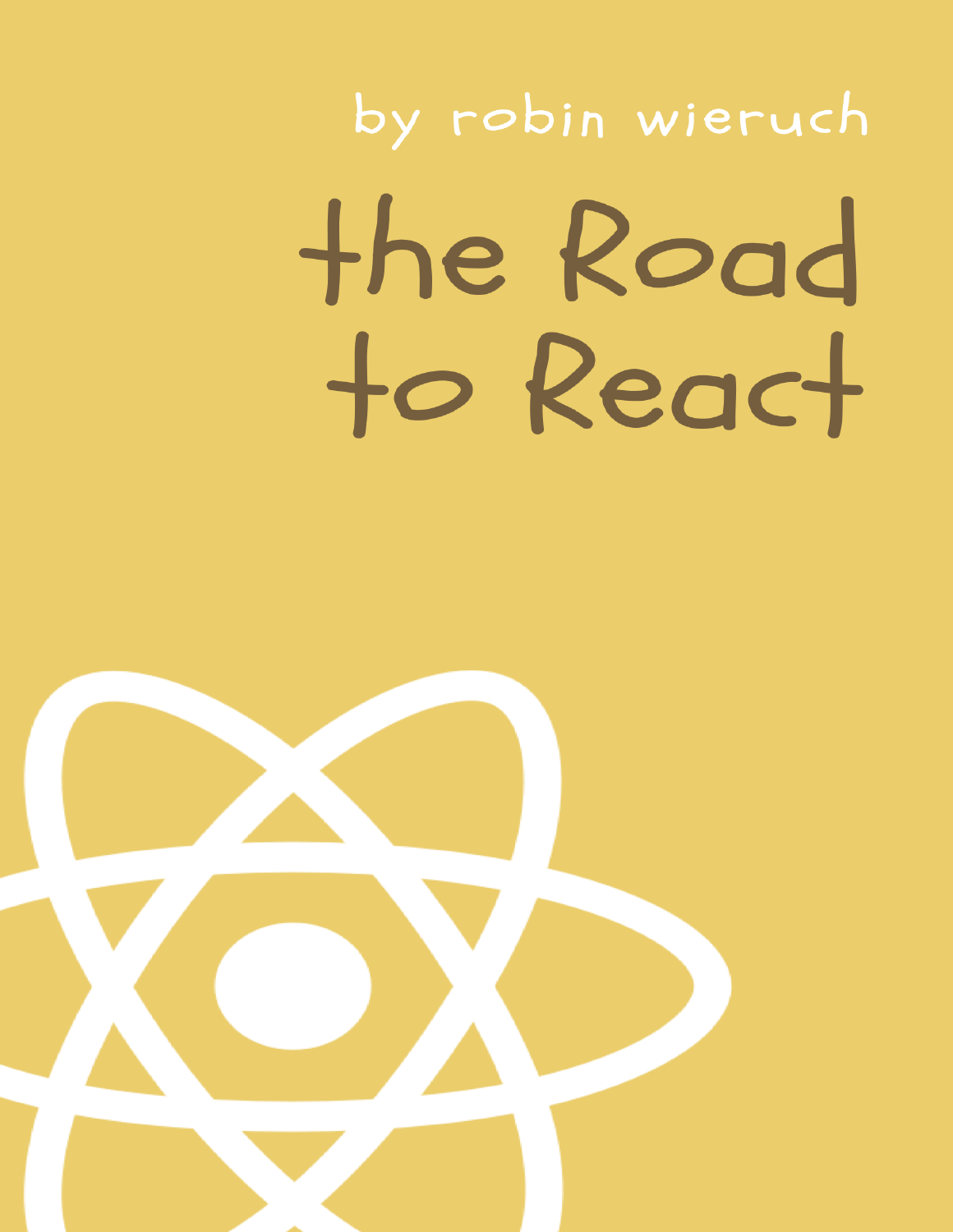by robin wieruch

# the Road to React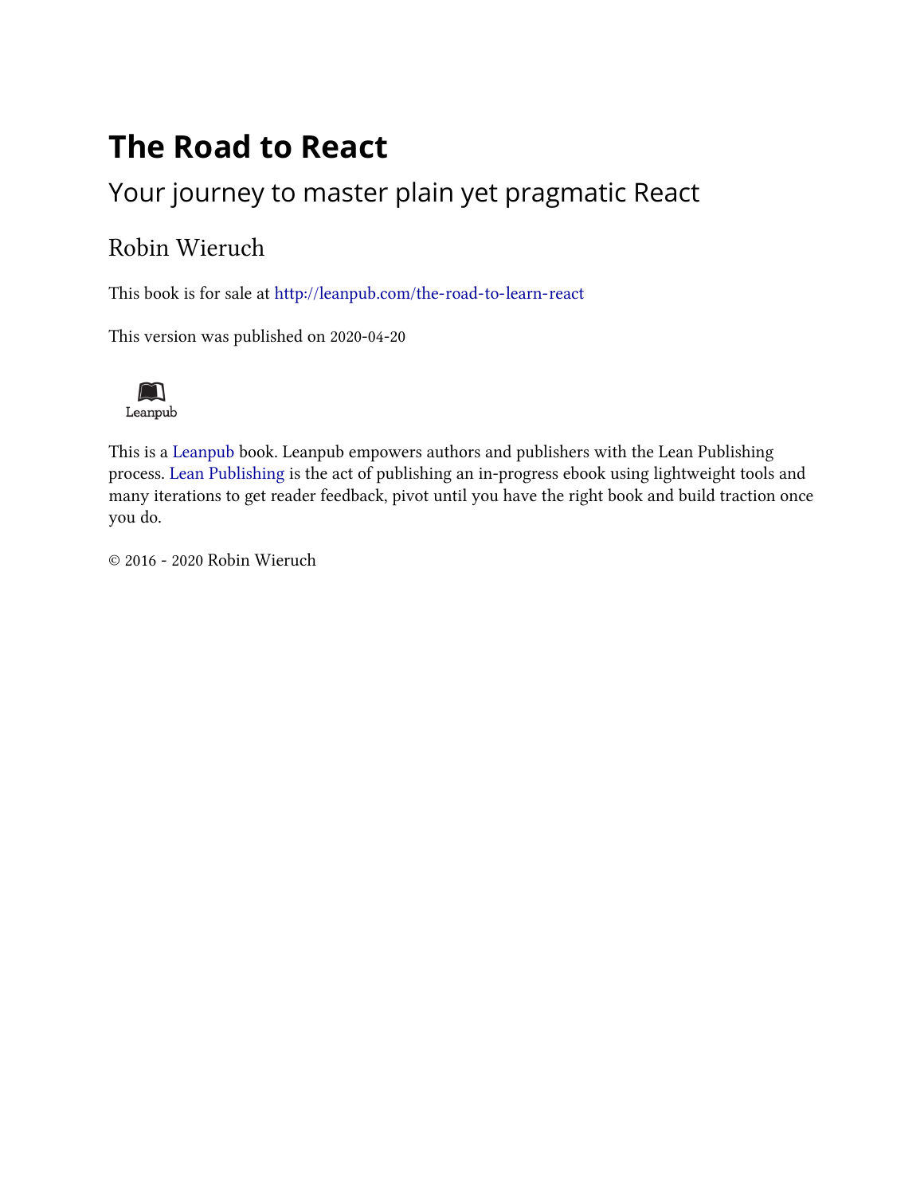# The Road to React

## Your journey to master plain yet pragmatic React

### Robin Wieruch

This book is for sale at http://leanpub.com/the-road-to-learn-react

This version was published on 2020-04-20

Leanpub

This is a Leanpub book. Leanpub empowers authors and publishers with the Lean Publishing process. Lean Publishing is the act of publishing an in-progress ebook using lightweight tools and many iterations to get reader feedback, pivot until you have the right book and build traction once you do.

© 2016 - 2020 Robin Wieruch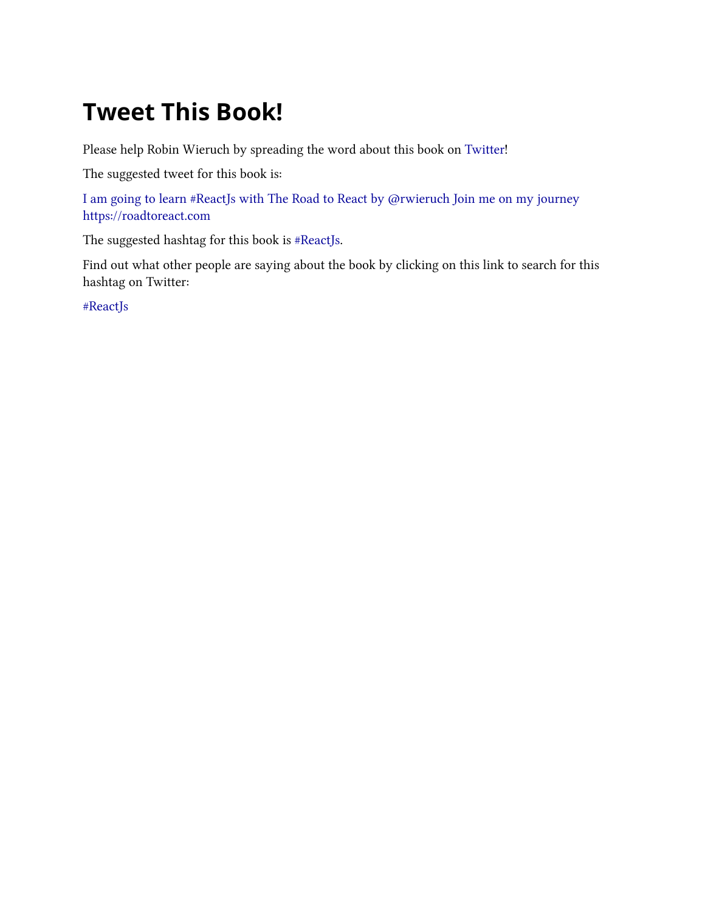# Tweet This Book!

Please help Robin Wieruch by spreading the word about this book on Twitter!

The suggested tweet for this book is:

I am going to learn #ReactJs with The Road to React by @rwieruch Join me on my journey https://roadtoreact.com

The suggested hashtag for this book is #ReactJs.

Find out what other people are saying about the book by clicking on this link to search for this hashtag on Twitter:

#ReactJs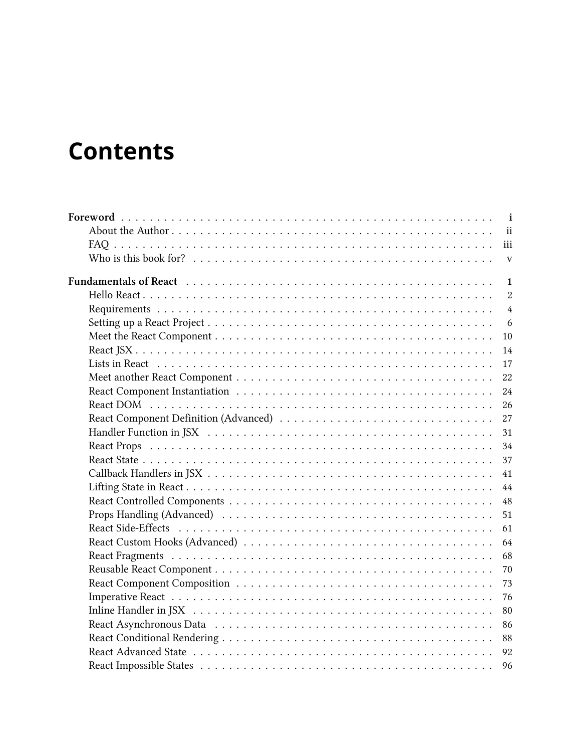# Contents

**Foreword** . . . . . . . . . . . . . . . . . . . . . . . . . . . . . . . . . . . . . . . . . . . **i**
- About the Author . . . . . . . . . . . . . . . . . . . . . . . . . . . . . . . . . . . . . . ii
- FAQ . . . . . . . . . . . . . . . . . . . . . . . . . . . . . . . . . . . . . . . . . . . . iii
- Who is this book for? . . . . . . . . . . . . . . . . . . . . . . . . . . . . . . . . . . . v

**Fundamentals of React** . . . . . . . . . . . . . . . . . . . . . . . . . . . . . . . . . . . **1**
- Hello React . . . . . . . . . . . . . . . . . . . . . . . . . . . . . . . . . . . . . . . . 2
- Requirements . . . . . . . . . . . . . . . . . . . . . . . . . . . . . . . . . . . . . . . 4
- Setting up a React Project . . . . . . . . . . . . . . . . . . . . . . . . . . . . . . . . . 6
- Meet the React Component . . . . . . . . . . . . . . . . . . . . . . . . . . . . . . . . 10
- React JSX . . . . . . . . . . . . . . . . . . . . . . . . . . . . . . . . . . . . . . . . . 14
- Lists in React . . . . . . . . . . . . . . . . . . . . . . . . . . . . . . . . . . . . . . . 17
- Meet another React Component . . . . . . . . . . . . . . . . . . . . . . . . . . . . . . 22
- React Component Instantiation . . . . . . . . . . . . . . . . . . . . . . . . . . . . . . 24
- React DOM . . . . . . . . . . . . . . . . . . . . . . . . . . . . . . . . . . . . . . . . 26
- React Component Definition (Advanced) . . . . . . . . . . . . . . . . . . . . . . . . . . 27
- Handler Function in JSX . . . . . . . . . . . . . . . . . . . . . . . . . . . . . . . . . 31
- React Props . . . . . . . . . . . . . . . . . . . . . . . . . . . . . . . . . . . . . . . . 34
- React State . . . . . . . . . . . . . . . . . . . . . . . . . . . . . . . . . . . . . . . . 37
- Callback Handlers in JSX . . . . . . . . . . . . . . . . . . . . . . . . . . . . . . . . . 41
- Lifting State in React . . . . . . . . . . . . . . . . . . . . . . . . . . . . . . . . . . . 44
- React Controlled Components . . . . . . . . . . . . . . . . . . . . . . . . . . . . . . . 48
- Props Handling (Advanced) . . . . . . . . . . . . . . . . . . . . . . . . . . . . . . . . 51
- React Side-Effects . . . . . . . . . . . . . . . . . . . . . . . . . . . . . . . . . . . . . 61
- React Custom Hooks (Advanced) . . . . . . . . . . . . . . . . . . . . . . . . . . . . . . 64
- React Fragments . . . . . . . . . . . . . . . . . . . . . . . . . . . . . . . . . . . . . . 68
- Reusable React Component . . . . . . . . . . . . . . . . . . . . . . . . . . . . . . . . . 70
- React Component Composition . . . . . . . . . . . . . . . . . . . . . . . . . . . . . . . 73
- Imperative React . . . . . . . . . . . . . . . . . . . . . . . . . . . . . . . . . . . . . 76
- Inline Handler in JSX . . . . . . . . . . . . . . . . . . . . . . . . . . . . . . . . . . . 80
- React Asynchronous Data . . . . . . . . . . . . . . . . . . . . . . . . . . . . . . . . . 86
- React Conditional Rendering . . . . . . . . . . . . . . . . . . . . . . . . . . . . . . . . 88
- React Advanced State . . . . . . . . . . . . . . . . . . . . . . . . . . . . . . . . . . . 92
- React Impossible States . . . . . . . . . . . . . . . . . . . . . . . . . . . . . . . . . . 96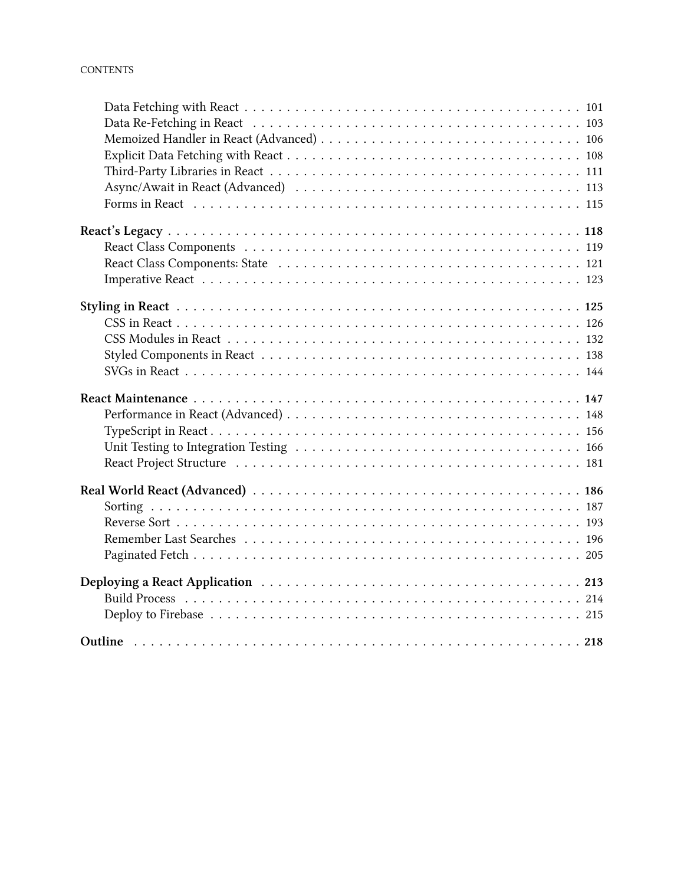- Data Fetching with React . . . . . . . . . . 101
- Data Re-Fetching in React . . . . . . . . . . 103
- Memoized Handler in React (Advanced) . . . . . . . . . . 106
- Explicit Data Fetching with React . . . . . . . . . . 108
- Third-Party Libraries in React . . . . . . . . . . 111
- Async/Await in React (Advanced) . . . . . . . . . . 113
- Forms in React . . . . . . . . . . 115

**React's Legacy . . . . . . . . . . 118**

- React Class Components . . . . . . . . . . 119
- React Class Components: State . . . . . . . . . . 121
- Imperative React . . . . . . . . . . 123

**Styling in React . . . . . . . . . . 125**

- CSS in React . . . . . . . . . . 126
- CSS Modules in React . . . . . . . . . . 132
- Styled Components in React . . . . . . . . . . 138
- SVGs in React . . . . . . . . . . 144

**React Maintenance . . . . . . . . . . 147**

- Performance in React (Advanced) . . . . . . . . . . 148
- TypeScript in React . . . . . . . . . . 156
- Unit Testing to Integration Testing . . . . . . . . . . 166
- React Project Structure . . . . . . . . . . 181

**Real World React (Advanced) . . . . . . . . . . 186**

- Sorting . . . . . . . . . . 187
- Reverse Sort . . . . . . . . . . 193
- Remember Last Searches . . . . . . . . . . 196
- Paginated Fetch . . . . . . . . . . 205

**Deploying a React Application . . . . . . . . . . 213**

- Build Process . . . . . . . . . . 214
- Deploy to Firebase . . . . . . . . . . 215

**Outline . . . . . . . . . . 218**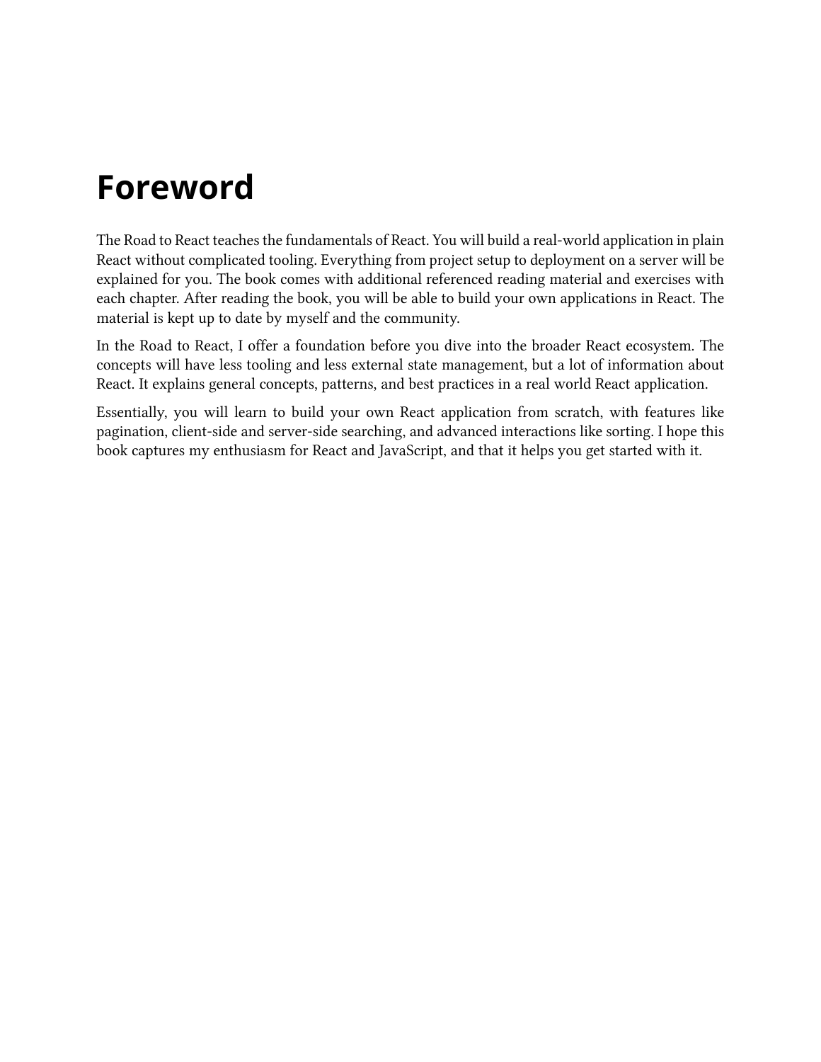# Foreword

The Road to React teaches the fundamentals of React. You will build a real-world application in plain React without complicated tooling. Everything from project setup to deployment on a server will be explained for you. The book comes with additional referenced reading material and exercises with each chapter. After reading the book, you will be able to build your own applications in React. The material is kept up to date by myself and the community.

In the Road to React, I offer a foundation before you dive into the broader React ecosystem. The concepts will have less tooling and less external state management, but a lot of information about React. It explains general concepts, patterns, and best practices in a real world React application.

Essentially, you will learn to build your own React application from scratch, with features like pagination, client-side and server-side searching, and advanced interactions like sorting. I hope this book captures my enthusiasm for React and JavaScript, and that it helps you get started with it.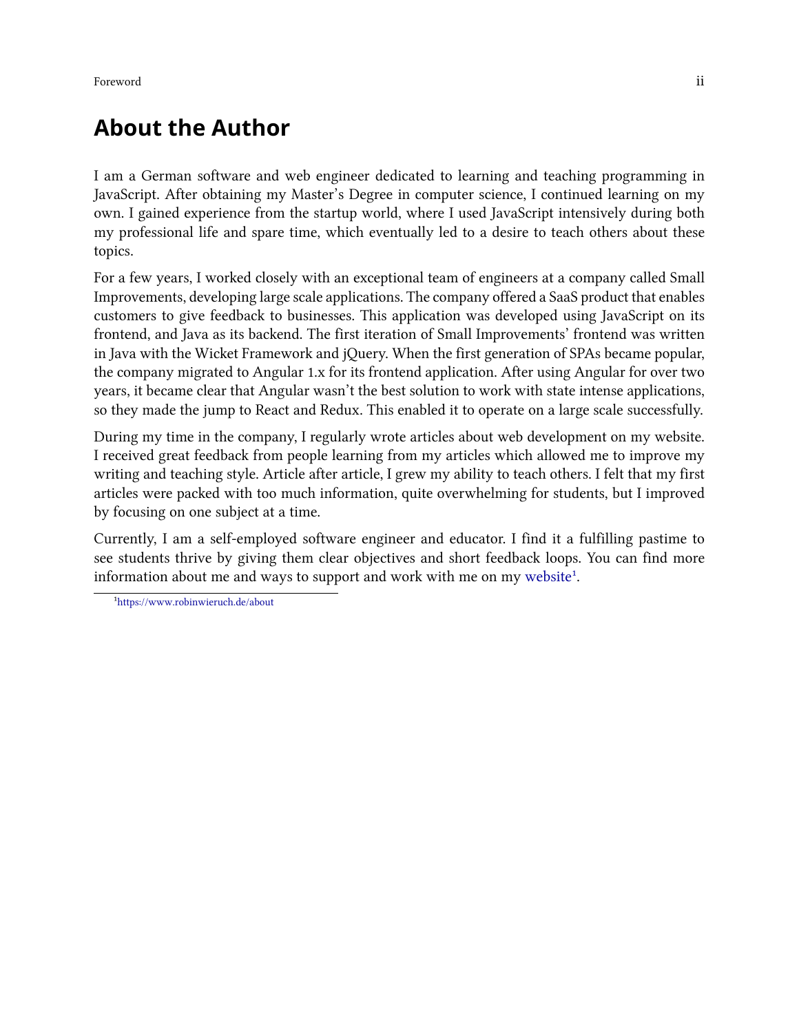## About the Author

I am a German software and web engineer dedicated to learning and teaching programming in JavaScript. After obtaining my Master's Degree in computer science, I continued learning on my own. I gained experience from the startup world, where I used JavaScript intensively during both my professional life and spare time, which eventually led to a desire to teach others about these topics.

For a few years, I worked closely with an exceptional team of engineers at a company called Small Improvements, developing large scale applications. The company offered a SaaS product that enables customers to give feedback to businesses. This application was developed using JavaScript on its frontend, and Java as its backend. The first iteration of Small Improvements' frontend was written in Java with the Wicket Framework and jQuery. When the first generation of SPAs became popular, the company migrated to Angular 1.x for its frontend application. After using Angular for over two years, it became clear that Angular wasn't the best solution to work with state intense applications, so they made the jump to React and Redux. This enabled it to operate on a large scale successfully.

During my time in the company, I regularly wrote articles about web development on my website. I received great feedback from people learning from my articles which allowed me to improve my writing and teaching style. Article after article, I grew my ability to teach others. I felt that my first articles were packed with too much information, quite overwhelming for students, but I improved by focusing on one subject at a time.

Currently, I am a self-employed software engineer and educator. I find it a fulfilling pastime to see students thrive by giving them clear objectives and short feedback loops. You can find more information about me and ways to support and work with me on my website[1].

[1] https://www.robinwieruch.de/about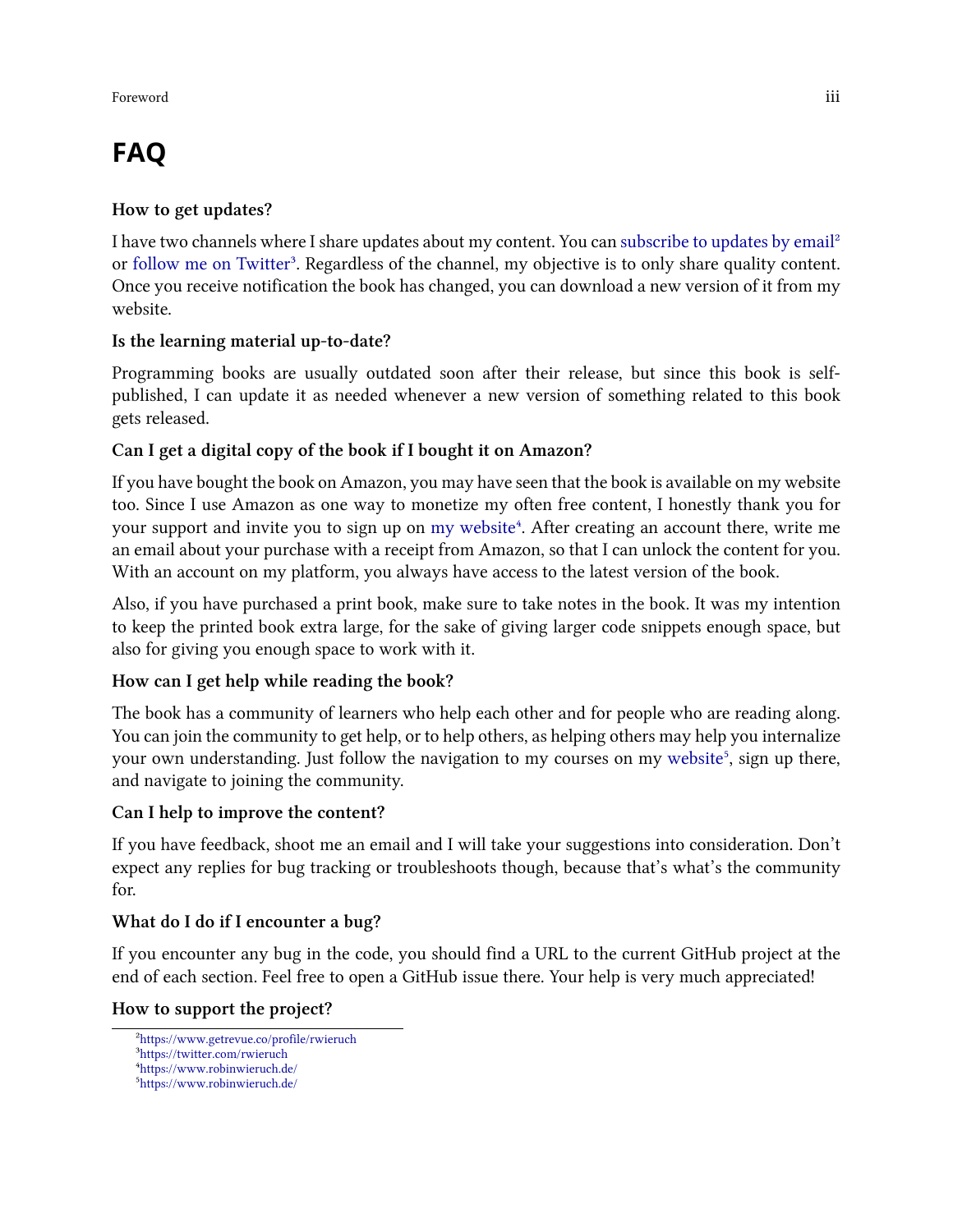## FAQ

**How to get updates?**

I have two channels where I share updates about my content. You can subscribe to updates by email[2] or follow me on Twitter[3]. Regardless of the channel, my objective is to only share quality content. Once you receive notification the book has changed, you can download a new version of it from my website.

**Is the learning material up-to-date?**

Programming books are usually outdated soon after their release, but since this book is self-published, I can update it as needed whenever a new version of something related to this book gets released.

**Can I get a digital copy of the book if I bought it on Amazon?**

If you have bought the book on Amazon, you may have seen that the book is available on my website too. Since I use Amazon as one way to monetize my often free content, I honestly thank you for your support and invite you to sign up on my website[4]. After creating an account there, write me an email about your purchase with a receipt from Amazon, so that I can unlock the content for you. With an account on my platform, you always have access to the latest version of the book.

Also, if you have purchased a print book, make sure to take notes in the book. It was my intention to keep the printed book extra large, for the sake of giving larger code snippets enough space, but also for giving you enough space to work with it.

**How can I get help while reading the book?**

The book has a community of learners who help each other and for people who are reading along. You can join the community to get help, or to help others, as helping others may help you internalize your own understanding. Just follow the navigation to my courses on my website[5], sign up there, and navigate to joining the community.

**Can I help to improve the content?**

If you have feedback, shoot me an email and I will take your suggestions into consideration. Don't expect any replies for bug tracking or troubleshoots though, because that's what's the community for.

**What do I do if I encounter a bug?**

If you encounter any bug in the code, you should find a URL to the current GitHub project at the end of each section. Feel free to open a GitHub issue there. Your help is very much appreciated!

**How to support the project?**

---

[2] https://www.getrevue.co/profile/rwieruch
[3] https://twitter.com/rwieruch
[4] https://www.robinwieruch.de/
[5] https://www.robinwieruch.de/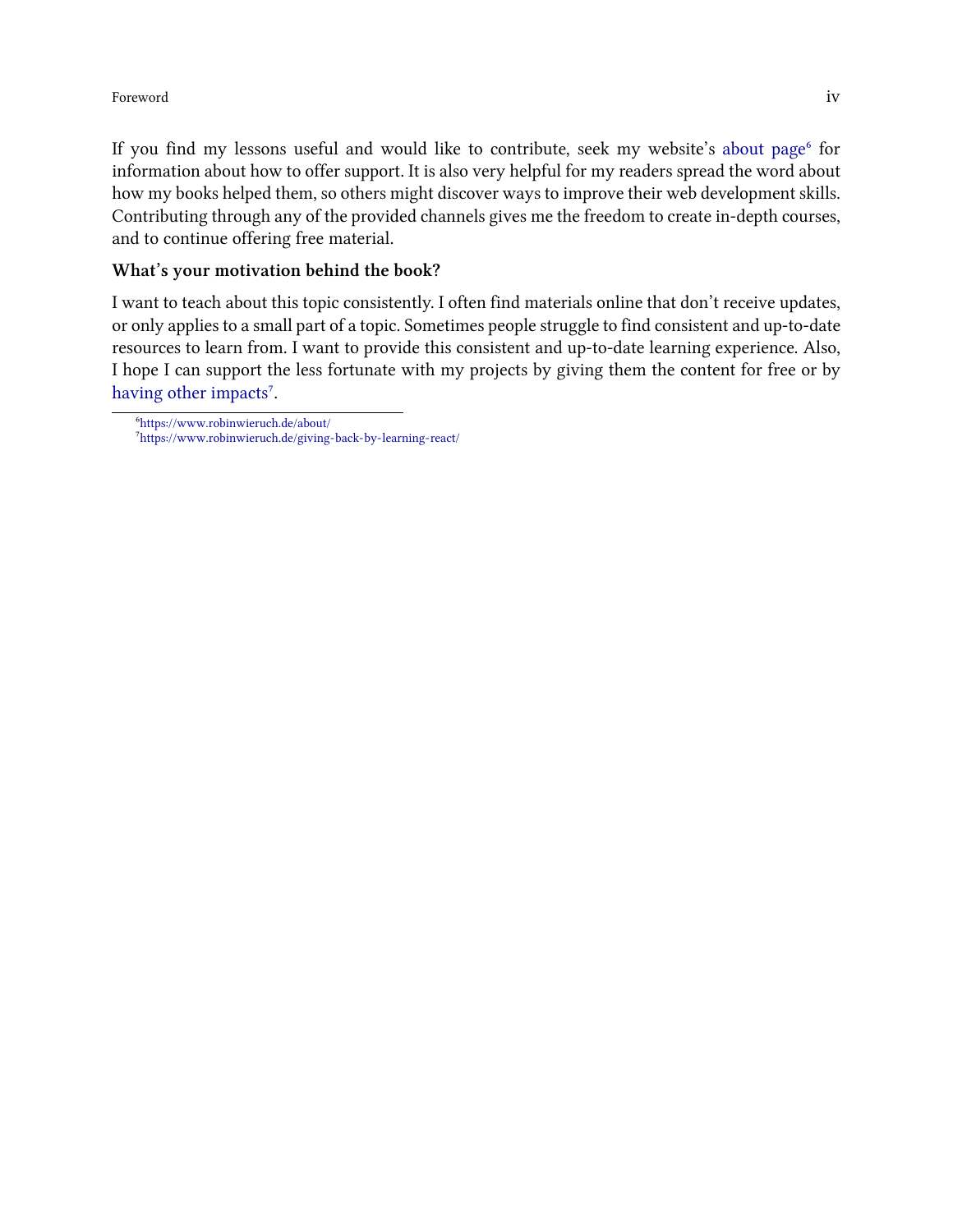If you find my lessons useful and would like to contribute, seek my website's about page[6] for information about how to offer support. It is also very helpful for my readers spread the word about how my books helped them, so others might discover ways to improve their web development skills. Contributing through any of the provided channels gives me the freedom to create in-depth courses, and to continue offering free material.

**What's your motivation behind the book?**

I want to teach about this topic consistently. I often find materials online that don't receive updates, or only applies to a small part of a topic. Sometimes people struggle to find consistent and up-to-date resources to learn from. I want to provide this consistent and up-to-date learning experience. Also, I hope I can support the less fortunate with my projects by giving them the content for free or by having other impacts[7].

[6]https://www.robinwieruch.de/about/
[7]https://www.robinwieruch.de/giving-back-by-learning-react/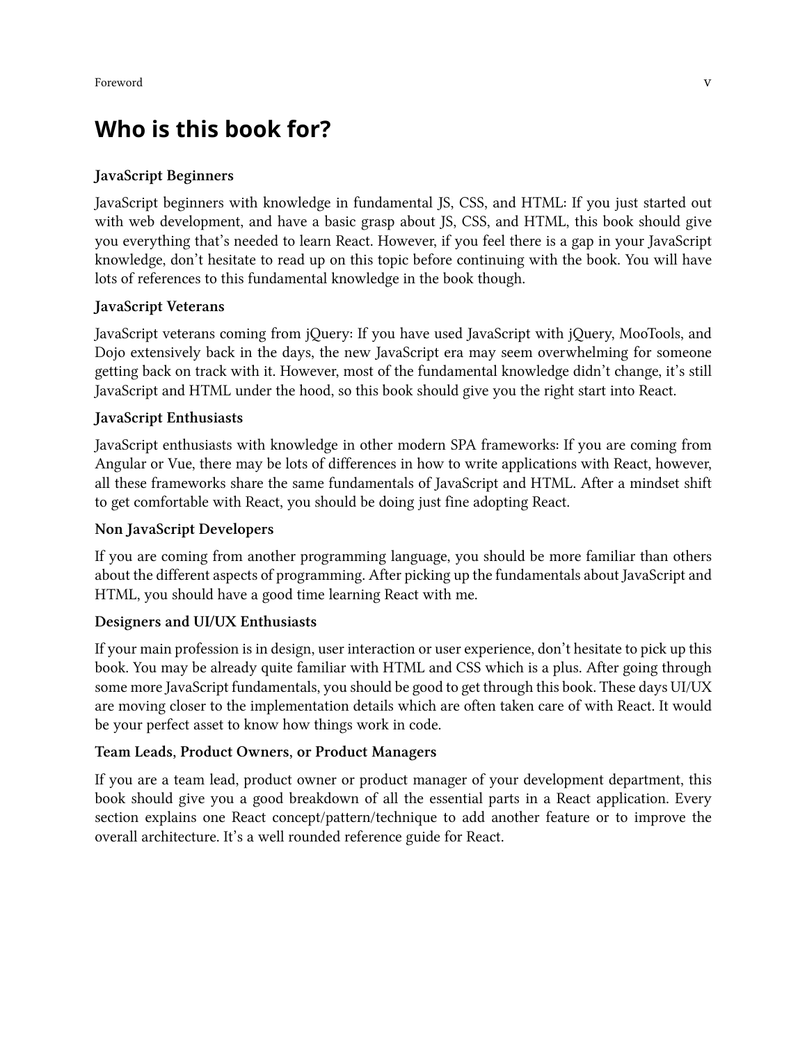## Who is this book for?

**JavaScript Beginners**

JavaScript beginners with knowledge in fundamental JS, CSS, and HTML: If you just started out with web development, and have a basic grasp about JS, CSS, and HTML, this book should give you everything that's needed to learn React. However, if you feel there is a gap in your JavaScript knowledge, don't hesitate to read up on this topic before continuing with the book. You will have lots of references to this fundamental knowledge in the book though.

**JavaScript Veterans**

JavaScript veterans coming from jQuery: If you have used JavaScript with jQuery, MooTools, and Dojo extensively back in the days, the new JavaScript era may seem overwhelming for someone getting back on track with it. However, most of the fundamental knowledge didn't change, it's still JavaScript and HTML under the hood, so this book should give you the right start into React.

**JavaScript Enthusiasts**

JavaScript enthusiasts with knowledge in other modern SPA frameworks: If you are coming from Angular or Vue, there may be lots of differences in how to write applications with React, however, all these frameworks share the same fundamentals of JavaScript and HTML. After a mindset shift to get comfortable with React, you should be doing just fine adopting React.

**Non JavaScript Developers**

If you are coming from another programming language, you should be more familiar than others about the different aspects of programming. After picking up the fundamentals about JavaScript and HTML, you should have a good time learning React with me.

**Designers and UI/UX Enthusiasts**

If your main profession is in design, user interaction or user experience, don't hesitate to pick up this book. You may be already quite familiar with HTML and CSS which is a plus. After going through some more JavaScript fundamentals, you should be good to get through this book. These days UI/UX are moving closer to the implementation details which are often taken care of with React. It would be your perfect asset to know how things work in code.

**Team Leads, Product Owners, or Product Managers**

If you are a team lead, product owner or product manager of your development department, this book should give you a good breakdown of all the essential parts in a React application. Every section explains one React concept/pattern/technique to add another feature or to improve the overall architecture. It's a well rounded reference guide for React.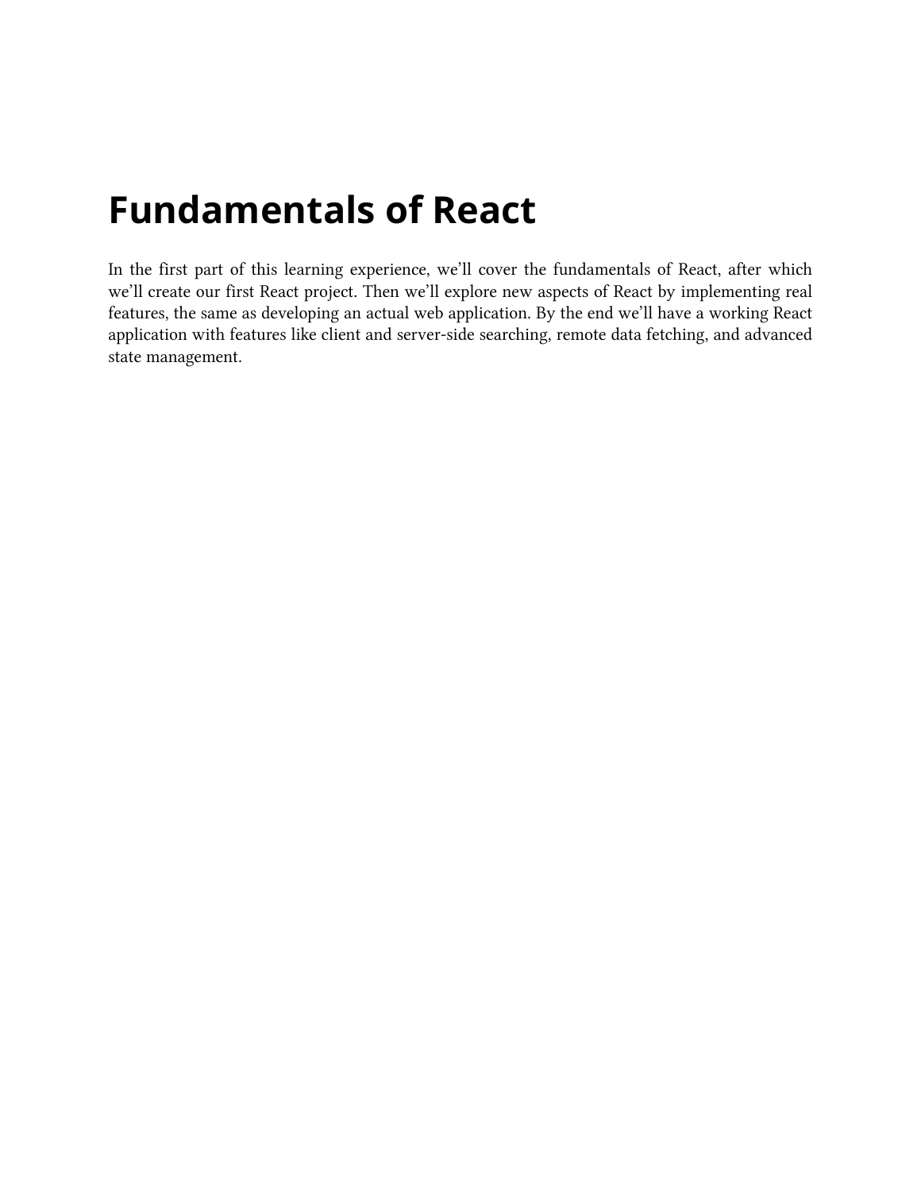# Fundamentals of React

In the first part of this learning experience, we'll cover the fundamentals of React, after which we'll create our first React project. Then we'll explore new aspects of React by implementing real features, the same as developing an actual web application. By the end we'll have a working React application with features like client and server-side searching, remote data fetching, and advanced state management.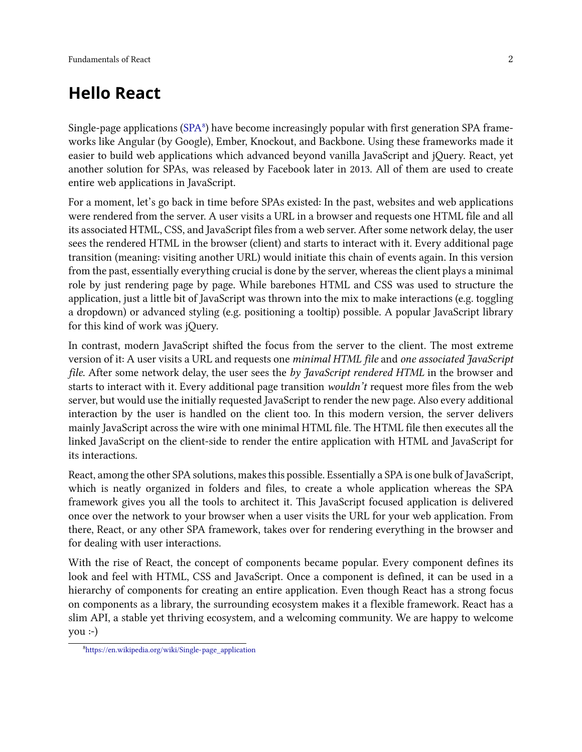## Hello React

Single-page applications ([SPA][8]) have become increasingly popular with first generation SPA frameworks like Angular (by Google), Ember, Knockout, and Backbone. Using these frameworks made it easier to build web applications which advanced beyond vanilla JavaScript and jQuery. React, yet another solution for SPAs, was released by Facebook later in 2013. All of them are used to create entire web applications in JavaScript.

For a moment, let's go back in time before SPAs existed: In the past, websites and web applications were rendered from the server. A user visits a URL in a browser and requests one HTML file and all its associated HTML, CSS, and JavaScript files from a web server. After some network delay, the user sees the rendered HTML in the browser (client) and starts to interact with it. Every additional page transition (meaning: visiting another URL) would initiate this chain of events again. In this version from the past, essentially everything crucial is done by the server, whereas the client plays a minimal role by just rendering page by page. While barebones HTML and CSS was used to structure the application, just a little bit of JavaScript was thrown into the mix to make interactions (e.g. toggling a dropdown) or advanced styling (e.g. positioning a tooltip) possible. A popular JavaScript library for this kind of work was jQuery.

In contrast, modern JavaScript shifted the focus from the server to the client. The most extreme version of it: A user visits a URL and requests one *minimal HTML file* and *one associated JavaScript file*. After some network delay, the user sees the *by JavaScript rendered HTML* in the browser and starts to interact with it. Every additional page transition *wouldn't* request more files from the web server, but would use the initially requested JavaScript to render the new page. Also every additional interaction by the user is handled on the client too. In this modern version, the server delivers mainly JavaScript across the wire with one minimal HTML file. The HTML file then executes all the linked JavaScript on the client-side to render the entire application with HTML and JavaScript for its interactions.

React, among the other SPA solutions, makes this possible. Essentially a SPA is one bulk of JavaScript, which is neatly organized in folders and files, to create a whole application whereas the SPA framework gives you all the tools to architect it. This JavaScript focused application is delivered once over the network to your browser when a user visits the URL for your web application. From there, React, or any other SPA framework, takes over for rendering everything in the browser and for dealing with user interactions.

With the rise of React, the concept of components became popular. Every component defines its look and feel with HTML, CSS and JavaScript. Once a component is defined, it can be used in a hierarchy of components for creating an entire application. Even though React has a strong focus on components as a library, the surrounding ecosystem makes it a flexible framework. React has a slim API, a stable yet thriving ecosystem, and a welcoming community. We are happy to welcome you :-)

[8] https://en.wikipedia.org/wiki/Single-page_application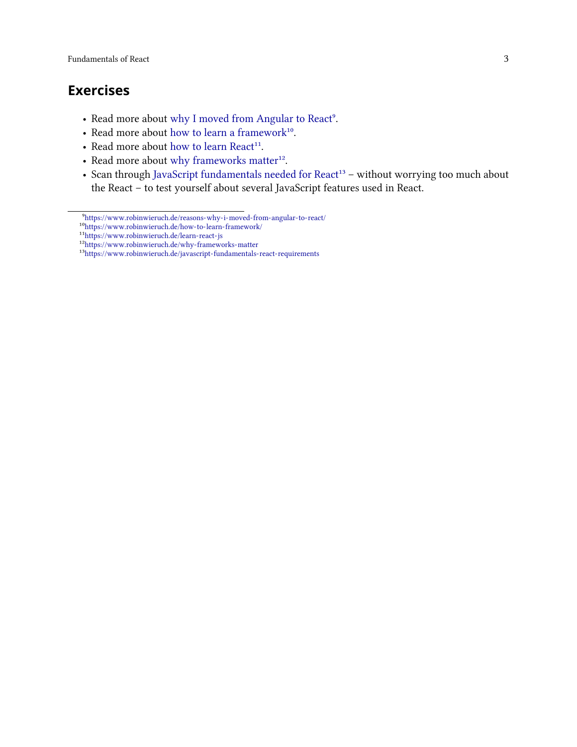## Exercises

- Read more about why I moved from Angular to React[9].
- Read more about how to learn a framework[10].
- Read more about how to learn React[11].
- Read more about why frameworks matter[12].
- Scan through JavaScript fundamentals needed for React[13] – without worrying too much about the React – to test yourself about several JavaScript features used in React.

---

[9]https://www.robinwieruch.de/reasons-why-i-moved-from-angular-to-react/
[10]https://www.robinwieruch.de/how-to-learn-framework/
[11]https://www.robinwieruch.de/learn-react-js
[12]https://www.robinwieruch.de/why-frameworks-matter
[13]https://www.robinwieruch.de/javascript-fundamentals-react-requirements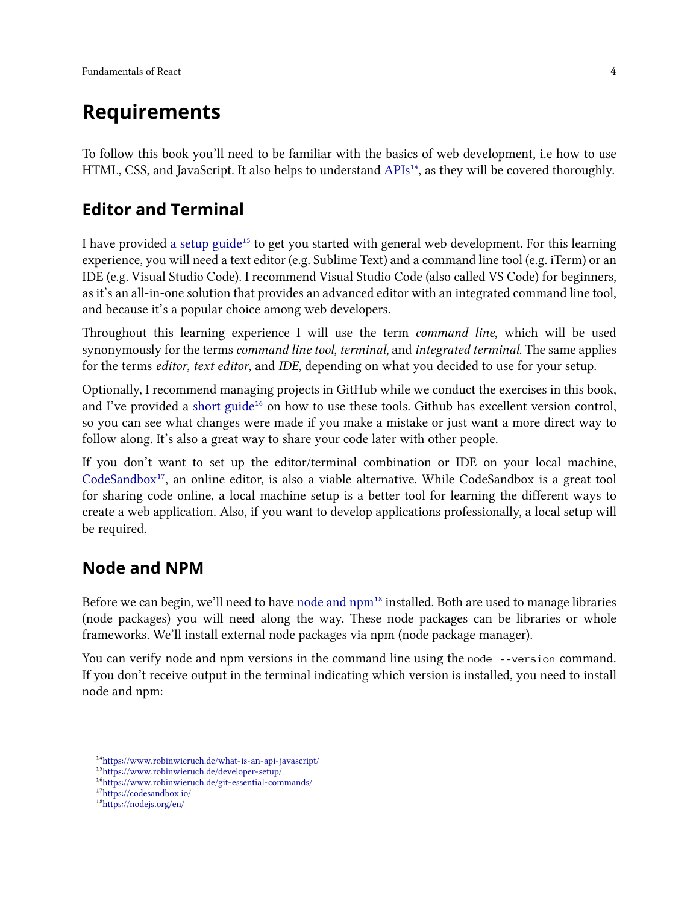# Requirements

To follow this book you'll need to be familiar with the basics of web development, i.e how to use HTML, CSS, and JavaScript. It also helps to understand APIs[14], as they will be covered thoroughly.

## Editor and Terminal

I have provided a setup guide[15] to get you started with general web development. For this learning experience, you will need a text editor (e.g. Sublime Text) and a command line tool (e.g. iTerm) or an IDE (e.g. Visual Studio Code). I recommend Visual Studio Code (also called VS Code) for beginners, as it's an all-in-one solution that provides an advanced editor with an integrated command line tool, and because it's a popular choice among web developers.

Throughout this learning experience I will use the term *command line*, which will be used synonymously for the terms *command line tool*, *terminal*, and *integrated terminal*. The same applies for the terms *editor*, *text editor*, and *IDE*, depending on what you decided to use for your setup.

Optionally, I recommend managing projects in GitHub while we conduct the exercises in this book, and I've provided a short guide[16] on how to use these tools. Github has excellent version control, so you can see what changes were made if you make a mistake or just want a more direct way to follow along. It's also a great way to share your code later with other people.

If you don't want to set up the editor/terminal combination or IDE on your local machine, CodeSandbox[17], an online editor, is also a viable alternative. While CodeSandbox is a great tool for sharing code online, a local machine setup is a better tool for learning the different ways to create a web application. Also, if you want to develop applications professionally, a local setup will be required.

## Node and NPM

Before we can begin, we'll need to have node and npm[18] installed. Both are used to manage libraries (node packages) you will need along the way. These node packages can be libraries or whole frameworks. We'll install external node packages via npm (node package manager).

You can verify node and npm versions in the command line using the `node --version` command. If you don't receive output in the terminal indicating which version is installed, you need to install node and npm:

---

[14] https://www.robinwieruch.de/what-is-an-api-javascript/

[15] https://www.robinwieruch.de/developer-setup/

[16] https://www.robinwieruch.de/git-essential-commands/

[17] https://codesandbox.io/

[18] https://nodejs.org/en/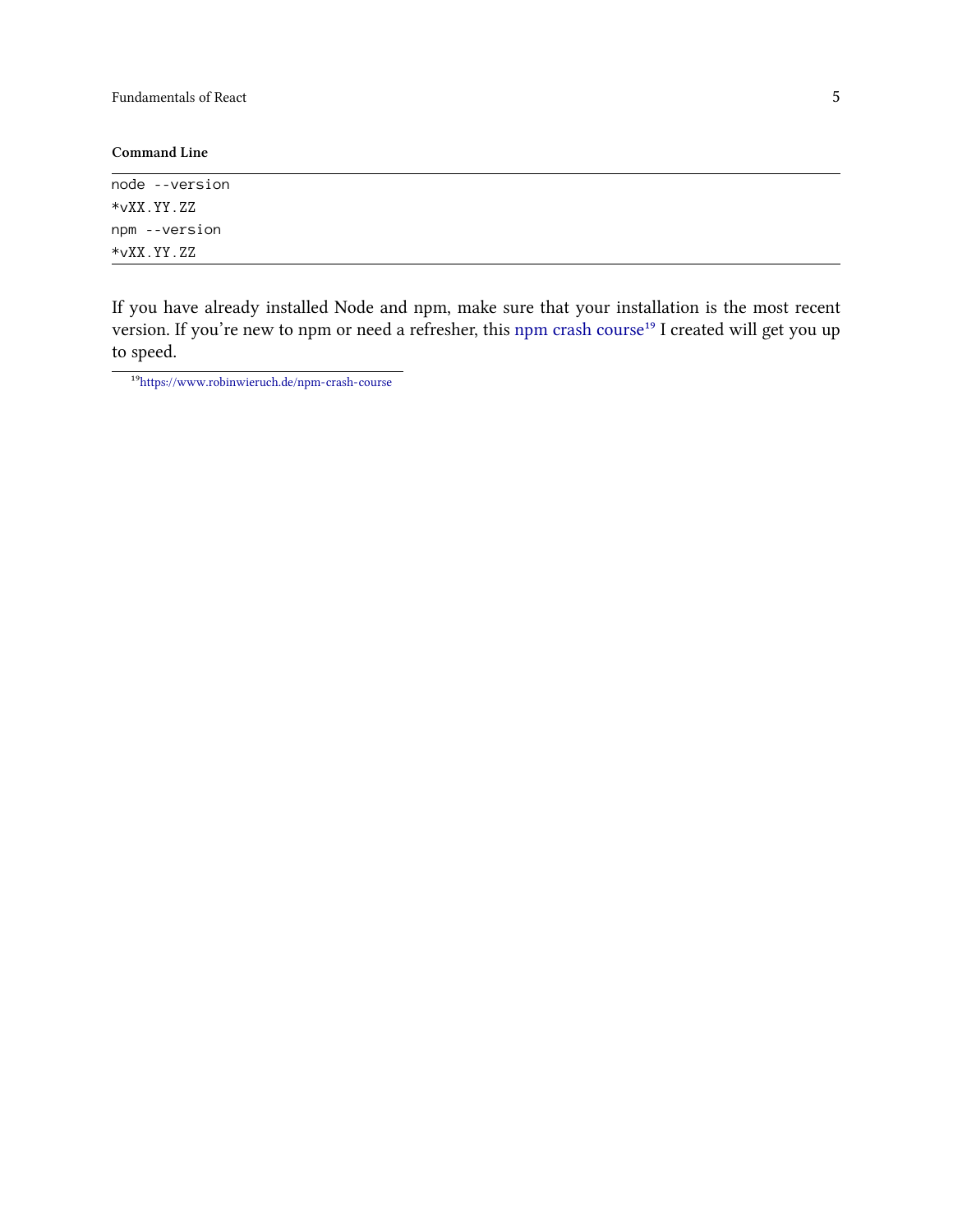**Command Line**

```
node --version
*vXX.YY.ZZ
npm --version
*vXX.YY.ZZ
```

If you have already installed Node and npm, make sure that your installation is the most recent version. If you're new to npm or need a refresher, this npm crash course[19] I created will get you up to speed.

[19] https://www.robinwieruch.de/npm-crash-course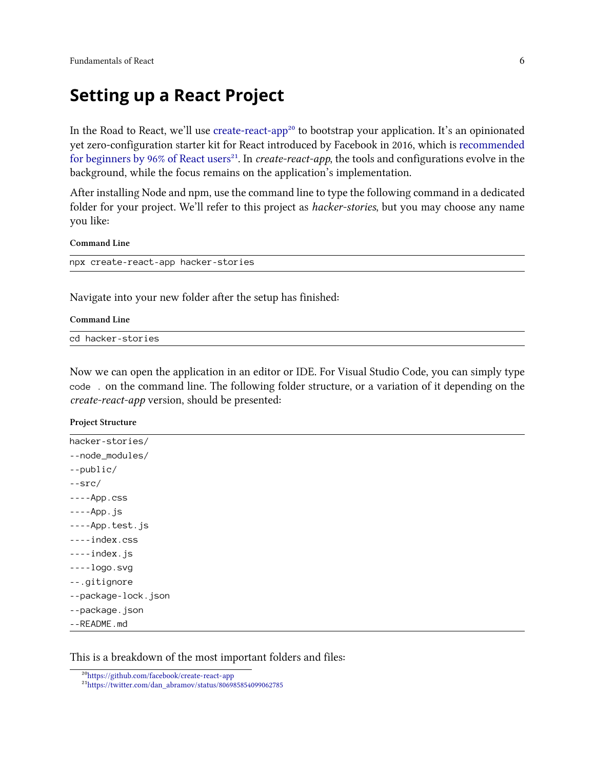## Setting up a React Project

In the Road to React, we'll use create-react-app[20] to bootstrap your application. It's an opinionated yet zero-configuration starter kit for React introduced by Facebook in 2016, which is recommended for beginners by 96% of React users[21]. In *create-react-app*, the tools and configurations evolve in the background, while the focus remains on the application's implementation.

After installing Node and npm, use the command line to type the following command in a dedicated folder for your project. We'll refer to this project as *hacker-stories*, but you may choose any name you like:

**Command Line**

```
npx create-react-app hacker-stories
```

Navigate into your new folder after the setup has finished:

**Command Line**

```
cd hacker-stories
```

Now we can open the application in an editor or IDE. For Visual Studio Code, you can simply type `code .` on the command line. The following folder structure, or a variation of it depending on the *create-react-app* version, should be presented:

**Project Structure**

```
hacker-stories/
--node_modules/
--public/
--src/
----App.css
----App.js
----App.test.js
----index.css
----index.js
----logo.svg
--.gitignore
--package-lock.json
--package.json
--README.md
```

This is a breakdown of the most important folders and files:

[20] https://github.com/facebook/create-react-app
[21] https://twitter.com/dan_abramov/status/806985854099062785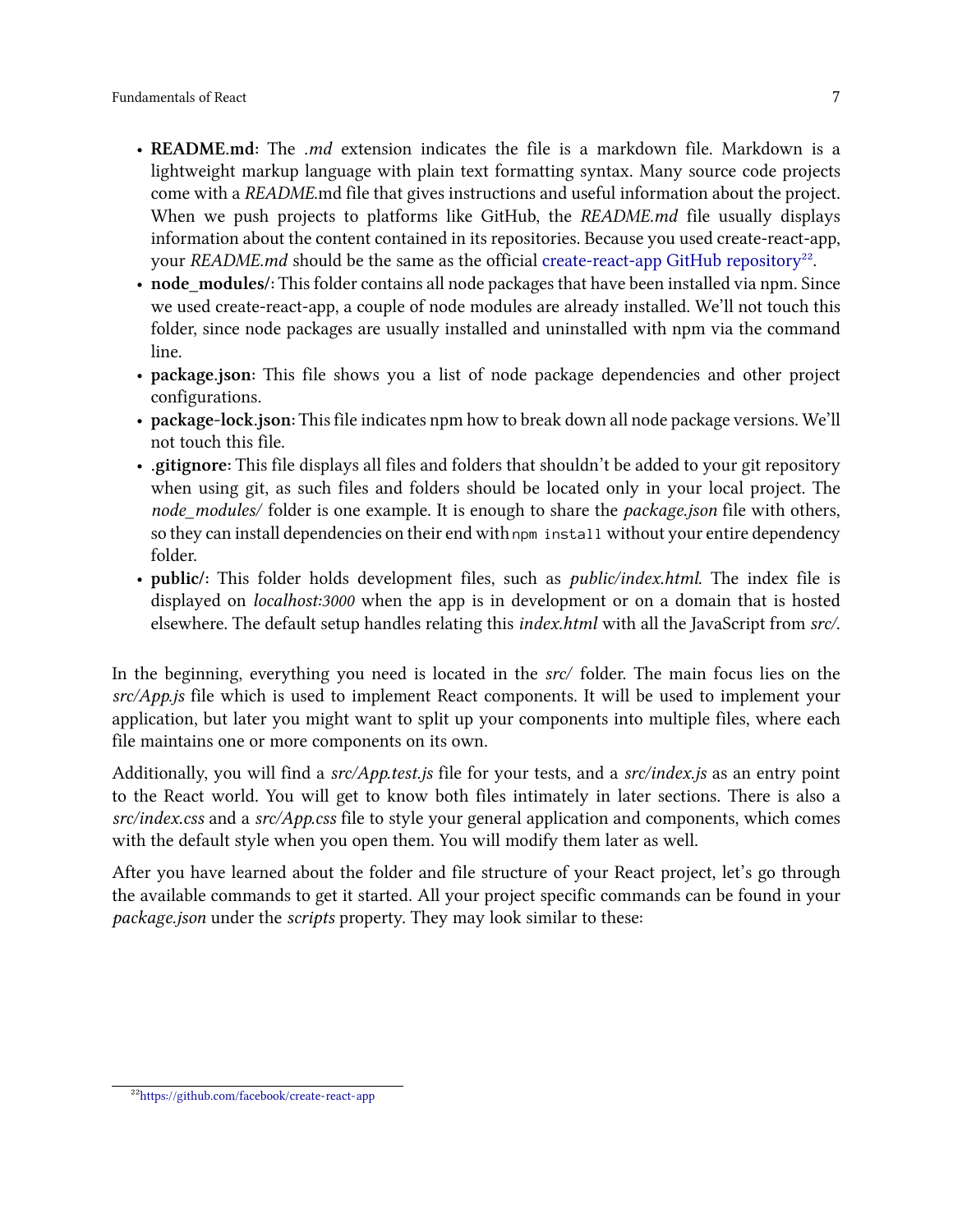- **README.md**: The *.md* extension indicates the file is a markdown file. Markdown is a lightweight markup language with plain text formatting syntax. Many source code projects come with a *README*.md file that gives instructions and useful information about the project. When we push projects to platforms like GitHub, the *README.md* file usually displays information about the content contained in its repositories. Because you used create-react-app, your *README.md* should be the same as the official create-react-app GitHub repository[22].
- **node_modules/**: This folder contains all node packages that have been installed via npm. Since we used create-react-app, a couple of node modules are already installed. We'll not touch this folder, since node packages are usually installed and uninstalled with npm via the command line.
- **package.json**: This file shows you a list of node package dependencies and other project configurations.
- **package-lock.json**: This file indicates npm how to break down all node package versions. We'll not touch this file.
- **.gitignore**: This file displays all files and folders that shouldn't be added to your git repository when using git, as such files and folders should be located only in your local project. The *node_modules/* folder is one example. It is enough to share the *package.json* file with others, so they can install dependencies on their end with `npm install` without your entire dependency folder.
- **public/**: This folder holds development files, such as *public/index.html*. The index file is displayed on *localhost:3000* when the app is in development or on a domain that is hosted elsewhere. The default setup handles relating this *index.html* with all the JavaScript from *src/*.

In the beginning, everything you need is located in the *src/* folder. The main focus lies on the *src/App.js* file which is used to implement React components. It will be used to implement your application, but later you might want to split up your components into multiple files, where each file maintains one or more components on its own.

Additionally, you will find a *src/App.test.js* file for your tests, and a *src/index.js* as an entry point to the React world. You will get to know both files intimately in later sections. There is also a *src/index.css* and a *src/App.css* file to style your general application and components, which comes with the default style when you open them. You will modify them later as well.

After you have learned about the folder and file structure of your React project, let's go through the available commands to get it started. All your project specific commands can be found in your *package.json* under the *scripts* property. They may look similar to these:

[22] https://github.com/facebook/create-react-app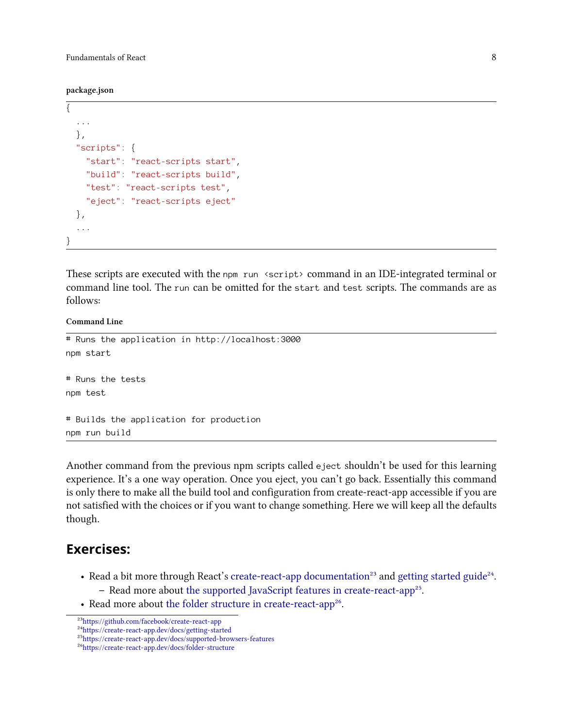**package.json**

```
{
  ...
  },
  "scripts": {
    "start": "react-scripts start",
    "build": "react-scripts build",
    "test": "react-scripts test",
    "eject": "react-scripts eject"
  },
  ...
}
```

These scripts are executed with the `npm run <script>` command in an IDE-integrated terminal or command line tool. The `run` can be omitted for the `start` and `test` scripts. The commands are as follows:

**Command Line**

```
# Runs the application in http://localhost:3000
npm start

# Runs the tests
npm test

# Builds the application for production
npm run build
```

Another command from the previous npm scripts called `eject` shouldn't be used for this learning experience. It's a one way operation. Once you eject, you can't go back. Essentially this command is only there to make all the build tool and configuration from create-react-app accessible if you are not satisfied with the choices or if you want to change something. Here we will keep all the defaults though.

## Exercises:

- Read a bit more through React's create-react-app documentation[23] and getting started guide[24].
  - Read more about the supported JavaScript features in create-react-app[25].
- Read more about the folder structure in create-react-app[26].

[23] https://github.com/facebook/create-react-app
[24] https://create-react-app.dev/docs/getting-started
[25] https://create-react-app.dev/docs/supported-browsers-features
[26] https://create-react-app.dev/docs/folder-structure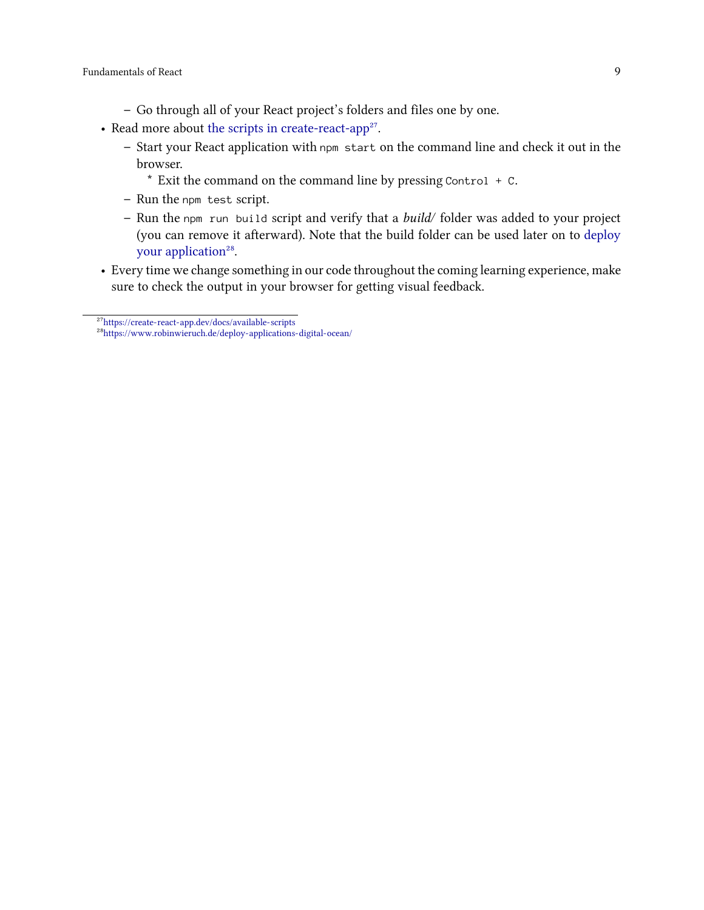- Go through all of your React project's folders and files one by one.
- Read more about [the scripts in create-react-app](https://create-react-app.dev/docs/available-scripts)[27].
  - Start your React application with `npm start` on the command line and check it out in the browser.
    - Exit the command on the command line by pressing `Control + C`.
  - Run the `npm test` script.
  - Run the `npm run build` script and verify that a *build/* folder was added to your project (you can remove it afterward). Note that the build folder can be used later on to [deploy your application](https://www.robinwieruch.de/deploy-applications-digital-ocean/)[28].
- Every time we change something in our code throughout the coming learning experience, make sure to check the output in your browser for getting visual feedback.

---

[27] https://create-react-app.dev/docs/available-scripts

[28] https://www.robinwieruch.de/deploy-applications-digital-ocean/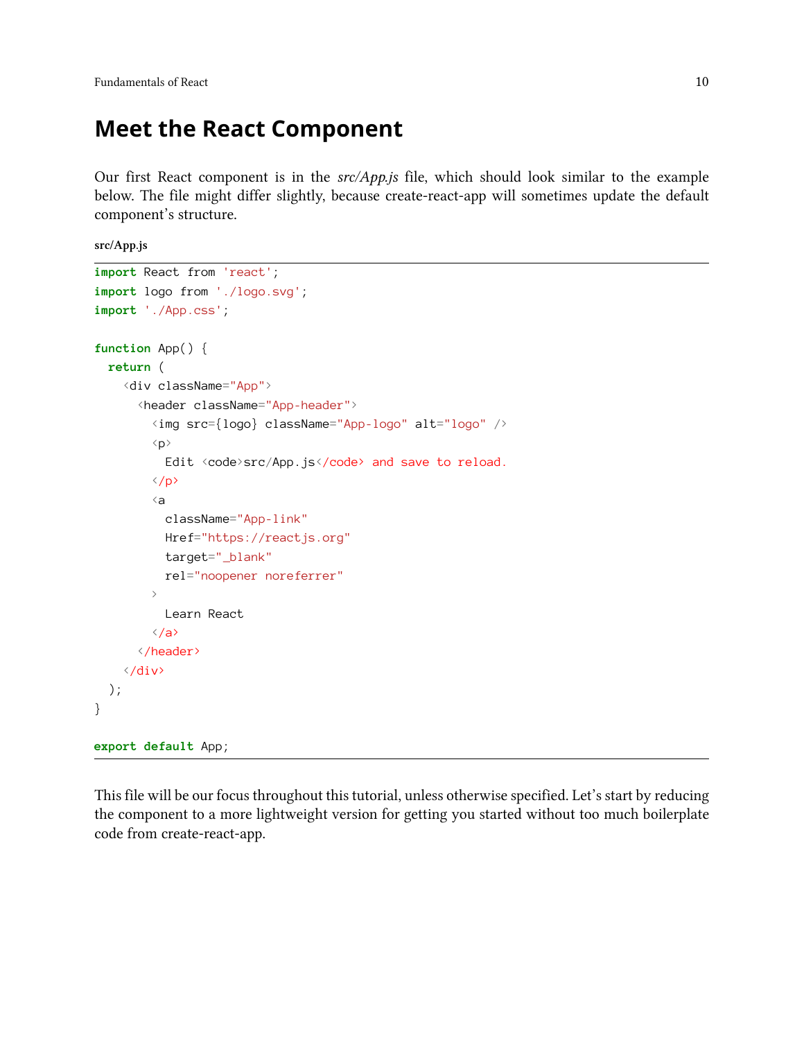# Meet the React Component

Our first React component is in the *src/App.js* file, which should look similar to the example below. The file might differ slightly, because create-react-app will sometimes update the default component's structure.

**src/App.js**

```
import React from 'react';
import logo from './logo.svg';
import './App.css';

function App() {
  return (
    <div className="App">
      <header className="App-header">
        <img src={logo} className="App-logo" alt="logo" />
        <p>
          Edit <code>src/App.js</code> and save to reload.
        </p>
        <a
          className="App-link"
          Href="https://reactjs.org"
          target="_blank"
          rel="noopener noreferrer"
        >
          Learn React
        </a>
      </header>
    </div>
  );
}

export default App;
```

This file will be our focus throughout this tutorial, unless otherwise specified. Let's start by reducing the component to a more lightweight version for getting you started without too much boilerplate code from create-react-app.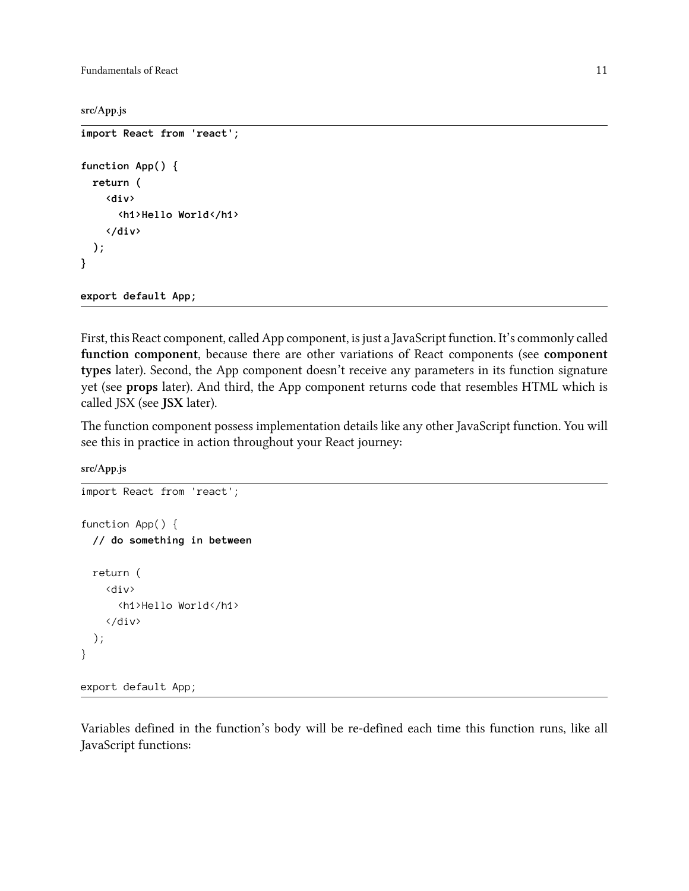src/App.js

```
import React from 'react';

function App() {
  return (
    <div>
      <h1>Hello World</h1>
    </div>
  );
}

export default App;
```

First, this React component, called App component, is just a JavaScript function. It's commonly called **function component**, because there are other variations of React components (see **component types** later). Second, the App component doesn't receive any parameters in its function signature yet (see **props** later). And third, the App component returns code that resembles HTML which is called JSX (see **JSX** later).

The function component possess implementation details like any other JavaScript function. You will see this in practice in action throughout your React journey:

src/App.js

```
import React from 'react';

function App() {
  // do something in between

  return (
    <div>
      <h1>Hello World</h1>
    </div>
  );
}

export default App;
```

Variables defined in the function's body will be re-defined each time this function runs, like all JavaScript functions: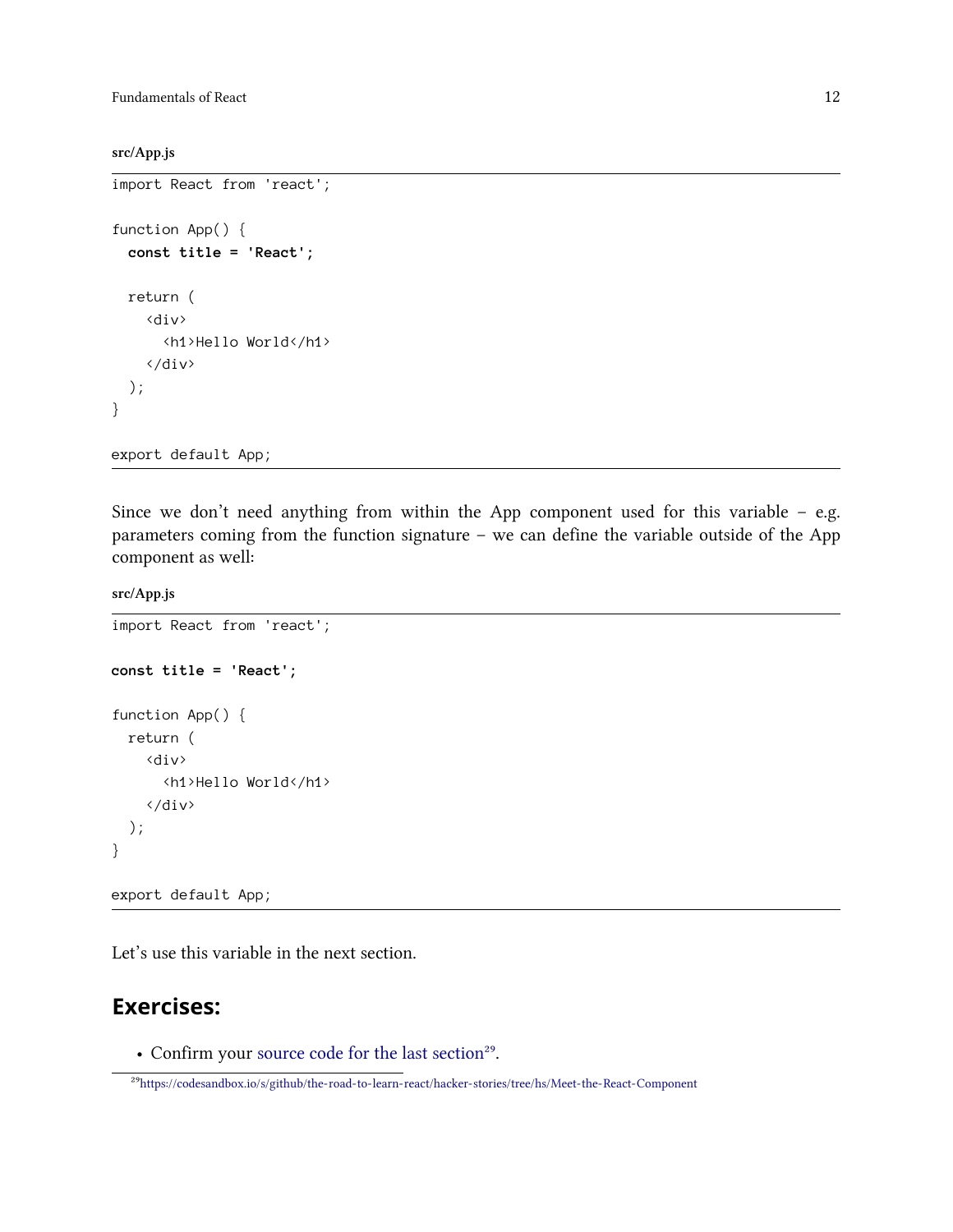**src/App.js**

```
import React from 'react';

function App() {
  const title = 'React';

  return (
    <div>
      <h1>Hello World</h1>
    </div>
  );
}

export default App;
```

Since we don't need anything from within the App component used for this variable – e.g. parameters coming from the function signature – we can define the variable outside of the App component as well:

**src/App.js**

```
import React from 'react';

const title = 'React';

function App() {
  return (
    <div>
      <h1>Hello World</h1>
    </div>
  );
}

export default App;
```

Let's use this variable in the next section.

## Exercises:

- Confirm your source code for the last section[29].

[29] https://codesandbox.io/s/github/the-road-to-learn-react/hacker-stories/tree/hs/Meet-the-React-Component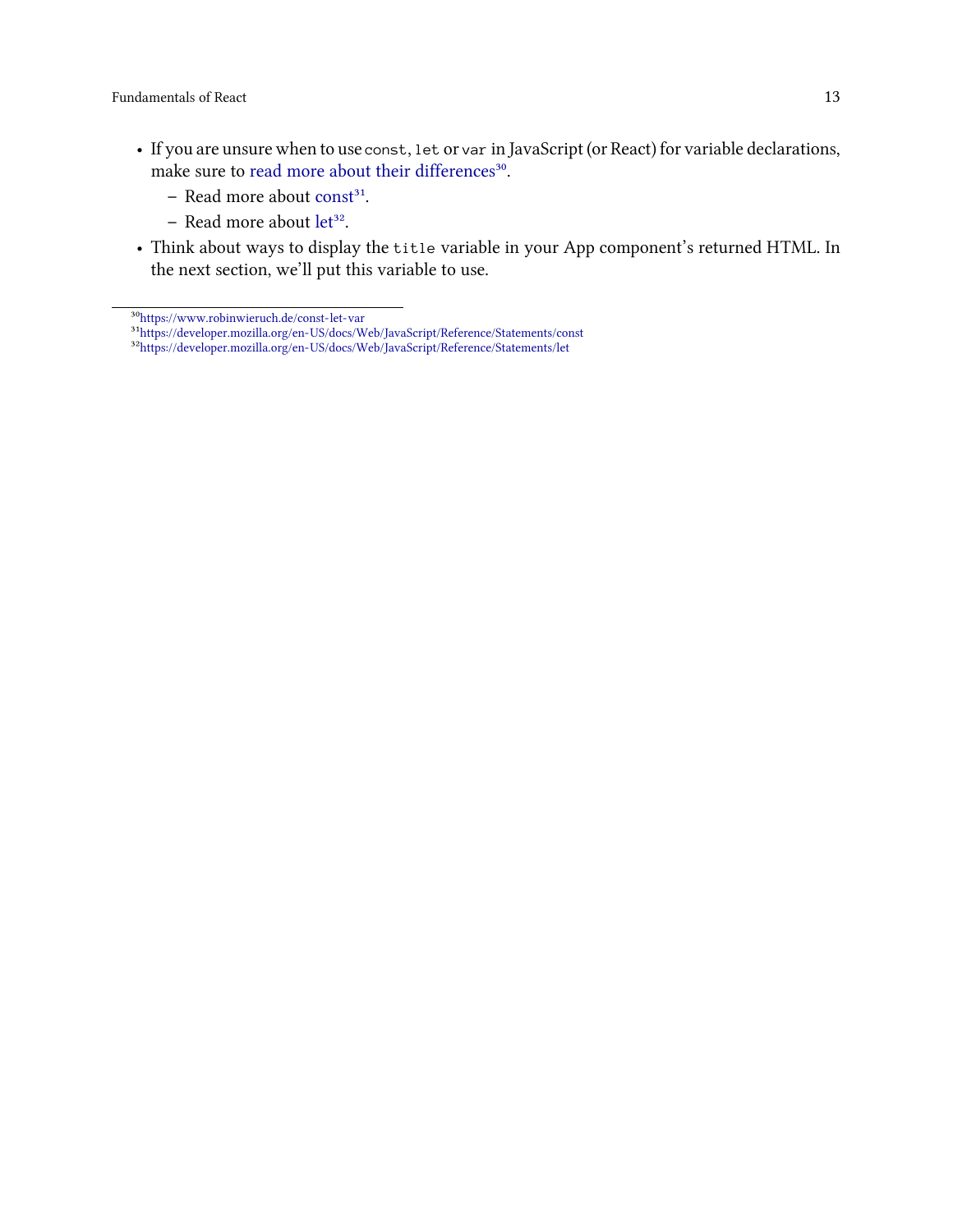- If you are unsure when to use `const`, `let` or `var` in JavaScript (or React) for variable declarations, make sure to read more about their differences[30].
  - Read more about const[31].
  - Read more about let[32].
- Think about ways to display the `title` variable in your App component's returned HTML. In the next section, we'll put this variable to use.

---

[30] https://www.robinwieruch.de/const-let-var
[31] https://developer.mozilla.org/en-US/docs/Web/JavaScript/Reference/Statements/const
[32] https://developer.mozilla.org/en-US/docs/Web/JavaScript/Reference/Statements/let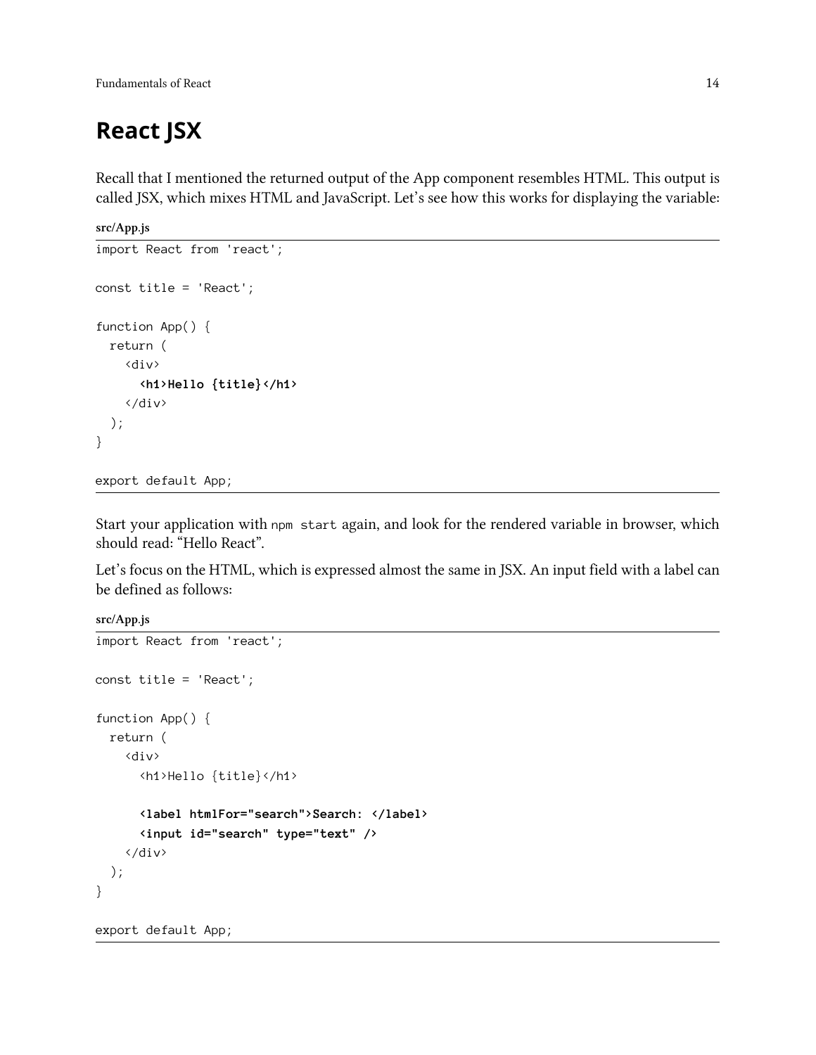# React JSX

Recall that I mentioned the returned output of the App component resembles HTML. This output is called JSX, which mixes HTML and JavaScript. Let's see how this works for displaying the variable:

**src/App.js**

```
import React from 'react';

const title = 'React';

function App() {
  return (
    <div>
      <h1>Hello {title}</h1>
    </div>
  );
}

export default App;
```

Start your application with `npm start` again, and look for the rendered variable in browser, which should read: "Hello React".

Let's focus on the HTML, which is expressed almost the same in JSX. An input field with a label can be defined as follows:

**src/App.js**

```
import React from 'react';

const title = 'React';

function App() {
  return (
    <div>
      <h1>Hello {title}</h1>

      <label htmlFor="search">Search: </label>
      <input id="search" type="text" />
    </div>
  );
}

export default App;
```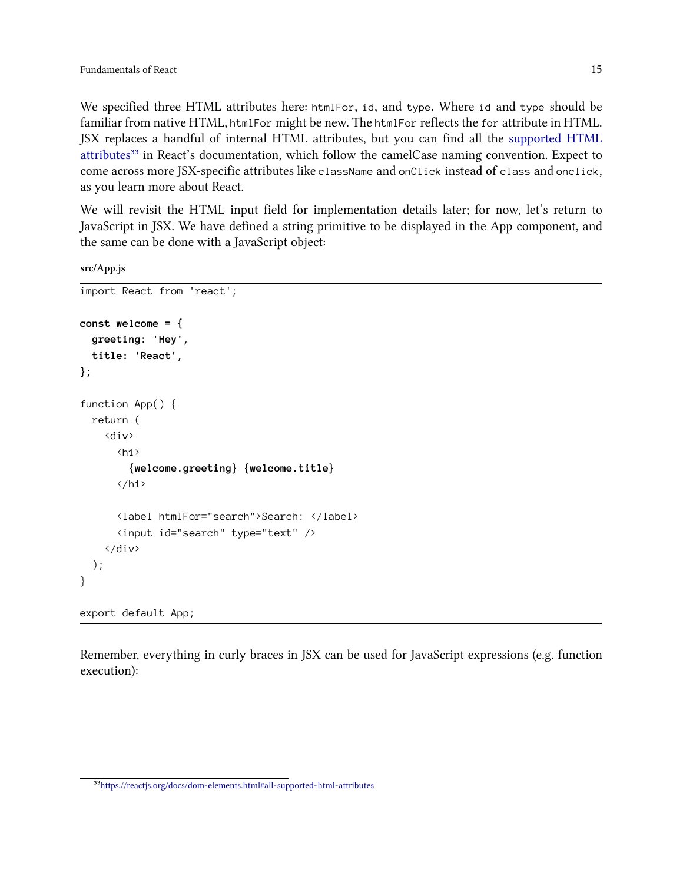We specified three HTML attributes here: `htmlFor`, `id`, and `type`. Where `id` and `type` should be familiar from native HTML, `htmlFor` might be new. The `htmlFor` reflects the `for` attribute in HTML. JSX replaces a handful of internal HTML attributes, but you can find all the supported HTML attributes[33] in React's documentation, which follow the camelCase naming convention. Expect to come across more JSX-specific attributes like `className` and `onClick` instead of `class` and `onclick`, as you learn more about React.

We will revisit the HTML input field for implementation details later; for now, let's return to JavaScript in JSX. We have defined a string primitive to be displayed in the App component, and the same can be done with a JavaScript object:

**src/App.js**

```
import React from 'react';

const welcome = {
  greeting: 'Hey',
  title: 'React',
};

function App() {
  return (
    <div>
      <h1>
        {welcome.greeting} {welcome.title}
      </h1>

      <label htmlFor="search">Search: </label>
      <input id="search" type="text" />
    </div>
  );
}

export default App;
```

Remember, everything in curly braces in JSX can be used for JavaScript expressions (e.g. function execution):

[33] https://reactjs.org/docs/dom-elements.html#all-supported-html-attributes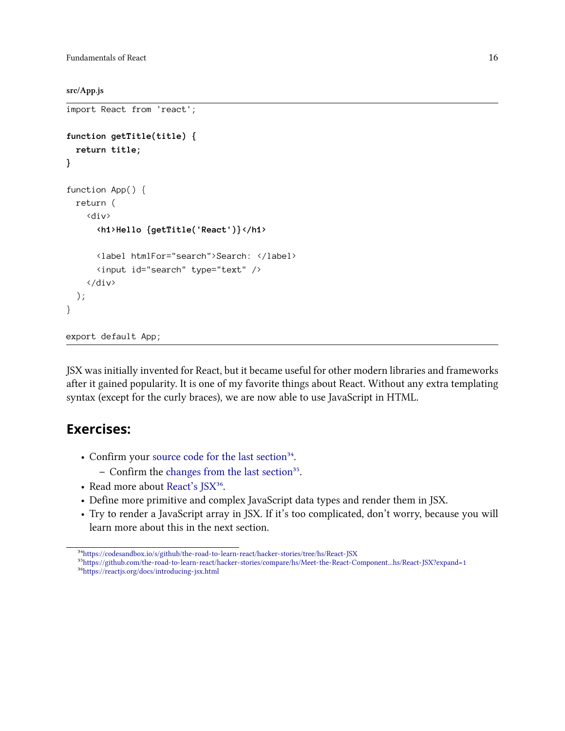**src/App.js**

```
import React from 'react';

function getTitle(title) {
  return title;
}

function App() {
  return (
    <div>
      <h1>Hello {getTitle('React')}</h1>

      <label htmlFor="search">Search: </label>
      <input id="search" type="text" />
    </div>
  );
}

export default App;
```

JSX was initially invented for React, but it became useful for other modern libraries and frameworks after it gained popularity. It is one of my favorite things about React. Without any extra templating syntax (except for the curly braces), we are now able to use JavaScript in HTML.

## Exercises:

- Confirm your source code for the last section[34].
  - Confirm the changes from the last section[35].
- Read more about React's JSX[36].
- Define more primitive and complex JavaScript data types and render them in JSX.
- Try to render a JavaScript array in JSX. If it's too complicated, don't worry, because you will learn more about this in the next section.

---

[34] https://codesandbox.io/s/github/the-road-to-learn-react/hacker-stories/tree/hs/React-JSX

[35] https://github.com/the-road-to-learn-react/hacker-stories/compare/hs/Meet-the-React-Component...hs/React-JSX?expand=1

[36] https://reactjs.org/docs/introducing-jsx.html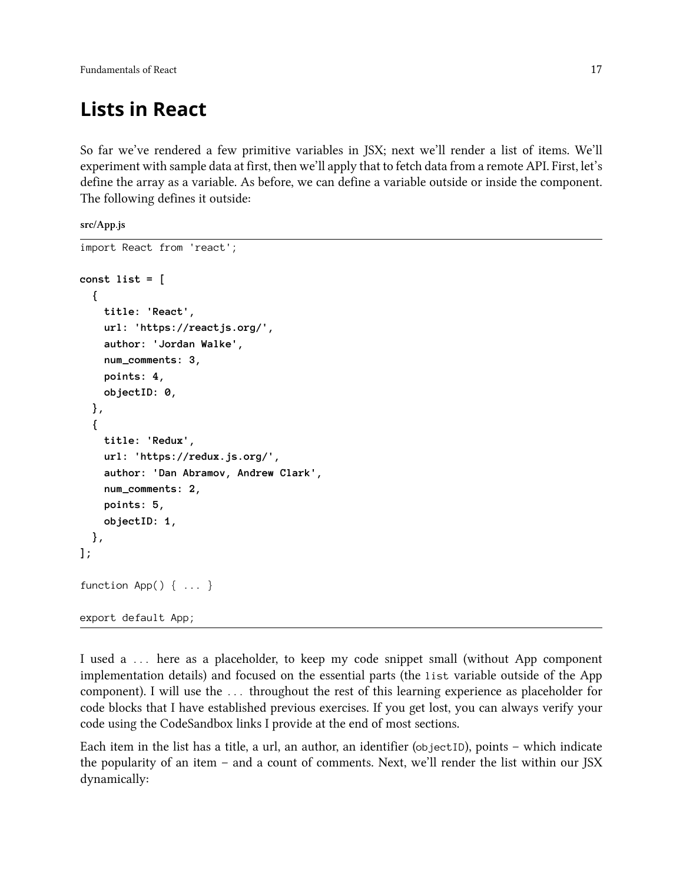## Lists in React

So far we've rendered a few primitive variables in JSX; next we'll render a list of items. We'll experiment with sample data at first, then we'll apply that to fetch data from a remote API. First, let's define the array as a variable. As before, we can define a variable outside or inside the component. The following defines it outside:

**src/App.js**

```
import React from 'react';

const list = [
  {
    title: 'React',
    url: 'https://reactjs.org/',
    author: 'Jordan Walke',
    num_comments: 3,
    points: 4,
    objectID: 0,
  },
  {
    title: 'Redux',
    url: 'https://redux.js.org/',
    author: 'Dan Abramov, Andrew Clark',
    num_comments: 2,
    points: 5,
    objectID: 1,
  },
];

function App() { ... }

export default App;
```

I used a `...` here as a placeholder, to keep my code snippet small (without App component implementation details) and focused on the essential parts (the `list` variable outside of the App component). I will use the `...` throughout the rest of this learning experience as placeholder for code blocks that I have established previous exercises. If you get lost, you can always verify your code using the CodeSandbox links I provide at the end of most sections.

Each item in the list has a title, a url, an author, an identifier (`objectID`), points – which indicate the popularity of an item – and a count of comments. Next, we'll render the list within our JSX dynamically: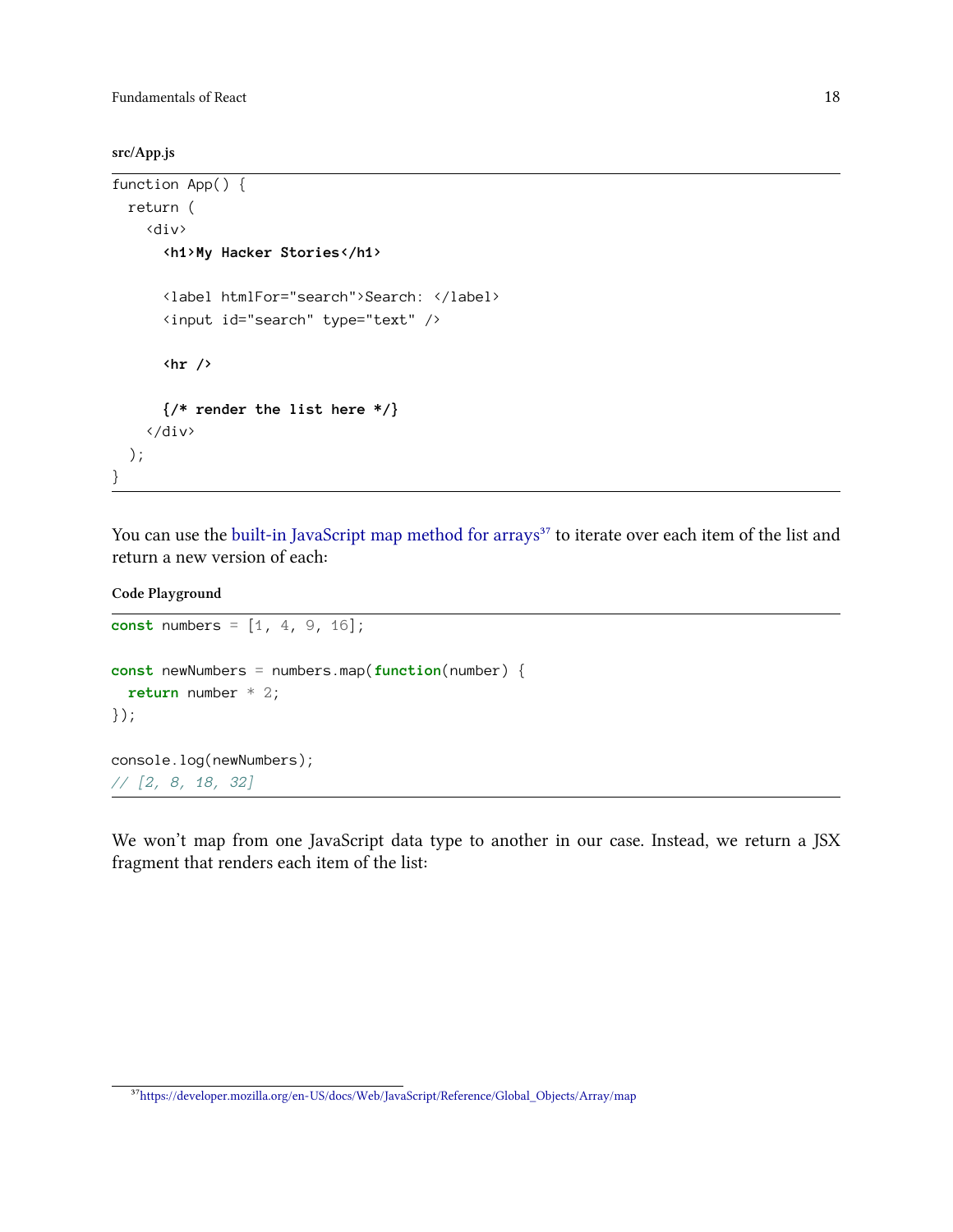**src/App.js**

```
function App() {
  return (
    <div>
      <h1>My Hacker Stories</h1>

      <label htmlFor="search">Search: </label>
      <input id="search" type="text" />

      <hr />

      {/* render the list here */}
    </div>
  );
}
```

You can use the built-in JavaScript map method for arrays[37] to iterate over each item of the list and return a new version of each:

**Code Playground**

```
const numbers = [1, 4, 9, 16];

const newNumbers = numbers.map(function(number) {
  return number * 2;
});

console.log(newNumbers);
// [2, 8, 18, 32]
```

We won't map from one JavaScript data type to another in our case. Instead, we return a JSX fragment that renders each item of the list:

[37] https://developer.mozilla.org/en-US/docs/Web/JavaScript/Reference/Global_Objects/Array/map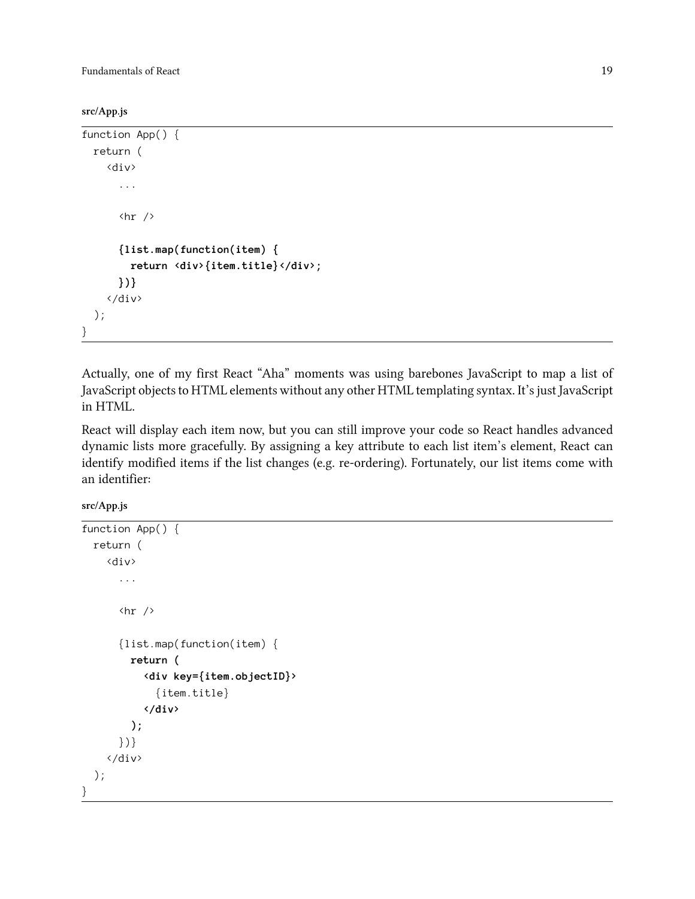**src/App.js**

```
function App() {
  return (
    <div>
      ...

      <hr />

      {list.map(function(item) {
        return <div>{item.title}</div>;
      })}
    </div>
  );
}
```

Actually, one of my first React "Aha" moments was using barebones JavaScript to map a list of JavaScript objects to HTML elements without any other HTML templating syntax. It's just JavaScript in HTML.

React will display each item now, but you can still improve your code so React handles advanced dynamic lists more gracefully. By assigning a key attribute to each list item's element, React can identify modified items if the list changes (e.g. re-ordering). Fortunately, our list items come with an identifier:

**src/App.js**

```
function App() {
  return (
    <div>
      ...

      <hr />

      {list.map(function(item) {
        return (
          <div key={item.objectID}>
            {item.title}
          </div>
        );
      })}
    </div>
  );
}
```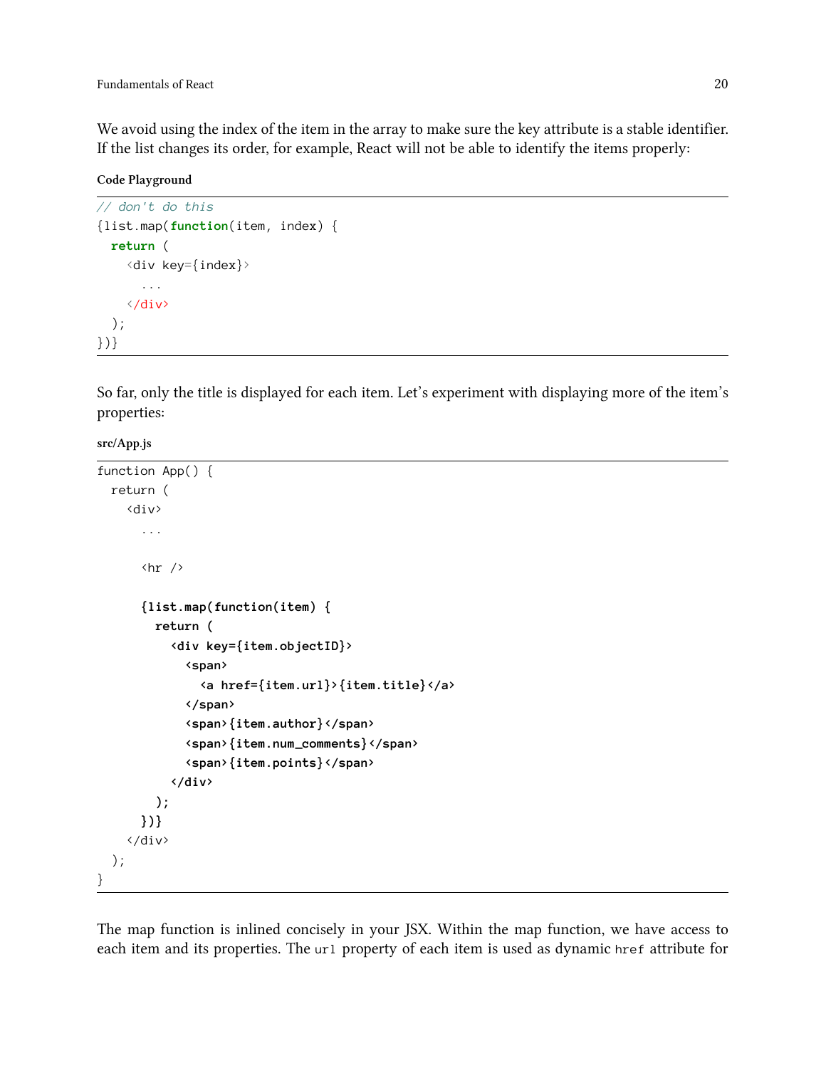We avoid using the index of the item in the array to make sure the key attribute is a stable identifier. If the list changes its order, for example, React will not be able to identify the items properly:

**Code Playground**

```
// don't do this
{list.map(function(item, index) {
  return (
    <div key={index}>
      ...
    </div>
  );
})}
```

So far, only the title is displayed for each item. Let's experiment with displaying more of the item's properties:

**src/App.js**

```
function App() {
  return (
    <div>
      ...

      <hr />

      {list.map(function(item) {
        return (
          <div key={item.objectID}>
            <span>
              <a href={item.url}>{item.title}</a>
            </span>
            <span>{item.author}</span>
            <span>{item.num_comments}</span>
            <span>{item.points}</span>
          </div>
        );
      })}
    </div>
  );
}
```

The map function is inlined concisely in your JSX. Within the map function, we have access to each item and its properties. The `url` property of each item is used as dynamic `href` attribute for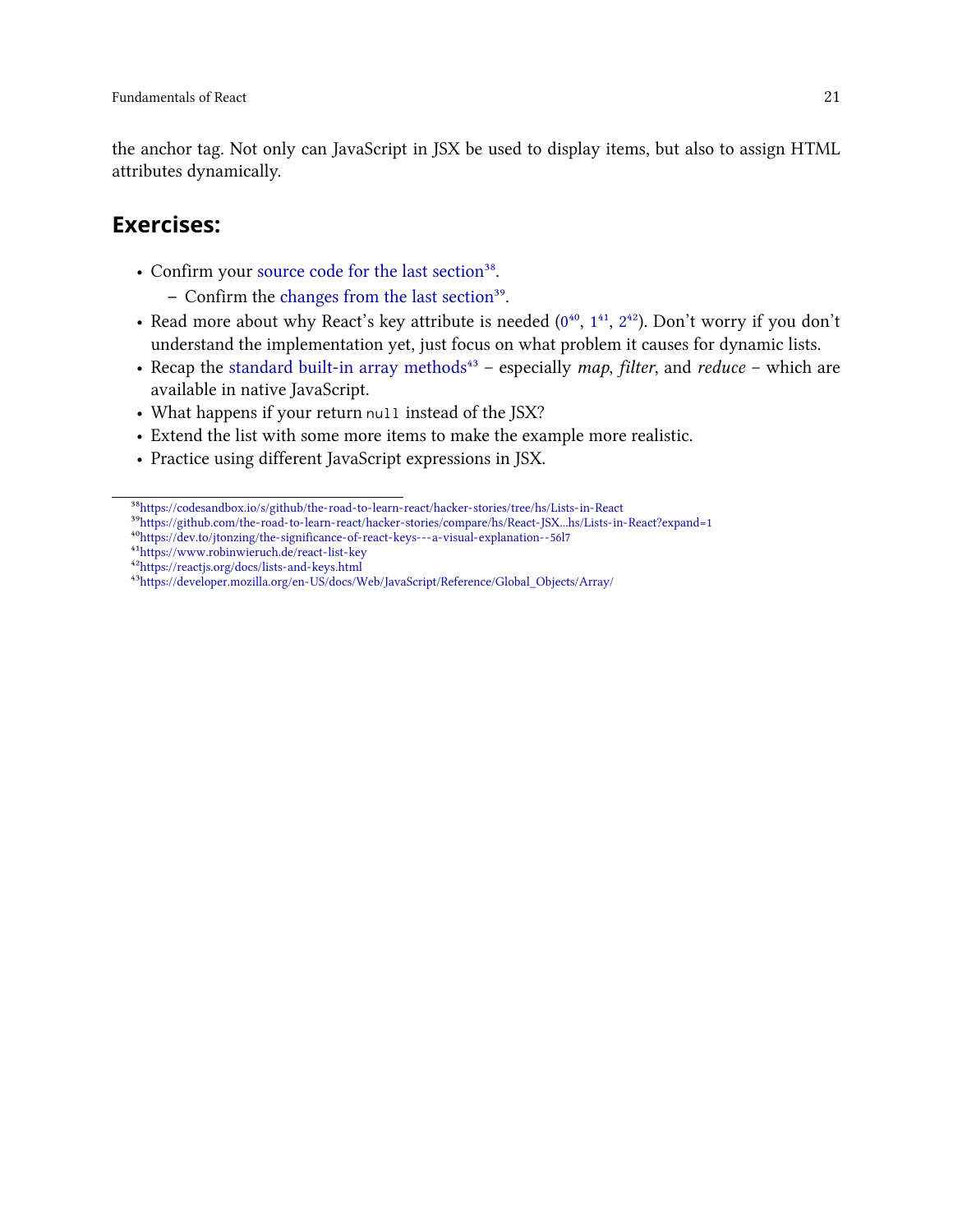the anchor tag. Not only can JavaScript in JSX be used to display items, but also to assign HTML attributes dynamically.

## Exercises:

- Confirm your source code for the last section[38].
  - Confirm the changes from the last section[39].
- Read more about why React's key attribute is needed (0[40], 1[41], 2[42]). Don't worry if you don't understand the implementation yet, just focus on what problem it causes for dynamic lists.
- Recap the standard built-in array methods[43] – especially *map*, *filter*, and *reduce* – which are available in native JavaScript.
- What happens if your return `null` instead of the JSX?
- Extend the list with some more items to make the example more realistic.
- Practice using different JavaScript expressions in JSX.

---

[38] https://codesandbox.io/s/github/the-road-to-learn-react/hacker-stories/tree/hs/Lists-in-React

[39] https://github.com/the-road-to-learn-react/hacker-stories/compare/hs/React-JSX...hs/Lists-in-React?expand=1

[40] https://dev.to/jtonzing/the-significance-of-react-keys---a-visual-explanation--56l7

[41] https://www.robinwieruch.de/react-list-key

[42] https://reactjs.org/docs/lists-and-keys.html

[43] https://developer.mozilla.org/en-US/docs/Web/JavaScript/Reference/Global_Objects/Array/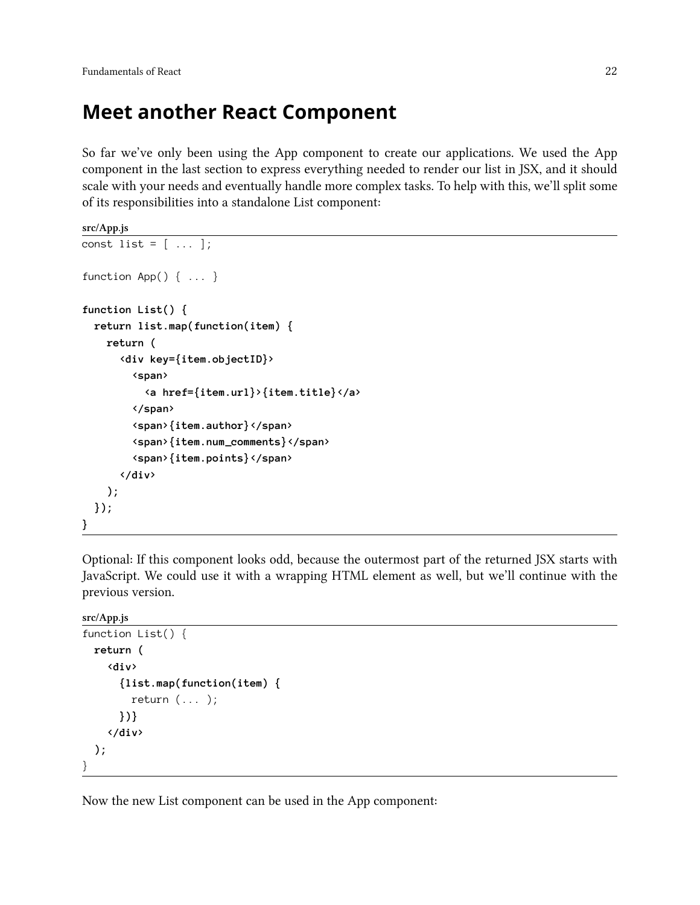## Meet another React Component

So far we've only been using the App component to create our applications. We used the App component in the last section to express everything needed to render our list in JSX, and it should scale with your needs and eventually handle more complex tasks. To help with this, we'll split some of its responsibilities into a standalone List component:

src/App.js

```
const list = [ ... ];

function App() { ... }

function List() {
  return list.map(function(item) {
    return (
      <div key={item.objectID}>
        <span>
          <a href={item.url}>{item.title}</a>
        </span>
        <span>{item.author}</span>
        <span>{item.num_comments}</span>
        <span>{item.points}</span>
      </div>
    );
  });
}
```

Optional: If this component looks odd, because the outermost part of the returned JSX starts with JavaScript. We could use it with a wrapping HTML element as well, but we'll continue with the previous version.

src/App.js

```
function List() {
  return (
    <div>
      {list.map(function(item) {
        return (... );
      })}
    </div>
  );
}
```

Now the new List component can be used in the App component: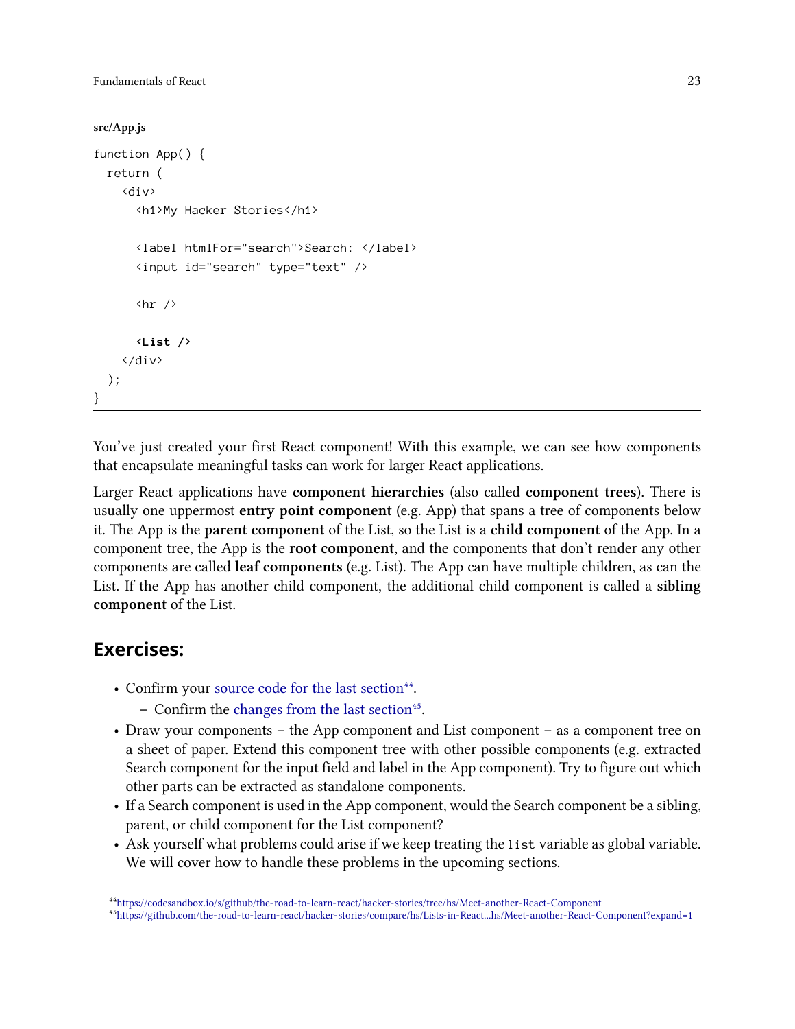**src/App.js**

```
function App() {
  return (
    <div>
      <h1>My Hacker Stories</h1>

      <label htmlFor="search">Search: </label>
      <input id="search" type="text" />

      <hr />

      <List />
    </div>
  );
}
```

You've just created your first React component! With this example, we can see how components that encapsulate meaningful tasks can work for larger React applications.

Larger React applications have **component hierarchies** (also called **component trees**). There is usually one uppermost **entry point component** (e.g. App) that spans a tree of components below it. The App is the **parent component** of the List, so the List is a **child component** of the App. In a component tree, the App is the **root component**, and the components that don't render any other components are called **leaf components** (e.g. List). The App can have multiple children, as can the List. If the App has another child component, the additional child component is called a **sibling component** of the List.

## Exercises:

- Confirm your source code for the last section[44].
  - Confirm the changes from the last section[45].
- Draw your components – the App component and List component – as a component tree on a sheet of paper. Extend this component tree with other possible components (e.g. extracted Search component for the input field and label in the App component). Try to figure out which other parts can be extracted as standalone components.
- If a Search component is used in the App component, would the Search component be a sibling, parent, or child component for the List component?
- Ask yourself what problems could arise if we keep treating the `list` variable as global variable. We will cover how to handle these problems in the upcoming sections.

[44] https://codesandbox.io/s/github/the-road-to-learn-react/hacker-stories/tree/hs/Meet-another-React-Component

[45] https://github.com/the-road-to-learn-react/hacker-stories/compare/hs/Lists-in-React...hs/Meet-another-React-Component?expand=1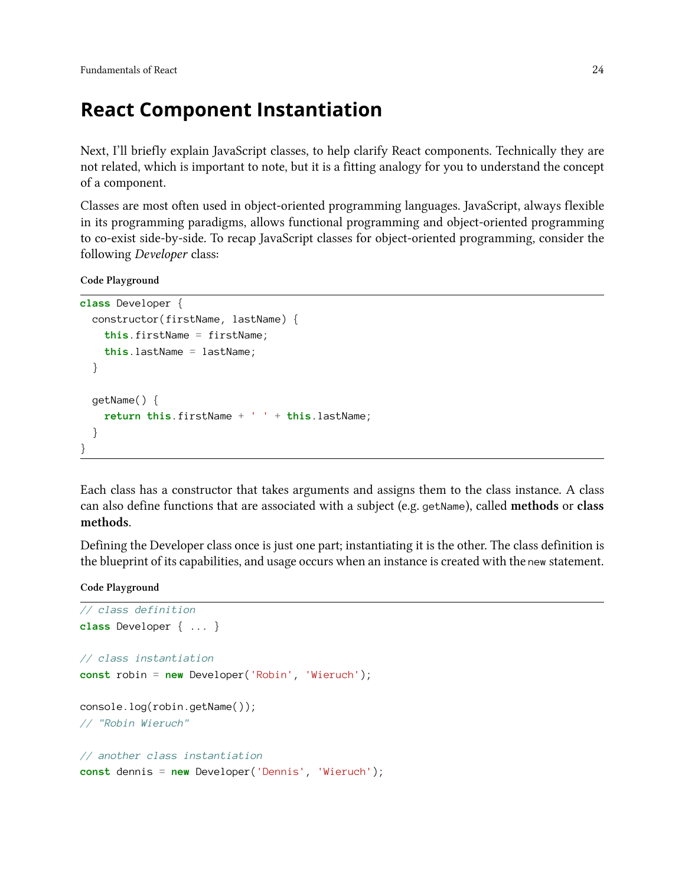## React Component Instantiation

Next, I'll briefly explain JavaScript classes, to help clarify React components. Technically they are not related, which is important to note, but it is a fitting analogy for you to understand the concept of a component.

Classes are most often used in object-oriented programming languages. JavaScript, always flexible in its programming paradigms, allows functional programming and object-oriented programming to co-exist side-by-side. To recap JavaScript classes for object-oriented programming, consider the following *Developer* class:

**Code Playground**

```
class Developer {
  constructor(firstName, lastName) {
    this.firstName = firstName;
    this.lastName = lastName;
  }

  getName() {
    return this.firstName + ' ' + this.lastName;
  }
}
```

Each class has a constructor that takes arguments and assigns them to the class instance. A class can also define functions that are associated with a subject (e.g. `getName`), called **methods** or **class methods**.

Defining the Developer class once is just one part; instantiating it is the other. The class definition is the blueprint of its capabilities, and usage occurs when an instance is created with the `new` statement.

**Code Playground**

```
// class definition
class Developer { ... }

// class instantiation
const robin = new Developer('Robin', 'Wieruch');

console.log(robin.getName());
// "Robin Wieruch"

// another class instantiation
const dennis = new Developer('Dennis', 'Wieruch');
```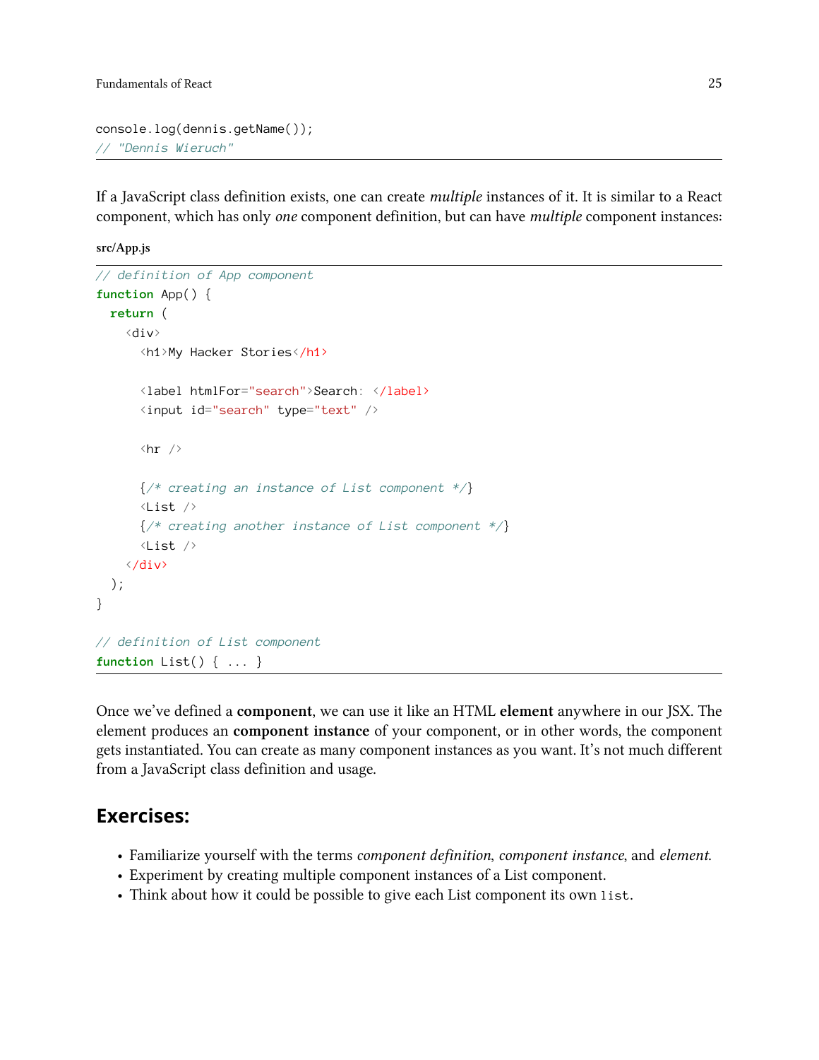```
console.log(dennis.getName());
// "Dennis Wieruch"
```

If a JavaScript class definition exists, one can create *multiple* instances of it. It is similar to a React component, which has only *one* component definition, but can have *multiple* component instances:

**src/App.js**

```
// definition of App component
function App() {
  return (
    <div>
      <h1>My Hacker Stories</h1>

      <label htmlFor="search">Search: </label>
      <input id="search" type="text" />

      <hr />

      {/* creating an instance of List component */}
      <List />
      {/* creating another instance of List component */}
      <List />
    </div>
  );
}

// definition of List component
function List() { ... }
```

Once we've defined a **component**, we can use it like an HTML **element** anywhere in our JSX. The element produces an **component instance** of your component, or in other words, the component gets instantiated. You can create as many component instances as you want. It's not much different from a JavaScript class definition and usage.

## Exercises:

- Familiarize yourself with the terms *component definition*, *component instance*, and *element*.
- Experiment by creating multiple component instances of a List component.
- Think about how it could be possible to give each List component its own `list`.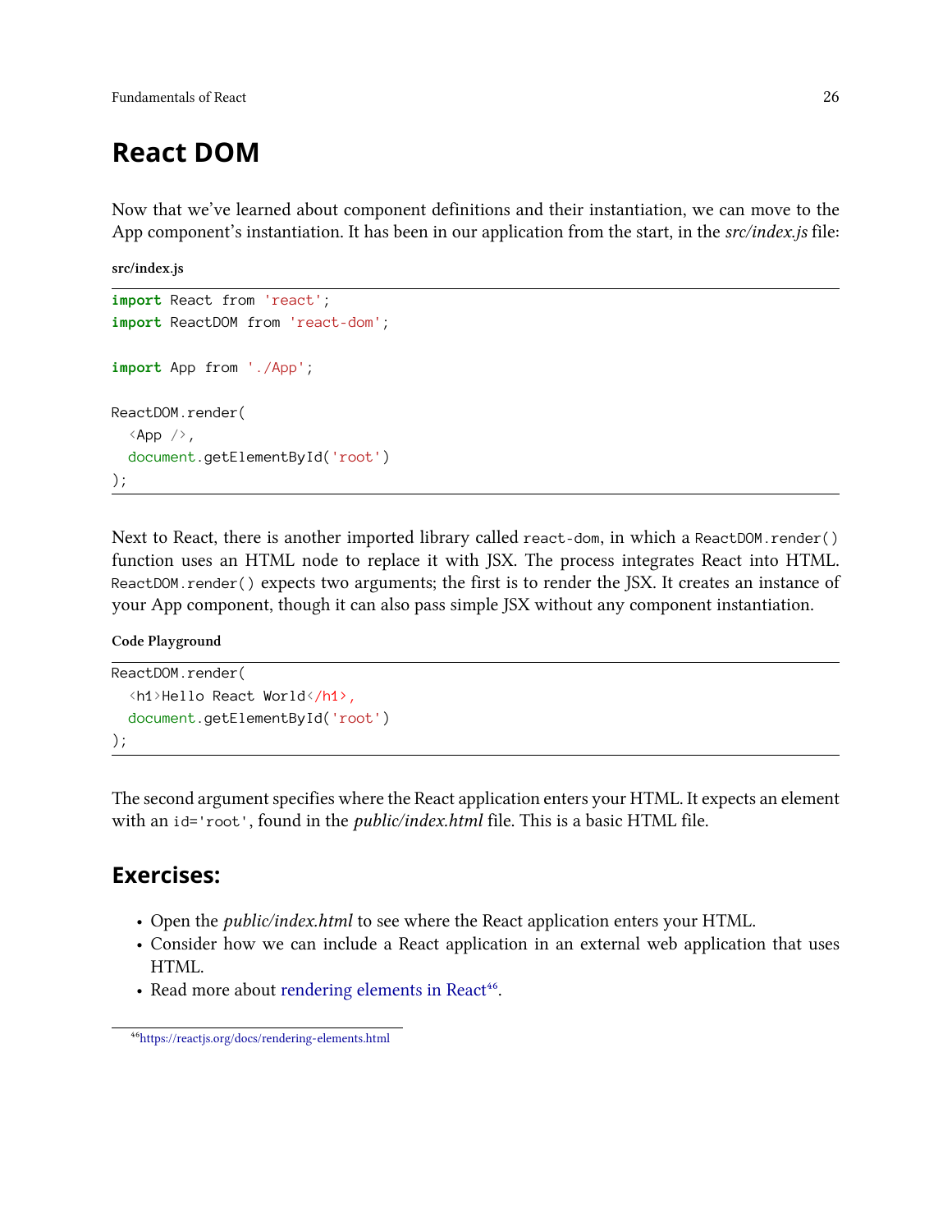# React DOM

Now that we've learned about component definitions and their instantiation, we can move to the App component's instantiation. It has been in our application from the start, in the *src/index.js* file:

**src/index.js**

```
import React from 'react';
import ReactDOM from 'react-dom';

import App from './App';

ReactDOM.render(
  <App />,
  document.getElementById('root')
);
```

Next to React, there is another imported library called `react-dom`, in which a `ReactDOM.render()` function uses an HTML node to replace it with JSX. The process integrates React into HTML. `ReactDOM.render()` expects two arguments; the first is to render the JSX. It creates an instance of your App component, though it can also pass simple JSX without any component instantiation.

**Code Playground**

```
ReactDOM.render(
  <h1>Hello React World</h1>,
  document.getElementById('root')
);
```

The second argument specifies where the React application enters your HTML. It expects an element with an `id='root'`, found in the *public/index.html* file. This is a basic HTML file.

## Exercises:

- Open the *public/index.html* to see where the React application enters your HTML.
- Consider how we can include a React application in an external web application that uses HTML.
- Read more about rendering elements in React[46].

[46] https://reactjs.org/docs/rendering-elements.html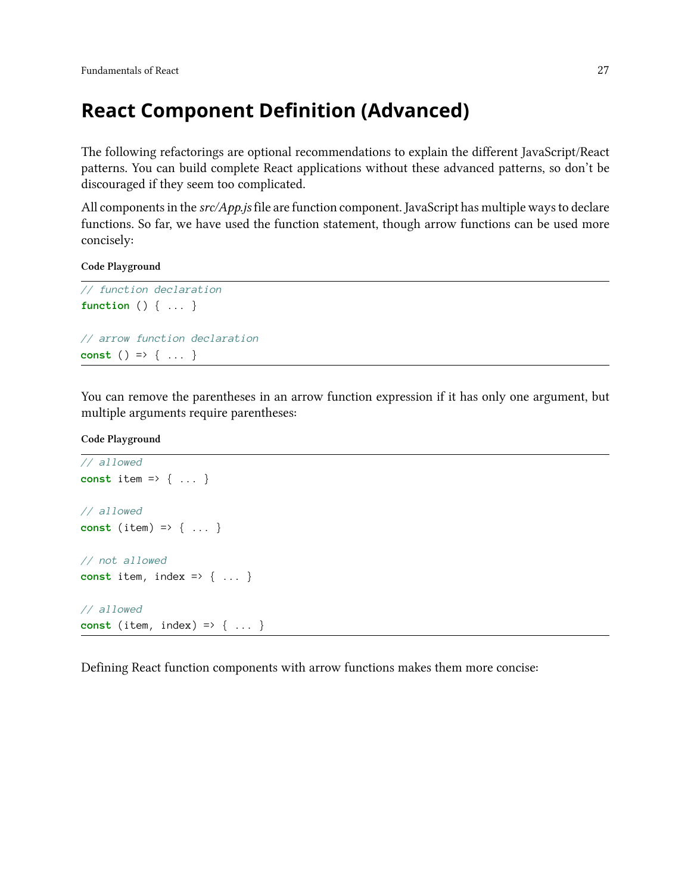## React Component Definition (Advanced)

The following refactorings are optional recommendations to explain the different JavaScript/React patterns. You can build complete React applications without these advanced patterns, so don't be discouraged if they seem too complicated.

All components in the *src/App.js* file are function component. JavaScript has multiple ways to declare functions. So far, we have used the function statement, though arrow functions can be used more concisely:

**Code Playground**

```
// function declaration
function () { ... }

// arrow function declaration
const () => { ... }
```

You can remove the parentheses in an arrow function expression if it has only one argument, but multiple arguments require parentheses:

**Code Playground**

```
// allowed
const item => { ... }

// allowed
const (item) => { ... }

// not allowed
const item, index => { ... }

// allowed
const (item, index) => { ... }
```

Defining React function components with arrow functions makes them more concise: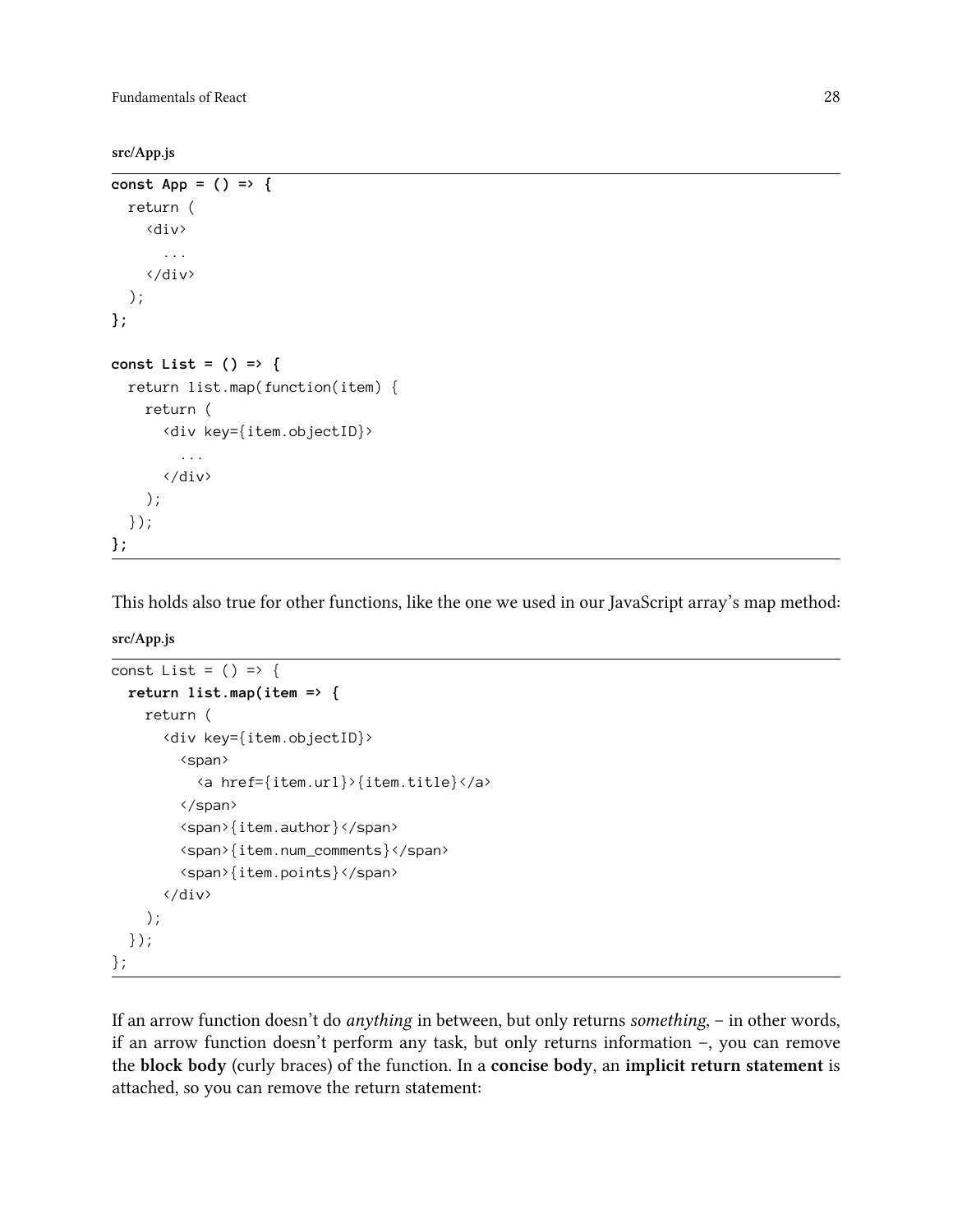**src/App.js**

```
const App = () => {
  return (
    <div>
      ...
    </div>
  );
};

const List = () => {
  return list.map(function(item) {
    return (
      <div key={item.objectID}>
        ...
      </div>
    );
  });
};
```

This holds also true for other functions, like the one we used in our JavaScript array's map method:

**src/App.js**

```
const List = () => {
  return list.map(item => {
    return (
      <div key={item.objectID}>
        <span>
          <a href={item.url}>{item.title}</a>
        </span>
        <span>{item.author}</span>
        <span>{item.num_comments}</span>
        <span>{item.points}</span>
      </div>
    );
  });
};
```

If an arrow function doesn't do *anything* in between, but only returns *something*, – in other words, if an arrow function doesn't perform any task, but only returns information –, you can remove the **block body** (curly braces) of the function. In a **concise body**, an **implicit return statement** is attached, so you can remove the return statement: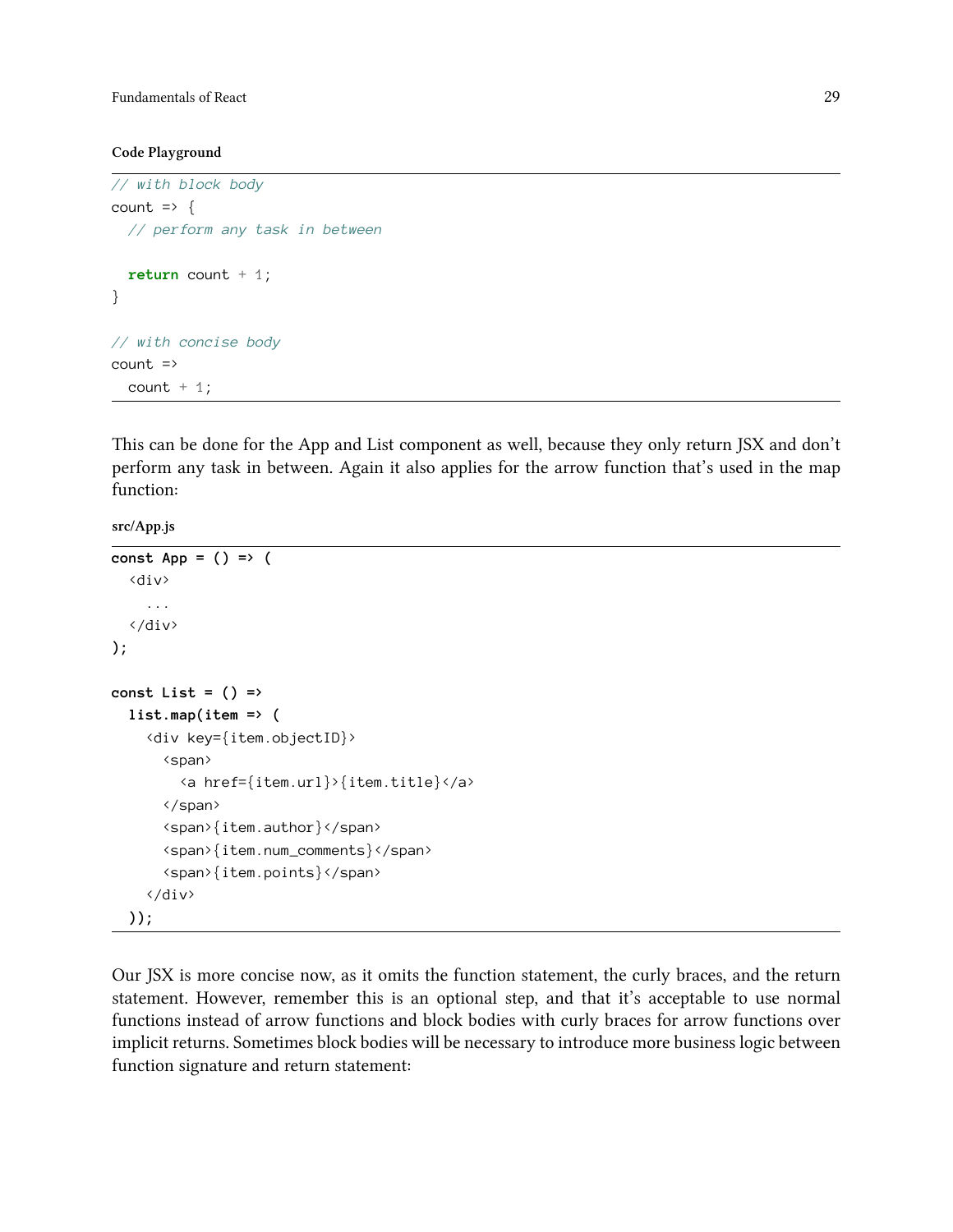**Code Playground**

```
// with block body
count => {
  // perform any task in between

  return count + 1;
}

// with concise body
count =>
  count + 1;
```

This can be done for the App and List component as well, because they only return JSX and don't perform any task in between. Again it also applies for the arrow function that's used in the map function:

**src/App.js**

```
const App = () => (
  <div>
    ...
  </div>
);

const List = () =>
  list.map(item => (
    <div key={item.objectID}>
      <span>
        <a href={item.url}>{item.title}</a>
      </span>
      <span>{item.author}</span>
      <span>{item.num_comments}</span>
      <span>{item.points}</span>
    </div>
  ));
```

Our JSX is more concise now, as it omits the function statement, the curly braces, and the return statement. However, remember this is an optional step, and that it's acceptable to use normal functions instead of arrow functions and block bodies with curly braces for arrow functions over implicit returns. Sometimes block bodies will be necessary to introduce more business logic between function signature and return statement: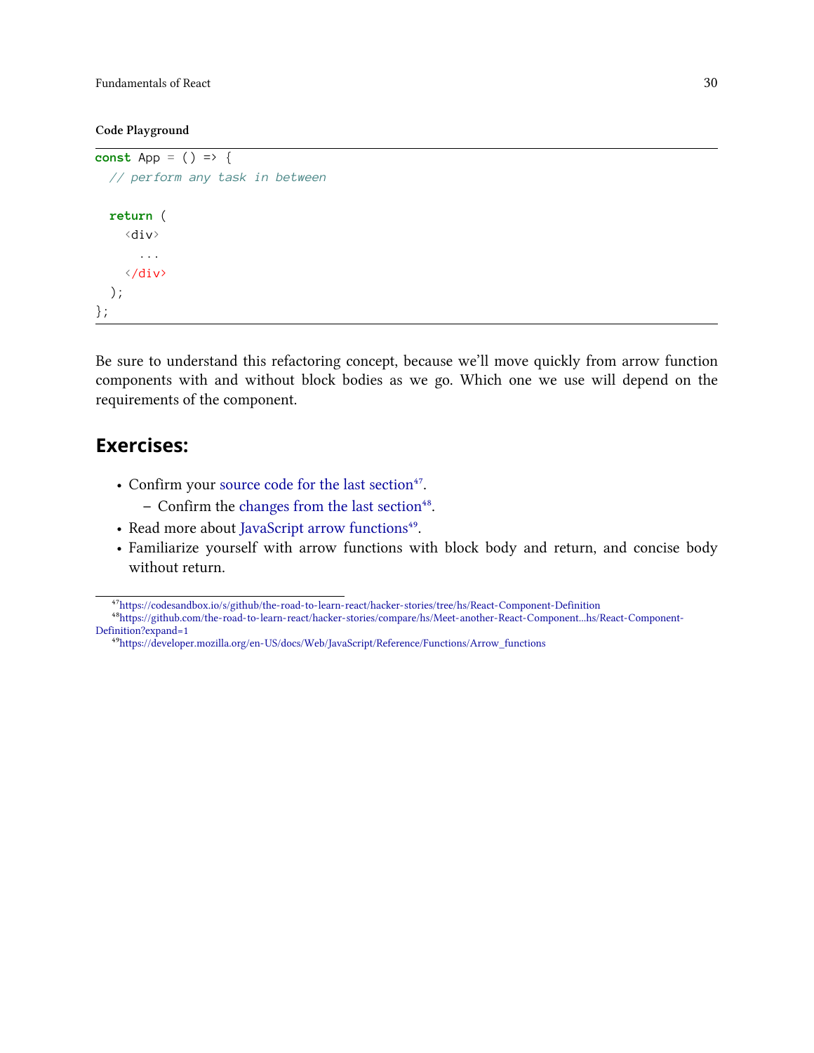**Code Playground**

```
const App = () => {
  // perform any task in between

  return (
    <div>
      ...
    </div>
  );
};
```

Be sure to understand this refactoring concept, because we'll move quickly from arrow function components with and without block bodies as we go. Which one we use will depend on the requirements of the component.

## Exercises:

- Confirm your source code for the last section[47].
  - Confirm the changes from the last section[48].
- Read more about JavaScript arrow functions[49].
- Familiarize yourself with arrow functions with block body and return, and concise body without return.

---

[47] https://codesandbox.io/s/github/the-road-to-learn-react/hacker-stories/tree/hs/React-Component-Definition

[48] https://github.com/the-road-to-learn-react/hacker-stories/compare/hs/Meet-another-React-Component...hs/React-Component-Definition?expand=1

[49] https://developer.mozilla.org/en-US/docs/Web/JavaScript/Reference/Functions/Arrow_functions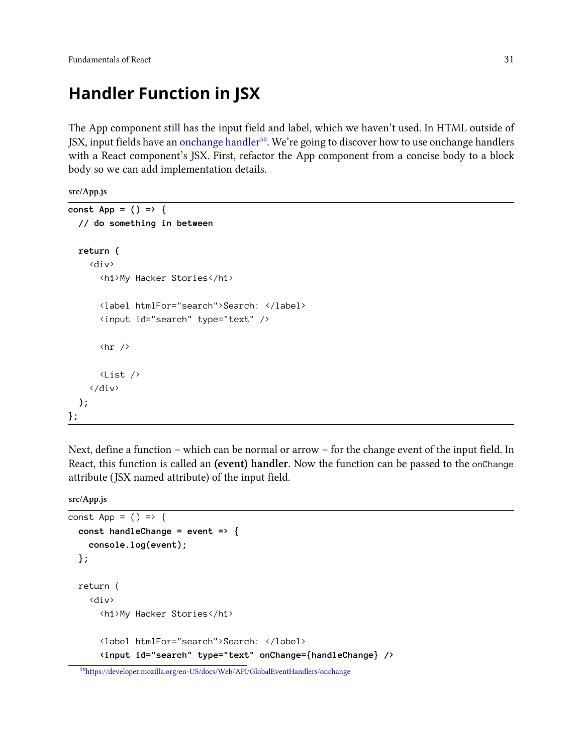# Handler Function in JSX

The App component still has the input field and label, which we haven't used. In HTML outside of JSX, input fields have an onchange handler[50]. We're going to discover how to use onchange handlers with a React component's JSX. First, refactor the App component from a concise body to a block body so we can add implementation details.

**src/App.js**

```
const App = () => {
  // do something in between

  return (
    <div>
      <h1>My Hacker Stories</h1>

      <label htmlFor="search">Search: </label>
      <input id="search" type="text" />

      <hr />

      <List />
    </div>
  );
};
```

Next, define a function – which can be normal or arrow – for the change event of the input field. In React, this function is called an **(event) handler**. Now the function can be passed to the `onChange` attribute (JSX named attribute) of the input field.

**src/App.js**

```
const App = () => {
  const handleChange = event => {
    console.log(event);
  };

  return (
    <div>
      <h1>My Hacker Stories</h1>

      <label htmlFor="search">Search: </label>
      <input id="search" type="text" onChange={handleChange} />
```

[50] https://developer.mozilla.org/en-US/docs/Web/API/GlobalEventHandlers/onchange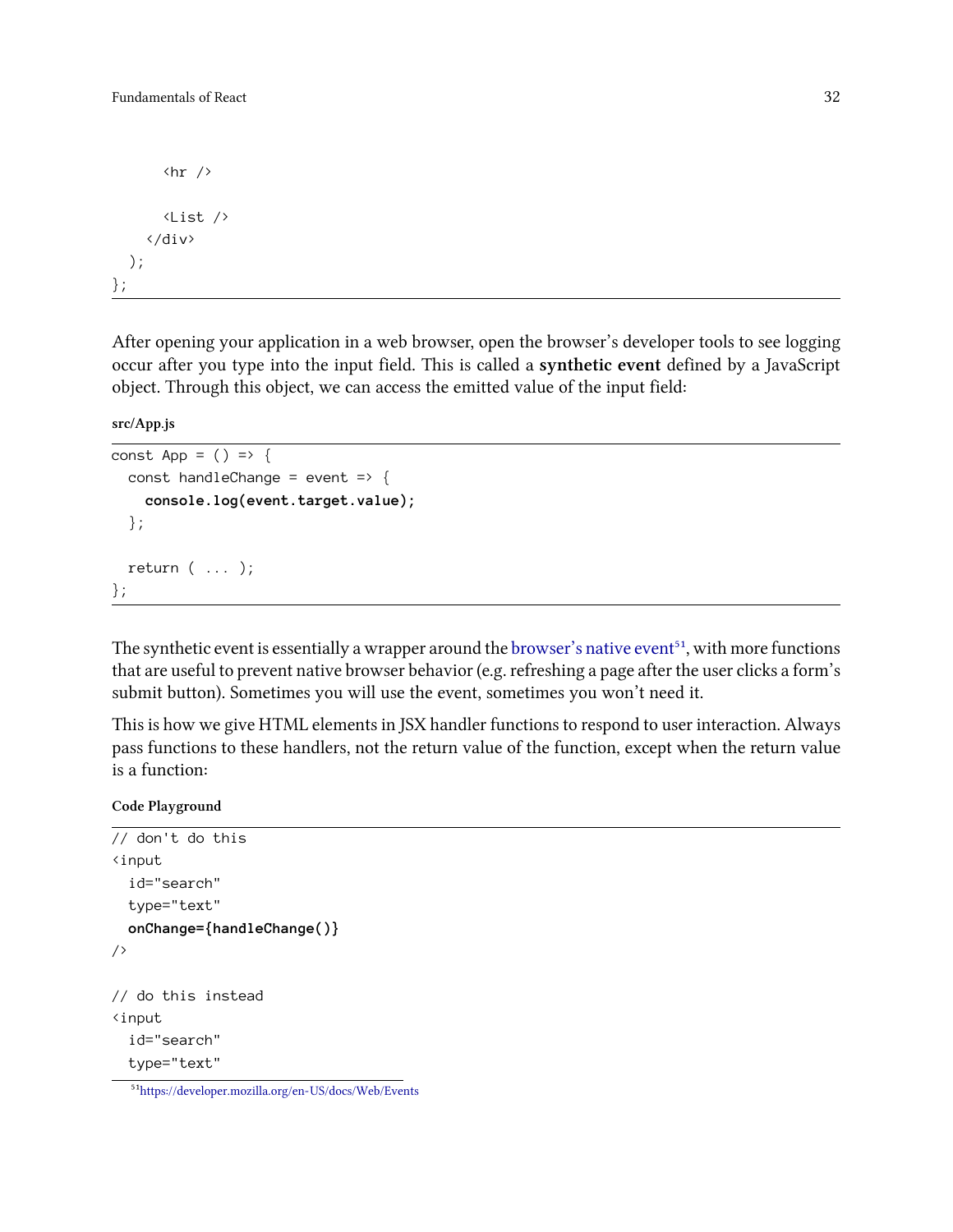```
      <hr />

      <List />
    </div>
  );
};
```

After opening your application in a web browser, open the browser's developer tools to see logging occur after you type into the input field. This is called a **synthetic event** defined by a JavaScript object. Through this object, we can access the emitted value of the input field:

**src/App.js**

```
const App = () => {
  const handleChange = event => {
    console.log(event.target.value);
  };

  return ( ... );
};
```

The synthetic event is essentially a wrapper around the browser's native event[51], with more functions that are useful to prevent native browser behavior (e.g. refreshing a page after the user clicks a form's submit button). Sometimes you will use the event, sometimes you won't need it.

This is how we give HTML elements in JSX handler functions to respond to user interaction. Always pass functions to these handlers, not the return value of the function, except when the return value is a function:

**Code Playground**

```
// don't do this
<input
  id="search"
  type="text"
  onChange={handleChange()}
/>

// do this instead
<input
  id="search"
  type="text"
```

[51] https://developer.mozilla.org/en-US/docs/Web/Events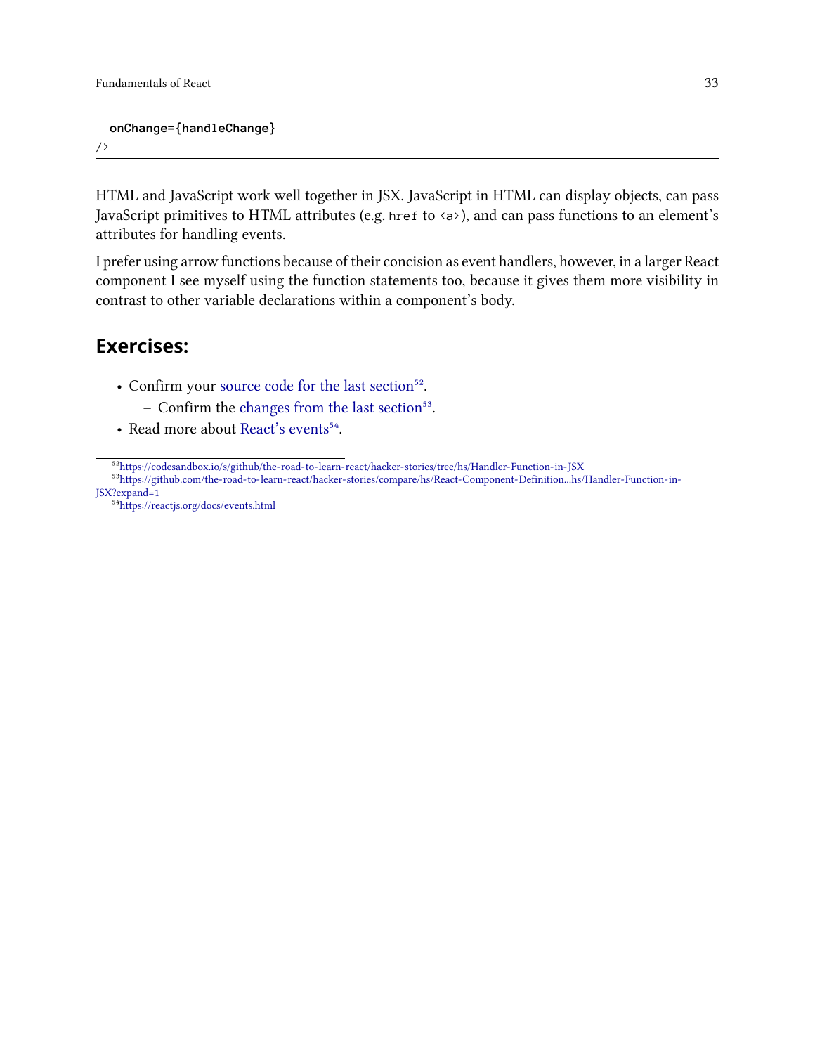```
  onChange={handleChange}
/>
```

HTML and JavaScript work well together in JSX. JavaScript in HTML can display objects, can pass JavaScript primitives to HTML attributes (e.g. `href` to `<a>`), and can pass functions to an element's attributes for handling events.

I prefer using arrow functions because of their concision as event handlers, however, in a larger React component I see myself using the function statements too, because it gives them more visibility in contrast to other variable declarations within a component's body.

## Exercises:

- Confirm your source code for the last section[52].
  - Confirm the changes from the last section[53].
- Read more about React's events[54].

---

[52] https://codesandbox.io/s/github/the-road-to-learn-react/hacker-stories/tree/hs/Handler-Function-in-JSX

[53] https://github.com/the-road-to-learn-react/hacker-stories/compare/hs/React-Component-Definition...hs/Handler-Function-in-JSX?expand=1

[54] https://reactjs.org/docs/events.html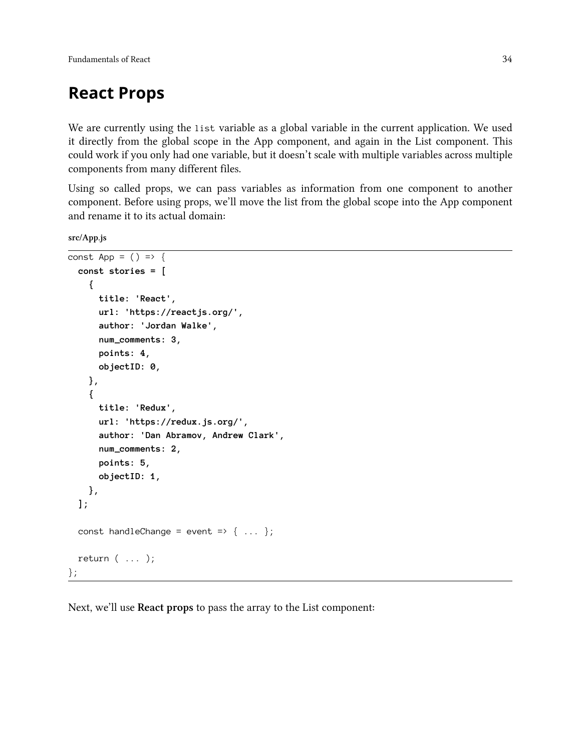# React Props

We are currently using the `list` variable as a global variable in the current application. We used it directly from the global scope in the App component, and again in the List component. This could work if you only had one variable, but it doesn't scale with multiple variables across multiple components from many different files.

Using so called props, we can pass variables as information from one component to another component. Before using props, we'll move the list from the global scope into the App component and rename it to its actual domain:

**src/App.js**

```
const App = () => {
  const stories = [
    {
      title: 'React',
      url: 'https://reactjs.org/',
      author: 'Jordan Walke',
      num_comments: 3,
      points: 4,
      objectID: 0,
    },
    {
      title: 'Redux',
      url: 'https://redux.js.org/',
      author: 'Dan Abramov, Andrew Clark',
      num_comments: 2,
      points: 5,
      objectID: 1,
    },
  ];

  const handleChange = event => { ... };

  return ( ... );
};
```

Next, we'll use **React props** to pass the array to the List component: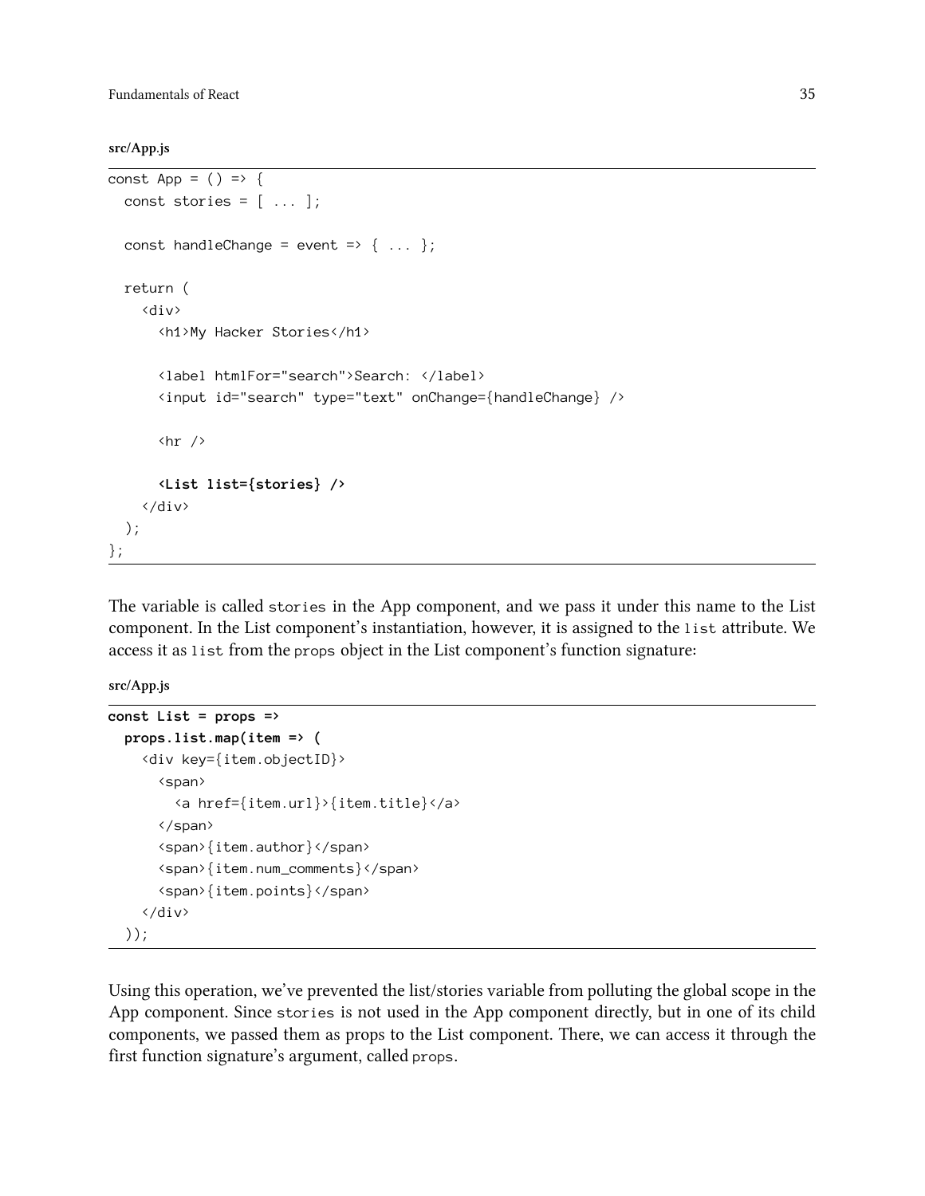**src/App.js**

```
const App = () => {
  const stories = [ ... ];

  const handleChange = event => { ... };

  return (
    <div>
      <h1>My Hacker Stories</h1>

      <label htmlFor="search">Search: </label>
      <input id="search" type="text" onChange={handleChange} />

      <hr />

      <List list={stories} />
    </div>
  );
};
```

The variable is called `stories` in the App component, and we pass it under this name to the List component. In the List component's instantiation, however, it is assigned to the `list` attribute. We access it as `list` from the `props` object in the List component's function signature:

**src/App.js**

```
const List = props =>
  props.list.map(item => (
    <div key={item.objectID}>
      <span>
        <a href={item.url}>{item.title}</a>
      </span>
      <span>{item.author}</span>
      <span>{item.num_comments}</span>
      <span>{item.points}</span>
    </div>
  ));
```

Using this operation, we've prevented the list/stories variable from polluting the global scope in the App component. Since `stories` is not used in the App component directly, but in one of its child components, we passed them as props to the List component. There, we can access it through the first function signature's argument, called `props`.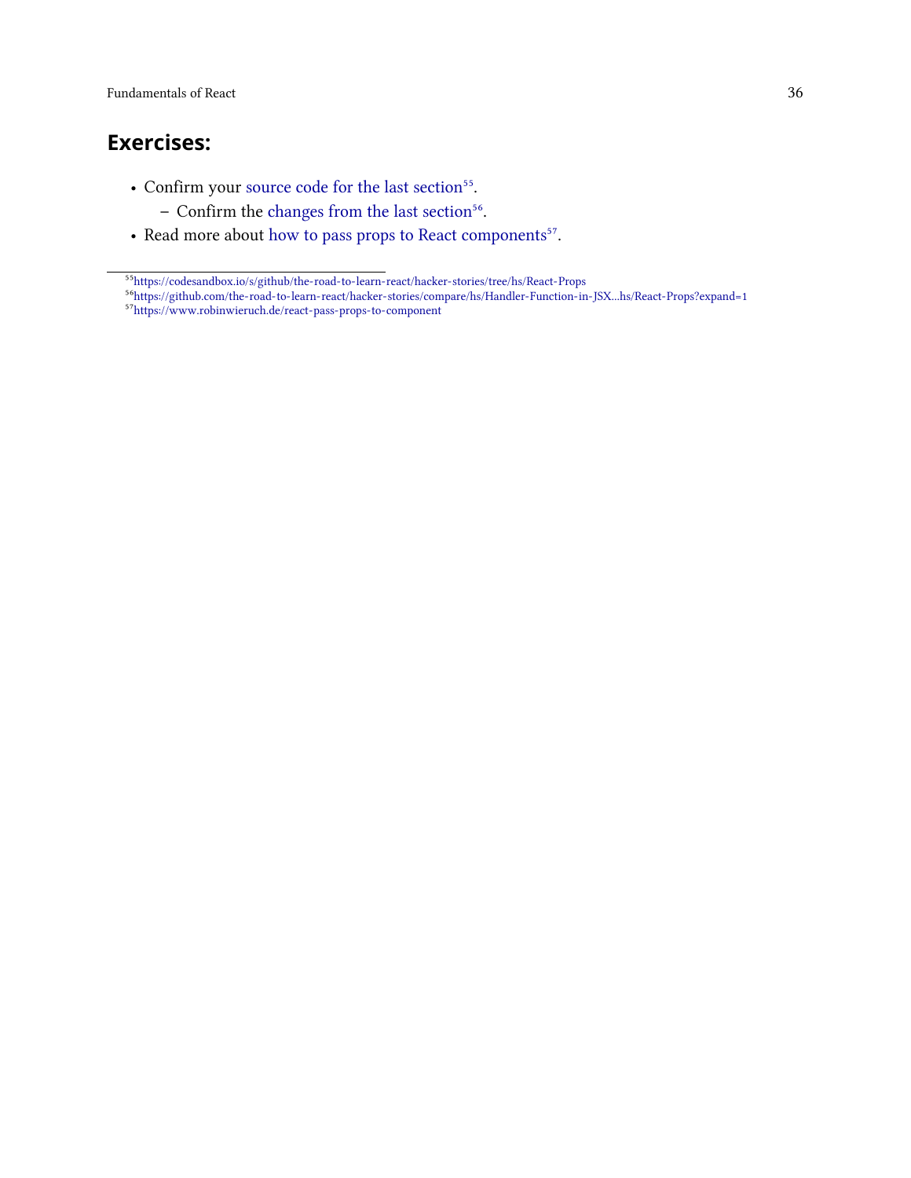### Exercises:

- Confirm your source code for the last section[55].
  - Confirm the changes from the last section[56].
- Read more about how to pass props to React components[57].

[55] https://codesandbox.io/s/github/the-road-to-learn-react/hacker-stories/tree/hs/React-Props

[56] https://github.com/the-road-to-learn-react/hacker-stories/compare/hs/Handler-Function-in-JSX...hs/React-Props?expand=1

[57] https://www.robinwieruch.de/react-pass-props-to-component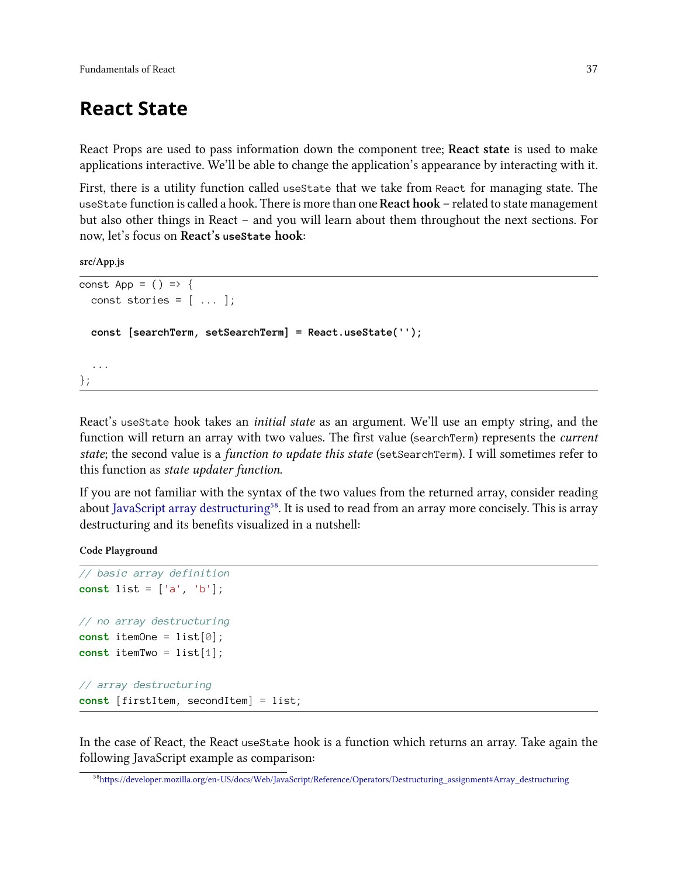# React State

React Props are used to pass information down the component tree; **React state** is used to make applications interactive. We'll be able to change the application's appearance by interacting with it.

First, there is a utility function called `useState` that we take from `React` for managing state. The `useState` function is called a hook. There is more than one **React hook** – related to state management but also other things in React – and you will learn about them throughout the next sections. For now, let's focus on **React's `useState` hook**:

**src/App.js**

```
const App = () => {
  const stories = [ ... ];

  const [searchTerm, setSearchTerm] = React.useState('');

  ...
};
```

React's `useState` hook takes an *initial state* as an argument. We'll use an empty string, and the function will return an array with two values. The first value (`searchTerm`) represents the *current state*; the second value is a *function to update this state* (`setSearchTerm`). I will sometimes refer to this function as *state updater function*.

If you are not familiar with the syntax of the two values from the returned array, consider reading about JavaScript array destructuring[58]. It is used to read from an array more concisely. This is array destructuring and its benefits visualized in a nutshell:

**Code Playground**

```
// basic array definition
const list = ['a', 'b'];

// no array destructuring
const itemOne = list[0];
const itemTwo = list[1];

// array destructuring
const [firstItem, secondItem] = list;
```

In the case of React, the React `useState` hook is a function which returns an array. Take again the following JavaScript example as comparison:

[58] https://developer.mozilla.org/en-US/docs/Web/JavaScript/Reference/Operators/Destructuring_assignment#Array_destructuring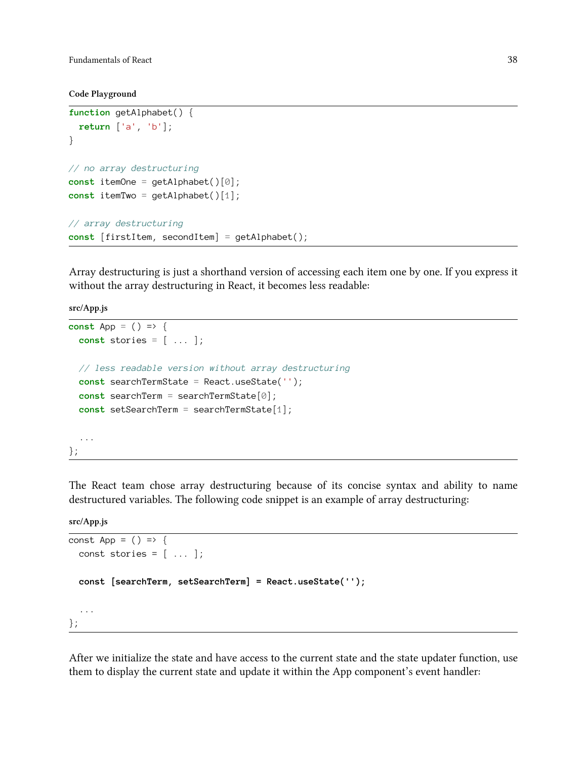**Code Playground**

```
function getAlphabet() {
  return ['a', 'b'];
}

// no array destructuring
const itemOne = getAlphabet()[0];
const itemTwo = getAlphabet()[1];

// array destructuring
const [firstItem, secondItem] = getAlphabet();
```

Array destructuring is just a shorthand version of accessing each item one by one. If you express it without the array destructuring in React, it becomes less readable:

**src/App.js**

```
const App = () => {
  const stories = [ ... ];

  // less readable version without array destructuring
  const searchTermState = React.useState('');
  const searchTerm = searchTermState[0];
  const setSearchTerm = searchTermState[1];

  ...
};
```

The React team chose array destructuring because of its concise syntax and ability to name destructured variables. The following code snippet is an example of array destructuring:

**src/App.js**

```
const App = () => {
  const stories = [ ... ];

  const [searchTerm, setSearchTerm] = React.useState('');

  ...
};
```

After we initialize the state and have access to the current state and the state updater function, use them to display the current state and update it within the App component's event handler: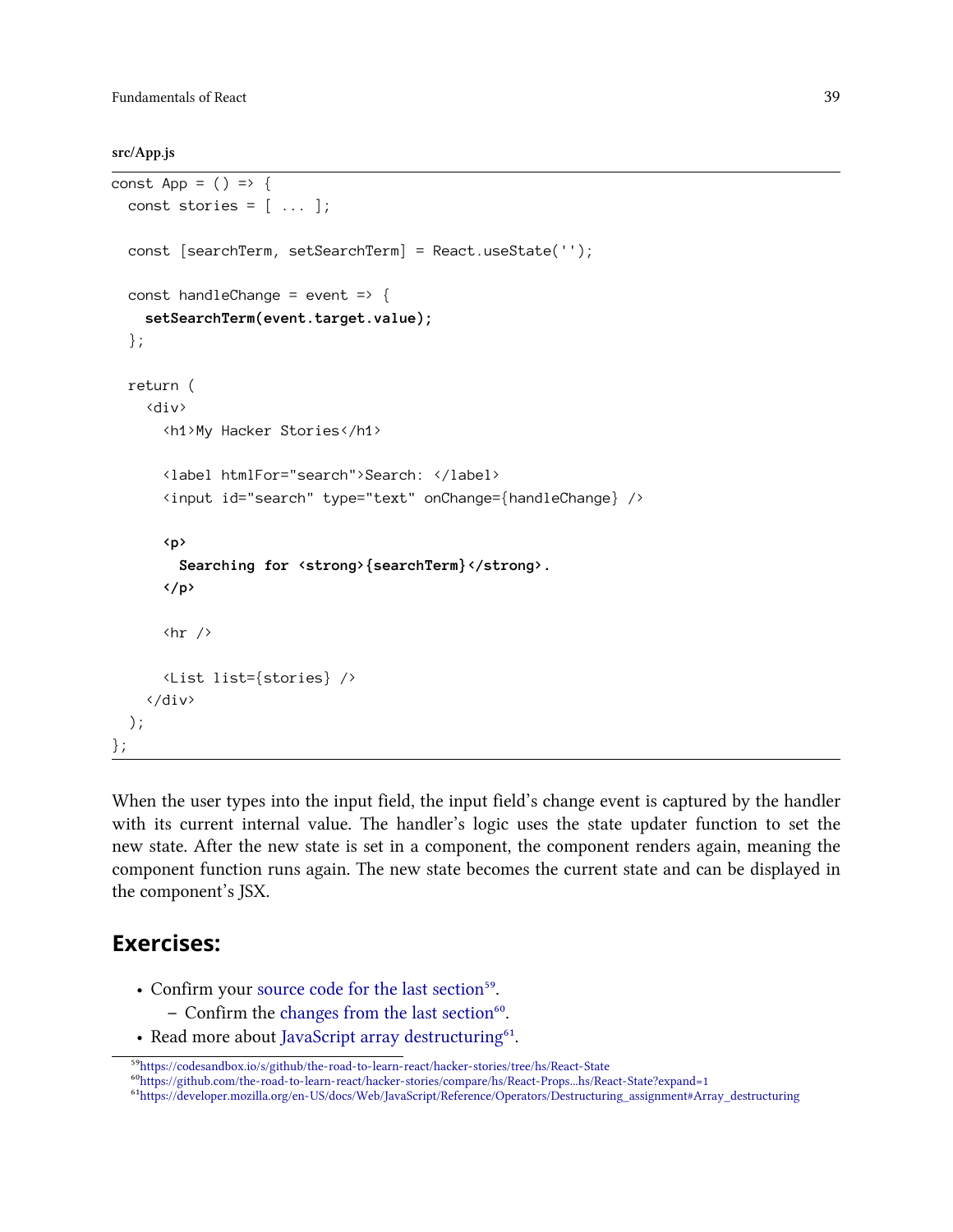**src/App.js**

```
const App = () => {
  const stories = [ ... ];

  const [searchTerm, setSearchTerm] = React.useState('');

  const handleChange = event => {
    setSearchTerm(event.target.value);
  };

  return (
    <div>
      <h1>My Hacker Stories</h1>

      <label htmlFor="search">Search: </label>
      <input id="search" type="text" onChange={handleChange} />

      <p>
        Searching for <strong>{searchTerm}</strong>.
      </p>

      <hr />

      <List list={stories} />
    </div>
  );
};
```

When the user types into the input field, the input field's change event is captured by the handler with its current internal value. The handler's logic uses the state updater function to set the new state. After the new state is set in a component, the component renders again, meaning the component function runs again. The new state becomes the current state and can be displayed in the component's JSX.

## Exercises:

- Confirm your source code for the last section[59].
  - Confirm the changes from the last section[60].
- Read more about JavaScript array destructuring[61].

[59] https://codesandbox.io/s/github/the-road-to-learn-react/hacker-stories/tree/hs/React-State
[60] https://github.com/the-road-to-learn-react/hacker-stories/compare/hs/React-Props...hs/React-State?expand=1
[61] https://developer.mozilla.org/en-US/docs/Web/JavaScript/Reference/Operators/Destructuring_assignment#Array_destructuring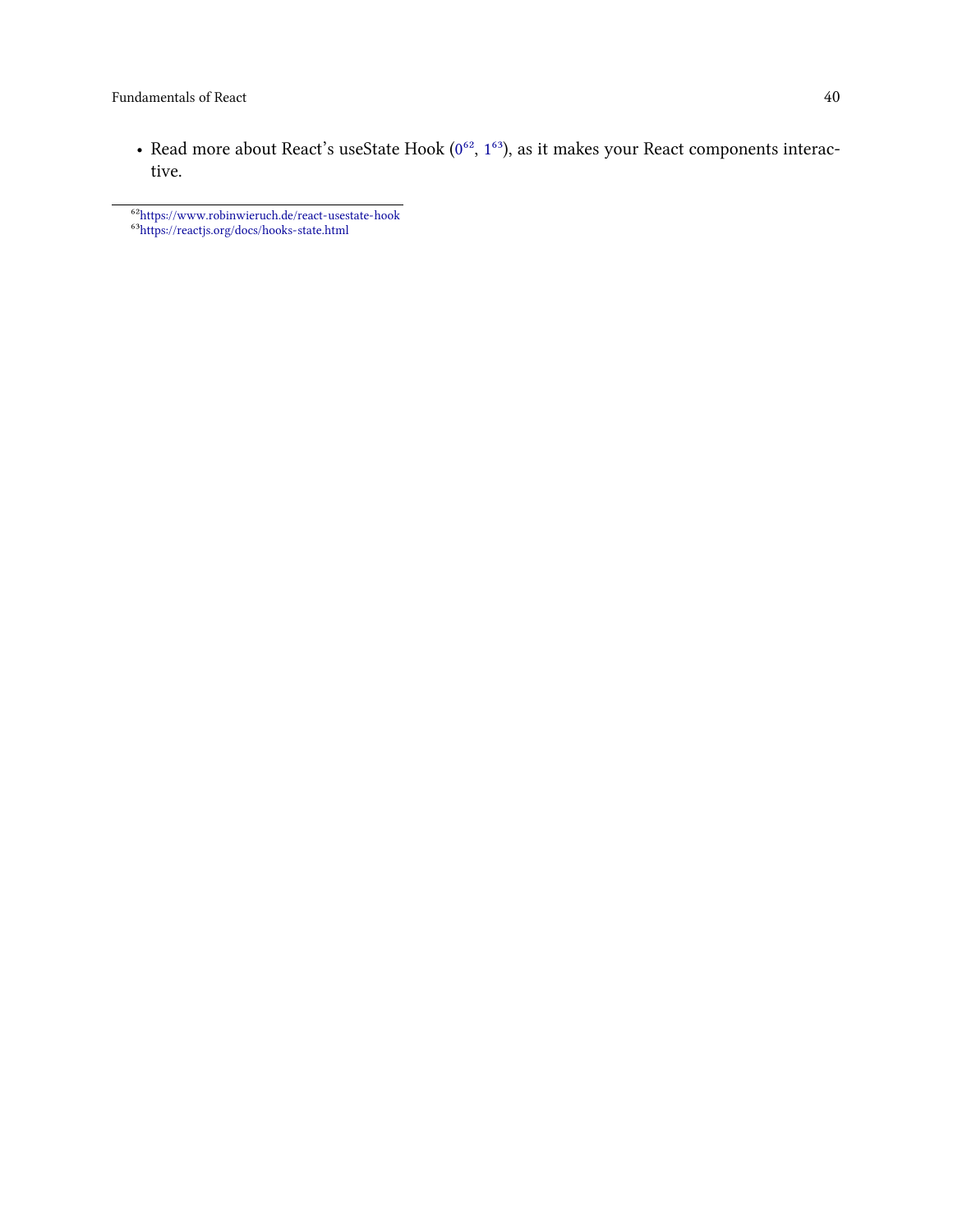- Read more about React's useState Hook (0[62], 1[63]), as it makes your React components interactive.

---

[62] https://www.robinwieruch.de/react-usestate-hook
[63] https://reactjs.org/docs/hooks-state.html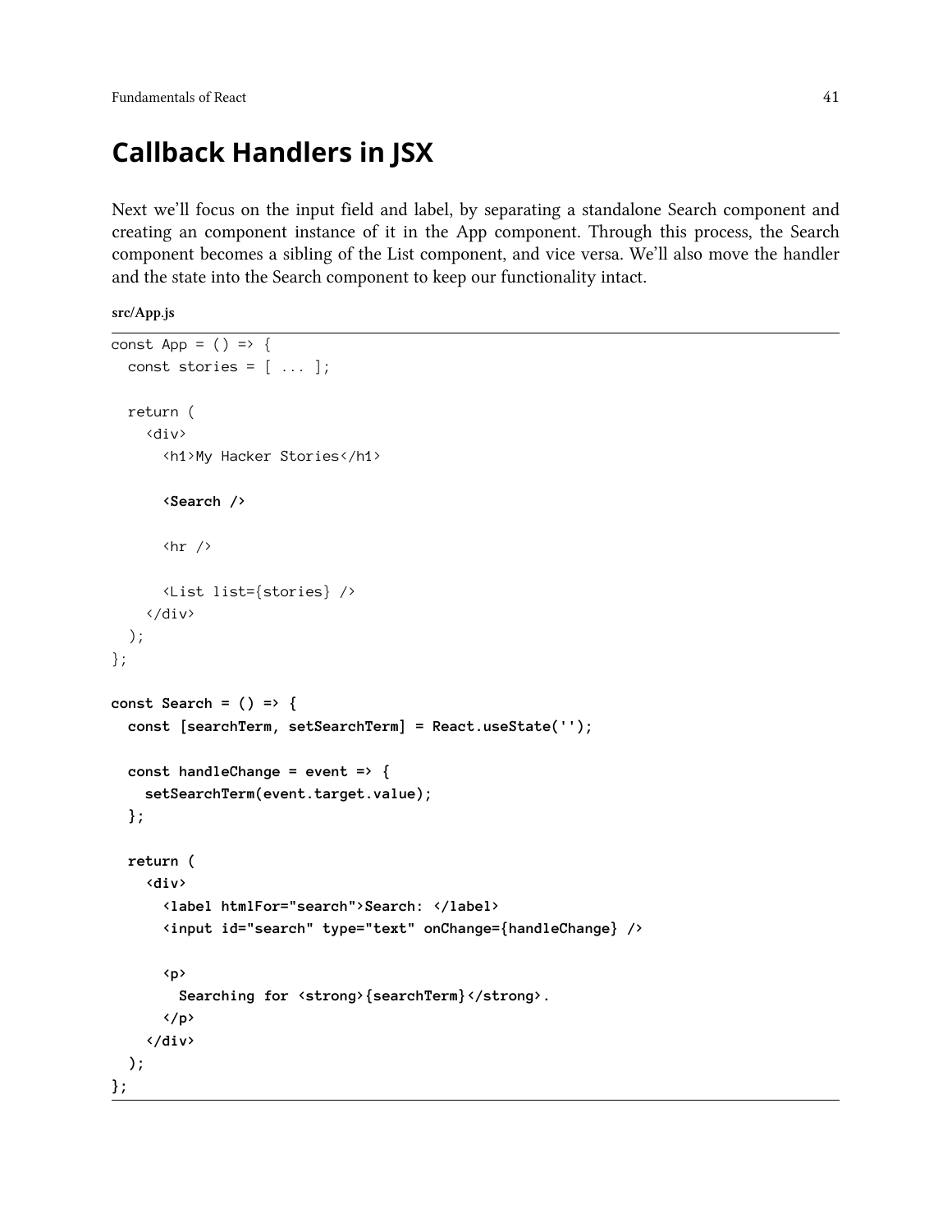# Callback Handlers in JSX

Next we'll focus on the input field and label, by separating a standalone Search component and creating an component instance of it in the App component. Through this process, the Search component becomes a sibling of the List component, and vice versa. We'll also move the handler and the state into the Search component to keep our functionality intact.

**src/App.js**

```
const App = () => {
  const stories = [ ... ];

  return (
    <div>
      <h1>My Hacker Stories</h1>

      <Search />

      <hr />

      <List list={stories} />
    </div>
  );
};

const Search = () => {
  const [searchTerm, setSearchTerm] = React.useState('');

  const handleChange = event => {
    setSearchTerm(event.target.value);
  };

  return (
    <div>
      <label htmlFor="search">Search: </label>
      <input id="search" type="text" onChange={handleChange} />

      <p>
        Searching for <strong>{searchTerm}</strong>.
      </p>
    </div>
  );
};
```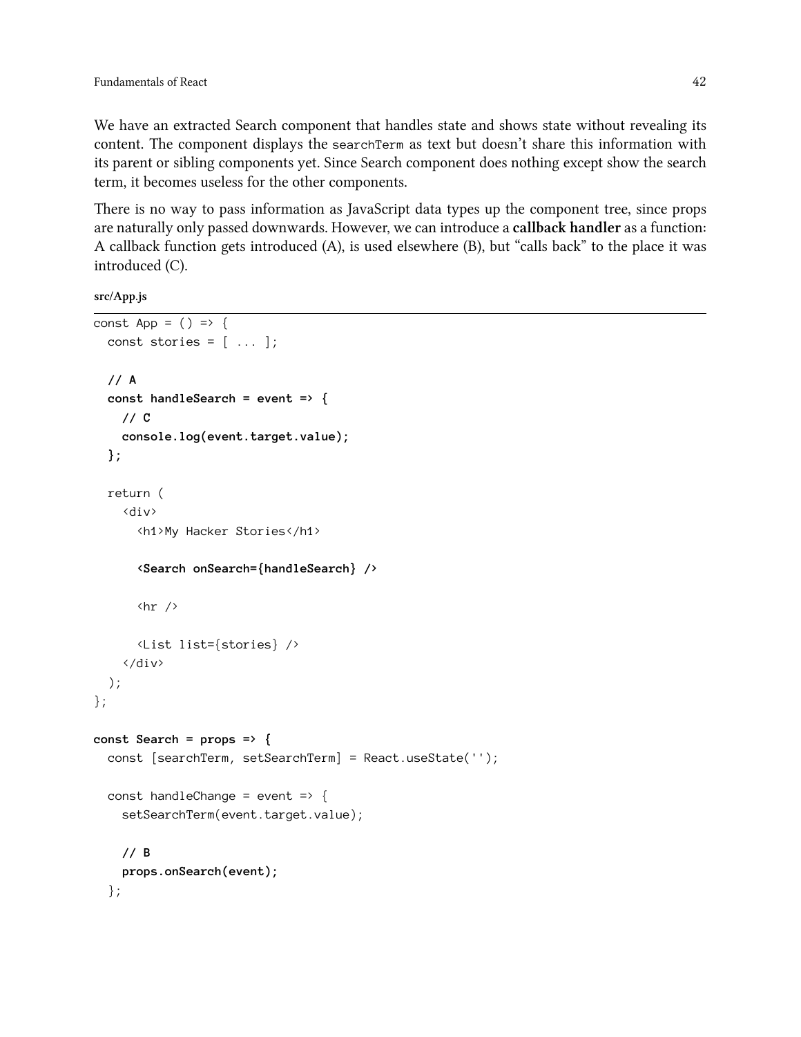We have an extracted Search component that handles state and shows state without revealing its content. The component displays the `searchTerm` as text but doesn't share this information with its parent or sibling components yet. Since Search component does nothing except show the search term, it becomes useless for the other components.

There is no way to pass information as JavaScript data types up the component tree, since props are naturally only passed downwards. However, we can introduce a **callback handler** as a function: A callback function gets introduced (A), is used elsewhere (B), but "calls back" to the place it was introduced (C).

**src/App.js**

```
const App = () => {
  const stories = [ ... ];

  // A
  const handleSearch = event => {
    // C
    console.log(event.target.value);
  };

  return (
    <div>
      <h1>My Hacker Stories</h1>

      <Search onSearch={handleSearch} />

      <hr />

      <List list={stories} />
    </div>
  );
};

const Search = props => {
  const [searchTerm, setSearchTerm] = React.useState('');

  const handleChange = event => {
    setSearchTerm(event.target.value);

    // B
    props.onSearch(event);
  };
```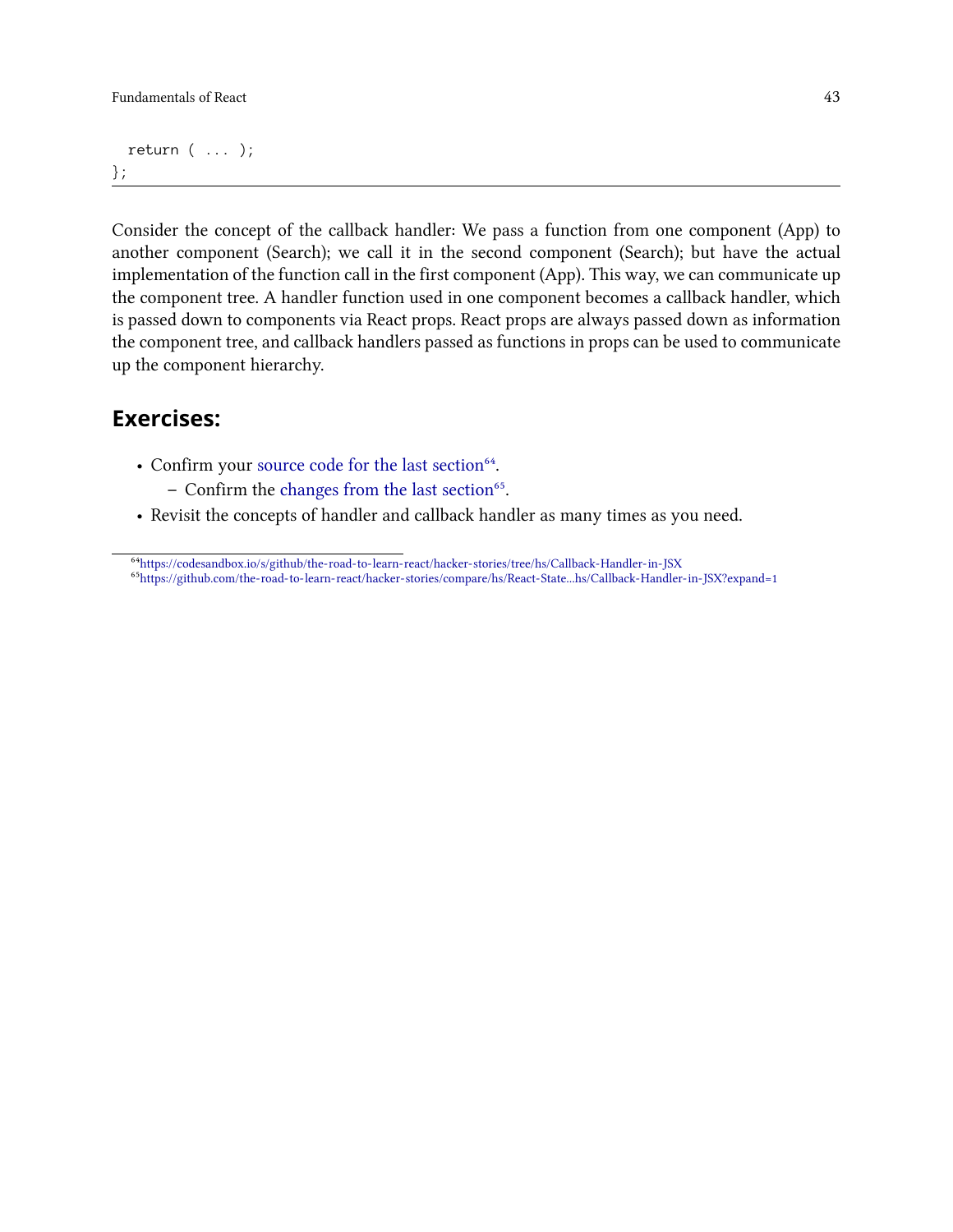```
  return ( ... );
};
```

Consider the concept of the callback handler: We pass a function from one component (App) to another component (Search); we call it in the second component (Search); but have the actual implementation of the function call in the first component (App). This way, we can communicate up the component tree. A handler function used in one component becomes a callback handler, which is passed down to components via React props. React props are always passed down as information the component tree, and callback handlers passed as functions in props can be used to communicate up the component hierarchy.

## Exercises:

- Confirm your source code for the last section[64].
  - Confirm the changes from the last section[65].
- Revisit the concepts of handler and callback handler as many times as you need.

[64]https://codesandbox.io/s/github/the-road-to-learn-react/hacker-stories/tree/hs/Callback-Handler-in-JSX

[65]https://github.com/the-road-to-learn-react/hacker-stories/compare/hs/React-State...hs/Callback-Handler-in-JSX?expand=1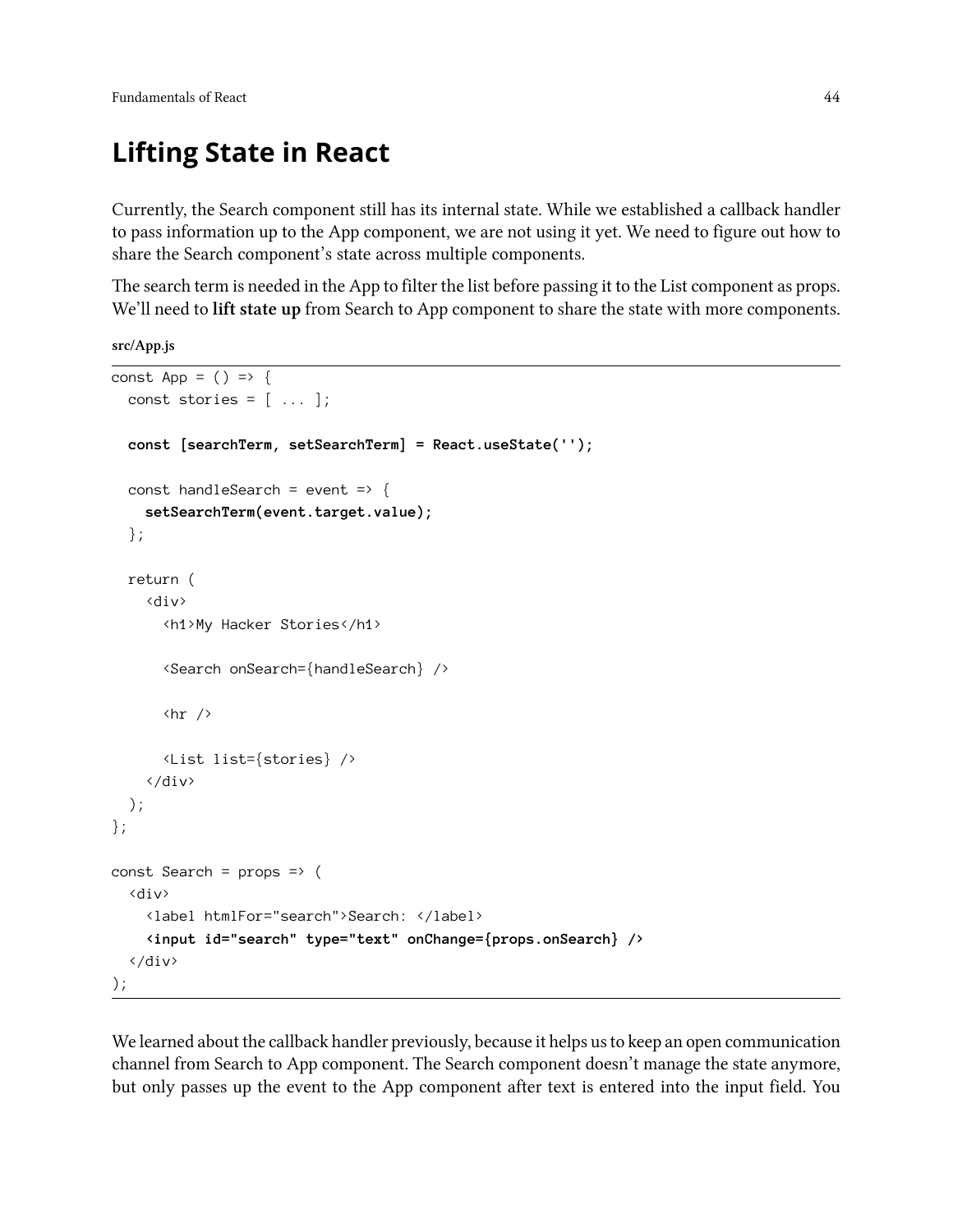# Lifting State in React

Currently, the Search component still has its internal state. While we established a callback handler to pass information up to the App component, we are not using it yet. We need to figure out how to share the Search component's state across multiple components.

The search term is needed in the App to filter the list before passing it to the List component as props. We'll need to **lift state up** from Search to App component to share the state with more components.

**src/App.js**

```
const App = () => {
  const stories = [ ... ];

  const [searchTerm, setSearchTerm] = React.useState('');

  const handleSearch = event => {
    setSearchTerm(event.target.value);
  };

  return (
    <div>
      <h1>My Hacker Stories</h1>

      <Search onSearch={handleSearch} />

      <hr />

      <List list={stories} />
    </div>
  );
};

const Search = props => (
  <div>
    <label htmlFor="search">Search: </label>
    <input id="search" type="text" onChange={props.onSearch} />
  </div>
);
```

We learned about the callback handler previously, because it helps us to keep an open communication channel from Search to App component. The Search component doesn't manage the state anymore, but only passes up the event to the App component after text is entered into the input field. You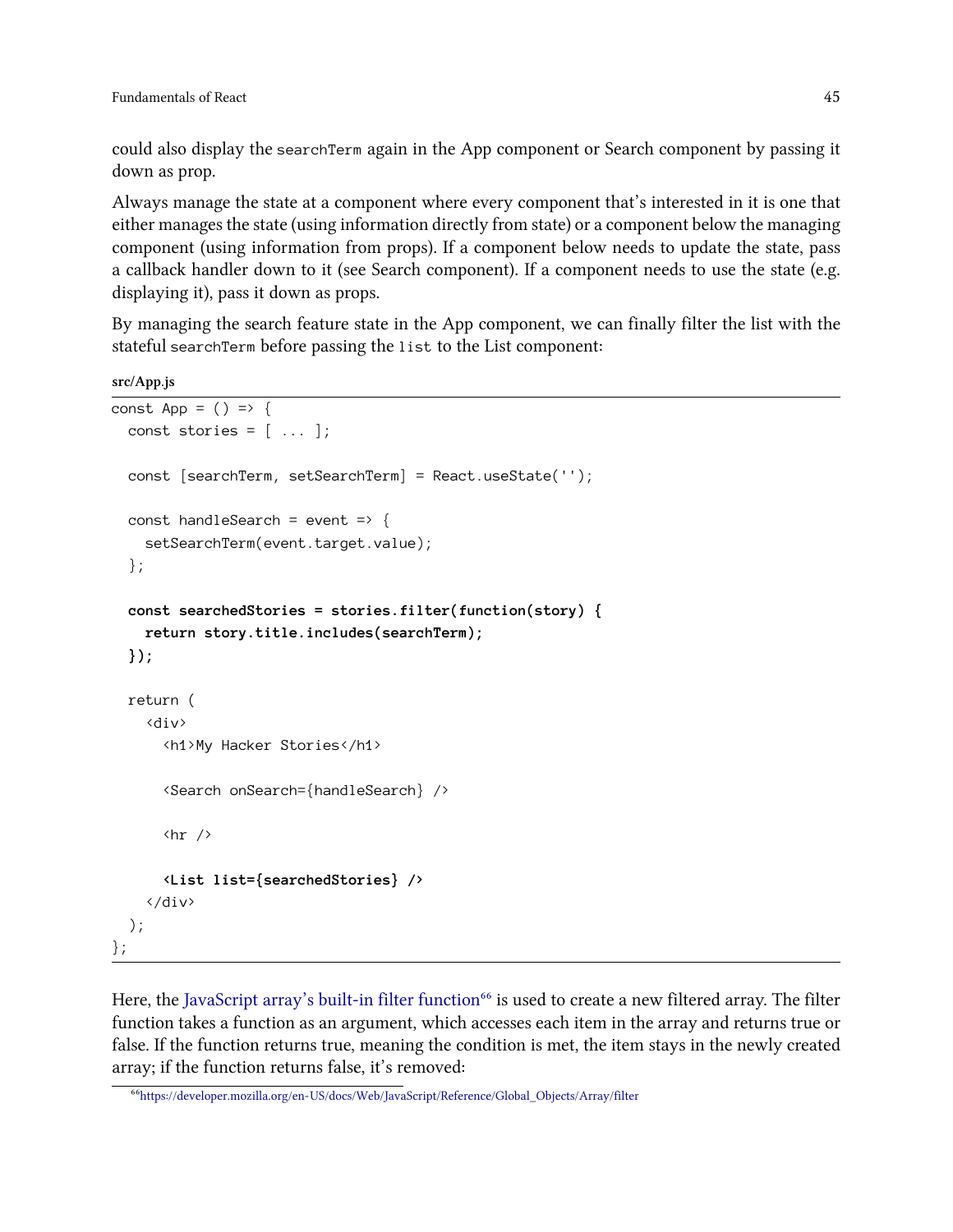could also display the `searchTerm` again in the App component or Search component by passing it down as prop.

Always manage the state at a component where every component that's interested in it is one that either manages the state (using information directly from state) or a component below the managing component (using information from props). If a component below needs to update the state, pass a callback handler down to it (see Search component). If a component needs to use the state (e.g. displaying it), pass it down as props.

By managing the search feature state in the App component, we can finally filter the list with the stateful `searchTerm` before passing the `list` to the List component:

**src/App.js**

```
const App = () => {
  const stories = [ ... ];

  const [searchTerm, setSearchTerm] = React.useState('');

  const handleSearch = event => {
    setSearchTerm(event.target.value);
  };

  const searchedStories = stories.filter(function(story) {
    return story.title.includes(searchTerm);
  });

  return (
    <div>
      <h1>My Hacker Stories</h1>

      <Search onSearch={handleSearch} />

      <hr />

      <List list={searchedStories} />
    </div>
  );
};
```

Here, the JavaScript array's built-in filter function[66] is used to create a new filtered array. The filter function takes a function as an argument, which accesses each item in the array and returns true or false. If the function returns true, meaning the condition is met, the item stays in the newly created array; if the function returns false, it's removed:

[66] https://developer.mozilla.org/en-US/docs/Web/JavaScript/Reference/Global_Objects/Array/filter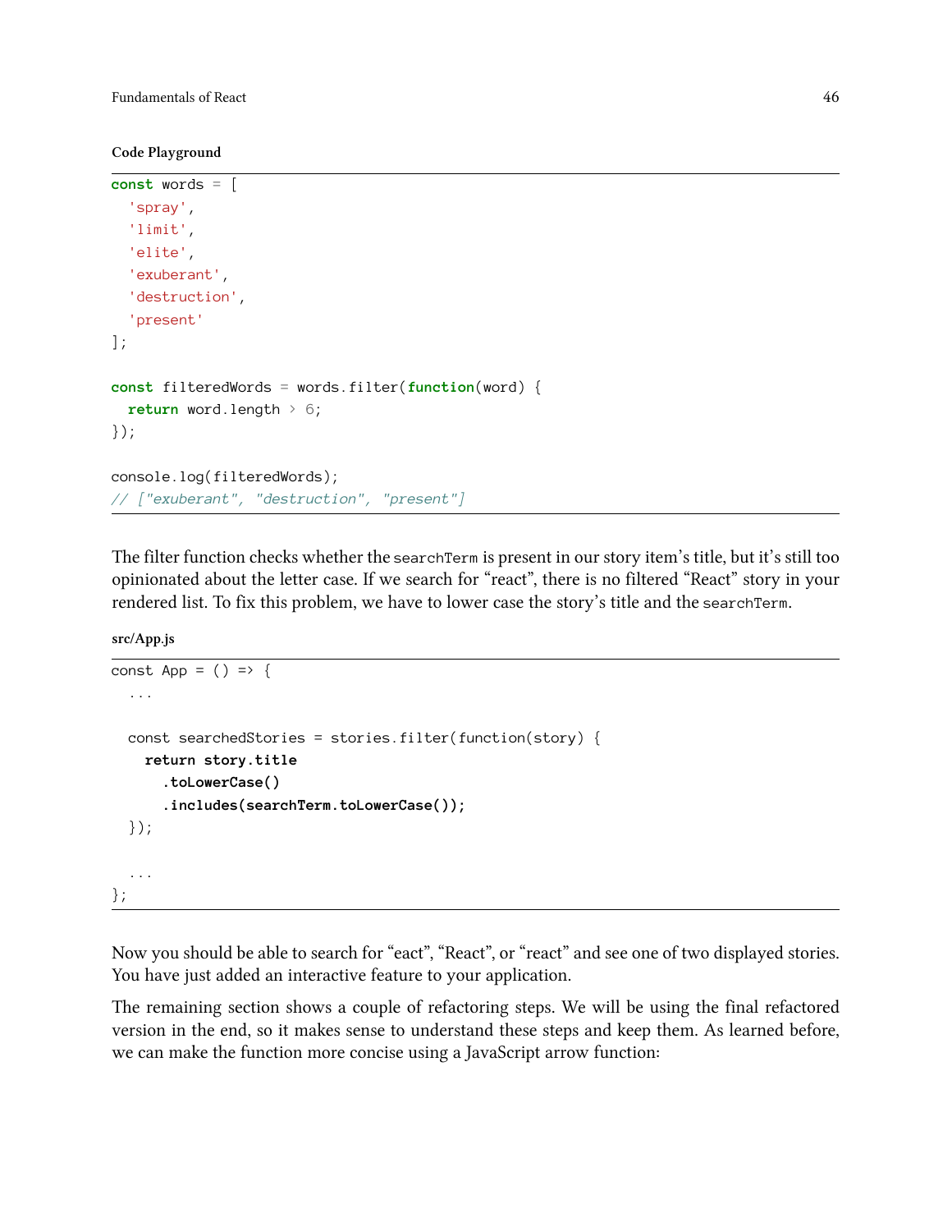**Code Playground**

```
const words = [
  'spray',
  'limit',
  'elite',
  'exuberant',
  'destruction',
  'present'
];

const filteredWords = words.filter(function(word) {
  return word.length > 6;
});

console.log(filteredWords);
// ["exuberant", "destruction", "present"]
```

The filter function checks whether the `searchTerm` is present in our story item's title, but it's still too opinionated about the letter case. If we search for "react", there is no filtered "React" story in your rendered list. To fix this problem, we have to lower case the story's title and the `searchTerm`.

**src/App.js**

```
const App = () => {
  ...

  const searchedStories = stories.filter(function(story) {
    return story.title
      .toLowerCase()
      .includes(searchTerm.toLowerCase());
  });

  ...
};
```

Now you should be able to search for "eact", "React", or "react" and see one of two displayed stories. You have just added an interactive feature to your application.

The remaining section shows a couple of refactoring steps. We will be using the final refactored version in the end, so it makes sense to understand these steps and keep them. As learned before, we can make the function more concise using a JavaScript arrow function: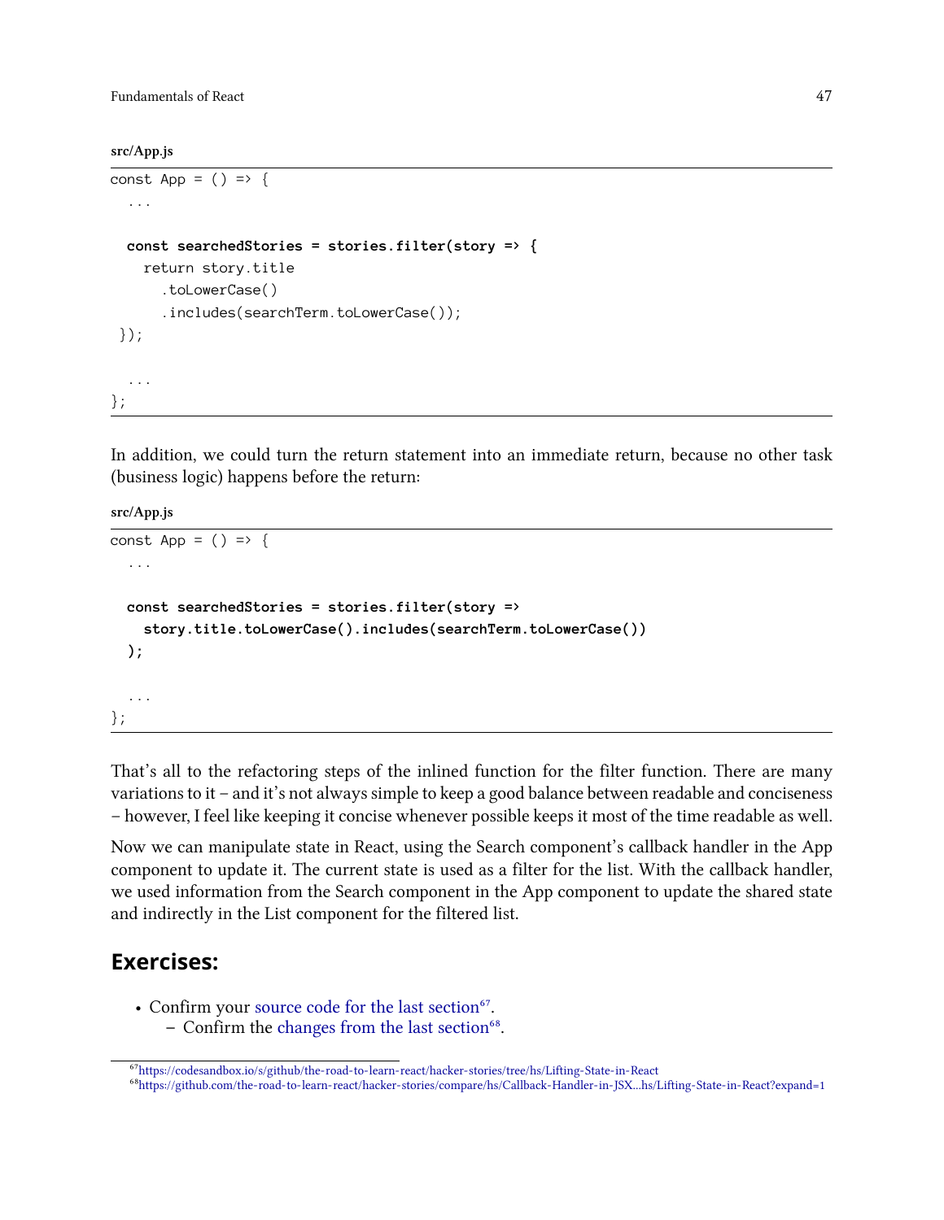src/App.js

```
const App = () => {
  ...

  const searchedStories = stories.filter(story => {
    return story.title
      .toLowerCase()
      .includes(searchTerm.toLowerCase());
 });

  ...
};
```

In addition, we could turn the return statement into an immediate return, because no other task (business logic) happens before the return:

src/App.js

```
const App = () => {
  ...

  const searchedStories = stories.filter(story =>
    story.title.toLowerCase().includes(searchTerm.toLowerCase())
  );

  ...
};
```

That's all to the refactoring steps of the inlined function for the filter function. There are many variations to it – and it's not always simple to keep a good balance between readable and conciseness – however, I feel like keeping it concise whenever possible keeps it most of the time readable as well.

Now we can manipulate state in React, using the Search component's callback handler in the App component to update it. The current state is used as a filter for the list. With the callback handler, we used information from the Search component in the App component to update the shared state and indirectly in the List component for the filtered list.

## Exercises:

- Confirm your source code for the last section[67].
  - Confirm the changes from the last section[68].

[67] https://codesandbox.io/s/github/the-road-to-learn-react/hacker-stories/tree/hs/Lifting-State-in-React

[68] https://github.com/the-road-to-learn-react/hacker-stories/compare/hs/Callback-Handler-in-JSX...hs/Lifting-State-in-React?expand=1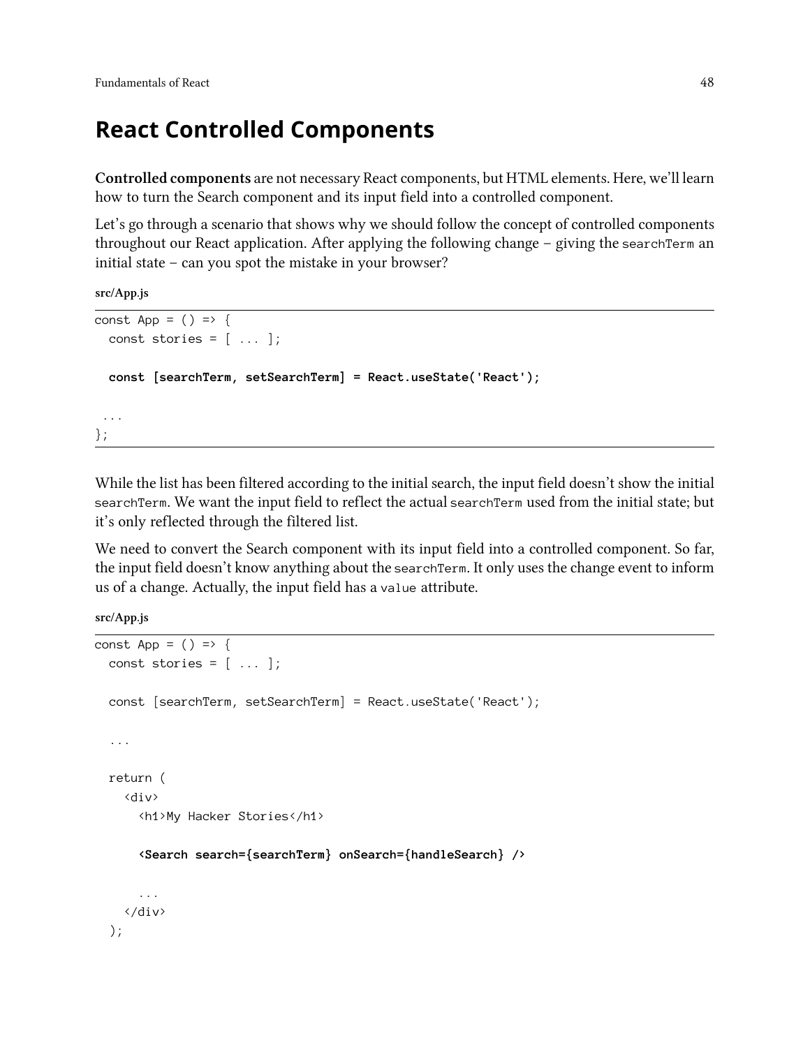# React Controlled Components

**Controlled components** are not necessary React components, but HTML elements. Here, we'll learn how to turn the Search component and its input field into a controlled component.

Let's go through a scenario that shows why we should follow the concept of controlled components throughout our React application. After applying the following change – giving the `searchTerm` an initial state – can you spot the mistake in your browser?

**src/App.js**

```
const App = () => {
  const stories = [ ... ];

  const [searchTerm, setSearchTerm] = React.useState('React');

 ...
};
```

While the list has been filtered according to the initial search, the input field doesn't show the initial `searchTerm`. We want the input field to reflect the actual `searchTerm` used from the initial state; but it's only reflected through the filtered list.

We need to convert the Search component with its input field into a controlled component. So far, the input field doesn't know anything about the `searchTerm`. It only uses the change event to inform us of a change. Actually, the input field has a `value` attribute.

**src/App.js**

```
const App = () => {
  const stories = [ ... ];

  const [searchTerm, setSearchTerm] = React.useState('React');

  ...

  return (
    <div>
      <h1>My Hacker Stories</h1>

      <Search search={searchTerm} onSearch={handleSearch} />

      ...
    </div>
  );
```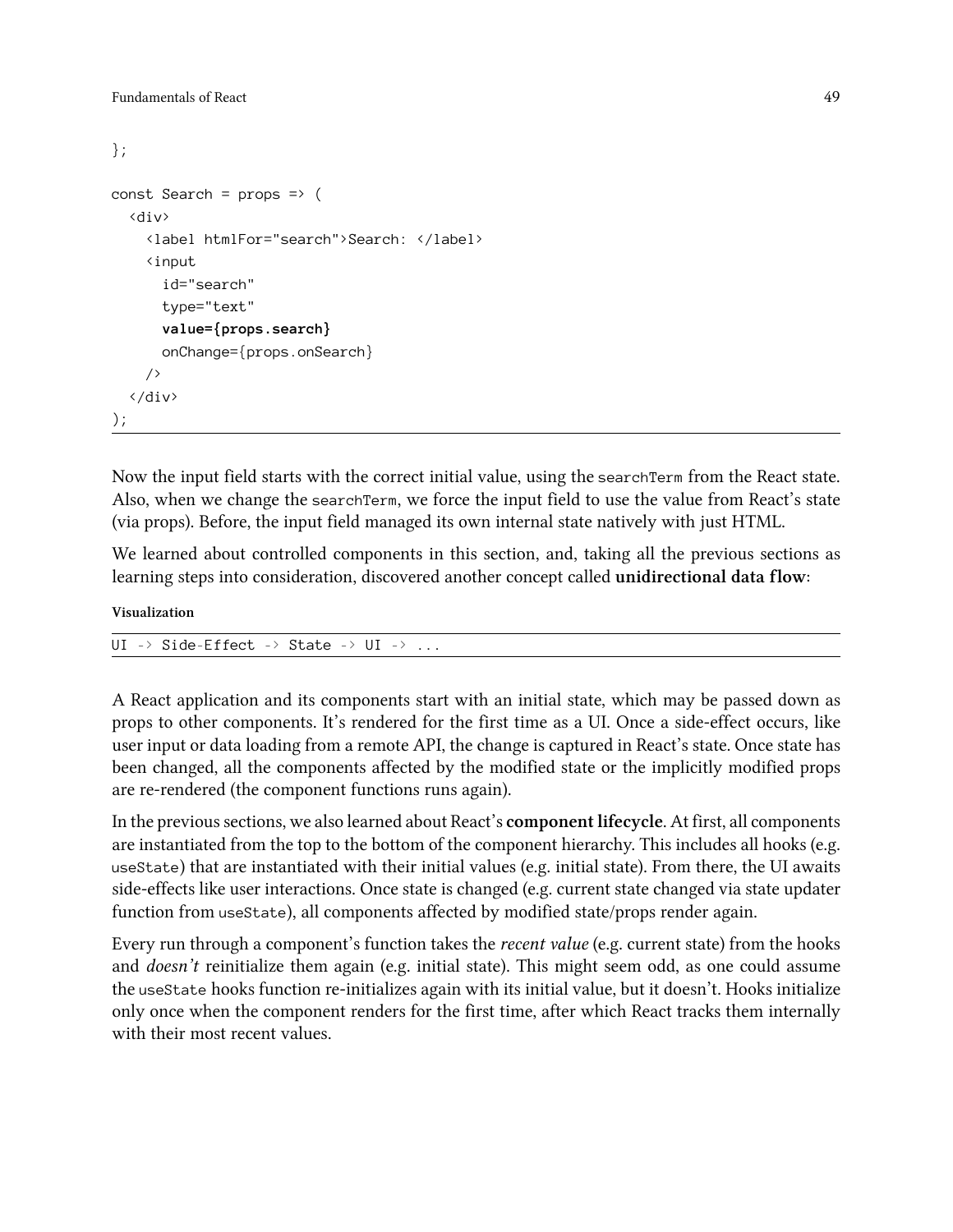```
};

const Search = props => (
  <div>
    <label htmlFor="search">Search: </label>
    <input
      id="search"
      type="text"
      value={props.search}
      onChange={props.onSearch}
    />
  </div>
);
```

Now the input field starts with the correct initial value, using the `searchTerm` from the React state. Also, when we change the `searchTerm`, we force the input field to use the value from React's state (via props). Before, the input field managed its own internal state natively with just HTML.

We learned about controlled components in this section, and, taking all the previous sections as learning steps into consideration, discovered another concept called **unidirectional data flow**:

**Visualization**

```
UI -> Side-Effect -> State -> UI -> ...
```

A React application and its components start with an initial state, which may be passed down as props to other components. It's rendered for the first time as a UI. Once a side-effect occurs, like user input or data loading from a remote API, the change is captured in React's state. Once state has been changed, all the components affected by the modified state or the implicitly modified props are re-rendered (the component functions runs again).

In the previous sections, we also learned about React's **component lifecycle**. At first, all components are instantiated from the top to the bottom of the component hierarchy. This includes all hooks (e.g. `useState`) that are instantiated with their initial values (e.g. initial state). From there, the UI awaits side-effects like user interactions. Once state is changed (e.g. current state changed via state updater function from `useState`), all components affected by modified state/props render again.

Every run through a component's function takes the *recent value* (e.g. current state) from the hooks and *doesn't* reinitialize them again (e.g. initial state). This might seem odd, as one could assume the `useState` hooks function re-initializes again with its initial value, but it doesn't. Hooks initialize only once when the component renders for the first time, after which React tracks them internally with their most recent values.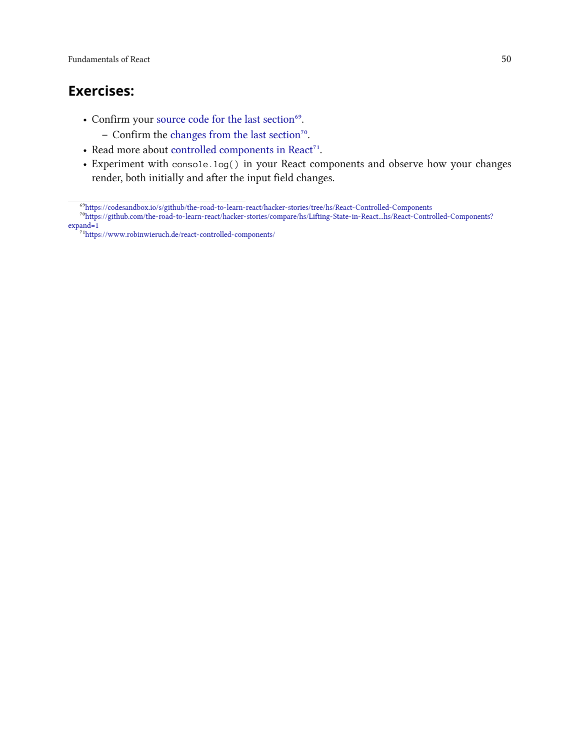### Exercises:

- Confirm your source code for the last section[69].
  - Confirm the changes from the last section[70].
- Read more about controlled components in React[71].
- Experiment with `console.log()` in your React components and observe how your changes render, both initially and after the input field changes.

---

[69] https://codesandbox.io/s/github/the-road-to-learn-react/hacker-stories/tree/hs/React-Controlled-Components

[70] https://github.com/the-road-to-learn-react/hacker-stories/compare/hs/Lifting-State-in-React...hs/React-Controlled-Components?expand=1

[71] https://www.robinwieruch.de/react-controlled-components/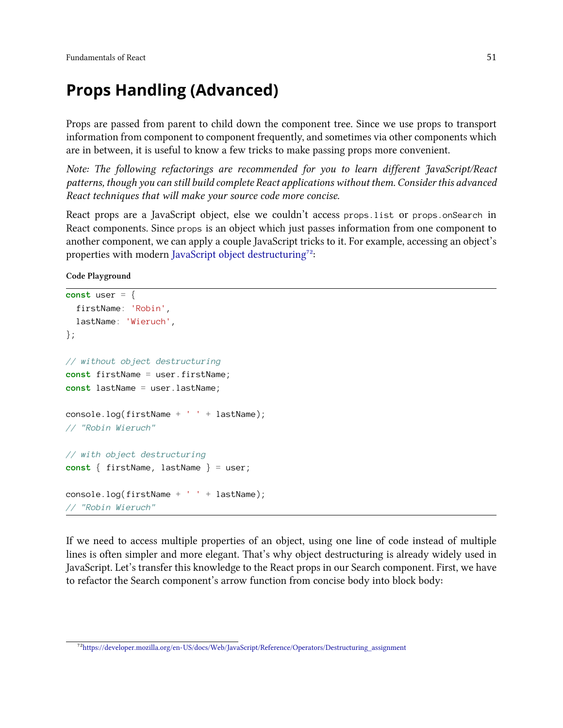# Props Handling (Advanced)

Props are passed from parent to child down the component tree. Since we use props to transport information from component to component frequently, and sometimes via other components which are in between, it is useful to know a few tricks to make passing props more convenient.

*Note: The following refactorings are recommended for you to learn different JavaScript/React patterns, though you can still build complete React applications without them. Consider this advanced React techniques that will make your source code more concise.*

React props are a JavaScript object, else we couldn't access `props.list` or `props.onSearch` in React components. Since `props` is an object which just passes information from one component to another component, we can apply a couple JavaScript tricks to it. For example, accessing an object's properties with modern JavaScript object destructuring[72]:

**Code Playground**

```
const user = {
  firstName: 'Robin',
  lastName: 'Wieruch',
};

// without object destructuring
const firstName = user.firstName;
const lastName = user.lastName;

console.log(firstName + ' ' + lastName);
// "Robin Wieruch"

// with object destructuring
const { firstName, lastName } = user;

console.log(firstName + ' ' + lastName);
// "Robin Wieruch"
```

If we need to access multiple properties of an object, using one line of code instead of multiple lines is often simpler and more elegant. That's why object destructuring is already widely used in JavaScript. Let's transfer this knowledge to the React props in our Search component. First, we have to refactor the Search component's arrow function from concise body into block body:

[72] https://developer.mozilla.org/en-US/docs/Web/JavaScript/Reference/Operators/Destructuring_assignment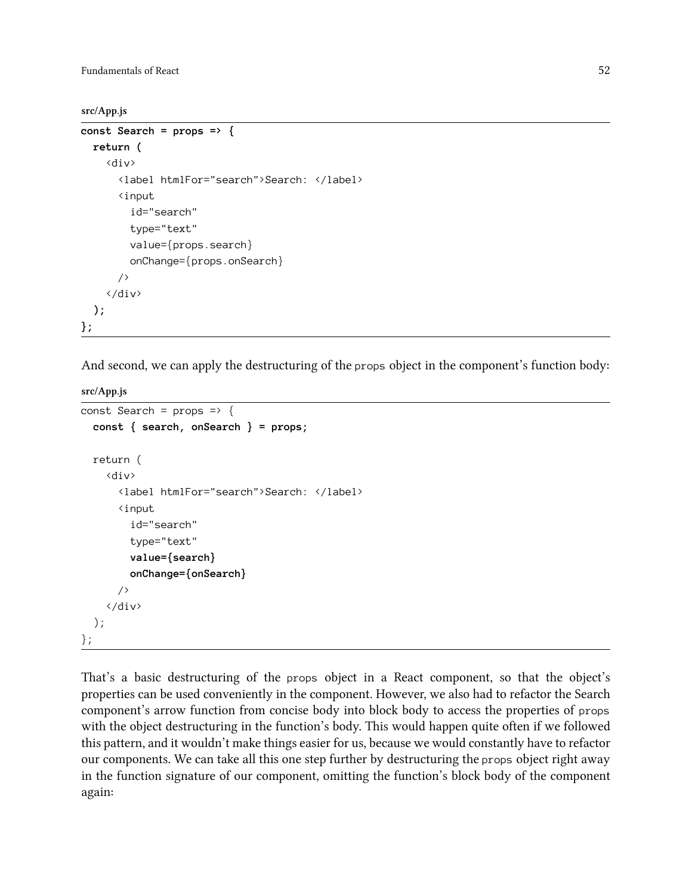src/App.js

```
const Search = props => {
  return (
    <div>
      <label htmlFor="search">Search: </label>
      <input
        id="search"
        type="text"
        value={props.search}
        onChange={props.onSearch}
      />
    </div>
  );
};
```

And second, we can apply the destructuring of the `props` object in the component's function body:

src/App.js

```
const Search = props => {
  const { search, onSearch } = props;

  return (
    <div>
      <label htmlFor="search">Search: </label>
      <input
        id="search"
        type="text"
        value={search}
        onChange={onSearch}
      />
    </div>
  );
};
```

That's a basic destructuring of the `props` object in a React component, so that the object's properties can be used conveniently in the component. However, we also had to refactor the Search component's arrow function from concise body into block body to access the properties of `props` with the object destructuring in the function's body. This would happen quite often if we followed this pattern, and it wouldn't make things easier for us, because we would constantly have to refactor our components. We can take all this one step further by destructuring the `props` object right away in the function signature of our component, omitting the function's block body of the component again: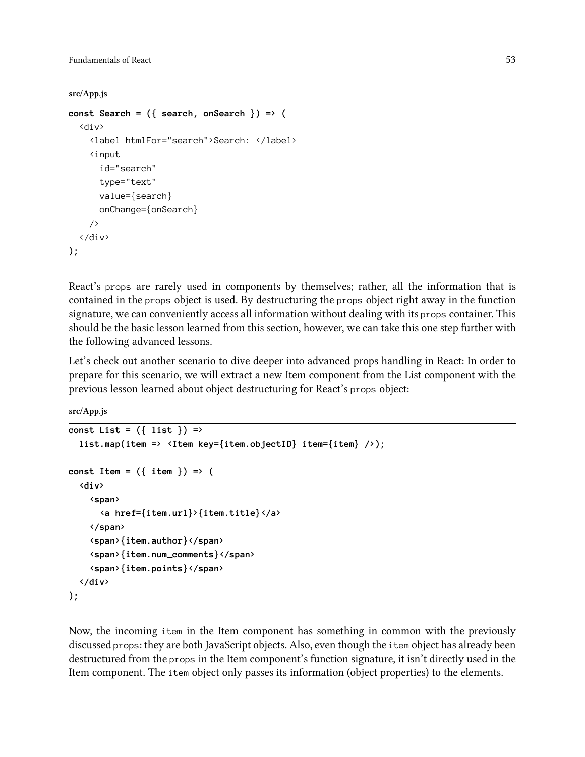**src/App.js**

```
const Search = ({ search, onSearch }) => (
  <div>
    <label htmlFor="search">Search: </label>
    <input
      id="search"
      type="text"
      value={search}
      onChange={onSearch}
    />
  </div>
);
```

React's `props` are rarely used in components by themselves; rather, all the information that is contained in the `props` object is used. By destructuring the `props` object right away in the function signature, we can conveniently access all information without dealing with its `props` container. This should be the basic lesson learned from this section, however, we can take this one step further with the following advanced lessons.

Let's check out another scenario to dive deeper into advanced props handling in React: In order to prepare for this scenario, we will extract a new Item component from the List component with the previous lesson learned about object destructuring for React's `props` object:

**src/App.js**

```
const List = ({ list }) =>
  list.map(item => <Item key={item.objectID} item={item} />);

const Item = ({ item }) => (
  <div>
    <span>
      <a href={item.url}>{item.title}</a>
    </span>
    <span>{item.author}</span>
    <span>{item.num_comments}</span>
    <span>{item.points}</span>
  </div>
);
```

Now, the incoming `item` in the Item component has something in common with the previously discussed `props`: they are both JavaScript objects. Also, even though the `item` object has already been destructured from the `props` in the Item component's function signature, it isn't directly used in the Item component. The `item` object only passes its information (object properties) to the elements.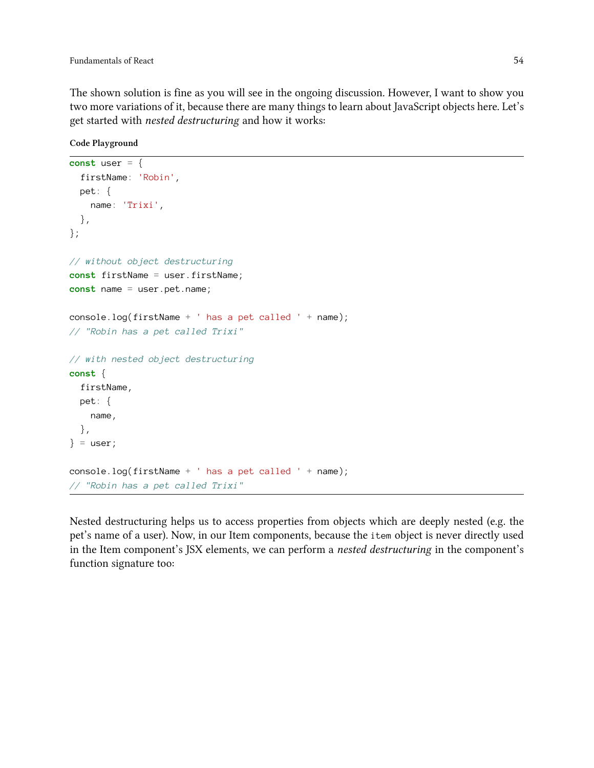The shown solution is fine as you will see in the ongoing discussion. However, I want to show you two more variations of it, because there are many things to learn about JavaScript objects here. Let's get started with *nested destructuring* and how it works:

**Code Playground**

```
const user = {
  firstName: 'Robin',
  pet: {
    name: 'Trixi',
  },
};

// without object destructuring
const firstName = user.firstName;
const name = user.pet.name;

console.log(firstName + ' has a pet called ' + name);
// "Robin has a pet called Trixi"

// with nested object destructuring
const {
  firstName,
  pet: {
    name,
  },
} = user;

console.log(firstName + ' has a pet called ' + name);
// "Robin has a pet called Trixi"
```

Nested destructuring helps us to access properties from objects which are deeply nested (e.g. the pet's name of a user). Now, in our Item components, because the `item` object is never directly used in the Item component's JSX elements, we can perform a *nested destructuring* in the component's function signature too: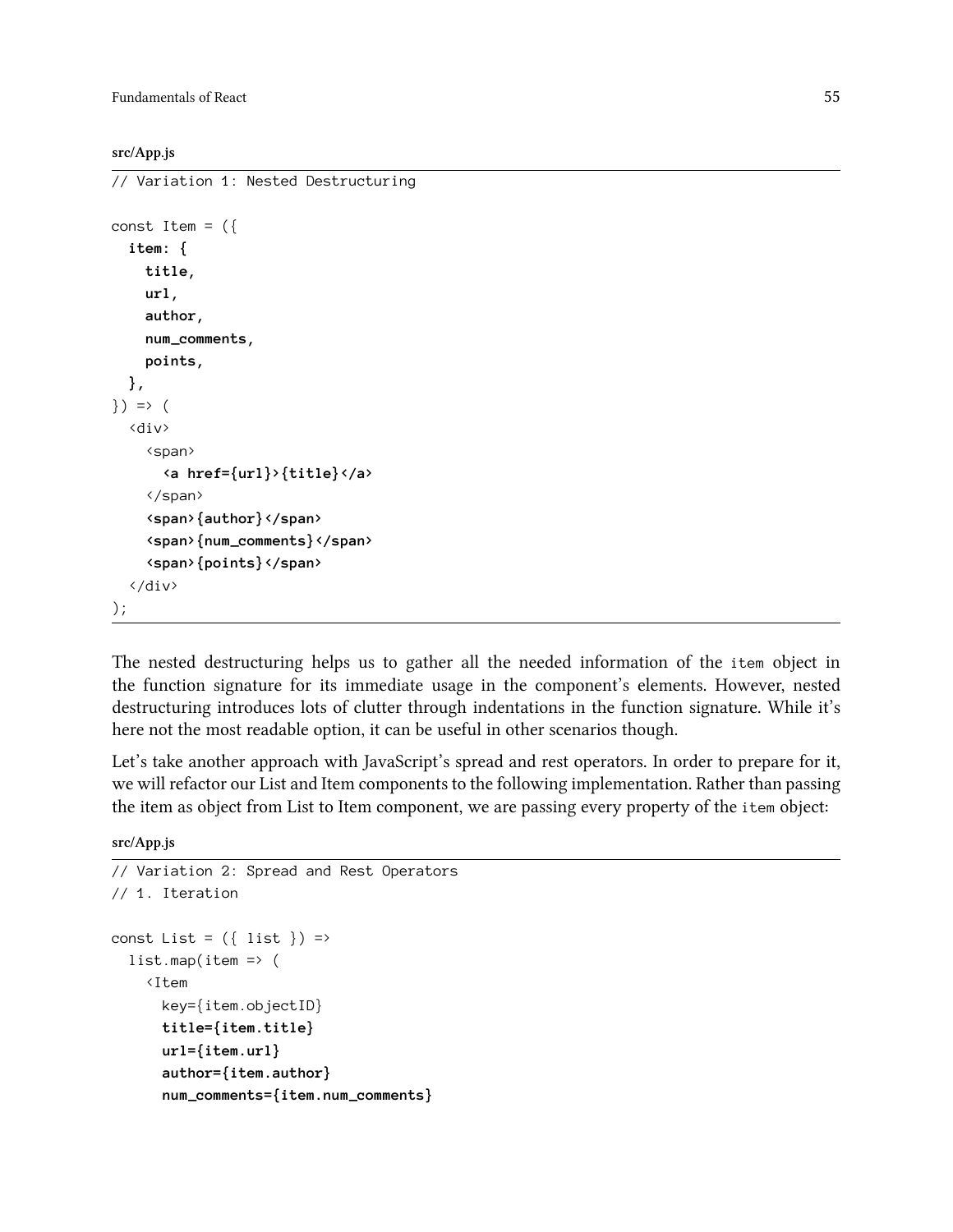**src/App.js**

```
// Variation 1: Nested Destructuring

const Item = ({
  item: {
    title,
    url,
    author,
    num_comments,
    points,
  },
}) => (
  <div>
    <span>
      <a href={url}>{title}</a>
    </span>
    <span>{author}</span>
    <span>{num_comments}</span>
    <span>{points}</span>
  </div>
);
```

The nested destructuring helps us to gather all the needed information of the `item` object in the function signature for its immediate usage in the component's elements. However, nested destructuring introduces lots of clutter through indentations in the function signature. While it's here not the most readable option, it can be useful in other scenarios though.

Let's take another approach with JavaScript's spread and rest operators. In order to prepare for it, we will refactor our List and Item components to the following implementation. Rather than passing the item as object from List to Item component, we are passing every property of the `item` object:

**src/App.js**

```
// Variation 2: Spread and Rest Operators
// 1. Iteration

const List = ({ list }) =>
  list.map(item => (
    <Item
      key={item.objectID}
      title={item.title}
      url={item.url}
      author={item.author}
      num_comments={item.num_comments}
```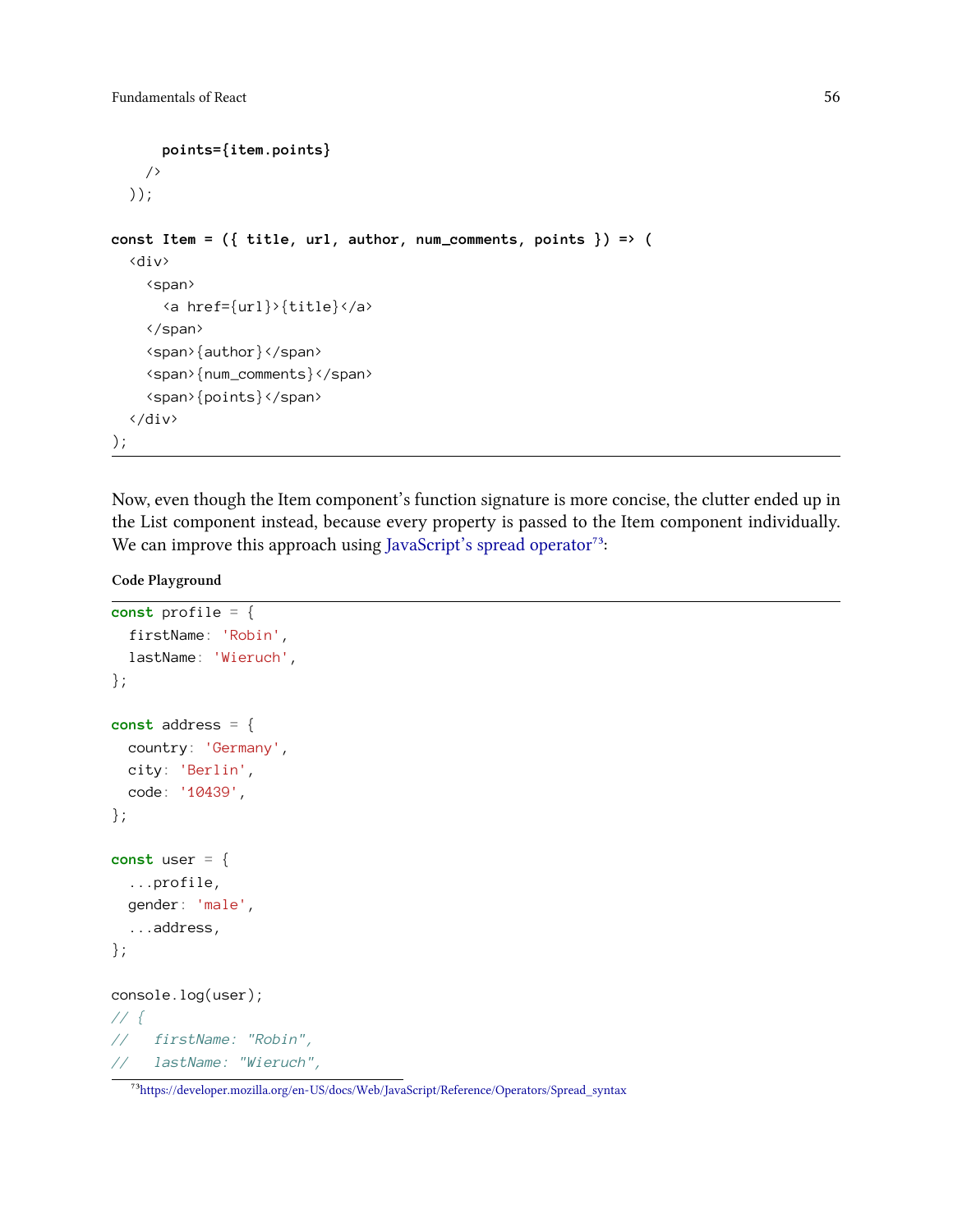```
      points={item.points}
    />
  ));

const Item = ({ title, url, author, num_comments, points }) => (
  <div>
    <span>
      <a href={url}>{title}</a>
    </span>
    <span>{author}</span>
    <span>{num_comments}</span>
    <span>{points}</span>
  </div>
);
```

Now, even though the Item component's function signature is more concise, the clutter ended up in the List component instead, because every property is passed to the Item component individually. We can improve this approach using JavaScript's spread operator[73]:

**Code Playground**

```
const profile = {
  firstName: 'Robin',
  lastName: 'Wieruch',
};

const address = {
  country: 'Germany',
  city: 'Berlin',
  code: '10439',
};

const user = {
  ...profile,
  gender: 'male',
  ...address,
};

console.log(user);
// {
//   firstName: "Robin",
//   lastName: "Wieruch",
```

[73] https://developer.mozilla.org/en-US/docs/Web/JavaScript/Reference/Operators/Spread_syntax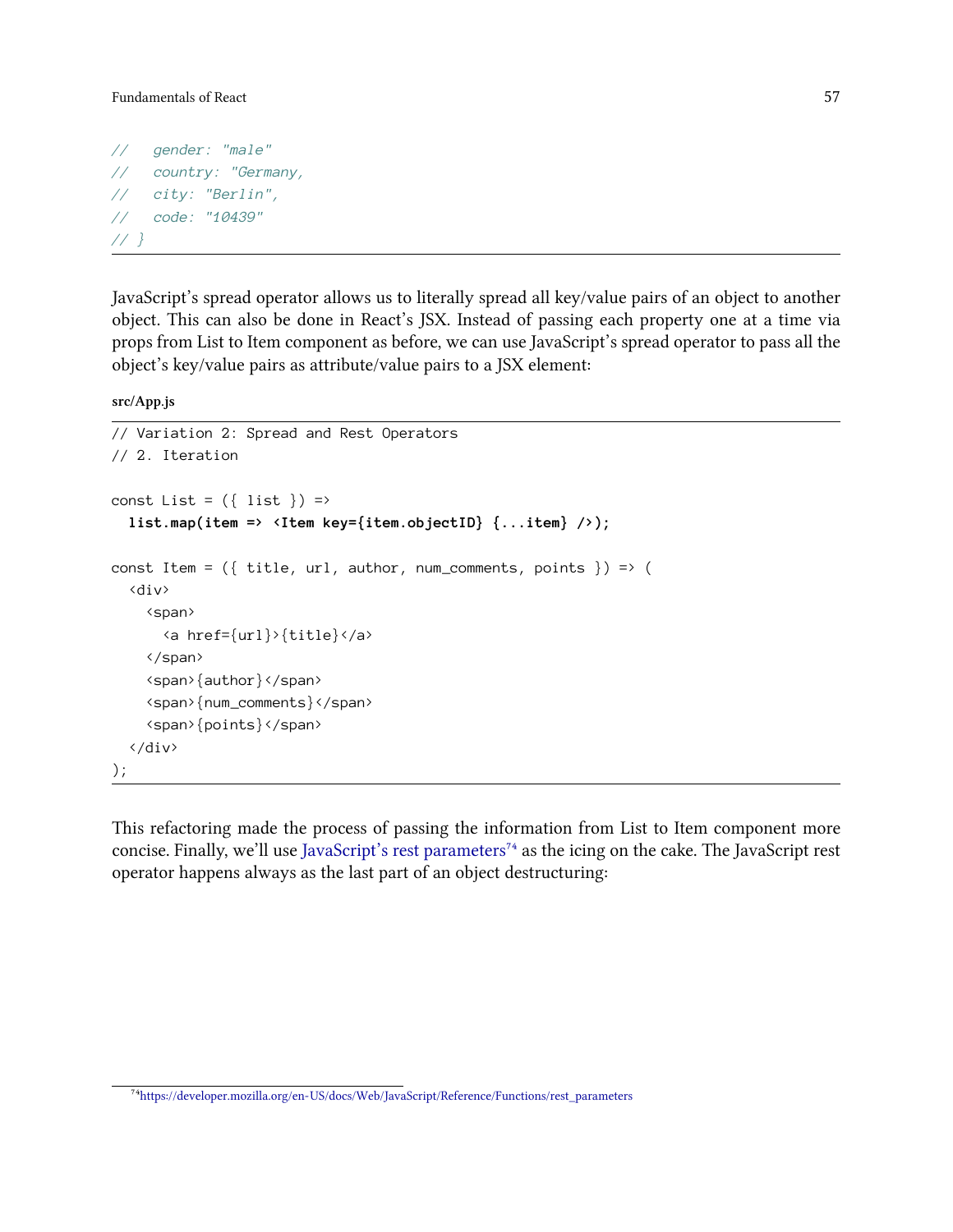```
//   gender: "male"
//   country: "Germany,
//   city: "Berlin",
//   code: "10439"
// }
```

JavaScript's spread operator allows us to literally spread all key/value pairs of an object to another object. This can also be done in React's JSX. Instead of passing each property one at a time via props from List to Item component as before, we can use JavaScript's spread operator to pass all the object's key/value pairs as attribute/value pairs to a JSX element:

**src/App.js**

```
// Variation 2: Spread and Rest Operators
// 2. Iteration

const List = ({ list }) =>
  list.map(item => <Item key={item.objectID} {...item} />);

const Item = ({ title, url, author, num_comments, points }) => (
  <div>
    <span>
      <a href={url}>{title}</a>
    </span>
    <span>{author}</span>
    <span>{num_comments}</span>
    <span>{points}</span>
  </div>
);
```

This refactoring made the process of passing the information from List to Item component more concise. Finally, we'll use JavaScript's rest parameters[74] as the icing on the cake. The JavaScript rest operator happens always as the last part of an object destructuring:

[74] https://developer.mozilla.org/en-US/docs/Web/JavaScript/Reference/Functions/rest_parameters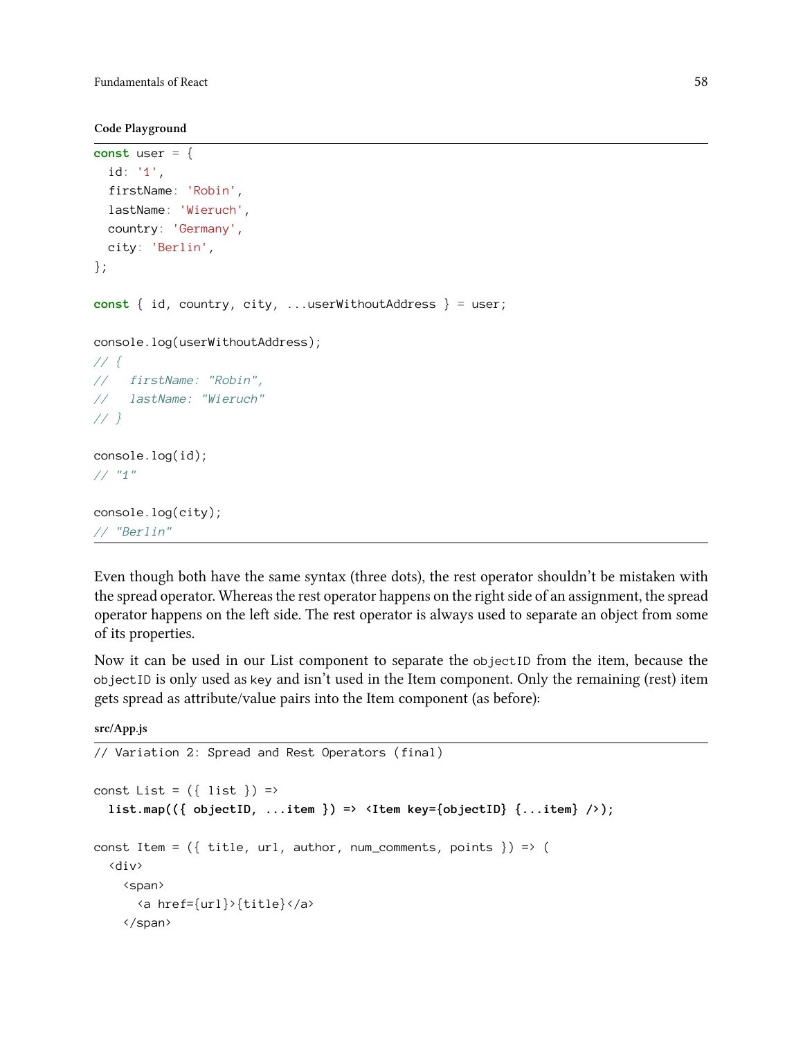**Code Playground**

```
const user = {
  id: '1',
  firstName: 'Robin',
  lastName: 'Wieruch',
  country: 'Germany',
  city: 'Berlin',
};

const { id, country, city, ...userWithoutAddress } = user;

console.log(userWithoutAddress);
// {
//   firstName: "Robin",
//   lastName: "Wieruch"
// }

console.log(id);
// "1"

console.log(city);
// "Berlin"
```

Even though both have the same syntax (three dots), the rest operator shouldn't be mistaken with the spread operator. Whereas the rest operator happens on the right side of an assignment, the spread operator happens on the left side. The rest operator is always used to separate an object from some of its properties.

Now it can be used in our List component to separate the `objectID` from the item, because the `objectID` is only used as `key` and isn't used in the Item component. Only the remaining (rest) item gets spread as attribute/value pairs into the Item component (as before):

**src/App.js**

```
// Variation 2: Spread and Rest Operators (final)

const List = ({ list }) =>
  list.map(({ objectID, ...item }) => <Item key={objectID} {...item} />);

const Item = ({ title, url, author, num_comments, points }) => (
  <div>
    <span>
      <a href={url}>{title}</a>
    </span>
```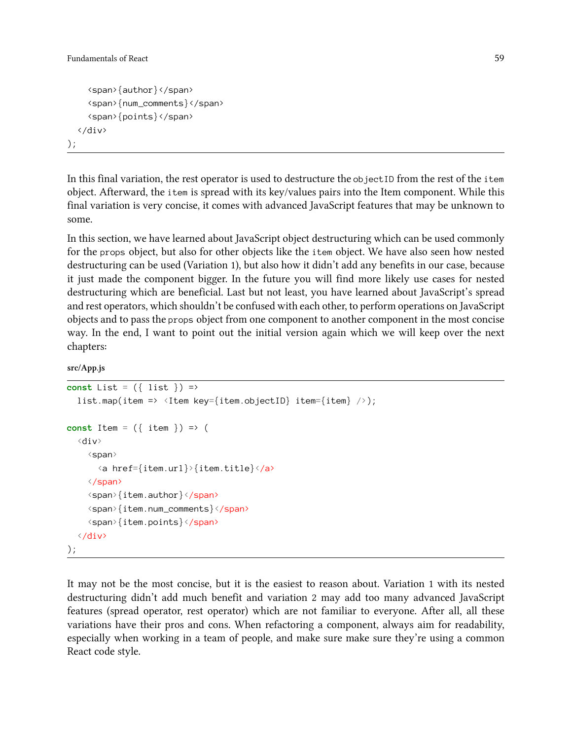```
    <span>{author}</span>
    <span>{num_comments}</span>
    <span>{points}</span>
  </div>
);
```

In this final variation, the rest operator is used to destructure the `objectID` from the rest of the `item` object. Afterward, the `item` is spread with its key/values pairs into the Item component. While this final variation is very concise, it comes with advanced JavaScript features that may be unknown to some.

In this section, we have learned about JavaScript object destructuring which can be used commonly for the `props` object, but also for other objects like the `item` object. We have also seen how nested destructuring can be used (Variation 1), but also how it didn't add any benefits in our case, because it just made the component bigger. In the future you will find more likely use cases for nested destructuring which are beneficial. Last but not least, you have learned about JavaScript's spread and rest operators, which shouldn't be confused with each other, to perform operations on JavaScript objects and to pass the `props` object from one component to another component in the most concise way. In the end, I want to point out the initial version again which we will keep over the next chapters:

**src/App.js**

```
const List = ({ list }) =>
  list.map(item => <Item key={item.objectID} item={item} />);

const Item = ({ item }) => (
  <div>
    <span>
      <a href={item.url}>{item.title}</a>
    </span>
    <span>{item.author}</span>
    <span>{item.num_comments}</span>
    <span>{item.points}</span>
  </div>
);
```

It may not be the most concise, but it is the easiest to reason about. Variation 1 with its nested destructuring didn't add much benefit and variation 2 may add too many advanced JavaScript features (spread operator, rest operator) which are not familiar to everyone. After all, all these variations have their pros and cons. When refactoring a component, always aim for readability, especially when working in a team of people, and make sure make sure they're using a common React code style.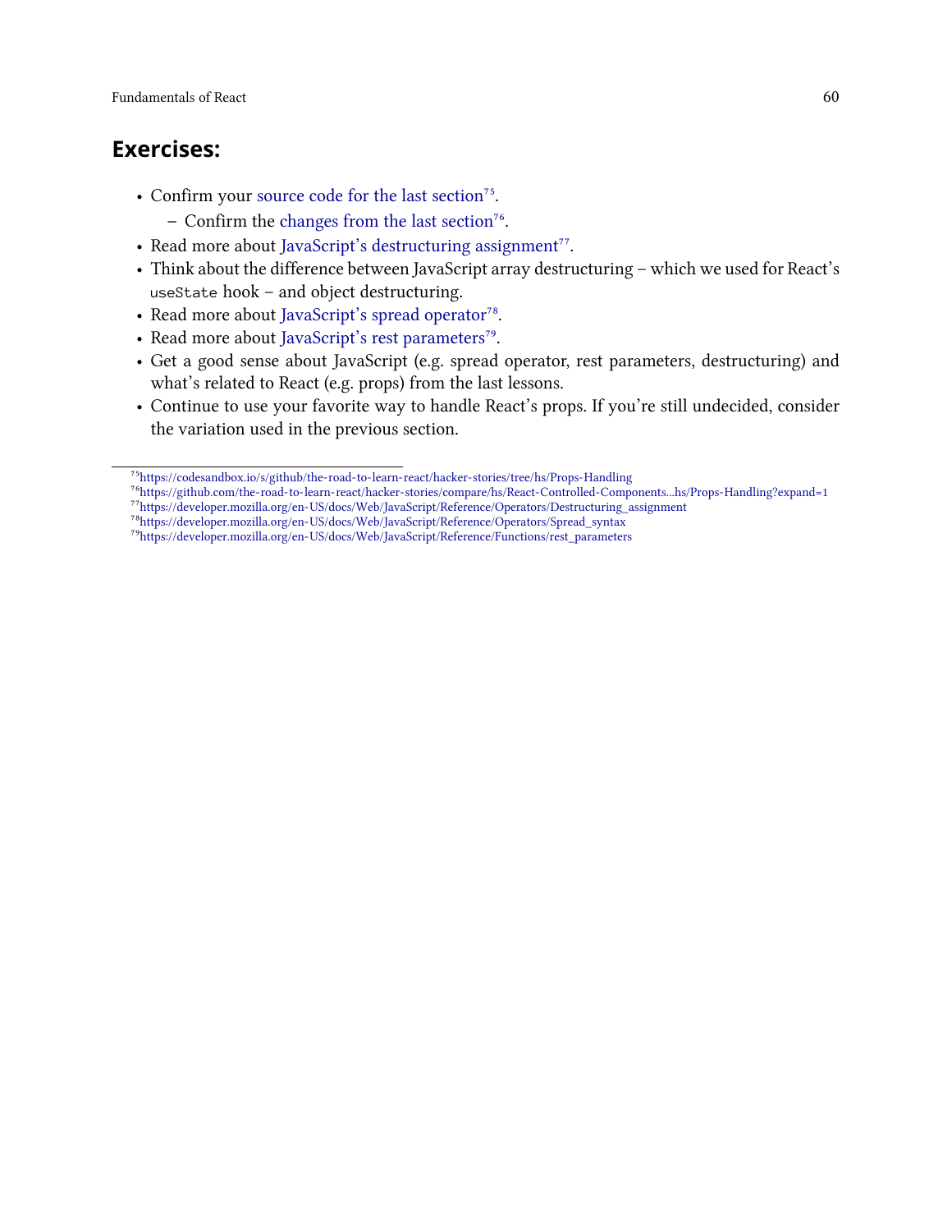## Exercises:

- Confirm your source code for the last section[75].
  - Confirm the changes from the last section[76].
- Read more about JavaScript's destructuring assignment[77].
- Think about the difference between JavaScript array destructuring – which we used for React's `useState` hook – and object destructuring.
- Read more about JavaScript's spread operator[78].
- Read more about JavaScript's rest parameters[79].
- Get a good sense about JavaScript (e.g. spread operator, rest parameters, destructuring) and what's related to React (e.g. props) from the last lessons.
- Continue to use your favorite way to handle React's props. If you're still undecided, consider the variation used in the previous section.

---

[75] https://codesandbox.io/s/github/the-road-to-learn-react/hacker-stories/tree/hs/Props-Handling
[76] https://github.com/the-road-to-learn-react/hacker-stories/compare/hs/React-Controlled-Components...hs/Props-Handling?expand=1
[77] https://developer.mozilla.org/en-US/docs/Web/JavaScript/Reference/Operators/Destructuring_assignment
[78] https://developer.mozilla.org/en-US/docs/Web/JavaScript/Reference/Operators/Spread_syntax
[79] https://developer.mozilla.org/en-US/docs/Web/JavaScript/Reference/Functions/rest_parameters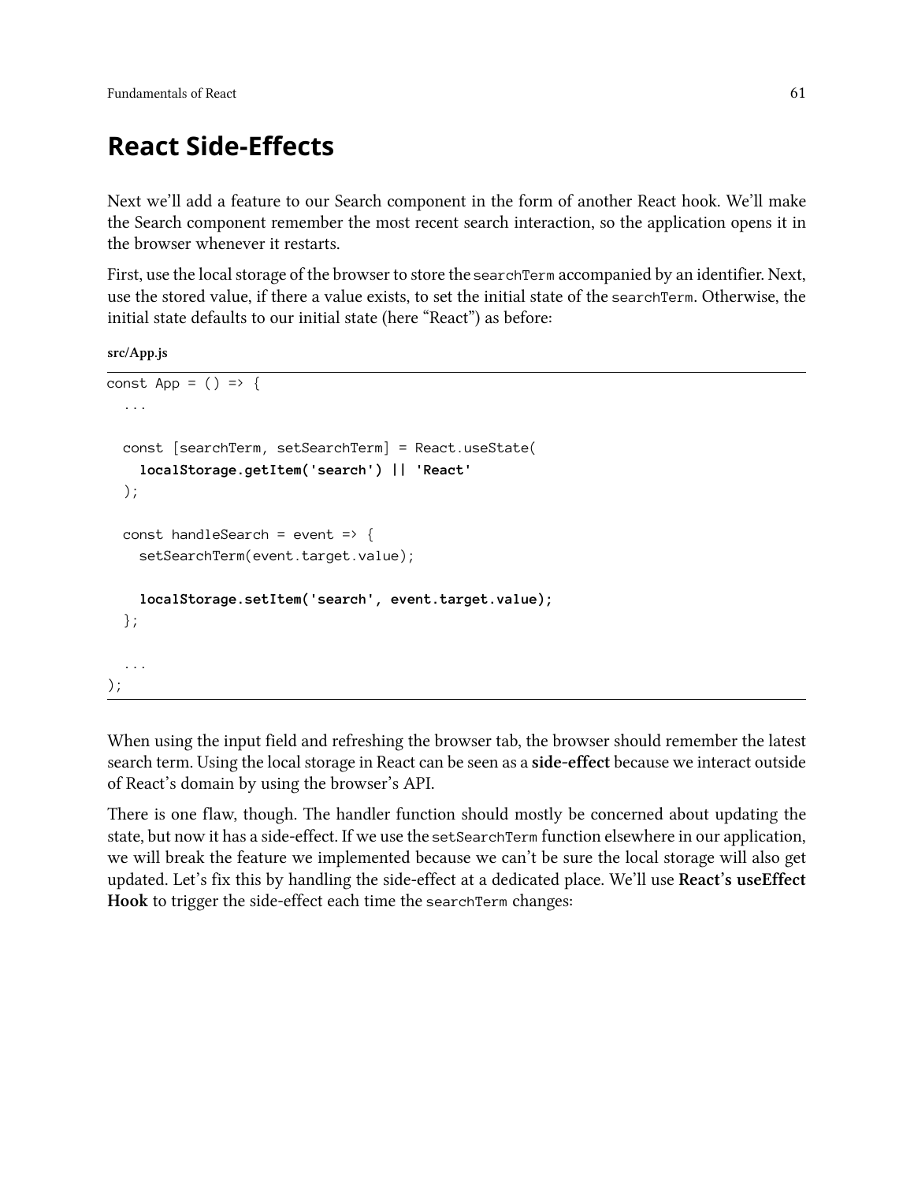# React Side-Effects

Next we'll add a feature to our Search component in the form of another React hook. We'll make the Search component remember the most recent search interaction, so the application opens it in the browser whenever it restarts.

First, use the local storage of the browser to store the `searchTerm` accompanied by an identifier. Next, use the stored value, if there a value exists, to set the initial state of the `searchTerm`. Otherwise, the initial state defaults to our initial state (here "React") as before:

**src/App.js**

```
const App = () => {
  ...

  const [searchTerm, setSearchTerm] = React.useState(
    localStorage.getItem('search') || 'React'
  );

  const handleSearch = event => {
    setSearchTerm(event.target.value);

    localStorage.setItem('search', event.target.value);
  };

  ...
);
```

When using the input field and refreshing the browser tab, the browser should remember the latest search term. Using the local storage in React can be seen as a **side-effect** because we interact outside of React's domain by using the browser's API.

There is one flaw, though. The handler function should mostly be concerned about updating the state, but now it has a side-effect. If we use the `setSearchTerm` function elsewhere in our application, we will break the feature we implemented because we can't be sure the local storage will also get updated. Let's fix this by handling the side-effect at a dedicated place. We'll use **React's useEffect Hook** to trigger the side-effect each time the `searchTerm` changes: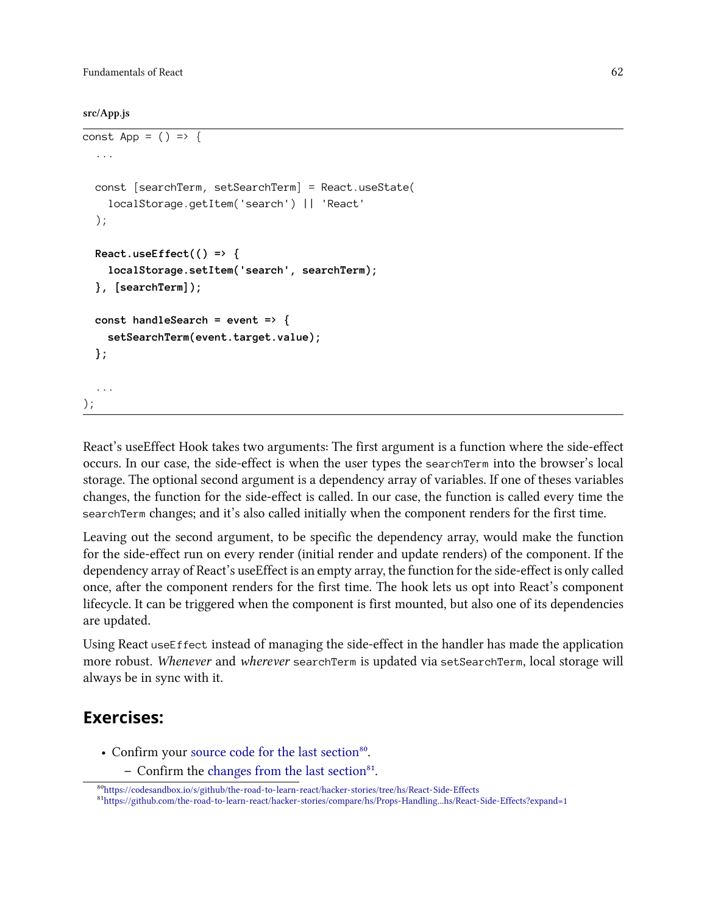**src/App.js**

```
const App = () => {
  ...

  const [searchTerm, setSearchTerm] = React.useState(
    localStorage.getItem('search') || 'React'
  );

  React.useEffect(() => {
    localStorage.setItem('search', searchTerm);
  }, [searchTerm]);

  const handleSearch = event => {
    setSearchTerm(event.target.value);
  };

  ...
);
```

React's useEffect Hook takes two arguments: The first argument is a function where the side-effect occurs. In our case, the side-effect is when the user types the `searchTerm` into the browser's local storage. The optional second argument is a dependency array of variables. If one of theses variables changes, the function for the side-effect is called. In our case, the function is called every time the `searchTerm` changes; and it's also called initially when the component renders for the first time.

Leaving out the second argument, to be specific the dependency array, would make the function for the side-effect run on every render (initial render and update renders) of the component. If the dependency array of React's useEffect is an empty array, the function for the side-effect is only called once, after the component renders for the first time. The hook lets us opt into React's component lifecycle. It can be triggered when the component is first mounted, but also one of its dependencies are updated.

Using React `useEffect` instead of managing the side-effect in the handler has made the application more robust. *Whenever* and *wherever* `searchTerm` is updated via `setSearchTerm`, local storage will always be in sync with it.

## Exercises:

- Confirm your source code for the last section[80].
  - Confirm the changes from the last section[81].

[80]https://codesandbox.io/s/github/the-road-to-learn-react/hacker-stories/tree/hs/React-Side-Effects

[81]https://github.com/the-road-to-learn-react/hacker-stories/compare/hs/Props-Handling...hs/React-Side-Effects?expand=1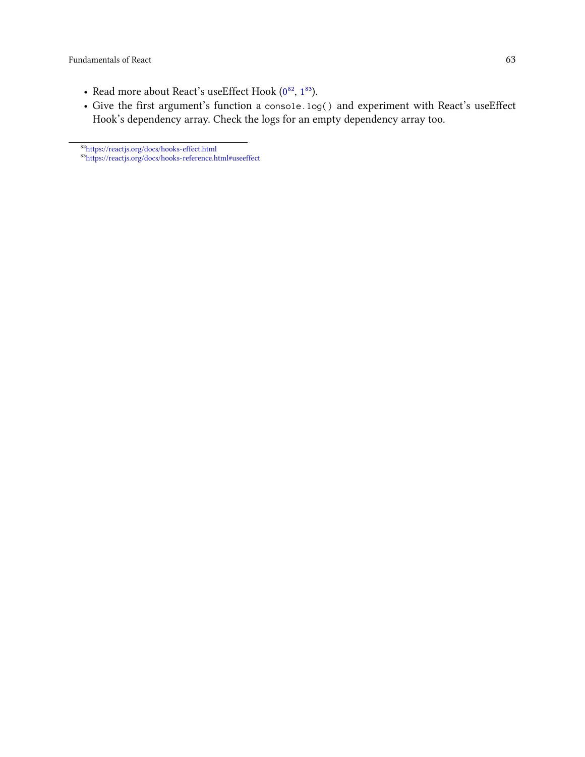- Read more about React's useEffect Hook (0[82], 1[83]).
- Give the first argument's function a `console.log()` and experiment with React's useEffect Hook's dependency array. Check the logs for an empty dependency array too.

---

[82]https://reactjs.org/docs/hooks-effect.html

[83]https://reactjs.org/docs/hooks-reference.html#useeffect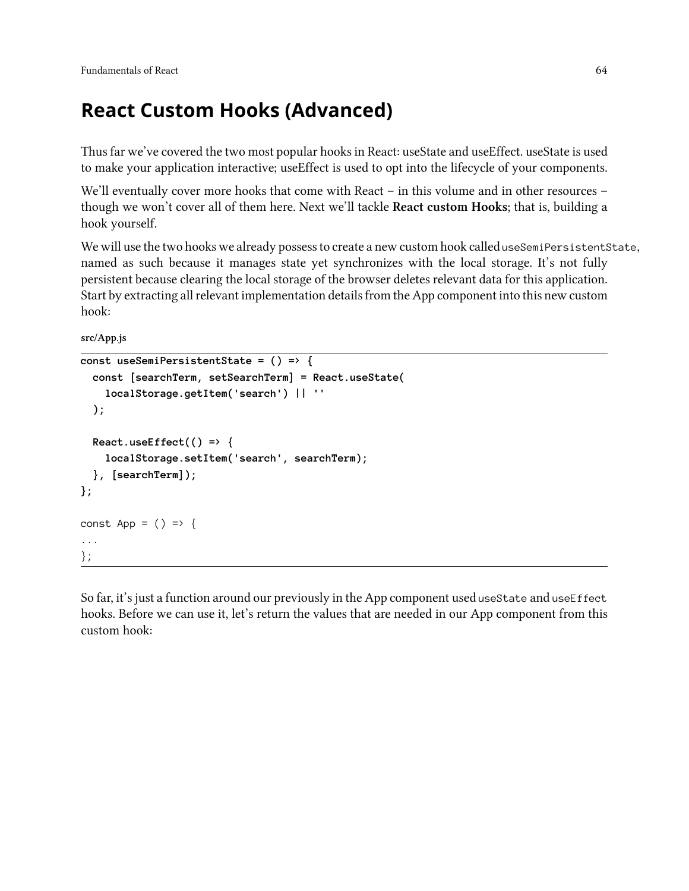# React Custom Hooks (Advanced)

Thus far we've covered the two most popular hooks in React: useState and useEffect. useState is used to make your application interactive; useEffect is used to opt into the lifecycle of your components.

We'll eventually cover more hooks that come with React – in this volume and in other resources – though we won't cover all of them here. Next we'll tackle **React custom Hooks**; that is, building a hook yourself.

We will use the two hooks we already possess to create a new custom hook called `useSemiPersistentState`, named as such because it manages state yet synchronizes with the local storage. It's not fully persistent because clearing the local storage of the browser deletes relevant data for this application. Start by extracting all relevant implementation details from the App component into this new custom hook:

**src/App.js**

```
const useSemiPersistentState = () => {
  const [searchTerm, setSearchTerm] = React.useState(
    localStorage.getItem('search') || ''
  );

  React.useEffect(() => {
    localStorage.setItem('search', searchTerm);
  }, [searchTerm]);
};

const App = () => {
...
};
```

So far, it's just a function around our previously in the App component used `useState` and `useEffect` hooks. Before we can use it, let's return the values that are needed in our App component from this custom hook: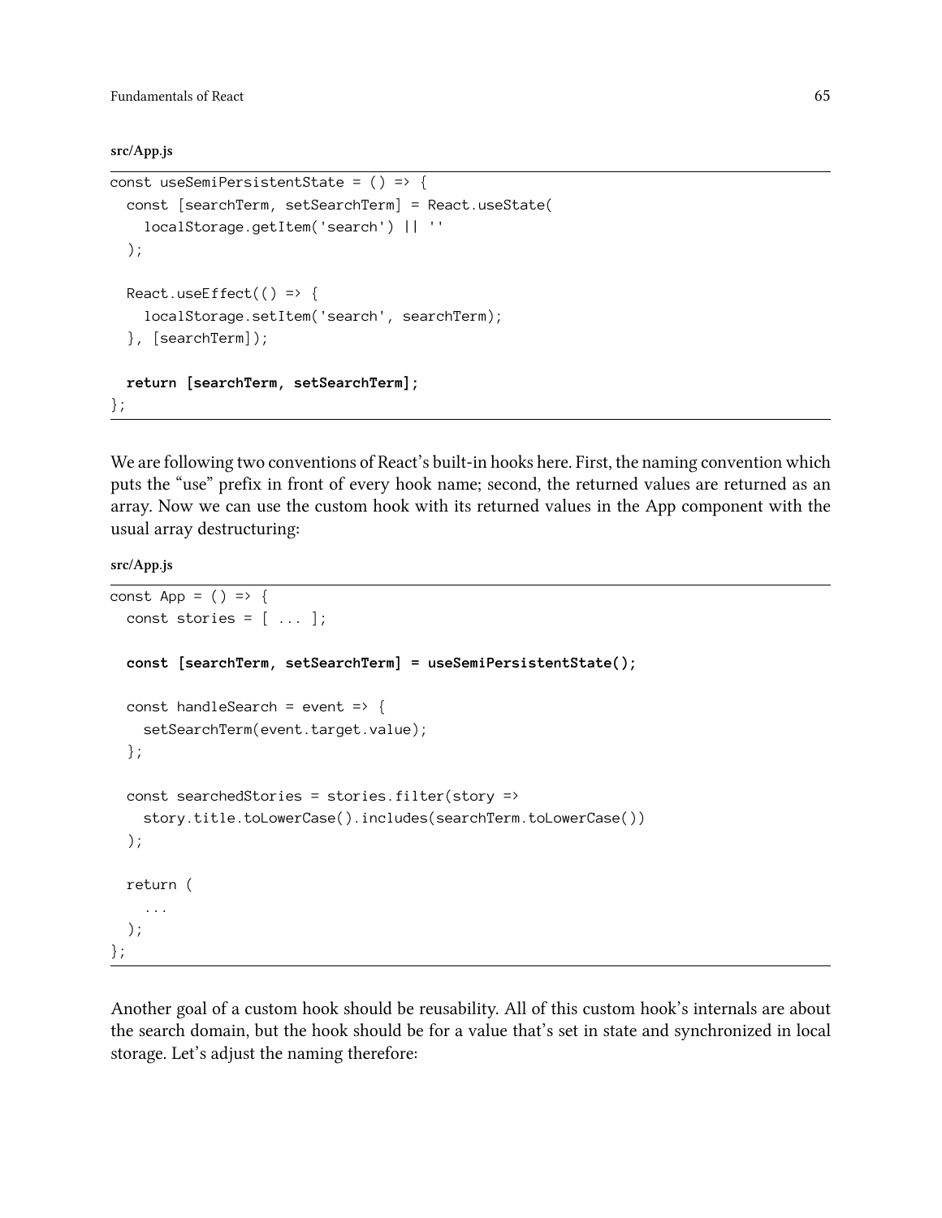**src/App.js**

```
const useSemiPersistentState = () => {
  const [searchTerm, setSearchTerm] = React.useState(
    localStorage.getItem('search') || ''
  );

  React.useEffect(() => {
    localStorage.setItem('search', searchTerm);
  }, [searchTerm]);

  return [searchTerm, setSearchTerm];
};
```

We are following two conventions of React's built-in hooks here. First, the naming convention which puts the "use" prefix in front of every hook name; second, the returned values are returned as an array. Now we can use the custom hook with its returned values in the App component with the usual array destructuring:

**src/App.js**

```
const App = () => {
  const stories = [ ... ];

  const [searchTerm, setSearchTerm] = useSemiPersistentState();

  const handleSearch = event => {
    setSearchTerm(event.target.value);
  };

  const searchedStories = stories.filter(story =>
    story.title.toLowerCase().includes(searchTerm.toLowerCase())
  );

  return (
    ...
  );
};
```

Another goal of a custom hook should be reusability. All of this custom hook's internals are about the search domain, but the hook should be for a value that's set in state and synchronized in local storage. Let's adjust the naming therefore: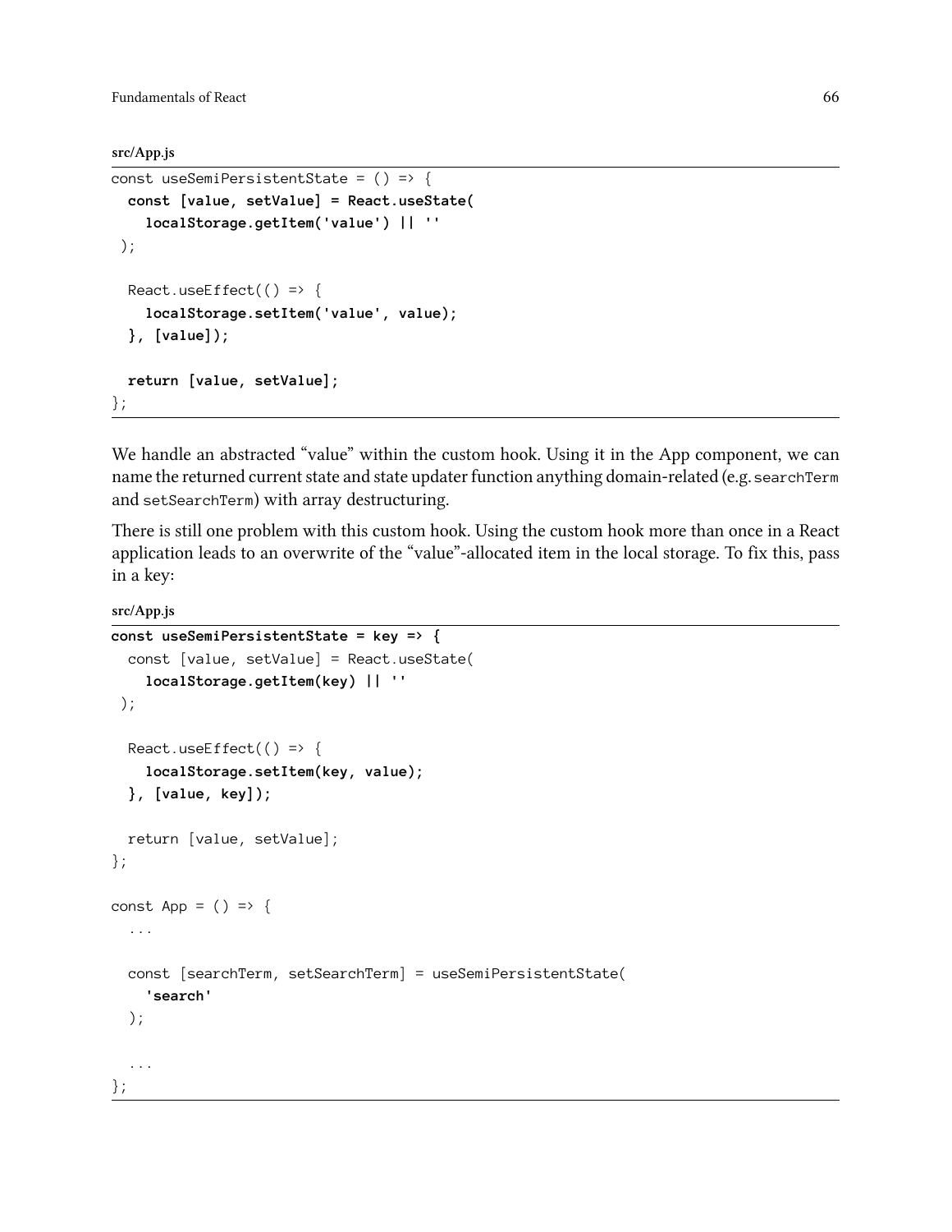**src/App.js**

```
const useSemiPersistentState = () => {
  const [value, setValue] = React.useState(
    localStorage.getItem('value') || ''
 );

  React.useEffect(() => {
    localStorage.setItem('value', value);
  }, [value]);

  return [value, setValue];
};
```

We handle an abstracted "value" within the custom hook. Using it in the App component, we can name the returned current state and state updater function anything domain-related (e.g. `searchTerm` and `setSearchTerm`) with array destructuring.

There is still one problem with this custom hook. Using the custom hook more than once in a React application leads to an overwrite of the "value"-allocated item in the local storage. To fix this, pass in a key:

**src/App.js**

```
const useSemiPersistentState = key => {
  const [value, setValue] = React.useState(
    localStorage.getItem(key) || ''
 );

  React.useEffect(() => {
    localStorage.setItem(key, value);
  }, [value, key]);

  return [value, setValue];
};

const App = () => {
  ...

  const [searchTerm, setSearchTerm] = useSemiPersistentState(
    'search'
  );

  ...
};
```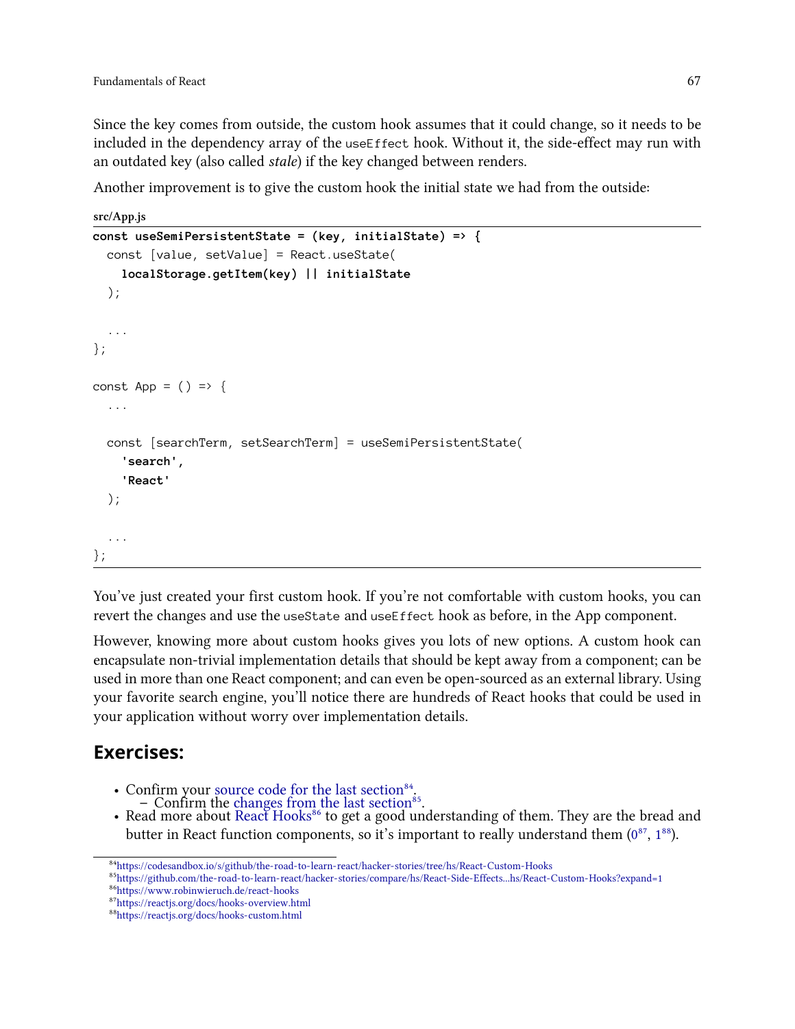Since the key comes from outside, the custom hook assumes that it could change, so it needs to be included in the dependency array of the `useEffect` hook. Without it, the side-effect may run with an outdated key (also called *stale*) if the key changed between renders.

Another improvement is to give the custom hook the initial state we had from the outside:

**src/App.js**

```
const useSemiPersistentState = (key, initialState) => {
  const [value, setValue] = React.useState(
    localStorage.getItem(key) || initialState
  );

  ...
};

const App = () => {
  ...

  const [searchTerm, setSearchTerm] = useSemiPersistentState(
    'search',
    'React'
  );

  ...
};
```

You've just created your first custom hook. If you're not comfortable with custom hooks, you can revert the changes and use the `useState` and `useEffect` hook as before, in the App component.

However, knowing more about custom hooks gives you lots of new options. A custom hook can encapsulate non-trivial implementation details that should be kept away from a component; can be used in more than one React component; and can even be open-sourced as an external library. Using your favorite search engine, you'll notice there are hundreds of React hooks that could be used in your application without worry over implementation details.

## Exercises:

- Confirm your source code for the last section[84].
  - Confirm the changes from the last section[85].
- Read more about React Hooks[86] to get a good understanding of them. They are the bread and butter in React function components, so it's important to really understand them (0[87], 1[88]).

[84]https://codesandbox.io/s/github/the-road-to-learn-react/hacker-stories/tree/hs/React-Custom-Hooks
[85]https://github.com/the-road-to-learn-react/hacker-stories/compare/hs/React-Side-Effects...hs/React-Custom-Hooks?expand=1
[86]https://www.robinwieruch.de/react-hooks
[87]https://reactjs.org/docs/hooks-overview.html
[88]https://reactjs.org/docs/hooks-custom.html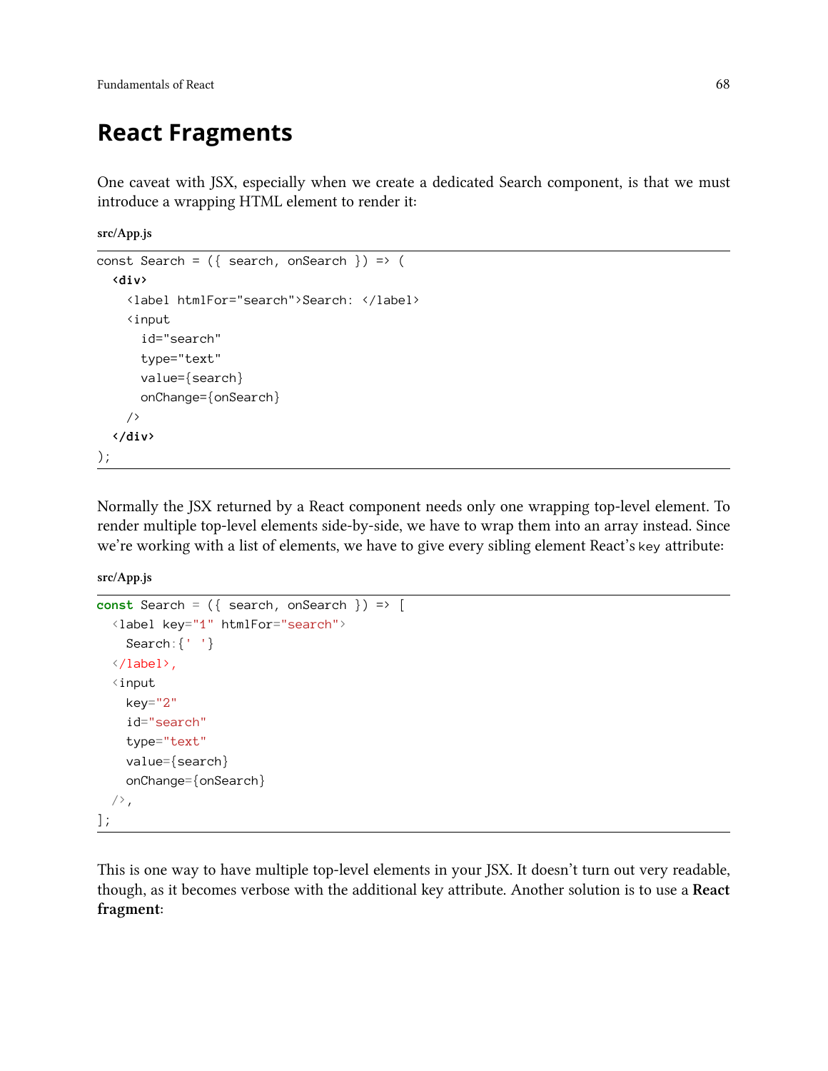## React Fragments

One caveat with JSX, especially when we create a dedicated Search component, is that we must introduce a wrapping HTML element to render it:

**src/App.js**

```
const Search = ({ search, onSearch }) => (
  <div>
    <label htmlFor="search">Search: </label>
    <input
      id="search"
      type="text"
      value={search}
      onChange={onSearch}
    />
  </div>
);
```

Normally the JSX returned by a React component needs only one wrapping top-level element. To render multiple top-level elements side-by-side, we have to wrap them into an array instead. Since we're working with a list of elements, we have to give every sibling element React's `key` attribute:

**src/App.js**

```
const Search = ({ search, onSearch }) => [
  <label key="1" htmlFor="search">
    Search:{' '}
  </label>,
  <input
    key="2"
    id="search"
    type="text"
    value={search}
    onChange={onSearch}
  />,
];
```

This is one way to have multiple top-level elements in your JSX. It doesn't turn out very readable, though, as it becomes verbose with the additional key attribute. Another solution is to use a **React fragment**: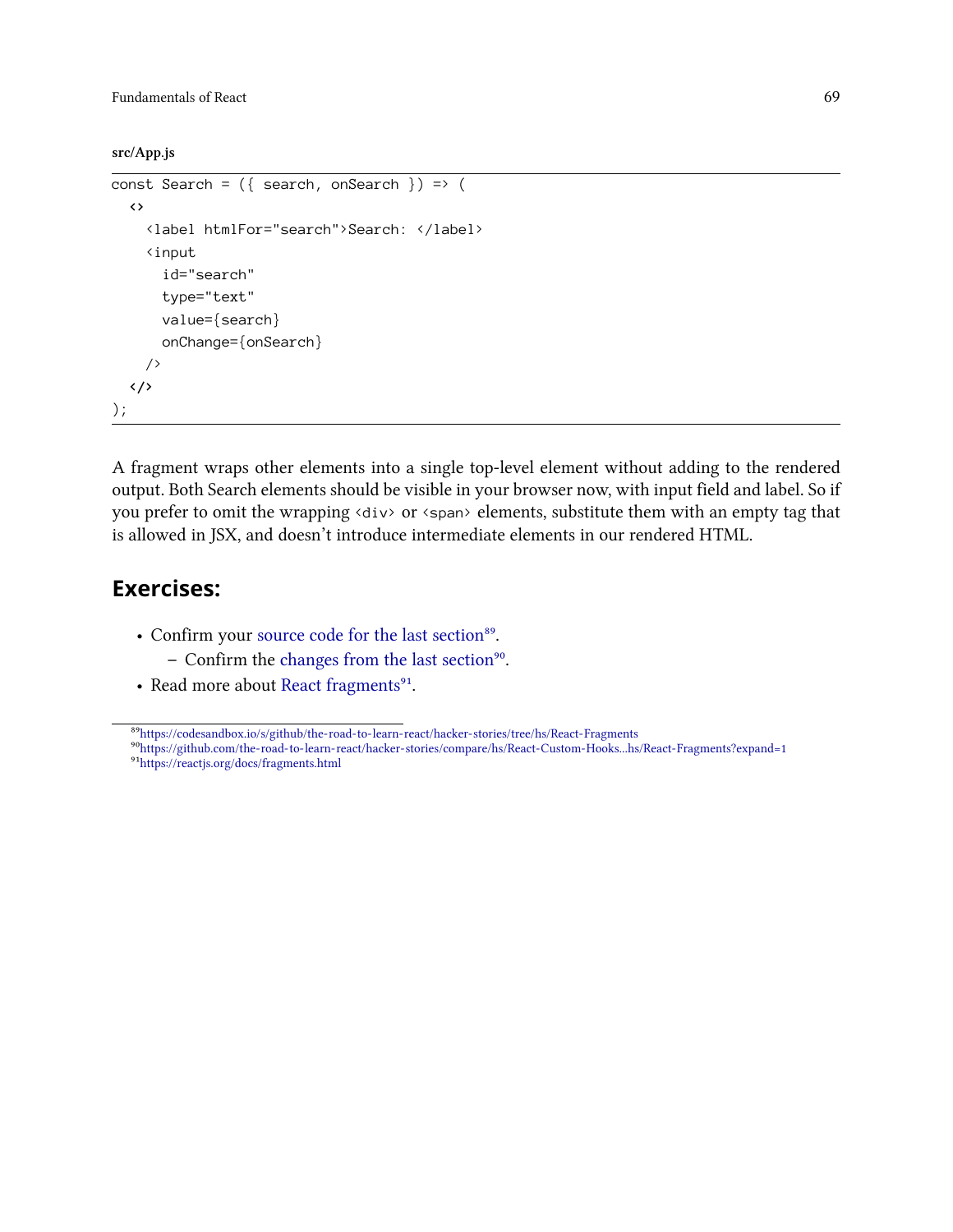**src/App.js**

```
const Search = ({ search, onSearch }) => (
  <>
    <label htmlFor="search">Search: </label>
    <input
      id="search"
      type="text"
      value={search}
      onChange={onSearch}
    />
  </>
);
```

A fragment wraps other elements into a single top-level element without adding to the rendered output. Both Search elements should be visible in your browser now, with input field and label. So if you prefer to omit the wrapping `<div>` or `<span>` elements, substitute them with an empty tag that is allowed in JSX, and doesn't introduce intermediate elements in our rendered HTML.

## Exercises:

- Confirm your source code for the last section[89].
  - Confirm the changes from the last section[90].
- Read more about React fragments[91].

[89] https://codesandbox.io/s/github/the-road-to-learn-react/hacker-stories/tree/hs/React-Fragments
[90] https://github.com/the-road-to-learn-react/hacker-stories/compare/hs/React-Custom-Hooks...hs/React-Fragments?expand=1
[91] https://reactjs.org/docs/fragments.html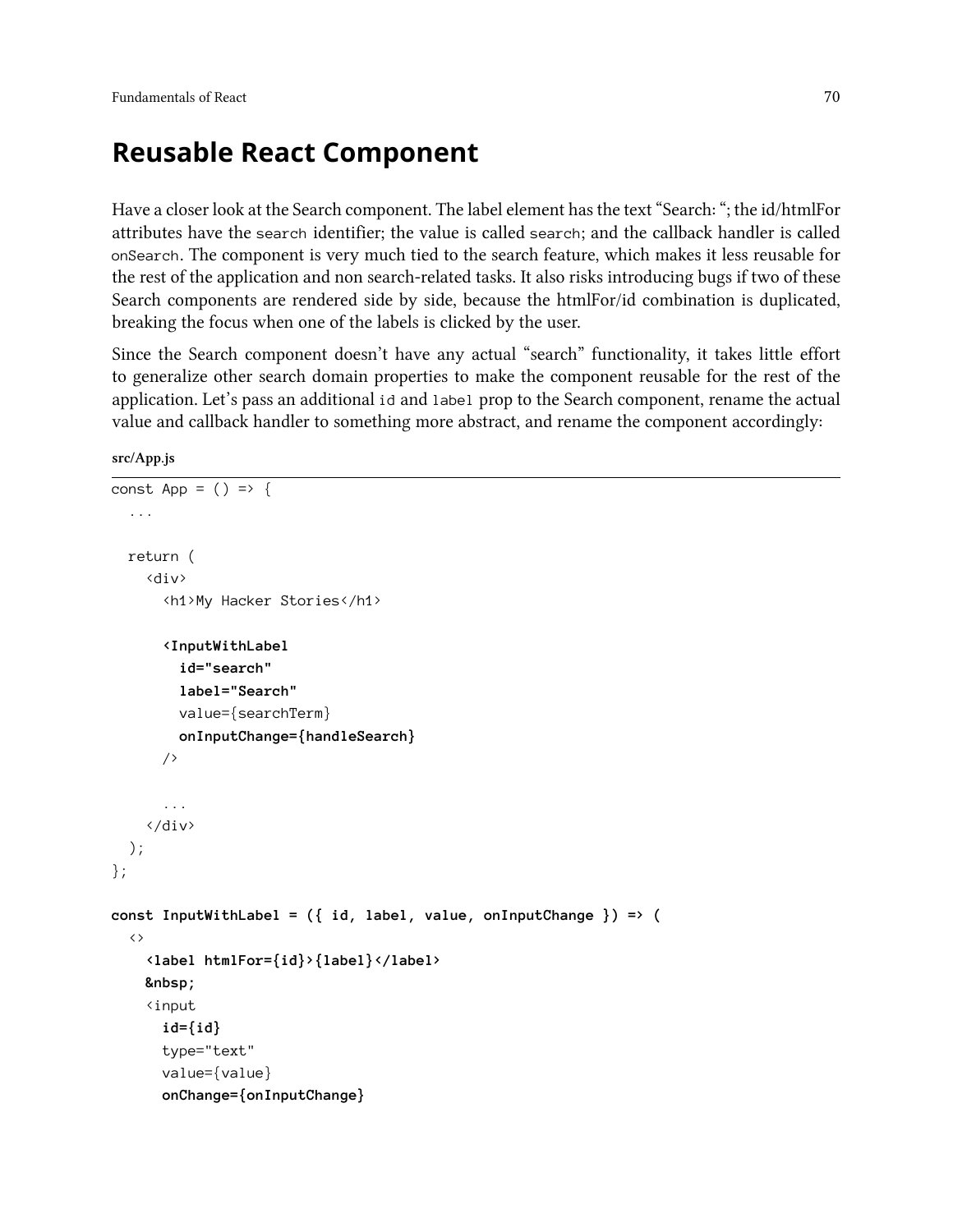## Reusable React Component

Have a closer look at the Search component. The label element has the text "Search: "; the id/htmlFor attributes have the `search` identifier; the value is called `search`; and the callback handler is called `onSearch`. The component is very much tied to the search feature, which makes it less reusable for the rest of the application and non search-related tasks. It also risks introducing bugs if two of these Search components are rendered side by side, because the htmlFor/id combination is duplicated, breaking the focus when one of the labels is clicked by the user.

Since the Search component doesn't have any actual "search" functionality, it takes little effort to generalize other search domain properties to make the component reusable for the rest of the application. Let's pass an additional `id` and `label` prop to the Search component, rename the actual value and callback handler to something more abstract, and rename the component accordingly:

**src/App.js**

```
const App = () => {
  ...

  return (
    <div>
      <h1>My Hacker Stories</h1>

      <InputWithLabel
        id="search"
        label="Search"
        value={searchTerm}
        onInputChange={handleSearch}
      />

      ...
    </div>
  );
};

const InputWithLabel = ({ id, label, value, onInputChange }) => (
  <>
    <label htmlFor={id}>{label}</label>
    &nbsp;
    <input
      id={id}
      type="text"
      value={value}
      onChange={onInputChange}
```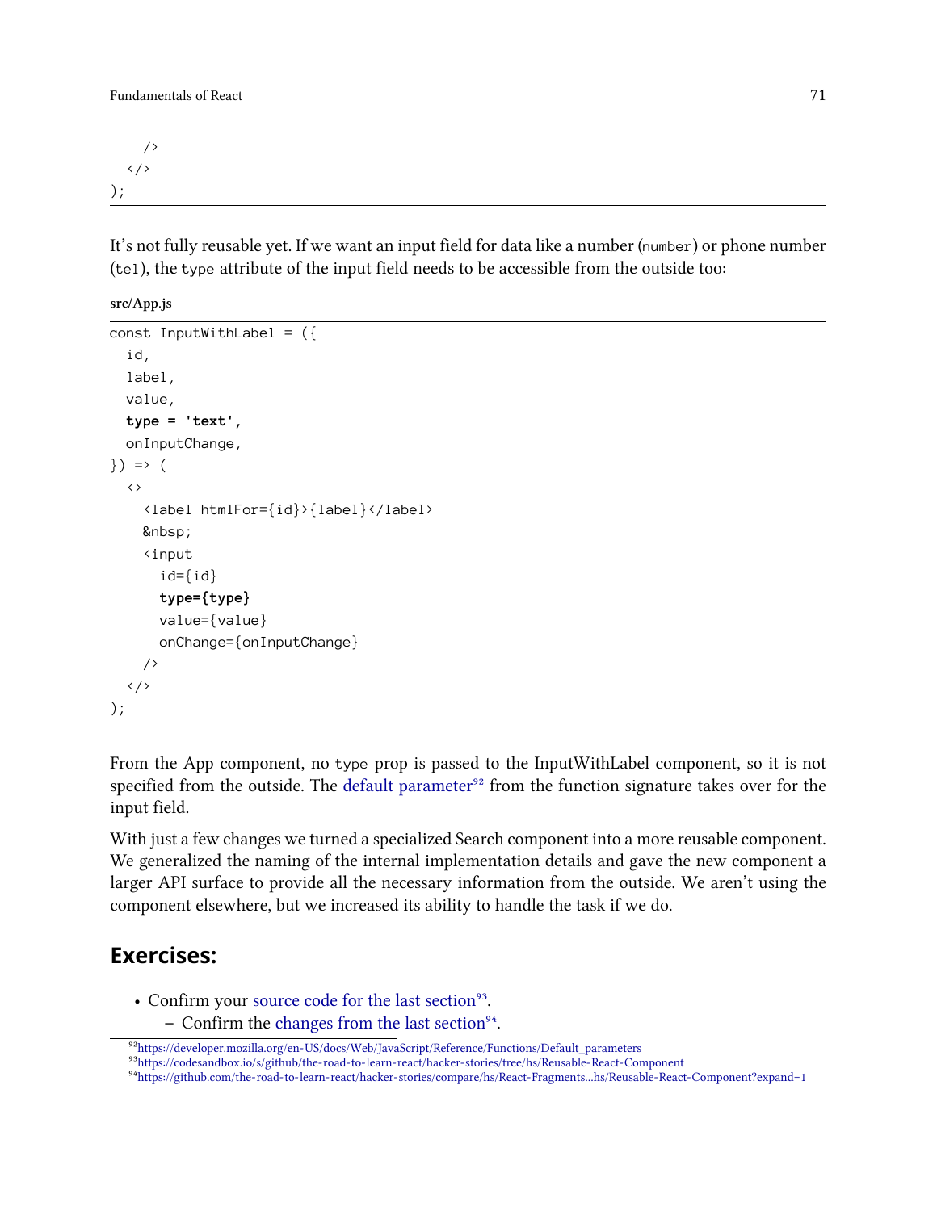```
    />
  </>
);
```

It's not fully reusable yet. If we want an input field for data like a number (`number`) or phone number (`tel`), the `type` attribute of the input field needs to be accessible from the outside too:

**src/App.js**

```
const InputWithLabel = ({
  id,
  label,
  value,
  type = 'text',
  onInputChange,
}) => (
  <>
    <label htmlFor={id}>{label}</label>
    &nbsp;
    <input
      id={id}
      type={type}
      value={value}
      onChange={onInputChange}
    />
  </>
);
```

From the App component, no `type` prop is passed to the InputWithLabel component, so it is not specified from the outside. The default parameter[92] from the function signature takes over for the input field.

With just a few changes we turned a specialized Search component into a more reusable component. We generalized the naming of the internal implementation details and gave the new component a larger API surface to provide all the necessary information from the outside. We aren't using the component elsewhere, but we increased its ability to handle the task if we do.

## Exercises:

- Confirm your source code for the last section[93].
  - Confirm the changes from the last section[94].

[92] https://developer.mozilla.org/en-US/docs/Web/JavaScript/Reference/Functions/Default_parameters
[93] https://codesandbox.io/s/github/the-road-to-learn-react/hacker-stories/tree/hs/Reusable-React-Component
[94] https://github.com/the-road-to-learn-react/hacker-stories/compare/hs/React-Fragments...hs/Reusable-React-Component?expand=1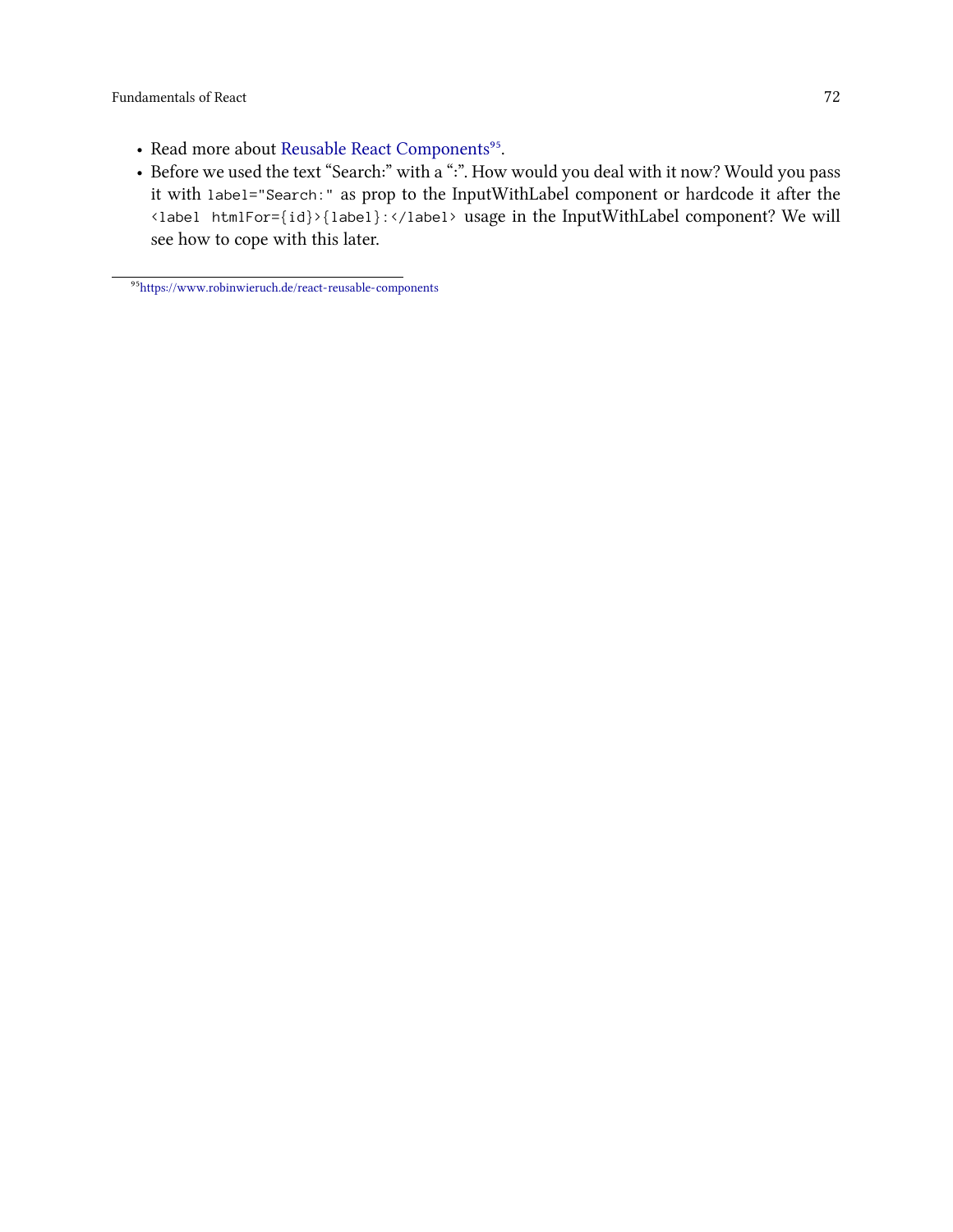- Read more about Reusable React Components[95].
- Before we used the text “Search:” with a “:”. How would you deal with it now? Would you pass it with `label="Search:"` as prop to the InputWithLabel component or hardcode it after the `<label htmlFor={id}>{label}:</label>` usage in the InputWithLabel component? We will see how to cope with this later.

[95] https://www.robinwieruch.de/react-reusable-components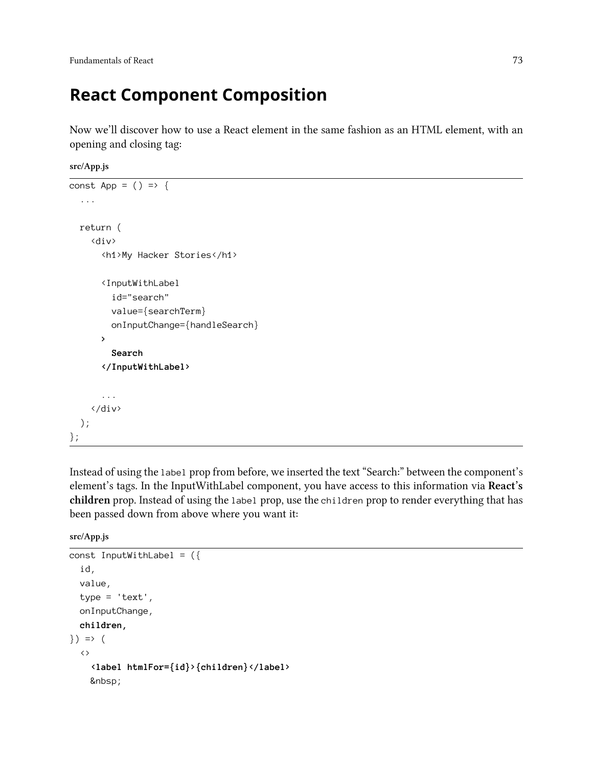## React Component Composition

Now we'll discover how to use a React element in the same fashion as an HTML element, with an opening and closing tag:

**src/App.js**

```
const App = () => {
  ...

  return (
    <div>
      <h1>My Hacker Stories</h1>

      <InputWithLabel
        id="search"
        value={searchTerm}
        onInputChange={handleSearch}
      >
        Search
      </InputWithLabel>

      ...
    </div>
  );
};
```

Instead of using the `label` prop from before, we inserted the text "Search:" between the component's element's tags. In the InputWithLabel component, you have access to this information via **React's children** prop. Instead of using the `label` prop, use the `children` prop to render everything that has been passed down from above where you want it:

**src/App.js**

```
const InputWithLabel = ({
  id,
  value,
  type = 'text',
  onInputChange,
  children,
}) => (
  <>
    <label htmlFor={id}>{children}</label>
    &nbsp;
```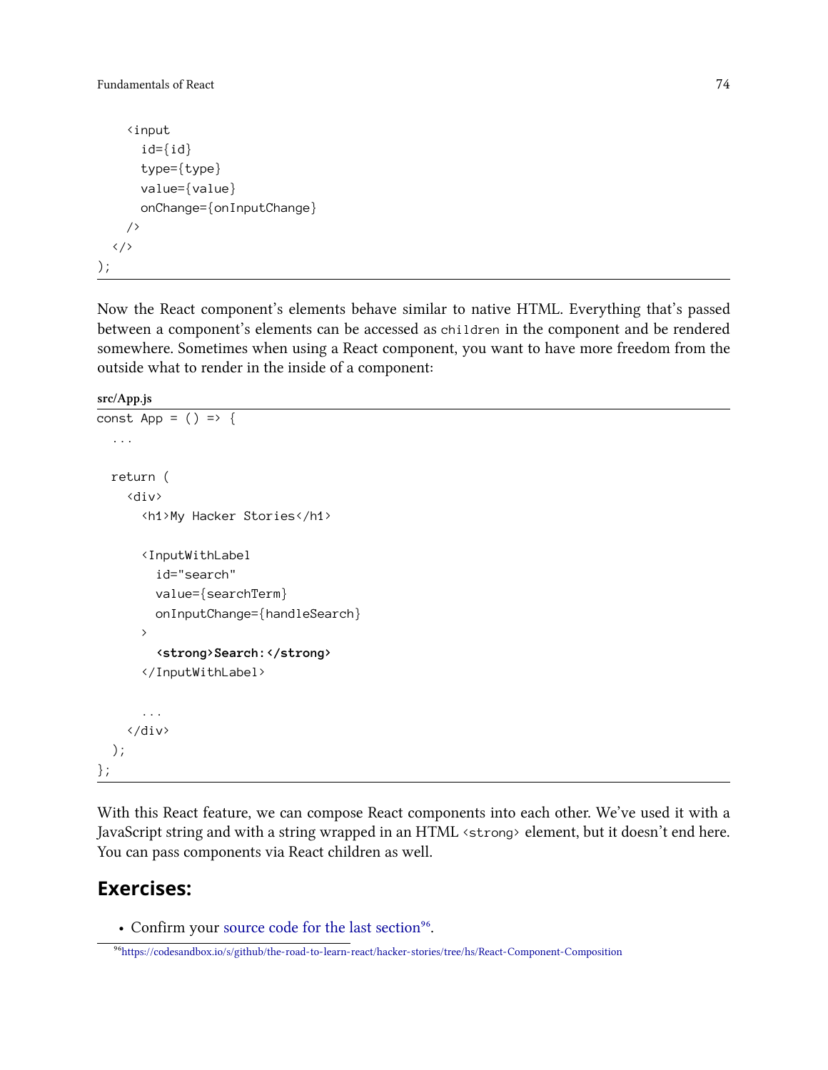```
    <input
      id={id}
      type={type}
      value={value}
      onChange={onInputChange}
    />
  </>
);
```

Now the React component's elements behave similar to native HTML. Everything that's passed between a component's elements can be accessed as `children` in the component and be rendered somewhere. Sometimes when using a React component, you want to have more freedom from the outside what to render in the inside of a component:

**src/App.js**

```
const App = () => {
  ...

  return (
    <div>
      <h1>My Hacker Stories</h1>

      <InputWithLabel
        id="search"
        value={searchTerm}
        onInputChange={handleSearch}
      >
        <strong>Search:</strong>
      </InputWithLabel>

      ...
    </div>
  );
};
```

With this React feature, we can compose React components into each other. We've used it with a JavaScript string and with a string wrapped in an HTML `<strong>` element, but it doesn't end here. You can pass components via React children as well.

## Exercises:

- Confirm your source code for the last section[96].

[96] https://codesandbox.io/s/github/the-road-to-learn-react/hacker-stories/tree/hs/React-Component-Composition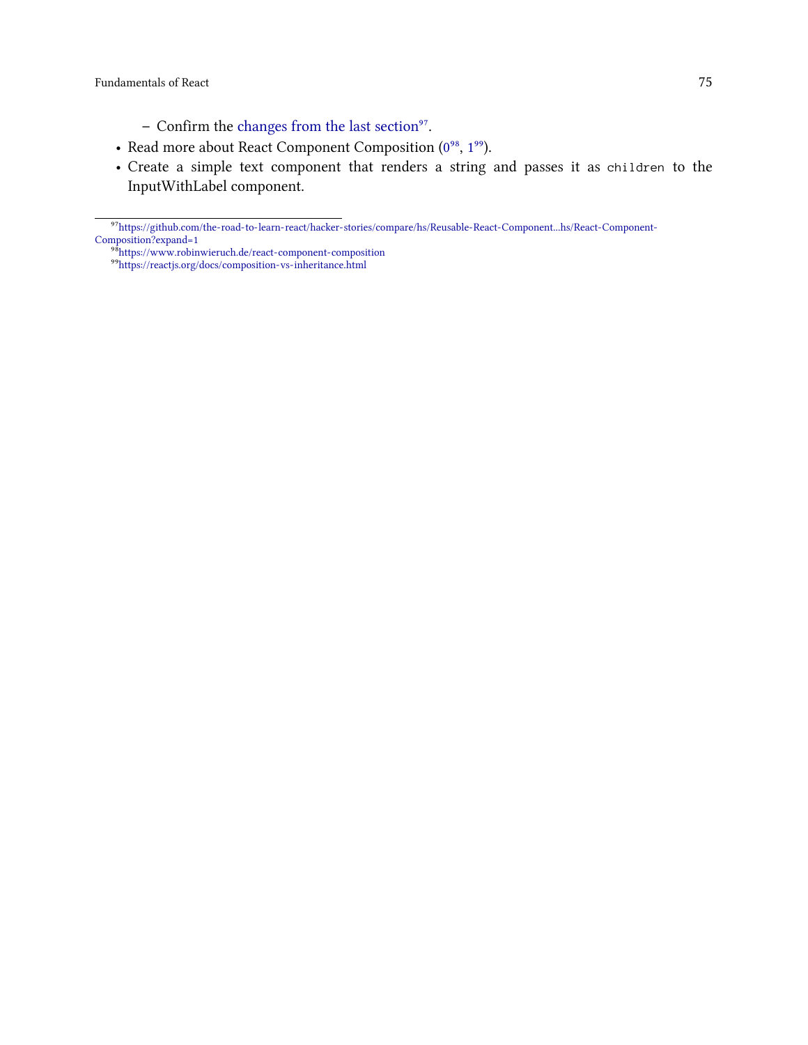- Confirm the changes from the last section[97].
- Read more about React Component Composition (0[98], 1[99]).
- Create a simple text component that renders a string and passes it as `children` to the InputWithLabel component.

---

[97] https://github.com/the-road-to-learn-react/hacker-stories/compare/hs/Reusable-React-Component...hs/React-Component-Composition?expand=1

[98] https://www.robinwieruch.de/react-component-composition

[99] https://reactjs.org/docs/composition-vs-inheritance.html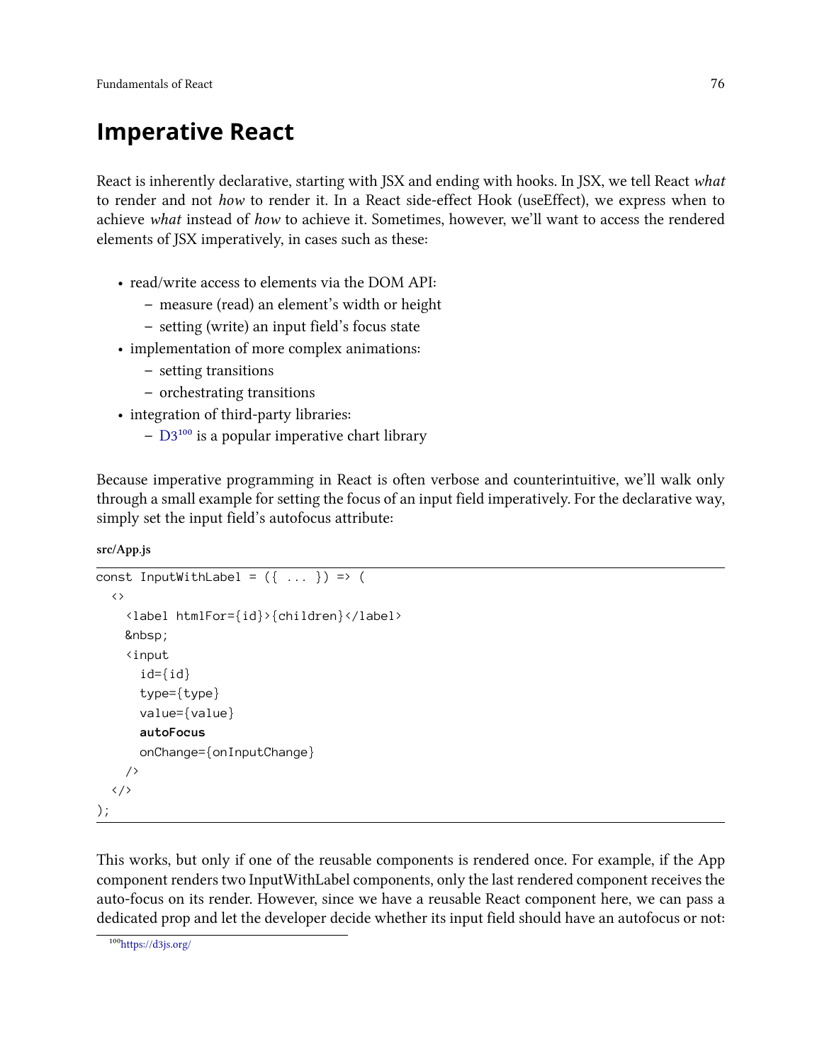## Imperative React

React is inherently declarative, starting with JSX and ending with hooks. In JSX, we tell React *what* to render and not *how* to render it. In a React side-effect Hook (useEffect), we express when to achieve *what* instead of *how* to achieve it. Sometimes, however, we'll want to access the rendered elements of JSX imperatively, in cases such as these:

- read/write access to elements via the DOM API:
  - measure (read) an element's width or height
  - setting (write) an input field's focus state
- implementation of more complex animations:
  - setting transitions
  - orchestrating transitions
- integration of third-party libraries:
  - D3[100] is a popular imperative chart library

Because imperative programming in React is often verbose and counterintuitive, we'll walk only through a small example for setting the focus of an input field imperatively. For the declarative way, simply set the input field's autofocus attribute:

**src/App.js**

```
const InputWithLabel = ({ ... }) => (
  <>
    <label htmlFor={id}>{children}</label>
    &nbsp;
    <input
      id={id}
      type={type}
      value={value}
      autoFocus
      onChange={onInputChange}
    />
  </>
);
```

This works, but only if one of the reusable components is rendered once. For example, if the App component renders two InputWithLabel components, only the last rendered component receives the auto-focus on its render. However, since we have a reusable React component here, we can pass a dedicated prop and let the developer decide whether its input field should have an autofocus or not:

[100] https://d3js.org/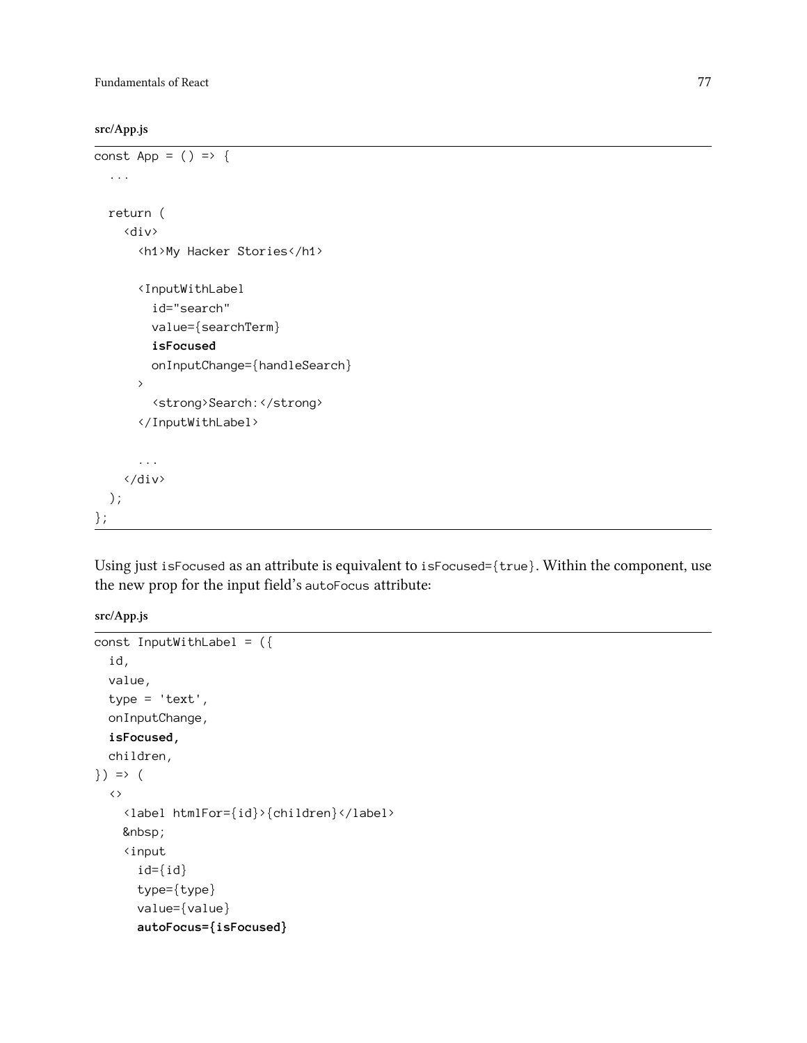**src/App.js**

```
const App = () => {
  ...

  return (
    <div>
      <h1>My Hacker Stories</h1>

      <InputWithLabel
        id="search"
        value={searchTerm}
        isFocused
        onInputChange={handleSearch}
      >
        <strong>Search:</strong>
      </InputWithLabel>

      ...
    </div>
  );
};
```

Using just `isFocused` as an attribute is equivalent to `isFocused={true}`. Within the component, use the new prop for the input field's `autoFocus` attribute:

**src/App.js**

```
const InputWithLabel = ({
  id,
  value,
  type = 'text',
  onInputChange,
  isFocused,
  children,
}) => (
  <>
    <label htmlFor={id}>{children}</label>
    &nbsp;
    <input
      id={id}
      type={type}
      value={value}
      autoFocus={isFocused}
```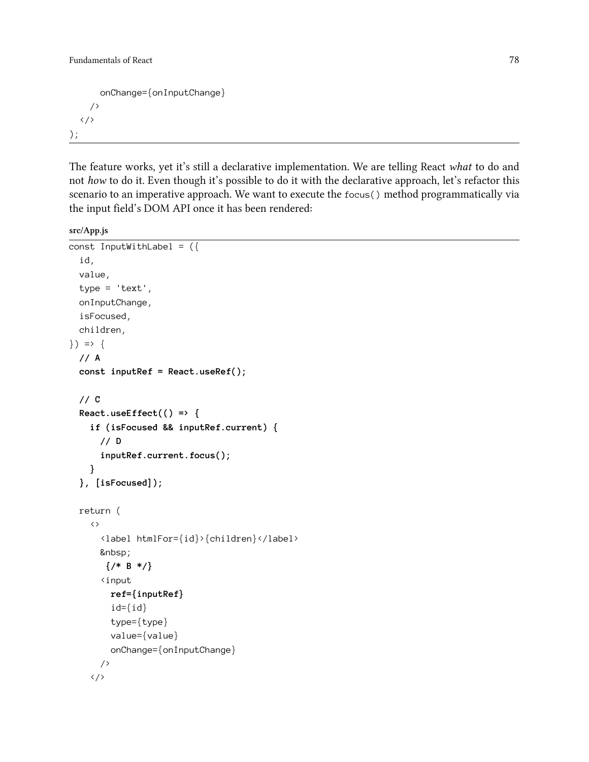```
      onChange={onInputChange}
    />
  </>
);
```

The feature works, yet it's still a declarative implementation. We are telling React *what* to do and not *how* to do it. Even though it's possible to do it with the declarative approach, let's refactor this scenario to an imperative approach. We want to execute the `focus()` method programmatically via the input field's DOM API once it has been rendered:

**src/App.js**

```
const InputWithLabel = ({
  id,
  value,
  type = 'text',
  onInputChange,
  isFocused,
  children,
}) => {
  // A
  const inputRef = React.useRef();

  // C
  React.useEffect(() => {
    if (isFocused && inputRef.current) {
      // D
      inputRef.current.focus();
    }
  }, [isFocused]);

  return (
    <>
      <label htmlFor={id}>{children}</label>
      &nbsp;
       {/* B */}
      <input
        ref={inputRef}
        id={id}
        type={type}
        value={value}
        onChange={onInputChange}
      />
    </>
```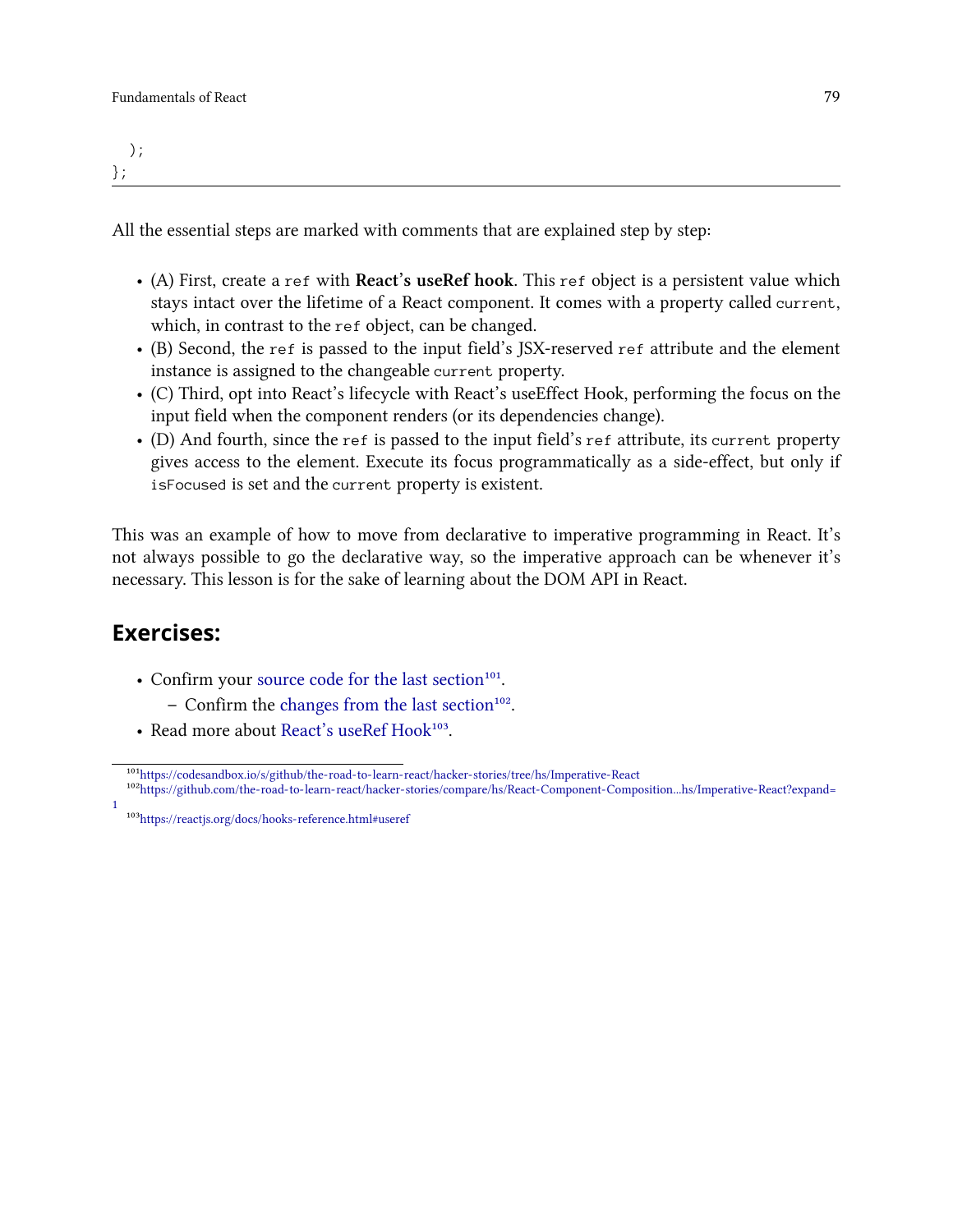```
  );
};
```

All the essential steps are marked with comments that are explained step by step:

- (A) First, create a `ref` with **React's useRef hook**. This `ref` object is a persistent value which stays intact over the lifetime of a React component. It comes with a property called `current`, which, in contrast to the `ref` object, can be changed.
- (B) Second, the `ref` is passed to the input field's JSX-reserved `ref` attribute and the element instance is assigned to the changeable `current` property.
- (C) Third, opt into React's lifecycle with React's useEffect Hook, performing the focus on the input field when the component renders (or its dependencies change).
- (D) And fourth, since the `ref` is passed to the input field's `ref` attribute, its `current` property gives access to the element. Execute its focus programmatically as a side-effect, but only if `isFocused` is set and the `current` property is existent.

This was an example of how to move from declarative to imperative programming in React. It's not always possible to go the declarative way, so the imperative approach can be whenever it's necessary. This lesson is for the sake of learning about the DOM API in React.

## Exercises:

- Confirm your source code for the last section[101].
  - Confirm the changes from the last section[102].
- Read more about React's useRef Hook[103].

[101] https://codesandbox.io/s/github/the-road-to-learn-react/hacker-stories/tree/hs/Imperative-React

[102] https://github.com/the-road-to-learn-react/hacker-stories/compare/hs/React-Component-Composition...hs/Imperative-React?expand=1

[103] https://reactjs.org/docs/hooks-reference.html#useref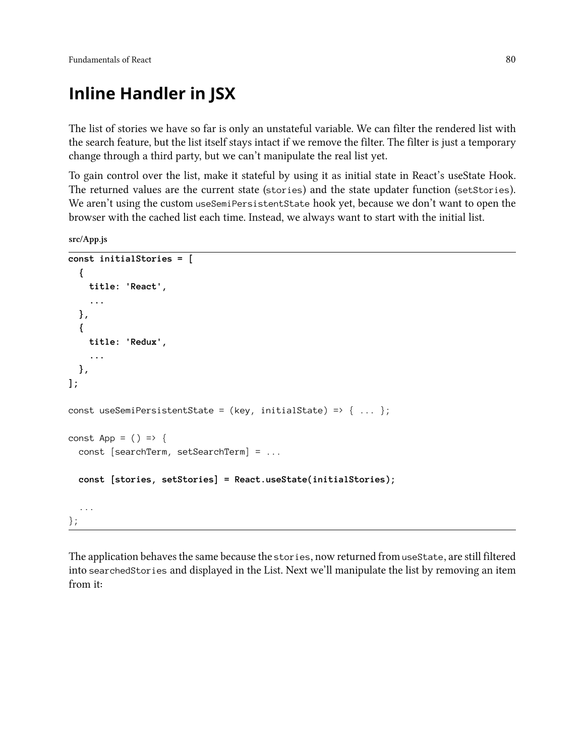# Inline Handler in JSX

The list of stories we have so far is only an unstateful variable. We can filter the rendered list with the search feature, but the list itself stays intact if we remove the filter. The filter is just a temporary change through a third party, but we can't manipulate the real list yet.

To gain control over the list, make it stateful by using it as initial state in React's useState Hook. The returned values are the current state (`stories`) and the state updater function (`setStories`). We aren't using the custom `useSemiPersistentState` hook yet, because we don't want to open the browser with the cached list each time. Instead, we always want to start with the initial list.

**src/App.js**

```
const initialStories = [
  {
    title: 'React',
    ...
  },
  {
    title: 'Redux',
    ...
  },
];

const useSemiPersistentState = (key, initialState) => { ... };

const App = () => {
  const [searchTerm, setSearchTerm] = ...

  const [stories, setStories] = React.useState(initialStories);

  ...
};
```

The application behaves the same because the `stories`, now returned from `useState`, are still filtered into `searchedStories` and displayed in the List. Next we'll manipulate the list by removing an item from it: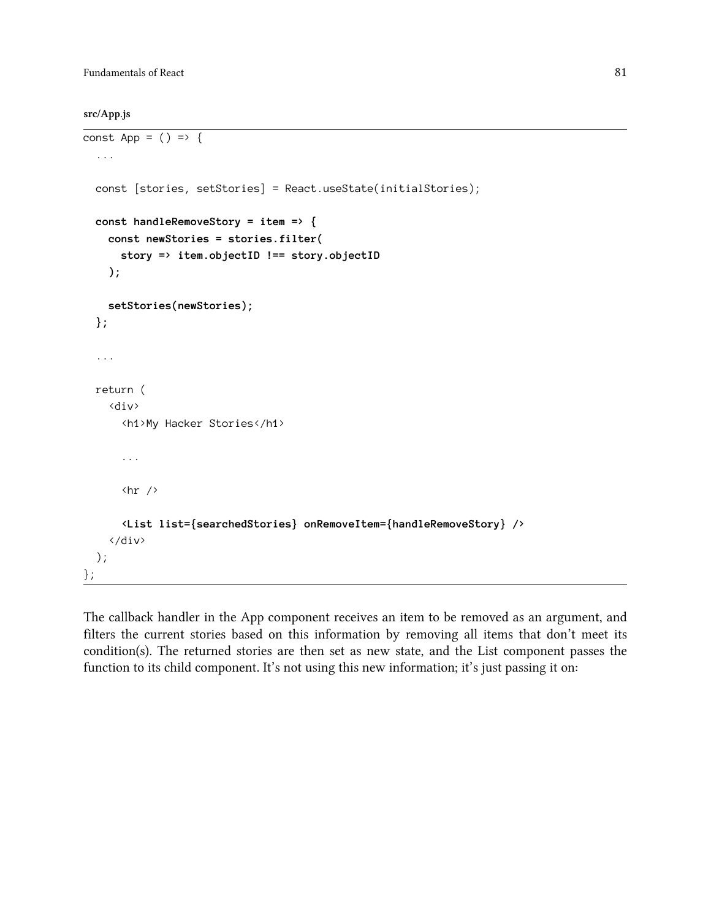**src/App.js**

```
const App = () => {
  ...

  const [stories, setStories] = React.useState(initialStories);

  const handleRemoveStory = item => {
    const newStories = stories.filter(
      story => item.objectID !== story.objectID
    );

    setStories(newStories);
  };

  ...

  return (
    <div>
      <h1>My Hacker Stories</h1>

      ...

      <hr />

      <List list={searchedStories} onRemoveItem={handleRemoveStory} />
    </div>
  );
};
```

The callback handler in the App component receives an item to be removed as an argument, and filters the current stories based on this information by removing all items that don't meet its condition(s). The returned stories are then set as new state, and the List component passes the function to its child component. It's not using this new information; it's just passing it on: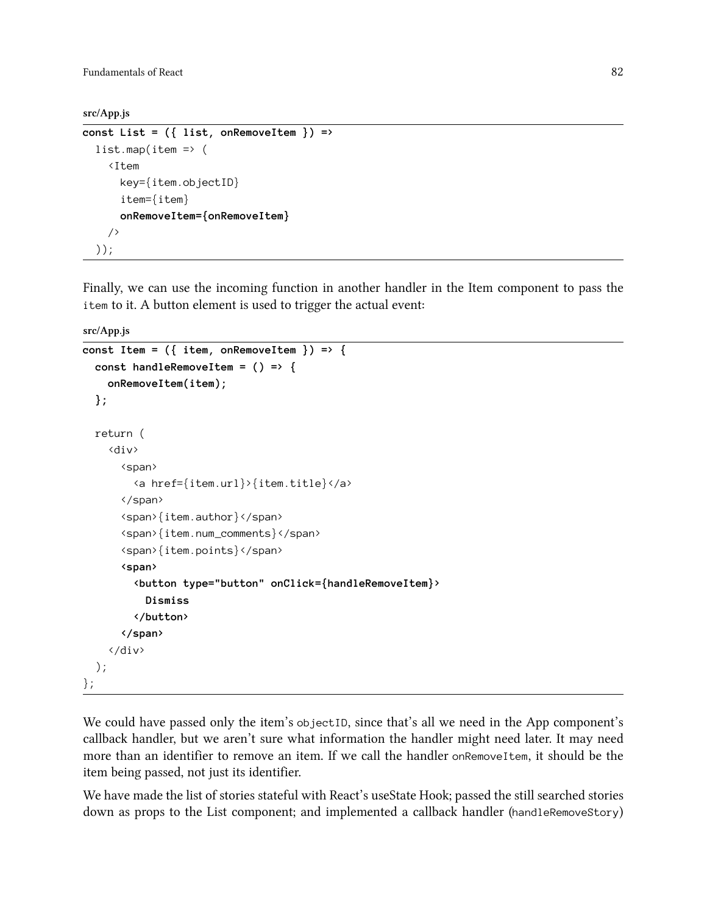src/App.js

```
const List = ({ list, onRemoveItem }) =>
  list.map(item => (
    <Item
      key={item.objectID}
      item={item}
      onRemoveItem={onRemoveItem}
    />
  ));
```

Finally, we can use the incoming function in another handler in the Item component to pass the `item` to it. A button element is used to trigger the actual event:

src/App.js

```
const Item = ({ item, onRemoveItem }) => {
  const handleRemoveItem = () => {
    onRemoveItem(item);
  };

  return (
    <div>
      <span>
        <a href={item.url}>{item.title}</a>
      </span>
      <span>{item.author}</span>
      <span>{item.num_comments}</span>
      <span>{item.points}</span>
      <span>
        <button type="button" onClick={handleRemoveItem}>
          Dismiss
        </button>
      </span>
    </div>
  );
};
```

We could have passed only the item's `objectID`, since that's all we need in the App component's callback handler, but we aren't sure what information the handler might need later. It may need more than an identifier to remove an item. If we call the handler `onRemoveItem`, it should be the item being passed, not just its identifier.

We have made the list of stories stateful with React's useState Hook; passed the still searched stories down as props to the List component; and implemented a callback handler (`handleRemoveStory`)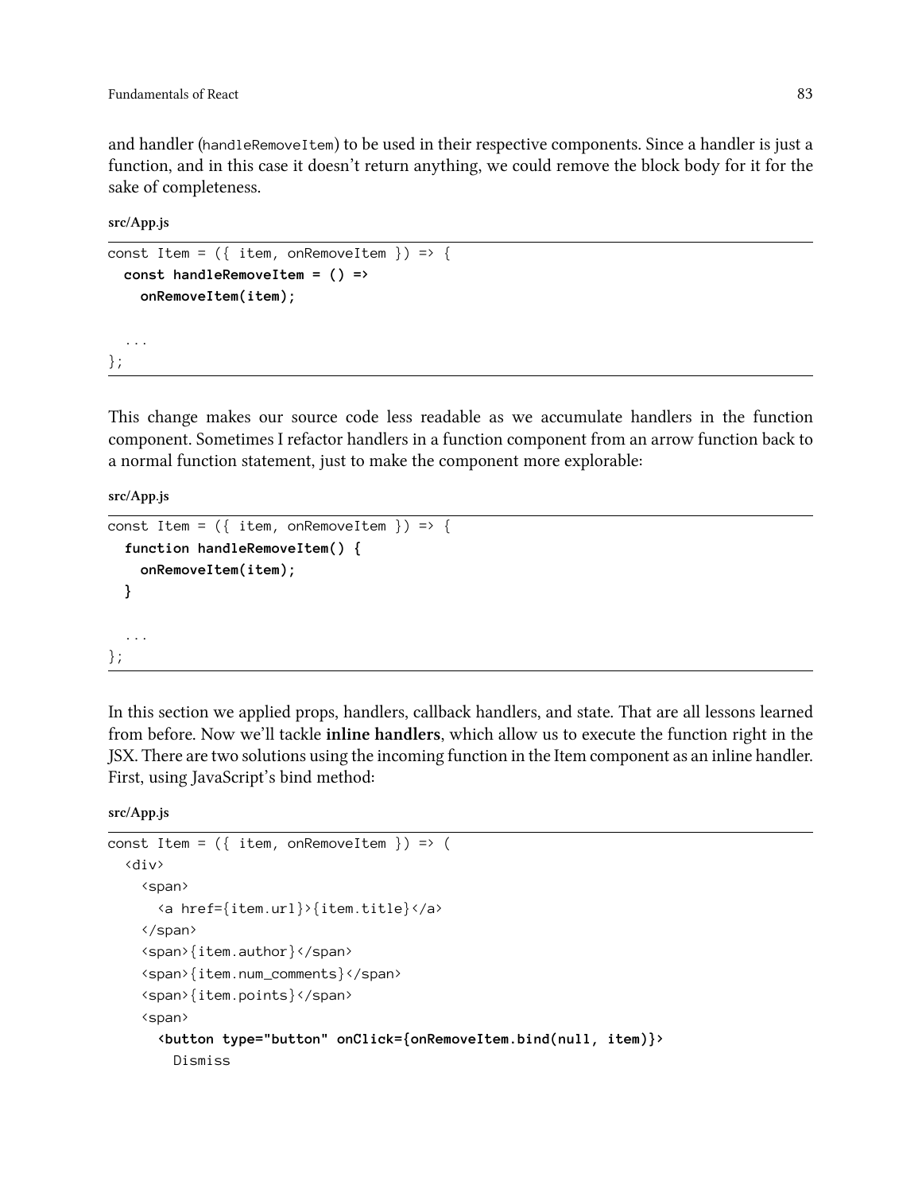and handler (`handleRemoveItem`) to be used in their respective components. Since a handler is just a function, and in this case it doesn't return anything, we could remove the block body for it for the sake of completeness.

**src/App.js**

```
const Item = ({ item, onRemoveItem }) => {
  const handleRemoveItem = () =>
    onRemoveItem(item);

  ...
};
```

This change makes our source code less readable as we accumulate handlers in the function component. Sometimes I refactor handlers in a function component from an arrow function back to a normal function statement, just to make the component more explorable:

**src/App.js**

```
const Item = ({ item, onRemoveItem }) => {
  function handleRemoveItem() {
    onRemoveItem(item);
  }

  ...
};
```

In this section we applied props, handlers, callback handlers, and state. That are all lessons learned from before. Now we'll tackle **inline handlers**, which allow us to execute the function right in the JSX. There are two solutions using the incoming function in the Item component as an inline handler. First, using JavaScript's bind method:

**src/App.js**

```
const Item = ({ item, onRemoveItem }) => (
  <div>
    <span>
      <a href={item.url}>{item.title}</a>
    </span>
    <span>{item.author}</span>
    <span>{item.num_comments}</span>
    <span>{item.points}</span>
    <span>
      <button type="button" onClick={onRemoveItem.bind(null, item)}>
        Dismiss
```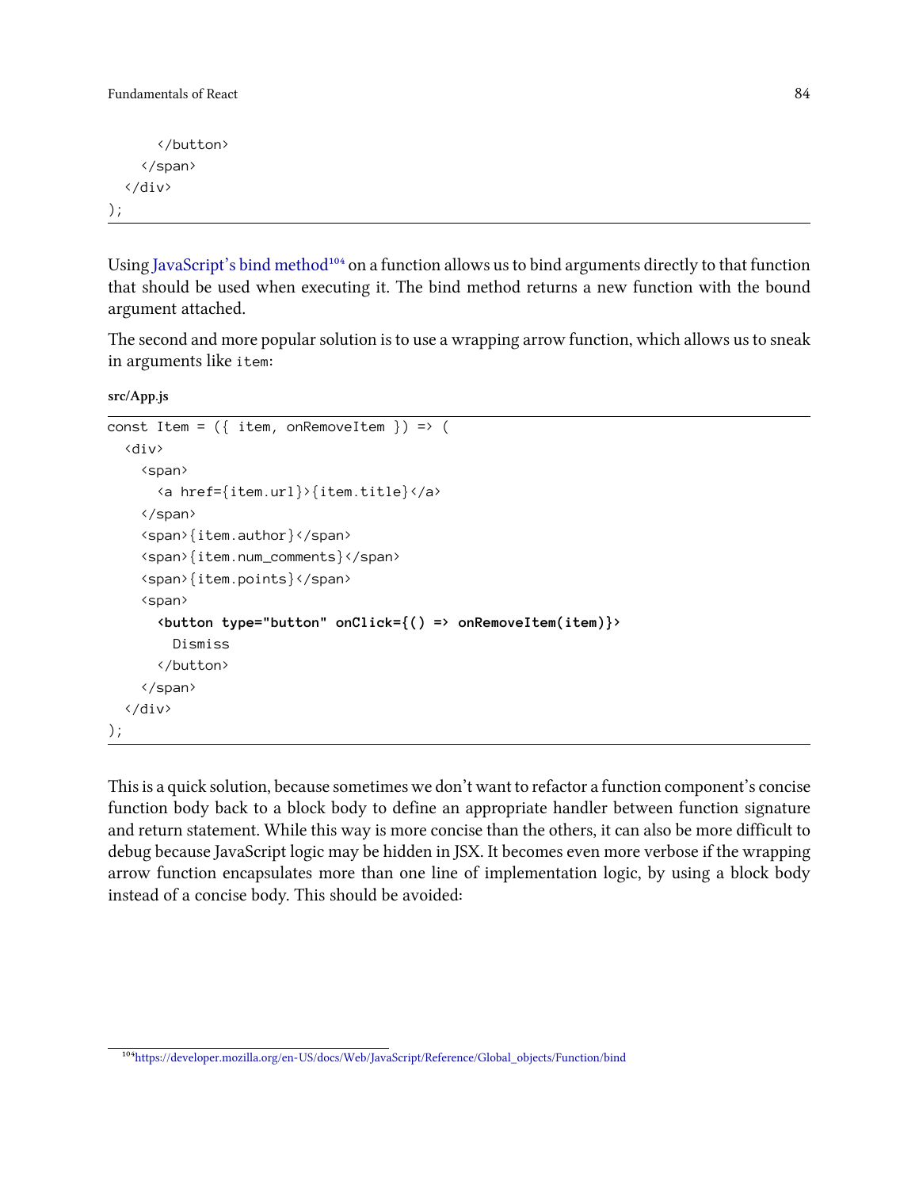```
      </button>
    </span>
  </div>
);
```

Using JavaScript's bind method[104] on a function allows us to bind arguments directly to that function that should be used when executing it. The bind method returns a new function with the bound argument attached.

The second and more popular solution is to use a wrapping arrow function, which allows us to sneak in arguments like `item`:

**src/App.js**

```
const Item = ({ item, onRemoveItem }) => (
  <div>
    <span>
      <a href={item.url}>{item.title}</a>
    </span>
    <span>{item.author}</span>
    <span>{item.num_comments}</span>
    <span>{item.points}</span>
    <span>
      <button type="button" onClick={() => onRemoveItem(item)}>
        Dismiss
      </button>
    </span>
  </div>
);
```

This is a quick solution, because sometimes we don't want to refactor a function component's concise function body back to a block body to define an appropriate handler between function signature and return statement. While this way is more concise than the others, it can also be more difficult to debug because JavaScript logic may be hidden in JSX. It becomes even more verbose if the wrapping arrow function encapsulates more than one line of implementation logic, by using a block body instead of a concise body. This should be avoided:

[104] https://developer.mozilla.org/en-US/docs/Web/JavaScript/Reference/Global_objects/Function/bind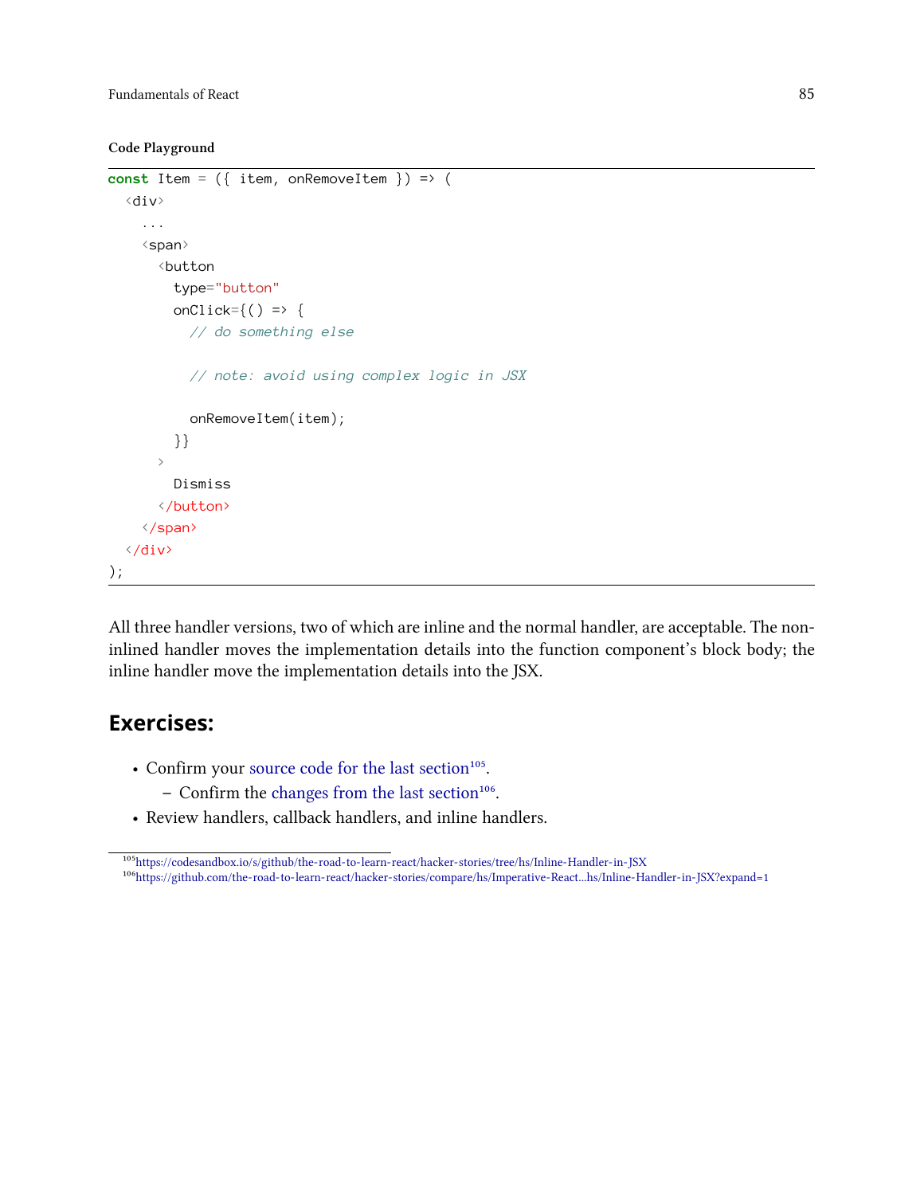### Code Playground

```
const Item = ({ item, onRemoveItem }) => (
  <div>
    ...
    <span>
      <button
        type="button"
        onClick={() => {
          // do something else

          // note: avoid using complex logic in JSX

          onRemoveItem(item);
        }}
      >
        Dismiss
      </button>
    </span>
  </div>
);
```

All three handler versions, two of which are inline and the normal handler, are acceptable. The non-inlined handler moves the implementation details into the function component's block body; the inline handler move the implementation details into the JSX.

## Exercises:

- Confirm your source code for the last section[105].
  - Confirm the changes from the last section[106].
- Review handlers, callback handlers, and inline handlers.

[105] https://codesandbox.io/s/github/the-road-to-learn-react/hacker-stories/tree/hs/Inline-Handler-in-JSX
[106] https://github.com/the-road-to-learn-react/hacker-stories/compare/hs/Imperative-React...hs/Inline-Handler-in-JSX?expand=1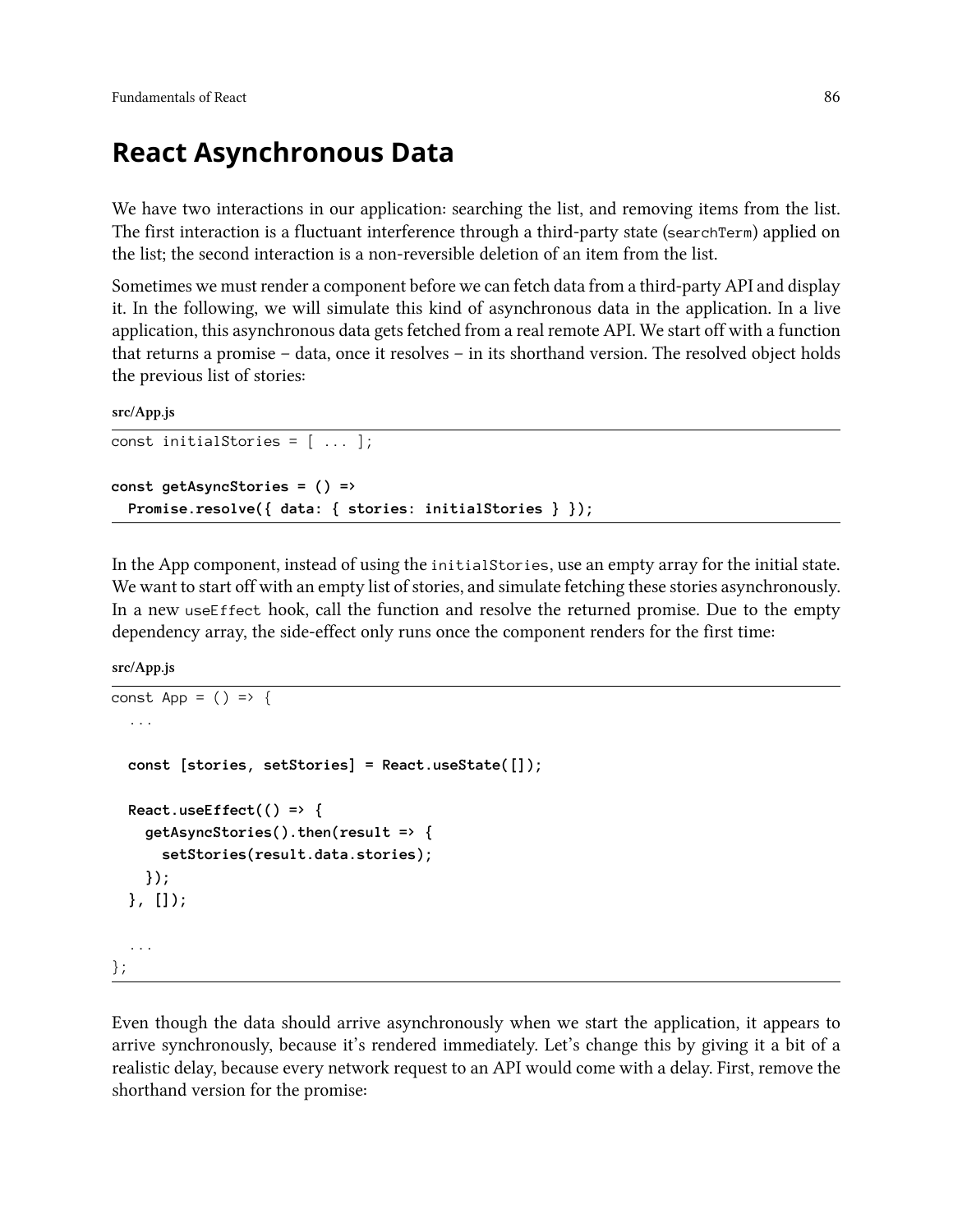# React Asynchronous Data

We have two interactions in our application: searching the list, and removing items from the list. The first interaction is a fluctuant interference through a third-party state (`searchTerm`) applied on the list; the second interaction is a non-reversible deletion of an item from the list.

Sometimes we must render a component before we can fetch data from a third-party API and display it. In the following, we will simulate this kind of asynchronous data in the application. In a live application, this asynchronous data gets fetched from a real remote API. We start off with a function that returns a promise – data, once it resolves – in its shorthand version. The resolved object holds the previous list of stories:

**src/App.js**

```
const initialStories = [ ... ];

const getAsyncStories = () =>
  Promise.resolve({ data: { stories: initialStories } });
```

In the App component, instead of using the `initialStories`, use an empty array for the initial state. We want to start off with an empty list of stories, and simulate fetching these stories asynchronously. In a new `useEffect` hook, call the function and resolve the returned promise. Due to the empty dependency array, the side-effect only runs once the component renders for the first time:

**src/App.js**

```
const App = () => {
  ...

  const [stories, setStories] = React.useState([]);

  React.useEffect(() => {
    getAsyncStories().then(result => {
      setStories(result.data.stories);
    });
  }, []);

  ...
};
```

Even though the data should arrive asynchronously when we start the application, it appears to arrive synchronously, because it's rendered immediately. Let's change this by giving it a bit of a realistic delay, because every network request to an API would come with a delay. First, remove the shorthand version for the promise: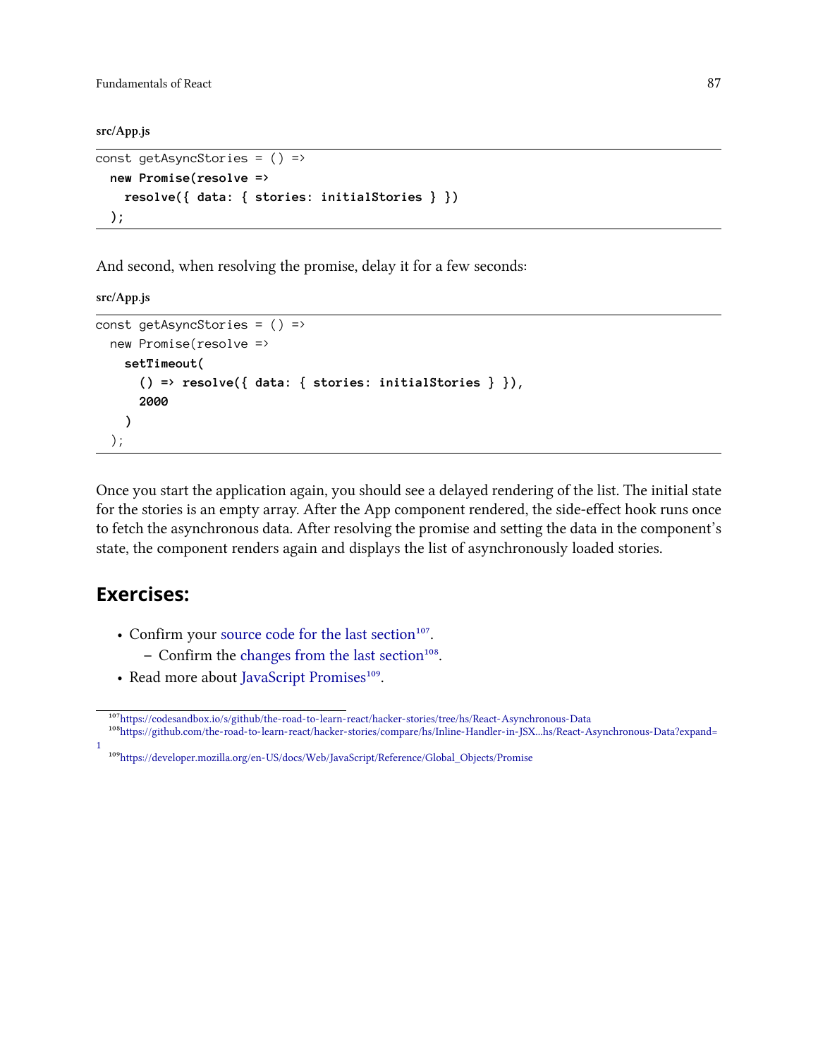src/App.js

```
const getAsyncStories = () =>
  new Promise(resolve =>
    resolve({ data: { stories: initialStories } })
  );
```

And second, when resolving the promise, delay it for a few seconds:

src/App.js

```
const getAsyncStories = () =>
  new Promise(resolve =>
    setTimeout(
      () => resolve({ data: { stories: initialStories } }),
      2000
    )
  );
```

Once you start the application again, you should see a delayed rendering of the list. The initial state for the stories is an empty array. After the App component rendered, the side-effect hook runs once to fetch the asynchronous data. After resolving the promise and setting the data in the component's state, the component renders again and displays the list of asynchronously loaded stories.

## Exercises:

- Confirm your source code for the last section[107].
  - Confirm the changes from the last section[108].
- Read more about JavaScript Promises[109].

---

[107] https://codesandbox.io/s/github/the-road-to-learn-react/hacker-stories/tree/hs/React-Asynchronous-Data

[108] https://github.com/the-road-to-learn-react/hacker-stories/compare/hs/Inline-Handler-in-JSX...hs/React-Asynchronous-Data?expand=1

[109] https://developer.mozilla.org/en-US/docs/Web/JavaScript/Reference/Global_Objects/Promise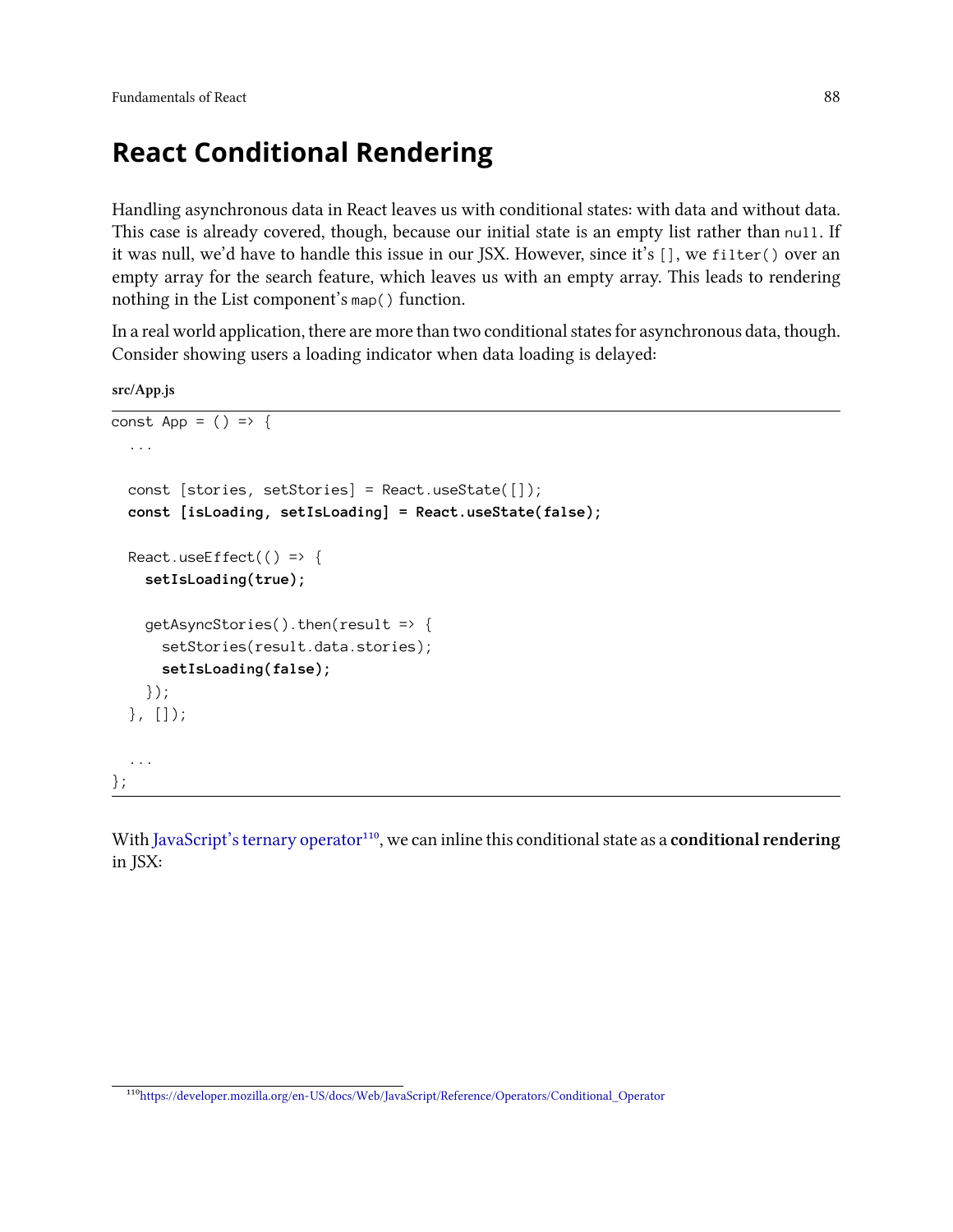# React Conditional Rendering

Handling asynchronous data in React leaves us with conditional states: with data and without data. This case is already covered, though, because our initial state is an empty list rather than `null`. If it was null, we'd have to handle this issue in our JSX. However, since it's `[]`, we `filter()` over an empty array for the search feature, which leaves us with an empty array. This leads to rendering nothing in the List component's `map()` function.

In a real world application, there are more than two conditional states for asynchronous data, though. Consider showing users a loading indicator when data loading is delayed:

**src/App.js**

```
const App = () => {
  ...

  const [stories, setStories] = React.useState([]);
  const [isLoading, setIsLoading] = React.useState(false);

  React.useEffect(() => {
    setIsLoading(true);

    getAsyncStories().then(result => {
      setStories(result.data.stories);
      setIsLoading(false);
    });
  }, []);

  ...
};
```

With JavaScript's ternary operator[110], we can inline this conditional state as a **conditional rendering** in JSX:

[110] https://developer.mozilla.org/en-US/docs/Web/JavaScript/Reference/Operators/Conditional_Operator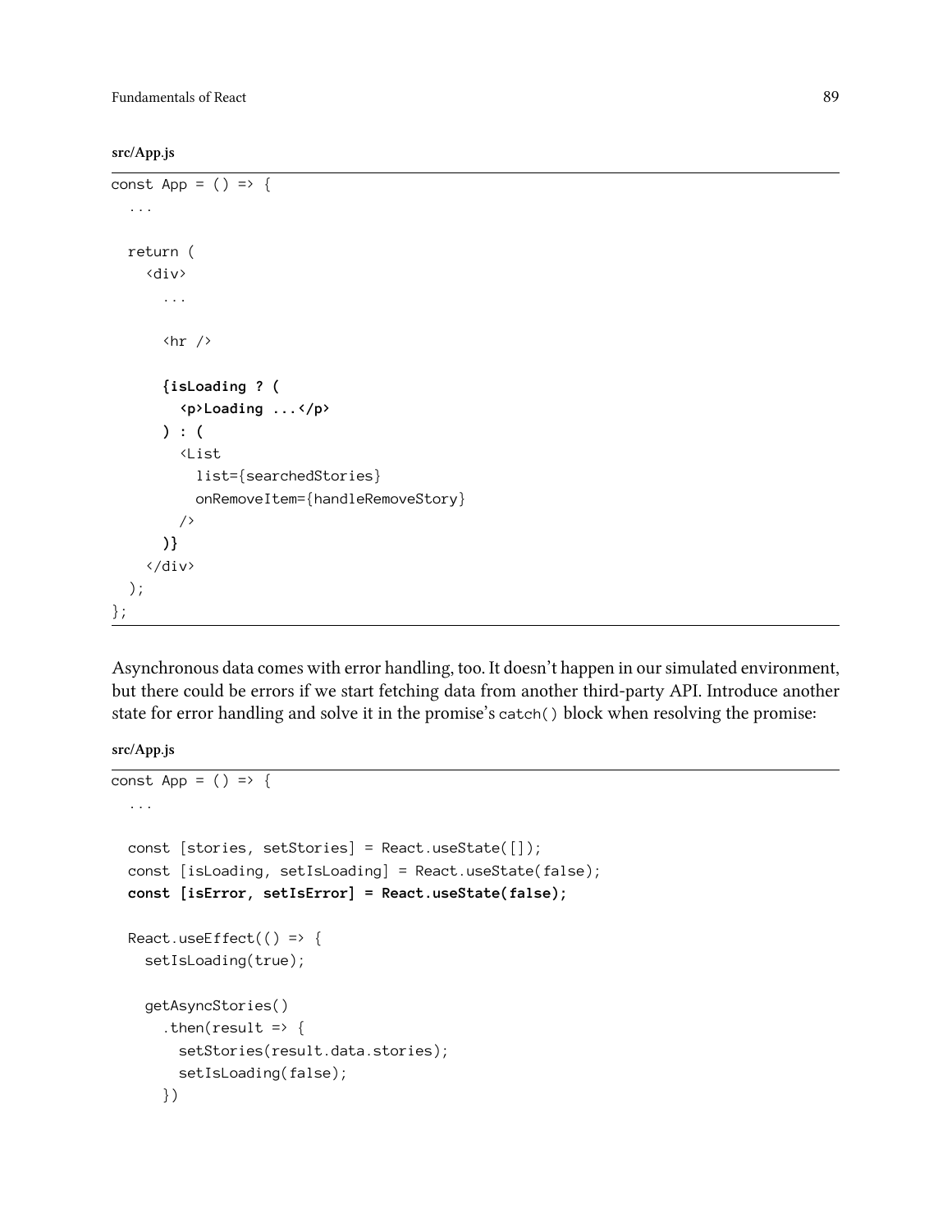**src/App.js**

```
const App = () => {
  ...

  return (
    <div>
      ...

      <hr />

      {isLoading ? (
        <p>Loading ...</p>
      ) : (
        <List
          list={searchedStories}
          onRemoveItem={handleRemoveStory}
        />
      )}
    </div>
  );
};
```

Asynchronous data comes with error handling, too. It doesn't happen in our simulated environment, but there could be errors if we start fetching data from another third-party API. Introduce another state for error handling and solve it in the promise's `catch()` block when resolving the promise:

**src/App.js**

```
const App = () => {
  ...

  const [stories, setStories] = React.useState([]);
  const [isLoading, setIsLoading] = React.useState(false);
  const [isError, setIsError] = React.useState(false);

  React.useEffect(() => {
    setIsLoading(true);

    getAsyncStories()
      .then(result => {
        setStories(result.data.stories);
        setIsLoading(false);
      })
```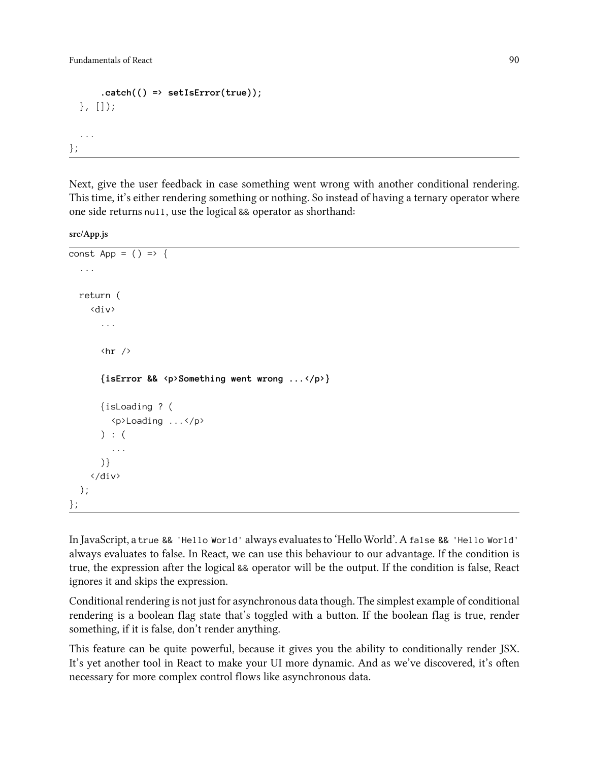```
      .catch(() => setIsError(true));
  }, []);

  ...
};
```

Next, give the user feedback in case something went wrong with another conditional rendering. This time, it's either rendering something or nothing. So instead of having a ternary operator where one side returns `null`, use the logical `&&` operator as shorthand:

**src/App.js**

```
const App = () => {
  ...

  return (
    <div>
      ...

      <hr />

      {isError && <p>Something went wrong ...</p>}

      {isLoading ? (
        <p>Loading ...</p>
      ) : (
        ...
      )}
    </div>
  );
};
```

In JavaScript, a `true && 'Hello World'` always evaluates to 'Hello World'. A `false && 'Hello World'` always evaluates to false. In React, we can use this behaviour to our advantage. If the condition is true, the expression after the logical `&&` operator will be the output. If the condition is false, React ignores it and skips the expression.

Conditional rendering is not just for asynchronous data though. The simplest example of conditional rendering is a boolean flag state that's toggled with a button. If the boolean flag is true, render something, if it is false, don't render anything.

This feature can be quite powerful, because it gives you the ability to conditionally render JSX. It's yet another tool in React to make your UI more dynamic. And as we've discovered, it's often necessary for more complex control flows like asynchronous data.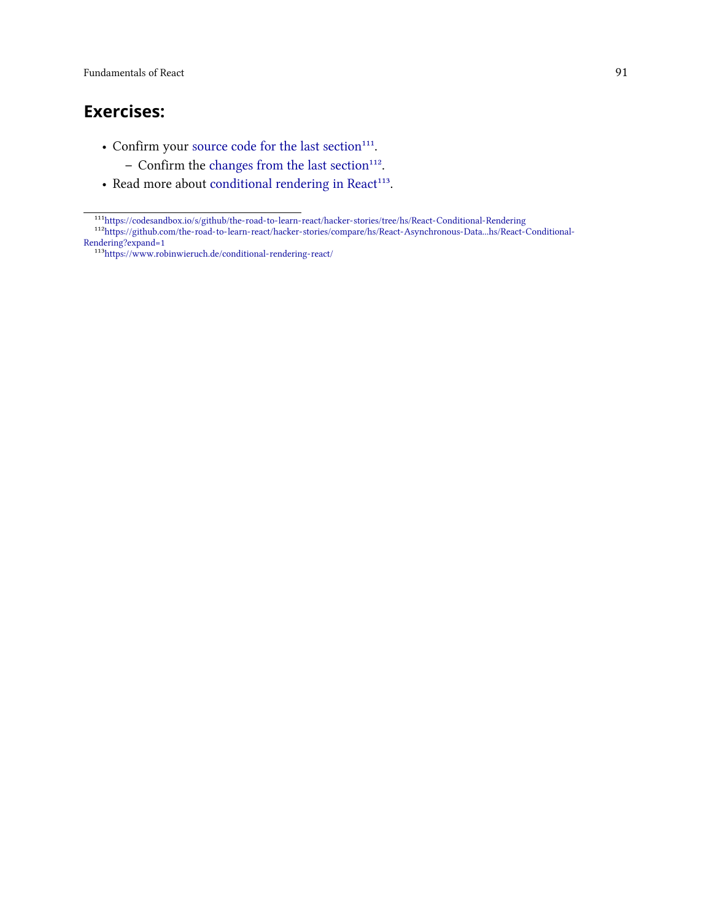### Exercises:

- Confirm your source code for the last section[111].
  - Confirm the changes from the last section[112].
- Read more about conditional rendering in React[113].

---

[111] https://codesandbox.io/s/github/the-road-to-learn-react/hacker-stories/tree/hs/React-Conditional-Rendering

[112] https://github.com/the-road-to-learn-react/hacker-stories/compare/hs/React-Asynchronous-Data...hs/React-Conditional-Rendering?expand=1

[113] https://www.robinwieruch.de/conditional-rendering-react/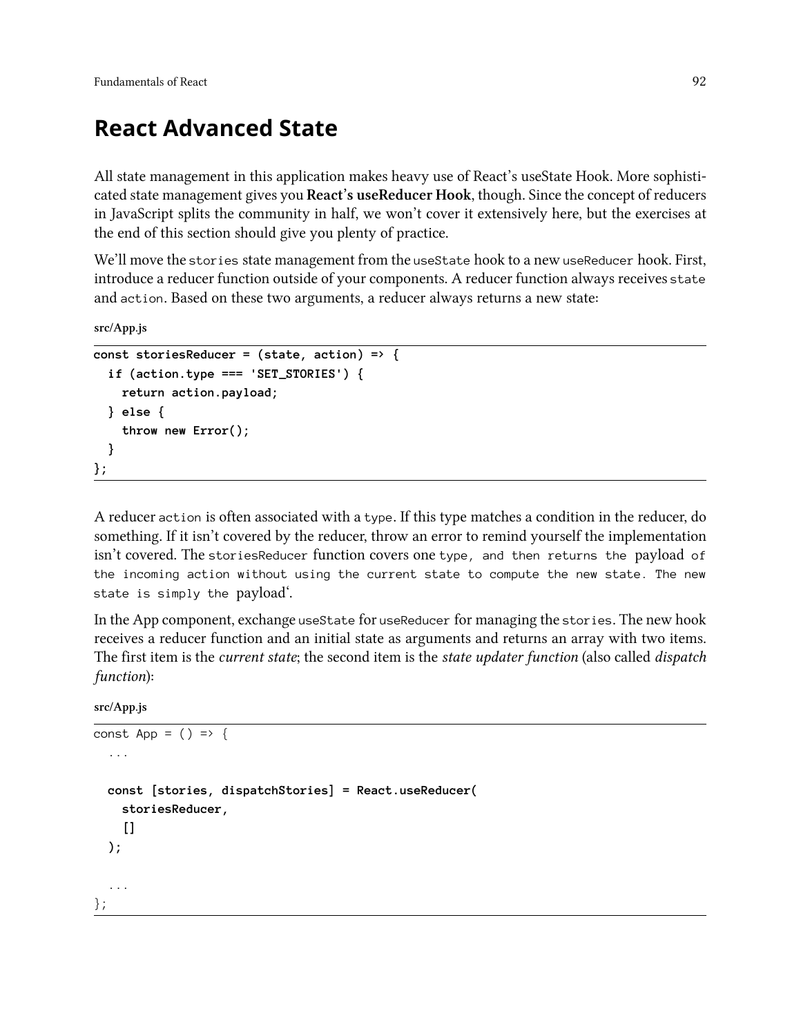# React Advanced State

All state management in this application makes heavy use of React's useState Hook. More sophisticated state management gives you **React's useReducer Hook**, though. Since the concept of reducers in JavaScript splits the community in half, we won't cover it extensively here, but the exercises at the end of this section should give you plenty of practice.

We'll move the `stories` state management from the `useState` hook to a new `useReducer` hook. First, introduce a reducer function outside of your components. A reducer function always receives `state` and `action`. Based on these two arguments, a reducer always returns a new state:

**src/App.js**

```
const storiesReducer = (state, action) => {
  if (action.type === 'SET_STORIES') {
    return action.payload;
  } else {
    throw new Error();
  }
};
```

A reducer `action` is often associated with a `type`. If this type matches a condition in the reducer, do something. If it isn't covered by the reducer, throw an error to remind yourself the implementation isn't covered. The `storiesReducer` function covers one `type, and then returns the` payload `of the incoming action without using the current state to compute the new state. The new state is simply the` payload`.

In the App component, exchange `useState` for `useReducer` for managing the `stories`. The new hook receives a reducer function and an initial state as arguments and returns an array with two items. The first item is the *current state*; the second item is the *state updater function* (also called *dispatch function*):

**src/App.js**

```
const App = () => {
  ...

  const [stories, dispatchStories] = React.useReducer(
    storiesReducer,
    []
  );

  ...
};
```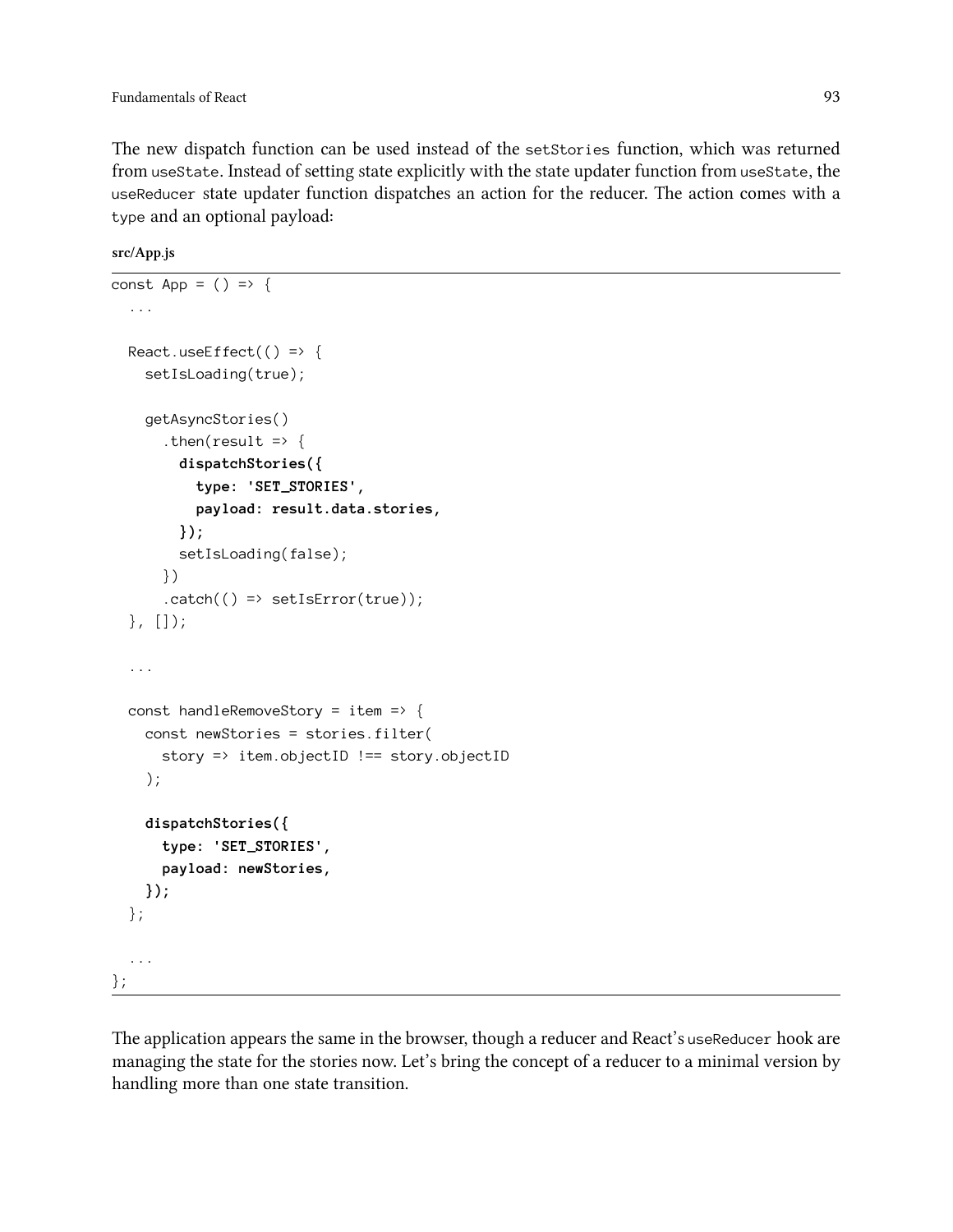The new dispatch function can be used instead of the `setStories` function, which was returned from `useState`. Instead of setting state explicitly with the state updater function from `useState`, the `useReducer` state updater function dispatches an action for the reducer. The action comes with a `type` and an optional payload:

**src/App.js**

```
const App = () => {
  ...

  React.useEffect(() => {
    setIsLoading(true);

    getAsyncStories()
      .then(result => {
        dispatchStories({
          type: 'SET_STORIES',
          payload: result.data.stories,
        });
        setIsLoading(false);
      })
      .catch(() => setIsError(true));
  }, []);

  ...

  const handleRemoveStory = item => {
    const newStories = stories.filter(
      story => item.objectID !== story.objectID
    );

    dispatchStories({
      type: 'SET_STORIES',
      payload: newStories,
    });
  };

  ...
};
```

The application appears the same in the browser, though a reducer and React's `useReducer` hook are managing the state for the stories now. Let's bring the concept of a reducer to a minimal version by handling more than one state transition.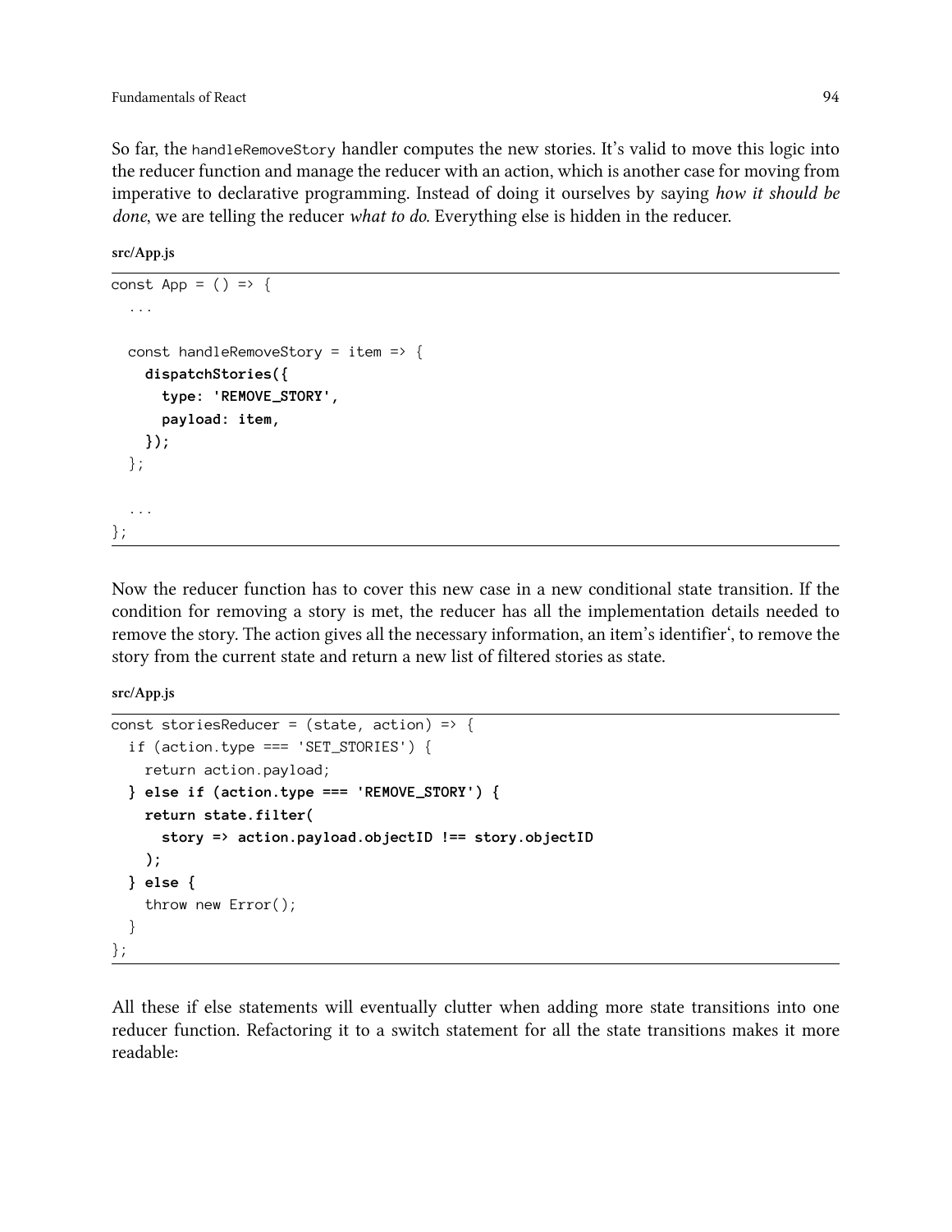So far, the `handleRemoveStory` handler computes the new stories. It's valid to move this logic into the reducer function and manage the reducer with an action, which is another case for moving from imperative to declarative programming. Instead of doing it ourselves by saying *how it should be done*, we are telling the reducer *what to do*. Everything else is hidden in the reducer.

**src/App.js**

```
const App = () => {
  ...

  const handleRemoveStory = item => {
    dispatchStories({
      type: 'REMOVE_STORY',
      payload: item,
    });
  };

  ...
};
```

Now the reducer function has to cover this new case in a new conditional state transition. If the condition for removing a story is met, the reducer has all the implementation details needed to remove the story. The action gives all the necessary information, an item's identifier', to remove the story from the current state and return a new list of filtered stories as state.

**src/App.js**

```
const storiesReducer = (state, action) => {
  if (action.type === 'SET_STORIES') {
    return action.payload;
  } else if (action.type === 'REMOVE_STORY') {
    return state.filter(
      story => action.payload.objectID !== story.objectID
    );
  } else {
    throw new Error();
  }
};
```

All these if else statements will eventually clutter when adding more state transitions into one reducer function. Refactoring it to a switch statement for all the state transitions makes it more readable: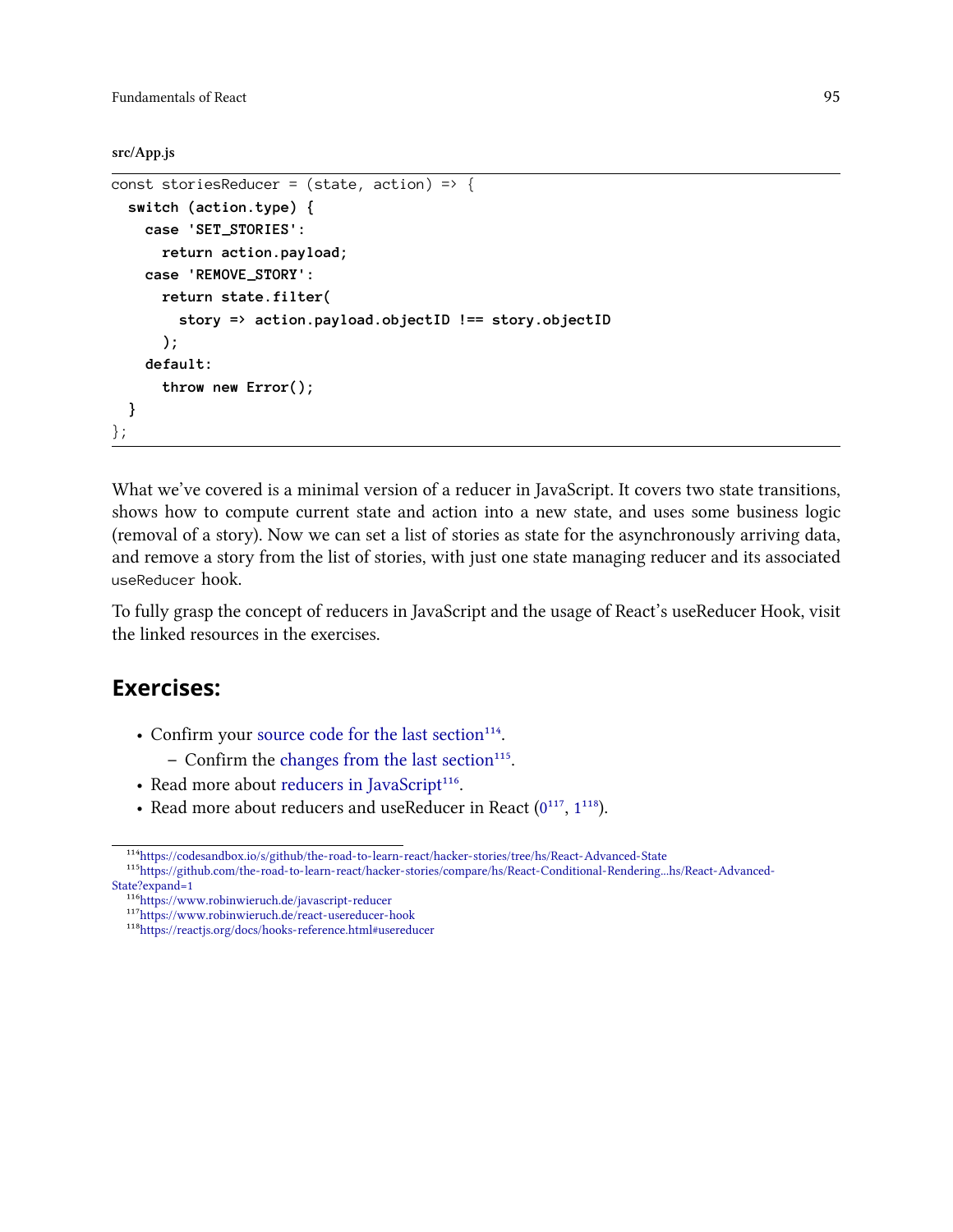**src/App.js**

```
const storiesReducer = (state, action) => {
  switch (action.type) {
    case 'SET_STORIES':
      return action.payload;
    case 'REMOVE_STORY':
      return state.filter(
        story => action.payload.objectID !== story.objectID
      );
    default:
      throw new Error();
  }
};
```

What we've covered is a minimal version of a reducer in JavaScript. It covers two state transitions, shows how to compute current state and action into a new state, and uses some business logic (removal of a story). Now we can set a list of stories as state for the asynchronously arriving data, and remove a story from the list of stories, with just one state managing reducer and its associated `useReducer` hook.

To fully grasp the concept of reducers in JavaScript and the usage of React's useReducer Hook, visit the linked resources in the exercises.

## Exercises:

- Confirm your source code for the last section[114].
  - Confirm the changes from the last section[115].
- Read more about reducers in JavaScript[116].
- Read more about reducers and useReducer in React (0[117], 1[118]).

---

[114] https://codesandbox.io/s/github/the-road-to-learn-react/hacker-stories/tree/hs/React-Advanced-State

[115] https://github.com/the-road-to-learn-react/hacker-stories/compare/hs/React-Conditional-Rendering...hs/React-Advanced-State?expand=1

[116] https://www.robinwieruch.de/javascript-reducer

[117] https://www.robinwieruch.de/react-usereducer-hook

[118] https://reactjs.org/docs/hooks-reference.html#usereducer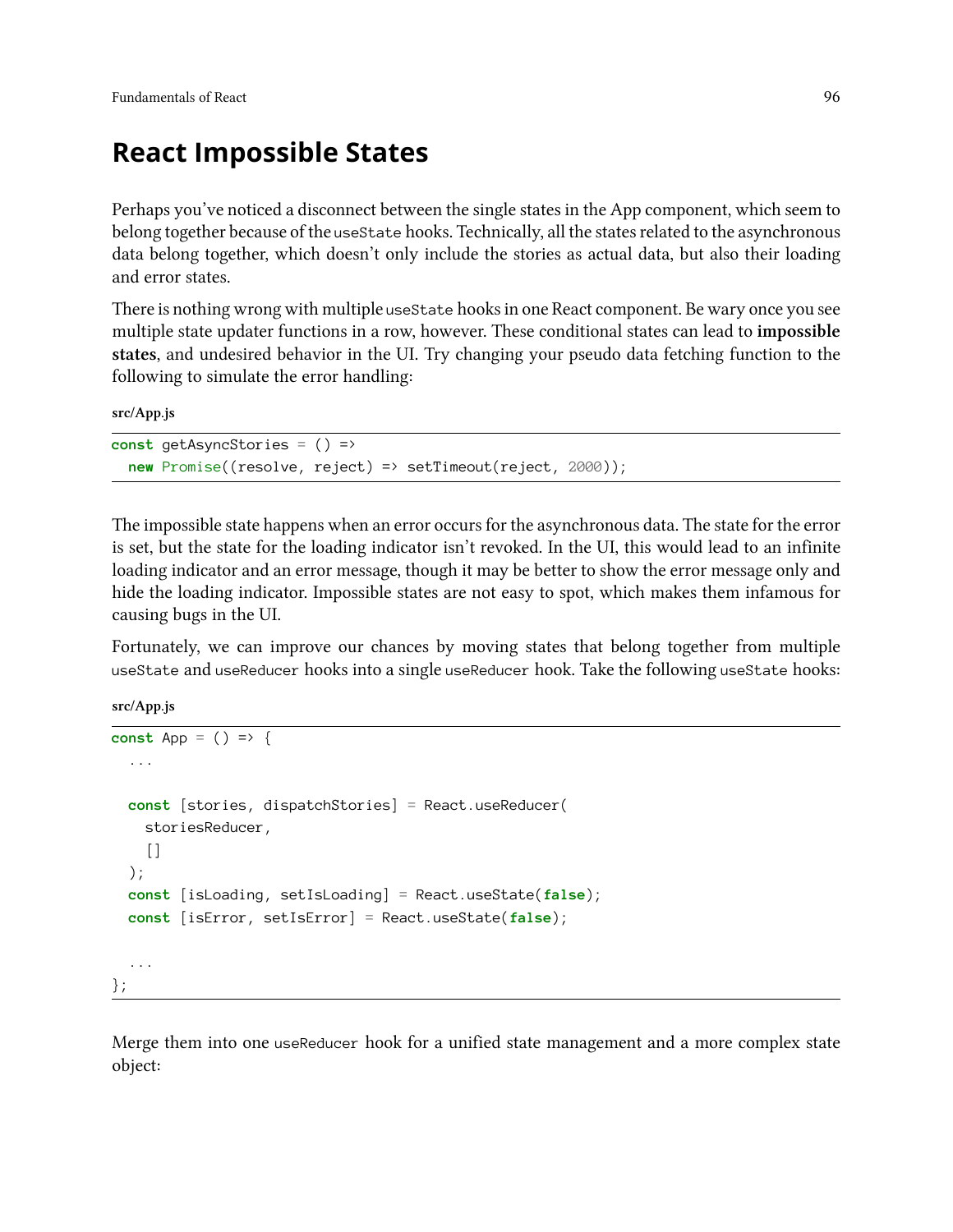# React Impossible States

Perhaps you've noticed a disconnect between the single states in the App component, which seem to belong together because of the `useState` hooks. Technically, all the states related to the asynchronous data belong together, which doesn't only include the stories as actual data, but also their loading and error states.

There is nothing wrong with multiple `useState` hooks in one React component. Be wary once you see multiple state updater functions in a row, however. These conditional states can lead to **impossible states**, and undesired behavior in the UI. Try changing your pseudo data fetching function to the following to simulate the error handling:

**src/App.js**

```
const getAsyncStories = () =>
  new Promise((resolve, reject) => setTimeout(reject, 2000));
```

The impossible state happens when an error occurs for the asynchronous data. The state for the error is set, but the state for the loading indicator isn't revoked. In the UI, this would lead to an infinite loading indicator and an error message, though it may be better to show the error message only and hide the loading indicator. Impossible states are not easy to spot, which makes them infamous for causing bugs in the UI.

Fortunately, we can improve our chances by moving states that belong together from multiple `useState` and `useReducer` hooks into a single `useReducer` hook. Take the following `useState` hooks:

**src/App.js**

```
const App = () => {
  ...

  const [stories, dispatchStories] = React.useReducer(
    storiesReducer,
    []
  );
  const [isLoading, setIsLoading] = React.useState(false);
  const [isError, setIsError] = React.useState(false);

  ...
};
```

Merge them into one `useReducer` hook for a unified state management and a more complex state object: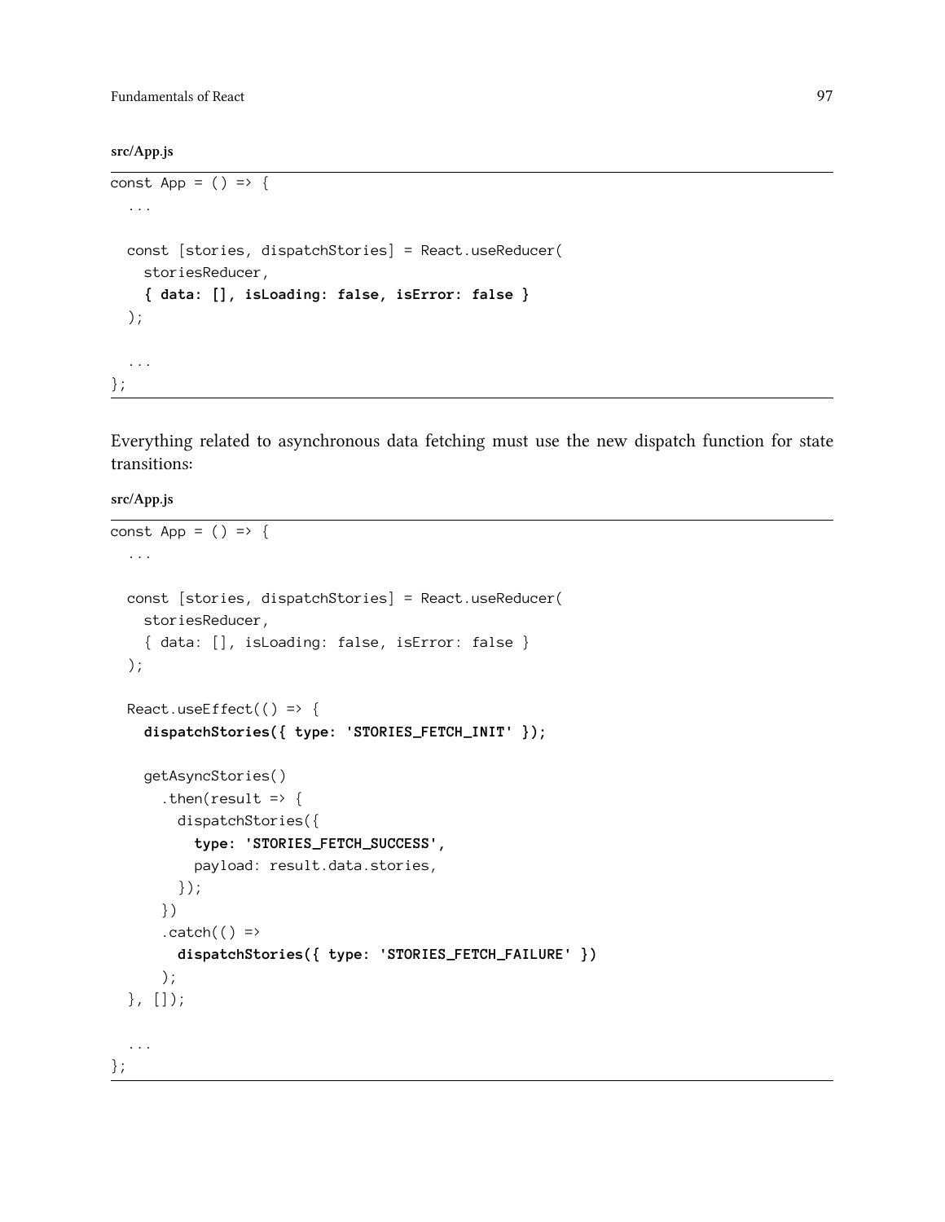**src/App.js**

```
const App = () => {
  ...

  const [stories, dispatchStories] = React.useReducer(
    storiesReducer,
    { data: [], isLoading: false, isError: false }
  );

  ...
};
```

Everything related to asynchronous data fetching must use the new dispatch function for state transitions:

**src/App.js**

```
const App = () => {
  ...

  const [stories, dispatchStories] = React.useReducer(
    storiesReducer,
    { data: [], isLoading: false, isError: false }
  );

  React.useEffect(() => {
    dispatchStories({ type: 'STORIES_FETCH_INIT' });

    getAsyncStories()
      .then(result => {
        dispatchStories({
          type: 'STORIES_FETCH_SUCCESS',
          payload: result.data.stories,
        });
      })
      .catch(() =>
        dispatchStories({ type: 'STORIES_FETCH_FAILURE' })
      );
  }, []);

  ...
};
```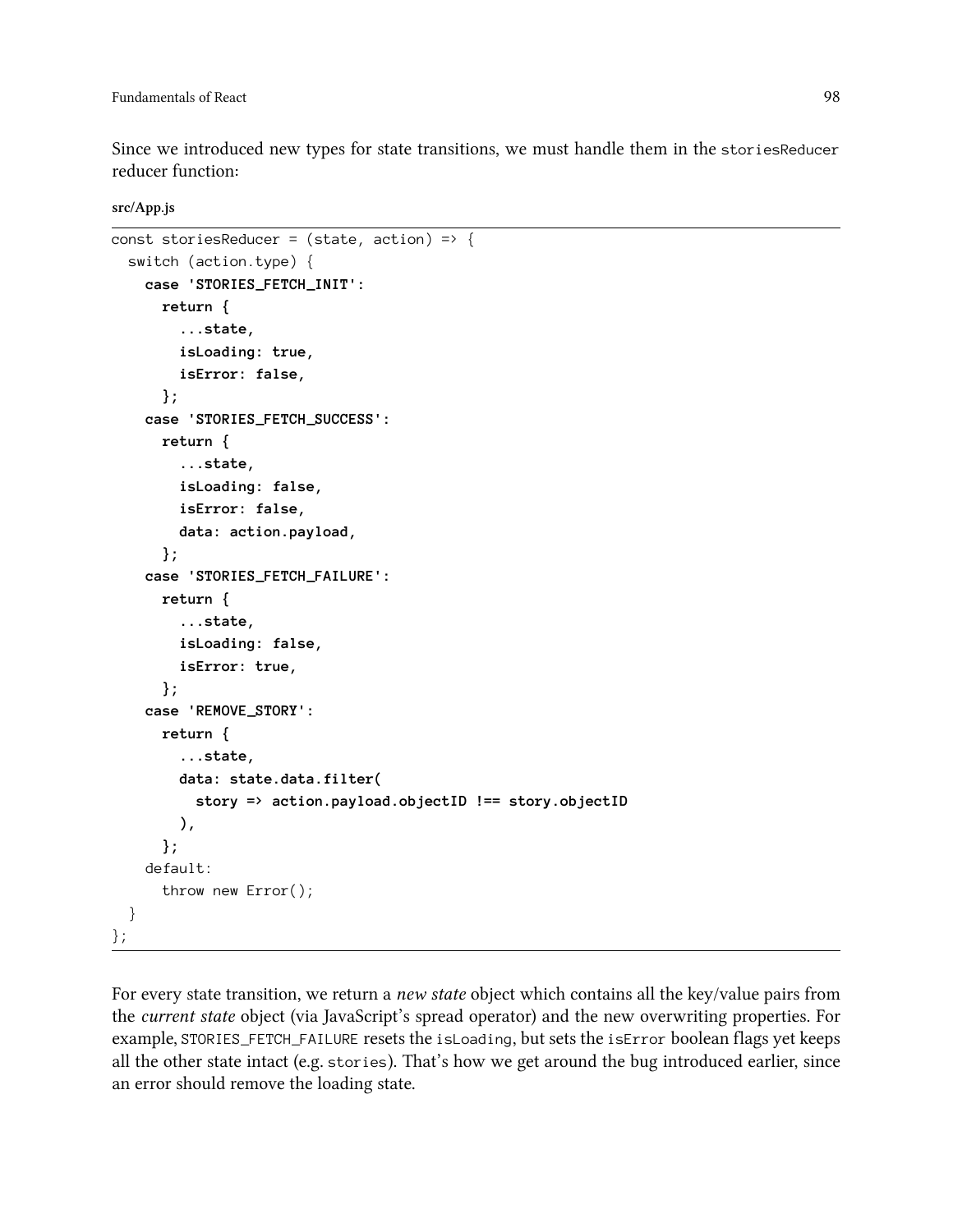Since we introduced new types for state transitions, we must handle them in the `storiesReducer` reducer function:

**src/App.js**

```
const storiesReducer = (state, action) => {
  switch (action.type) {
    case 'STORIES_FETCH_INIT':
      return {
        ...state,
        isLoading: true,
        isError: false,
      };
    case 'STORIES_FETCH_SUCCESS':
      return {
        ...state,
        isLoading: false,
        isError: false,
        data: action.payload,
      };
    case 'STORIES_FETCH_FAILURE':
      return {
        ...state,
        isLoading: false,
        isError: true,
      };
    case 'REMOVE_STORY':
      return {
        ...state,
        data: state.data.filter(
          story => action.payload.objectID !== story.objectID
        ),
      };
    default:
      throw new Error();
  }
};
```

For every state transition, we return a *new state* object which contains all the key/value pairs from the *current state* object (via JavaScript's spread operator) and the new overwriting properties. For example, `STORIES_FETCH_FAILURE` resets the `isLoading`, but sets the `isError` boolean flags yet keeps all the other state intact (e.g. `stories`). That's how we get around the bug introduced earlier, since an error should remove the loading state.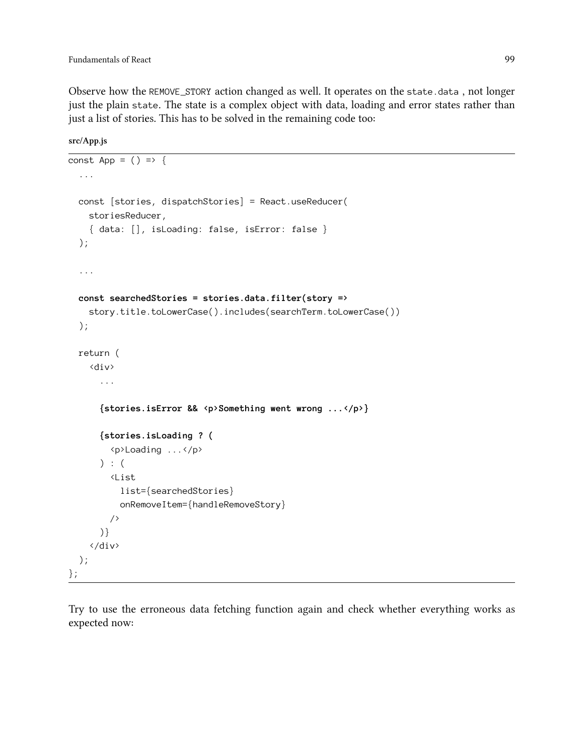Observe how the REMOVE_STORY action changed as well. It operates on the `state.data` , not longer just the plain `state`. The state is a complex object with data, loading and error states rather than just a list of stories. This has to be solved in the remaining code too:

**src/App.js**

```
const App = () => {
  ...

  const [stories, dispatchStories] = React.useReducer(
    storiesReducer,
    { data: [], isLoading: false, isError: false }
  );

  ...

  const searchedStories = stories.data.filter(story =>
    story.title.toLowerCase().includes(searchTerm.toLowerCase())
  );

  return (
    <div>
      ...

      {stories.isError && <p>Something went wrong ...</p>}

      {stories.isLoading ? (
        <p>Loading ...</p>
      ) : (
        <List
          list={searchedStories}
          onRemoveItem={handleRemoveStory}
        />
      )}
    </div>
  );
};
```

Try to use the erroneous data fetching function again and check whether everything works as expected now: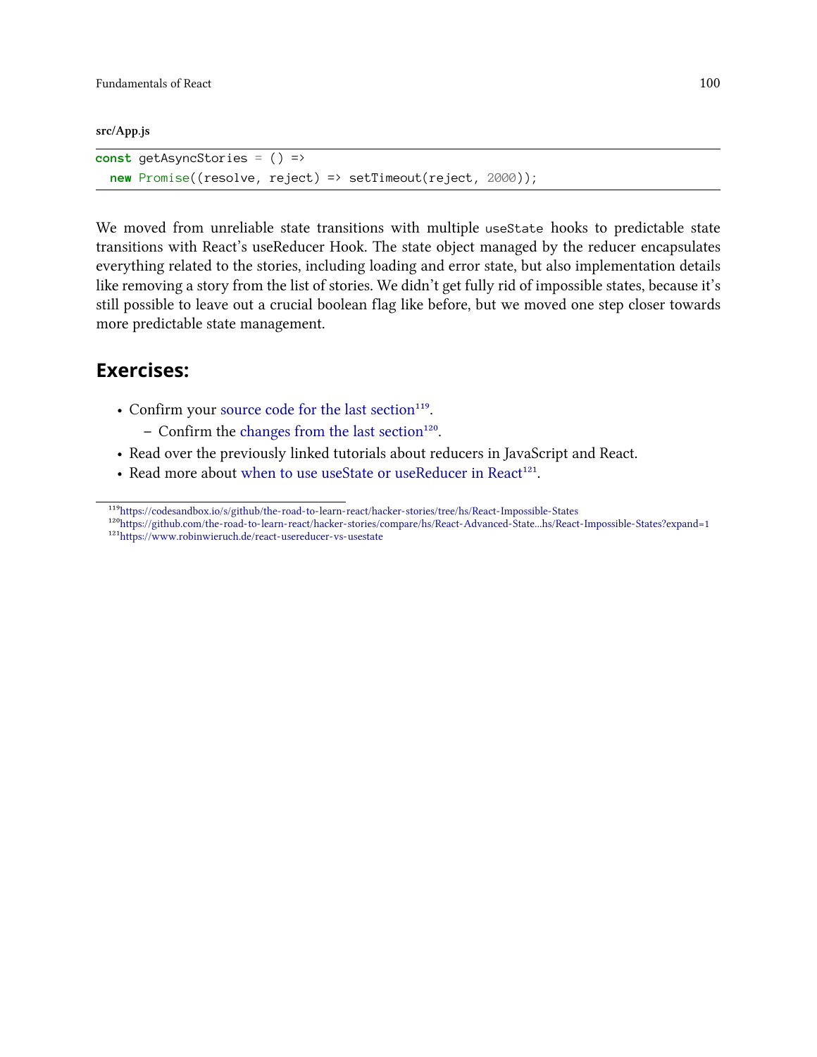src/App.js

```
const getAsyncStories = () =>
  new Promise((resolve, reject) => setTimeout(reject, 2000));
```

We moved from unreliable state transitions with multiple `useState` hooks to predictable state transitions with React's useReducer Hook. The state object managed by the reducer encapsulates everything related to the stories, including loading and error state, but also implementation details like removing a story from the list of stories. We didn't get fully rid of impossible states, because it's still possible to leave out a crucial boolean flag like before, but we moved one step closer towards more predictable state management.

## Exercises:

- Confirm your source code for the last section[119].
  - Confirm the changes from the last section[120].
- Read over the previously linked tutorials about reducers in JavaScript and React.
- Read more about when to use useState or useReducer in React[121].

[119] https://codesandbox.io/s/github/the-road-to-learn-react/hacker-stories/tree/hs/React-Impossible-States

[120] https://github.com/the-road-to-learn-react/hacker-stories/compare/hs/React-Advanced-State...hs/React-Impossible-States?expand=1

[121] https://www.robinwieruch.de/react-usereducer-vs-usestate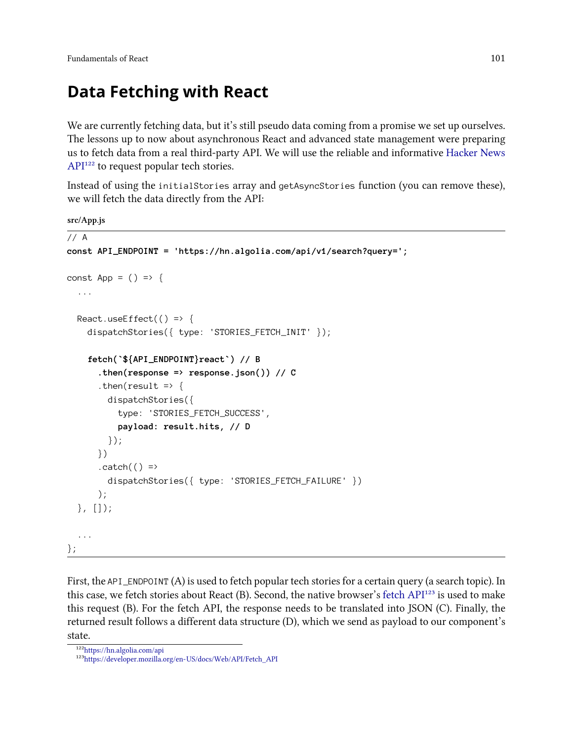# Data Fetching with React

We are currently fetching data, but it's still pseudo data coming from a promise we set up ourselves. The lessons up to now about asynchronous React and advanced state management were preparing us to fetch data from a real third-party API. We will use the reliable and informative Hacker News API[122] to request popular tech stories.

Instead of using the `initialStories` array and `getAsyncStories` function (you can remove these), we will fetch the data directly from the API:

**src/App.js**

```
// A
const API_ENDPOINT = 'https://hn.algolia.com/api/v1/search?query=';

const App = () => {
  ...

  React.useEffect(() => {
    dispatchStories({ type: 'STORIES_FETCH_INIT' });

    fetch(`${API_ENDPOINT}react`) // B
      .then(response => response.json()) // C
      .then(result => {
        dispatchStories({
          type: 'STORIES_FETCH_SUCCESS',
          payload: result.hits, // D
        });
      })
      .catch(() =>
        dispatchStories({ type: 'STORIES_FETCH_FAILURE' })
      );
  }, []);

  ...
};
```

First, the `API_ENDPOINT` (A) is used to fetch popular tech stories for a certain query (a search topic). In this case, we fetch stories about React (B). Second, the native browser's fetch API[123] is used to make this request (B). For the fetch API, the response needs to be translated into JSON (C). Finally, the returned result follows a different data structure (D), which we send as payload to our component's state.

[122] https://hn.algolia.com/api
[123] https://developer.mozilla.org/en-US/docs/Web/API/Fetch_API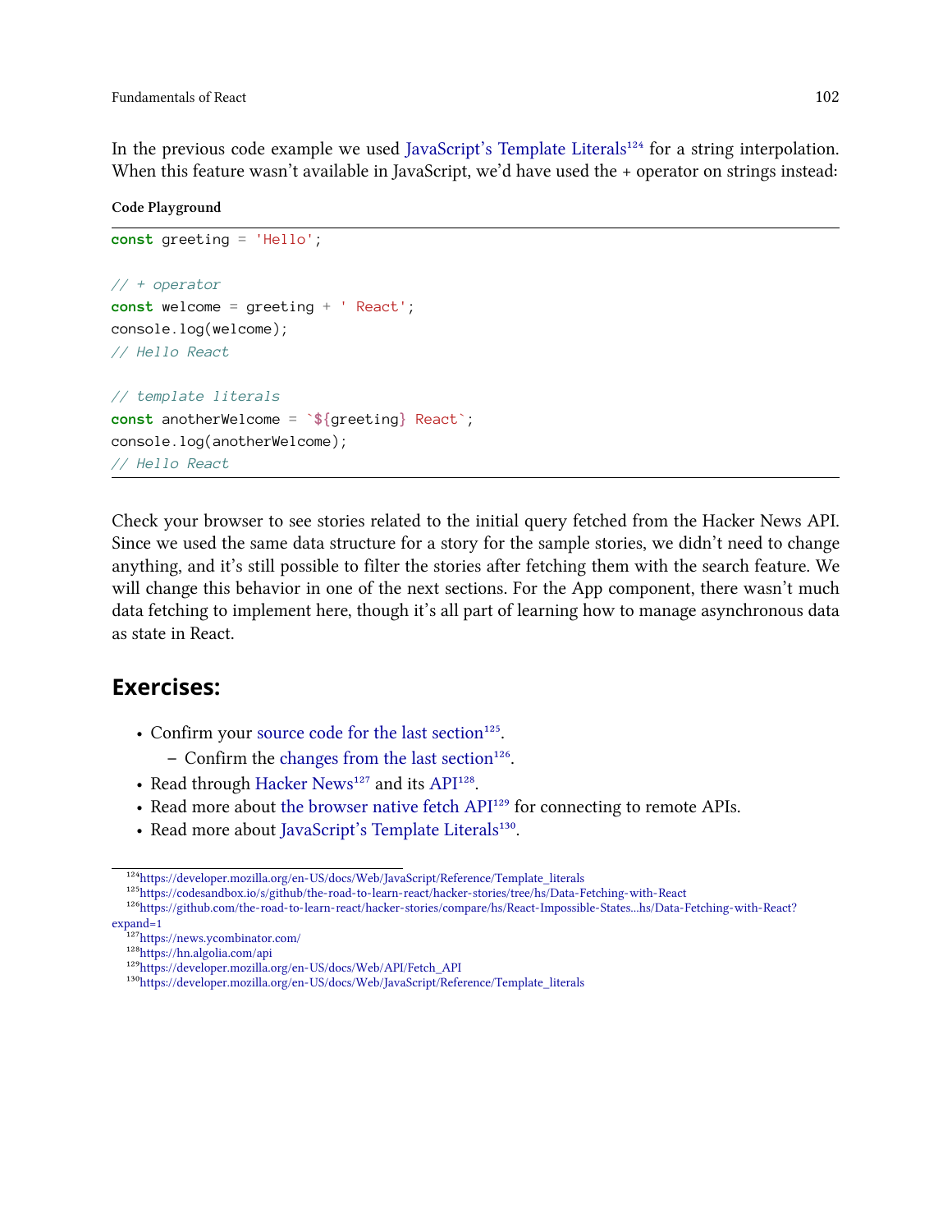In the previous code example we used JavaScript's Template Literals[124] for a string interpolation. When this feature wasn't available in JavaScript, we'd have used the + operator on strings instead:

**Code Playground**

```
const greeting = 'Hello';

// + operator
const welcome = greeting + ' React';
console.log(welcome);
// Hello React

// template literals
const anotherWelcome = `${greeting} React`;
console.log(anotherWelcome);
// Hello React
```

Check your browser to see stories related to the initial query fetched from the Hacker News API. Since we used the same data structure for a story for the sample stories, we didn't need to change anything, and it's still possible to filter the stories after fetching them with the search feature. We will change this behavior in one of the next sections. For the App component, there wasn't much data fetching to implement here, though it's all part of learning how to manage asynchronous data as state in React.

## Exercises:

- Confirm your source code for the last section[125].
  - Confirm the changes from the last section[126].
- Read through Hacker News[127] and its API[128].
- Read more about the browser native fetch API[129] for connecting to remote APIs.
- Read more about JavaScript's Template Literals[130].

[124] https://developer.mozilla.org/en-US/docs/Web/JavaScript/Reference/Template_literals
[125] https://codesandbox.io/s/github/the-road-to-learn-react/hacker-stories/tree/hs/Data-Fetching-with-React
[126] https://github.com/the-road-to-learn-react/hacker-stories/compare/hs/React-Impossible-States...hs/Data-Fetching-with-React?expand=1
[127] https://news.ycombinator.com/
[128] https://hn.algolia.com/api
[129] https://developer.mozilla.org/en-US/docs/Web/API/Fetch_API
[130] https://developer.mozilla.org/en-US/docs/Web/JavaScript/Reference/Template_literals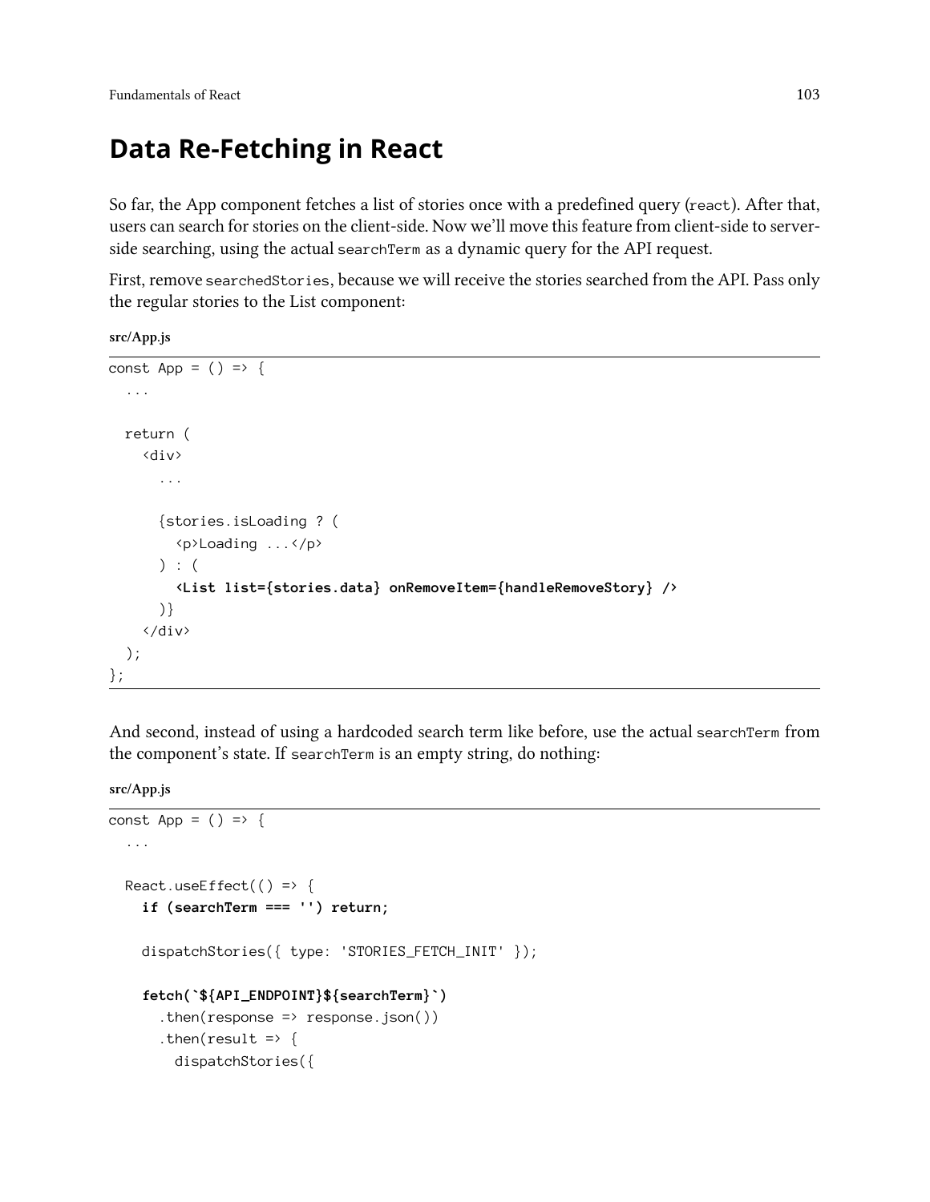# Data Re-Fetching in React

So far, the App component fetches a list of stories once with a predefined query (`react`). After that, users can search for stories on the client-side. Now we'll move this feature from client-side to server-side searching, using the actual `searchTerm` as a dynamic query for the API request.

First, remove `searchedStories`, because we will receive the stories searched from the API. Pass only the regular stories to the List component:

**src/App.js**

```
const App = () => {
  ...

  return (
    <div>
      ...

      {stories.isLoading ? (
        <p>Loading ...</p>
      ) : (
        <List list={stories.data} onRemoveItem={handleRemoveStory} />
      )}
    </div>
  );
};
```

And second, instead of using a hardcoded search term like before, use the actual `searchTerm` from the component's state. If `searchTerm` is an empty string, do nothing:

**src/App.js**

```
const App = () => {
  ...

  React.useEffect(() => {
    if (searchTerm === '') return;

    dispatchStories({ type: 'STORIES_FETCH_INIT' });

    fetch(`${API_ENDPOINT}${searchTerm}`)
      .then(response => response.json())
      .then(result => {
        dispatchStories({
```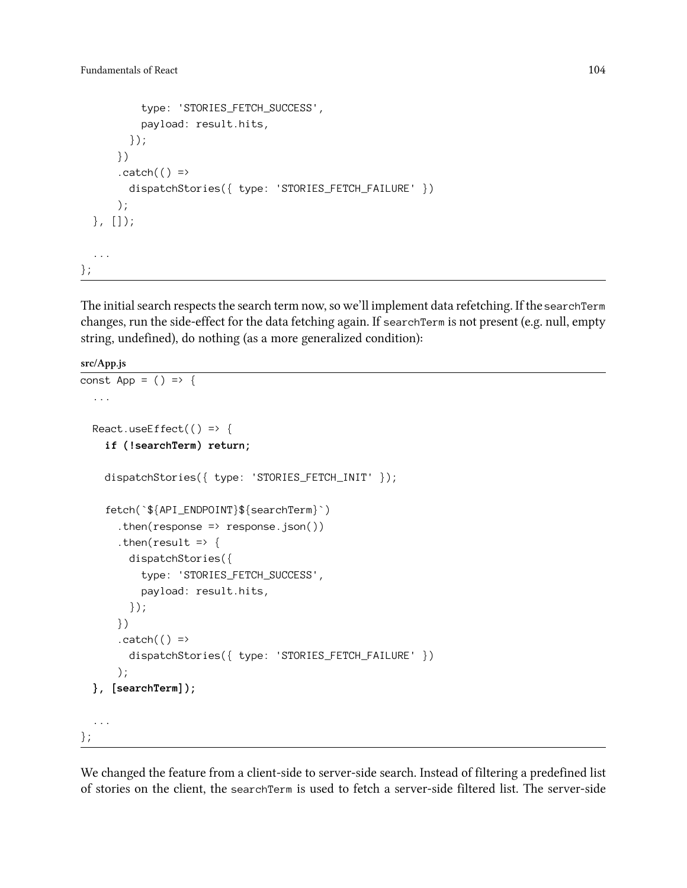```
          type: 'STORIES_FETCH_SUCCESS',
          payload: result.hits,
        });
      })
      .catch(() =>
        dispatchStories({ type: 'STORIES_FETCH_FAILURE' })
      );
  }, []);

  ...
};
```

The initial search respects the search term now, so we'll implement data refetching. If the `searchTerm` changes, run the side-effect for the data fetching again. If `searchTerm` is not present (e.g. null, empty string, undefined), do nothing (as a more generalized condition):

**src/App.js**

```
const App = () => {
  ...

  React.useEffect(() => {
    if (!searchTerm) return;

    dispatchStories({ type: 'STORIES_FETCH_INIT' });

    fetch(`${API_ENDPOINT}${searchTerm}`)
      .then(response => response.json())
      .then(result => {
        dispatchStories({
          type: 'STORIES_FETCH_SUCCESS',
          payload: result.hits,
        });
      })
      .catch(() =>
        dispatchStories({ type: 'STORIES_FETCH_FAILURE' })
      );
  }, [searchTerm]);

  ...
};
```

We changed the feature from a client-side to server-side search. Instead of filtering a predefined list of stories on the client, the `searchTerm` is used to fetch a server-side filtered list. The server-side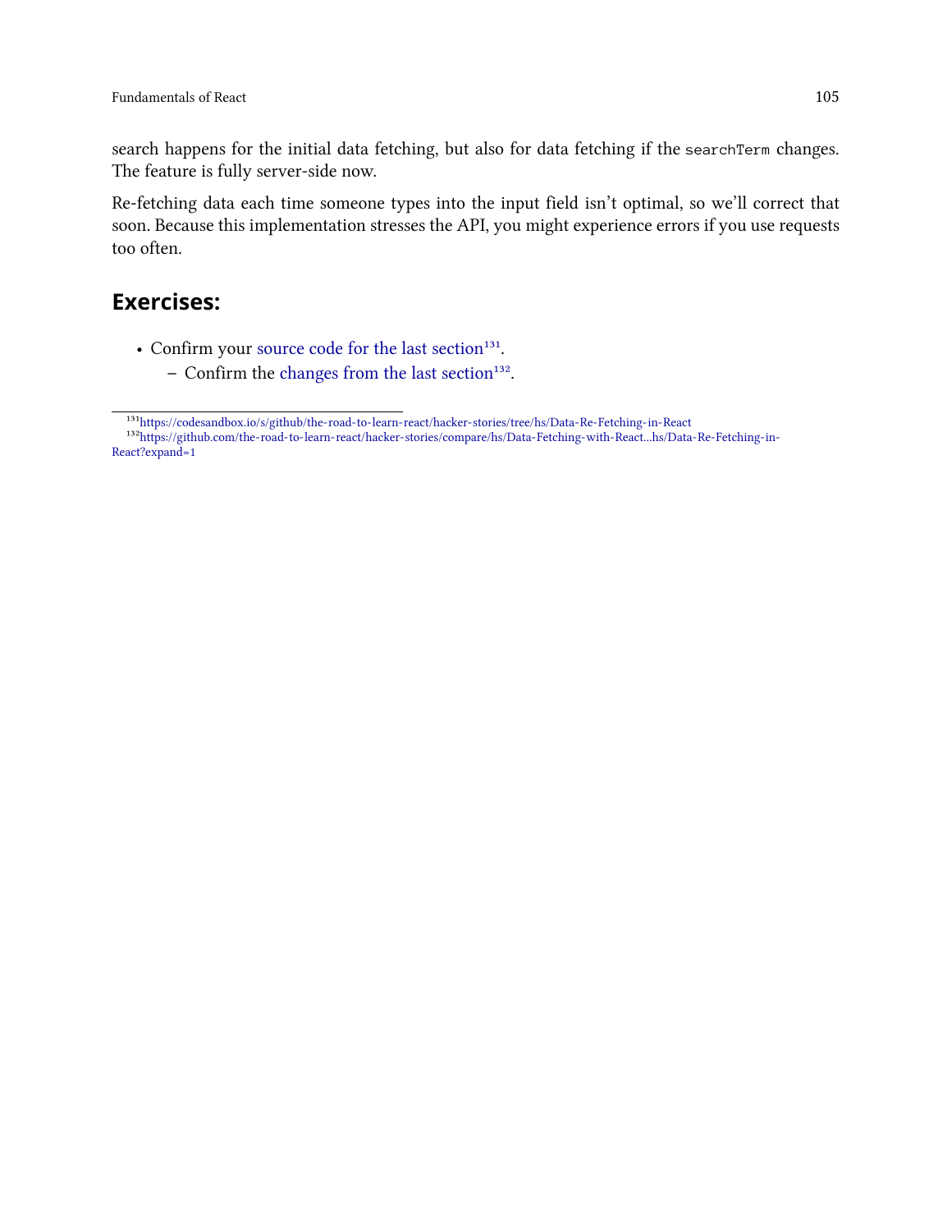search happens for the initial data fetching, but also for data fetching if the `searchTerm` changes. The feature is fully server-side now.

Re-fetching data each time someone types into the input field isn't optimal, so we'll correct that soon. Because this implementation stresses the API, you might experience errors if you use requests too often.

## Exercises:

- Confirm your source code for the last section[131].
  - Confirm the changes from the last section[132].

[131] https://codesandbox.io/s/github/the-road-to-learn-react/hacker-stories/tree/hs/Data-Re-Fetching-in-React

[132] https://github.com/the-road-to-learn-react/hacker-stories/compare/hs/Data-Fetching-with-React...hs/Data-Re-Fetching-in-React?expand=1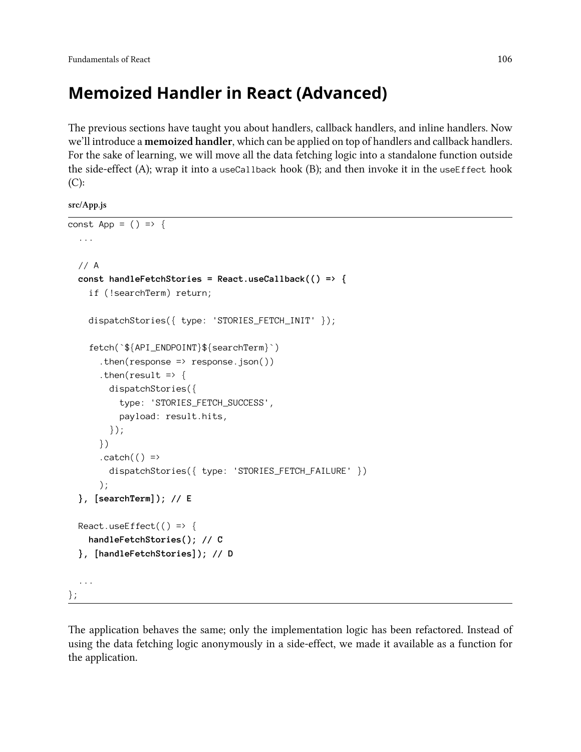# Memoized Handler in React (Advanced)

The previous sections have taught you about handlers, callback handlers, and inline handlers. Now we'll introduce a **memoized handler**, which can be applied on top of handlers and callback handlers. For the sake of learning, we will move all the data fetching logic into a standalone function outside the side-effect (A); wrap it into a `useCallback` hook (B); and then invoke it in the `useEffect` hook (C):

**src/App.js**

```
const App = () => {
  ...

  // A
  const handleFetchStories = React.useCallback(() => {
    if (!searchTerm) return;

    dispatchStories({ type: 'STORIES_FETCH_INIT' });

    fetch(`${API_ENDPOINT}${searchTerm}`)
      .then(response => response.json())
      .then(result => {
        dispatchStories({
          type: 'STORIES_FETCH_SUCCESS',
          payload: result.hits,
        });
      })
      .catch(() =>
        dispatchStories({ type: 'STORIES_FETCH_FAILURE' })
      );
  }, [searchTerm]); // E

  React.useEffect(() => {
    handleFetchStories(); // C
  }, [handleFetchStories]); // D

  ...
};
```

The application behaves the same; only the implementation logic has been refactored. Instead of using the data fetching logic anonymously in a side-effect, we made it available as a function for the application.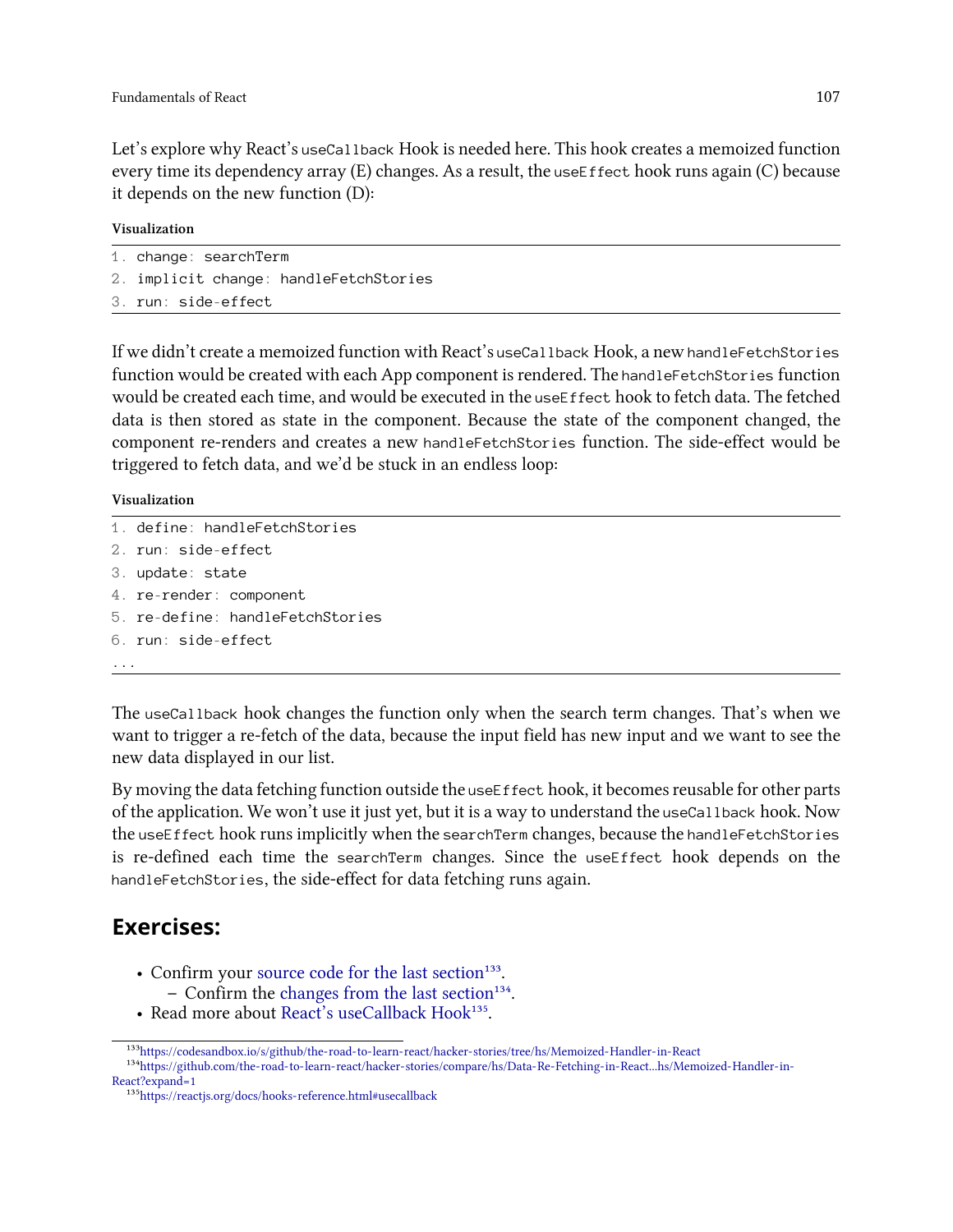Let's explore why React's `useCallback` Hook is needed here. This hook creates a memoized function every time its dependency array (E) changes. As a result, the `useEffect` hook runs again (C) because it depends on the new function (D):

**Visualization**

```
1. change: searchTerm
2. implicit change: handleFetchStories
3. run: side-effect
```

If we didn't create a memoized function with React's `useCallback` Hook, a new `handleFetchStories` function would be created with each App component is rendered. The `handleFetchStories` function would be created each time, and would be executed in the `useEffect` hook to fetch data. The fetched data is then stored as state in the component. Because the state of the component changed, the component re-renders and creates a new `handleFetchStories` function. The side-effect would be triggered to fetch data, and we'd be stuck in an endless loop:

**Visualization**

```
1. define: handleFetchStories
2. run: side-effect
3. update: state
4. re-render: component
5. re-define: handleFetchStories
6. run: side-effect
...
```

The `useCallback` hook changes the function only when the search term changes. That's when we want to trigger a re-fetch of the data, because the input field has new input and we want to see the new data displayed in our list.

By moving the data fetching function outside the `useEffect` hook, it becomes reusable for other parts of the application. We won't use it just yet, but it is a way to understand the `useCallback` hook. Now the `useEffect` hook runs implicitly when the `searchTerm` changes, because the `handleFetchStories` is re-defined each time the `searchTerm` changes. Since the `useEffect` hook depends on the `handleFetchStories`, the side-effect for data fetching runs again.

## Exercises:

- Confirm your source code for the last section[133].
  - Confirm the changes from the last section[134].
- Read more about React's useCallback Hook[135].

[133] https://codesandbox.io/s/github/the-road-to-learn-react/hacker-stories/tree/hs/Memoized-Handler-in-React

[134] https://github.com/the-road-to-learn-react/hacker-stories/compare/hs/Data-Re-Fetching-in-React...hs/Memoized-Handler-in-React?expand=1

[135] https://reactjs.org/docs/hooks-reference.html#usecallback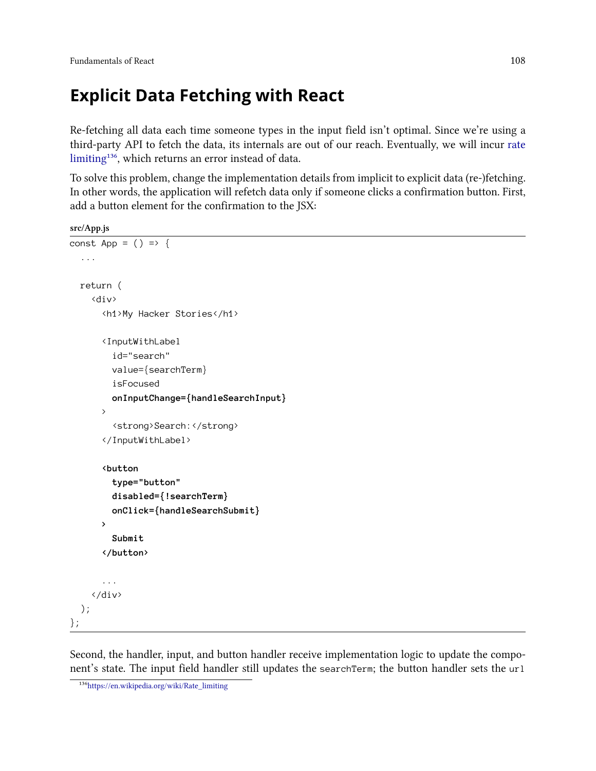# Explicit Data Fetching with React

Re-fetching all data each time someone types in the input field isn't optimal. Since we're using a third-party API to fetch the data, its internals are out of our reach. Eventually, we will incur rate limiting[136], which returns an error instead of data.

To solve this problem, change the implementation details from implicit to explicit data (re-)fetching. In other words, the application will refetch data only if someone clicks a confirmation button. First, add a button element for the confirmation to the JSX:

**src/App.js**

```
const App = () => {
  ...

  return (
    <div>
      <h1>My Hacker Stories</h1>

      <InputWithLabel
        id="search"
        value={searchTerm}
        isFocused
        onInputChange={handleSearchInput}
      >
        <strong>Search:</strong>
      </InputWithLabel>

      <button
        type="button"
        disabled={!searchTerm}
        onClick={handleSearchSubmit}
      >
        Submit
      </button>

      ...
    </div>
  );
};
```

Second, the handler, input, and button handler receive implementation logic to update the component's state. The input field handler still updates the `searchTerm`; the button handler sets the `url`

[136] https://en.wikipedia.org/wiki/Rate_limiting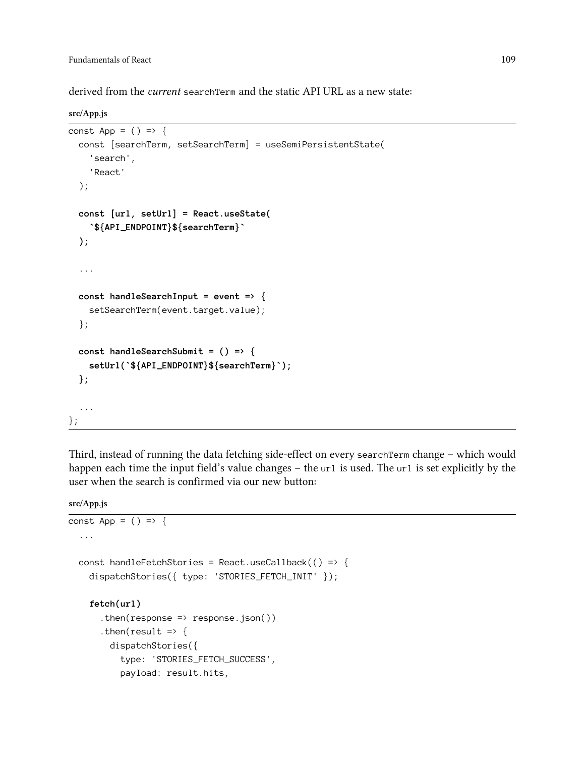derived from the *current* `searchTerm` and the static API URL as a new state:

**src/App.js**

```
const App = () => {
  const [searchTerm, setSearchTerm] = useSemiPersistentState(
    'search',
    'React'
  );

  const [url, setUrl] = React.useState(
    `${API_ENDPOINT}${searchTerm}`
  );

  ...

  const handleSearchInput = event => {
    setSearchTerm(event.target.value);
  };

  const handleSearchSubmit = () => {
    setUrl(`${API_ENDPOINT}${searchTerm}`);
  };

  ...
};
```

Third, instead of running the data fetching side-effect on every `searchTerm` change – which would happen each time the input field's value changes – the `url` is used. The `url` is set explicitly by the user when the search is confirmed via our new button:

**src/App.js**

```
const App = () => {
  ...

  const handleFetchStories = React.useCallback(() => {
    dispatchStories({ type: 'STORIES_FETCH_INIT' });

    fetch(url)
      .then(response => response.json())
      .then(result => {
        dispatchStories({
          type: 'STORIES_FETCH_SUCCESS',
          payload: result.hits,
```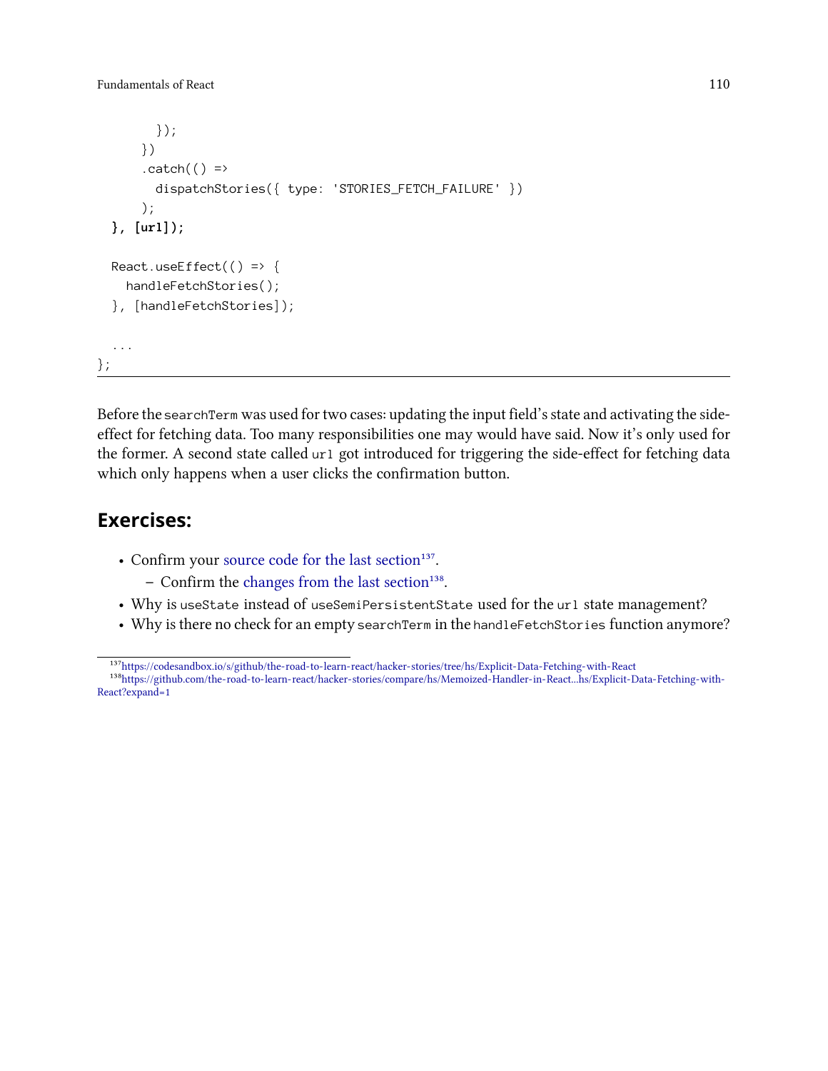```
        });
      })
      .catch(() =>
        dispatchStories({ type: 'STORIES_FETCH_FAILURE' })
      );
  }, [url]);

  React.useEffect(() => {
    handleFetchStories();
  }, [handleFetchStories]);

  ...
};
```

Before the `searchTerm` was used for two cases: updating the input field's state and activating the side-effect for fetching data. Too many responsibilities one may would have said. Now it's only used for the former. A second state called `url` got introduced for triggering the side-effect for fetching data which only happens when a user clicks the confirmation button.

## Exercises:

- Confirm your source code for the last section[137].
  - Confirm the changes from the last section[138].
- Why is `useState` instead of `useSemiPersistentState` used for the `url` state management?
- Why is there no check for an empty `searchTerm` in the `handleFetchStories` function anymore?

---

[137] https://codesandbox.io/s/github/the-road-to-learn-react/hacker-stories/tree/hs/Explicit-Data-Fetching-with-React

[138] https://github.com/the-road-to-learn-react/hacker-stories/compare/hs/Memoized-Handler-in-React...hs/Explicit-Data-Fetching-with-React?expand=1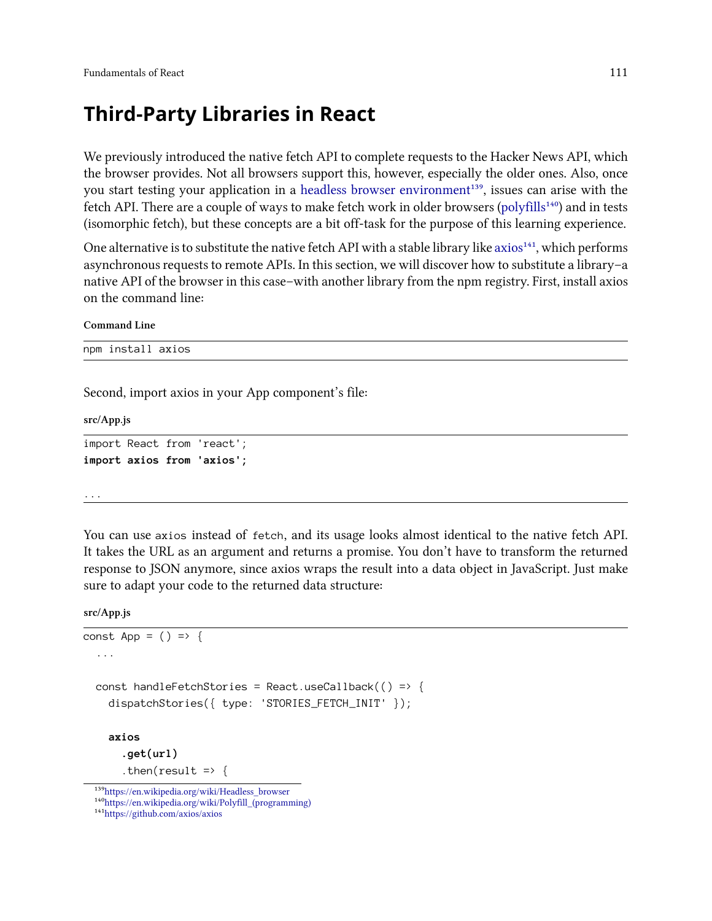# Third-Party Libraries in React

We previously introduced the native fetch API to complete requests to the Hacker News API, which the browser provides. Not all browsers support this, however, especially the older ones. Also, once you start testing your application in a headless browser environment[139], issues can arise with the fetch API. There are a couple of ways to make fetch work in older browsers (polyfills[140]) and in tests (isomorphic fetch), but these concepts are a bit off-task for the purpose of this learning experience.

One alternative is to substitute the native fetch API with a stable library like axios[141], which performs asynchronous requests to remote APIs. In this section, we will discover how to substitute a library–a native API of the browser in this case–with another library from the npm registry. First, install axios on the command line:

**Command Line**

```
npm install axios
```

Second, import axios in your App component's file:

**src/App.js**

```
import React from 'react';
import axios from 'axios';

...
```

You can use `axios` instead of `fetch`, and its usage looks almost identical to the native fetch API. It takes the URL as an argument and returns a promise. You don't have to transform the returned response to JSON anymore, since axios wraps the result into a data object in JavaScript. Just make sure to adapt your code to the returned data structure:

**src/App.js**

```
const App = () => {
  ...

  const handleFetchStories = React.useCallback(() => {
    dispatchStories({ type: 'STORIES_FETCH_INIT' });

    axios
      .get(url)
      .then(result => {
```

[139] https://en.wikipedia.org/wiki/Headless_browser
[140] https://en.wikipedia.org/wiki/Polyfill_(programming)
[141] https://github.com/axios/axios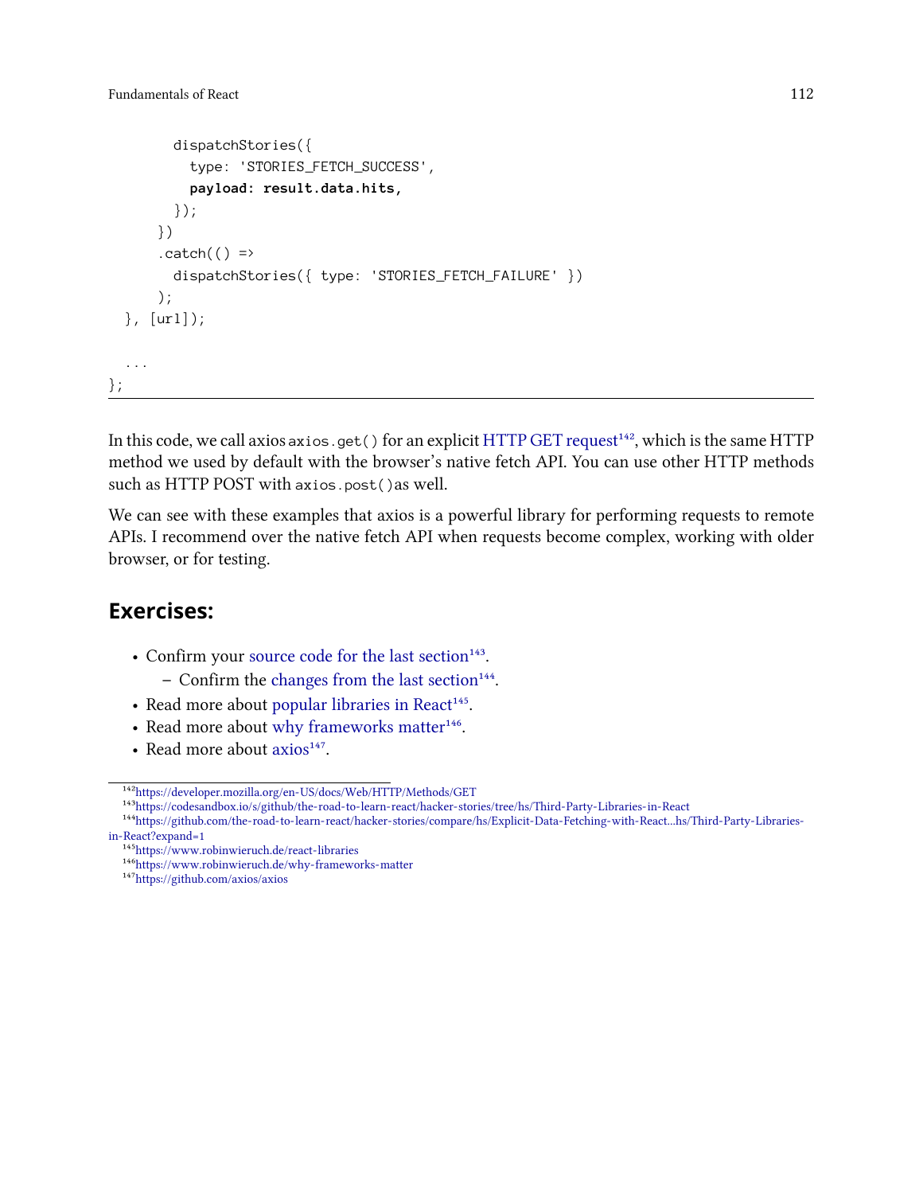```
        dispatchStories({
          type: 'STORIES_FETCH_SUCCESS',
          payload: result.data.hits,
        });
      })
      .catch(() =>
        dispatchStories({ type: 'STORIES_FETCH_FAILURE' })
      );
  }, [url]);

  ...
};
```

In this code, we call axios `axios.get()` for an explicit HTTP GET request[142], which is the same HTTP method we used by default with the browser's native fetch API. You can use other HTTP methods such as HTTP POST with `axios.post()` as well.

We can see with these examples that axios is a powerful library for performing requests to remote APIs. I recommend over the native fetch API when requests become complex, working with older browser, or for testing.

## Exercises:

- Confirm your source code for the last section[143].
  - Confirm the changes from the last section[144].
- Read more about popular libraries in React[145].
- Read more about why frameworks matter[146].
- Read more about axios[147].

[142] https://developer.mozilla.org/en-US/docs/Web/HTTP/Methods/GET
[143] https://codesandbox.io/s/github/the-road-to-learn-react/hacker-stories/tree/hs/Third-Party-Libraries-in-React
[144] https://github.com/the-road-to-learn-react/hacker-stories/compare/hs/Explicit-Data-Fetching-with-React...hs/Third-Party-Libraries-in-React?expand=1
[145] https://www.robinwieruch.de/react-libraries
[146] https://www.robinwieruch.de/why-frameworks-matter
[147] https://github.com/axios/axios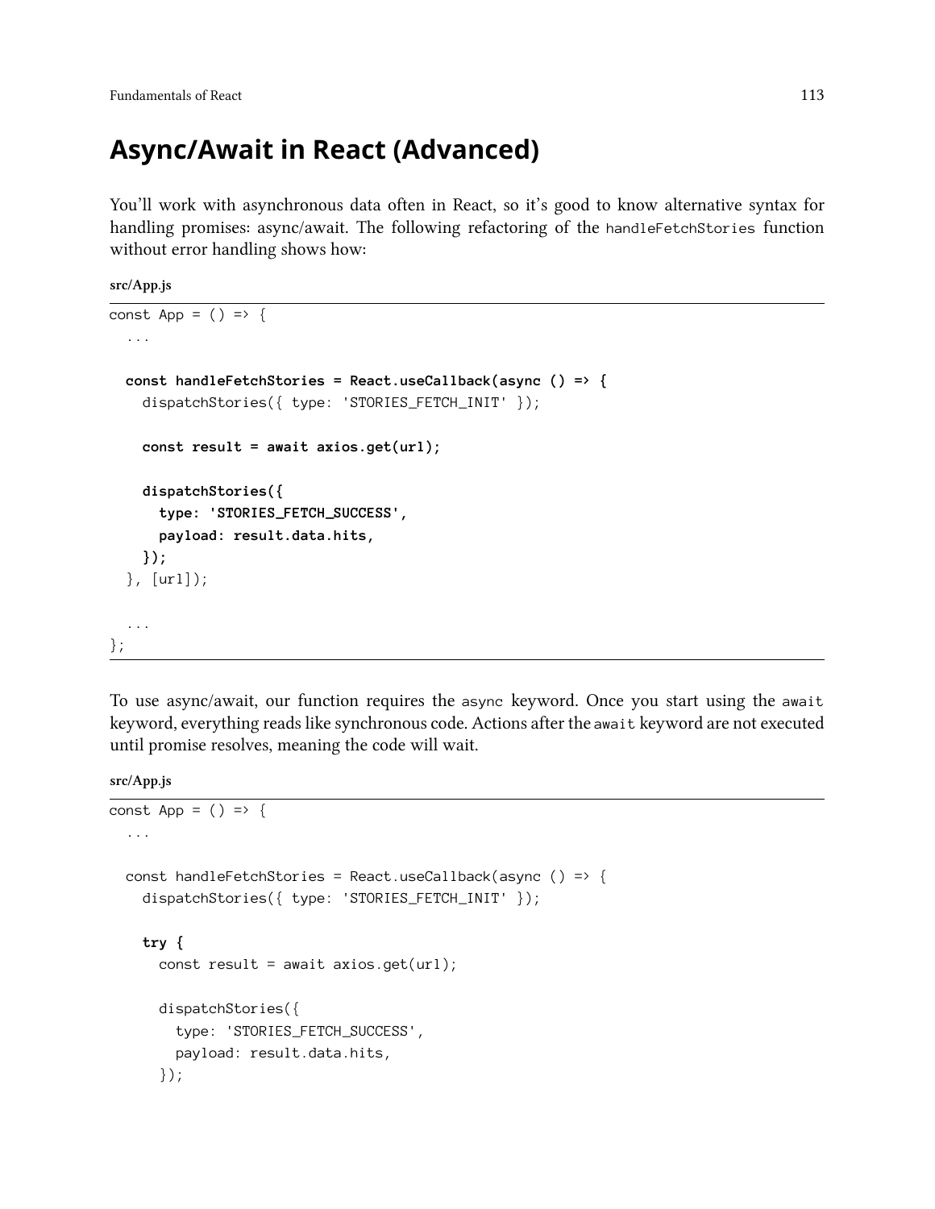# Async/Await in React (Advanced)

You'll work with asynchronous data often in React, so it's good to know alternative syntax for handling promises: async/await. The following refactoring of the `handleFetchStories` function without error handling shows how:

**src/App.js**

```
const App = () => {
  ...

  const handleFetchStories = React.useCallback(async () => {
    dispatchStories({ type: 'STORIES_FETCH_INIT' });

    const result = await axios.get(url);

    dispatchStories({
      type: 'STORIES_FETCH_SUCCESS',
      payload: result.data.hits,
    });
  }, [url]);

  ...
};
```

To use async/await, our function requires the `async` keyword. Once you start using the `await` keyword, everything reads like synchronous code. Actions after the `await` keyword are not executed until promise resolves, meaning the code will wait.

**src/App.js**

```
const App = () => {
  ...

  const handleFetchStories = React.useCallback(async () => {
    dispatchStories({ type: 'STORIES_FETCH_INIT' });

    try {
      const result = await axios.get(url);

      dispatchStories({
        type: 'STORIES_FETCH_SUCCESS',
        payload: result.data.hits,
      });
```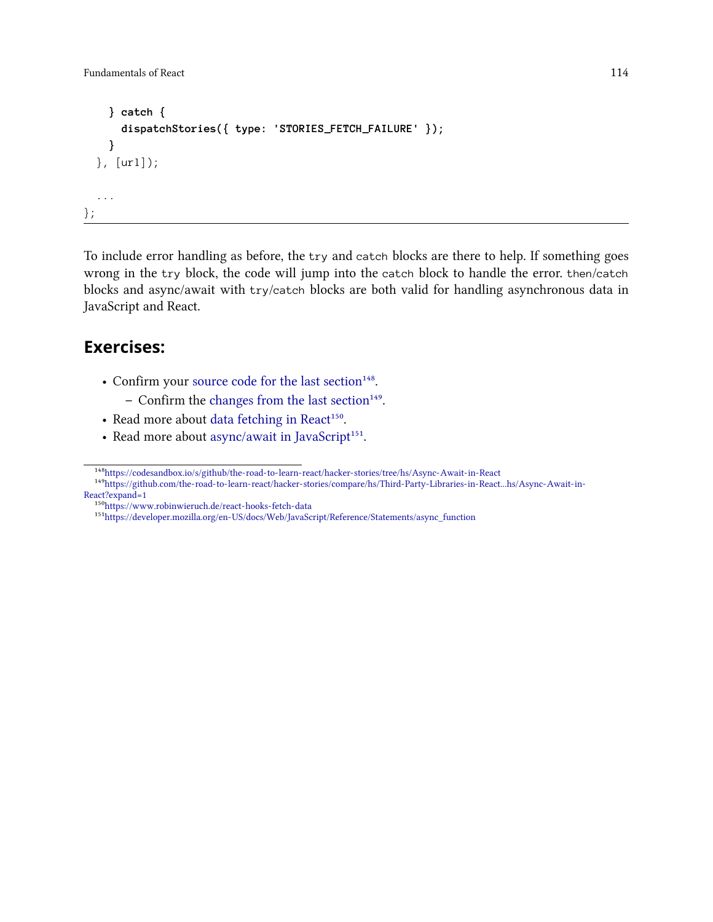```
    } catch {
      dispatchStories({ type: 'STORIES_FETCH_FAILURE' });
    }
  }, [url]);

  ...
};
```

To include error handling as before, the `try` and `catch` blocks are there to help. If something goes wrong in the `try` block, the code will jump into the `catch` block to handle the error. `then/catch` blocks and async/await with `try/catch` blocks are both valid for handling asynchronous data in JavaScript and React.

## Exercises:

- Confirm your source code for the last section[148].
  - Confirm the changes from the last section[149].
- Read more about data fetching in React[150].
- Read more about async/await in JavaScript[151].

[148] https://codesandbox.io/s/github/the-road-to-learn-react/hacker-stories/tree/hs/Async-Await-in-React
[149] https://github.com/the-road-to-learn-react/hacker-stories/compare/hs/Third-Party-Libraries-in-React...hs/Async-Await-in-React?expand=1
[150] https://www.robinwieruch.de/react-hooks-fetch-data
[151] https://developer.mozilla.org/en-US/docs/Web/JavaScript/Reference/Statements/async_function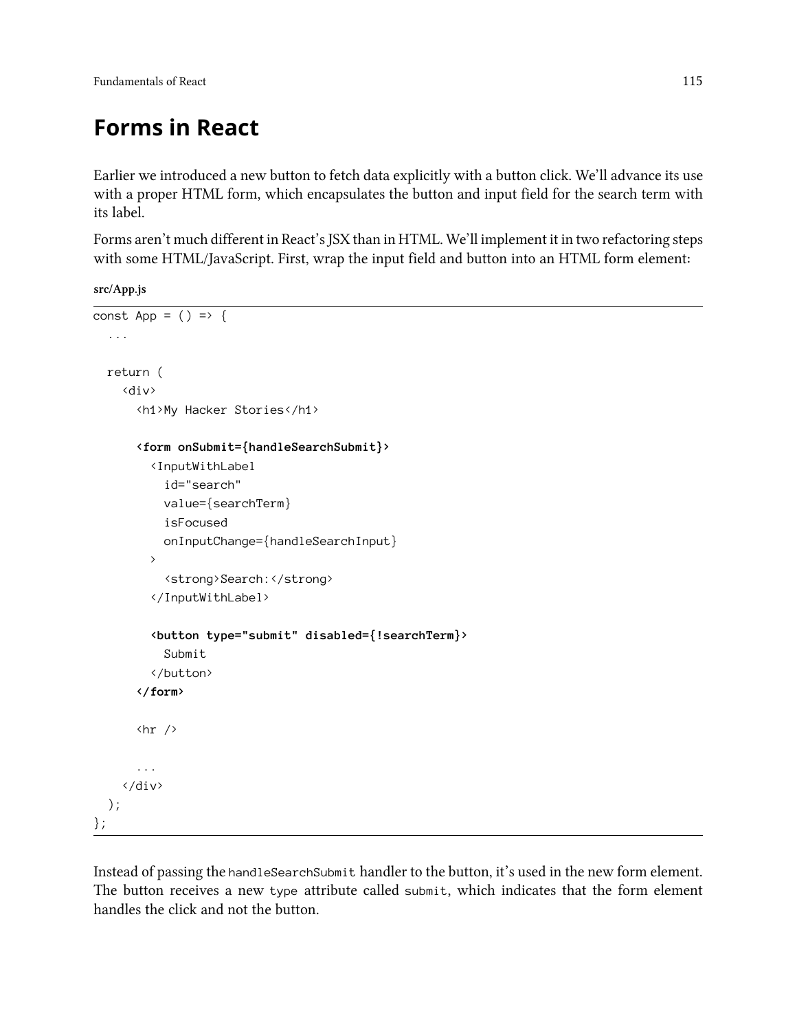## Forms in React

Earlier we introduced a new button to fetch data explicitly with a button click. We'll advance its use with a proper HTML form, which encapsulates the button and input field for the search term with its label.

Forms aren't much different in React's JSX than in HTML. We'll implement it in two refactoring steps with some HTML/JavaScript. First, wrap the input field and button into an HTML form element:

**src/App.js**

```
const App = () => {
  ...

  return (
    <div>
      <h1>My Hacker Stories</h1>

      <form onSubmit={handleSearchSubmit}>
        <InputWithLabel
          id="search"
          value={searchTerm}
          isFocused
          onInputChange={handleSearchInput}
        >
          <strong>Search:</strong>
        </InputWithLabel>

        <button type="submit" disabled={!searchTerm}>
          Submit
        </button>
      </form>

      <hr />

      ...
    </div>
  );
};
```

Instead of passing the `handleSearchSubmit` handler to the button, it's used in the new form element. The button receives a new `type` attribute called `submit`, which indicates that the form element handles the click and not the button.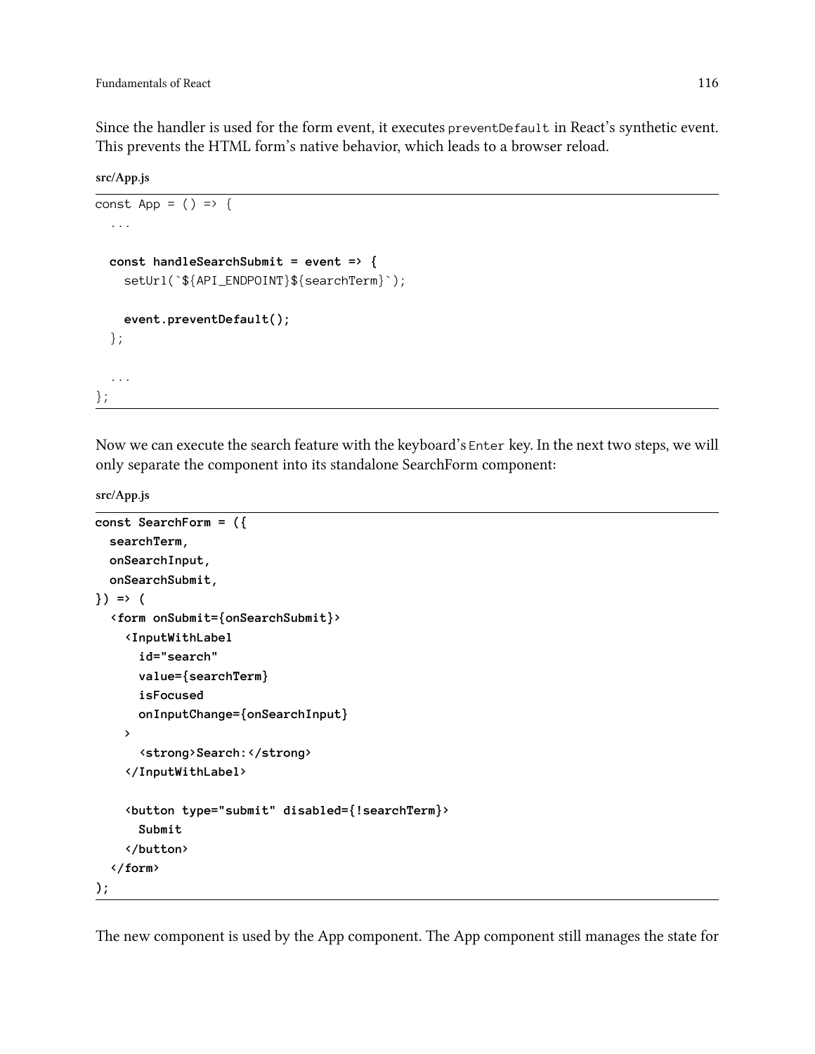Since the handler is used for the form event, it executes `preventDefault` in React's synthetic event. This prevents the HTML form's native behavior, which leads to a browser reload.

**src/App.js**

```
const App = () => {
  ...

  const handleSearchSubmit = event => {
    setUrl(`${API_ENDPOINT}${searchTerm}`);

    event.preventDefault();
  };

  ...
};
```

Now we can execute the search feature with the keyboard's `Enter` key. In the next two steps, we will only separate the component into its standalone SearchForm component:

**src/App.js**

```
const SearchForm = ({
  searchTerm,
  onSearchInput,
  onSearchSubmit,
}) => (
  <form onSubmit={onSearchSubmit}>
    <InputWithLabel
      id="search"
      value={searchTerm}
      isFocused
      onInputChange={onSearchInput}
    >
      <strong>Search:</strong>
    </InputWithLabel>

    <button type="submit" disabled={!searchTerm}>
      Submit
    </button>
  </form>
);
```

The new component is used by the App component. The App component still manages the state for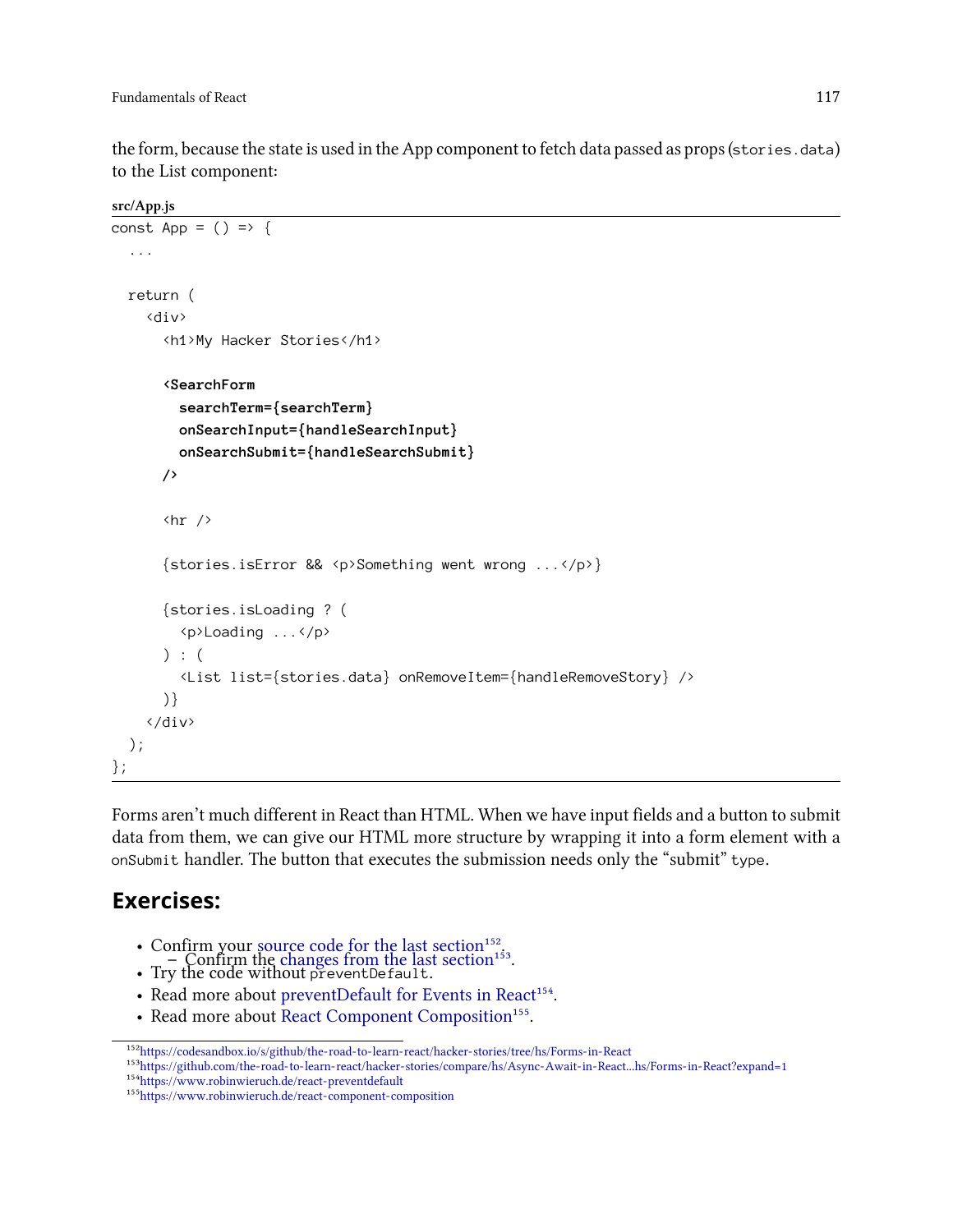the form, because the state is used in the App component to fetch data passed as props (`stories.data`) to the List component:

**src/App.js**

```
const App = () => {
  ...

  return (
    <div>
      <h1>My Hacker Stories</h1>

      <SearchForm
        searchTerm={searchTerm}
        onSearchInput={handleSearchInput}
        onSearchSubmit={handleSearchSubmit}
      />

      <hr />

      {stories.isError && <p>Something went wrong ...</p>}

      {stories.isLoading ? (
        <p>Loading ...</p>
      ) : (
        <List list={stories.data} onRemoveItem={handleRemoveStory} />
      )}
    </div>
  );
};
```

Forms aren't much different in React than HTML. When we have input fields and a button to submit data from them, we can give our HTML more structure by wrapping it into a form element with a `onSubmit` handler. The button that executes the submission needs only the "submit" `type`.

## Exercises:

- Confirm your source code for the last section[152].
  - Confirm the changes from the last section[153].
- Try the code without `preventDefault`.
- Read more about preventDefault for Events in React[154].
- Read more about React Component Composition[155].

---

[152] https://codesandbox.io/s/github/the-road-to-learn-react/hacker-stories/tree/hs/Forms-in-React
[153] https://github.com/the-road-to-learn-react/hacker-stories/compare/hs/Async-Await-in-React...hs/Forms-in-React?expand=1
[154] https://www.robinwieruch.de/react-preventdefault
[155] https://www.robinwieruch.de/react-component-composition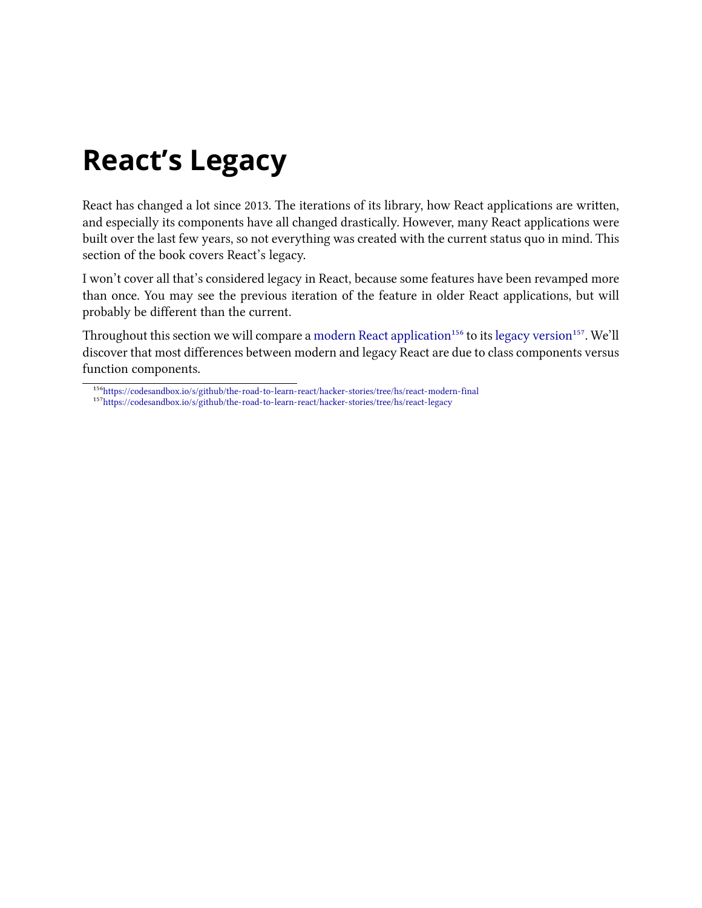# React's Legacy

React has changed a lot since 2013. The iterations of its library, how React applications are written, and especially its components have all changed drastically. However, many React applications were built over the last few years, so not everything was created with the current status quo in mind. This section of the book covers React's legacy.

I won't cover all that's considered legacy in React, because some features have been revamped more than once. You may see the previous iteration of the feature in older React applications, but will probably be different than the current.

Throughout this section we will compare a modern React application[156] to its legacy version[157]. We'll discover that most differences between modern and legacy React are due to class components versus function components.

[156] https://codesandbox.io/s/github/the-road-to-learn-react/hacker-stories/tree/hs/react-modern-final

[157] https://codesandbox.io/s/github/the-road-to-learn-react/hacker-stories/tree/hs/react-legacy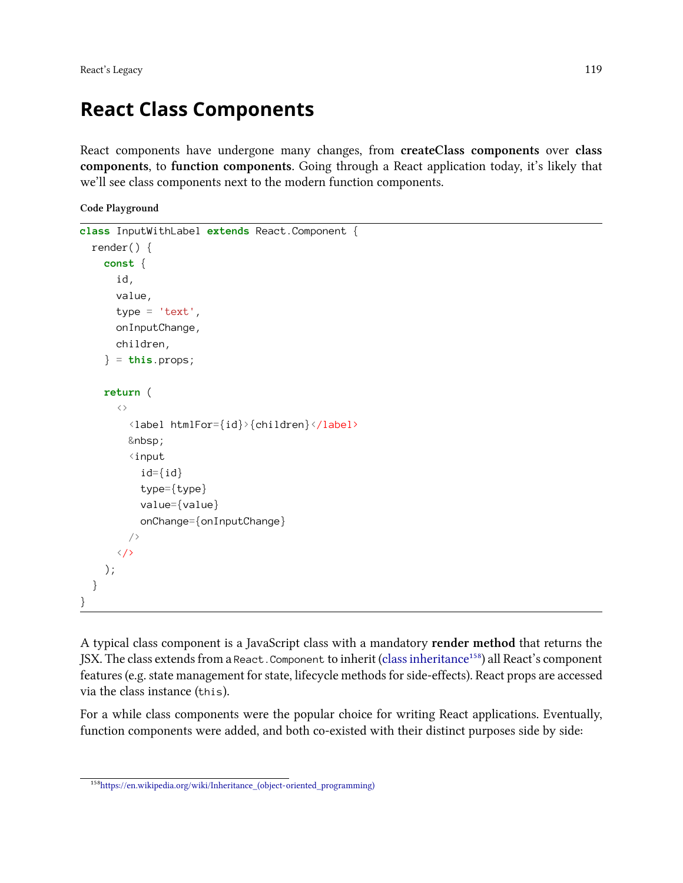# React Class Components

React components have undergone many changes, from **createClass components** over **class components**, to **function components**. Going through a React application today, it's likely that we'll see class components next to the modern function components.

**Code Playground**

```
class InputWithLabel extends React.Component {
  render() {
    const {
      id,
      value,
      type = 'text',
      onInputChange,
      children,
    } = this.props;

    return (
      <>
        <label htmlFor={id}>{children}</label>
        &nbsp;
        <input
          id={id}
          type={type}
          value={value}
          onChange={onInputChange}
        />
      </>
    );
  }
}
```

A typical class component is a JavaScript class with a mandatory **render method** that returns the JSX. The class extends from a `React.Component` to inherit (class inheritance[158]) all React's component features (e.g. state management for state, lifecycle methods for side-effects). React props are accessed via the class instance (`this`).

For a while class components were the popular choice for writing React applications. Eventually, function components were added, and both co-existed with their distinct purposes side by side:

[158] https://en.wikipedia.org/wiki/Inheritance_(object-oriented_programming)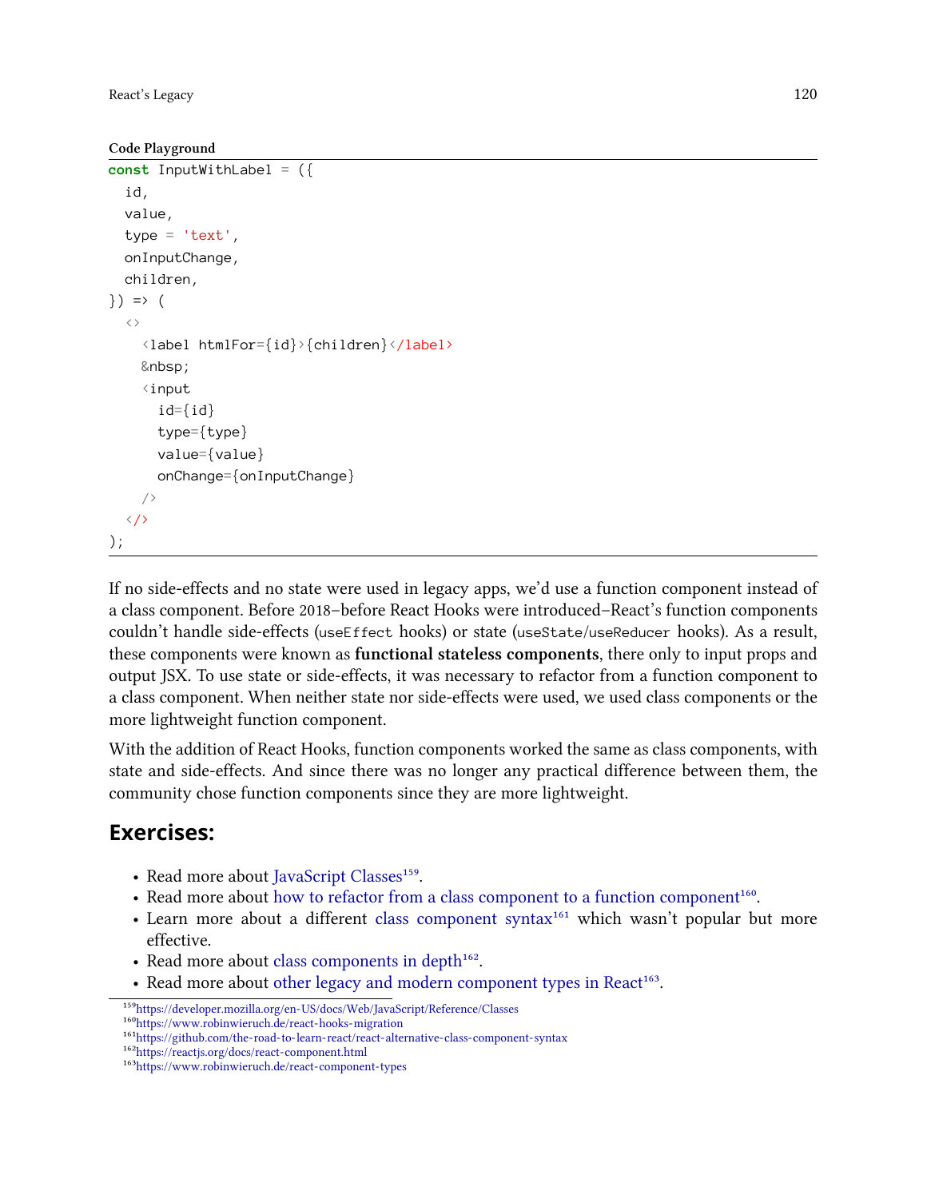**Code Playground**

```
const InputWithLabel = ({
  id,
  value,
  type = 'text',
  onInputChange,
  children,
}) => (
  <>
    <label htmlFor={id}>{children}</label>
    &nbsp;
    <input
      id={id}
      type={type}
      value={value}
      onChange={onInputChange}
    />
  </>
);
```

If no side-effects and no state were used in legacy apps, we'd use a function component instead of a class component. Before 2018–before React Hooks were introduced–React's function components couldn't handle side-effects (`useEffect` hooks) or state (`useState`/`useReducer` hooks). As a result, these components were known as **functional stateless components**, there only to input props and output JSX. To use state or side-effects, it was necessary to refactor from a function component to a class component. When neither state nor side-effects were used, we used class components or the more lightweight function component.

With the addition of React Hooks, function components worked the same as class components, with state and side-effects. And since there was no longer any practical difference between them, the community chose function components since they are more lightweight.

## Exercises:

- Read more about JavaScript Classes[159].
- Read more about how to refactor from a class component to a function component[160].
- Learn more about a different class component syntax[161] which wasn't popular but more effective.
- Read more about class components in depth[162].
- Read more about other legacy and modern component types in React[163].

[159] https://developer.mozilla.org/en-US/docs/Web/JavaScript/Reference/Classes
[160] https://www.robinwieruch.de/react-hooks-migration
[161] https://github.com/the-road-to-learn-react/react-alternative-class-component-syntax
[162] https://reactjs.org/docs/react-component.html
[163] https://www.robinwieruch.de/react-component-types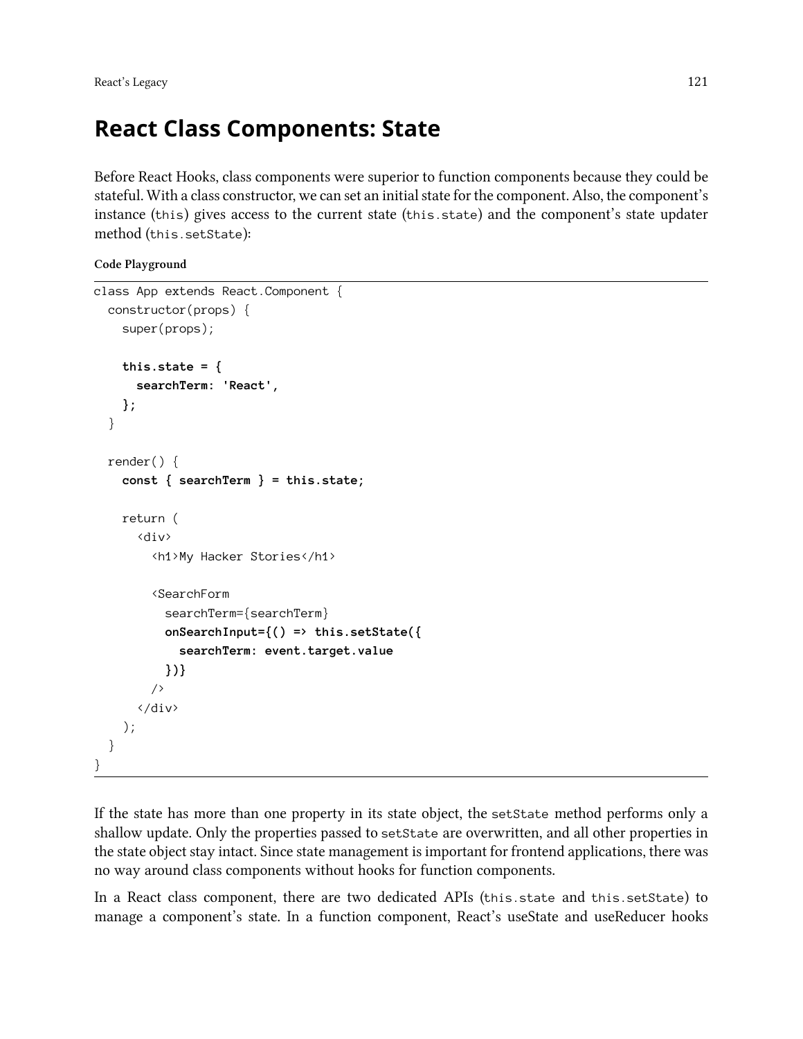# React Class Components: State

Before React Hooks, class components were superior to function components because they could be stateful. With a class constructor, we can set an initial state for the component. Also, the component's instance (`this`) gives access to the current state (`this.state`) and the component's state updater method (`this.setState`):

**Code Playground**

```
class App extends React.Component {
  constructor(props) {
    super(props);

    this.state = {
      searchTerm: 'React',
    };
  }

  render() {
    const { searchTerm } = this.state;

    return (
      <div>
        <h1>My Hacker Stories</h1>

        <SearchForm
          searchTerm={searchTerm}
          onSearchInput={() => this.setState({
            searchTerm: event.target.value
          })}
        />
      </div>
    );
  }
}
```

If the state has more than one property in its state object, the `setState` method performs only a shallow update. Only the properties passed to `setState` are overwritten, and all other properties in the state object stay intact. Since state management is important for frontend applications, there was no way around class components without hooks for function components.

In a React class component, there are two dedicated APIs (`this.state` and `this.setState`) to manage a component's state. In a function component, React's useState and useReducer hooks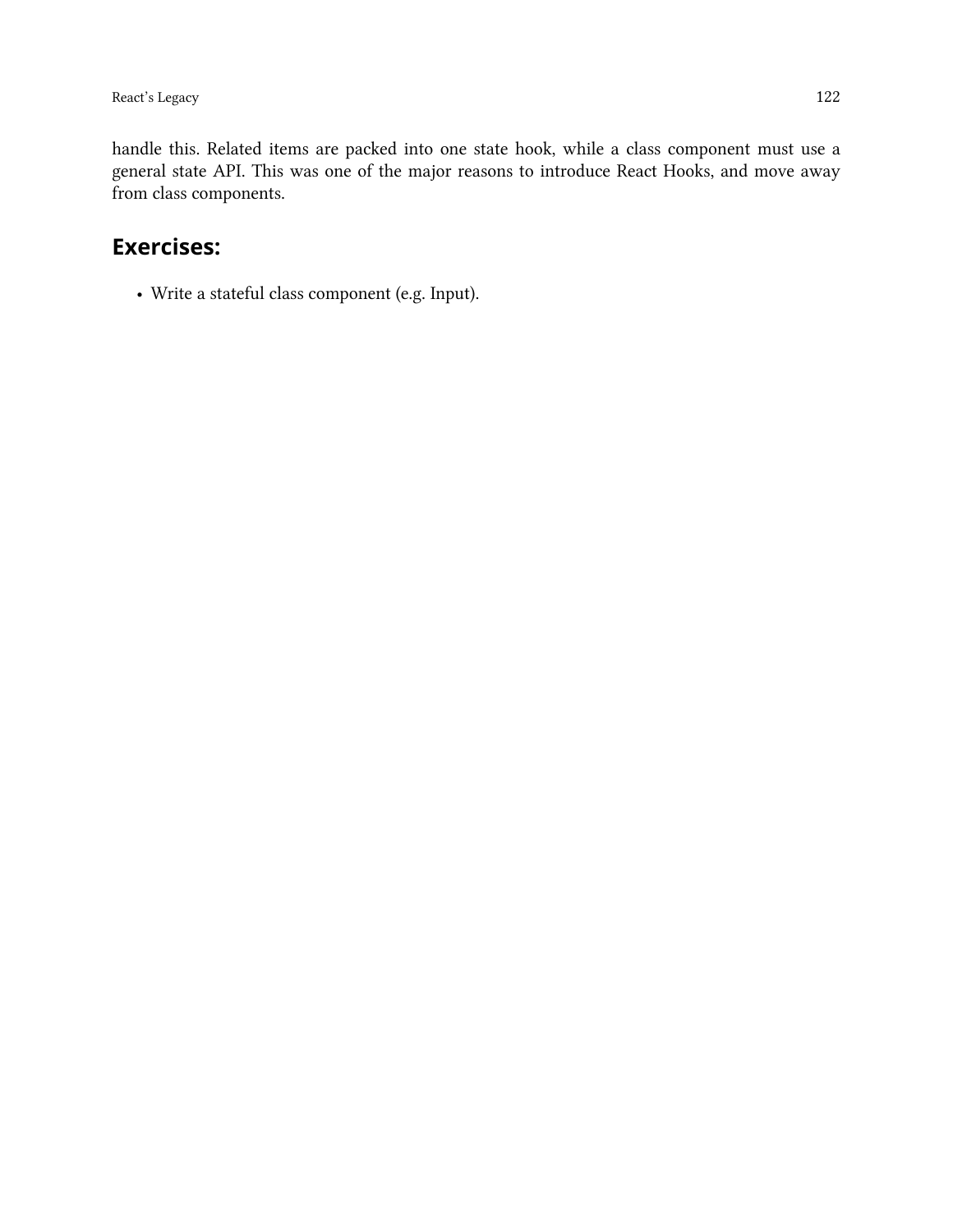handle this. Related items are packed into one state hook, while a class component must use a general state API. This was one of the major reasons to introduce React Hooks, and move away from class components.

### Exercises:

- Write a stateful class component (e.g. Input).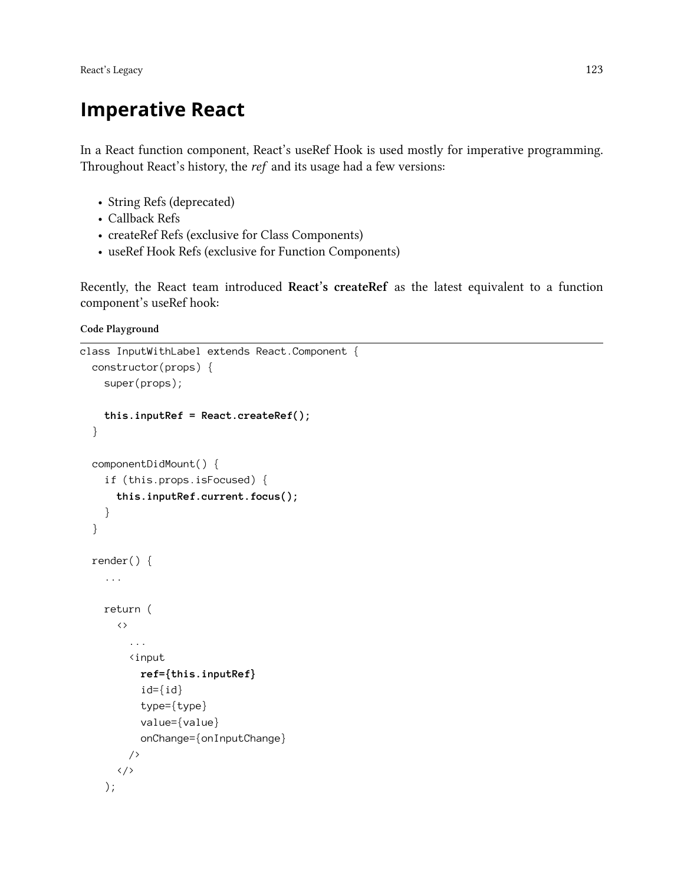# Imperative React

In a React function component, React's useRef Hook is used mostly for imperative programming. Throughout React's history, the *ref* and its usage had a few versions:

- String Refs (deprecated)
- Callback Refs
- createRef Refs (exclusive for Class Components)
- useRef Hook Refs (exclusive for Function Components)

Recently, the React team introduced **React's createRef** as the latest equivalent to a function component's useRef hook:

**Code Playground**

```
class InputWithLabel extends React.Component {
  constructor(props) {
    super(props);

    this.inputRef = React.createRef();
  }

  componentDidMount() {
    if (this.props.isFocused) {
      this.inputRef.current.focus();
    }
  }

  render() {
    ...

    return (
      <>
        ...
        <input
          ref={this.inputRef}
          id={id}
          type={type}
          value={value}
          onChange={onInputChange}
        />
      </>
    );
```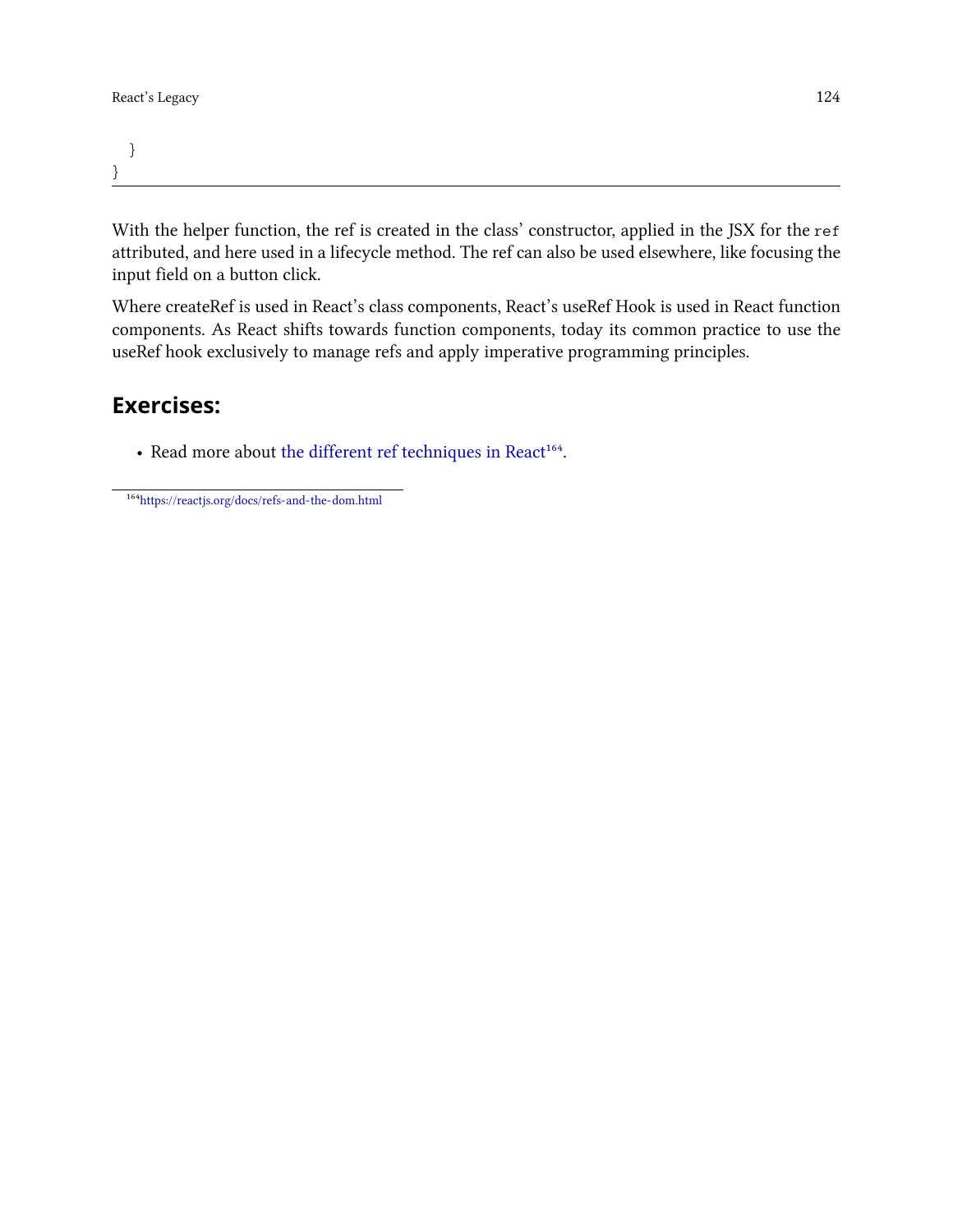```
  }
}
```

With the helper function, the ref is created in the class' constructor, applied in the JSX for the `ref` attributed, and here used in a lifecycle method. The ref can also be used elsewhere, like focusing the input field on a button click.

Where createRef is used in React's class components, React's useRef Hook is used in React function components. As React shifts towards function components, today its common practice to use the useRef hook exclusively to manage refs and apply imperative programming principles.

## Exercises:

- Read more about [the different ref techniques in React](https://reactjs.org/docs/refs-and-the-dom.html)[164].

[164] https://reactjs.org/docs/refs-and-the-dom.html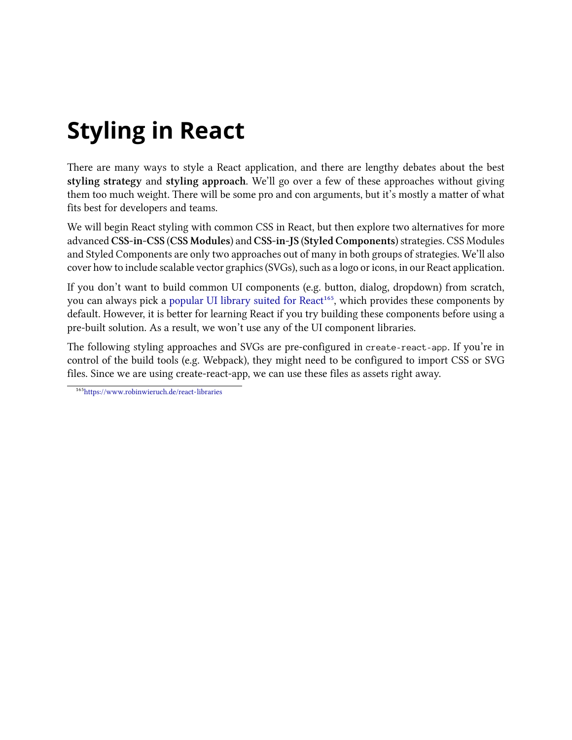# Styling in React

There are many ways to style a React application, and there are lengthy debates about the best **styling strategy** and **styling approach**. We'll go over a few of these approaches without giving them too much weight. There will be some pro and con arguments, but it's mostly a matter of what fits best for developers and teams.

We will begin React styling with common CSS in React, but then explore two alternatives for more advanced **CSS-in-CSS** (**CSS Modules**) and **CSS-in-JS** (**Styled Components**) strategies. CSS Modules and Styled Components are only two approaches out of many in both groups of strategies. We'll also cover how to include scalable vector graphics (SVGs), such as a logo or icons, in our React application.

If you don't want to build common UI components (e.g. button, dialog, dropdown) from scratch, you can always pick a popular UI library suited for React[165], which provides these components by default. However, it is better for learning React if you try building these components before using a pre-built solution. As a result, we won't use any of the UI component libraries.

The following styling approaches and SVGs are pre-configured in `create-react-app`. If you're in control of the build tools (e.g. Webpack), they might need to be configured to import CSS or SVG files. Since we are using create-react-app, we can use these files as assets right away.

[165] https://www.robinwieruch.de/react-libraries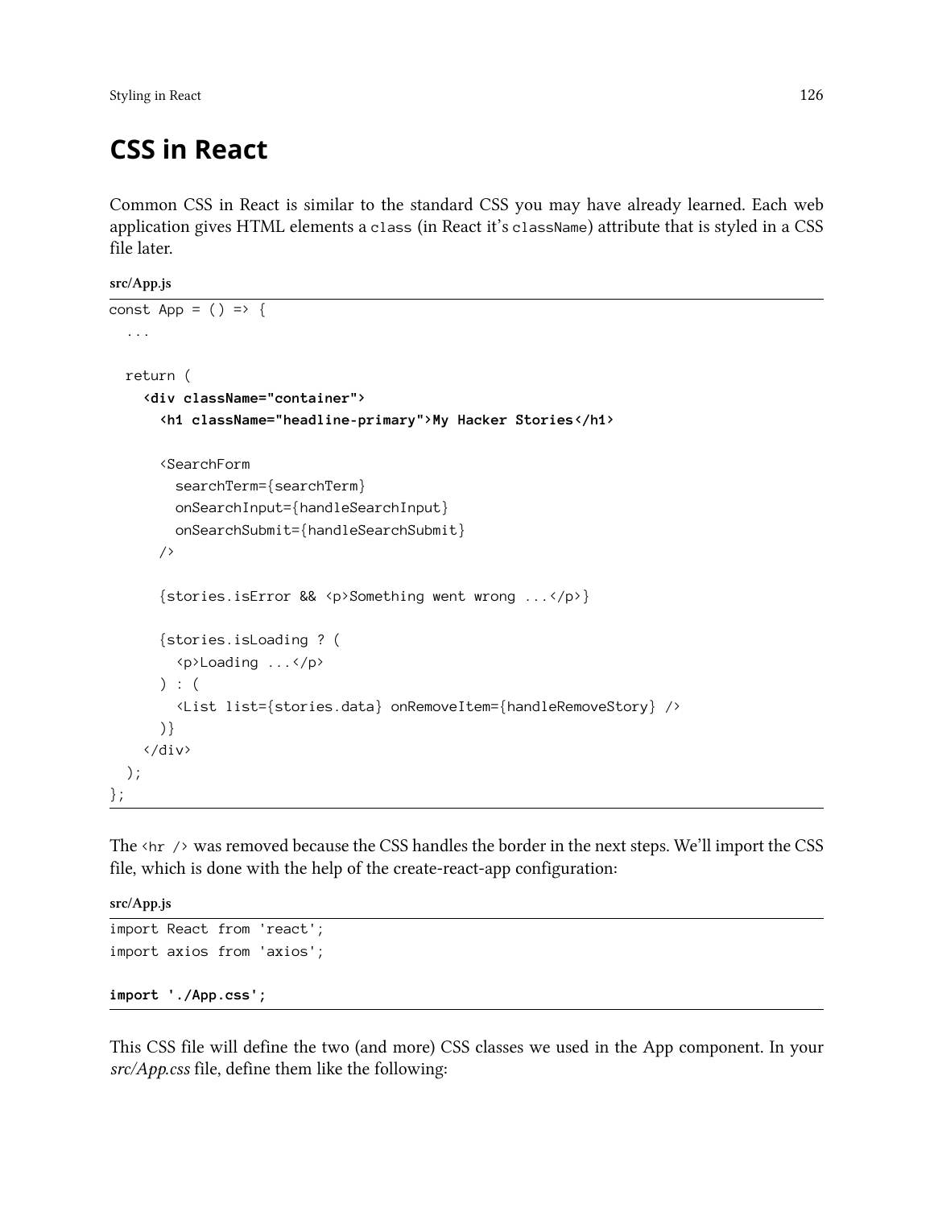## CSS in React

Common CSS in React is similar to the standard CSS you may have already learned. Each web application gives HTML elements a `class` (in React it's `className`) attribute that is styled in a CSS file later.

**src/App.js**

```
const App = () => {
  ...

  return (
    <div className="container">
      <h1 className="headline-primary">My Hacker Stories</h1>

      <SearchForm
        searchTerm={searchTerm}
        onSearchInput={handleSearchInput}
        onSearchSubmit={handleSearchSubmit}
      />

      {stories.isError && <p>Something went wrong ...</p>}

      {stories.isLoading ? (
        <p>Loading ...</p>
      ) : (
        <List list={stories.data} onRemoveItem={handleRemoveStory} />
      )}
    </div>
  );
};
```

The `<hr />` was removed because the CSS handles the border in the next steps. We'll import the CSS file, which is done with the help of the create-react-app configuration:

**src/App.js**

```
import React from 'react';
import axios from 'axios';

import './App.css';
```

This CSS file will define the two (and more) CSS classes we used in the App component. In your *src/App.css* file, define them like the following: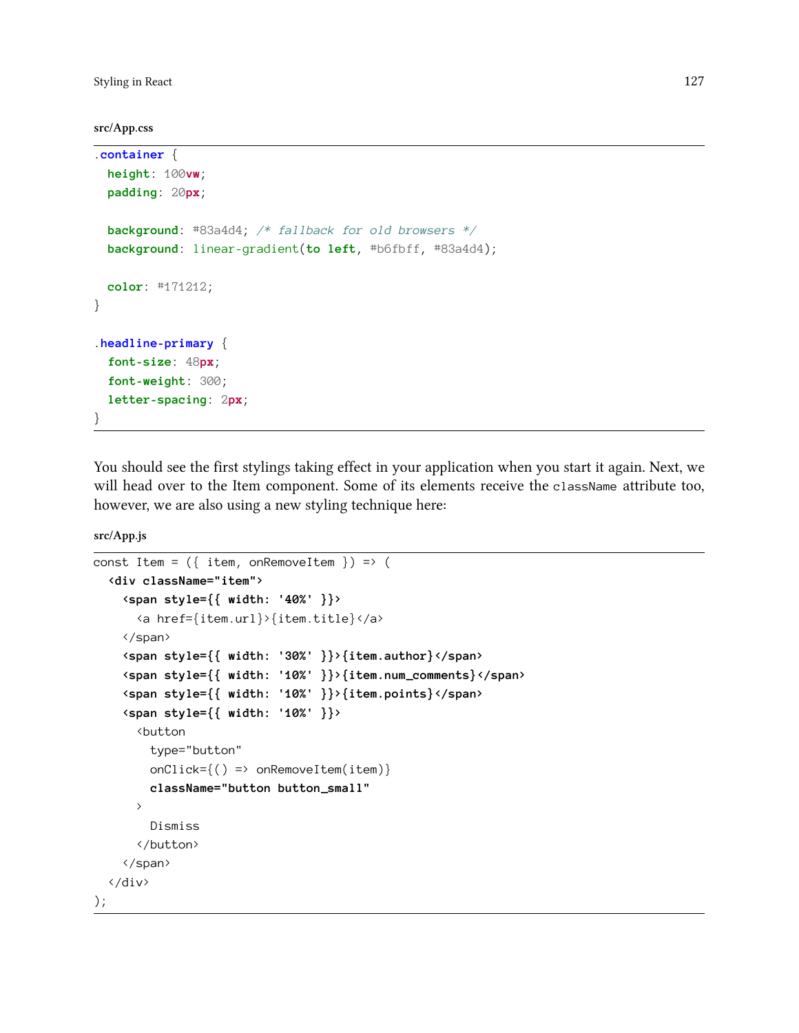**src/App.css**

```
.container {
  height: 100vw;
  padding: 20px;

  background: #83a4d4; /* fallback for old browsers */
  background: linear-gradient(to left, #b6fbff, #83a4d4);

  color: #171212;
}

.headline-primary {
  font-size: 48px;
  font-weight: 300;
  letter-spacing: 2px;
}
```

You should see the first stylings taking effect in your application when you start it again. Next, we will head over to the Item component. Some of its elements receive the `className` attribute too, however, we are also using a new styling technique here:

**src/App.js**

```
const Item = ({ item, onRemoveItem }) => (
  <div className="item">
    <span style={{ width: '40%' }}>
      <a href={item.url}>{item.title}</a>
    </span>
    <span style={{ width: '30%' }}>{item.author}</span>
    <span style={{ width: '10%' }}>{item.num_comments}</span>
    <span style={{ width: '10%' }}>{item.points}</span>
    <span style={{ width: '10%' }}>
      <button
        type="button"
        onClick={() => onRemoveItem(item)}
        className="button button_small"
      >
        Dismiss
      </button>
    </span>
  </div>
);
```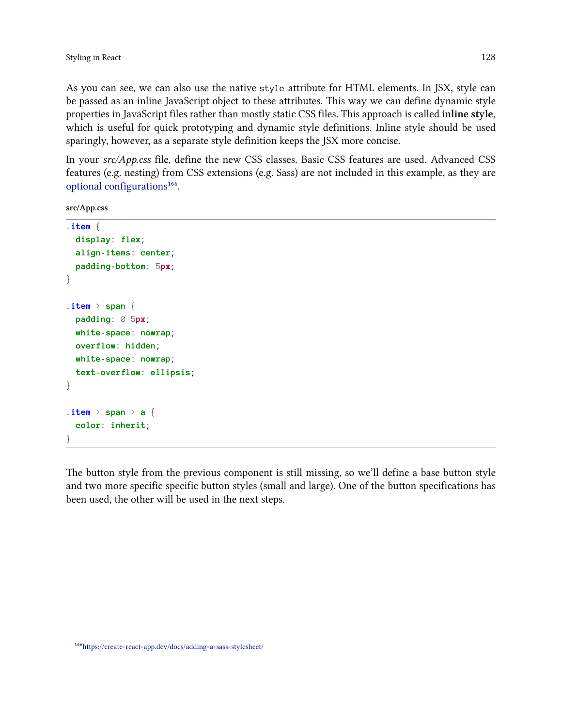As you can see, we can also use the native `style` attribute for HTML elements. In JSX, style can be passed as an inline JavaScript object to these attributes. This way we can define dynamic style properties in JavaScript files rather than mostly static CSS files. This approach is called **inline style**, which is useful for quick prototyping and dynamic style definitions. Inline style should be used sparingly, however, as a separate style definition keeps the JSX more concise.

In your *src/App.css* file, define the new CSS classes. Basic CSS features are used. Advanced CSS features (e.g. nesting) from CSS extensions (e.g. Sass) are not included in this example, as they are optional configurations[166].

**src/App.css**

```
.item {
  display: flex;
  align-items: center;
  padding-bottom: 5px;
}

.item > span {
  padding: 0 5px;
  white-space: nowrap;
  overflow: hidden;
  white-space: nowrap;
  text-overflow: ellipsis;
}

.item > span > a {
  color: inherit;
}
```

The button style from the previous component is still missing, so we'll define a base button style and two more specific specific button styles (small and large). One of the button specifications has been used, the other will be used in the next steps.

[166] https://create-react-app.dev/docs/adding-a-sass-stylesheet/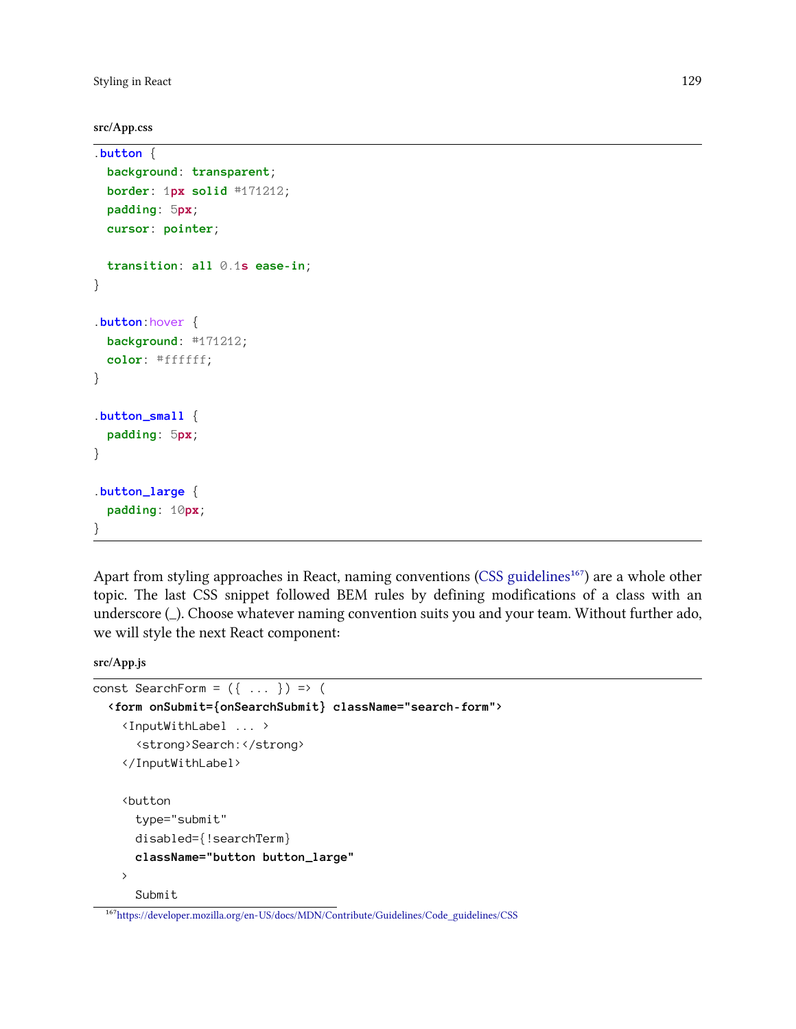**src/App.css**

```
.button {
  background: transparent;
  border: 1px solid #171212;
  padding: 5px;
  cursor: pointer;

  transition: all 0.1s ease-in;
}

.button:hover {
  background: #171212;
  color: #ffffff;
}

.button_small {
  padding: 5px;
}

.button_large {
  padding: 10px;
}
```

Apart from styling approaches in React, naming conventions (CSS guidelines[167]) are a whole other topic. The last CSS snippet followed BEM rules by defining modifications of a class with an underscore (_). Choose whatever naming convention suits you and your team. Without further ado, we will style the next React component:

**src/App.js**

```
const SearchForm = ({ ... }) => (
  <form onSubmit={onSearchSubmit} className="search-form">
    <InputWithLabel ... >
      <strong>Search:</strong>
    </InputWithLabel>

    <button
      type="submit"
      disabled={!searchTerm}
      className="button button_large"
    >
      Submit
```

[167] https://developer.mozilla.org/en-US/docs/MDN/Contribute/Guidelines/Code_guidelines/CSS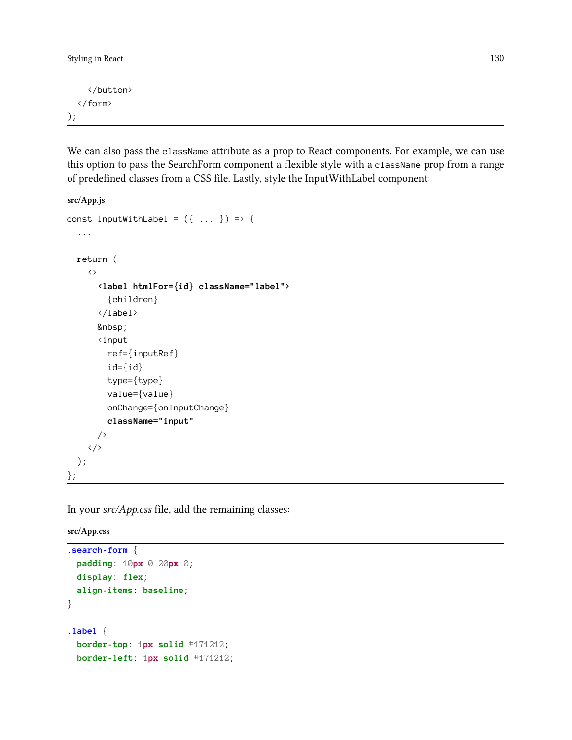```
    </button>
  </form>
);
```

We can also pass the `className` attribute as a prop to React components. For example, we can use this option to pass the SearchForm component a flexible style with a `className` prop from a range of predefined classes from a CSS file. Lastly, style the InputWithLabel component:

**src/App.js**

```
const InputWithLabel = ({ ... }) => {
  ...

  return (
    <>
      <label htmlFor={id} className="label">
        {children}
      </label>
      &nbsp;
      <input
        ref={inputRef}
        id={id}
        type={type}
        value={value}
        onChange={onInputChange}
        className="input"
      />
    </>
  );
};
```

In your *src/App.css* file, add the remaining classes:

**src/App.css**

```
.search-form {
  padding: 10px 0 20px 0;
  display: flex;
  align-items: baseline;
}

.label {
  border-top: 1px solid #171212;
  border-left: 1px solid #171212;
```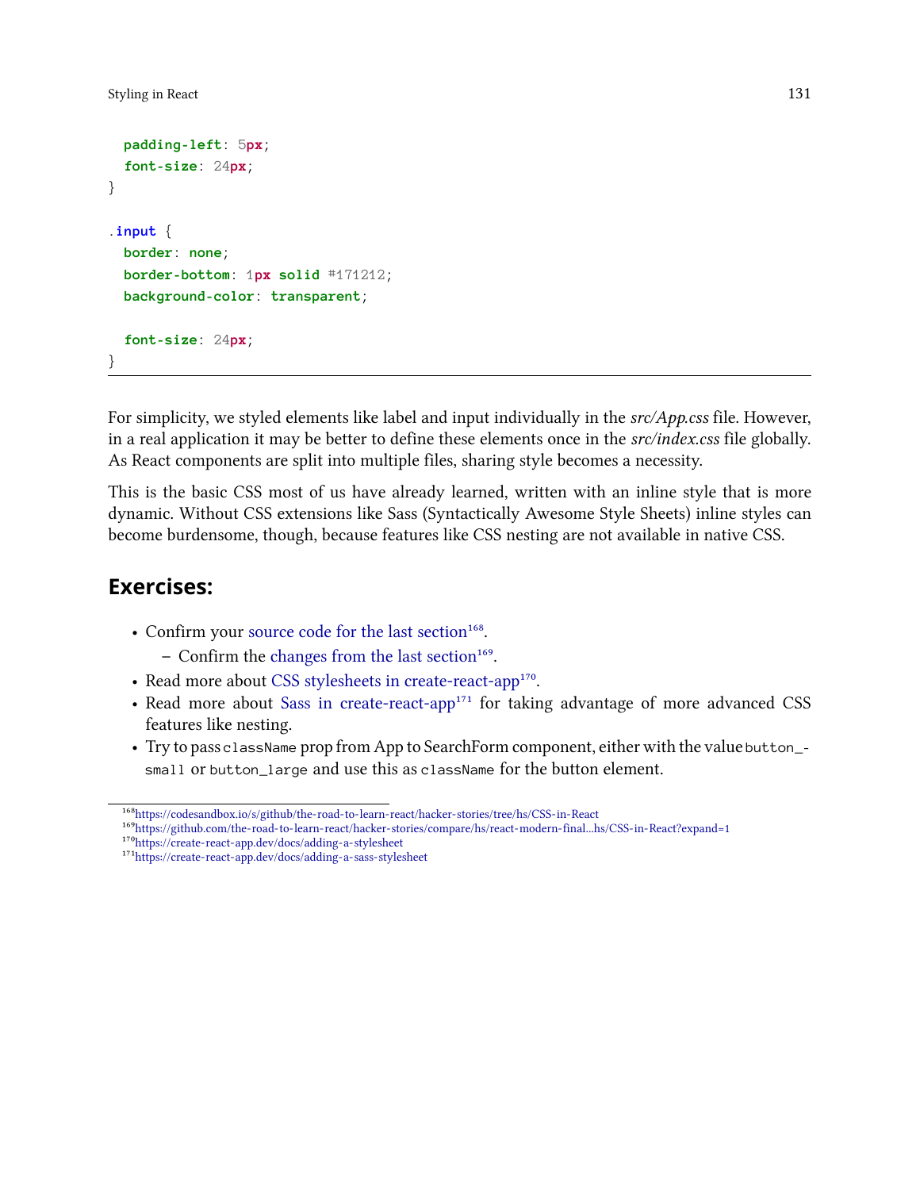```
  padding-left: 5px;
  font-size: 24px;
}

.input {
  border: none;
  border-bottom: 1px solid #171212;
  background-color: transparent;

  font-size: 24px;
}
```

For simplicity, we styled elements like label and input individually in the *src/App.css* file. However, in a real application it may be better to define these elements once in the *src/index.css* file globally. As React components are split into multiple files, sharing style becomes a necessity.

This is the basic CSS most of us have already learned, written with an inline style that is more dynamic. Without CSS extensions like Sass (Syntactically Awesome Style Sheets) inline styles can become burdensome, though, because features like CSS nesting are not available in native CSS.

## Exercises:

- Confirm your source code for the last section[168].
  - Confirm the changes from the last section[169].
- Read more about CSS stylesheets in create-react-app[170].
- Read more about Sass in create-react-app[171] for taking advantage of more advanced CSS features like nesting.
- Try to pass `className` prop from App to SearchForm component, either with the value `button_small` or `button_large` and use this as `className` for the button element.

[168] https://codesandbox.io/s/github/the-road-to-learn-react/hacker-stories/tree/hs/CSS-in-React
[169] https://github.com/the-road-to-learn-react/hacker-stories/compare/hs/react-modern-final...hs/CSS-in-React?expand=1
[170] https://create-react-app.dev/docs/adding-a-stylesheet
[171] https://create-react-app.dev/docs/adding-a-sass-stylesheet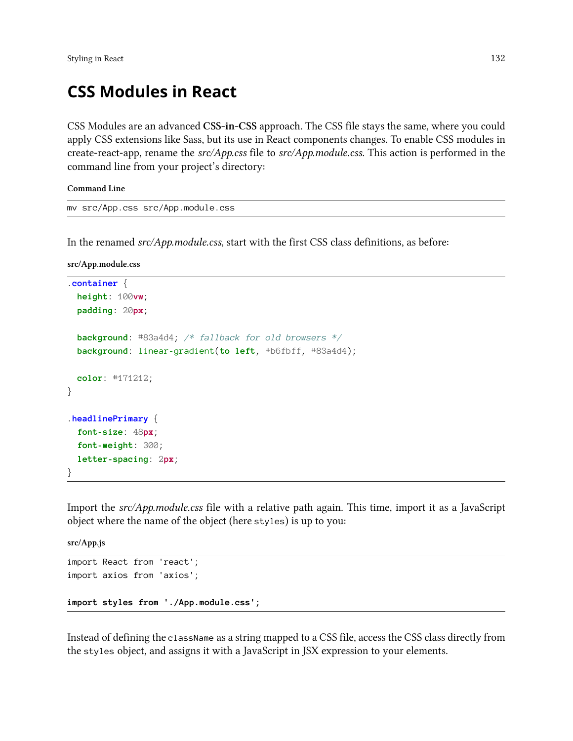# CSS Modules in React

CSS Modules are an advanced **CSS-in-CSS** approach. The CSS file stays the same, where you could apply CSS extensions like Sass, but its use in React components changes. To enable CSS modules in create-react-app, rename the *src/App.css* file to *src/App.module.css*. This action is performed in the command line from your project's directory:

**Command Line**

```
mv src/App.css src/App.module.css
```

In the renamed *src/App.module.css*, start with the first CSS class definitions, as before:

**src/App.module.css**

```
.container {
  height: 100vw;
  padding: 20px;

  background: #83a4d4; /* fallback for old browsers */
  background: linear-gradient(to left, #b6fbff, #83a4d4);

  color: #171212;
}

.headlinePrimary {
  font-size: 48px;
  font-weight: 300;
  letter-spacing: 2px;
}
```

Import the *src/App.module.css* file with a relative path again. This time, import it as a JavaScript object where the name of the object (here `styles`) is up to you:

**src/App.js**

```
import React from 'react';
import axios from 'axios';

import styles from './App.module.css';
```

Instead of defining the `className` as a string mapped to a CSS file, access the CSS class directly from the `styles` object, and assigns it with a JavaScript in JSX expression to your elements.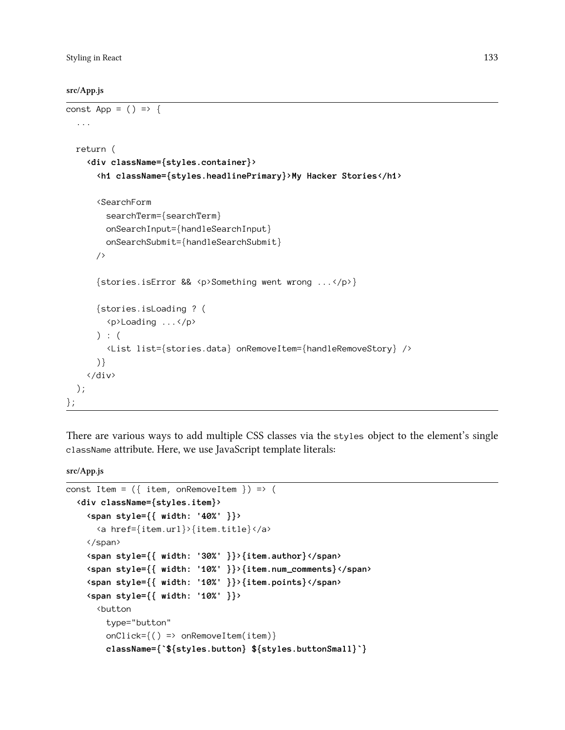**src/App.js**

```
const App = () => {
  ...

  return (
    <div className={styles.container}>
      <h1 className={styles.headlinePrimary}>My Hacker Stories</h1>

      <SearchForm
        searchTerm={searchTerm}
        onSearchInput={handleSearchInput}
        onSearchSubmit={handleSearchSubmit}
      />

      {stories.isError && <p>Something went wrong ...</p>}

      {stories.isLoading ? (
        <p>Loading ...</p>
      ) : (
        <List list={stories.data} onRemoveItem={handleRemoveStory} />
      )}
    </div>
  );
};
```

There are various ways to add multiple CSS classes via the `styles` object to the element's single `className` attribute. Here, we use JavaScript template literals:

**src/App.js**

```
const Item = ({ item, onRemoveItem }) => (
  <div className={styles.item}>
    <span style={{ width: '40%' }}>
      <a href={item.url}>{item.title}</a>
    </span>
    <span style={{ width: '30%' }}>{item.author}</span>
    <span style={{ width: '10%' }}>{item.num_comments}</span>
    <span style={{ width: '10%' }}>{item.points}</span>
    <span style={{ width: '10%' }}>
      <button
        type="button"
        onClick={() => onRemoveItem(item)}
        className={`${styles.button} ${styles.buttonSmall}`}
```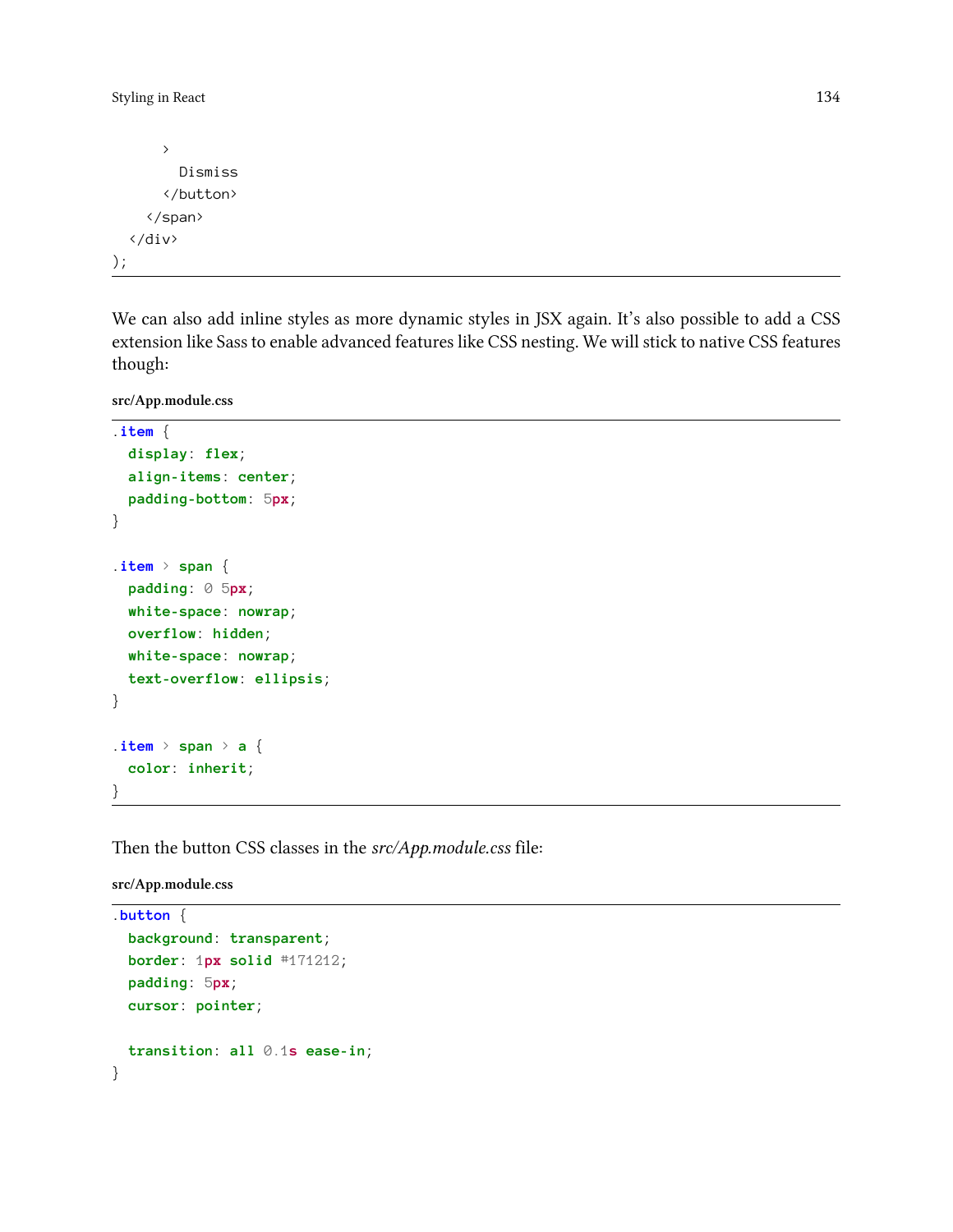```
      >
        Dismiss
      </button>
    </span>
  </div>
);
```

We can also add inline styles as more dynamic styles in JSX again. It's also possible to add a CSS extension like Sass to enable advanced features like CSS nesting. We will stick to native CSS features though:

**src/App.module.css**

```
.item {
  display: flex;
  align-items: center;
  padding-bottom: 5px;
}

.item > span {
  padding: 0 5px;
  white-space: nowrap;
  overflow: hidden;
  white-space: nowrap;
  text-overflow: ellipsis;
}

.item > span > a {
  color: inherit;
}
```

Then the button CSS classes in the *src/App.module.css* file:

**src/App.module.css**

```
.button {
  background: transparent;
  border: 1px solid #171212;
  padding: 5px;
  cursor: pointer;

  transition: all 0.1s ease-in;
}
```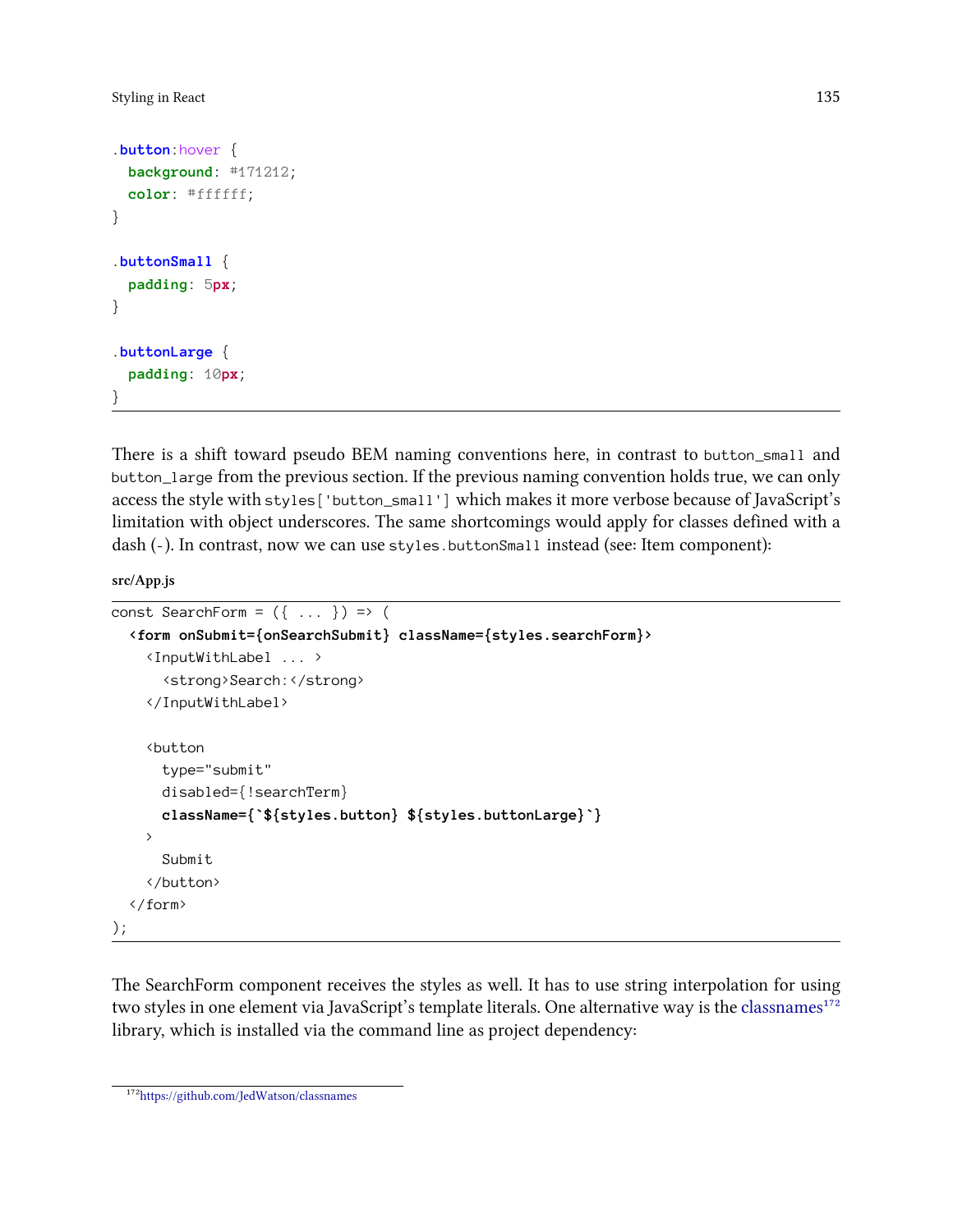```css
.button:hover {
  background: #171212;
  color: #ffffff;
}

.buttonSmall {
  padding: 5px;
}

.buttonLarge {
  padding: 10px;
}
```

There is a shift toward pseudo BEM naming conventions here, in contrast to `button_small` and `button_large` from the previous section. If the previous naming convention holds true, we can only access the style with `styles['button_small']` which makes it more verbose because of JavaScript's limitation with object underscores. The same shortcomings would apply for classes defined with a dash (-). In contrast, now we can use `styles.buttonSmall` instead (see: Item component):

**src/App.js**

```jsx
const SearchForm = ({ ... }) => (
  <form onSubmit={onSearchSubmit} className={styles.searchForm}>
    <InputWithLabel ... >
      <strong>Search:</strong>
    </InputWithLabel>

    <button
      type="submit"
      disabled={!searchTerm}
      className={`${styles.button} ${styles.buttonLarge}`}
    >
      Submit
    </button>
  </form>
);
```

The SearchForm component receives the styles as well. It has to use string interpolation for using two styles in one element via JavaScript's template literals. One alternative way is the classnames[172] library, which is installed via the command line as project dependency:

[172] https://github.com/JedWatson/classnames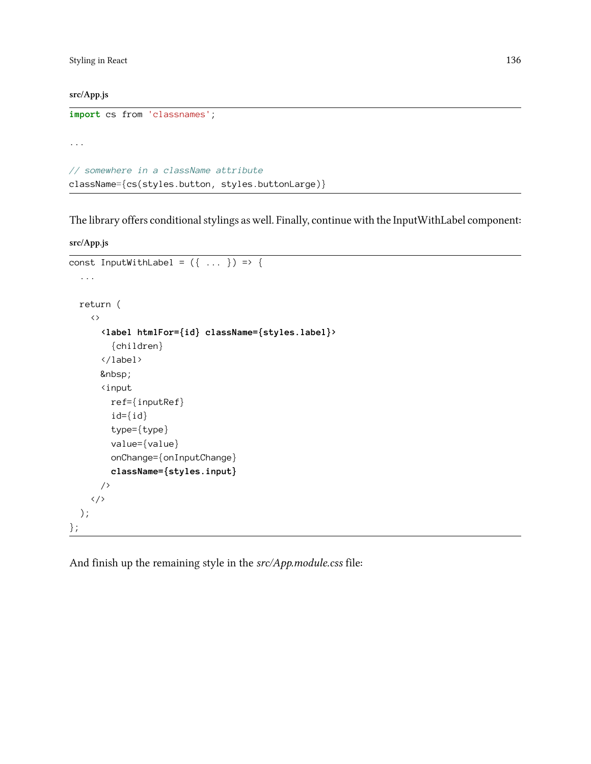src/App.js

```
import cs from 'classnames';

...

// somewhere in a className attribute
className={cs(styles.button, styles.buttonLarge)}
```

The library offers conditional stylings as well. Finally, continue with the InputWithLabel component:

src/App.js

```
const InputWithLabel = ({ ... }) => {
  ...

  return (
    <>
      <label htmlFor={id} className={styles.label}>
        {children}
      </label>
      &nbsp;
      <input
        ref={inputRef}
        id={id}
        type={type}
        value={value}
        onChange={onInputChange}
        className={styles.input}
      />
    </>
  );
};
```

And finish up the remaining style in the *src/App.module.css* file: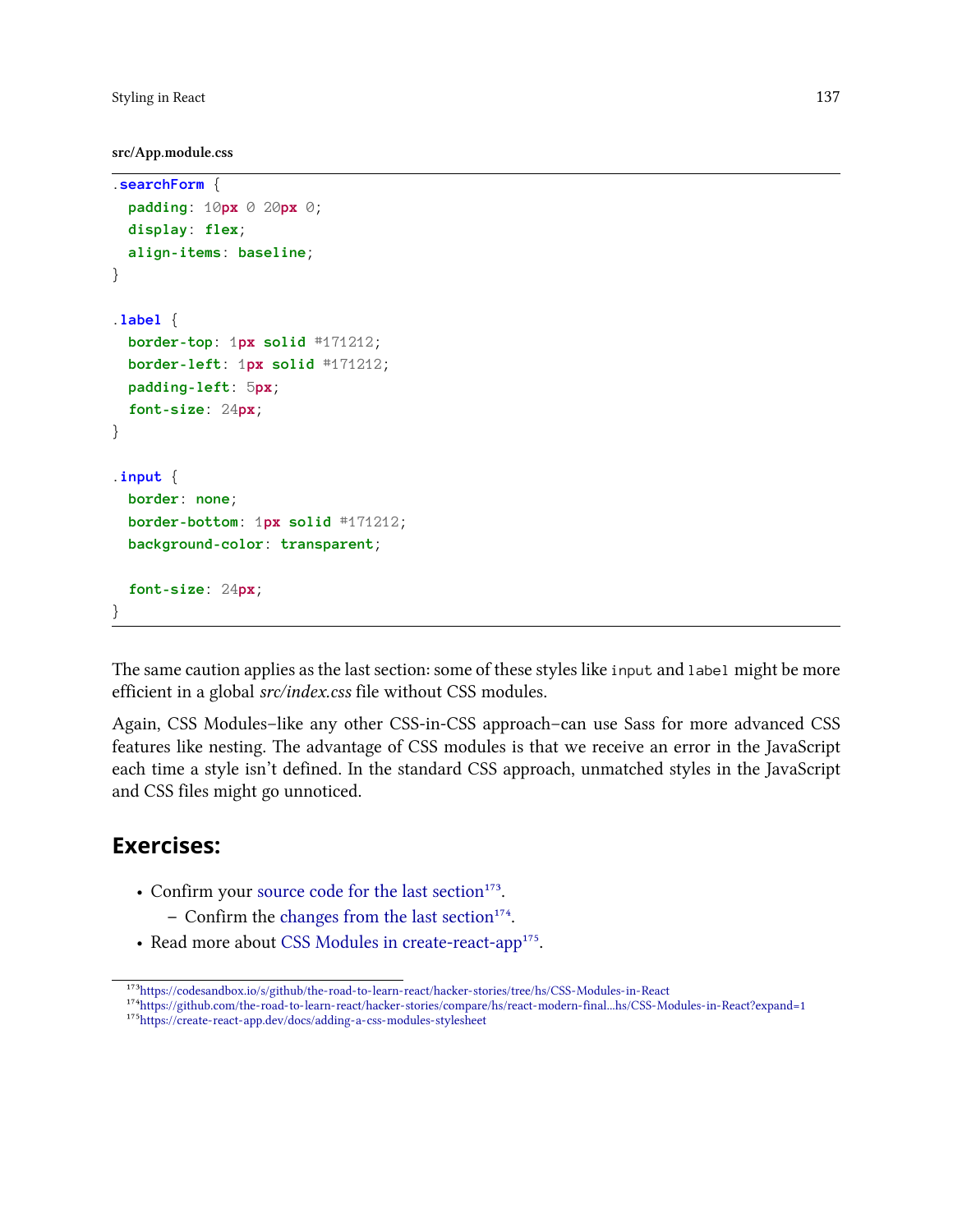**src/App.module.css**

```
.searchForm {
  padding: 10px 0 20px 0;
  display: flex;
  align-items: baseline;
}

.label {
  border-top: 1px solid #171212;
  border-left: 1px solid #171212;
  padding-left: 5px;
  font-size: 24px;
}

.input {
  border: none;
  border-bottom: 1px solid #171212;
  background-color: transparent;

  font-size: 24px;
}
```

The same caution applies as the last section: some of these styles like `input` and `label` might be more efficient in a global *src/index.css* file without CSS modules.

Again, CSS Modules–like any other CSS-in-CSS approach–can use Sass for more advanced CSS features like nesting. The advantage of CSS modules is that we receive an error in the JavaScript each time a style isn't defined. In the standard CSS approach, unmatched styles in the JavaScript and CSS files might go unnoticed.

## Exercises:

- Confirm your source code for the last section[173].
  - Confirm the changes from the last section[174].
- Read more about CSS Modules in create-react-app[175].

[173] https://codesandbox.io/s/github/the-road-to-learn-react/hacker-stories/tree/hs/CSS-Modules-in-React
[174] https://github.com/the-road-to-learn-react/hacker-stories/compare/hs/react-modern-final...hs/CSS-Modules-in-React?expand=1
[175] https://create-react-app.dev/docs/adding-a-css-modules-stylesheet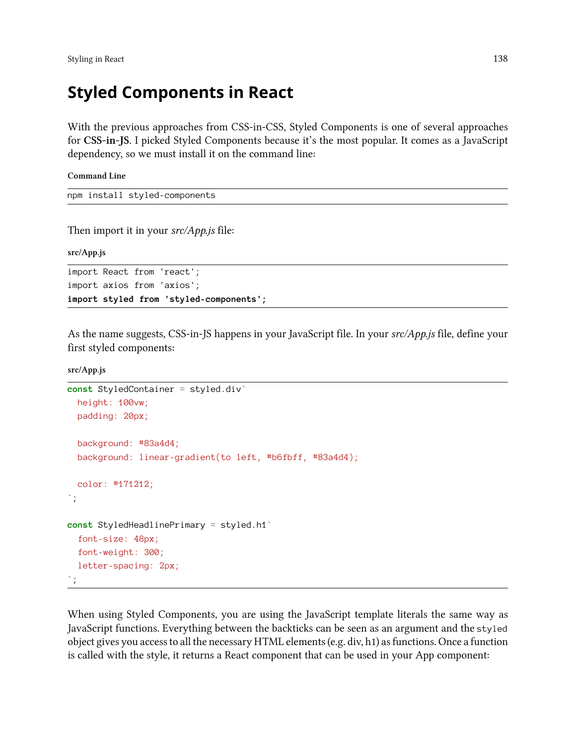## Styled Components in React

With the previous approaches from CSS-in-CSS, Styled Components is one of several approaches for **CSS-in-JS**. I picked Styled Components because it's the most popular. It comes as a JavaScript dependency, so we must install it on the command line:

**Command Line**

```
npm install styled-components
```

Then import it in your *src/App.js* file:

**src/App.js**

```
import React from 'react';
import axios from 'axios';
import styled from 'styled-components';
```

As the name suggests, CSS-in-JS happens in your JavaScript file. In your *src/App.js* file, define your first styled components:

**src/App.js**

```
const StyledContainer = styled.div`
  height: 100vw;
  padding: 20px;

  background: #83a4d4;
  background: linear-gradient(to left, #b6fbff, #83a4d4);

  color: #171212;
`;

const StyledHeadlinePrimary = styled.h1`
  font-size: 48px;
  font-weight: 300;
  letter-spacing: 2px;
`;
```

When using Styled Components, you are using the JavaScript template literals the same way as JavaScript functions. Everything between the backticks can be seen as an argument and the `styled` object gives you access to all the necessary HTML elements (e.g. div, h1) as functions. Once a function is called with the style, it returns a React component that can be used in your App component: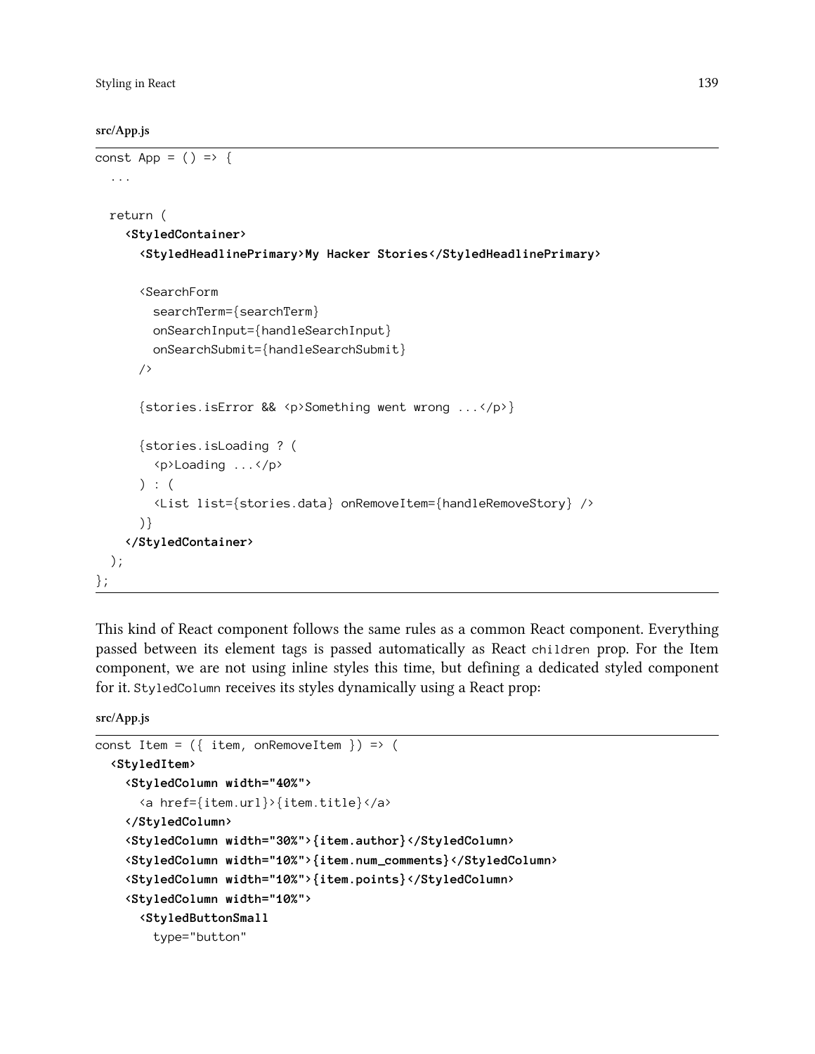**src/App.js**

```
const App = () => {
  ...

  return (
    <StyledContainer>
      <StyledHeadlinePrimary>My Hacker Stories</StyledHeadlinePrimary>

      <SearchForm
        searchTerm={searchTerm}
        onSearchInput={handleSearchInput}
        onSearchSubmit={handleSearchSubmit}
      />

      {stories.isError && <p>Something went wrong ...</p>}

      {stories.isLoading ? (
        <p>Loading ...</p>
      ) : (
        <List list={stories.data} onRemoveItem={handleRemoveStory} />
      )}
    </StyledContainer>
  );
};
```

This kind of React component follows the same rules as a common React component. Everything passed between its element tags is passed automatically as React `children` prop. For the Item component, we are not using inline styles this time, but defining a dedicated styled component for it. `StyledColumn` receives its styles dynamically using a React prop:

**src/App.js**

```
const Item = ({ item, onRemoveItem }) => (
  <StyledItem>
    <StyledColumn width="40%">
      <a href={item.url}>{item.title}</a>
    </StyledColumn>
    <StyledColumn width="30%">{item.author}</StyledColumn>
    <StyledColumn width="10%">{item.num_comments}</StyledColumn>
    <StyledColumn width="10%">{item.points}</StyledColumn>
    <StyledColumn width="10%">
      <StyledButtonSmall
        type="button"
```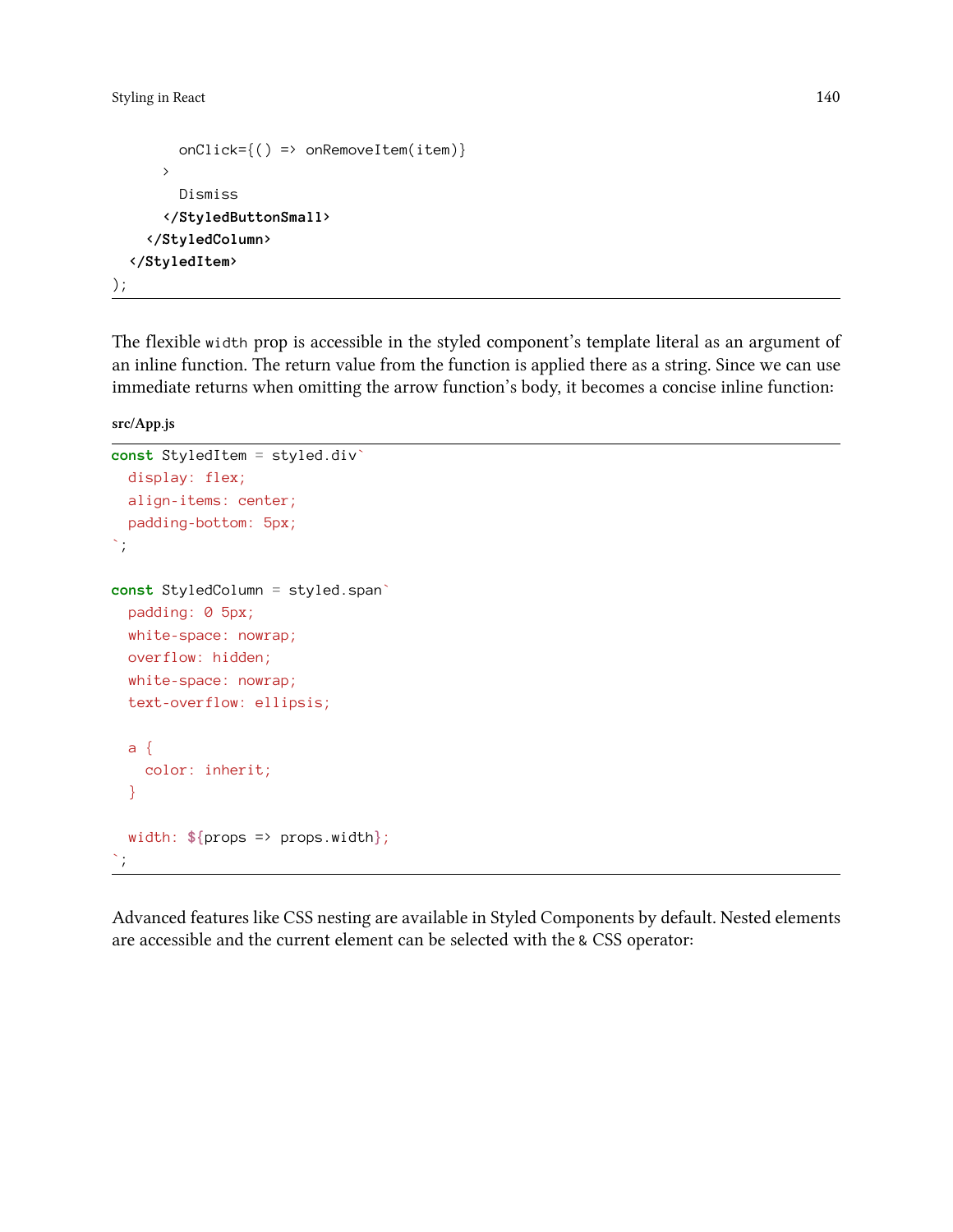```
        onClick={() => onRemoveItem(item)}
      >
        Dismiss
      </StyledButtonSmall>
    </StyledColumn>
  </StyledItem>
);
```

The flexible `width` prop is accessible in the styled component's template literal as an argument of an inline function. The return value from the function is applied there as a string. Since we can use immediate returns when omitting the arrow function's body, it becomes a concise inline function:

**src/App.js**

```
const StyledItem = styled.div`
  display: flex;
  align-items: center;
  padding-bottom: 5px;
`;

const StyledColumn = styled.span`
  padding: 0 5px;
  white-space: nowrap;
  overflow: hidden;
  white-space: nowrap;
  text-overflow: ellipsis;

  a {
    color: inherit;
  }

  width: ${props => props.width};
`;
```

Advanced features like CSS nesting are available in Styled Components by default. Nested elements are accessible and the current element can be selected with the `&` CSS operator: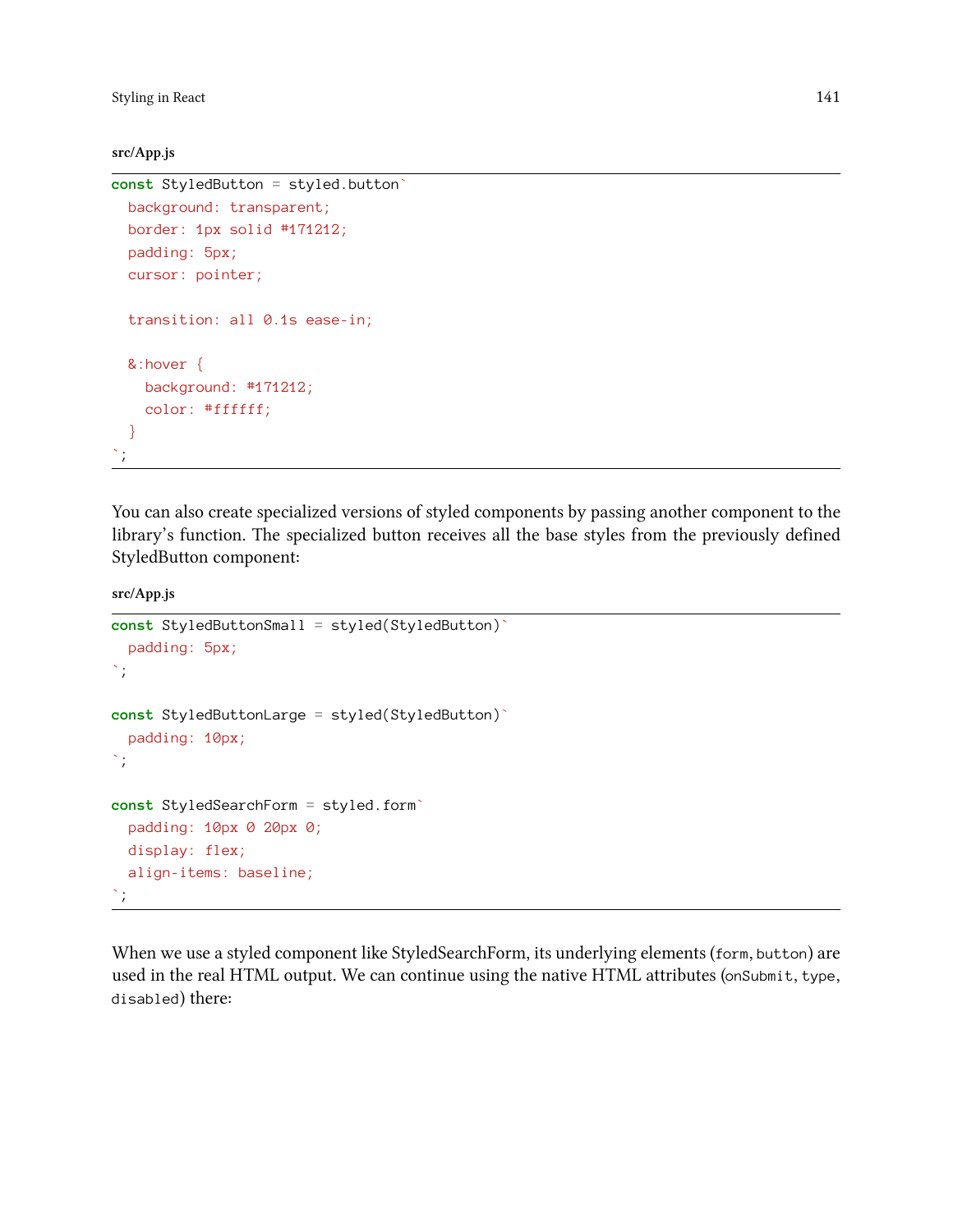**src/App.js**

```
const StyledButton = styled.button`
  background: transparent;
  border: 1px solid #171212;
  padding: 5px;
  cursor: pointer;

  transition: all 0.1s ease-in;

  &:hover {
    background: #171212;
    color: #ffffff;
  }
`;
```

You can also create specialized versions of styled components by passing another component to the library's function. The specialized button receives all the base styles from the previously defined StyledButton component:

**src/App.js**

```
const StyledButtonSmall = styled(StyledButton)`
  padding: 5px;
`;

const StyledButtonLarge = styled(StyledButton)`
  padding: 10px;
`;

const StyledSearchForm = styled.form`
  padding: 10px 0 20px 0;
  display: flex;
  align-items: baseline;
`;
```

When we use a styled component like StyledSearchForm, its underlying elements (`form`, `button`) are used in the real HTML output. We can continue using the native HTML attributes (`onSubmit`, `type`, `disabled`) there: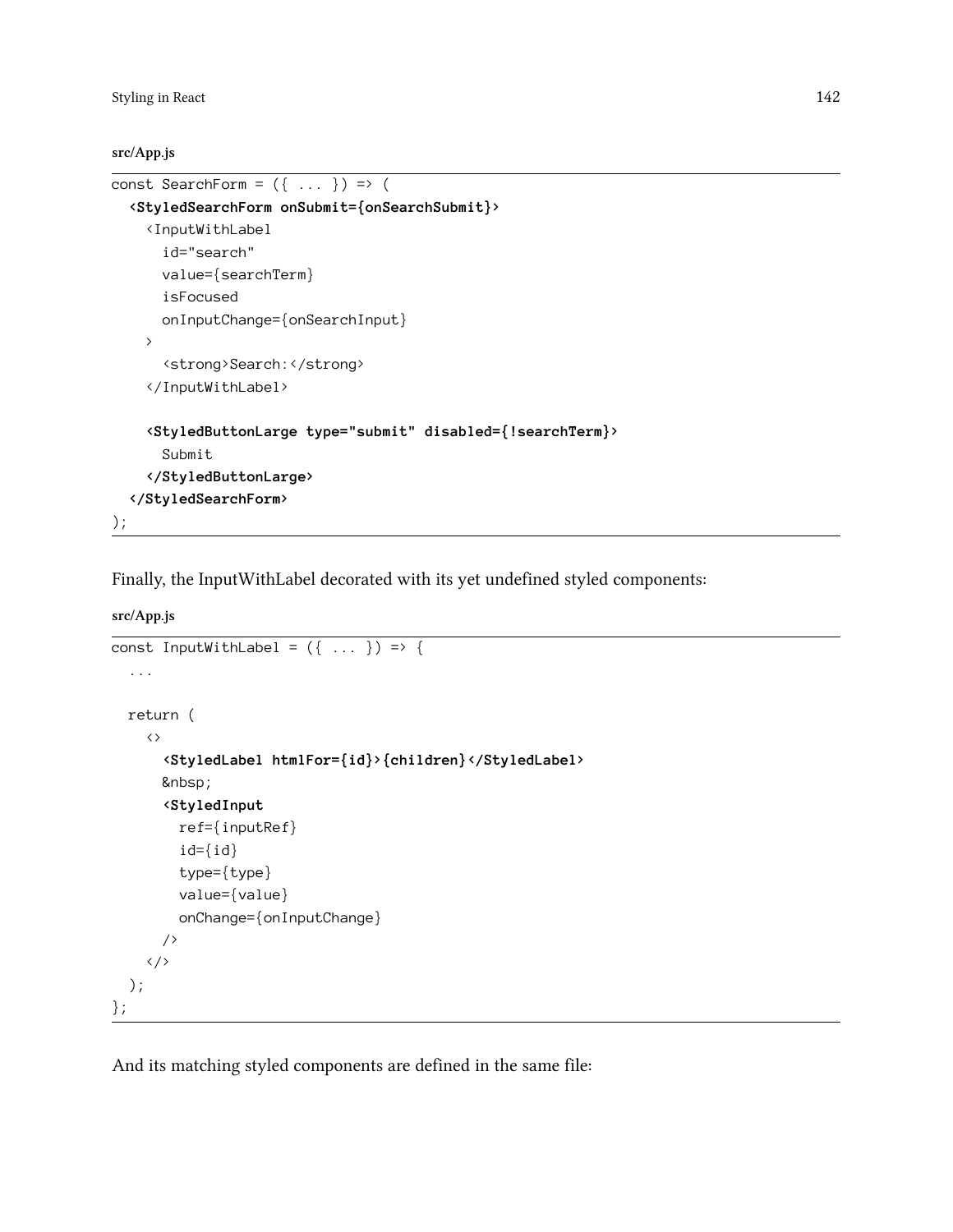**src/App.js**

```
const SearchForm = ({ ... }) => (
  <StyledSearchForm onSubmit={onSearchSubmit}>
    <InputWithLabel
      id="search"
      value={searchTerm}
      isFocused
      onInputChange={onSearchInput}
    >
      <strong>Search:</strong>
    </InputWithLabel>

    <StyledButtonLarge type="submit" disabled={!searchTerm}>
      Submit
    </StyledButtonLarge>
  </StyledSearchForm>
);
```

Finally, the InputWithLabel decorated with its yet undefined styled components:

**src/App.js**

```
const InputWithLabel = ({ ... }) => {
  ...

  return (
    <>
      <StyledLabel htmlFor={id}>{children}</StyledLabel>
      &nbsp;
      <StyledInput
        ref={inputRef}
        id={id}
        type={type}
        value={value}
        onChange={onInputChange}
      />
    </>
  );
};
```

And its matching styled components are defined in the same file: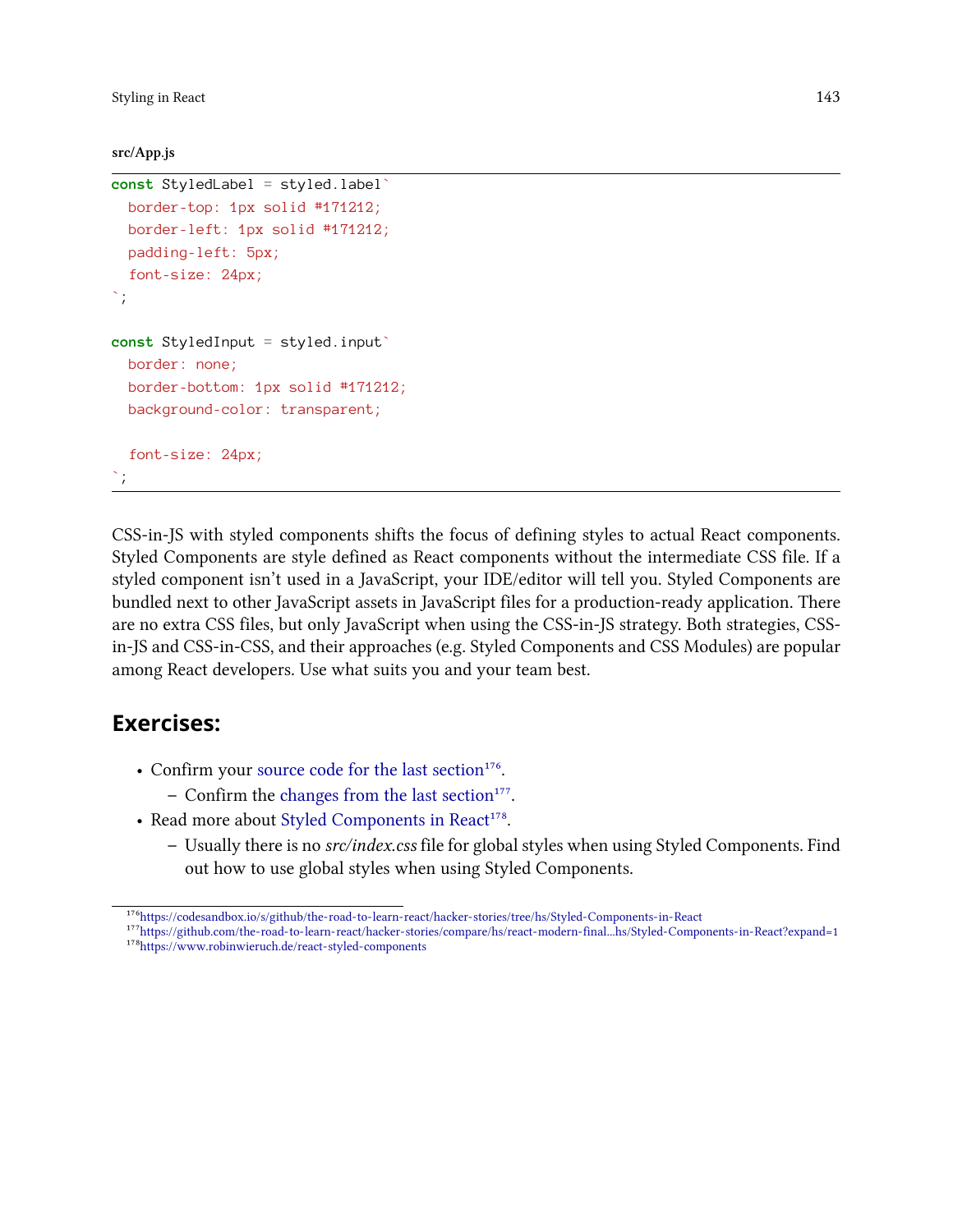**src/App.js**

```
const StyledLabel = styled.label`
  border-top: 1px solid #171212;
  border-left: 1px solid #171212;
  padding-left: 5px;
  font-size: 24px;
`;

const StyledInput = styled.input`
  border: none;
  border-bottom: 1px solid #171212;
  background-color: transparent;

  font-size: 24px;
`;
```

CSS-in-JS with styled components shifts the focus of defining styles to actual React components. Styled Components are style defined as React components without the intermediate CSS file. If a styled component isn't used in a JavaScript, your IDE/editor will tell you. Styled Components are bundled next to other JavaScript assets in JavaScript files for a production-ready application. There are no extra CSS files, but only JavaScript when using the CSS-in-JS strategy. Both strategies, CSS-in-JS and CSS-in-CSS, and their approaches (e.g. Styled Components and CSS Modules) are popular among React developers. Use what suits you and your team best.

## Exercises:

- Confirm your source code for the last section[176].
  - Confirm the changes from the last section[177].
- Read more about Styled Components in React[178].
  - Usually there is no *src/index.css* file for global styles when using Styled Components. Find out how to use global styles when using Styled Components.

[176] https://codesandbox.io/s/github/the-road-to-learn-react/hacker-stories/tree/hs/Styled-Components-in-React
[177] https://github.com/the-road-to-learn-react/hacker-stories/compare/hs/react-modern-final...hs/Styled-Components-in-React?expand=1
[178] https://www.robinwieruch.de/react-styled-components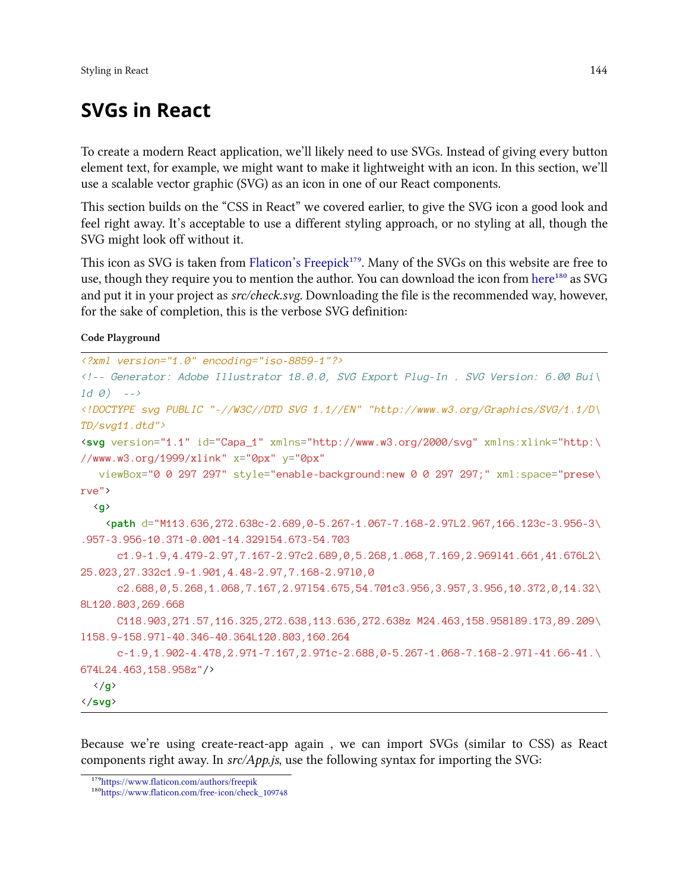# SVGs in React

To create a modern React application, we'll likely need to use SVGs. Instead of giving every button element text, for example, we might want to make it lightweight with an icon. In this section, we'll use a scalable vector graphic (SVG) as an icon in one of our React components.

This section builds on the "CSS in React" we covered earlier, to give the SVG icon a good look and feel right away. It's acceptable to use a different styling approach, or no styling at all, though the SVG might look off without it.

This icon as SVG is taken from Flaticon's Freepick[179]. Many of the SVGs on this website are free to use, though they require you to mention the author. You can download the icon from here[180] as SVG and put it in your project as *src/check.svg*. Downloading the file is the recommended way, however, for the sake of completion, this is the verbose SVG definition:

**Code Playground**

```
<?xml version="1.0" encoding="iso-8859-1"?>
<!-- Generator: Adobe Illustrator 18.0.0, SVG Export Plug-In . SVG Version: 6.00 Bui\
ld 0)  -->
<!DOCTYPE svg PUBLIC "-//W3C//DTD SVG 1.1//EN" "http://www.w3.org/Graphics/SVG/1.1/D\
TD/svg11.dtd">
<svg version="1.1" id="Capa_1" xmlns="http://www.w3.org/2000/svg" xmlns:xlink="http:\
//www.w3.org/1999/xlink" x="0px" y="0px"
   viewBox="0 0 297 297" style="enable-background:new 0 0 297 297;" xml:space="prese\
rve">
  <g>
    <path d="M113.636,272.638c-2.689,0-5.267-1.067-7.168-2.97L2.967,166.123c-3.956-3\
.957-3.956-10.371-0.001-14.329l54.673-54.703
      c1.9-1.9,4.479-2.97,7.167-2.97c2.689,0,5.268,1.068,7.169,2.969l41.661,41.676L2\
25.023,27.332c1.9-1.901,4.48-2.97,7.168-2.971l0,0
      c2.688,0,5.268,1.068,7.167,2.97l54.675,54.701c3.956,3.957,3.956,10.372,0,14.32\
8L120.803,269.668
      C118.903,271.57,116.325,272.638,113.636,272.638z M24.463,158.958l89.173,89.209\
l158.9-158.97l-40.346-40.364L120.803,160.264
      c-1.9,1.902-4.478,2.971-7.167,2.971c-2.688,0-5.267-1.068-7.168-2.97l-41.66-41.\
674L24.463,158.958z"/>
  </g>
</svg>
```

Because we're using create-react-app again , we can import SVGs (similar to CSS) as React components right away. In *src/App.js*, use the following syntax for importing the SVG:

[179] https://www.flaticon.com/authors/freepik
[180] https://www.flaticon.com/free-icon/check_109748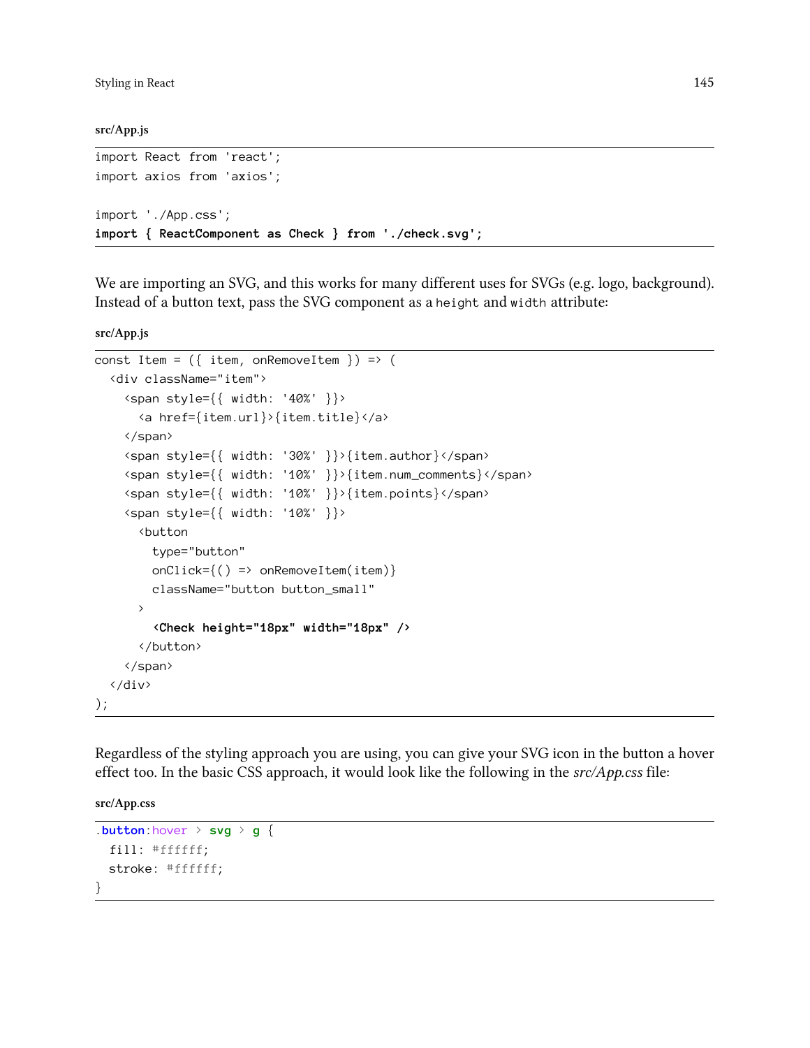src/App.js

```
import React from 'react';
import axios from 'axios';

import './App.css';
import { ReactComponent as Check } from './check.svg';
```

We are importing an SVG, and this works for many different uses for SVGs (e.g. logo, background). Instead of a button text, pass the SVG component as a `height` and `width` attribute:

src/App.js

```
const Item = ({ item, onRemoveItem }) => (
  <div className="item">
    <span style={{ width: '40%' }}>
      <a href={item.url}>{item.title}</a>
    </span>
    <span style={{ width: '30%' }}>{item.author}</span>
    <span style={{ width: '10%' }}>{item.num_comments}</span>
    <span style={{ width: '10%' }}>{item.points}</span>
    <span style={{ width: '10%' }}>
      <button
        type="button"
        onClick={() => onRemoveItem(item)}
        className="button button_small"
      >
        <Check height="18px" width="18px" />
      </button>
    </span>
  </div>
);
```

Regardless of the styling approach you are using, you can give your SVG icon in the button a hover effect too. In the basic CSS approach, it would look like the following in the *src/App.css* file:

src/App.css

```
.button:hover > svg > g {
  fill: #ffffff;
  stroke: #ffffff;
}
```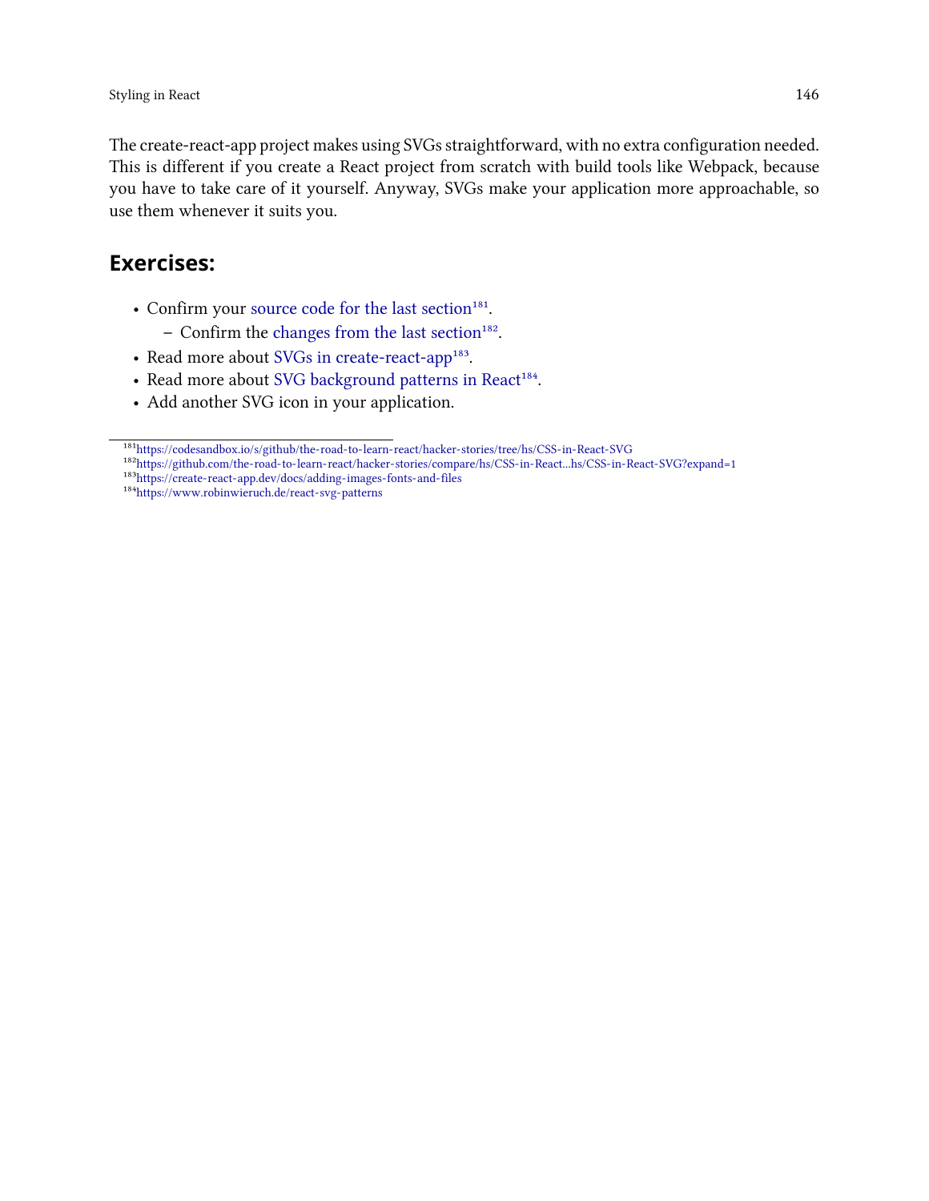The create-react-app project makes using SVGs straightforward, with no extra configuration needed. This is different if you create a React project from scratch with build tools like Webpack, because you have to take care of it yourself. Anyway, SVGs make your application more approachable, so use them whenever it suits you.

## Exercises:

- Confirm your source code for the last section[181].
  - Confirm the changes from the last section[182].
- Read more about SVGs in create-react-app[183].
- Read more about SVG background patterns in React[184].
- Add another SVG icon in your application.

---

[181] https://codesandbox.io/s/github/the-road-to-learn-react/hacker-stories/tree/hs/CSS-in-React-SVG

[182] https://github.com/the-road-to-learn-react/hacker-stories/compare/hs/CSS-in-React...hs/CSS-in-React-SVG?expand=1

[183] https://create-react-app.dev/docs/adding-images-fonts-and-files

[184] https://www.robinwieruch.de/react-svg-patterns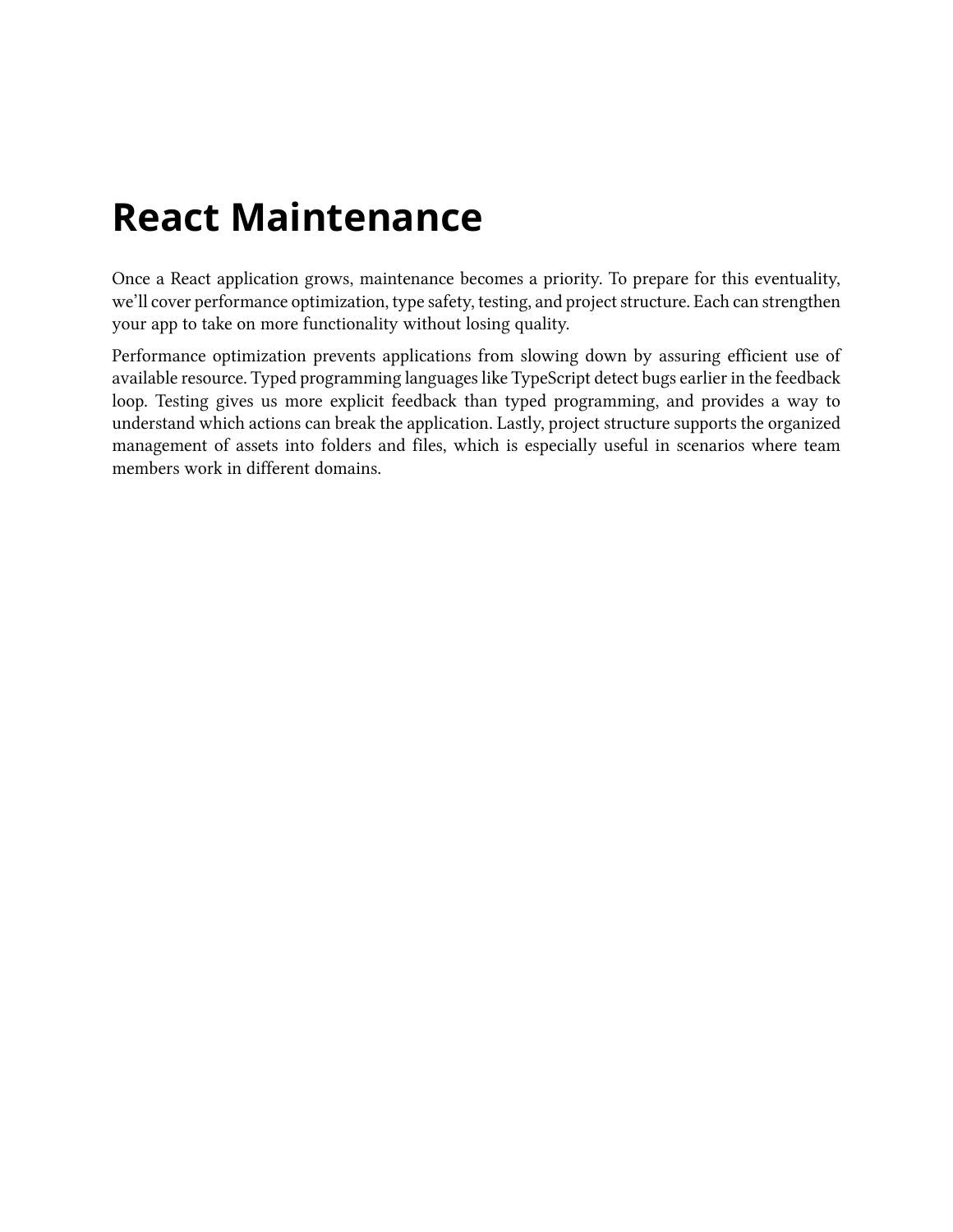# React Maintenance

Once a React application grows, maintenance becomes a priority. To prepare for this eventuality, we'll cover performance optimization, type safety, testing, and project structure. Each can strengthen your app to take on more functionality without losing quality.

Performance optimization prevents applications from slowing down by assuring efficient use of available resource. Typed programming languages like TypeScript detect bugs earlier in the feedback loop. Testing gives us more explicit feedback than typed programming, and provides a way to understand which actions can break the application. Lastly, project structure supports the organized management of assets into folders and files, which is especially useful in scenarios where team members work in different domains.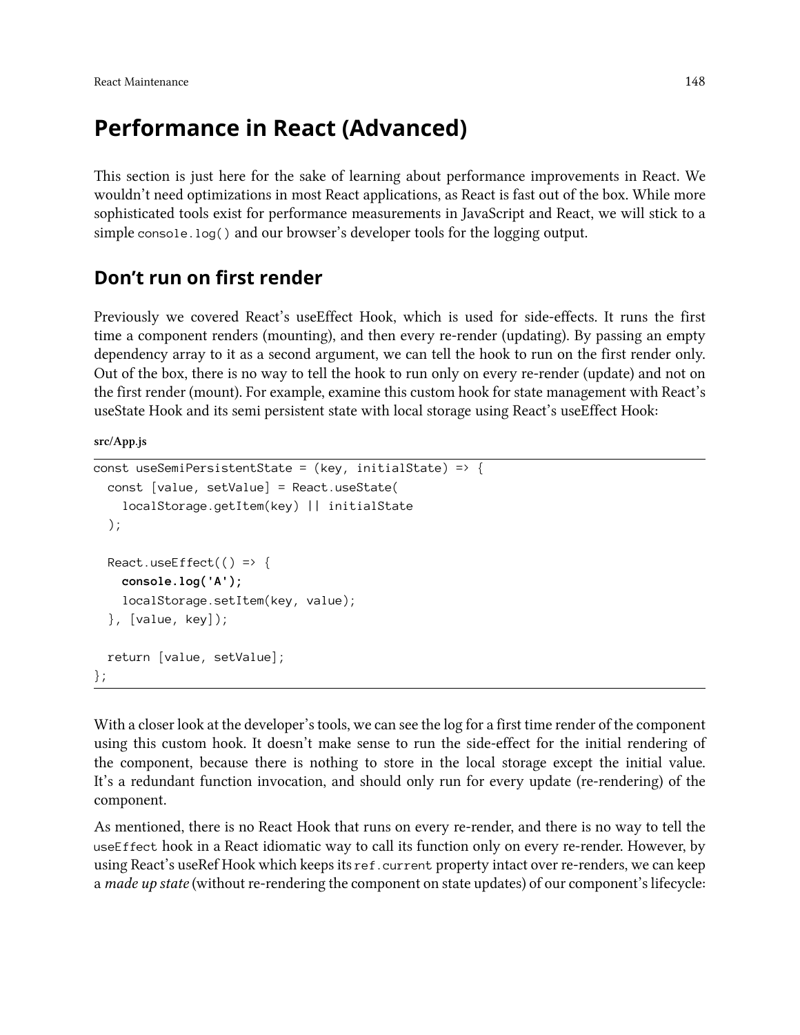# Performance in React (Advanced)

This section is just here for the sake of learning about performance improvements in React. We wouldn't need optimizations in most React applications, as React is fast out of the box. While more sophisticated tools exist for performance measurements in JavaScript and React, we will stick to a simple `console.log()` and our browser's developer tools for the logging output.

## Don't run on first render

Previously we covered React's useEffect Hook, which is used for side-effects. It runs the first time a component renders (mounting), and then every re-render (updating). By passing an empty dependency array to it as a second argument, we can tell the hook to run on the first render only. Out of the box, there is no way to tell the hook to run only on every re-render (update) and not on the first render (mount). For example, examine this custom hook for state management with React's useState Hook and its semi persistent state with local storage using React's useEffect Hook:

**src/App.js**

```
const useSemiPersistentState = (key, initialState) => {
  const [value, setValue] = React.useState(
    localStorage.getItem(key) || initialState
  );

  React.useEffect(() => {
    console.log('A');
    localStorage.setItem(key, value);
  }, [value, key]);

  return [value, setValue];
};
```

With a closer look at the developer's tools, we can see the log for a first time render of the component using this custom hook. It doesn't make sense to run the side-effect for the initial rendering of the component, because there is nothing to store in the local storage except the initial value. It's a redundant function invocation, and should only run for every update (re-rendering) of the component.

As mentioned, there is no React Hook that runs on every re-render, and there is no way to tell the `useEffect` hook in a React idiomatic way to call its function only on every re-render. However, by using React's useRef Hook which keeps its `ref.current` property intact over re-renders, we can keep a *made up state* (without re-rendering the component on state updates) of our component's lifecycle: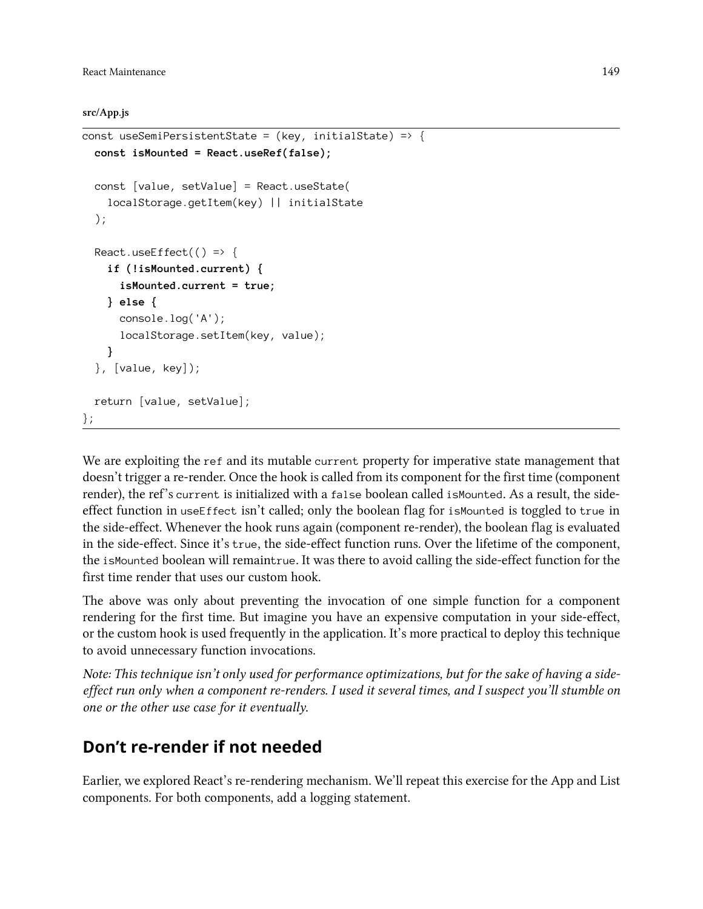**src/App.js**

```
const useSemiPersistentState = (key, initialState) => {
  const isMounted = React.useRef(false);

  const [value, setValue] = React.useState(
    localStorage.getItem(key) || initialState
  );

  React.useEffect(() => {
    if (!isMounted.current) {
      isMounted.current = true;
    } else {
      console.log('A');
      localStorage.setItem(key, value);
    }
  }, [value, key]);

  return [value, setValue];
};
```

We are exploiting the `ref` and its mutable `current` property for imperative state management that doesn't trigger a re-render. Once the hook is called from its component for the first time (component render), the ref's `current` is initialized with a `false` boolean called `isMounted`. As a result, the side-effect function in `useEffect` isn't called; only the boolean flag for `isMounted` is toggled to `true` in the side-effect. Whenever the hook runs again (component re-render), the boolean flag is evaluated in the side-effect. Since it's `true`, the side-effect function runs. Over the lifetime of the component, the `isMounted` boolean will remain`true`. It was there to avoid calling the side-effect function for the first time render that uses our custom hook.

The above was only about preventing the invocation of one simple function for a component rendering for the first time. But imagine you have an expensive computation in your side-effect, or the custom hook is used frequently in the application. It's more practical to deploy this technique to avoid unnecessary function invocations.

*Note: This technique isn't only used for performance optimizations, but for the sake of having a side-effect run only when a component re-renders. I used it several times, and I suspect you'll stumble on one or the other use case for it eventually.*

## Don't re-render if not needed

Earlier, we explored React's re-rendering mechanism. We'll repeat this exercise for the App and List components. For both components, add a logging statement.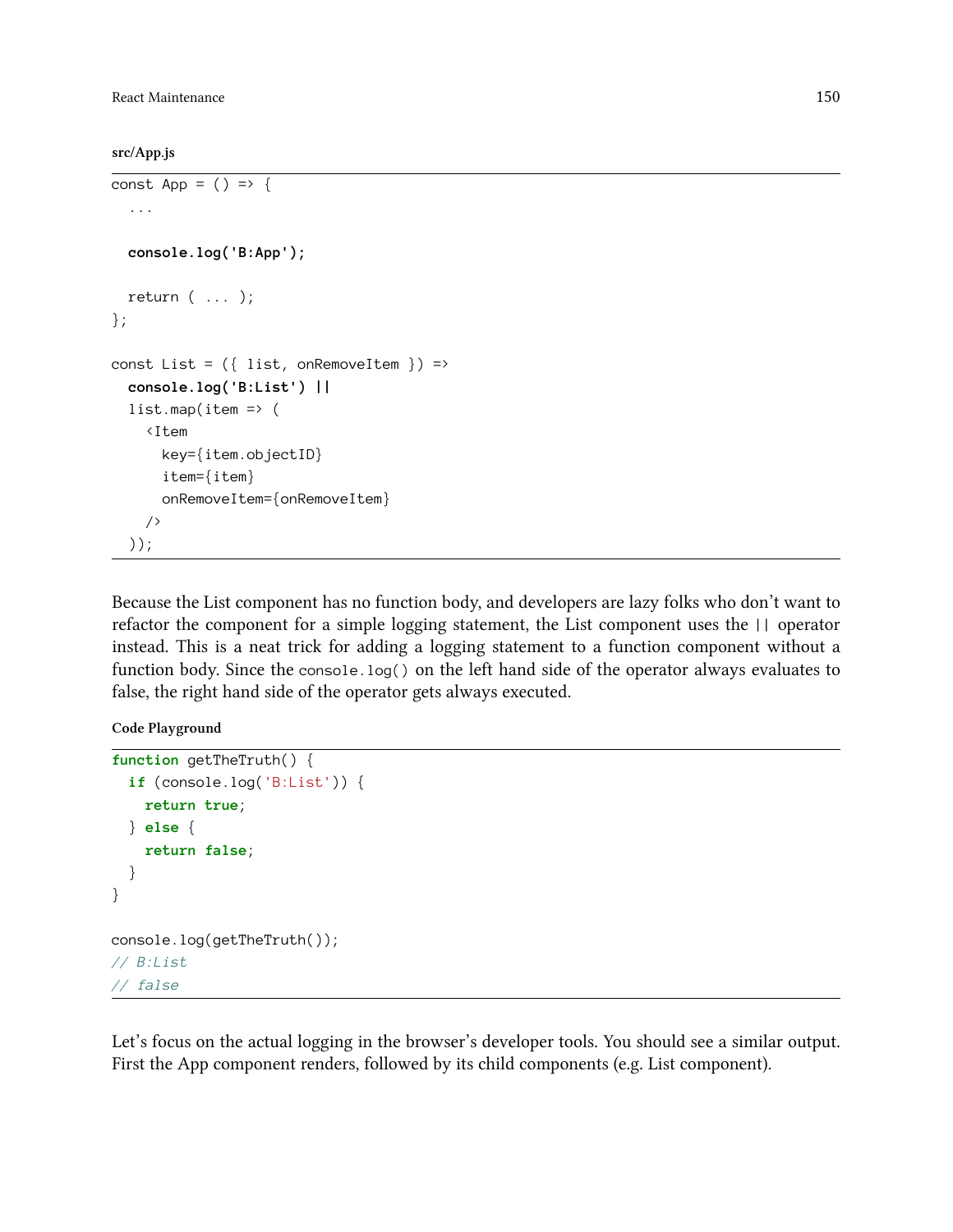**src/App.js**

```
const App = () => {
  ...

  console.log('B:App');

  return ( ... );
};

const List = ({ list, onRemoveItem }) =>
  console.log('B:List') ||
  list.map(item => (
    <Item
      key={item.objectID}
      item={item}
      onRemoveItem={onRemoveItem}
    />
  ));
```

Because the List component has no function body, and developers are lazy folks who don't want to refactor the component for a simple logging statement, the List component uses the `||` operator instead. This is a neat trick for adding a logging statement to a function component without a function body. Since the `console.log()` on the left hand side of the operator always evaluates to false, the right hand side of the operator gets always executed.

**Code Playground**

```
function getTheTruth() {
  if (console.log('B:List')) {
    return true;
  } else {
    return false;
  }
}

console.log(getTheTruth());
// B:List
// false
```

Let's focus on the actual logging in the browser's developer tools. You should see a similar output. First the App component renders, followed by its child components (e.g. List component).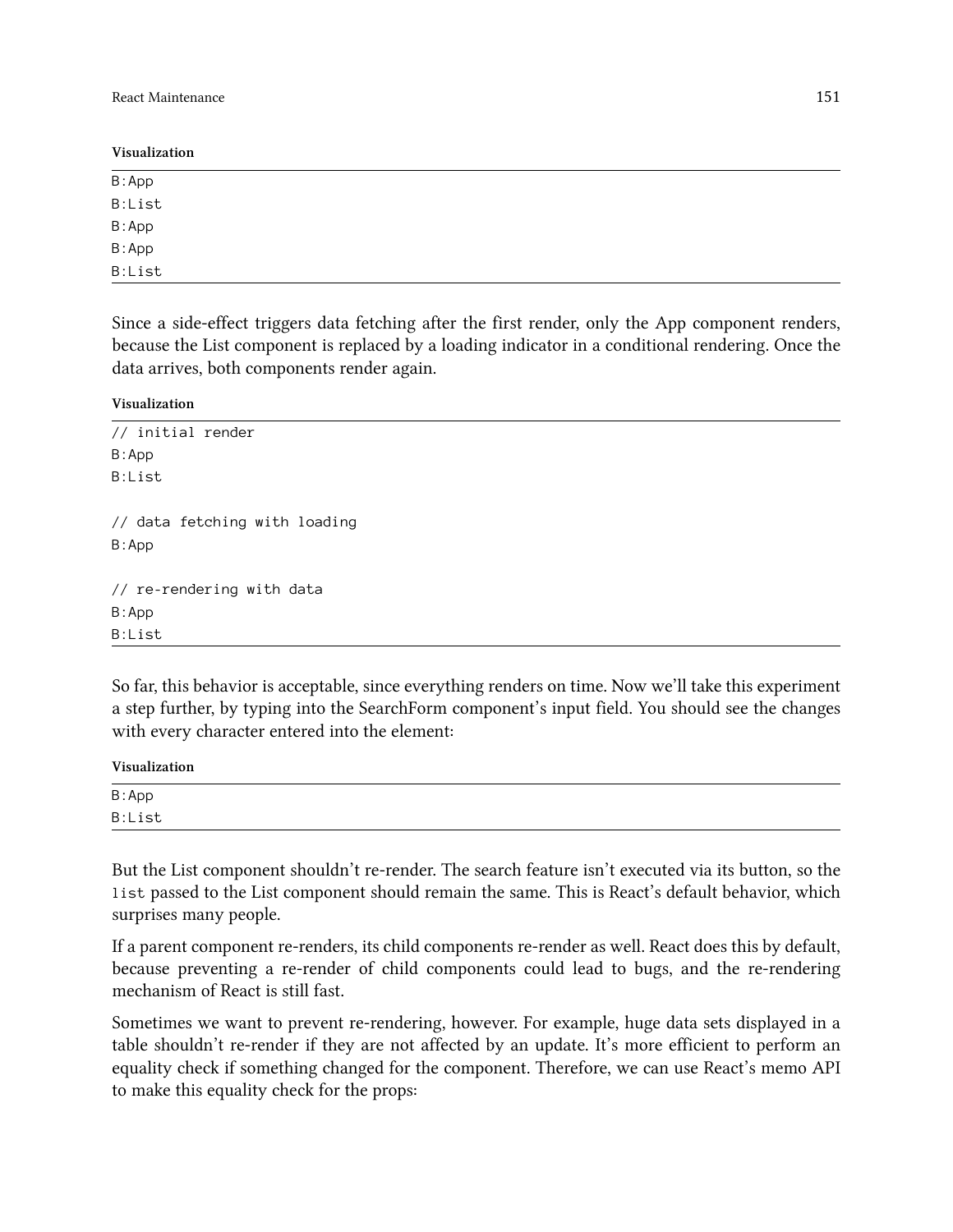**Visualization**

```
B:App
B:List
B:App
B:App
B:List
```

Since a side-effect triggers data fetching after the first render, only the App component renders, because the List component is replaced by a loading indicator in a conditional rendering. Once the data arrives, both components render again.

**Visualization**

```
// initial render
B:App
B:List

// data fetching with loading
B:App

// re-rendering with data
B:App
B:List
```

So far, this behavior is acceptable, since everything renders on time. Now we'll take this experiment a step further, by typing into the SearchForm component's input field. You should see the changes with every character entered into the element:

**Visualization**

```
B:App
B:List
```

But the List component shouldn't re-render. The search feature isn't executed via its button, so the `list` passed to the List component should remain the same. This is React's default behavior, which surprises many people.

If a parent component re-renders, its child components re-render as well. React does this by default, because preventing a re-render of child components could lead to bugs, and the re-rendering mechanism of React is still fast.

Sometimes we want to prevent re-rendering, however. For example, huge data sets displayed in a table shouldn't re-render if they are not affected by an update. It's more efficient to perform an equality check if something changed for the component. Therefore, we can use React's memo API to make this equality check for the props: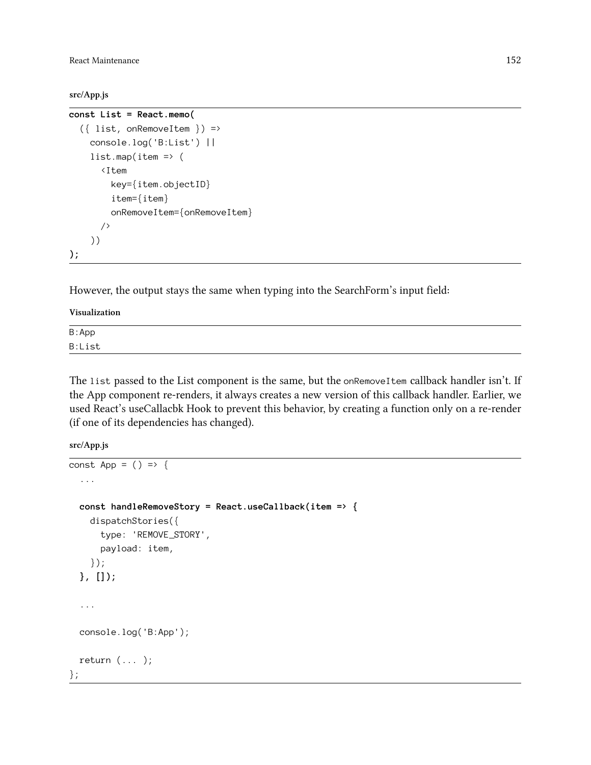**src/App.js**

```
const List = React.memo(
  ({ list, onRemoveItem }) =>
    console.log('B:List') ||
    list.map(item => (
      <Item
        key={item.objectID}
        item={item}
        onRemoveItem={onRemoveItem}
      />
    ))
);
```

However, the output stays the same when typing into the SearchForm's input field:

**Visualization**

```
B:App
B:List
```

The `list` passed to the List component is the same, but the `onRemoveItem` callback handler isn't. If the App component re-renders, it always creates a new version of this callback handler. Earlier, we used React's useCallacbk Hook to prevent this behavior, by creating a function only on a re-render (if one of its dependencies has changed).

**src/App.js**

```
const App = () => {
  ...

  const handleRemoveStory = React.useCallback(item => {
    dispatchStories({
      type: 'REMOVE_STORY',
      payload: item,
    });
  }, []);

  ...

  console.log('B:App');

  return (... );
};
```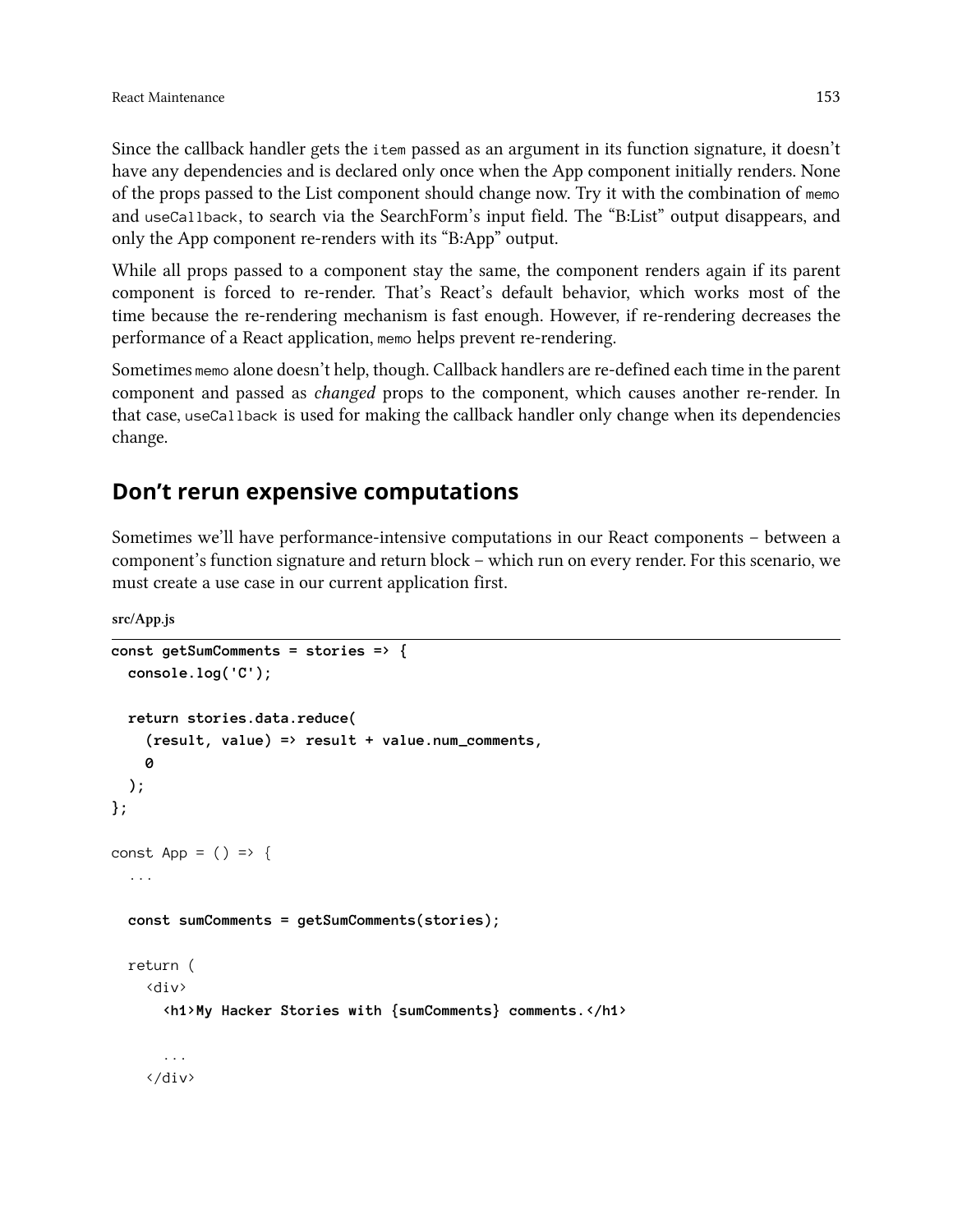Since the callback handler gets the `item` passed as an argument in its function signature, it doesn't have any dependencies and is declared only once when the App component initially renders. None of the props passed to the List component should change now. Try it with the combination of `memo` and `useCallback`, to search via the SearchForm's input field. The "B:List" output disappears, and only the App component re-renders with its "B:App" output.

While all props passed to a component stay the same, the component renders again if its parent component is forced to re-render. That's React's default behavior, which works most of the time because the re-rendering mechanism is fast enough. However, if re-rendering decreases the performance of a React application, `memo` helps prevent re-rendering.

Sometimes `memo` alone doesn't help, though. Callback handlers are re-defined each time in the parent component and passed as *changed* props to the component, which causes another re-render. In that case, `useCallback` is used for making the callback handler only change when its dependencies change.

## Don't rerun expensive computations

Sometimes we'll have performance-intensive computations in our React components – between a component's function signature and return block – which run on every render. For this scenario, we must create a use case in our current application first.

**src/App.js**

```
const getSumComments = stories => {
  console.log('C');

  return stories.data.reduce(
    (result, value) => result + value.num_comments,
    0
  );
};

const App = () => {
  ...

  const sumComments = getSumComments(stories);

  return (
    <div>
      <h1>My Hacker Stories with {sumComments} comments.</h1>

      ...
    </div>
```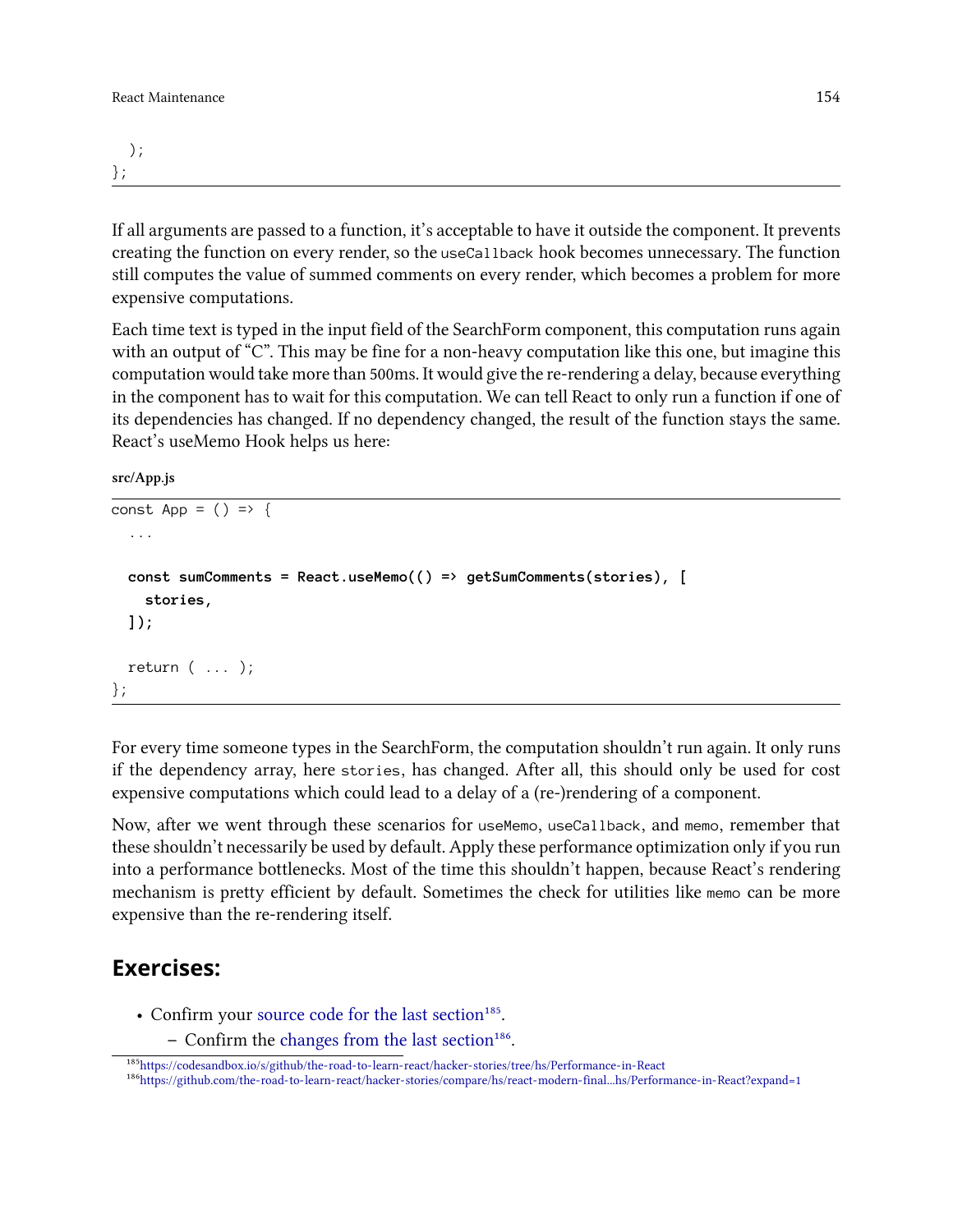```
  );
};
```

If all arguments are passed to a function, it's acceptable to have it outside the component. It prevents creating the function on every render, so the `useCallback` hook becomes unnecessary. The function still computes the value of summed comments on every render, which becomes a problem for more expensive computations.

Each time text is typed in the input field of the SearchForm component, this computation runs again with an output of "C". This may be fine for a non-heavy computation like this one, but imagine this computation would take more than 500ms. It would give the re-rendering a delay, because everything in the component has to wait for this computation. We can tell React to only run a function if one of its dependencies has changed. If no dependency changed, the result of the function stays the same. React's useMemo Hook helps us here:

**src/App.js**

```
const App = () => {
  ...

  const sumComments = React.useMemo(() => getSumComments(stories), [
    stories,
  ]);

  return ( ... );
};
```

For every time someone types in the SearchForm, the computation shouldn't run again. It only runs if the dependency array, here `stories`, has changed. After all, this should only be used for cost expensive computations which could lead to a delay of a (re-)rendering of a component.

Now, after we went through these scenarios for `useMemo`, `useCallback`, and `memo`, remember that these shouldn't necessarily be used by default. Apply these performance optimization only if you run into a performance bottlenecks. Most of the time this shouldn't happen, because React's rendering mechanism is pretty efficient by default. Sometimes the check for utilities like `memo` can be more expensive than the re-rendering itself.

## Exercises:

- Confirm your source code for the last section[185].
  - Confirm the changes from the last section[186].

[185] https://codesandbox.io/s/github/the-road-to-learn-react/hacker-stories/tree/hs/Performance-in-React

[186] https://github.com/the-road-to-learn-react/hacker-stories/compare/hs/react-modern-final...hs/Performance-in-React?expand=1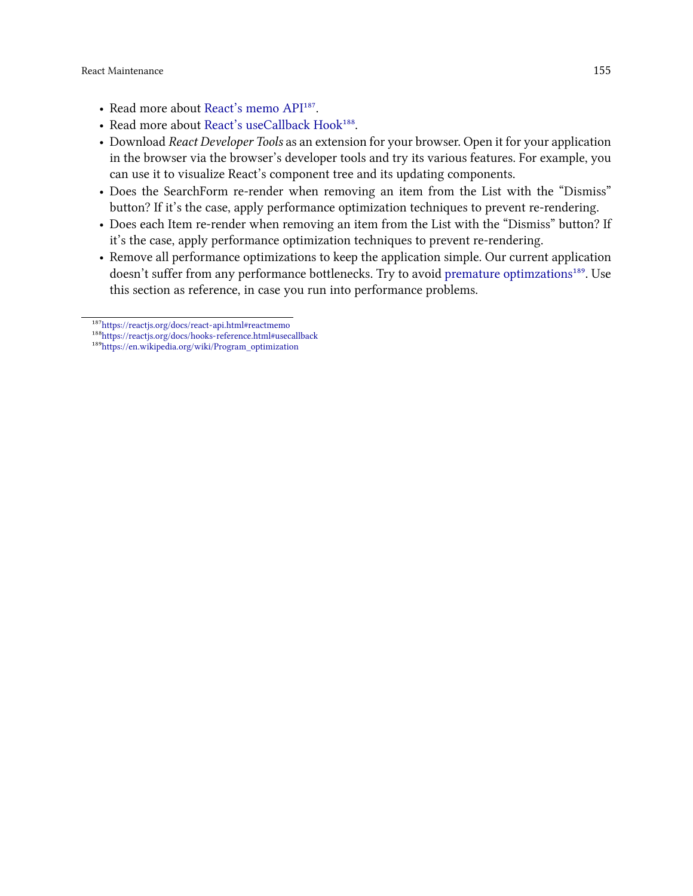- Read more about React's memo API[187].
- Read more about React's useCallback Hook[188].
- Download *React Developer Tools* as an extension for your browser. Open it for your application in the browser via the browser's developer tools and try its various features. For example, you can use it to visualize React's component tree and its updating components.
- Does the SearchForm re-render when removing an item from the List with the "Dismiss" button? If it's the case, apply performance optimization techniques to prevent re-rendering.
- Does each Item re-render when removing an item from the List with the "Dismiss" button? If it's the case, apply performance optimization techniques to prevent re-rendering.
- Remove all performance optimizations to keep the application simple. Our current application doesn't suffer from any performance bottlenecks. Try to avoid premature optimzations[189]. Use this section as reference, in case you run into performance problems.

---

[187] https://reactjs.org/docs/react-api.html#reactmemo
[188] https://reactjs.org/docs/hooks-reference.html#usecallback
[189] https://en.wikipedia.org/wiki/Program_optimization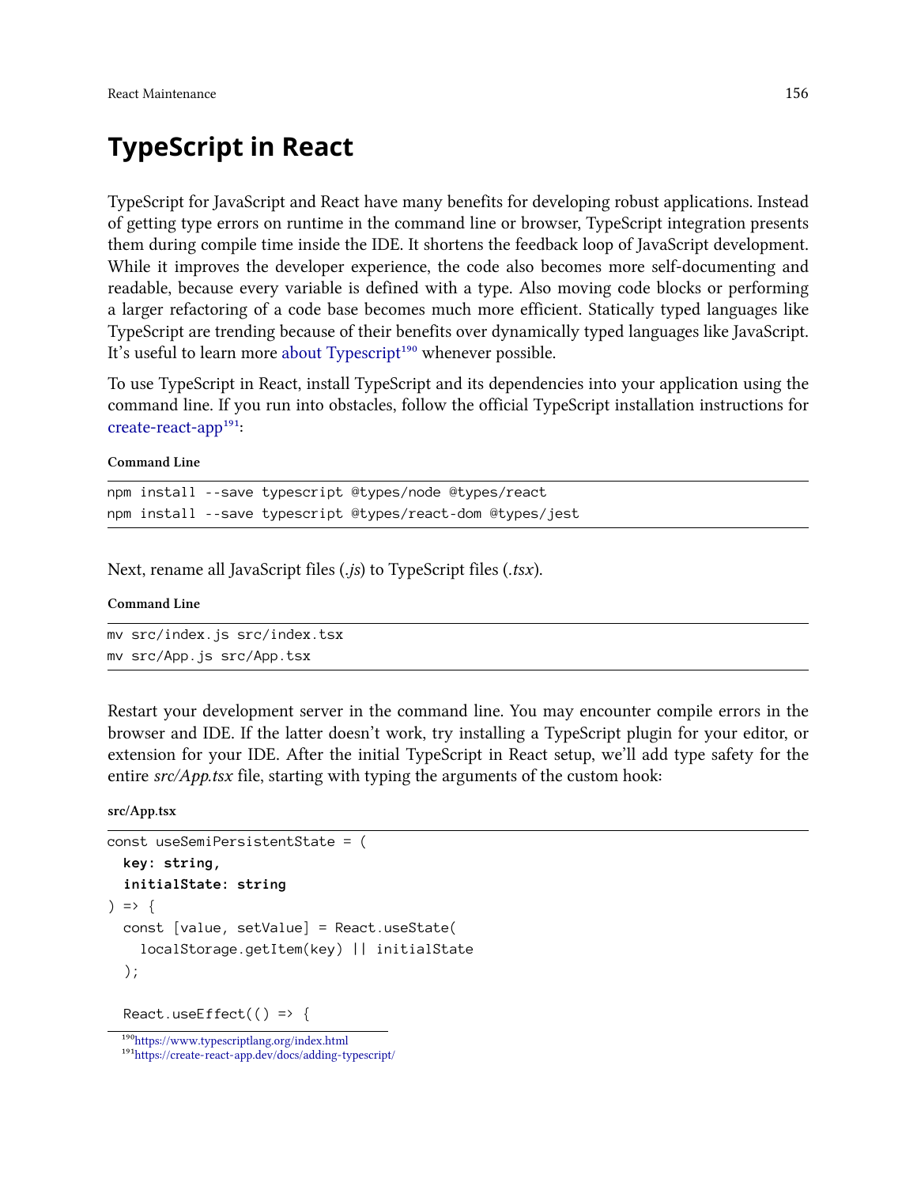# TypeScript in React

TypeScript for JavaScript and React have many benefits for developing robust applications. Instead of getting type errors on runtime in the command line or browser, TypeScript integration presents them during compile time inside the IDE. It shortens the feedback loop of JavaScript development. While it improves the developer experience, the code also becomes more self-documenting and readable, because every variable is defined with a type. Also moving code blocks or performing a larger refactoring of a code base becomes much more efficient. Statically typed languages like TypeScript are trending because of their benefits over dynamically typed languages like JavaScript. It's useful to learn more about Typescript[190] whenever possible.

To use TypeScript in React, install TypeScript and its dependencies into your application using the command line. If you run into obstacles, follow the official TypeScript installation instructions for create-react-app[191]:

**Command Line**

```
npm install --save typescript @types/node @types/react
npm install --save typescript @types/react-dom @types/jest
```

Next, rename all JavaScript files (*.js*) to TypeScript files (*.tsx*).

**Command Line**

```
mv src/index.js src/index.tsx
mv src/App.js src/App.tsx
```

Restart your development server in the command line. You may encounter compile errors in the browser and IDE. If the latter doesn't work, try installing a TypeScript plugin for your editor, or extension for your IDE. After the initial TypeScript in React setup, we'll add type safety for the entire *src/App.tsx* file, starting with typing the arguments of the custom hook:

**src/App.tsx**

```
const useSemiPersistentState = (
  key: string,
  initialState: string
) => {
  const [value, setValue] = React.useState(
    localStorage.getItem(key) || initialState
  );

  React.useEffect(() => {
```

[190] https://www.typescriptlang.org/index.html
[191] https://create-react-app.dev/docs/adding-typescript/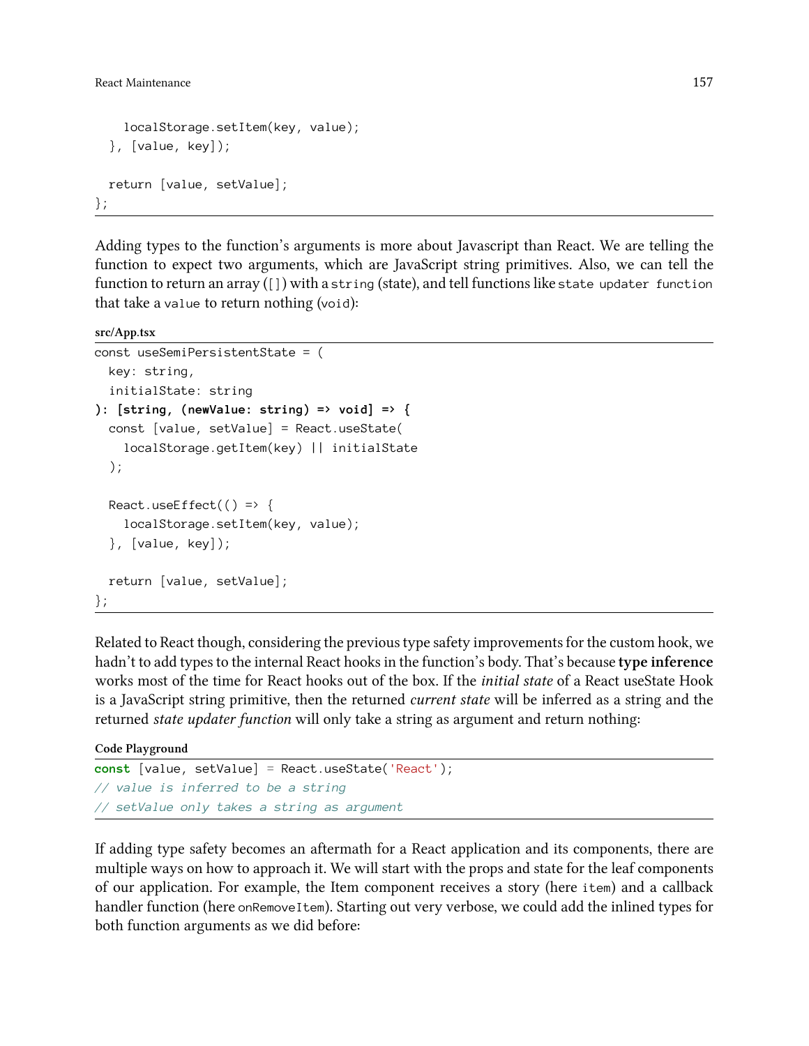```
    localStorage.setItem(key, value);
  }, [value, key]);

  return [value, setValue];
};
```

Adding types to the function's arguments is more about Javascript than React. We are telling the function to expect two arguments, which are JavaScript string primitives. Also, we can tell the function to return an array ([]) with a `string` (state), and tell functions like `state updater function` that take a `value` to return nothing (`void`):

**src/App.tsx**

```
const useSemiPersistentState = (
  key: string,
  initialState: string
): [string, (newValue: string) => void] => {
  const [value, setValue] = React.useState(
    localStorage.getItem(key) || initialState
  );

  React.useEffect(() => {
    localStorage.setItem(key, value);
  }, [value, key]);

  return [value, setValue];
};
```

Related to React though, considering the previous type safety improvements for the custom hook, we hadn't to add types to the internal React hooks in the function's body. That's because **type inference** works most of the time for React hooks out of the box. If the *initial state* of a React useState Hook is a JavaScript string primitive, then the returned *current state* will be inferred as a string and the returned *state updater function* will only take a string as argument and return nothing:

**Code Playground**

```
const [value, setValue] = React.useState('React');
// value is inferred to be a string
// setValue only takes a string as argument
```

If adding type safety becomes an aftermath for a React application and its components, there are multiple ways on how to approach it. We will start with the props and state for the leaf components of our application. For example, the Item component receives a story (here `item`) and a callback handler function (here `onRemoveItem`). Starting out very verbose, we could add the inlined types for both function arguments as we did before: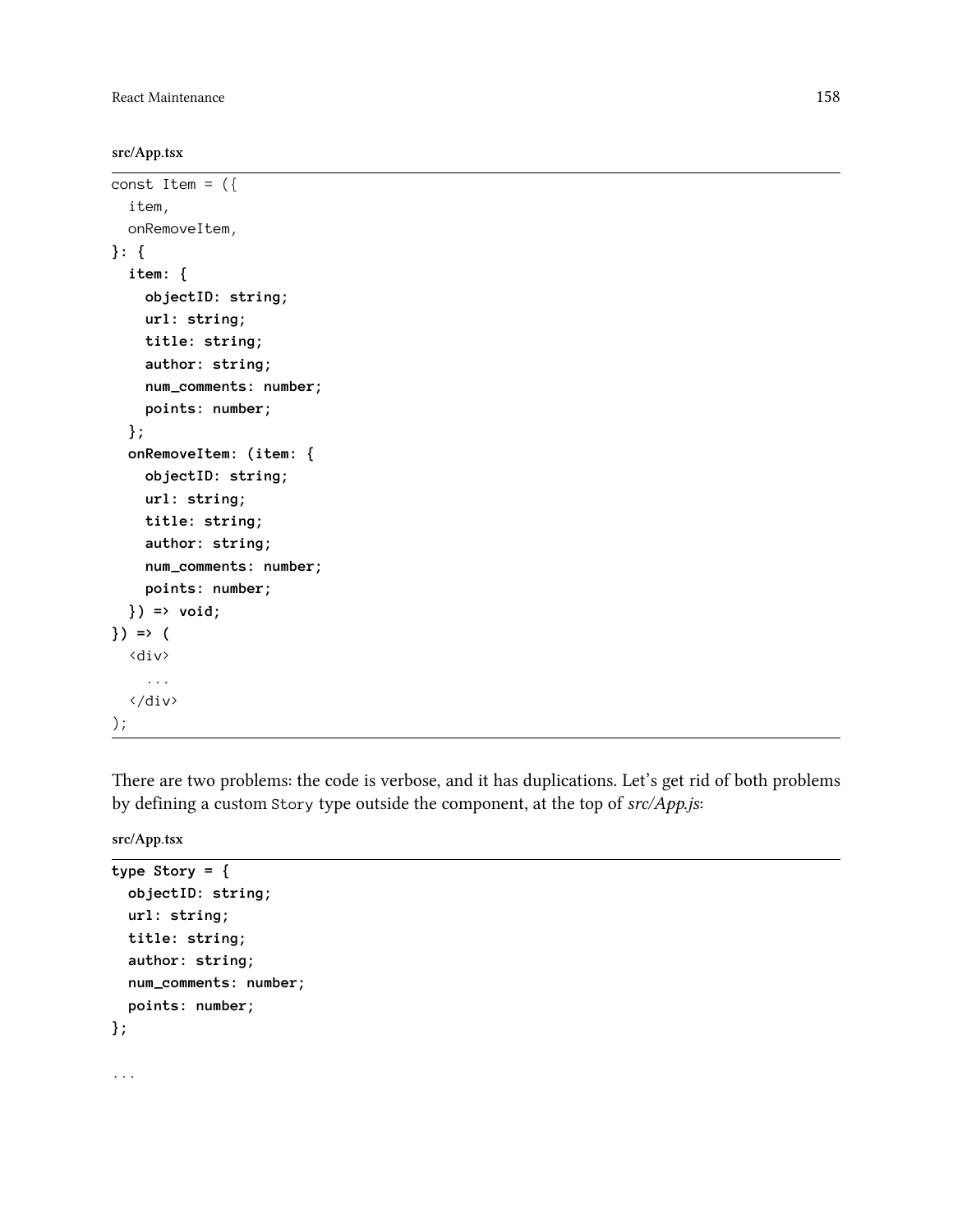src/App.tsx

```
const Item = ({
  item,
  onRemoveItem,
}: {
  item: {
    objectID: string;
    url: string;
    title: string;
    author: string;
    num_comments: number;
    points: number;
  };
  onRemoveItem: (item: {
    objectID: string;
    url: string;
    title: string;
    author: string;
    num_comments: number;
    points: number;
  }) => void;
}) => (
  <div>
    ...
  </div>
);
```

There are two problems: the code is verbose, and it has duplications. Let's get rid of both problems by defining a custom `Story` type outside the component, at the top of *src/App.js*:

src/App.tsx

```
type Story = {
  objectID: string;
  url: string;
  title: string;
  author: string;
  num_comments: number;
  points: number;
};

...
```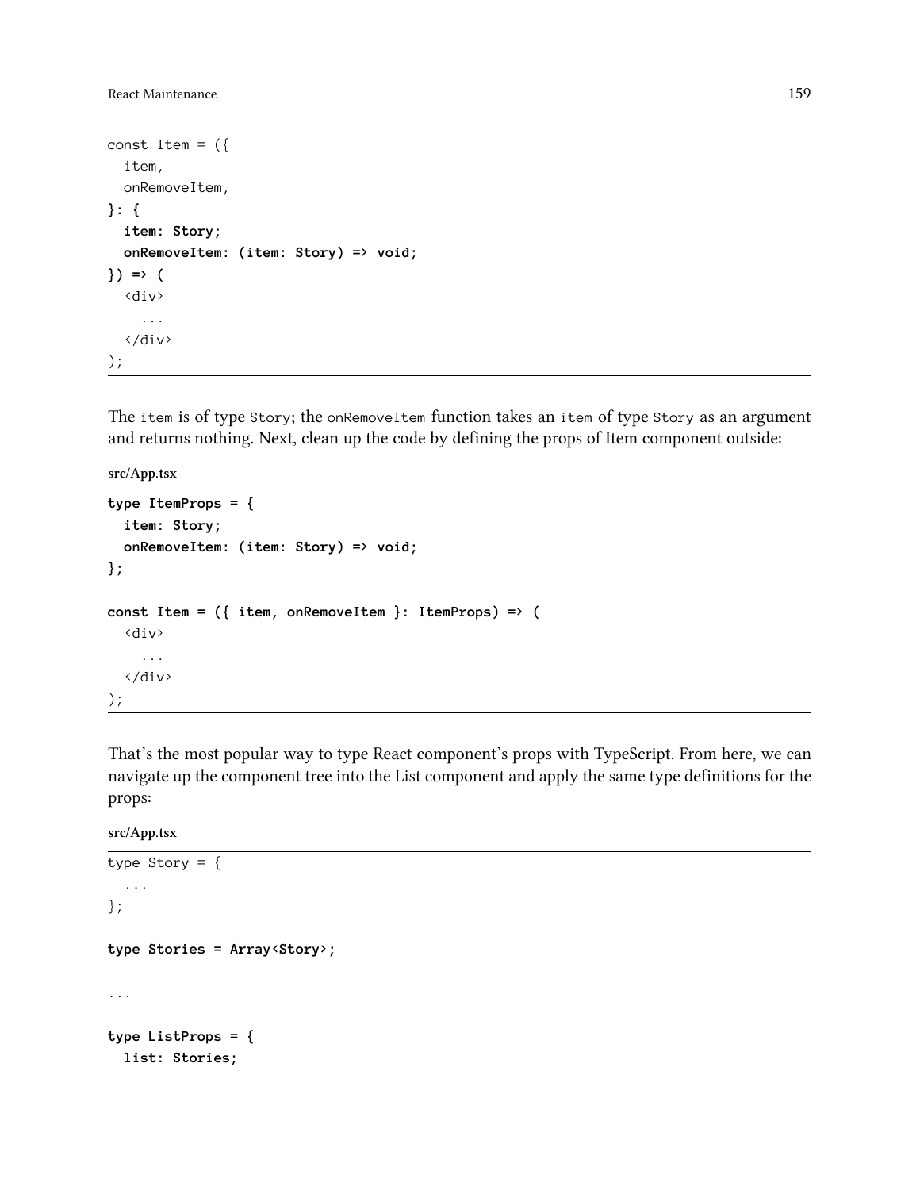```
const Item = ({
  item,
  onRemoveItem,
}: {
  item: Story;
  onRemoveItem: (item: Story) => void;
}) => (
  <div>
    ...
  </div>
);
```

The `item` is of type `Story`; the `onRemoveItem` function takes an `item` of type `Story` as an argument and returns nothing. Next, clean up the code by defining the props of Item component outside:

**src/App.tsx**

```
type ItemProps = {
  item: Story;
  onRemoveItem: (item: Story) => void;
};

const Item = ({ item, onRemoveItem }: ItemProps) => (
  <div>
    ...
  </div>
);
```

That's the most popular way to type React component's props with TypeScript. From here, we can navigate up the component tree into the List component and apply the same type definitions for the props:

**src/App.tsx**

```
type Story = {
  ...
};

type Stories = Array<Story>;

...

type ListProps = {
  list: Stories;
```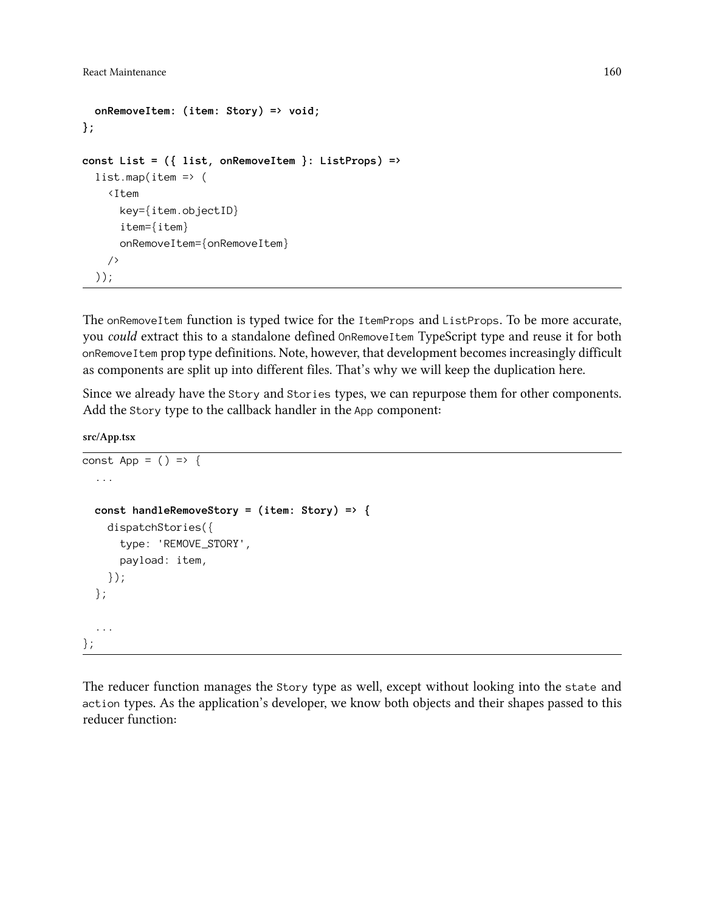```
  onRemoveItem: (item: Story) => void;
};

const List = ({ list, onRemoveItem }: ListProps) =>
  list.map(item => (
    <Item
      key={item.objectID}
      item={item}
      onRemoveItem={onRemoveItem}
    />
  ));
```

The `onRemoveItem` function is typed twice for the `ItemProps` and `ListProps`. To be more accurate, you *could* extract this to a standalone defined `OnRemoveItem` TypeScript type and reuse it for both `onRemoveItem` prop type definitions. Note, however, that development becomes increasingly difficult as components are split up into different files. That's why we will keep the duplication here.

Since we already have the `Story` and `Stories` types, we can repurpose them for other components. Add the `Story` type to the callback handler in the `App` component:

**src/App.tsx**

```
const App = () => {
  ...

  const handleRemoveStory = (item: Story) => {
    dispatchStories({
      type: 'REMOVE_STORY',
      payload: item,
    });
  };

  ...
};
```

The reducer function manages the `Story` type as well, except without looking into the `state` and `action` types. As the application's developer, we know both objects and their shapes passed to this reducer function: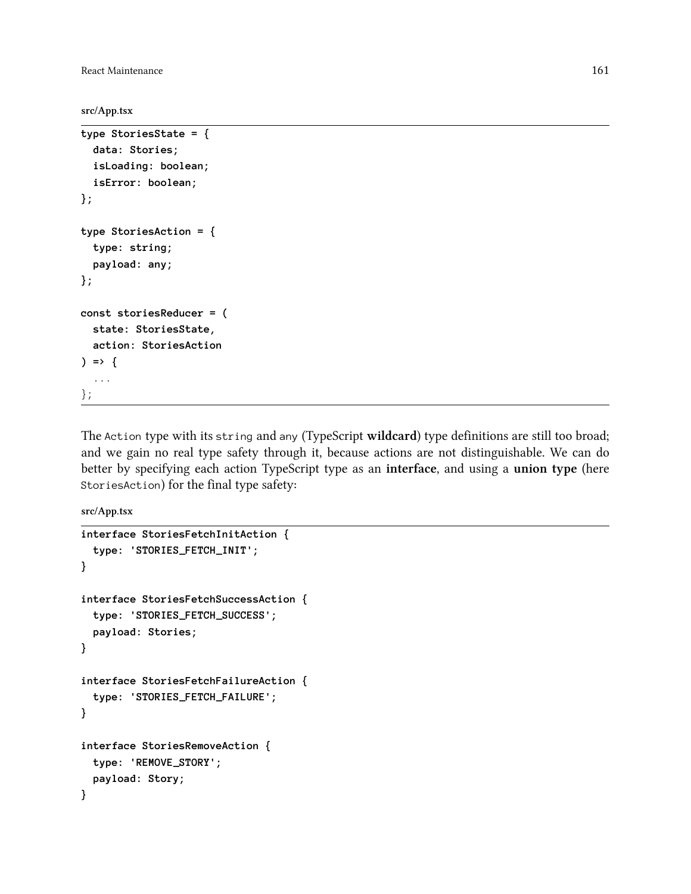src/App.tsx

```
type StoriesState = {
  data: Stories;
  isLoading: boolean;
  isError: boolean;
};

type StoriesAction = {
  type: string;
  payload: any;
};

const storiesReducer = (
  state: StoriesState,
  action: StoriesAction
) => {
  ...
};
```

The `Action` type with its `string` and `any` (TypeScript **wildcard**) type definitions are still too broad; and we gain no real type safety through it, because actions are not distinguishable. We can do better by specifying each action TypeScript type as an **interface**, and using a **union type** (here `StoriesAction`) for the final type safety:

src/App.tsx

```
interface StoriesFetchInitAction {
  type: 'STORIES_FETCH_INIT';
}

interface StoriesFetchSuccessAction {
  type: 'STORIES_FETCH_SUCCESS';
  payload: Stories;
}

interface StoriesFetchFailureAction {
  type: 'STORIES_FETCH_FAILURE';
}

interface StoriesRemoveAction {
  type: 'REMOVE_STORY';
  payload: Story;
}
```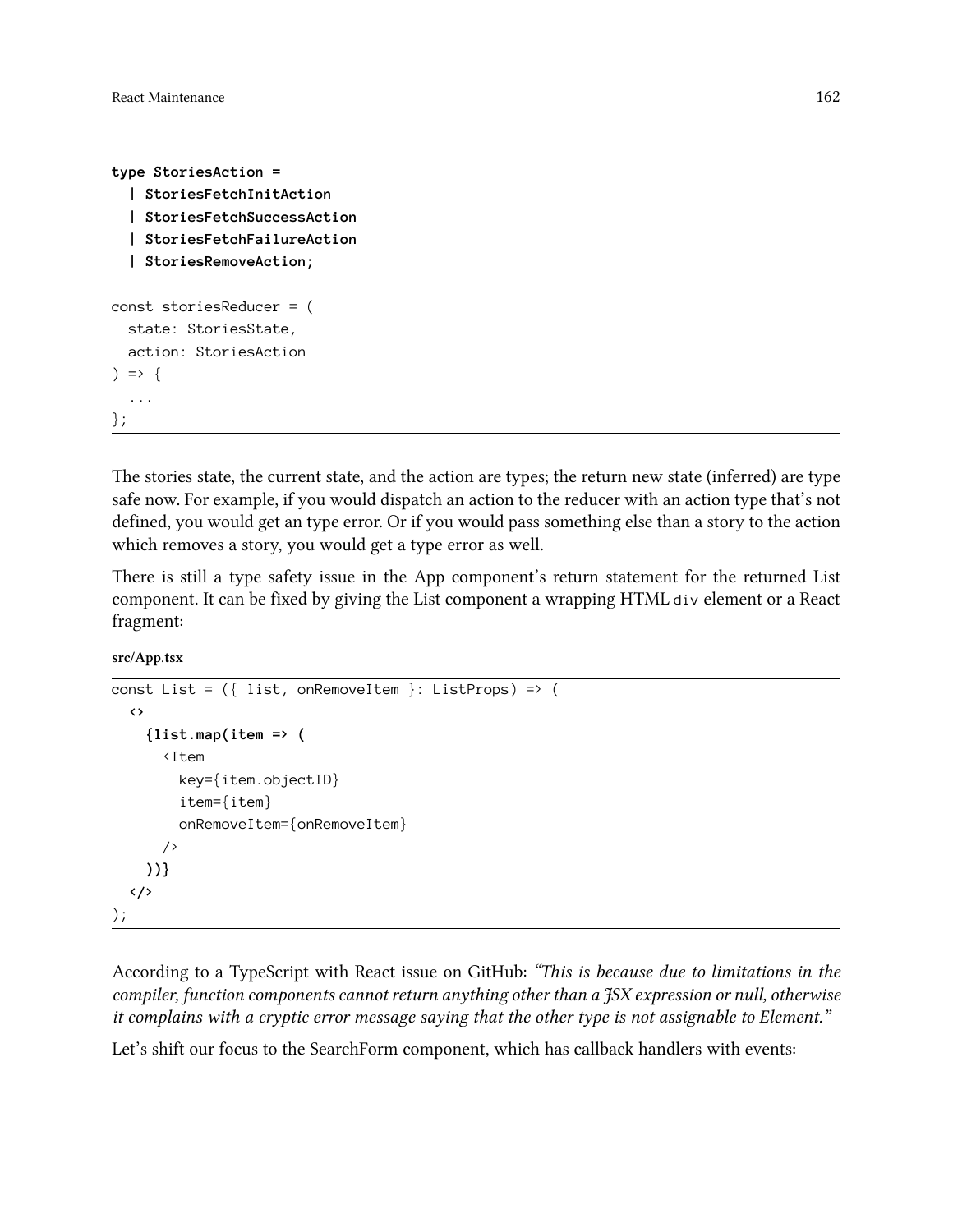```
type StoriesAction =
  | StoriesFetchInitAction
  | StoriesFetchSuccessAction
  | StoriesFetchFailureAction
  | StoriesRemoveAction;

const storiesReducer = (
  state: StoriesState,
  action: StoriesAction
) => {
  ...
};
```

The stories state, the current state, and the action are types; the return new state (inferred) are type safe now. For example, if you would dispatch an action to the reducer with an action type that's not defined, you would get an type error. Or if you would pass something else than a story to the action which removes a story, you would get a type error as well.

There is still a type safety issue in the App component's return statement for the returned List component. It can be fixed by giving the List component a wrapping HTML `div` element or a React fragment:

**src/App.tsx**

```
const List = ({ list, onRemoveItem }: ListProps) => (
  <>
    {list.map(item => (
      <Item
        key={item.objectID}
        item={item}
        onRemoveItem={onRemoveItem}
      />
    ))}
  </>
);
```

According to a TypeScript with React issue on GitHub: *"This is because due to limitations in the compiler, function components cannot return anything other than a JSX expression or null, otherwise it complains with a cryptic error message saying that the other type is not assignable to Element."*

Let's shift our focus to the SearchForm component, which has callback handlers with events: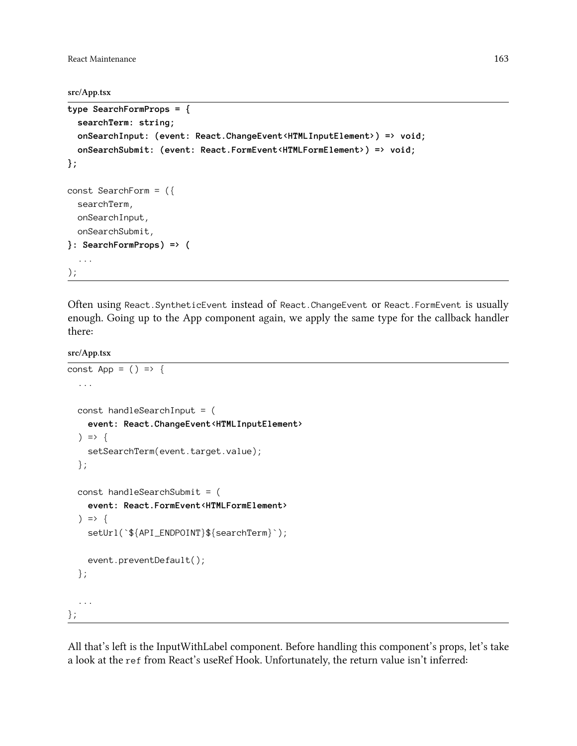src/App.tsx

```
type SearchFormProps = {
  searchTerm: string;
  onSearchInput: (event: React.ChangeEvent<HTMLInputElement>) => void;
  onSearchSubmit: (event: React.FormEvent<HTMLFormElement>) => void;
};

const SearchForm = ({
  searchTerm,
  onSearchInput,
  onSearchSubmit,
}: SearchFormProps) => (
  ...
);
```

Often using `React.SyntheticEvent` instead of `React.ChangeEvent` or `React.FormEvent` is usually enough. Going up to the App component again, we apply the same type for the callback handler there:

src/App.tsx

```
const App = () => {
  ...

  const handleSearchInput = (
    event: React.ChangeEvent<HTMLInputElement>
  ) => {
    setSearchTerm(event.target.value);
  };

  const handleSearchSubmit = (
    event: React.FormEvent<HTMLFormElement>
  ) => {
    setUrl(`${API_ENDPOINT}${searchTerm}`);

    event.preventDefault();
  };

  ...
};
```

All that's left is the InputWithLabel component. Before handling this component's props, let's take a look at the `ref` from React's useRef Hook. Unfortunately, the return value isn't inferred: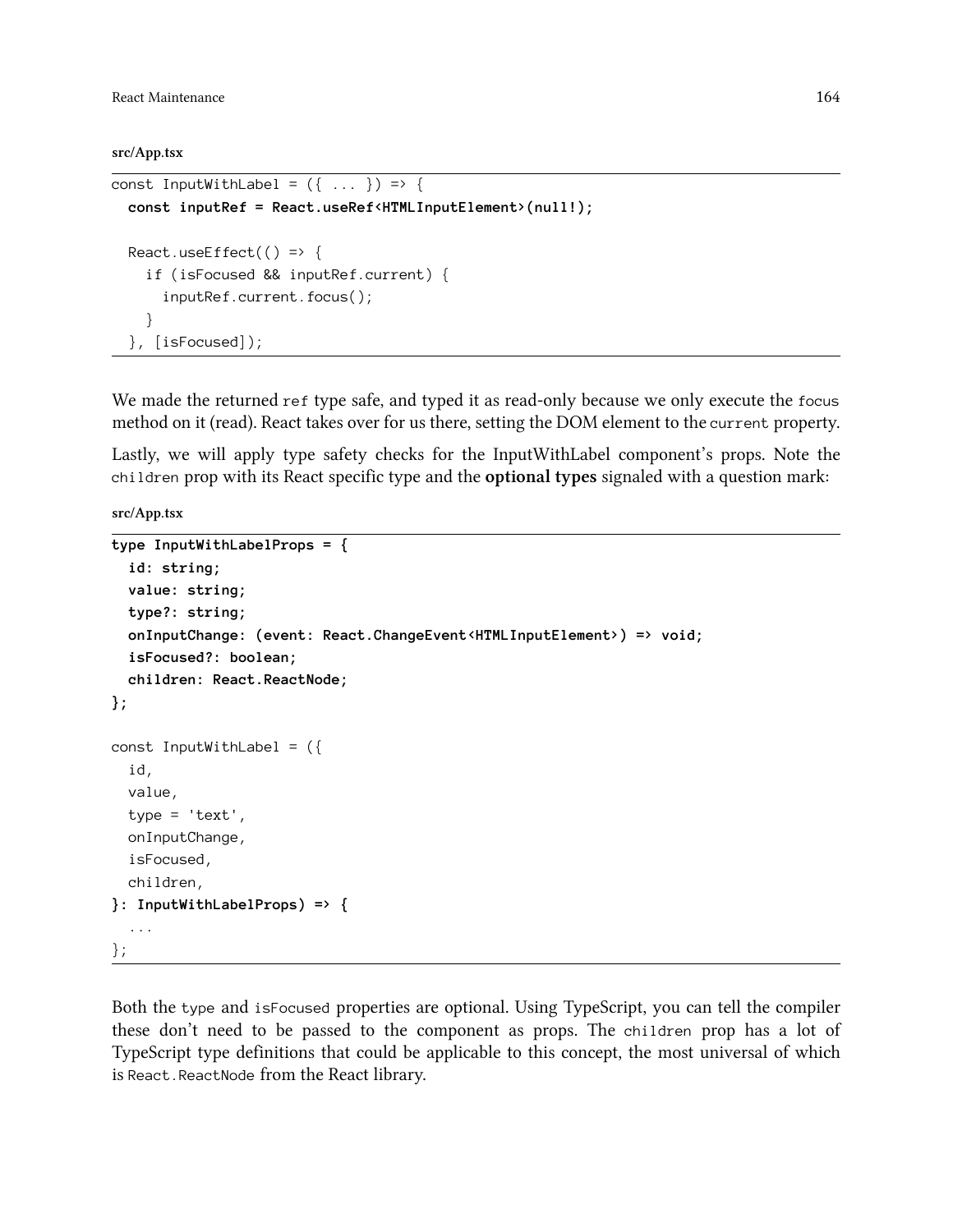**src/App.tsx**

```
const InputWithLabel = ({ ... }) => {
  const inputRef = React.useRef<HTMLInputElement>(null!);

  React.useEffect(() => {
    if (isFocused && inputRef.current) {
      inputRef.current.focus();
    }
  }, [isFocused]);
```

We made the returned `ref` type safe, and typed it as read-only because we only execute the `focus` method on it (read). React takes over for us there, setting the DOM element to the `current` property.

Lastly, we will apply type safety checks for the InputWithLabel component's props. Note the `children` prop with its React specific type and the **optional types** signaled with a question mark:

**src/App.tsx**

```
type InputWithLabelProps = {
  id: string;
  value: string;
  type?: string;
  onInputChange: (event: React.ChangeEvent<HTMLInputElement>) => void;
  isFocused?: boolean;
  children: React.ReactNode;
};

const InputWithLabel = ({
  id,
  value,
  type = 'text',
  onInputChange,
  isFocused,
  children,
}: InputWithLabelProps) => {
  ...
};
```

Both the `type` and `isFocused` properties are optional. Using TypeScript, you can tell the compiler these don't need to be passed to the component as props. The `children` prop has a lot of TypeScript type definitions that could be applicable to this concept, the most universal of which is `React.ReactNode` from the React library.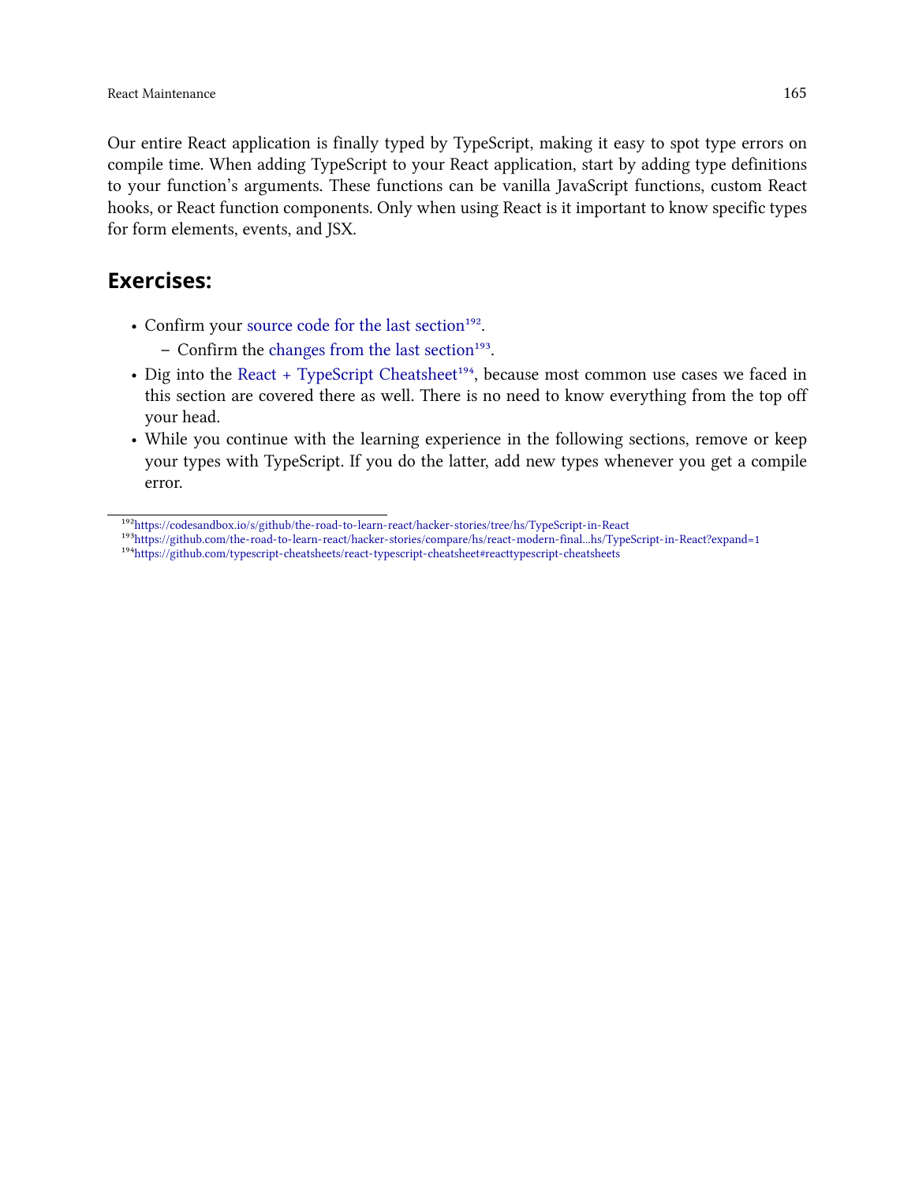Our entire React application is finally typed by TypeScript, making it easy to spot type errors on compile time. When adding TypeScript to your React application, start by adding type definitions to your function's arguments. These functions can be vanilla JavaScript functions, custom React hooks, or React function components. Only when using React is it important to know specific types for form elements, events, and JSX.

## Exercises:

- Confirm your source code for the last section[192].
  - Confirm the changes from the last section[193].
- Dig into the React + TypeScript Cheatsheet[194], because most common use cases we faced in this section are covered there as well. There is no need to know everything from the top off your head.
- While you continue with the learning experience in the following sections, remove or keep your types with TypeScript. If you do the latter, add new types whenever you get a compile error.

---

[192] https://codesandbox.io/s/github/the-road-to-learn-react/hacker-stories/tree/hs/TypeScript-in-React

[193] https://github.com/the-road-to-learn-react/hacker-stories/compare/hs/react-modern-final...hs/TypeScript-in-React?expand=1

[194] https://github.com/typescript-cheatsheets/react-typescript-cheatsheet#reacttypescript-cheatsheets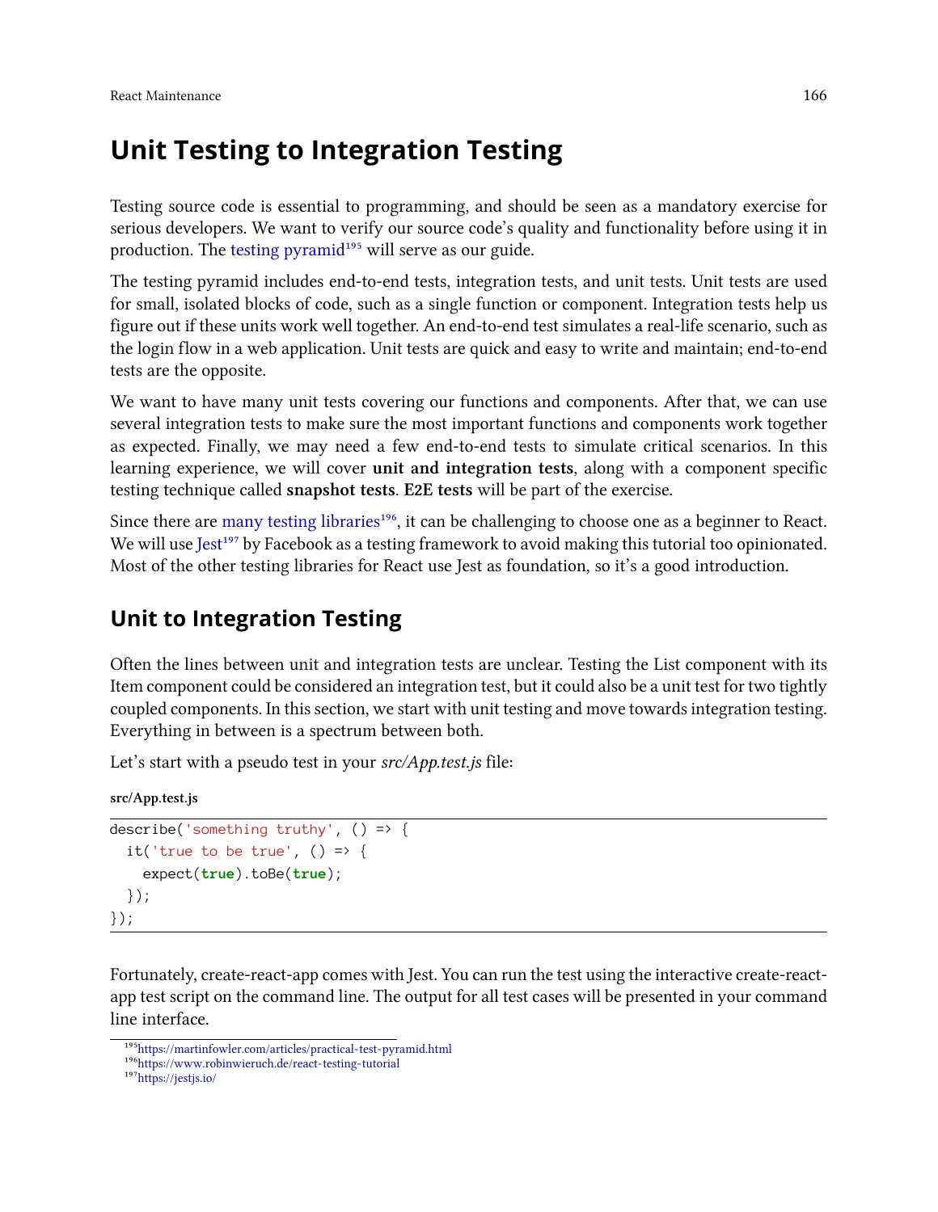# Unit Testing to Integration Testing

Testing source code is essential to programming, and should be seen as a mandatory exercise for serious developers. We want to verify our source code's quality and functionality before using it in production. The testing pyramid[195] will serve as our guide.

The testing pyramid includes end-to-end tests, integration tests, and unit tests. Unit tests are used for small, isolated blocks of code, such as a single function or component. Integration tests help us figure out if these units work well together. An end-to-end test simulates a real-life scenario, such as the login flow in a web application. Unit tests are quick and easy to write and maintain; end-to-end tests are the opposite.

We want to have many unit tests covering our functions and components. After that, we can use several integration tests to make sure the most important functions and components work together as expected. Finally, we may need a few end-to-end tests to simulate critical scenarios. In this learning experience, we will cover **unit and integration tests**, along with a component specific testing technique called **snapshot tests**. **E2E tests** will be part of the exercise.

Since there are many testing libraries[196], it can be challenging to choose one as a beginner to React. We will use Jest[197] by Facebook as a testing framework to avoid making this tutorial too opinionated. Most of the other testing libraries for React use Jest as foundation, so it's a good introduction.

## Unit to Integration Testing

Often the lines between unit and integration tests are unclear. Testing the List component with its Item component could be considered an integration test, but it could also be a unit test for two tightly coupled components. In this section, we start with unit testing and move towards integration testing. Everything in between is a spectrum between both.

Let's start with a pseudo test in your *src/App.test.js* file:

**src/App.test.js**

```
describe('something truthy', () => {
  it('true to be true', () => {
    expect(true).toBe(true);
  });
});
```

Fortunately, create-react-app comes with Jest. You can run the test using the interactive create-react-app test script on the command line. The output for all test cases will be presented in your command line interface.

[195] https://martinfowler.com/articles/practical-test-pyramid.html
[196] https://www.robinwieruch.de/react-testing-tutorial
[197] https://jestjs.io/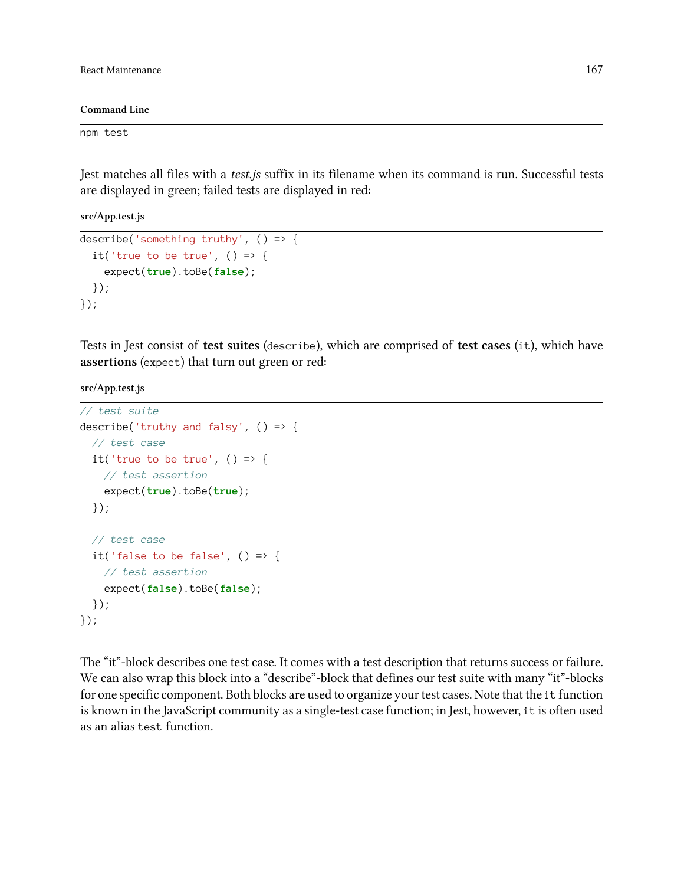**Command Line**

```
npm test
```

Jest matches all files with a *test.js* suffix in its filename when its command is run. Successful tests are displayed in green; failed tests are displayed in red:

**src/App.test.js**

```
describe('something truthy', () => {
  it('true to be true', () => {
    expect(true).toBe(false);
  });
});
```

Tests in Jest consist of **test suites** (`describe`), which are comprised of **test cases** (`it`), which have **assertions** (`expect`) that turn out green or red:

**src/App.test.js**

```
// test suite
describe('truthy and falsy', () => {
  // test case
  it('true to be true', () => {
    // test assertion
    expect(true).toBe(true);
  });

  // test case
  it('false to be false', () => {
    // test assertion
    expect(false).toBe(false);
  });
});
```

The "it"-block describes one test case. It comes with a test description that returns success or failure. We can also wrap this block into a "describe"-block that defines our test suite with many "it"-blocks for one specific component. Both blocks are used to organize your test cases. Note that the `it` function is known in the JavaScript community as a single-test case function; in Jest, however, `it` is often used as an alias `test` function.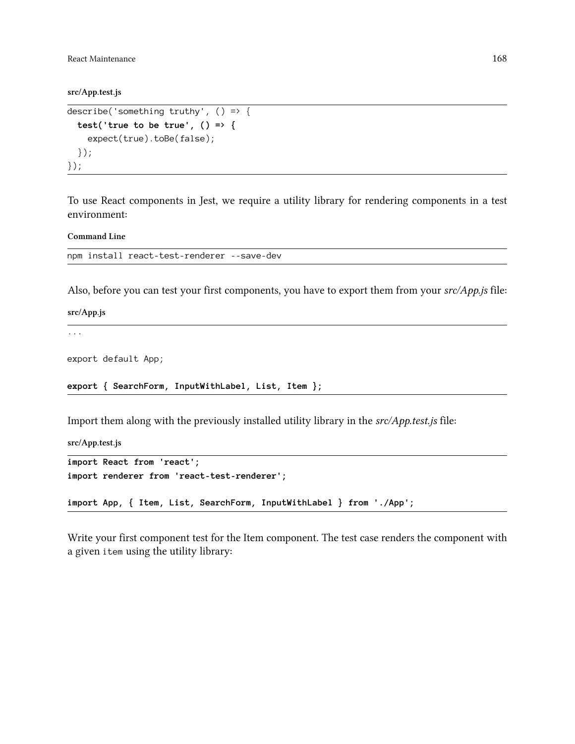**src/App.test.js**

```
describe('something truthy', () => {
  test('true to be true', () => {
    expect(true).toBe(false);
  });
});
```

To use React components in Jest, we require a utility library for rendering components in a test environment:

**Command Line**

```
npm install react-test-renderer --save-dev
```

Also, before you can test your first components, you have to export them from your *src/App.js* file:

**src/App.js**

```
...

export default App;

export { SearchForm, InputWithLabel, List, Item };
```

Import them along with the previously installed utility library in the *src/App.test.js* file:

**src/App.test.js**

```
import React from 'react';
import renderer from 'react-test-renderer';

import App, { Item, List, SearchForm, InputWithLabel } from './App';
```

Write your first component test for the Item component. The test case renders the component with a given `item` using the utility library: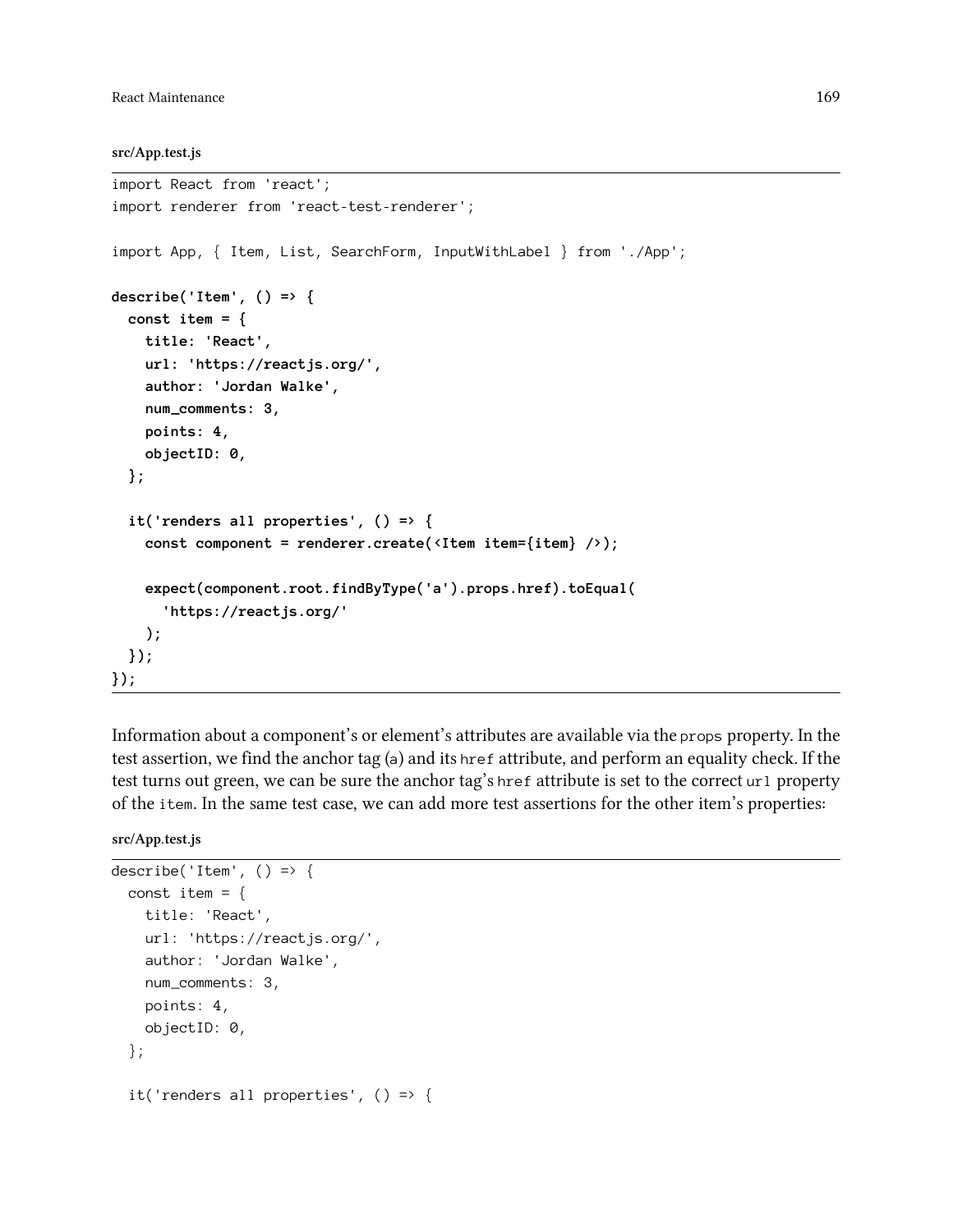**src/App.test.js**

```
import React from 'react';
import renderer from 'react-test-renderer';

import App, { Item, List, SearchForm, InputWithLabel } from './App';

describe('Item', () => {
  const item = {
    title: 'React',
    url: 'https://reactjs.org/',
    author: 'Jordan Walke',
    num_comments: 3,
    points: 4,
    objectID: 0,
  };

  it('renders all properties', () => {
    const component = renderer.create(<Item item={item} />);

    expect(component.root.findByType('a').props.href).toEqual(
      'https://reactjs.org/'
    );
  });
});
```

Information about a component's or element's attributes are available via the `props` property. In the test assertion, we find the anchor tag (a) and its `href` attribute, and perform an equality check. If the test turns out green, we can be sure the anchor tag's `href` attribute is set to the correct `url` property of the `item`. In the same test case, we can add more test assertions for the other item's properties:

**src/App.test.js**

```
describe('Item', () => {
  const item = {
    title: 'React',
    url: 'https://reactjs.org/',
    author: 'Jordan Walke',
    num_comments: 3,
    points: 4,
    objectID: 0,
  };

  it('renders all properties', () => {
```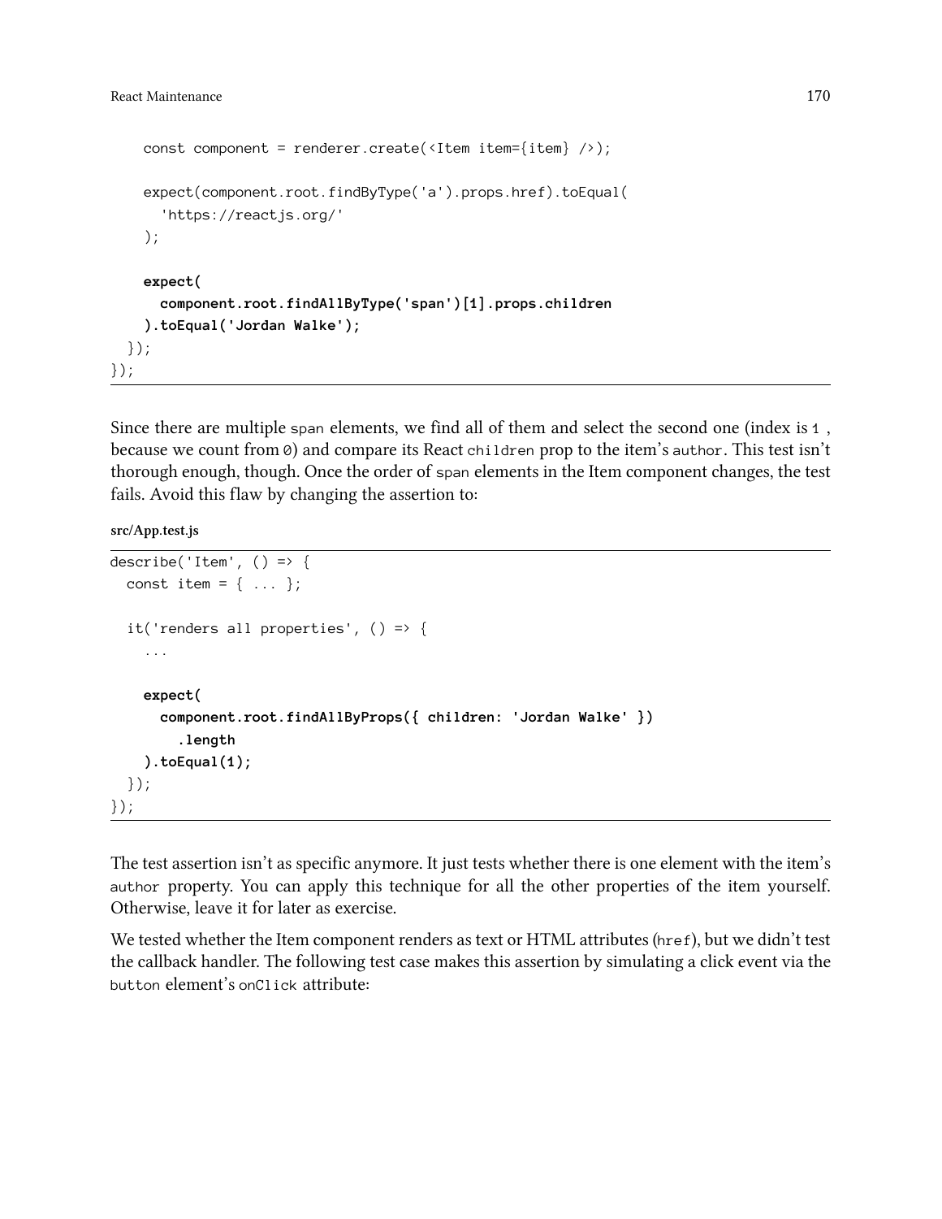```
    const component = renderer.create(<Item item={item} />);

    expect(component.root.findByType('a').props.href).toEqual(
      'https://reactjs.org/'
    );

    expect(
      component.root.findAllByType('span')[1].props.children
    ).toEqual('Jordan Walke');
  });
});
```

Since there are multiple `span` elements, we find all of them and select the second one (index is `1`, because we count from `0`) and compare its React `children` prop to the item's `author`. This test isn't thorough enough, though. Once the order of `span` elements in the Item component changes, the test fails. Avoid this flaw by changing the assertion to:

**src/App.test.js**

```
describe('Item', () => {
  const item = { ... };

  it('renders all properties', () => {
    ...

    expect(
      component.root.findAllByProps({ children: 'Jordan Walke' })
        .length
    ).toEqual(1);
  });
});
```

The test assertion isn't as specific anymore. It just tests whether there is one element with the item's `author` property. You can apply this technique for all the other properties of the item yourself. Otherwise, leave it for later as exercise.

We tested whether the Item component renders as text or HTML attributes (`href`), but we didn't test the callback handler. The following test case makes this assertion by simulating a click event via the `button` element's `onClick` attribute: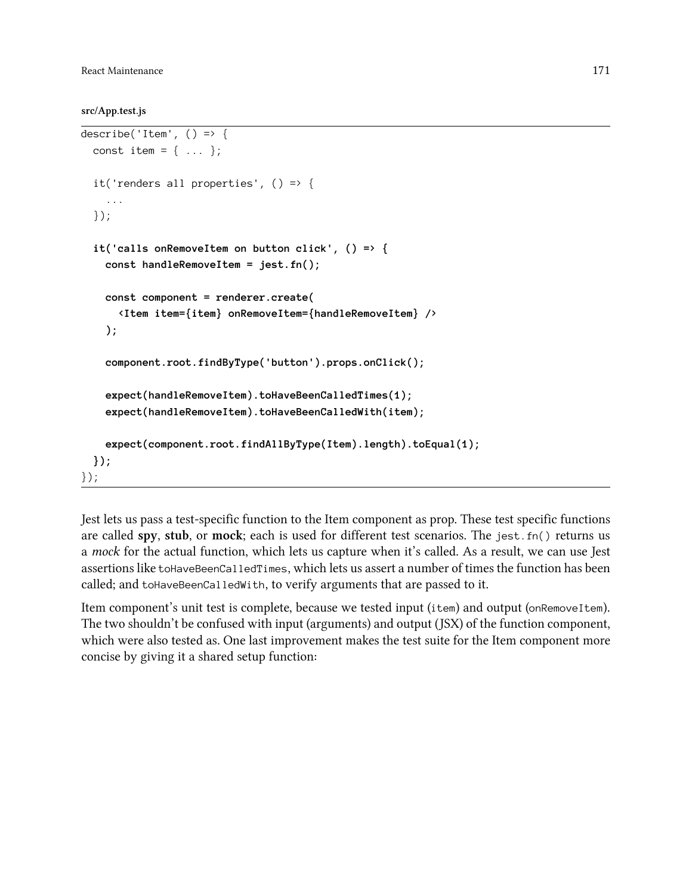**src/App.test.js**

```
describe('Item', () => {
  const item = { ... };

  it('renders all properties', () => {
    ...
  });

  it('calls onRemoveItem on button click', () => {
    const handleRemoveItem = jest.fn();

    const component = renderer.create(
      <Item item={item} onRemoveItem={handleRemoveItem} />
    );

    component.root.findByType('button').props.onClick();

    expect(handleRemoveItem).toHaveBeenCalledTimes(1);
    expect(handleRemoveItem).toHaveBeenCalledWith(item);

    expect(component.root.findAllByType(Item).length).toEqual(1);
  });
});
```

Jest lets us pass a test-specific function to the Item component as prop. These test specific functions are called **spy**, **stub**, or **mock**; each is used for different test scenarios. The `jest.fn()` returns us a *mock* for the actual function, which lets us capture when it's called. As a result, we can use Jest assertions like `toHaveBeenCalledTimes`, which lets us assert a number of times the function has been called; and `toHaveBeenCalledWith`, to verify arguments that are passed to it.

Item component's unit test is complete, because we tested input (`item`) and output (`onRemoveItem`). The two shouldn't be confused with input (arguments) and output (JSX) of the function component, which were also tested as. One last improvement makes the test suite for the Item component more concise by giving it a shared setup function: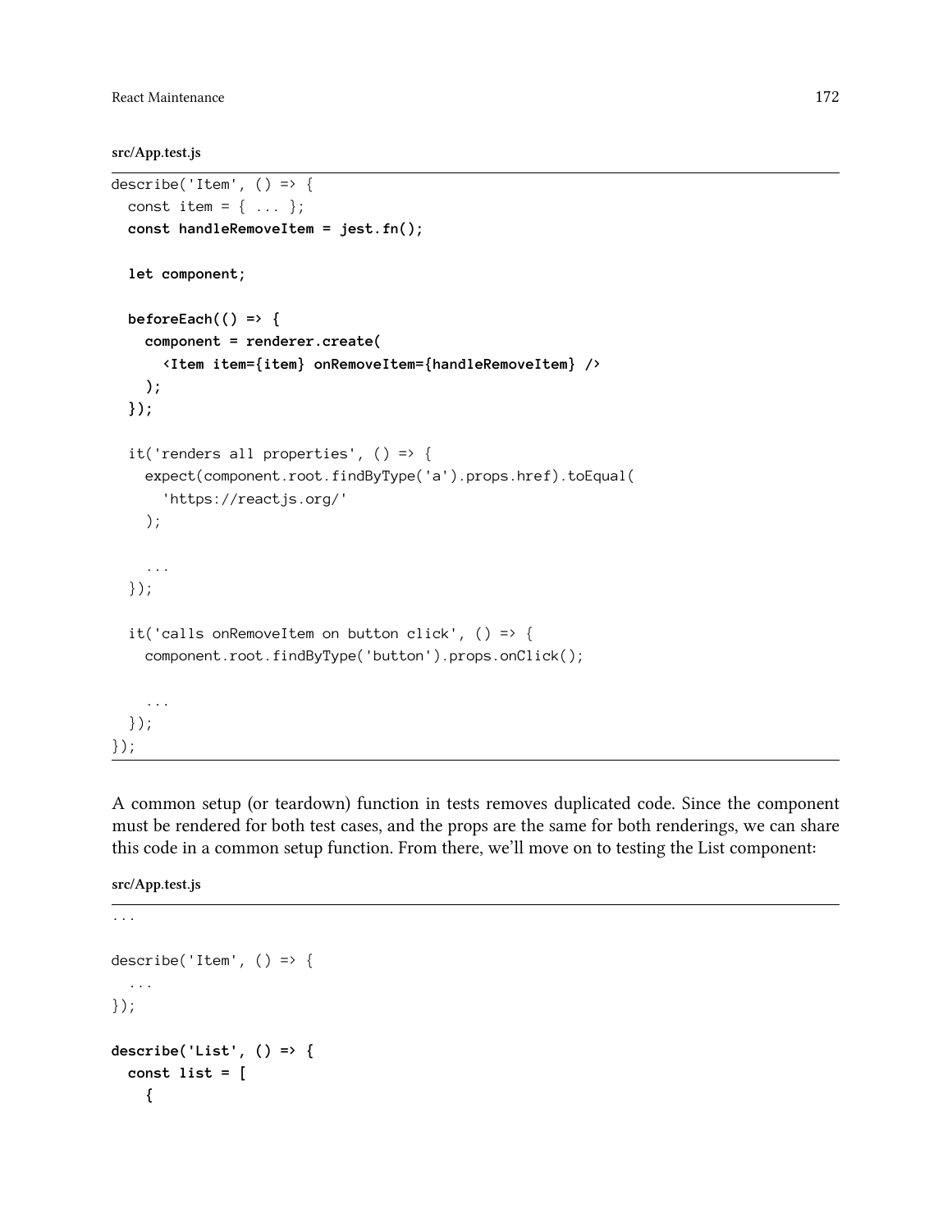**src/App.test.js**

```
describe('Item', () => {
  const item = { ... };
  const handleRemoveItem = jest.fn();

  let component;

  beforeEach(() => {
    component = renderer.create(
      <Item item={item} onRemoveItem={handleRemoveItem} />
    );
  });

  it('renders all properties', () => {
    expect(component.root.findByType('a').props.href).toEqual(
      'https://reactjs.org/'
    );

    ...
  });

  it('calls onRemoveItem on button click', () => {
    component.root.findByType('button').props.onClick();

    ...
  });
});
```

A common setup (or teardown) function in tests removes duplicated code. Since the component must be rendered for both test cases, and the props are the same for both renderings, we can share this code in a common setup function. From there, we'll move on to testing the List component:

**src/App.test.js**

```
...

describe('Item', () => {
  ...
});

describe('List', () => {
  const list = [
    {
```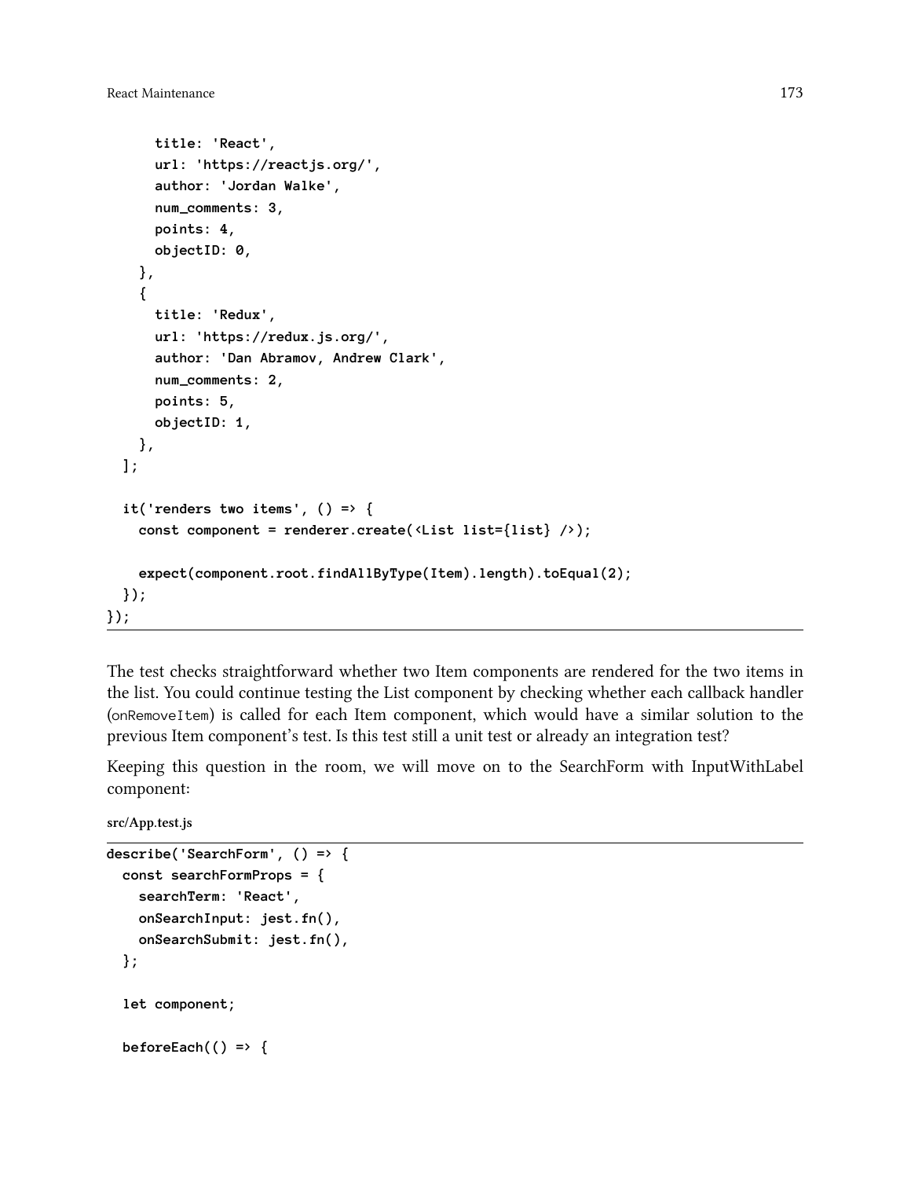```
      title: 'React',
      url: 'https://reactjs.org/',
      author: 'Jordan Walke',
      num_comments: 3,
      points: 4,
      objectID: 0,
    },
    {
      title: 'Redux',
      url: 'https://redux.js.org/',
      author: 'Dan Abramov, Andrew Clark',
      num_comments: 2,
      points: 5,
      objectID: 1,
    },
  ];

  it('renders two items', () => {
    const component = renderer.create(<List list={list} />);

    expect(component.root.findAllByType(Item).length).toEqual(2);
  });
});
```

The test checks straightforward whether two Item components are rendered for the two items in the list. You could continue testing the List component by checking whether each callback handler (`onRemoveItem`) is called for each Item component, which would have a similar solution to the previous Item component's test. Is this test still a unit test or already an integration test?

Keeping this question in the room, we will move on to the SearchForm with InputWithLabel component:

**src/App.test.js**

```
describe('SearchForm', () => {
  const searchFormProps = {
    searchTerm: 'React',
    onSearchInput: jest.fn(),
    onSearchSubmit: jest.fn(),
  };

  let component;

  beforeEach(() => {
```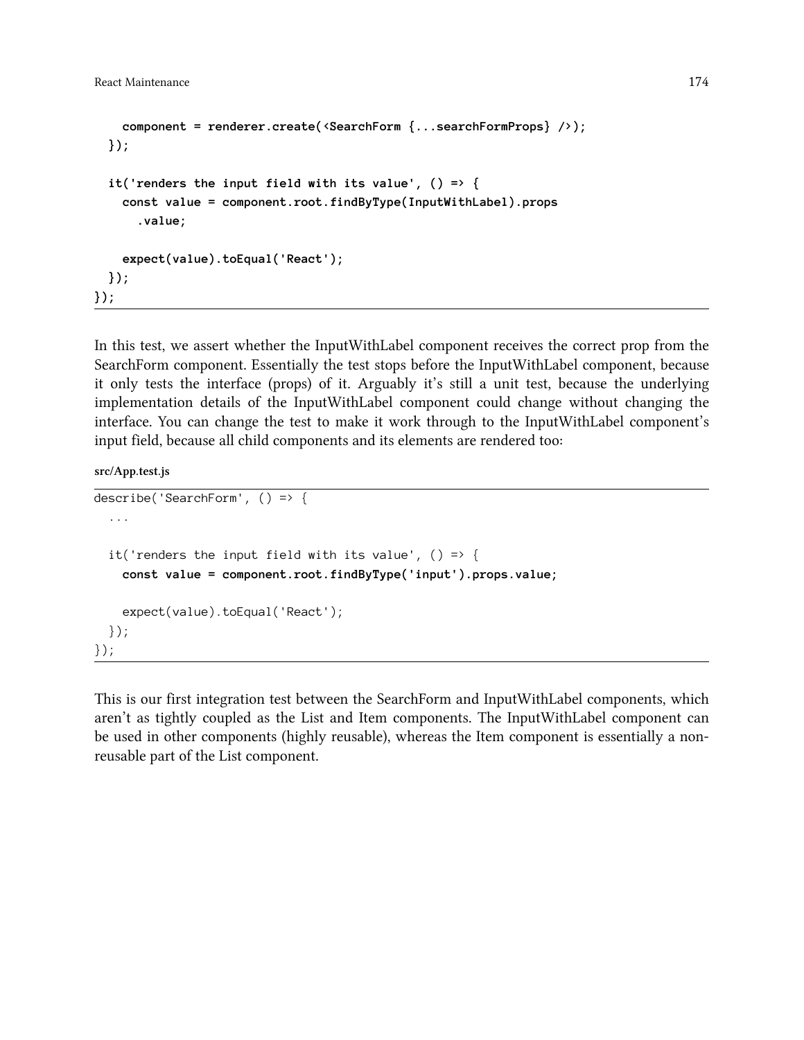```
    component = renderer.create(<SearchForm {...searchFormProps} />);
  });

  it('renders the input field with its value', () => {
    const value = component.root.findByType(InputWithLabel).props
      .value;

    expect(value).toEqual('React');
  });
});
```

In this test, we assert whether the InputWithLabel component receives the correct prop from the SearchForm component. Essentially the test stops before the InputWithLabel component, because it only tests the interface (props) of it. Arguably it's still a unit test, because the underlying implementation details of the InputWithLabel component could change without changing the interface. You can change the test to make it work through to the InputWithLabel component's input field, because all child components and its elements are rendered too:

**src/App.test.js**

```
describe('SearchForm', () => {
  ...

  it('renders the input field with its value', () => {
    const value = component.root.findByType('input').props.value;

    expect(value).toEqual('React');
  });
});
```

This is our first integration test between the SearchForm and InputWithLabel components, which aren't as tightly coupled as the List and Item components. The InputWithLabel component can be used in other components (highly reusable), whereas the Item component is essentially a non-reusable part of the List component.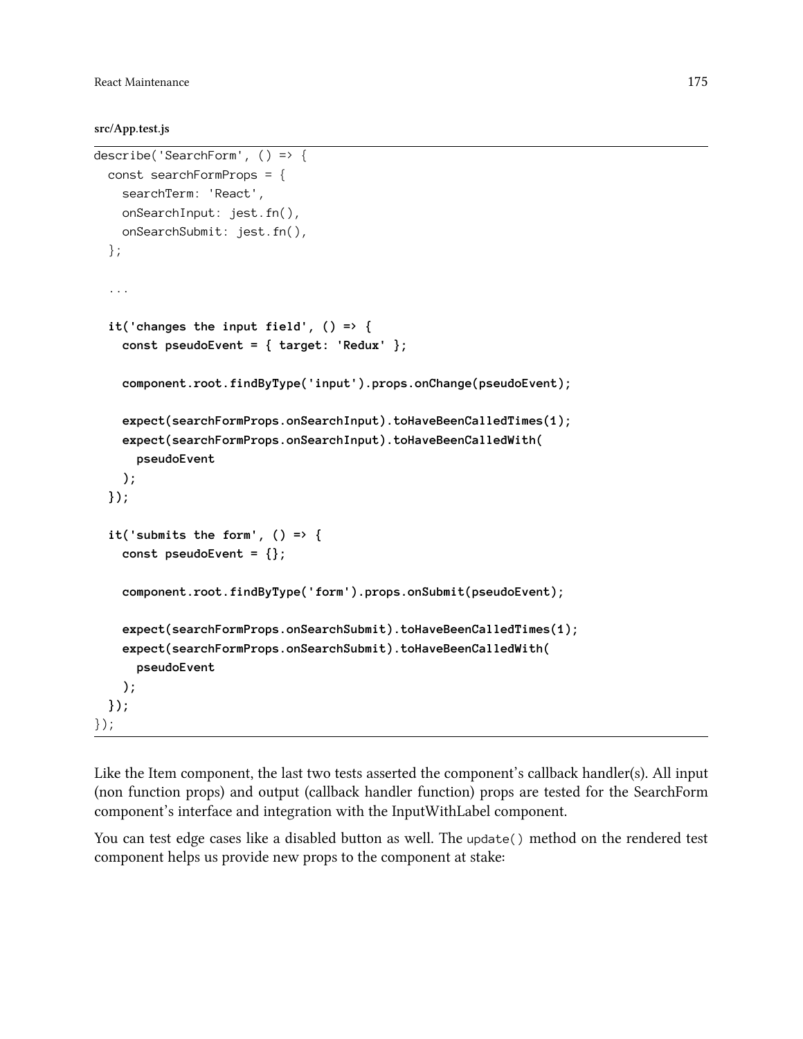**src/App.test.js**

```
describe('SearchForm', () => {
  const searchFormProps = {
    searchTerm: 'React',
    onSearchInput: jest.fn(),
    onSearchSubmit: jest.fn(),
  };

  ...

  it('changes the input field', () => {
    const pseudoEvent = { target: 'Redux' };

    component.root.findByType('input').props.onChange(pseudoEvent);

    expect(searchFormProps.onSearchInput).toHaveBeenCalledTimes(1);
    expect(searchFormProps.onSearchInput).toHaveBeenCalledWith(
      pseudoEvent
    );
  });

  it('submits the form', () => {
    const pseudoEvent = {};

    component.root.findByType('form').props.onSubmit(pseudoEvent);

    expect(searchFormProps.onSearchSubmit).toHaveBeenCalledTimes(1);
    expect(searchFormProps.onSearchSubmit).toHaveBeenCalledWith(
      pseudoEvent
    );
  });
});
```

Like the Item component, the last two tests asserted the component's callback handler(s). All input (non function props) and output (callback handler function) props are tested for the SearchForm component's interface and integration with the InputWithLabel component.

You can test edge cases like a disabled button as well. The `update()` method on the rendered test component helps us provide new props to the component at stake: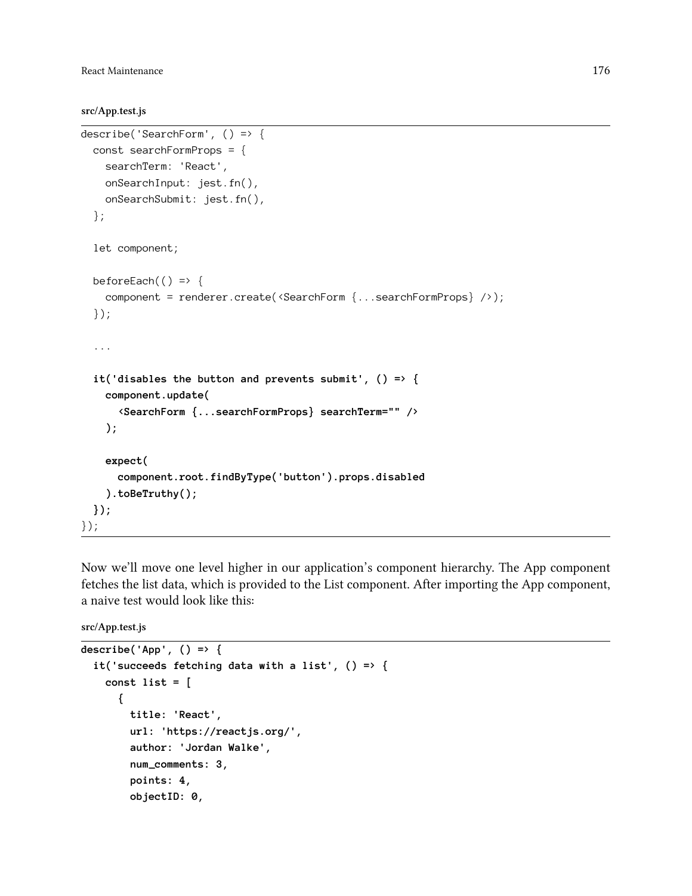src/App.test.js

```
describe('SearchForm', () => {
  const searchFormProps = {
    searchTerm: 'React',
    onSearchInput: jest.fn(),
    onSearchSubmit: jest.fn(),
  };

  let component;

  beforeEach(() => {
    component = renderer.create(<SearchForm {...searchFormProps} />);
  });

  ...

  it('disables the button and prevents submit', () => {
    component.update(
      <SearchForm {...searchFormProps} searchTerm="" />
    );

    expect(
      component.root.findByType('button').props.disabled
    ).toBeTruthy();
  });
});
```

Now we'll move one level higher in our application's component hierarchy. The App component fetches the list data, which is provided to the List component. After importing the App component, a naive test would look like this:

src/App.test.js

```
describe('App', () => {
  it('succeeds fetching data with a list', () => {
    const list = [
      {
        title: 'React',
        url: 'https://reactjs.org/',
        author: 'Jordan Walke',
        num_comments: 3,
        points: 4,
        objectID: 0,
```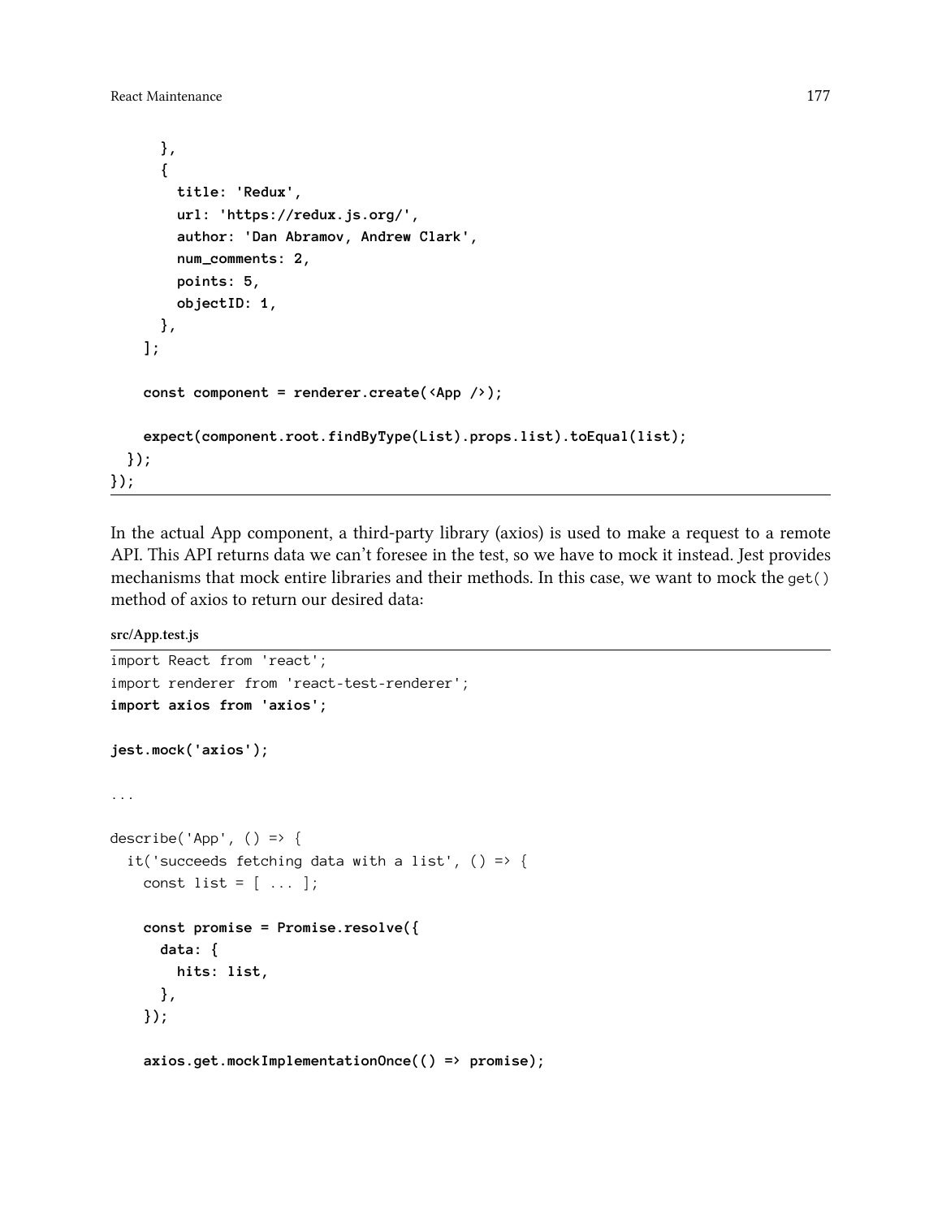```
      },
      {
        title: 'Redux',
        url: 'https://redux.js.org/',
        author: 'Dan Abramov, Andrew Clark',
        num_comments: 2,
        points: 5,
        objectID: 1,
      },
    ];

    const component = renderer.create(<App />);

    expect(component.root.findByType(List).props.list).toEqual(list);
  });
});
```

In the actual App component, a third-party library (axios) is used to make a request to a remote API. This API returns data we can't foresee in the test, so we have to mock it instead. Jest provides mechanisms that mock entire libraries and their methods. In this case, we want to mock the `get()` method of axios to return our desired data:

**src/App.test.js**

```
import React from 'react';
import renderer from 'react-test-renderer';
import axios from 'axios';

jest.mock('axios');

...

describe('App', () => {
  it('succeeds fetching data with a list', () => {
    const list = [ ... ];

    const promise = Promise.resolve({
      data: {
        hits: list,
      },
    });

    axios.get.mockImplementationOnce(() => promise);
```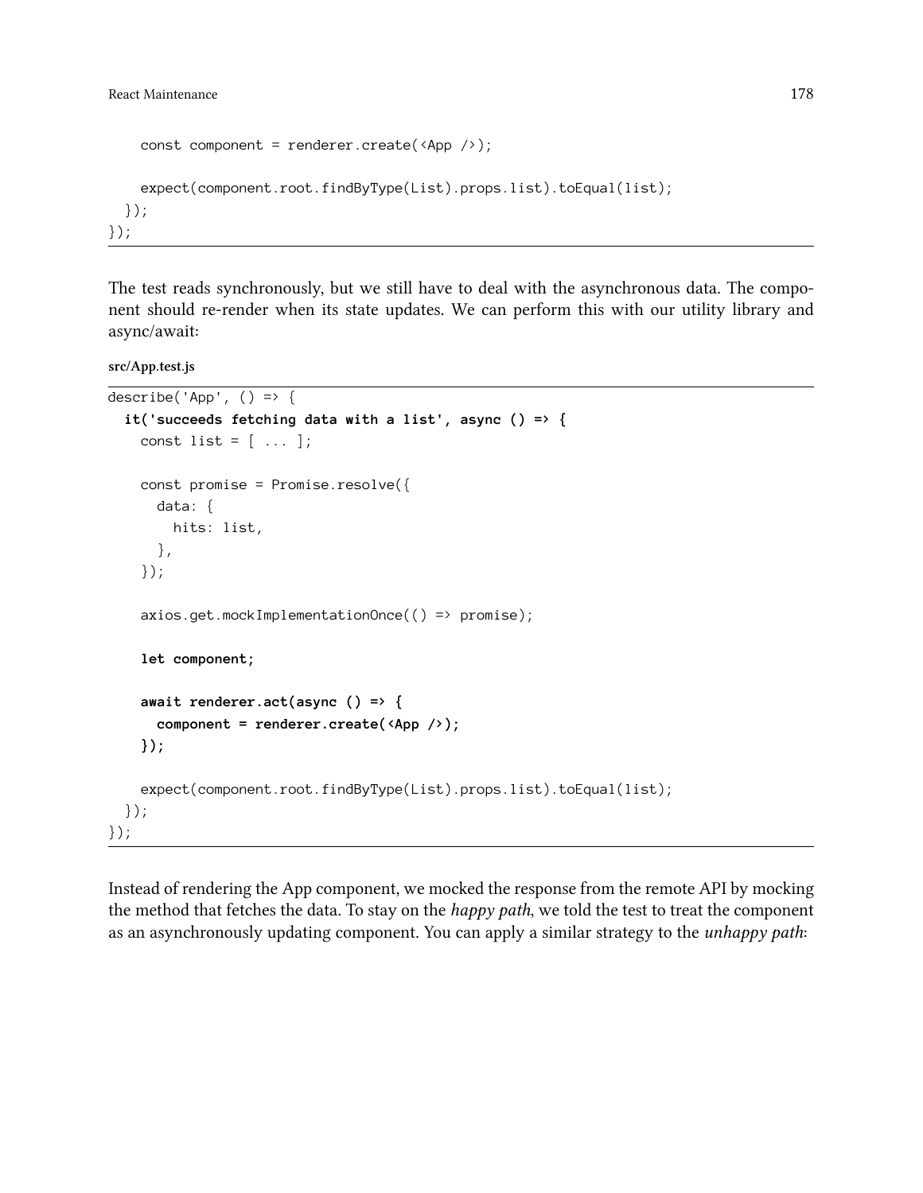```
    const component = renderer.create(<App />);

    expect(component.root.findByType(List).props.list).toEqual(list);
  });
});
```

The test reads synchronously, but we still have to deal with the asynchronous data. The component should re-render when its state updates. We can perform this with our utility library and async/await:

**src/App.test.js**

```
describe('App', () => {
  it('succeeds fetching data with a list', async () => {
    const list = [ ... ];

    const promise = Promise.resolve({
      data: {
        hits: list,
      },
    });

    axios.get.mockImplementationOnce(() => promise);

    let component;

    await renderer.act(async () => {
      component = renderer.create(<App />);
    });

    expect(component.root.findByType(List).props.list).toEqual(list);
  });
});
```

Instead of rendering the App component, we mocked the response from the remote API by mocking the method that fetches the data. To stay on the *happy path*, we told the test to treat the component as an asynchronously updating component. You can apply a similar strategy to the *unhappy path*: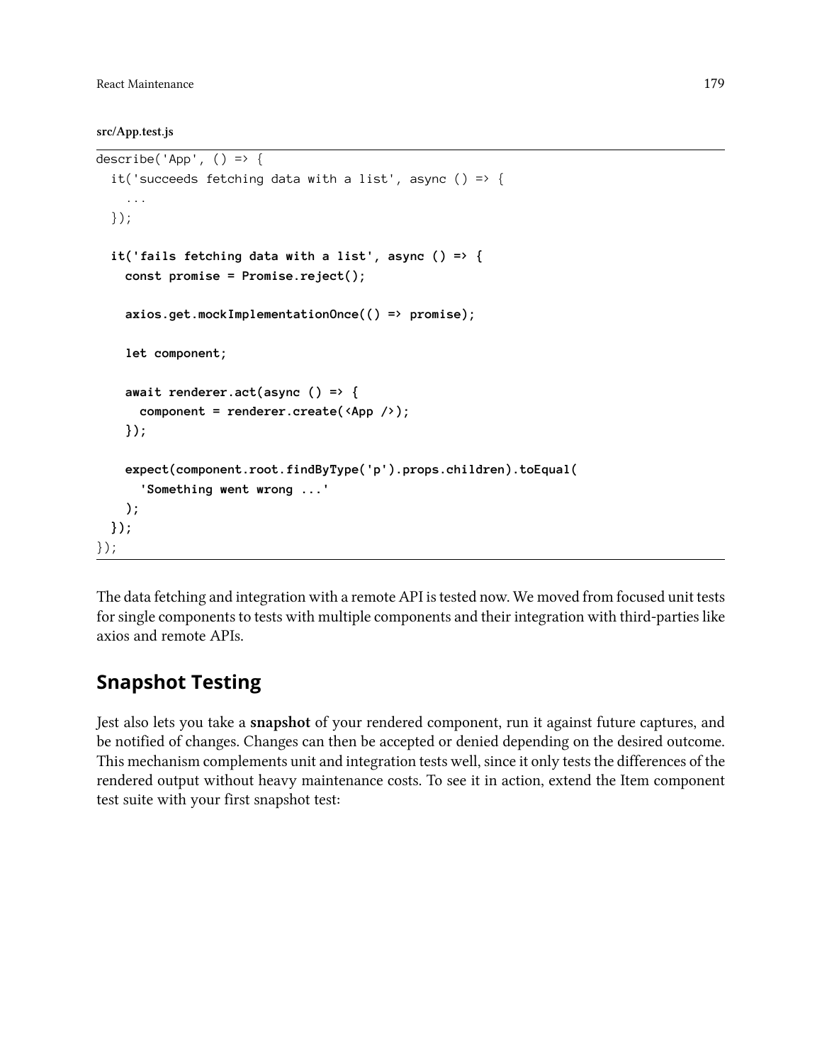**src/App.test.js**

```
describe('App', () => {
  it('succeeds fetching data with a list', async () => {
    ...
  });

  it('fails fetching data with a list', async () => {
    const promise = Promise.reject();

    axios.get.mockImplementationOnce(() => promise);

    let component;

    await renderer.act(async () => {
      component = renderer.create(<App />);
    });

    expect(component.root.findByType('p').props.children).toEqual(
      'Something went wrong ...'
    );
  });
});
```

The data fetching and integration with a remote API is tested now. We moved from focused unit tests for single components to tests with multiple components and their integration with third-parties like axios and remote APIs.

## Snapshot Testing

Jest also lets you take a **snapshot** of your rendered component, run it against future captures, and be notified of changes. Changes can then be accepted or denied depending on the desired outcome. This mechanism complements unit and integration tests well, since it only tests the differences of the rendered output without heavy maintenance costs. To see it in action, extend the Item component test suite with your first snapshot test: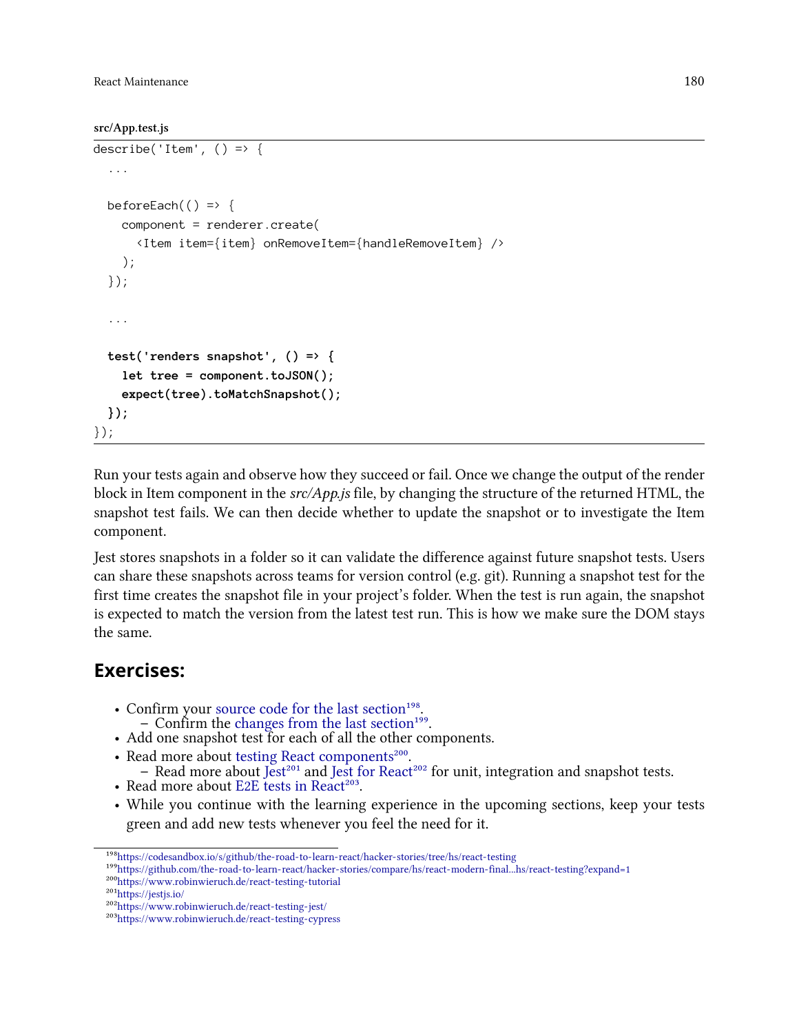src/App.test.js

```
describe('Item', () => {
  ...

  beforeEach(() => {
    component = renderer.create(
      <Item item={item} onRemoveItem={handleRemoveItem} />
    );
  });

  ...

  test('renders snapshot', () => {
    let tree = component.toJSON();
    expect(tree).toMatchSnapshot();
  });
});
```

Run your tests again and observe how they succeed or fail. Once we change the output of the render block in Item component in the *src/App.js* file, by changing the structure of the returned HTML, the snapshot test fails. We can then decide whether to update the snapshot or to investigate the Item component.

Jest stores snapshots in a folder so it can validate the difference against future snapshot tests. Users can share these snapshots across teams for version control (e.g. git). Running a snapshot test for the first time creates the snapshot file in your project's folder. When the test is run again, the snapshot is expected to match the version from the latest test run. This is how we make sure the DOM stays the same.

## Exercises:

- Confirm your source code for the last section[198].
  - Confirm the changes from the last section[199].
- Add one snapshot test for each of all the other components.
- Read more about testing React components[200].
  - Read more about Jest[201] and Jest for React[202] for unit, integration and snapshot tests.
- Read more about E2E tests in React[203].
- While you continue with the learning experience in the upcoming sections, keep your tests green and add new tests whenever you feel the need for it.

[198] https://codesandbox.io/s/github/the-road-to-learn-react/hacker-stories/tree/hs/react-testing
[199] https://github.com/the-road-to-learn-react/hacker-stories/compare/hs/react-modern-final...hs/react-testing?expand=1
[200] https://www.robinwieruch.de/react-testing-tutorial
[201] https://jestjs.io/
[202] https://www.robinwieruch.de/react-testing-jest/
[203] https://www.robinwieruch.de/react-testing-cypress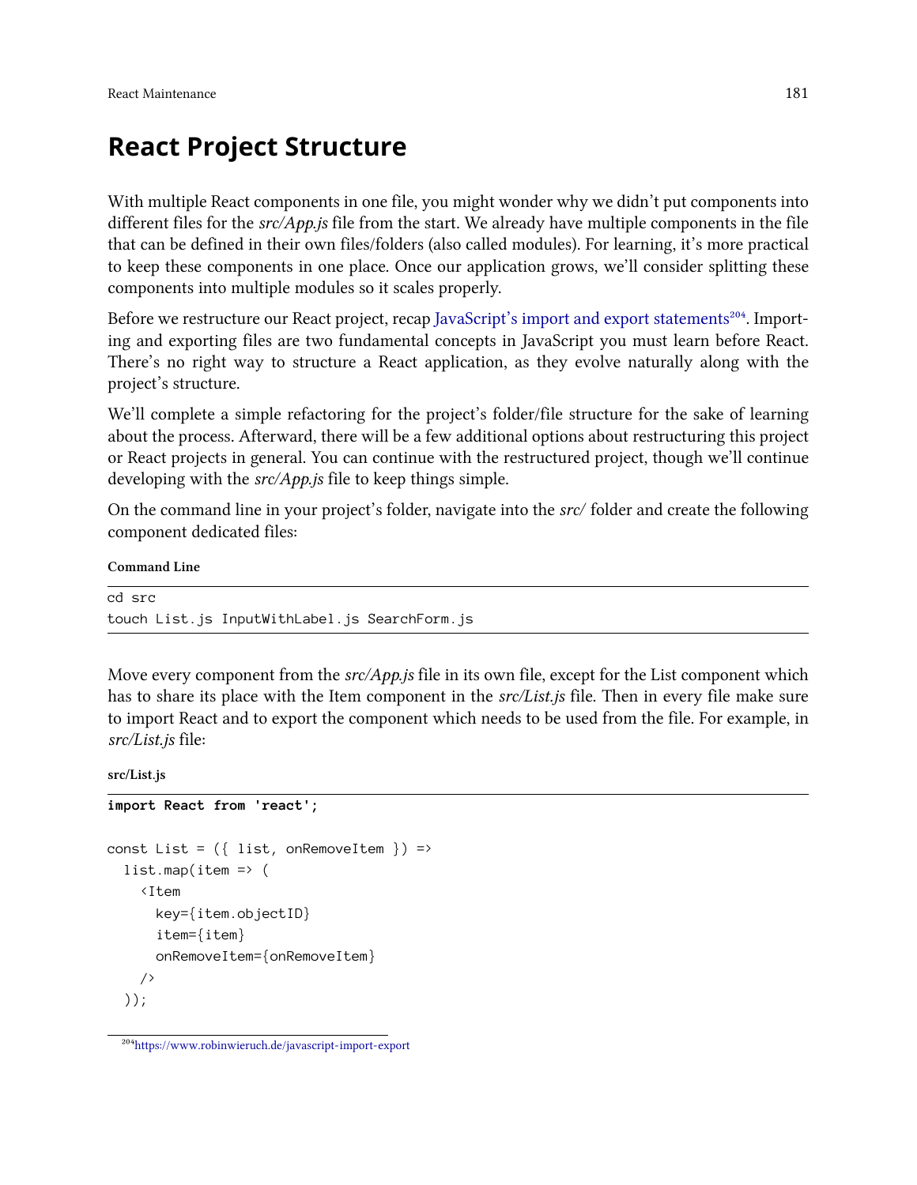# React Project Structure

With multiple React components in one file, you might wonder why we didn't put components into different files for the *src/App.js* file from the start. We already have multiple components in the file that can be defined in their own files/folders (also called modules). For learning, it's more practical to keep these components in one place. Once our application grows, we'll consider splitting these components into multiple modules so it scales properly.

Before we restructure our React project, recap JavaScript's import and export statements[204]. Importing and exporting files are two fundamental concepts in JavaScript you must learn before React. There's no right way to structure a React application, as they evolve naturally along with the project's structure.

We'll complete a simple refactoring for the project's folder/file structure for the sake of learning about the process. Afterward, there will be a few additional options about restructuring this project or React projects in general. You can continue with the restructured project, though we'll continue developing with the *src/App.js* file to keep things simple.

On the command line in your project's folder, navigate into the *src/* folder and create the following component dedicated files:

**Command Line**

```
cd src
touch List.js InputWithLabel.js SearchForm.js
```

Move every component from the *src/App.js* file in its own file, except for the List component which has to share its place with the Item component in the *src/List.js* file. Then in every file make sure to import React and to export the component which needs to be used from the file. For example, in *src/List.js* file:

**src/List.js**

```
import React from 'react';

const List = ({ list, onRemoveItem }) =>
  list.map(item => (
    <Item
      key={item.objectID}
      item={item}
      onRemoveItem={onRemoveItem}
    />
  ));
```

[204] https://www.robinwieruch.de/javascript-import-export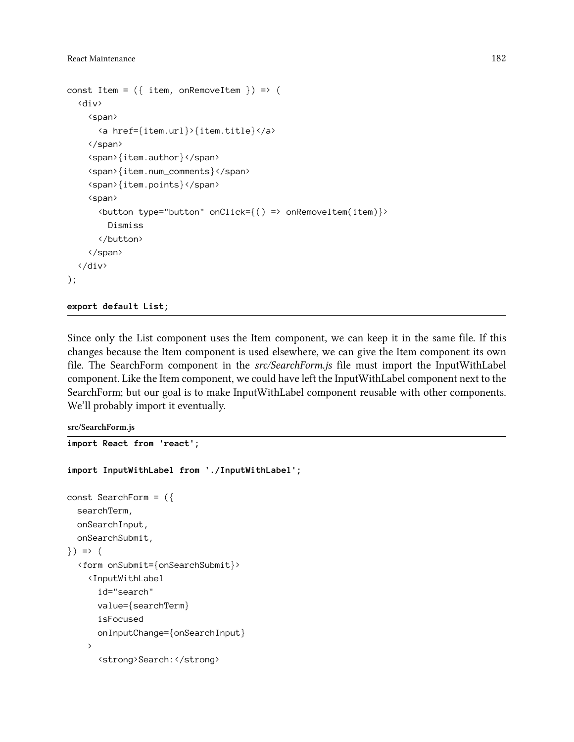```
const Item = ({ item, onRemoveItem }) => (
  <div>
    <span>
      <a href={item.url}>{item.title}</a>
    </span>
    <span>{item.author}</span>
    <span>{item.num_comments}</span>
    <span>{item.points}</span>
    <span>
      <button type="button" onClick={() => onRemoveItem(item)}>
        Dismiss
      </button>
    </span>
  </div>
);

export default List;
```

Since only the List component uses the Item component, we can keep it in the same file. If this changes because the Item component is used elsewhere, we can give the Item component its own file. The SearchForm component in the *src/SearchForm.js* file must import the InputWithLabel component. Like the Item component, we could have left the InputWithLabel component next to the SearchForm; but our goal is to make InputWithLabel component reusable with other components. We'll probably import it eventually.

**src/SearchForm.js**

```
import React from 'react';

import InputWithLabel from './InputWithLabel';

const SearchForm = ({
  searchTerm,
  onSearchInput,
  onSearchSubmit,
}) => (
  <form onSubmit={onSearchSubmit}>
    <InputWithLabel
      id="search"
      value={searchTerm}
      isFocused
      onInputChange={onSearchInput}
    >
      <strong>Search:</strong>
```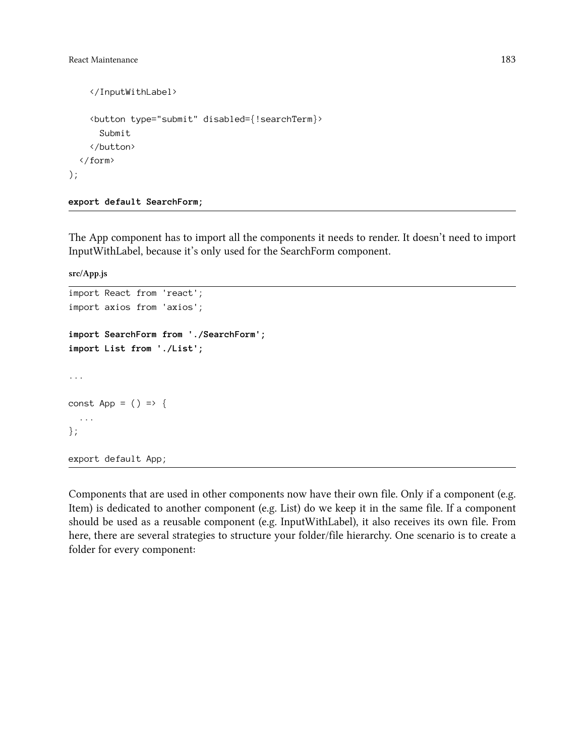```
    </InputWithLabel>

    <button type="submit" disabled={!searchTerm}>
      Submit
    </button>
  </form>
);

export default SearchForm;
```

The App component has to import all the components it needs to render. It doesn't need to import InputWithLabel, because it's only used for the SearchForm component.

**src/App.js**

```
import React from 'react';
import axios from 'axios';

import SearchForm from './SearchForm';
import List from './List';

...

const App = () => {
  ...
};

export default App;
```

Components that are used in other components now have their own file. Only if a component (e.g. Item) is dedicated to another component (e.g. List) do we keep it in the same file. If a component should be used as a reusable component (e.g. InputWithLabel), it also receives its own file. From here, there are several strategies to structure your folder/file hierarchy. One scenario is to create a folder for every component: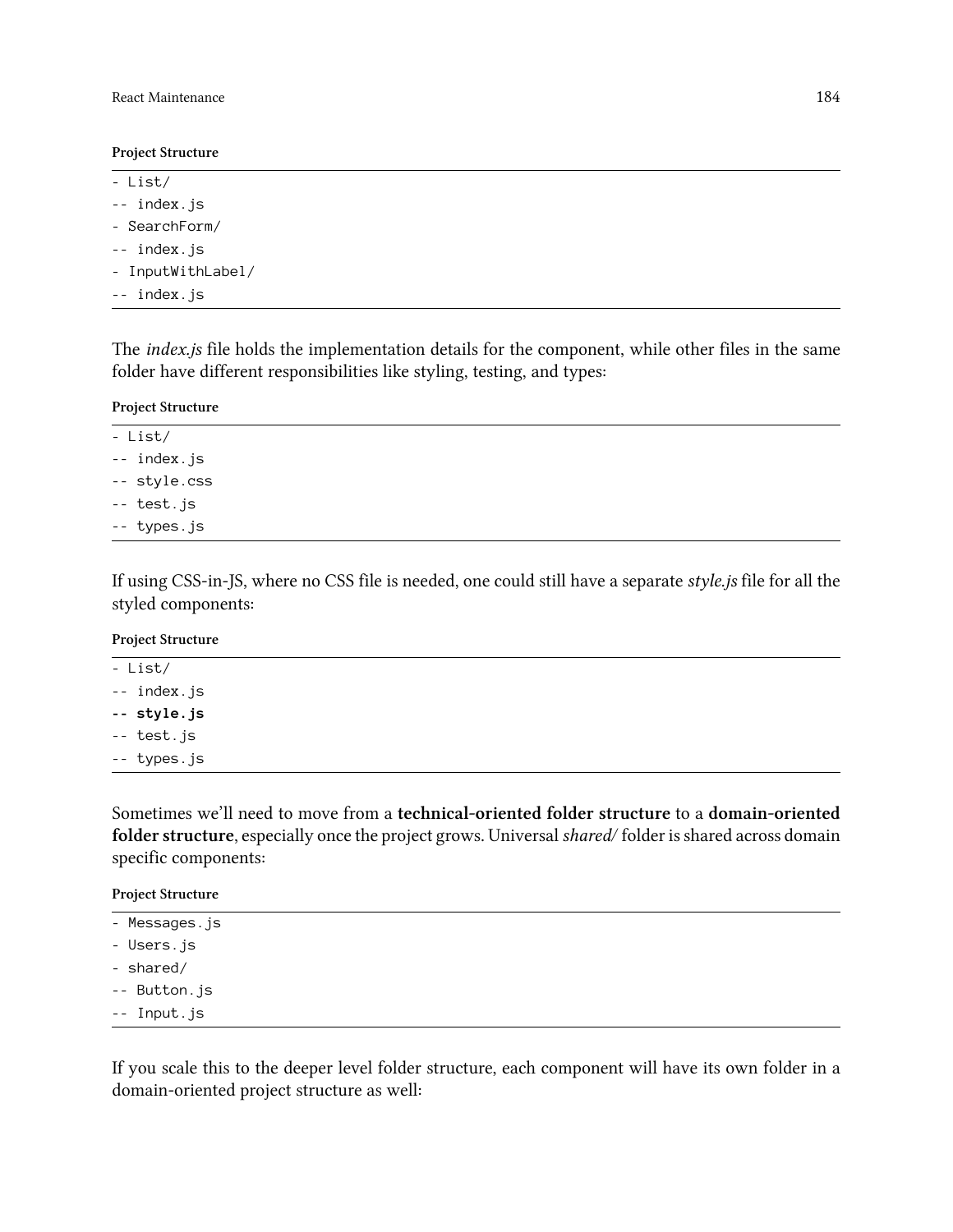**Project Structure**

```
- List/
-- index.js
- SearchForm/
-- index.js
- InputWithLabel/
-- index.js
```

The *index.js* file holds the implementation details for the component, while other files in the same folder have different responsibilities like styling, testing, and types:

**Project Structure**

```
- List/
-- index.js
-- style.css
-- test.js
-- types.js
```

If using CSS-in-JS, where no CSS file is needed, one could still have a separate *style.js* file for all the styled components:

**Project Structure**

```
- List/
-- index.js
-- style.js
-- test.js
-- types.js
```

Sometimes we'll need to move from a **technical-oriented folder structure** to a **domain-oriented folder structure**, especially once the project grows. Universal *shared/* folder is shared across domain specific components:

**Project Structure**

```
- Messages.js
- Users.js
- shared/
-- Button.js
-- Input.js
```

If you scale this to the deeper level folder structure, each component will have its own folder in a domain-oriented project structure as well: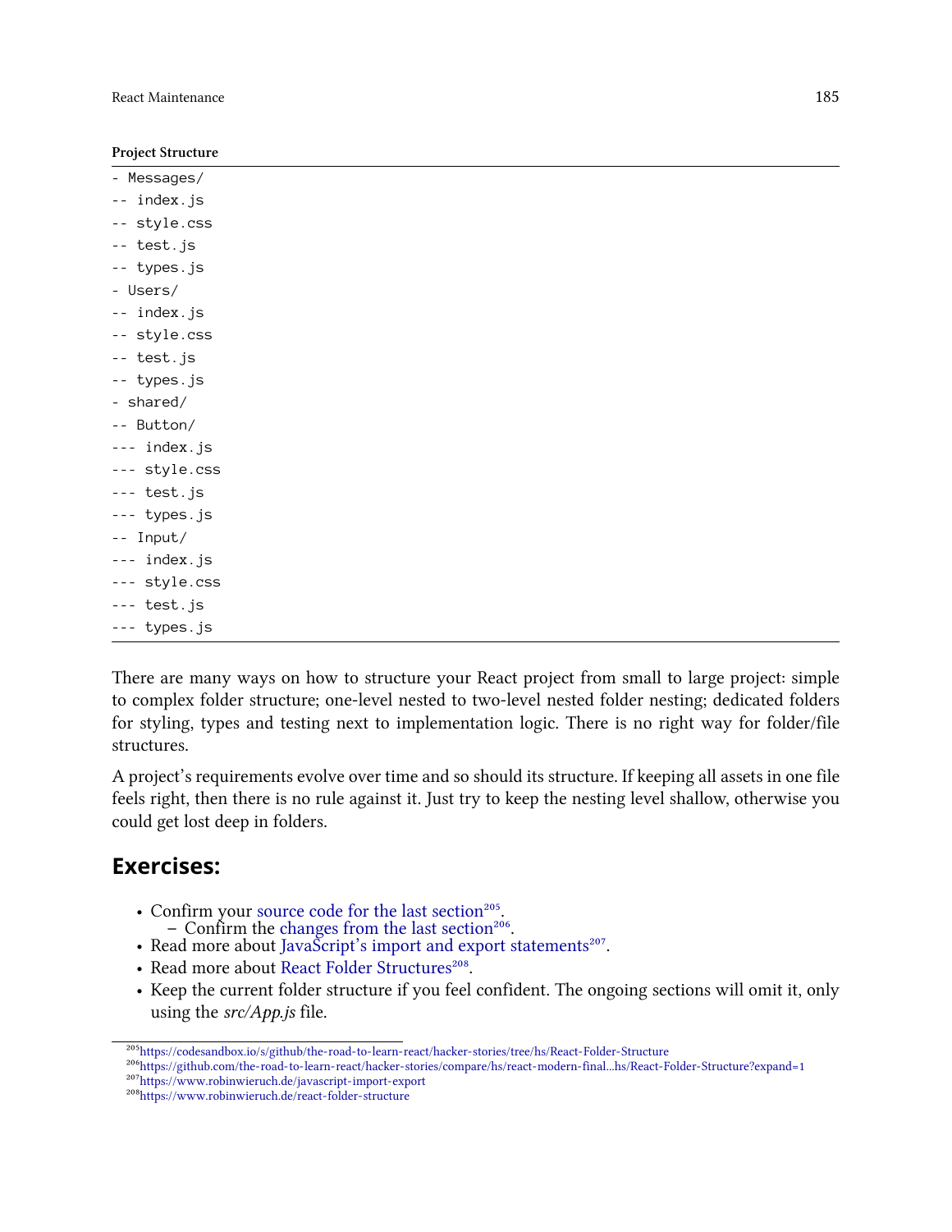**Project Structure**

```
- Messages/
-- index.js
-- style.css
-- test.js
-- types.js
- Users/
-- index.js
-- style.css
-- test.js
-- types.js
- shared/
-- Button/
--- index.js
--- style.css
--- test.js
--- types.js
-- Input/
--- index.js
--- style.css
--- test.js
--- types.js
```

There are many ways on how to structure your React project from small to large project: simple to complex folder structure; one-level nested to two-level nested folder nesting; dedicated folders for styling, types and testing next to implementation logic. There is no right way for folder/file structures.

A project's requirements evolve over time and so should its structure. If keeping all assets in one file feels right, then there is no rule against it. Just try to keep the nesting level shallow, otherwise you could get lost deep in folders.

## Exercises:

- Confirm your source code for the last section[205].
  - Confirm the changes from the last section[206].
- Read more about JavaScript's import and export statements[207].
- Read more about React Folder Structures[208].
- Keep the current folder structure if you feel confident. The ongoing sections will omit it, only using the *src/App.js* file.

[205] https://codesandbox.io/s/github/the-road-to-learn-react/hacker-stories/tree/hs/React-Folder-Structure
[206] https://github.com/the-road-to-learn-react/hacker-stories/compare/hs/react-modern-final...hs/React-Folder-Structure?expand=1
[207] https://www.robinwieruch.de/javascript-import-export
[208] https://www.robinwieruch.de/react-folder-structure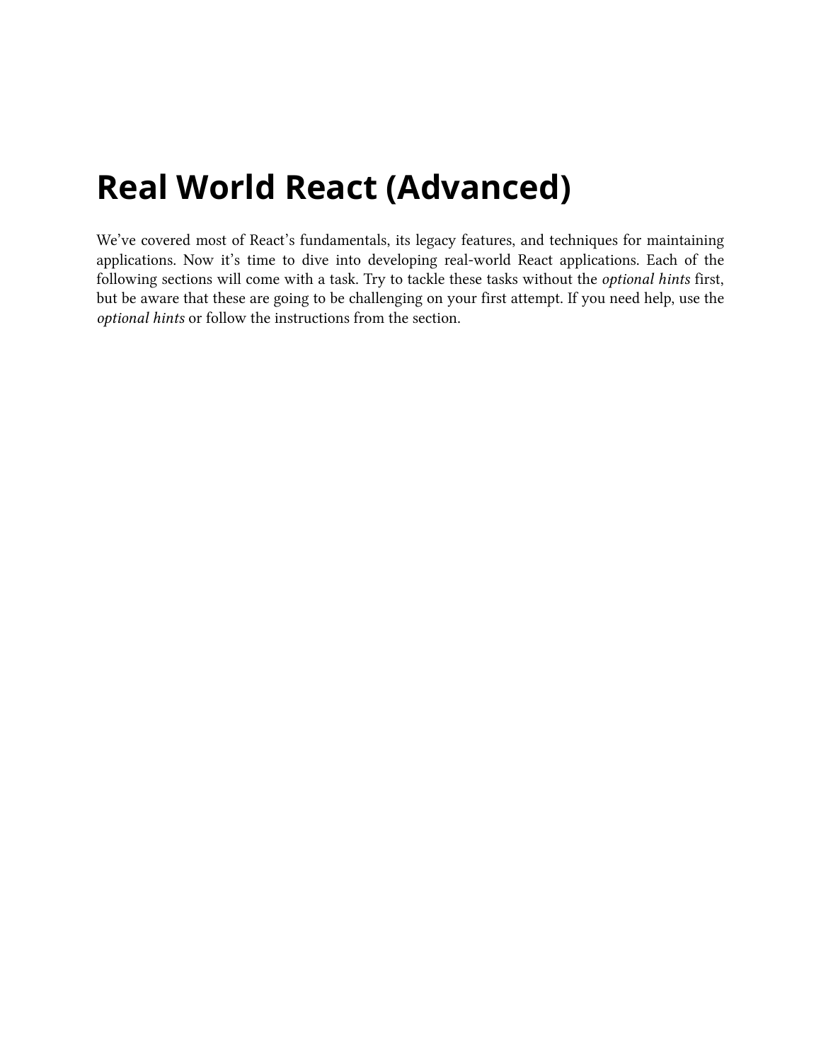# Real World React (Advanced)

We’ve covered most of React’s fundamentals, its legacy features, and techniques for maintaining applications. Now it’s time to dive into developing real-world React applications. Each of the following sections will come with a task. Try to tackle these tasks without the *optional hints* first, but be aware that these are going to be challenging on your first attempt. If you need help, use the *optional hints* or follow the instructions from the section.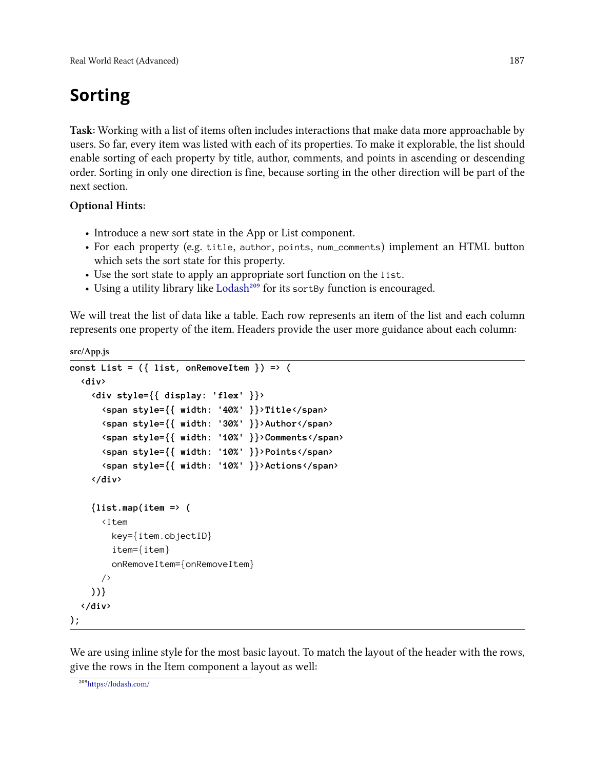# Sorting

**Task**: Working with a list of items often includes interactions that make data more approachable by users. So far, every item was listed with each of its properties. To make it explorable, the list should enable sorting of each property by title, author, comments, and points in ascending or descending order. Sorting in only one direction is fine, because sorting in the other direction will be part of the next section.

**Optional Hints**:

- Introduce a new sort state in the App or List component.
- For each property (e.g. `title`, `author`, `points`, `num_comments`) implement an HTML button which sets the sort state for this property.
- Use the sort state to apply an appropriate sort function on the `list`.
- Using a utility library like Lodash[209] for its `sortBy` function is encouraged.

We will treat the list of data like a table. Each row represents an item of the list and each column represents one property of the item. Headers provide the user more guidance about each column:

**src/App.js**

```
const List = ({ list, onRemoveItem }) => (
  <div>
    <div style={{ display: 'flex' }}>
      <span style={{ width: '40%' }}>Title</span>
      <span style={{ width: '30%' }}>Author</span>
      <span style={{ width: '10%' }}>Comments</span>
      <span style={{ width: '10%' }}>Points</span>
      <span style={{ width: '10%' }}>Actions</span>
    </div>

    {list.map(item => (
      <Item
        key={item.objectID}
        item={item}
        onRemoveItem={onRemoveItem}
      />
    ))}
  </div>
);
```

We are using inline style for the most basic layout. To match the layout of the header with the rows, give the rows in the Item component a layout as well:

[209] https://lodash.com/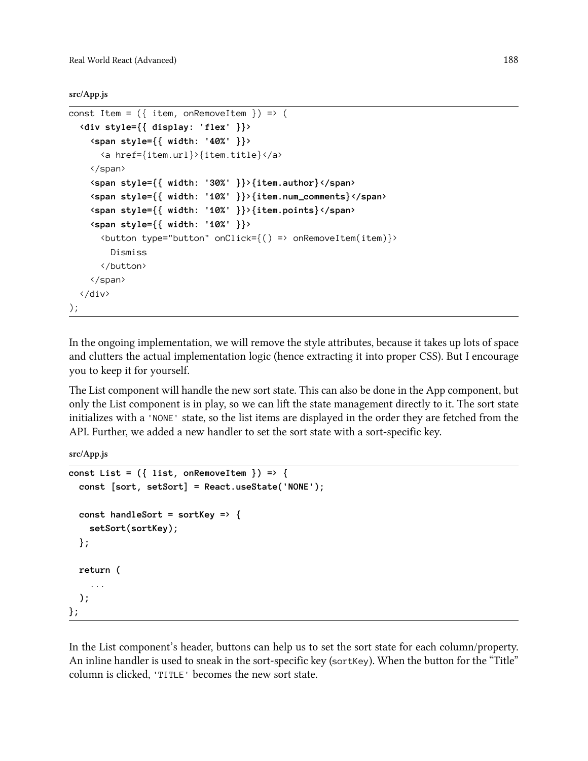**src/App.js**

```
const Item = ({ item, onRemoveItem }) => (
  <div style={{ display: 'flex' }}>
    <span style={{ width: '40%' }}>
      <a href={item.url}>{item.title}</a>
    </span>
    <span style={{ width: '30%' }}>{item.author}</span>
    <span style={{ width: '10%' }}>{item.num_comments}</span>
    <span style={{ width: '10%' }}>{item.points}</span>
    <span style={{ width: '10%' }}>
      <button type="button" onClick={() => onRemoveItem(item)}>
        Dismiss
      </button>
    </span>
  </div>
);
```

In the ongoing implementation, we will remove the style attributes, because it takes up lots of space and clutters the actual implementation logic (hence extracting it into proper CSS). But I encourage you to keep it for yourself.

The List component will handle the new sort state. This can also be done in the App component, but only the List component is in play, so we can lift the state management directly to it. The sort state initializes with a `'NONE'` state, so the list items are displayed in the order they are fetched from the API. Further, we added a new handler to set the sort state with a sort-specific key.

**src/App.js**

```
const List = ({ list, onRemoveItem }) => {
  const [sort, setSort] = React.useState('NONE');

  const handleSort = sortKey => {
    setSort(sortKey);
  };

  return (
    ...
  );
};
```

In the List component's header, buttons can help us to set the sort state for each column/property. An inline handler is used to sneak in the sort-specific key (`sortKey`). When the button for the "Title" column is clicked, `'TITLE'` becomes the new sort state.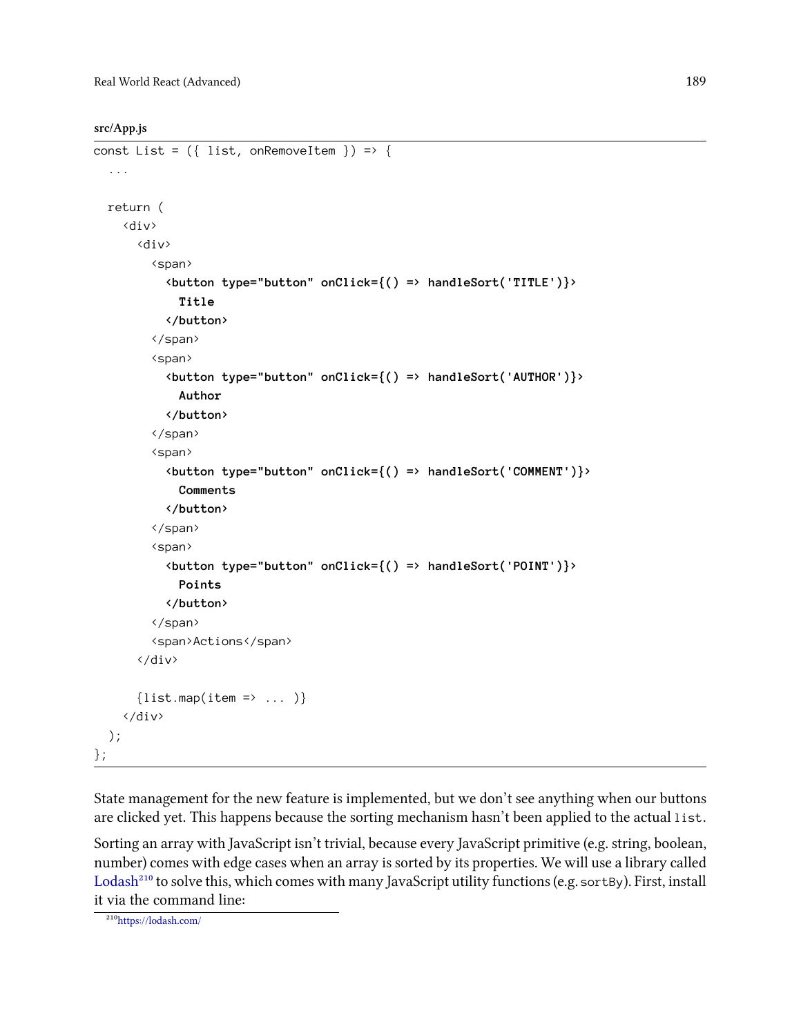**src/App.js**

```
const List = ({ list, onRemoveItem }) => {
  ...

  return (
    <div>
      <div>
        <span>
          <button type="button" onClick={() => handleSort('TITLE')}>
            Title
          </button>
        </span>
        <span>
          <button type="button" onClick={() => handleSort('AUTHOR')}>
            Author
          </button>
        </span>
        <span>
          <button type="button" onClick={() => handleSort('COMMENT')}>
            Comments
          </button>
        </span>
        <span>
          <button type="button" onClick={() => handleSort('POINT')}>
            Points
          </button>
        </span>
        <span>Actions</span>
      </div>

      {list.map(item => ... )}
    </div>
  );
};
```

State management for the new feature is implemented, but we don't see anything when our buttons are clicked yet. This happens because the sorting mechanism hasn't been applied to the actual `list`.

Sorting an array with JavaScript isn't trivial, because every JavaScript primitive (e.g. string, boolean, number) comes with edge cases when an array is sorted by its properties. We will use a library called Lodash[210] to solve this, which comes with many JavaScript utility functions (e.g. `sortBy`). First, install it via the command line:

[210] https://lodash.com/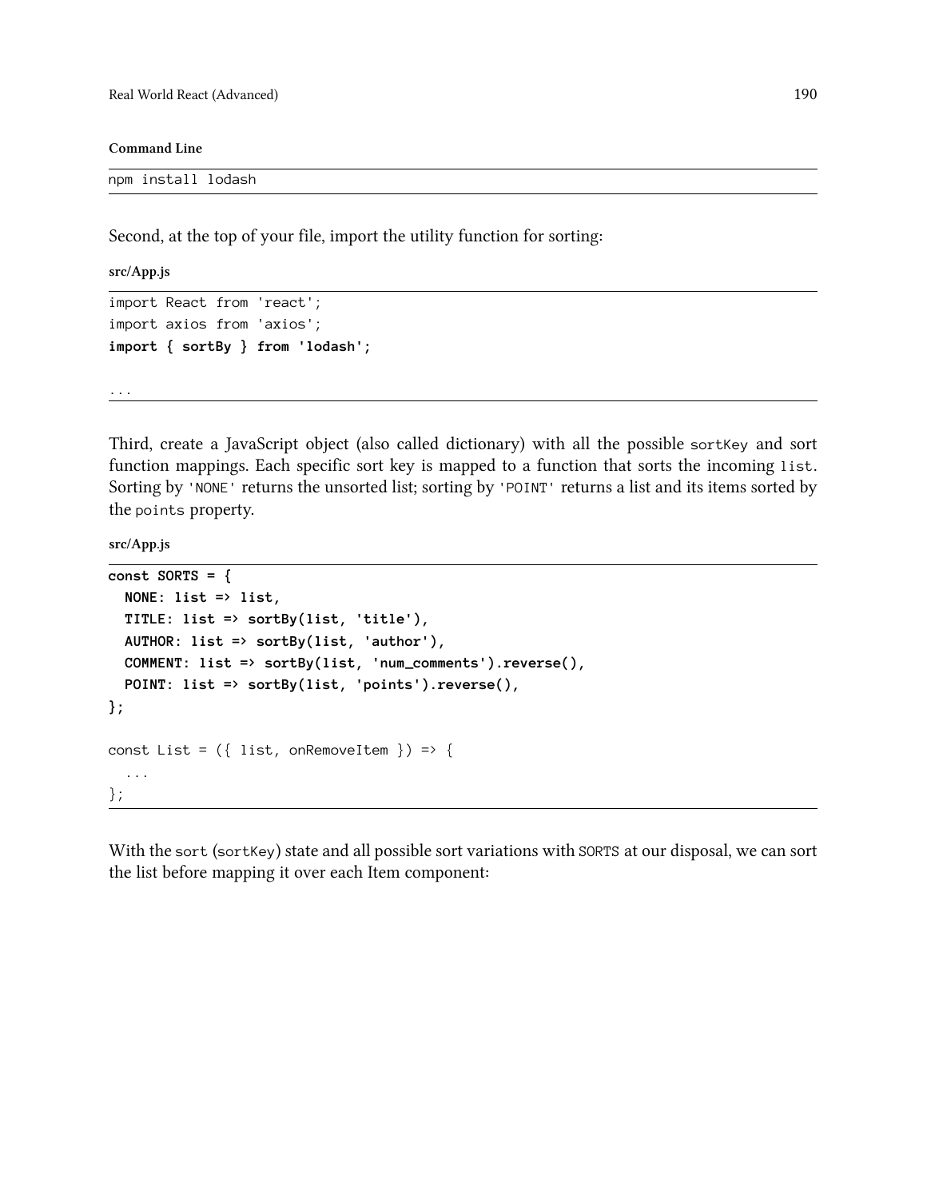**Command Line**

```
npm install lodash
```

Second, at the top of your file, import the utility function for sorting:

**src/App.js**

```
import React from 'react';
import axios from 'axios';
import { sortBy } from 'lodash';

...
```

Third, create a JavaScript object (also called dictionary) with all the possible `sortKey` and sort function mappings. Each specific sort key is mapped to a function that sorts the incoming `list`. Sorting by `'NONE'` returns the unsorted list; sorting by `'POINT'` returns a list and its items sorted by the `points` property.

**src/App.js**

```
const SORTS = {
  NONE: list => list,
  TITLE: list => sortBy(list, 'title'),
  AUTHOR: list => sortBy(list, 'author'),
  COMMENT: list => sortBy(list, 'num_comments').reverse(),
  POINT: list => sortBy(list, 'points').reverse(),
};

const List = ({ list, onRemoveItem }) => {
  ...
};
```

With the `sort` (`sortKey`) state and all possible sort variations with `SORTS` at our disposal, we can sort the list before mapping it over each Item component: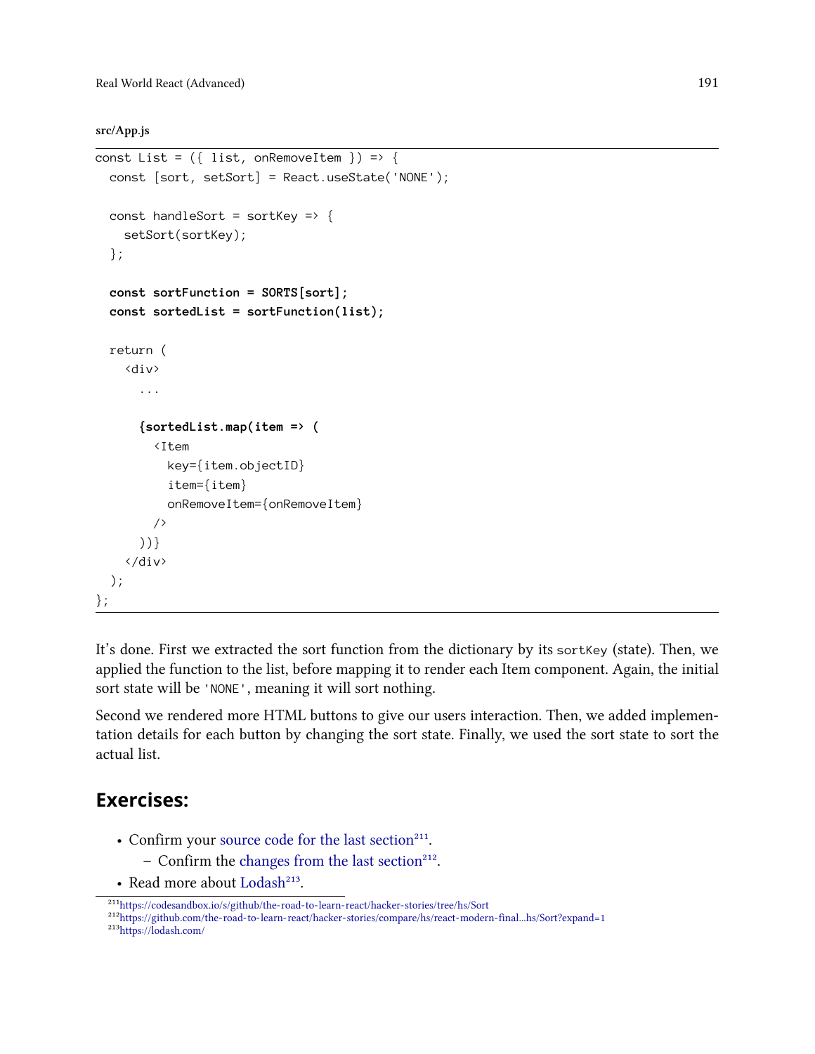**src/App.js**

```
const List = ({ list, onRemoveItem }) => {
  const [sort, setSort] = React.useState('NONE');

  const handleSort = sortKey => {
    setSort(sortKey);
  };

  const sortFunction = SORTS[sort];
  const sortedList = sortFunction(list);

  return (
    <div>
      ...

      {sortedList.map(item => (
        <Item
          key={item.objectID}
          item={item}
          onRemoveItem={onRemoveItem}
        />
      ))}
    </div>
  );
};
```

It's done. First we extracted the sort function from the dictionary by its `sortKey` (state). Then, we applied the function to the list, before mapping it to render each Item component. Again, the initial sort state will be `'NONE'`, meaning it will sort nothing.

Second we rendered more HTML buttons to give our users interaction. Then, we added implementation details for each button by changing the sort state. Finally, we used the sort state to sort the actual list.

## Exercises:

- Confirm your source code for the last section[211].
  - Confirm the changes from the last section[212].
- Read more about Lodash[213].

[211] https://codesandbox.io/s/github/the-road-to-learn-react/hacker-stories/tree/hs/Sort
[212] https://github.com/the-road-to-learn-react/hacker-stories/compare/hs/react-modern-final...hs/Sort?expand=1
[213] https://lodash.com/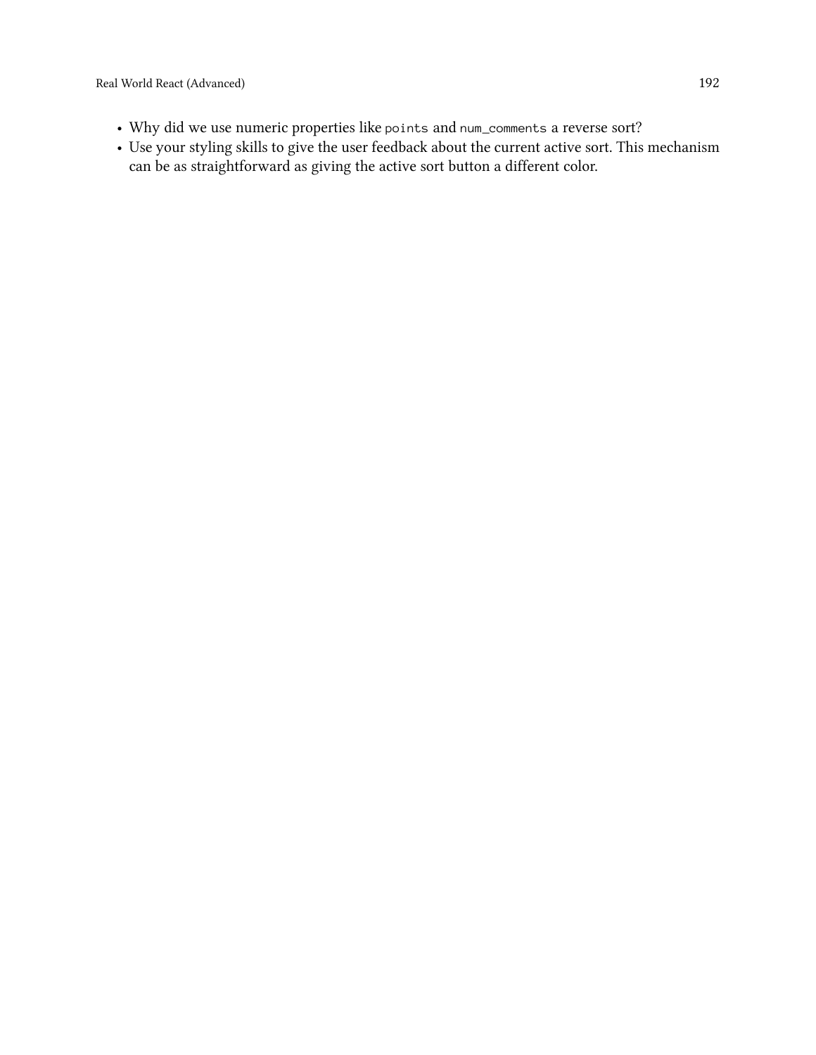- Why did we use numeric properties like `points` and `num_comments` a reverse sort?
- Use your styling skills to give the user feedback about the current active sort. This mechanism can be as straightforward as giving the active sort button a different color.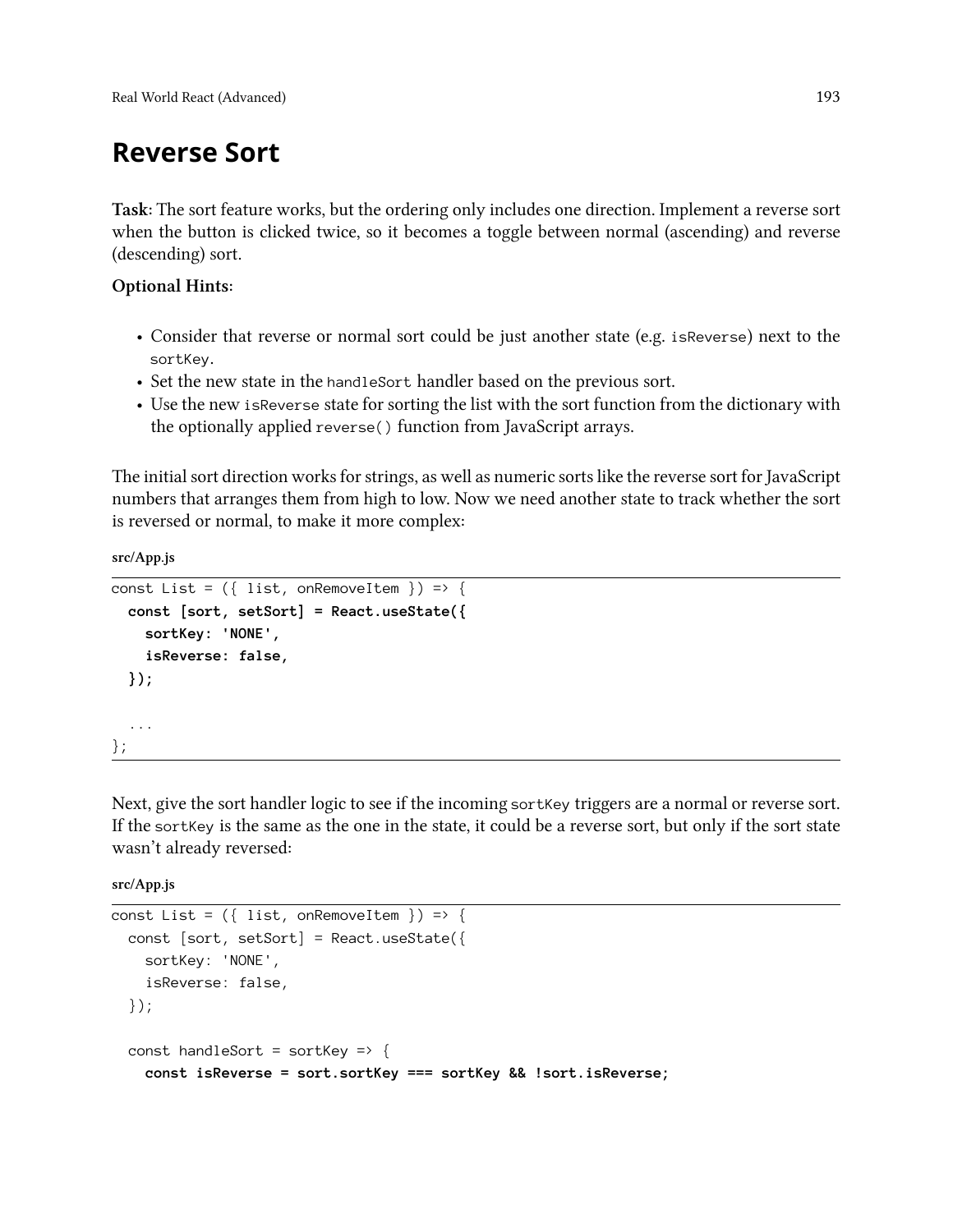# Reverse Sort

**Task**: The sort feature works, but the ordering only includes one direction. Implement a reverse sort when the button is clicked twice, so it becomes a toggle between normal (ascending) and reverse (descending) sort.

**Optional Hints**:

- Consider that reverse or normal sort could be just another state (e.g. `isReverse`) next to the `sortKey`.
- Set the new state in the `handleSort` handler based on the previous sort.
- Use the new `isReverse` state for sorting the list with the sort function from the dictionary with the optionally applied `reverse()` function from JavaScript arrays.

The initial sort direction works for strings, as well as numeric sorts like the reverse sort for JavaScript numbers that arranges them from high to low. Now we need another state to track whether the sort is reversed or normal, to make it more complex:

**src/App.js**

```
const List = ({ list, onRemoveItem }) => {
  const [sort, setSort] = React.useState({
    sortKey: 'NONE',
    isReverse: false,
  });

  ...
};
```

Next, give the sort handler logic to see if the incoming `sortKey` triggers are a normal or reverse sort. If the `sortKey` is the same as the one in the state, it could be a reverse sort, but only if the sort state wasn't already reversed:

**src/App.js**

```
const List = ({ list, onRemoveItem }) => {
  const [sort, setSort] = React.useState({
    sortKey: 'NONE',
    isReverse: false,
  });

  const handleSort = sortKey => {
    const isReverse = sort.sortKey === sortKey && !sort.isReverse;
```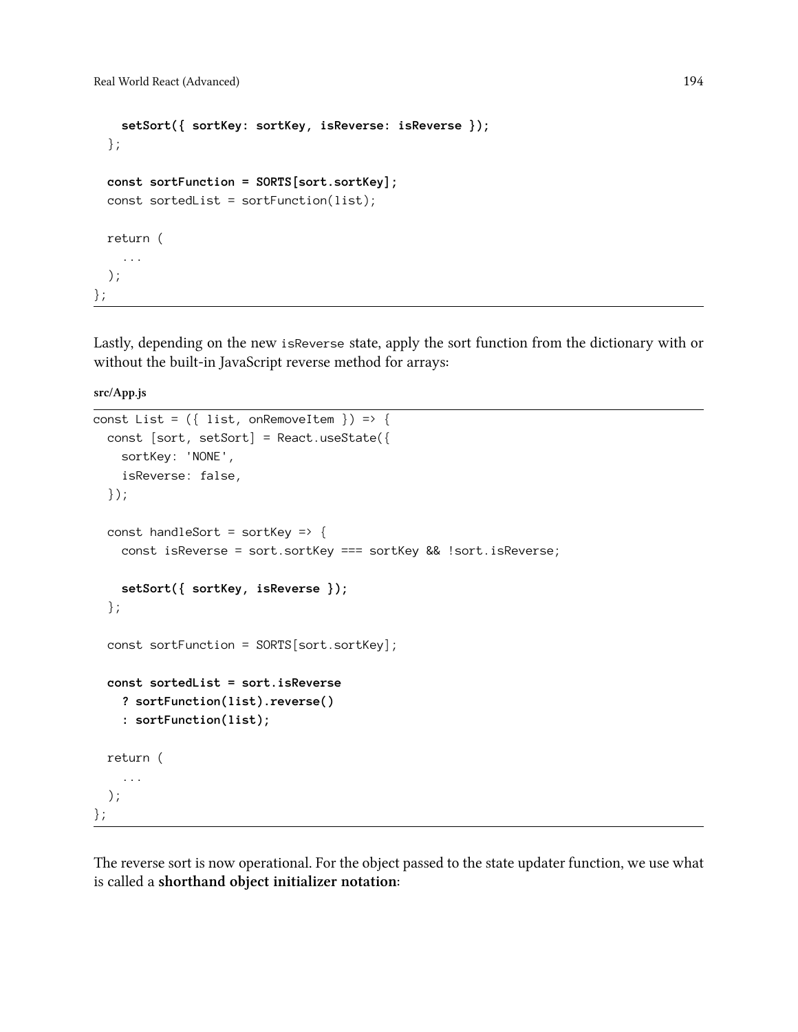```
    setSort({ sortKey: sortKey, isReverse: isReverse });
  };

  const sortFunction = SORTS[sort.sortKey];
  const sortedList = sortFunction(list);

  return (
    ...
  );
};
```

Lastly, depending on the new `isReverse` state, apply the sort function from the dictionary with or without the built-in JavaScript reverse method for arrays:

**src/App.js**

```
const List = ({ list, onRemoveItem }) => {
  const [sort, setSort] = React.useState({
    sortKey: 'NONE',
    isReverse: false,
  });

  const handleSort = sortKey => {
    const isReverse = sort.sortKey === sortKey && !sort.isReverse;

    setSort({ sortKey, isReverse });
  };

  const sortFunction = SORTS[sort.sortKey];

  const sortedList = sort.isReverse
    ? sortFunction(list).reverse()
    : sortFunction(list);

  return (
    ...
  );
};
```

The reverse sort is now operational. For the object passed to the state updater function, we use what is called a **shorthand object initializer notation**: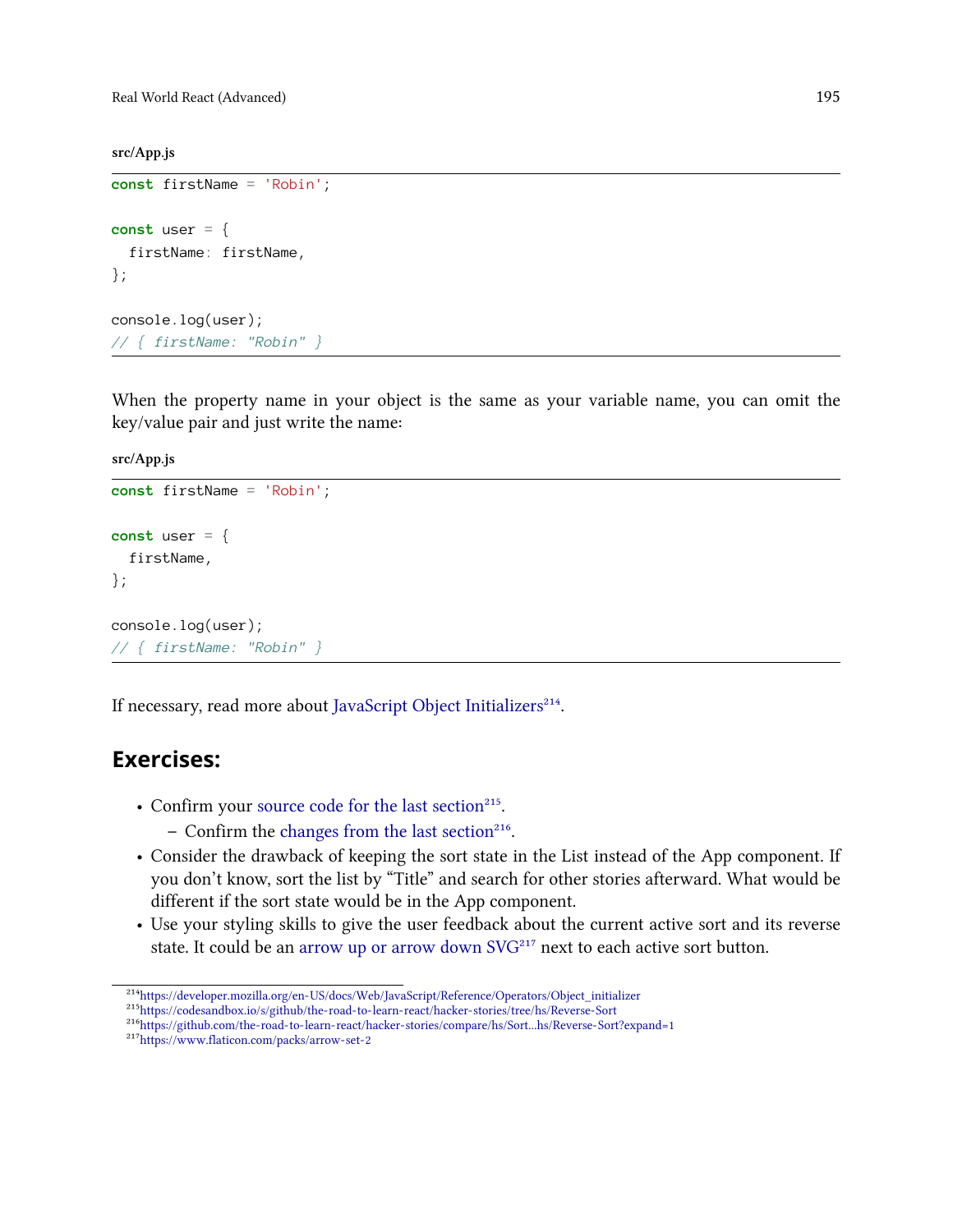**src/App.js**

```
const firstName = 'Robin';

const user = {
  firstName: firstName,
};

console.log(user);
// { firstName: "Robin" }
```

When the property name in your object is the same as your variable name, you can omit the key/value pair and just write the name:

**src/App.js**

```
const firstName = 'Robin';

const user = {
  firstName,
};

console.log(user);
// { firstName: "Robin" }
```

If necessary, read more about JavaScript Object Initializers[214].

## Exercises:

- Confirm your source code for the last section[215].
  - Confirm the changes from the last section[216].
- Consider the drawback of keeping the sort state in the List instead of the App component. If you don't know, sort the list by "Title" and search for other stories afterward. What would be different if the sort state would be in the App component.
- Use your styling skills to give the user feedback about the current active sort and its reverse state. It could be an arrow up or arrow down SVG[217] next to each active sort button.

[214] https://developer.mozilla.org/en-US/docs/Web/JavaScript/Reference/Operators/Object_initializer
[215] https://codesandbox.io/s/github/the-road-to-learn-react/hacker-stories/tree/hs/Reverse-Sort
[216] https://github.com/the-road-to-learn-react/hacker-stories/compare/hs/Sort...hs/Reverse-Sort?expand=1
[217] https://www.flaticon.com/packs/arrow-set-2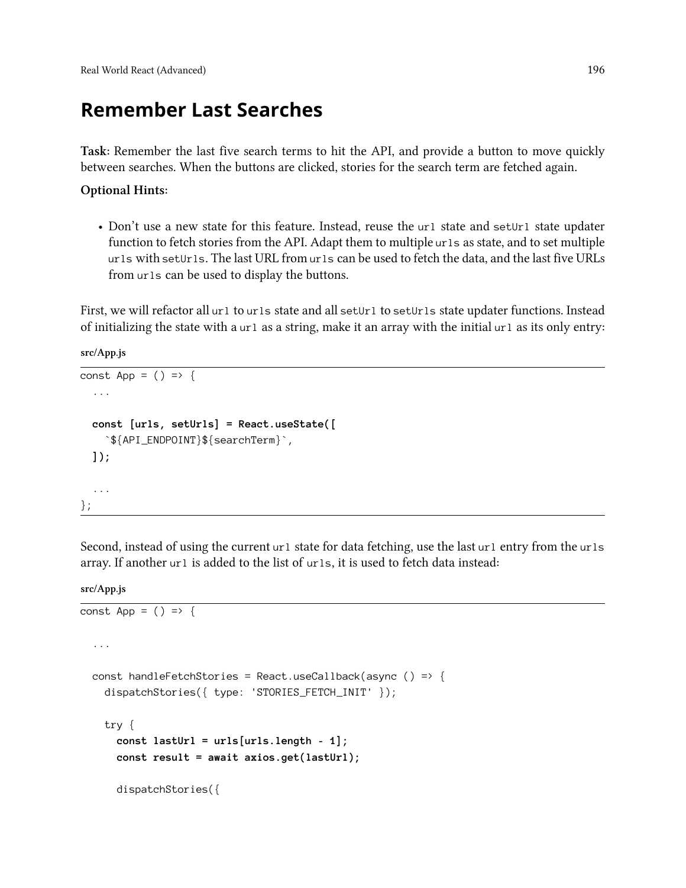## Remember Last Searches

**Task**: Remember the last five search terms to hit the API, and provide a button to move quickly between searches. When the buttons are clicked, stories for the search term are fetched again.

**Optional Hints**:

- Don't use a new state for this feature. Instead, reuse the `url` state and `setUrl` state updater function to fetch stories from the API. Adapt them to multiple `urls` as state, and to set multiple `urls` with `setUrls`. The last URL from `urls` can be used to fetch the data, and the last five URLs from `urls` can be used to display the buttons.

First, we will refactor all `url` to `urls` state and all `setUrl` to `setUrls` state updater functions. Instead of initializing the state with a `url` as a string, make it an array with the initial `url` as its only entry:

**src/App.js**

```
const App = () => {
  ...

  const [urls, setUrls] = React.useState([
    `${API_ENDPOINT}${searchTerm}`,
  ]);

  ...
};
```

Second, instead of using the current `url` state for data fetching, use the last `url` entry from the `urls` array. If another `url` is added to the list of `urls`, it is used to fetch data instead:

**src/App.js**

```
const App = () => {

  ...

  const handleFetchStories = React.useCallback(async () => {
    dispatchStories({ type: 'STORIES_FETCH_INIT' });

    try {
      const lastUrl = urls[urls.length - 1];
      const result = await axios.get(lastUrl);

      dispatchStories({
```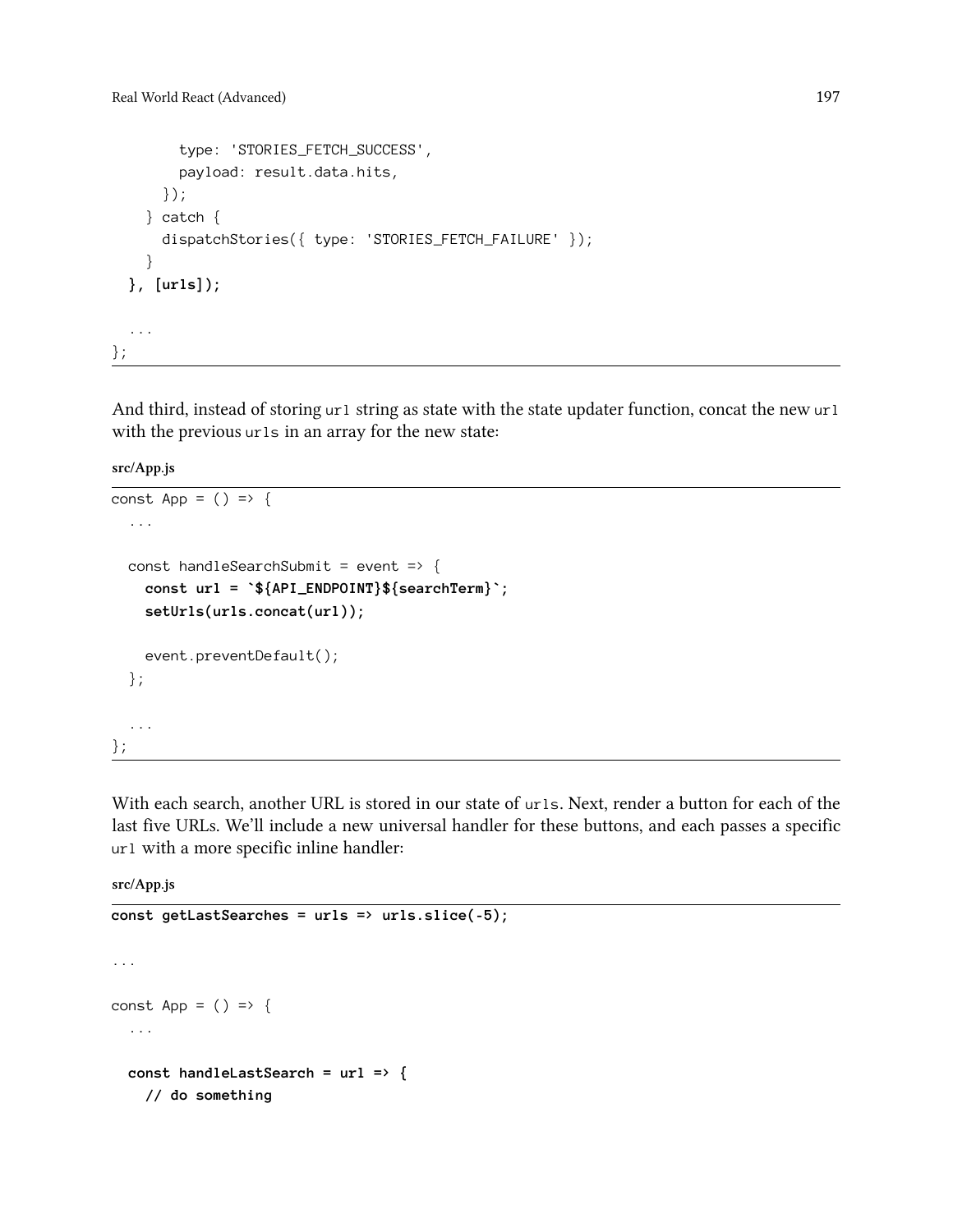```
        type: 'STORIES_FETCH_SUCCESS',
        payload: result.data.hits,
      });
    } catch {
      dispatchStories({ type: 'STORIES_FETCH_FAILURE' });
    }
  }, [urls]);

  ...
};
```

And third, instead of storing `url` string as state with the state updater function, concat the new `url` with the previous `urls` in an array for the new state:

**src/App.js**

```
const App = () => {
  ...

  const handleSearchSubmit = event => {
    const url = `${API_ENDPOINT}${searchTerm}`;
    setUrls(urls.concat(url));

    event.preventDefault();
  };

  ...
};
```

With each search, another URL is stored in our state of `urls`. Next, render a button for each of the last five URLs. We'll include a new universal handler for these buttons, and each passes a specific `url` with a more specific inline handler:

**src/App.js**

```
const getLastSearches = urls => urls.slice(-5);

...

const App = () => {
  ...

  const handleLastSearch = url => {
    // do something
```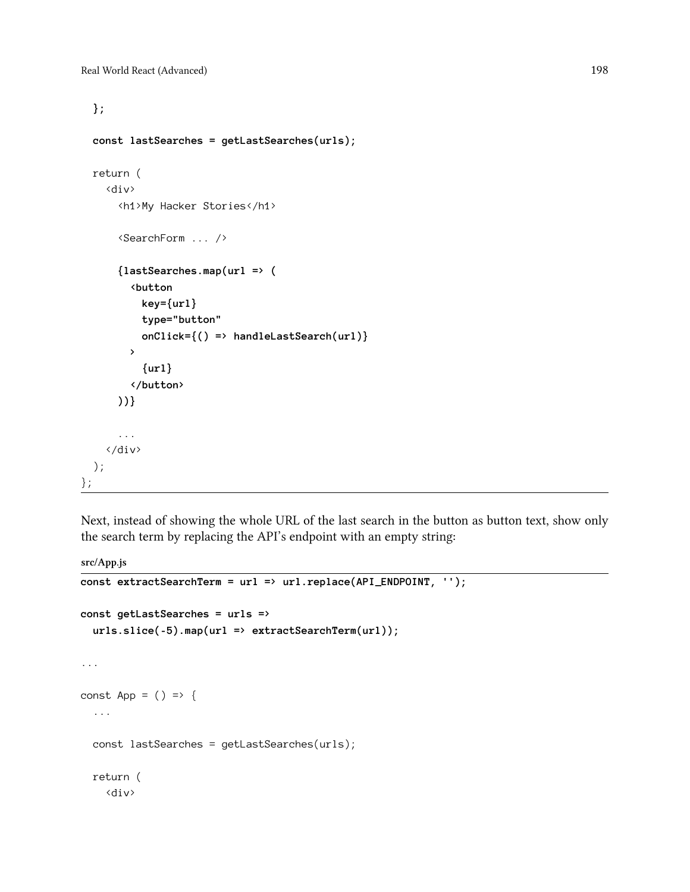```
  };

  const lastSearches = getLastSearches(urls);

  return (
    <div>
      <h1>My Hacker Stories</h1>

      <SearchForm ... />

      {lastSearches.map(url => (
        <button
          key={url}
          type="button"
          onClick={() => handleLastSearch(url)}
        >
          {url}
        </button>
      ))}

      ...
    </div>
  );
};
```

Next, instead of showing the whole URL of the last search in the button as button text, show only the search term by replacing the API's endpoint with an empty string:

src/App.js

```
const extractSearchTerm = url => url.replace(API_ENDPOINT, '');

const getLastSearches = urls =>
  urls.slice(-5).map(url => extractSearchTerm(url));

...

const App = () => {
  ...

  const lastSearches = getLastSearches(urls);

  return (
    <div>
```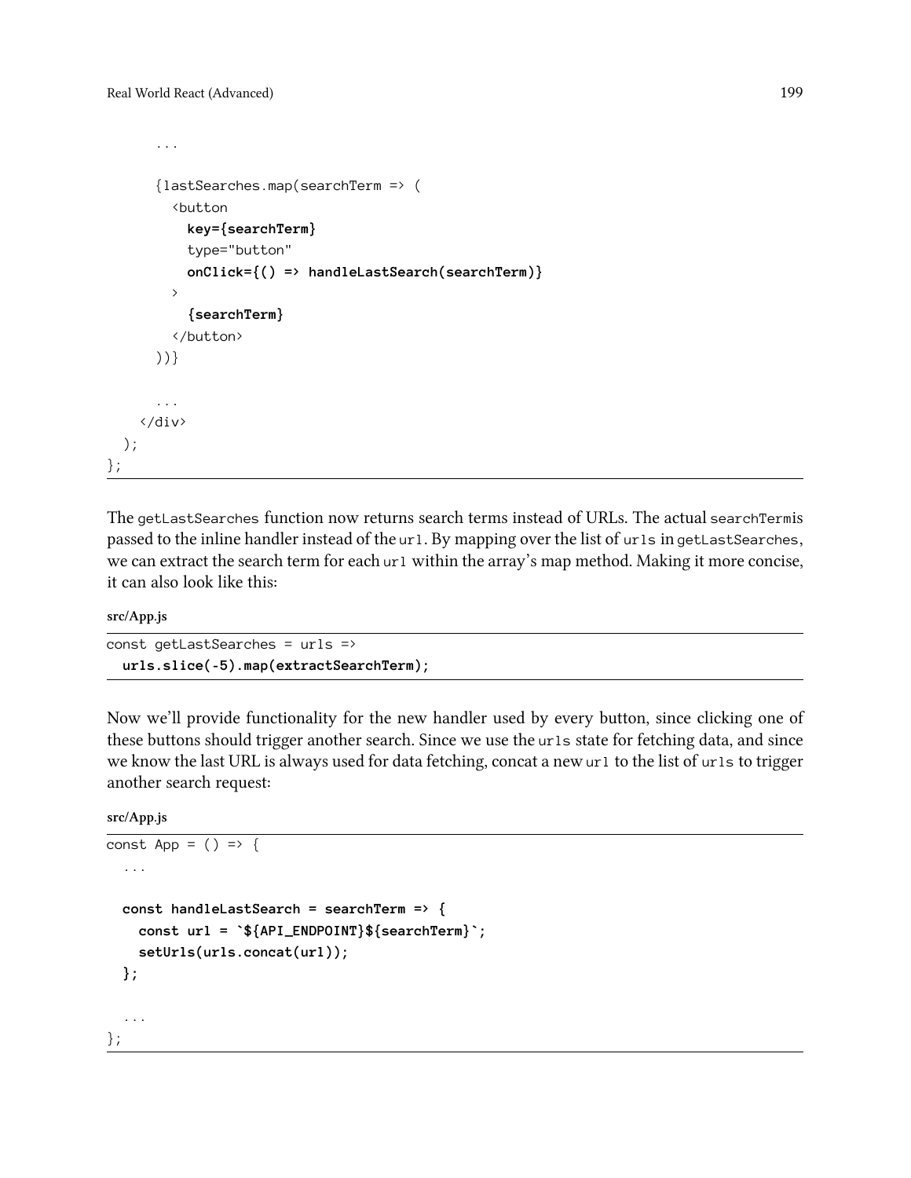```
      ...

      {lastSearches.map(searchTerm => (
        <button
          key={searchTerm}
          type="button"
          onClick={() => handleLastSearch(searchTerm)}
        >
          {searchTerm}
        </button>
      ))}

      ...
    </div>
  );
};
```

The getLastSearches function now returns search terms instead of URLs. The actual searchTermis passed to the inline handler instead of the url. By mapping over the list of urls in getLastSearches, we can extract the search term for each url within the array's map method. Making it more concise, it can also look like this:

**src/App.js**

```
const getLastSearches = urls =>
  urls.slice(-5).map(extractSearchTerm);
```

Now we'll provide functionality for the new handler used by every button, since clicking one of these buttons should trigger another search. Since we use the urls state for fetching data, and since we know the last URL is always used for data fetching, concat a new url to the list of urls to trigger another search request:

**src/App.js**

```
const App = () => {
  ...

  const handleLastSearch = searchTerm => {
    const url = `${API_ENDPOINT}${searchTerm}`;
    setUrls(urls.concat(url));
  };

  ...
};
```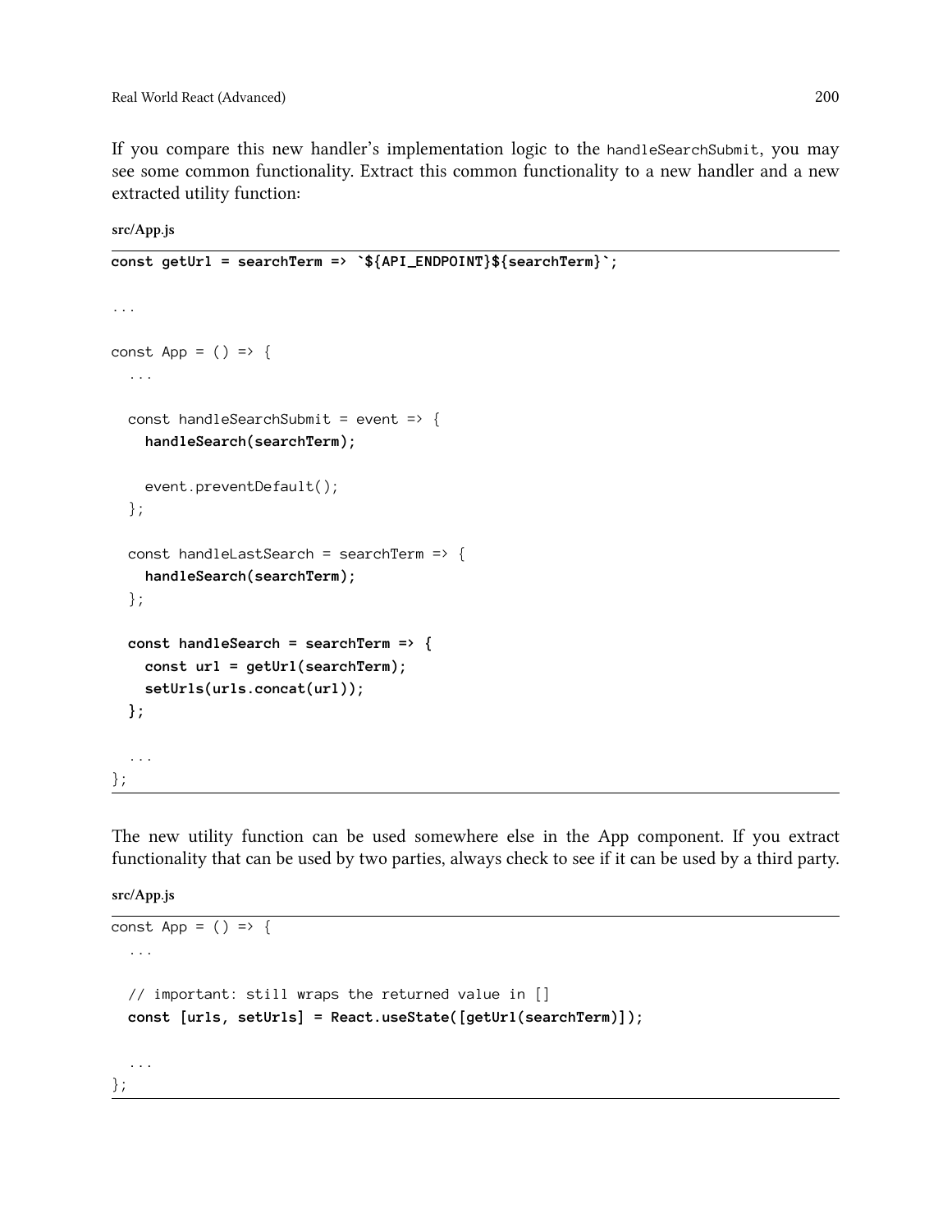If you compare this new handler's implementation logic to the `handleSearchSubmit`, you may see some common functionality. Extract this common functionality to a new handler and a new extracted utility function:

**src/App.js**

```
const getUrl = searchTerm => `${API_ENDPOINT}${searchTerm}`;

...

const App = () => {
  ...

  const handleSearchSubmit = event => {
    handleSearch(searchTerm);

    event.preventDefault();
  };

  const handleLastSearch = searchTerm => {
    handleSearch(searchTerm);
  };

  const handleSearch = searchTerm => {
    const url = getUrl(searchTerm);
    setUrls(urls.concat(url));
  };

  ...
};
```

The new utility function can be used somewhere else in the App component. If you extract functionality that can be used by two parties, always check to see if it can be used by a third party.

**src/App.js**

```
const App = () => {
  ...

  // important: still wraps the returned value in []
  const [urls, setUrls] = React.useState([getUrl(searchTerm)]);

  ...
};
```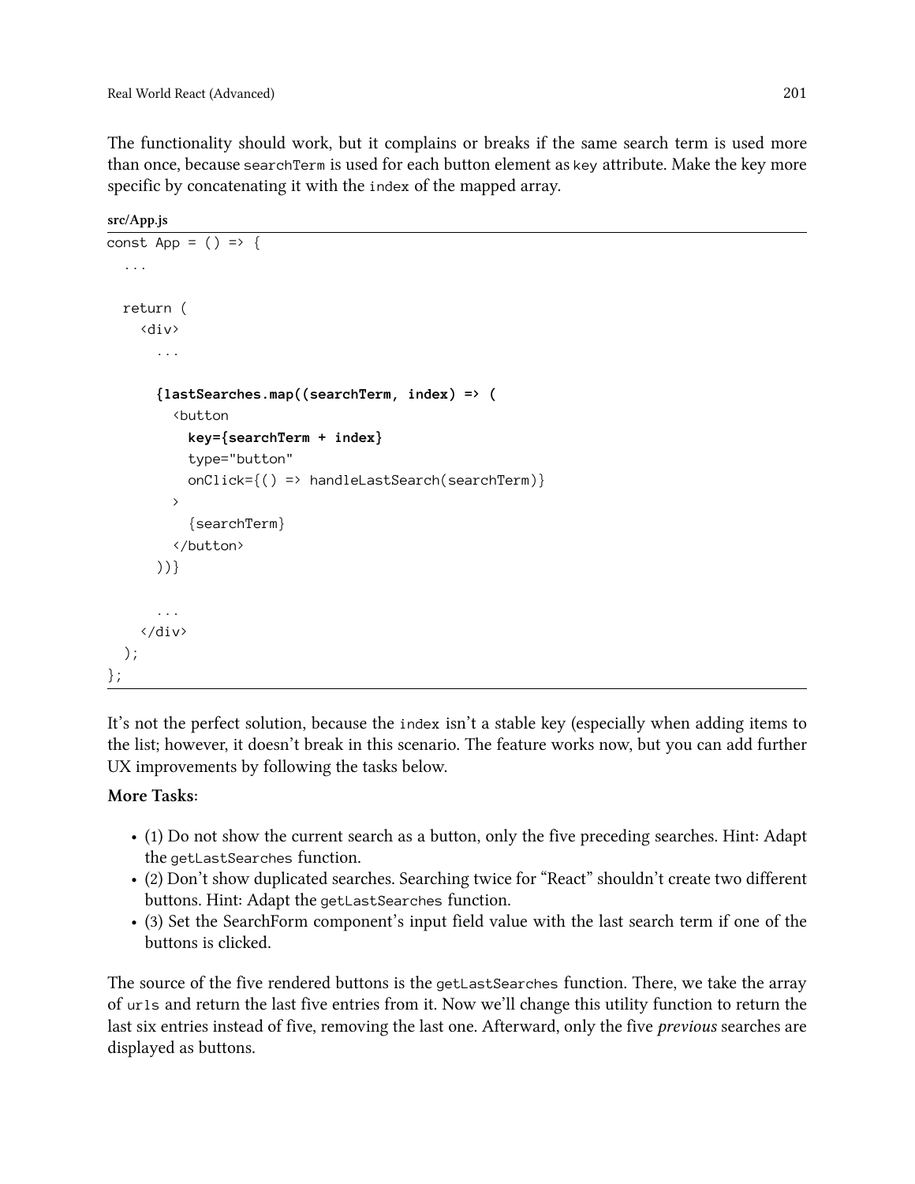The functionality should work, but it complains or breaks if the same search term is used more than once, because `searchTerm` is used for each button element as `key` attribute. Make the key more specific by concatenating it with the `index` of the mapped array.

**src/App.js**

```
const App = () => {
  ...

  return (
    <div>
      ...

      {lastSearches.map((searchTerm, index) => (
        <button
          key={searchTerm + index}
          type="button"
          onClick={() => handleLastSearch(searchTerm)}
        >
          {searchTerm}
        </button>
      ))}

      ...
    </div>
  );
};
```

It's not the perfect solution, because the `index` isn't a stable key (especially when adding items to the list; however, it doesn't break in this scenario. The feature works now, but you can add further UX improvements by following the tasks below.

**More Tasks:**

- (1) Do not show the current search as a button, only the five preceding searches. Hint: Adapt the `getLastSearches` function.
- (2) Don't show duplicated searches. Searching twice for "React" shouldn't create two different buttons. Hint: Adapt the `getLastSearches` function.
- (3) Set the SearchForm component's input field value with the last search term if one of the buttons is clicked.

The source of the five rendered buttons is the `getLastSearches` function. There, we take the array of `urls` and return the last five entries from it. Now we'll change this utility function to return the last six entries instead of five, removing the last one. Afterward, only the five *previous* searches are displayed as buttons.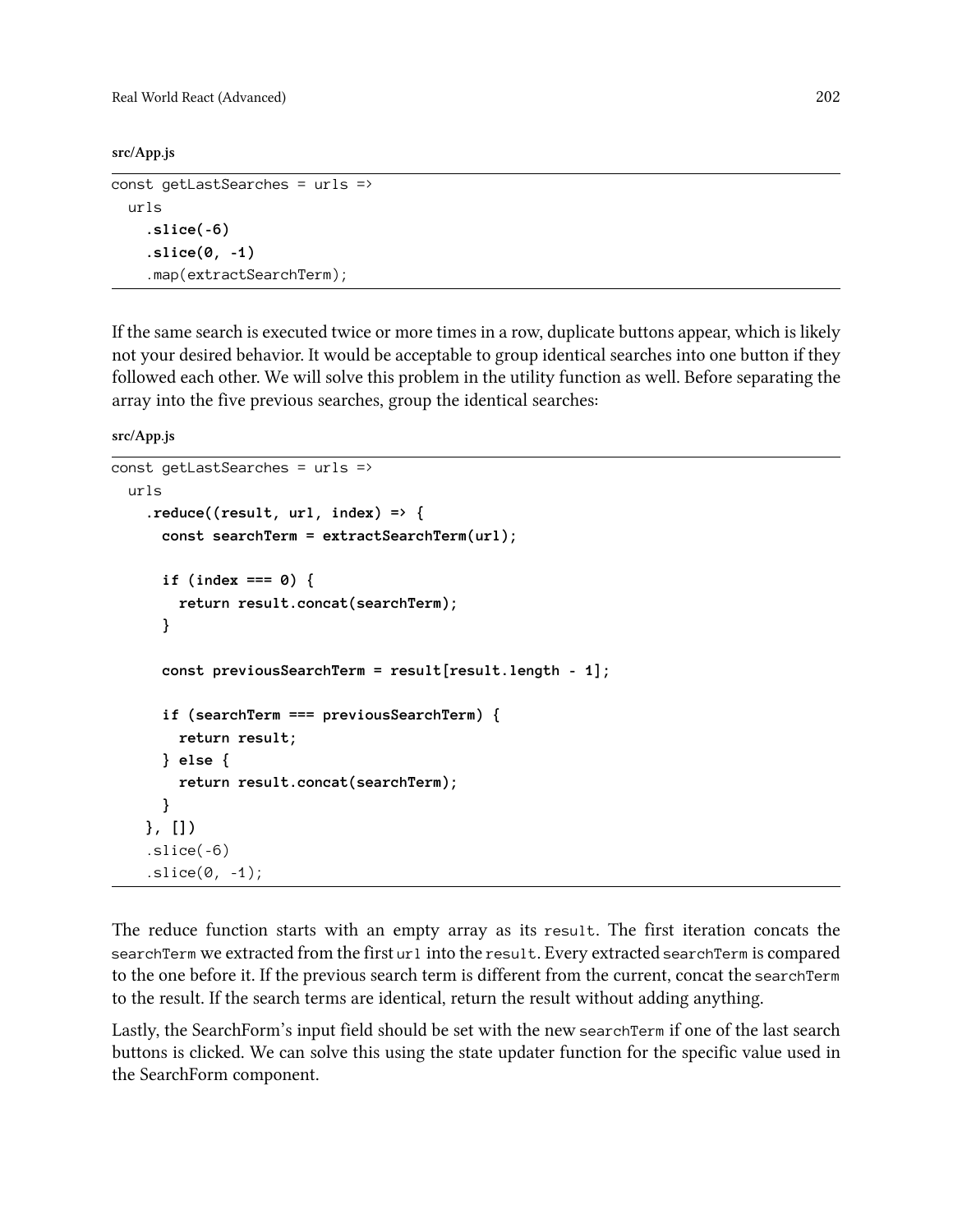src/App.js

```
const getLastSearches = urls =>
  urls
    .slice(-6)
    .slice(0, -1)
    .map(extractSearchTerm);
```

If the same search is executed twice or more times in a row, duplicate buttons appear, which is likely not your desired behavior. It would be acceptable to group identical searches into one button if they followed each other. We will solve this problem in the utility function as well. Before separating the array into the five previous searches, group the identical searches:

src/App.js

```
const getLastSearches = urls =>
  urls
    .reduce((result, url, index) => {
      const searchTerm = extractSearchTerm(url);

      if (index === 0) {
        return result.concat(searchTerm);
      }

      const previousSearchTerm = result[result.length - 1];

      if (searchTerm === previousSearchTerm) {
        return result;
      } else {
        return result.concat(searchTerm);
      }
    }, [])
    .slice(-6)
    .slice(0, -1);
```

The reduce function starts with an empty array as its `result`. The first iteration concats the `searchTerm` we extracted from the first `url` into the `result`. Every extracted `searchTerm` is compared to the one before it. If the previous search term is different from the current, concat the `searchTerm` to the result. If the search terms are identical, return the result without adding anything.

Lastly, the SearchForm's input field should be set with the new `searchTerm` if one of the last search buttons is clicked. We can solve this using the state updater function for the specific value used in the SearchForm component.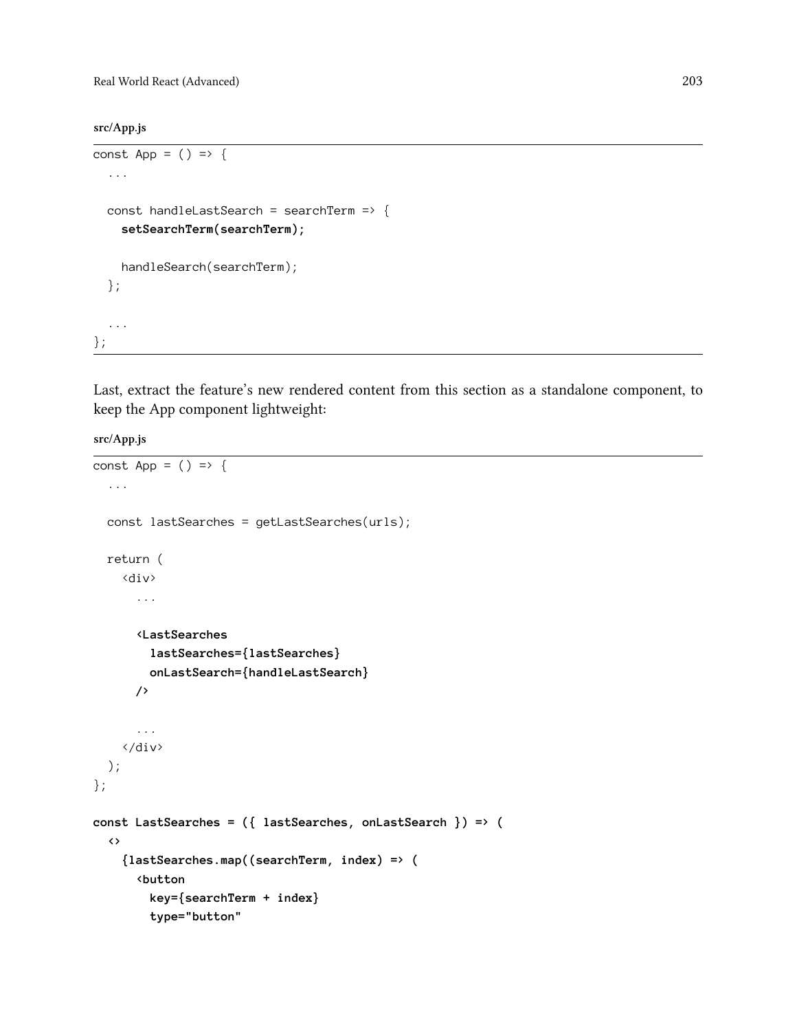**src/App.js**

```
const App = () => {
  ...

  const handleLastSearch = searchTerm => {
    setSearchTerm(searchTerm);

    handleSearch(searchTerm);
  };

  ...
};
```

Last, extract the feature's new rendered content from this section as a standalone component, to keep the App component lightweight:

**src/App.js**

```
const App = () => {
  ...

  const lastSearches = getLastSearches(urls);

  return (
    <div>
      ...

      <LastSearches
        lastSearches={lastSearches}
        onLastSearch={handleLastSearch}
      />

      ...
    </div>
  );
};

const LastSearches = ({ lastSearches, onLastSearch }) => (
  <>
    {lastSearches.map((searchTerm, index) => (
      <button
        key={searchTerm + index}
        type="button"
```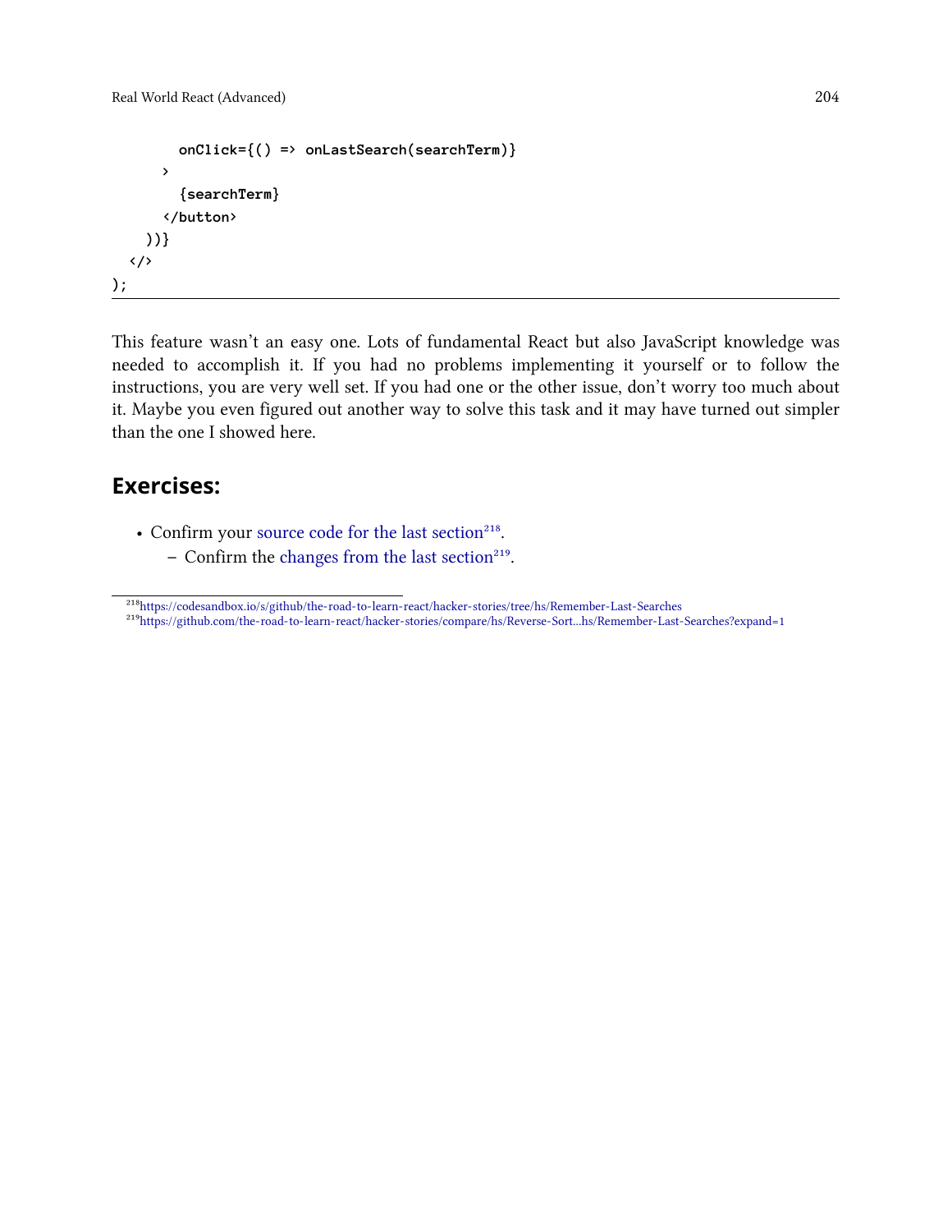```
        onClick={() => onLastSearch(searchTerm)}
      >
        {searchTerm}
      </button>
    ))}
  </>
);
```

This feature wasn't an easy one. Lots of fundamental React but also JavaScript knowledge was needed to accomplish it. If you had no problems implementing it yourself or to follow the instructions, you are very well set. If you had one or the other issue, don't worry too much about it. Maybe you even figured out another way to solve this task and it may have turned out simpler than the one I showed here.

## Exercises:

- Confirm your source code for the last section[218].
  - Confirm the changes from the last section[219].

[218] https://codesandbox.io/s/github/the-road-to-learn-react/hacker-stories/tree/hs/Remember-Last-Searches

[219] https://github.com/the-road-to-learn-react/hacker-stories/compare/hs/Reverse-Sort...hs/Remember-Last-Searches?expand=1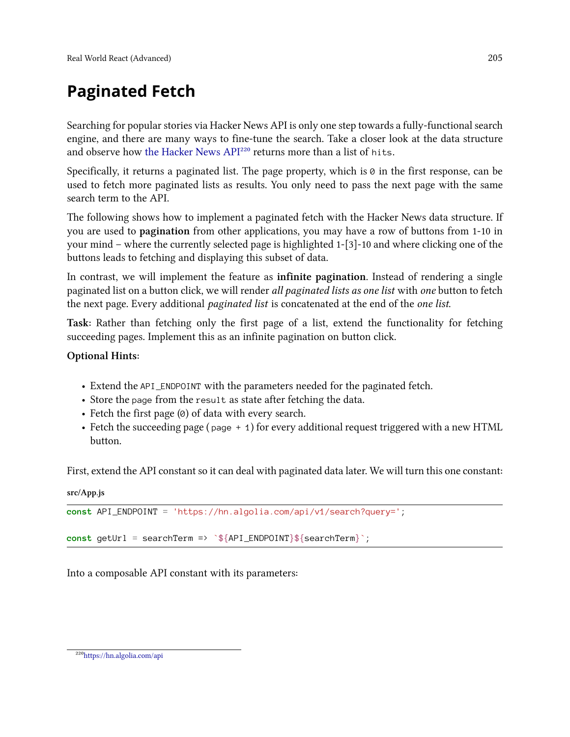# Paginated Fetch

Searching for popular stories via Hacker News API is only one step towards a fully-functional search engine, and there are many ways to fine-tune the search. Take a closer look at the data structure and observe how the Hacker News API[220] returns more than a list of `hits`.

Specifically, it returns a paginated list. The page property, which is `0` in the first response, can be used to fetch more paginated lists as results. You only need to pass the next page with the same search term to the API.

The following shows how to implement a paginated fetch with the Hacker News data structure. If you are used to **pagination** from other applications, you may have a row of buttons from 1-10 in your mind – where the currently selected page is highlighted 1-[3]-10 and where clicking one of the buttons leads to fetching and displaying this subset of data.

In contrast, we will implement the feature as **infinite pagination**. Instead of rendering a single paginated list on a button click, we will render *all paginated lists as one list* with *one* button to fetch the next page. Every additional *paginated list* is concatenated at the end of the *one list*.

**Task**: Rather than fetching only the first page of a list, extend the functionality for fetching succeeding pages. Implement this as an infinite pagination on button click.

**Optional Hints**:

- Extend the `API_ENDPOINT` with the parameters needed for the paginated fetch.
- Store the `page` from the `result` as state after fetching the data.
- Fetch the first page (`0`) of data with every search.
- Fetch the succeeding page ( `page + 1`) for every additional request triggered with a new HTML button.

First, extend the API constant so it can deal with paginated data later. We will turn this one constant:

**src/App.js**

```
const API_ENDPOINT = 'https://hn.algolia.com/api/v1/search?query=';

const getUrl = searchTerm => `${API_ENDPOINT}${searchTerm}`;
```

Into a composable API constant with its parameters:

[220] https://hn.algolia.com/api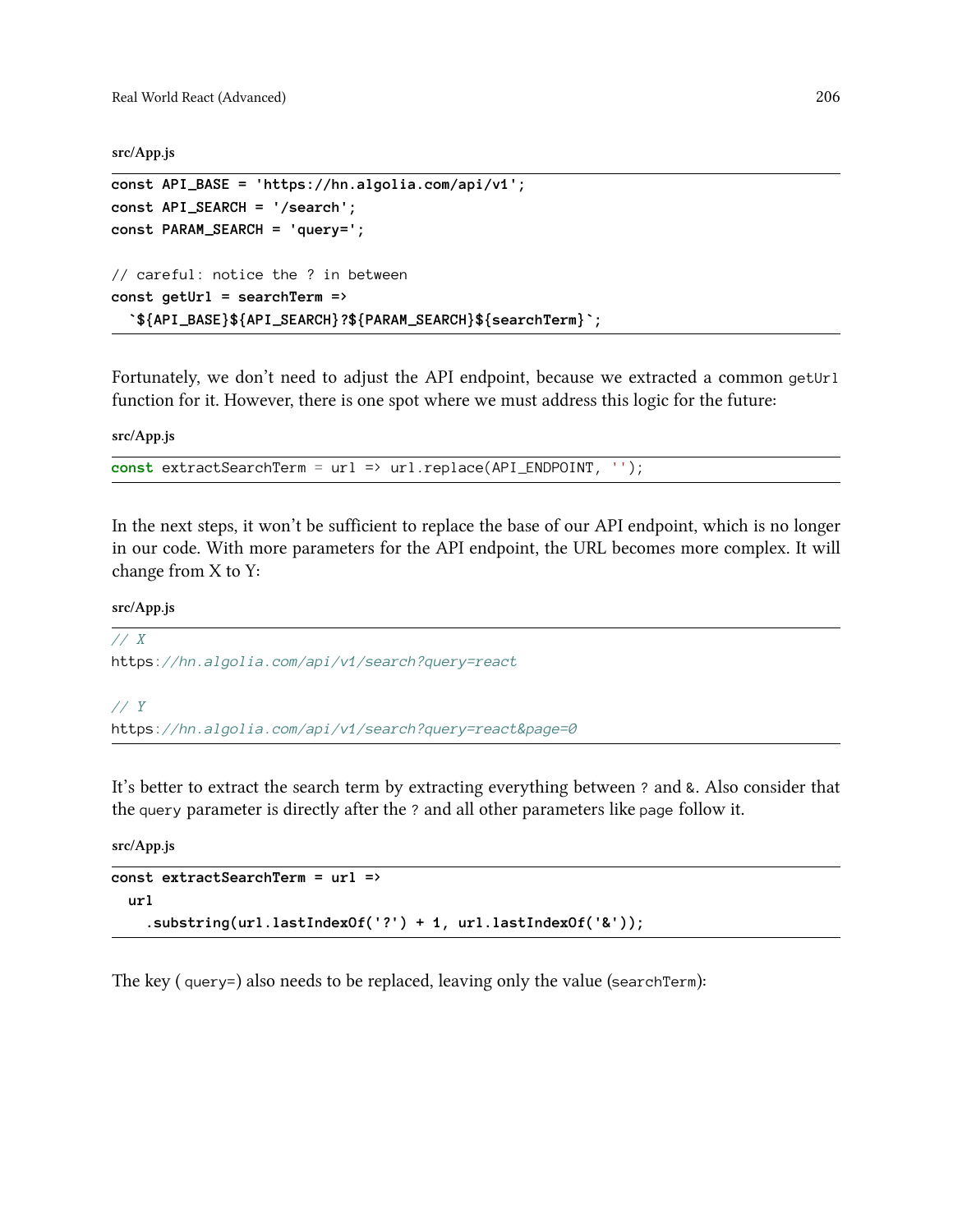**src/App.js**

```
const API_BASE = 'https://hn.algolia.com/api/v1';
const API_SEARCH = '/search';
const PARAM_SEARCH = 'query=';

// careful: notice the ? in between
const getUrl = searchTerm =>
  `${API_BASE}${API_SEARCH}?${PARAM_SEARCH}${searchTerm}`;
```

Fortunately, we don't need to adjust the API endpoint, because we extracted a common `getUrl` function for it. However, there is one spot where we must address this logic for the future:

**src/App.js**

```
const extractSearchTerm = url => url.replace(API_ENDPOINT, '');
```

In the next steps, it won't be sufficient to replace the base of our API endpoint, which is no longer in our code. With more parameters for the API endpoint, the URL becomes more complex. It will change from X to Y:

**src/App.js**

```
// X
https://hn.algolia.com/api/v1/search?query=react

// Y
https://hn.algolia.com/api/v1/search?query=react&page=0
```

It's better to extract the search term by extracting everything between `?` and `&`. Also consider that the `query` parameter is directly after the `?` and all other parameters like `page` follow it.

**src/App.js**

```
const extractSearchTerm = url =>
  url
    .substring(url.lastIndexOf('?') + 1, url.lastIndexOf('&'));
```

The key ( `query=`) also needs to be replaced, leaving only the value (`searchTerm`):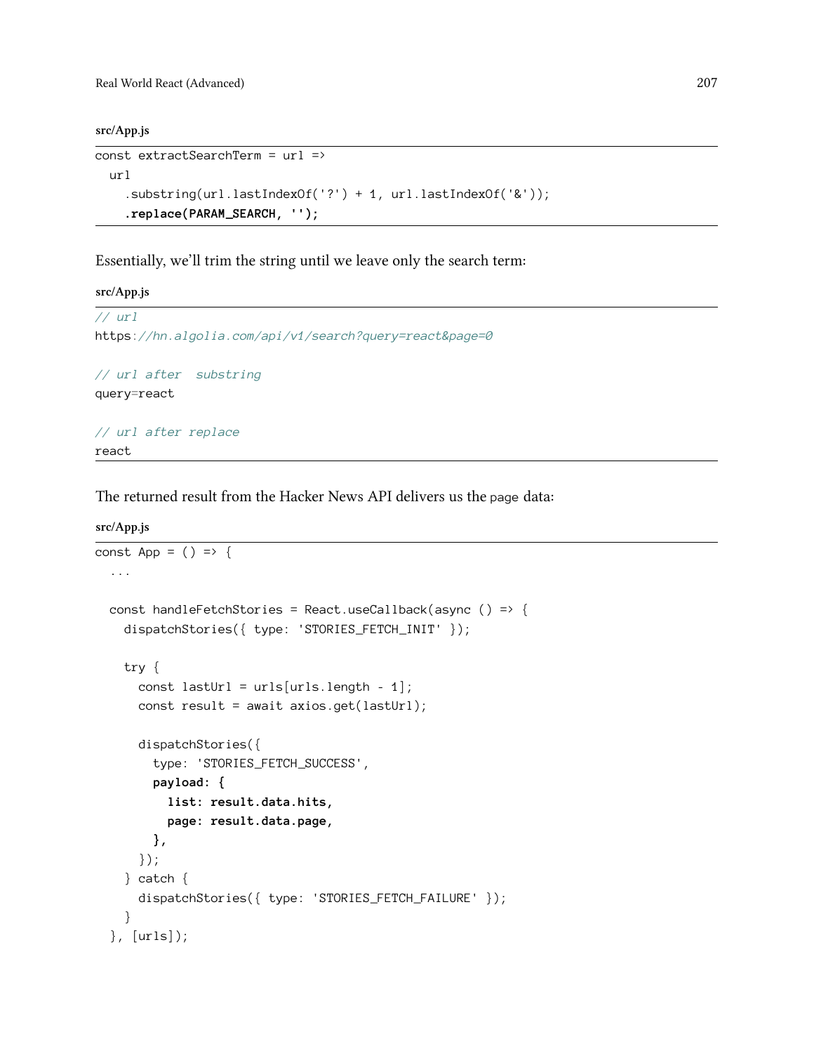**src/App.js**

```
const extractSearchTerm = url =>
  url
    .substring(url.lastIndexOf('?') + 1, url.lastIndexOf('&'));
    .replace(PARAM_SEARCH, '');
```

Essentially, we'll trim the string until we leave only the search term:

**src/App.js**

```
// url
https://hn.algolia.com/api/v1/search?query=react&page=0

// url after  substring
query=react

// url after replace
react
```

The returned result from the Hacker News API delivers us the `page` data:

**src/App.js**

```
const App = () => {
  ...

  const handleFetchStories = React.useCallback(async () => {
    dispatchStories({ type: 'STORIES_FETCH_INIT' });

    try {
      const lastUrl = urls[urls.length - 1];
      const result = await axios.get(lastUrl);

      dispatchStories({
        type: 'STORIES_FETCH_SUCCESS',
        payload: {
          list: result.data.hits,
          page: result.data.page,
        },
      });
    } catch {
      dispatchStories({ type: 'STORIES_FETCH_FAILURE' });
    }
  }, [urls]);
```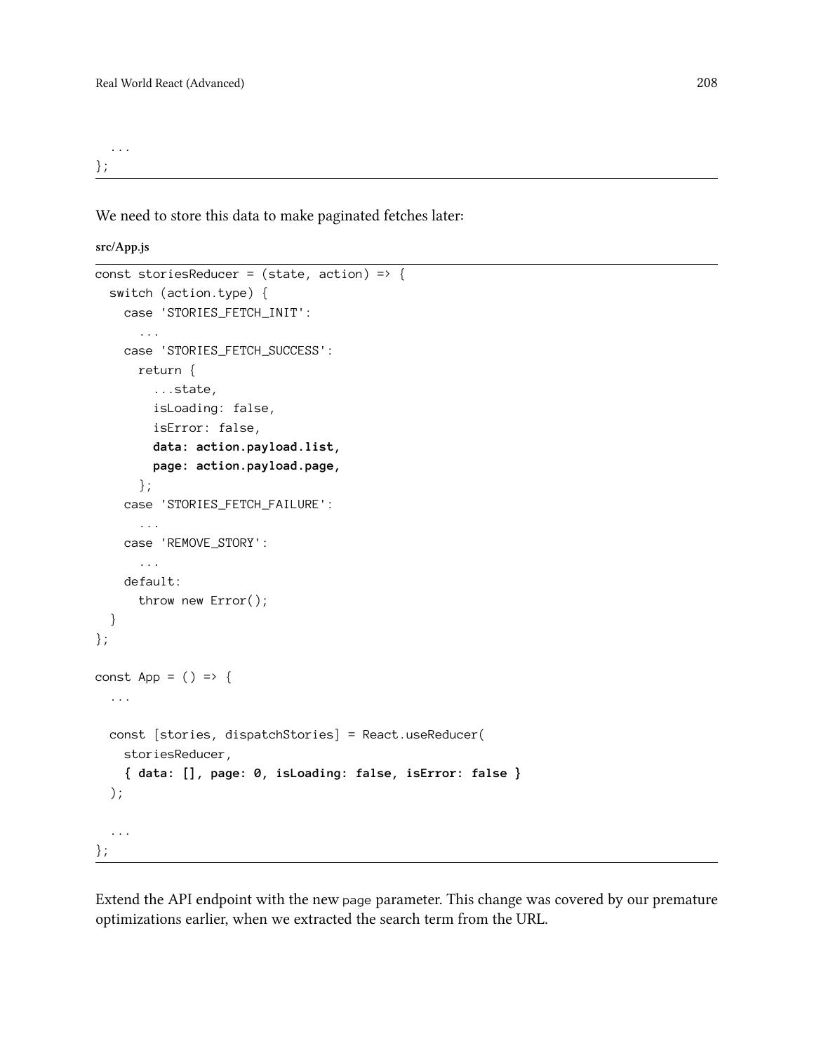```
  ...
};
```

We need to store this data to make paginated fetches later:

**src/App.js**

```
const storiesReducer = (state, action) => {
  switch (action.type) {
    case 'STORIES_FETCH_INIT':
      ...
    case 'STORIES_FETCH_SUCCESS':
      return {
        ...state,
        isLoading: false,
        isError: false,
        data: action.payload.list,
        page: action.payload.page,
      };
    case 'STORIES_FETCH_FAILURE':
      ...
    case 'REMOVE_STORY':
      ...
    default:
      throw new Error();
  }
};

const App = () => {
  ...

  const [stories, dispatchStories] = React.useReducer(
    storiesReducer,
    { data: [], page: 0, isLoading: false, isError: false }
  );

  ...
};
```

Extend the API endpoint with the new `page` parameter. This change was covered by our premature optimizations earlier, when we extracted the search term from the URL.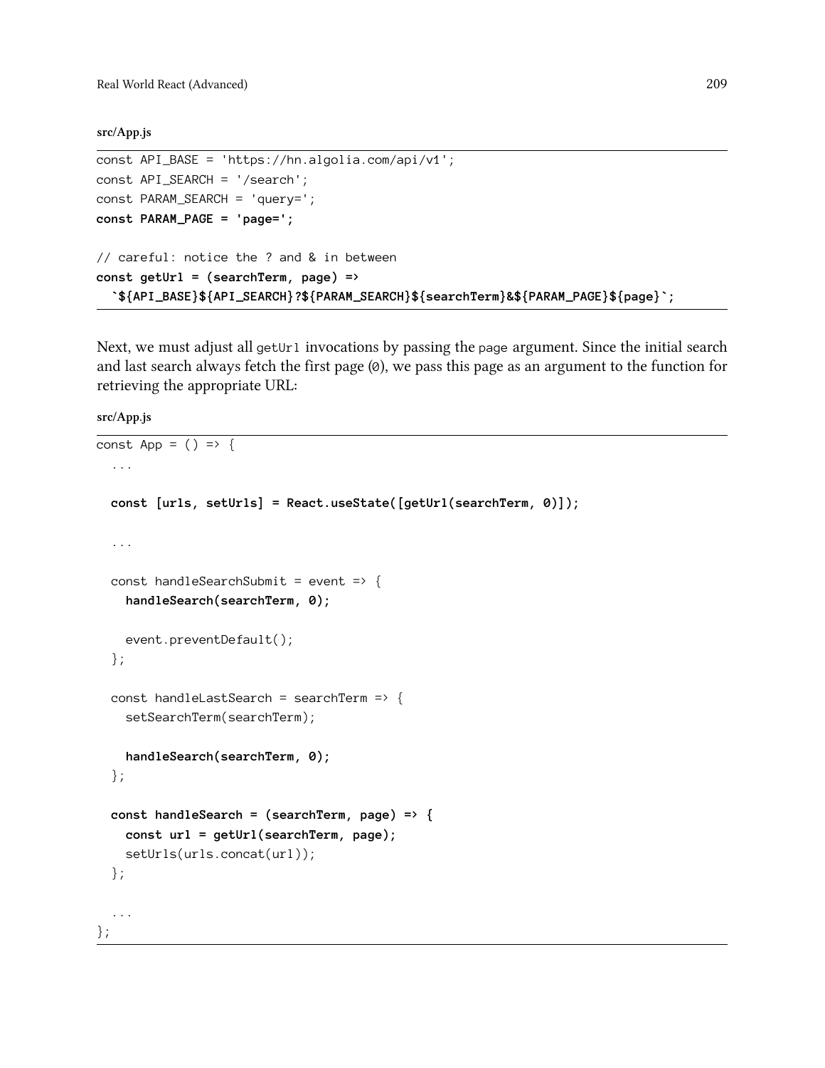**src/App.js**

```
const API_BASE = 'https://hn.algolia.com/api/v1';
const API_SEARCH = '/search';
const PARAM_SEARCH = 'query=';
const PARAM_PAGE = 'page=';

// careful: notice the ? and & in between
const getUrl = (searchTerm, page) =>
  `${API_BASE}${API_SEARCH}?${PARAM_SEARCH}${searchTerm}&${PARAM_PAGE}${page}`;
```

Next, we must adjust all `getUrl` invocations by passing the `page` argument. Since the initial search and last search always fetch the first page (`0`), we pass this page as an argument to the function for retrieving the appropriate URL:

**src/App.js**

```
const App = () => {
  ...

  const [urls, setUrls] = React.useState([getUrl(searchTerm, 0)]);

  ...

  const handleSearchSubmit = event => {
    handleSearch(searchTerm, 0);

    event.preventDefault();
  };

  const handleLastSearch = searchTerm => {
    setSearchTerm(searchTerm);

    handleSearch(searchTerm, 0);
  };

  const handleSearch = (searchTerm, page) => {
    const url = getUrl(searchTerm, page);
    setUrls(urls.concat(url));
  };

  ...
};
```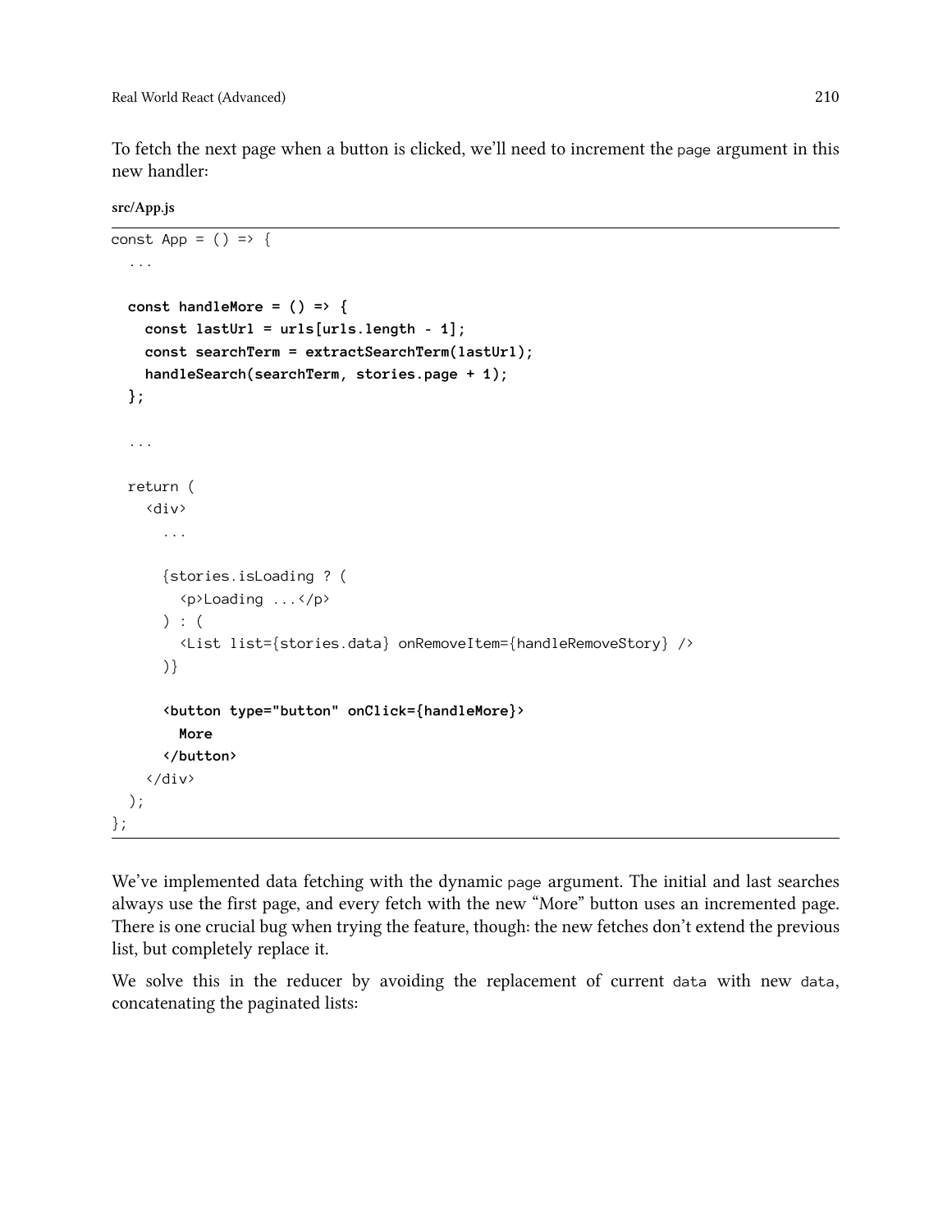To fetch the next page when a button is clicked, we'll need to increment the `page` argument in this new handler:

**src/App.js**

```
const App = () => {
  ...

  const handleMore = () => {
    const lastUrl = urls[urls.length - 1];
    const searchTerm = extractSearchTerm(lastUrl);
    handleSearch(searchTerm, stories.page + 1);
  };

  ...

  return (
    <div>
      ...

      {stories.isLoading ? (
        <p>Loading ...</p>
      ) : (
        <List list={stories.data} onRemoveItem={handleRemoveStory} />
      )}

      <button type="button" onClick={handleMore}>
        More
      </button>
    </div>
  );
};
```

We've implemented data fetching with the dynamic `page` argument. The initial and last searches always use the first page, and every fetch with the new "More" button uses an incremented page. There is one crucial bug when trying the feature, though: the new fetches don't extend the previous list, but completely replace it.

We solve this in the reducer by avoiding the replacement of current `data` with new `data`, concatenating the paginated lists: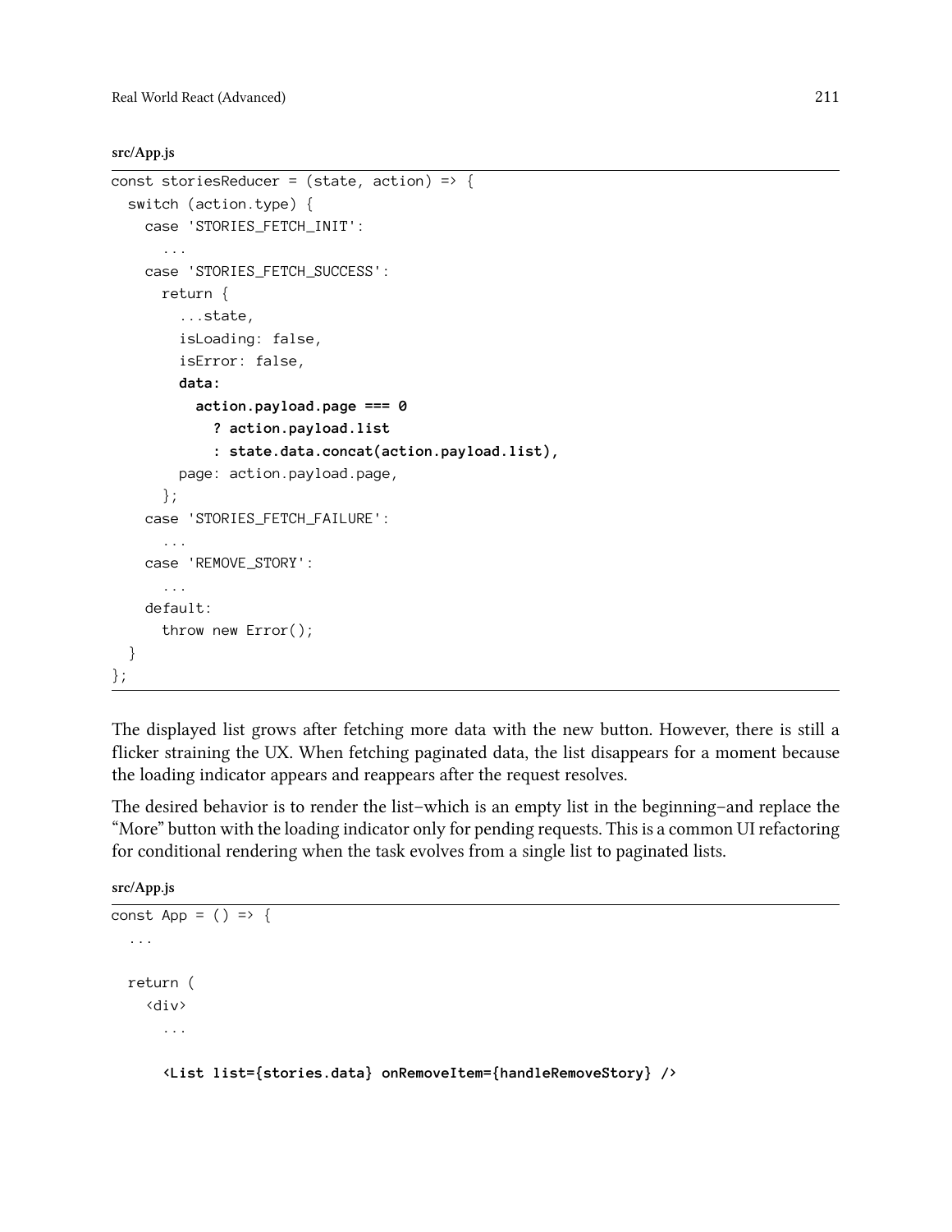**src/App.js**

```
const storiesReducer = (state, action) => {
  switch (action.type) {
    case 'STORIES_FETCH_INIT':
      ...
    case 'STORIES_FETCH_SUCCESS':
      return {
        ...state,
        isLoading: false,
        isError: false,
        data:
          action.payload.page === 0
            ? action.payload.list
            : state.data.concat(action.payload.list),
        page: action.payload.page,
      };
    case 'STORIES_FETCH_FAILURE':
      ...
    case 'REMOVE_STORY':
      ...
    default:
      throw new Error();
  }
};
```

The displayed list grows after fetching more data with the new button. However, there is still a flicker straining the UX. When fetching paginated data, the list disappears for a moment because the loading indicator appears and reappears after the request resolves.

The desired behavior is to render the list–which is an empty list in the beginning–and replace the "More" button with the loading indicator only for pending requests. This is a common UI refactoring for conditional rendering when the task evolves from a single list to paginated lists.

**src/App.js**

```
const App = () => {
  ...

  return (
    <div>
      ...

      <List list={stories.data} onRemoveItem={handleRemoveStory} />
```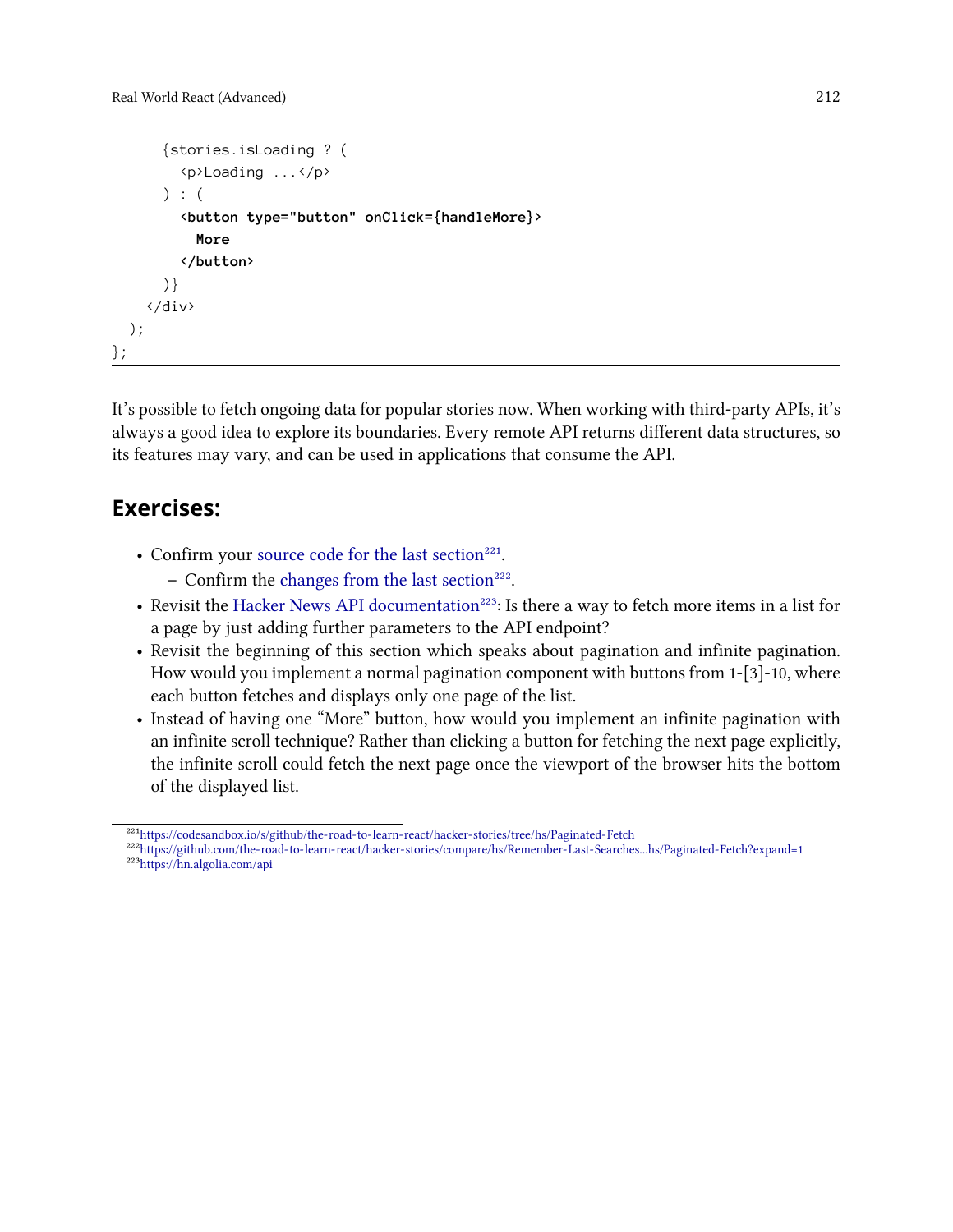```
      {stories.isLoading ? (
        <p>Loading ...</p>
      ) : (
        <button type="button" onClick={handleMore}>
          More
        </button>
      )}
    </div>
  );
};
```

It's possible to fetch ongoing data for popular stories now. When working with third-party APIs, it's always a good idea to explore its boundaries. Every remote API returns different data structures, so its features may vary, and can be used in applications that consume the API.

## Exercises:

- Confirm your source code for the last section[221].
  - Confirm the changes from the last section[222].
- Revisit the Hacker News API documentation[223]: Is there a way to fetch more items in a list for a page by just adding further parameters to the API endpoint?
- Revisit the beginning of this section which speaks about pagination and infinite pagination. How would you implement a normal pagination component with buttons from 1-[3]-10, where each button fetches and displays only one page of the list.
- Instead of having one "More" button, how would you implement an infinite pagination with an infinite scroll technique? Rather than clicking a button for fetching the next page explicitly, the infinite scroll could fetch the next page once the viewport of the browser hits the bottom of the displayed list.

[221] https://codesandbox.io/s/github/the-road-to-learn-react/hacker-stories/tree/hs/Paginated-Fetch
[222] https://github.com/the-road-to-learn-react/hacker-stories/compare/hs/Remember-Last-Searches...hs/Paginated-Fetch?expand=1
[223] https://hn.algolia.com/api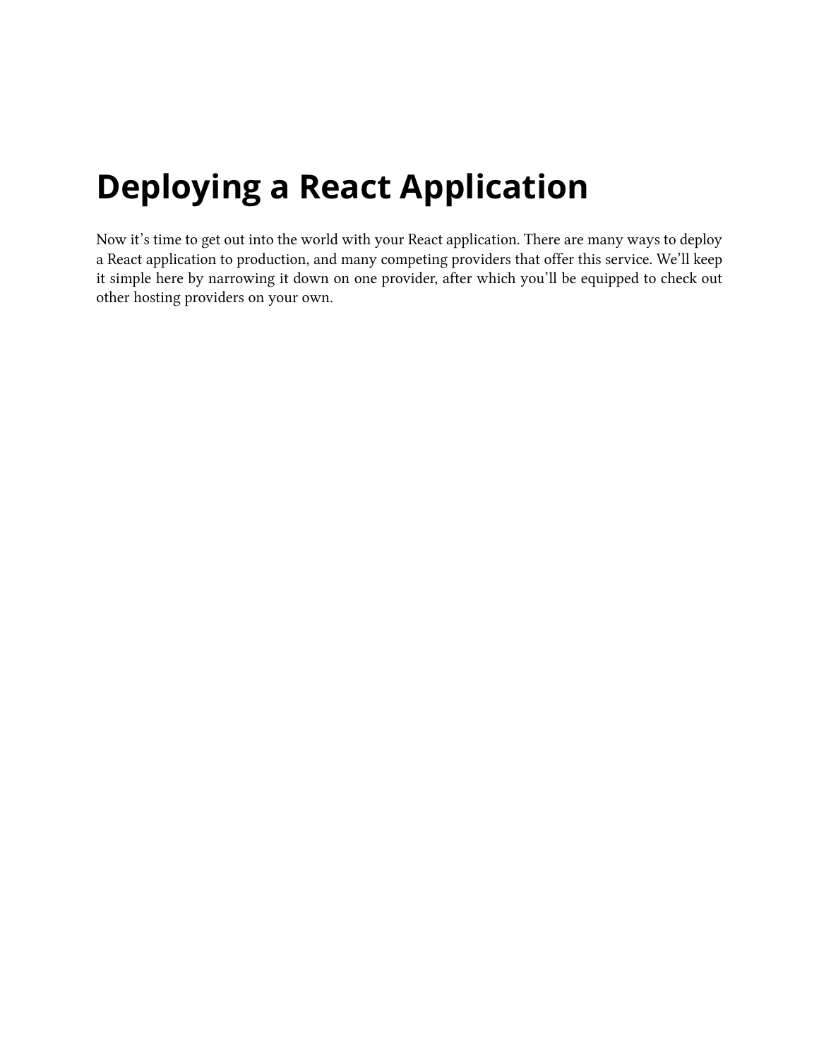# Deploying a React Application

Now it's time to get out into the world with your React application. There are many ways to deploy a React application to production, and many competing providers that offer this service. We'll keep it simple here by narrowing it down on one provider, after which you'll be equipped to check out other hosting providers on your own.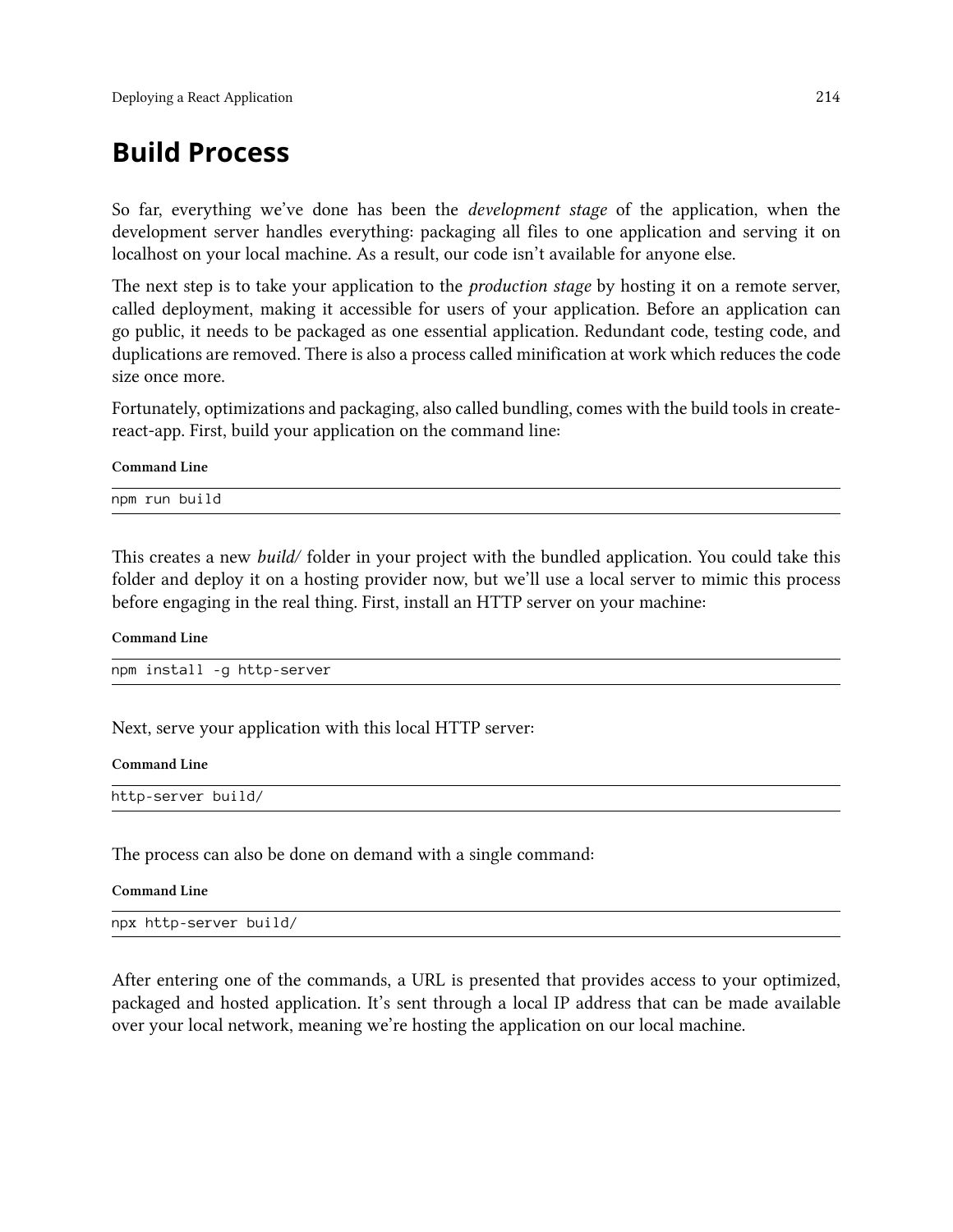## Build Process

So far, everything we've done has been the *development stage* of the application, when the development server handles everything: packaging all files to one application and serving it on localhost on your local machine. As a result, our code isn't available for anyone else.

The next step is to take your application to the *production stage* by hosting it on a remote server, called deployment, making it accessible for users of your application. Before an application can go public, it needs to be packaged as one essential application. Redundant code, testing code, and duplications are removed. There is also a process called minification at work which reduces the code size once more.

Fortunately, optimizations and packaging, also called bundling, comes with the build tools in create-react-app. First, build your application on the command line:

**Command Line**

```
npm run build
```

This creates a new *build/* folder in your project with the bundled application. You could take this folder and deploy it on a hosting provider now, but we'll use a local server to mimic this process before engaging in the real thing. First, install an HTTP server on your machine:

**Command Line**

```
npm install -g http-server
```

Next, serve your application with this local HTTP server:

**Command Line**

```
http-server build/
```

The process can also be done on demand with a single command:

**Command Line**

```
npx http-server build/
```

After entering one of the commands, a URL is presented that provides access to your optimized, packaged and hosted application. It's sent through a local IP address that can be made available over your local network, meaning we're hosting the application on our local machine.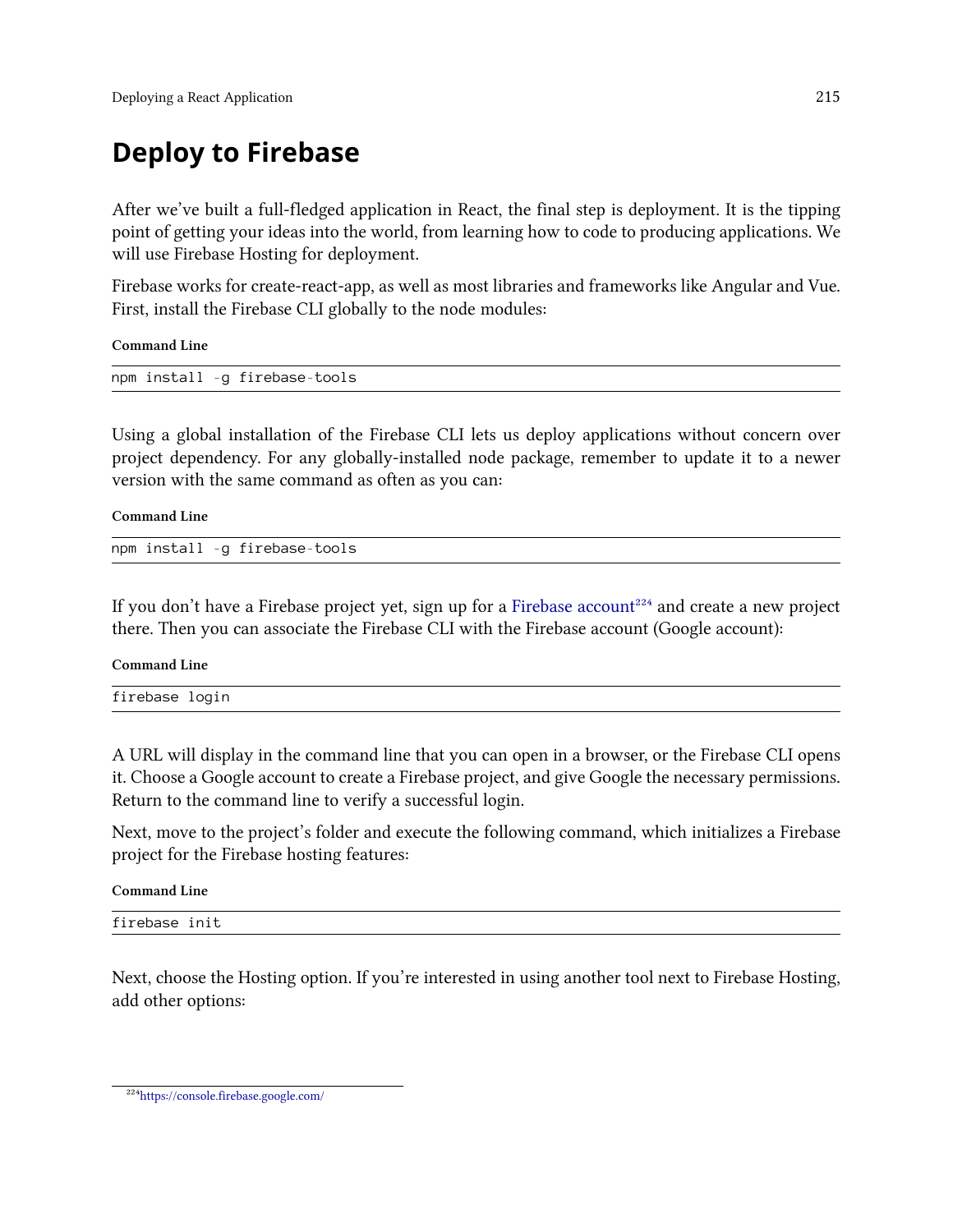# Deploy to Firebase

After we've built a full-fledged application in React, the final step is deployment. It is the tipping point of getting your ideas into the world, from learning how to code to producing applications. We will use Firebase Hosting for deployment.

Firebase works for create-react-app, as well as most libraries and frameworks like Angular and Vue. First, install the Firebase CLI globally to the node modules:

**Command Line**

```
npm install -g firebase-tools
```

Using a global installation of the Firebase CLI lets us deploy applications without concern over project dependency. For any globally-installed node package, remember to update it to a newer version with the same command as often as you can:

**Command Line**

```
npm install -g firebase-tools
```

If you don't have a Firebase project yet, sign up for a Firebase account[224] and create a new project there. Then you can associate the Firebase CLI with the Firebase account (Google account):

**Command Line**

```
firebase login
```

A URL will display in the command line that you can open in a browser, or the Firebase CLI opens it. Choose a Google account to create a Firebase project, and give Google the necessary permissions. Return to the command line to verify a successful login.

Next, move to the project's folder and execute the following command, which initializes a Firebase project for the Firebase hosting features:

**Command Line**

```
firebase init
```

Next, choose the Hosting option. If you're interested in using another tool next to Firebase Hosting, add other options:

---

[224] https://console.firebase.google.com/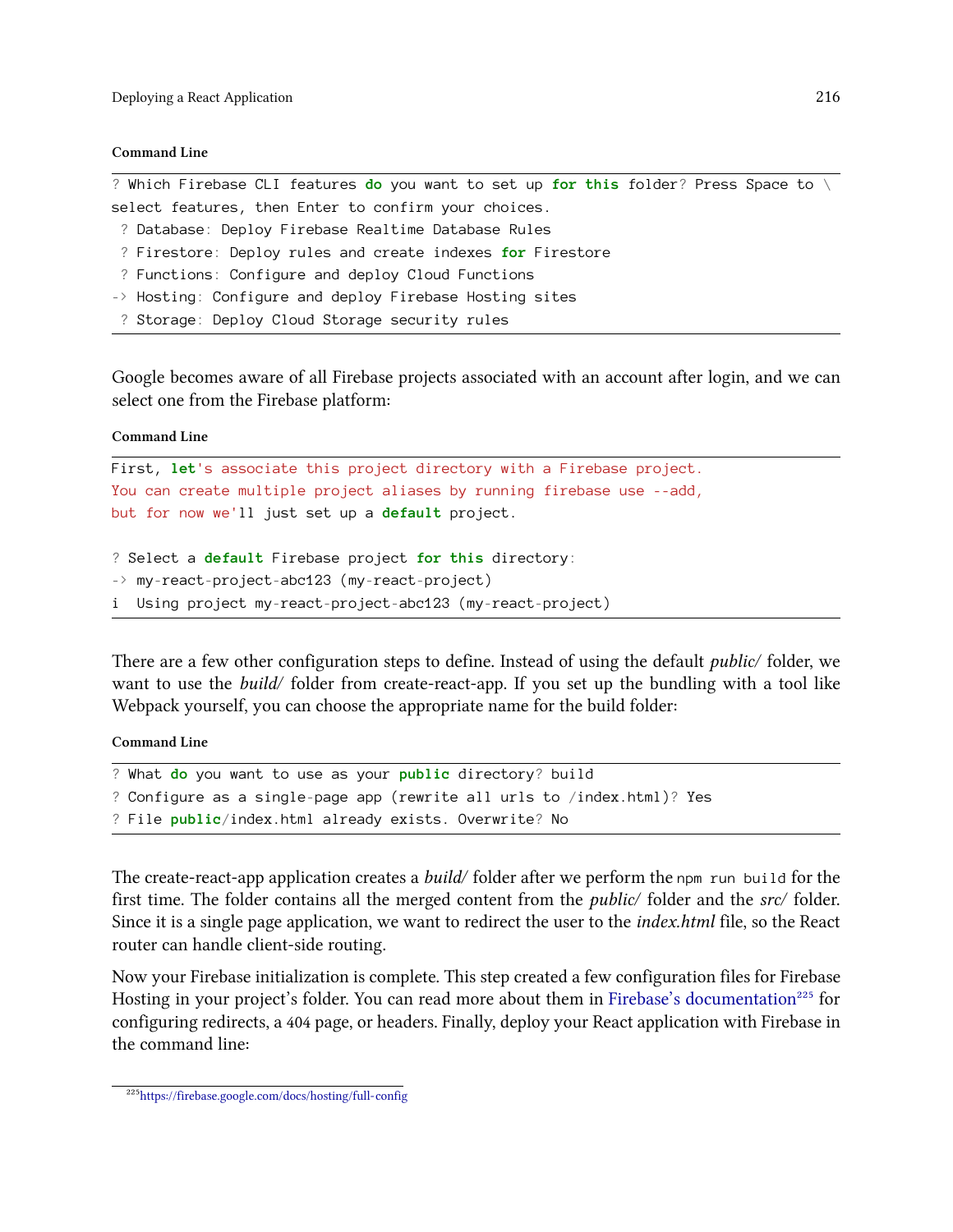**Command Line**

```
? Which Firebase CLI features do you want to set up for this folder? Press Space to \
select features, then Enter to confirm your choices.
 ? Database: Deploy Firebase Realtime Database Rules
 ? Firestore: Deploy rules and create indexes for Firestore
 ? Functions: Configure and deploy Cloud Functions
-> Hosting: Configure and deploy Firebase Hosting sites
 ? Storage: Deploy Cloud Storage security rules
```

Google becomes aware of all Firebase projects associated with an account after login, and we can select one from the Firebase platform:

**Command Line**

```
First, let's associate this project directory with a Firebase project.
You can create multiple project aliases by running firebase use --add,
but for now we'll just set up a default project.

? Select a default Firebase project for this directory:
-> my-react-project-abc123 (my-react-project)
i  Using project my-react-project-abc123 (my-react-project)
```

There are a few other configuration steps to define. Instead of using the default *public/* folder, we want to use the *build/* folder from create-react-app. If you set up the bundling with a tool like Webpack yourself, you can choose the appropriate name for the build folder:

**Command Line**

```
? What do you want to use as your public directory? build
? Configure as a single-page app (rewrite all urls to /index.html)? Yes
? File public/index.html already exists. Overwrite? No
```

The create-react-app application creates a *build/* folder after we perform the `npm run build` for the first time. The folder contains all the merged content from the *public/* folder and the *src/* folder. Since it is a single page application, we want to redirect the user to the *index.html* file, so the React router can handle client-side routing.

Now your Firebase initialization is complete. This step created a few configuration files for Firebase Hosting in your project's folder. You can read more about them in Firebase's documentation[225] for configuring redirects, a 404 page, or headers. Finally, deploy your React application with Firebase in the command line:

[225] https://firebase.google.com/docs/hosting/full-config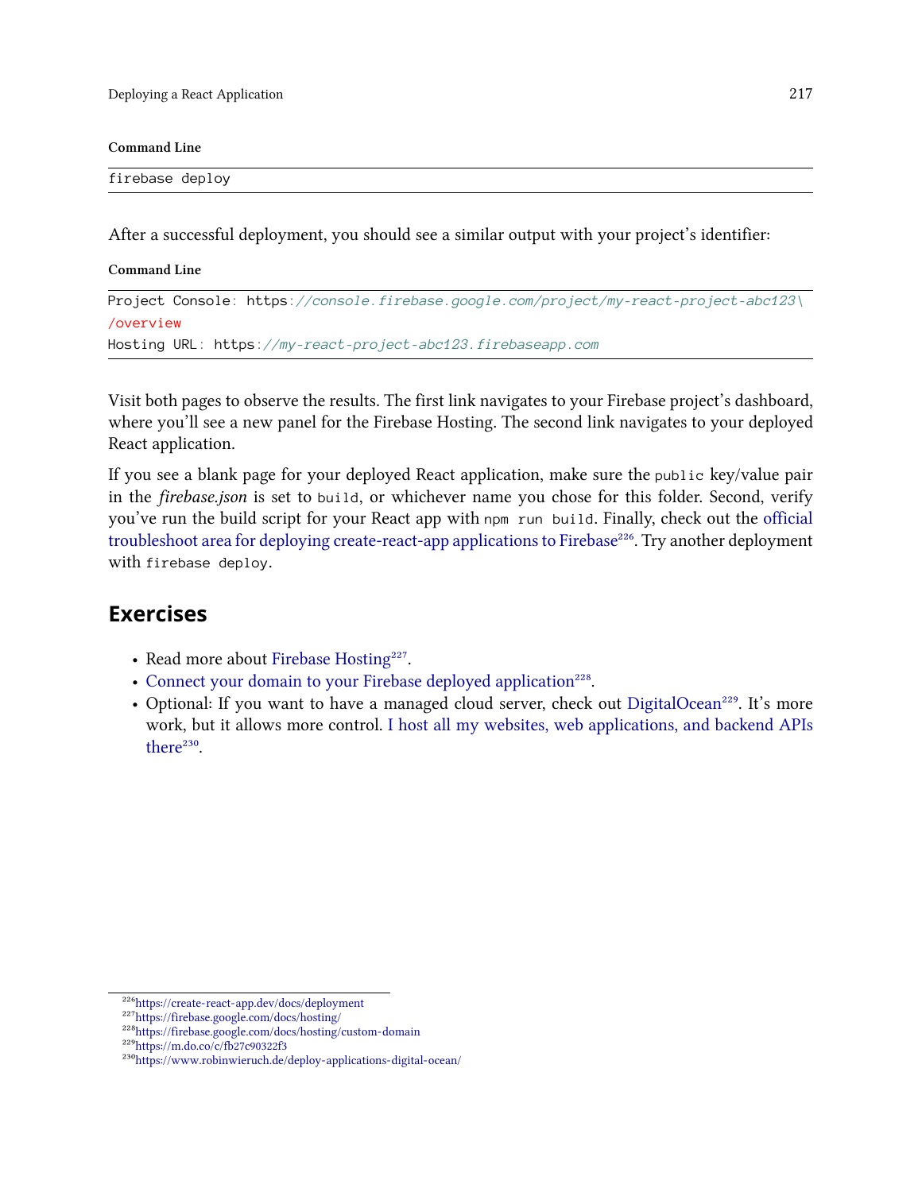**Command Line**

```
firebase deploy
```

After a successful deployment, you should see a similar output with your project's identifier:

**Command Line**

```
Project Console: https://console.firebase.google.com/project/my-react-project-abc123\
/overview
Hosting URL: https://my-react-project-abc123.firebaseapp.com
```

Visit both pages to observe the results. The first link navigates to your Firebase project's dashboard, where you'll see a new panel for the Firebase Hosting. The second link navigates to your deployed React application.

If you see a blank page for your deployed React application, make sure the `public` key/value pair in the *firebase.json* is set to `build`, or whichever name you chose for this folder. Second, verify you've run the build script for your React app with `npm run build`. Finally, check out the official troubleshoot area for deploying create-react-app applications to Firebase[226]. Try another deployment with `firebase deploy`.

## Exercises

- Read more about Firebase Hosting[227].
- Connect your domain to your Firebase deployed application[228].
- Optional: If you want to have a managed cloud server, check out DigitalOcean[229]. It's more work, but it allows more control. I host all my websites, web applications, and backend APIs there[230].

---

[226] https://create-react-app.dev/docs/deployment
[227] https://firebase.google.com/docs/hosting/
[228] https://firebase.google.com/docs/hosting/custom-domain
[229] https://m.do.co/c/fb27c90322f3
[230] https://www.robinwieruch.de/deploy-applications-digital-ocean/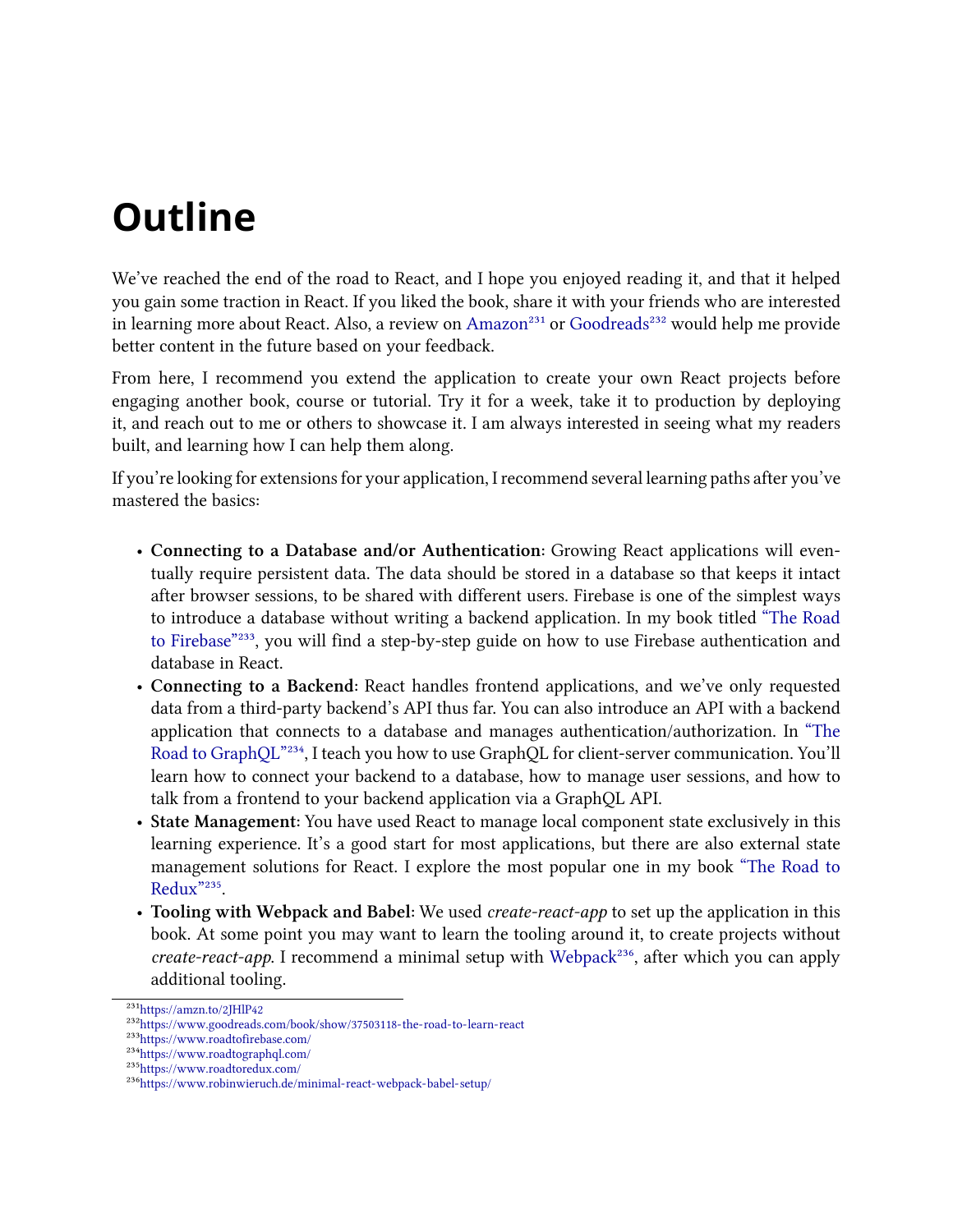# Outline

We've reached the end of the road to React, and I hope you enjoyed reading it, and that it helped you gain some traction in React. If you liked the book, share it with your friends who are interested in learning more about React. Also, a review on Amazon[231] or Goodreads[232] would help me provide better content in the future based on your feedback.

From here, I recommend you extend the application to create your own React projects before engaging another book, course or tutorial. Try it for a week, take it to production by deploying it, and reach out to me or others to showcase it. I am always interested in seeing what my readers built, and learning how I can help them along.

If you're looking for extensions for your application, I recommend several learning paths after you've mastered the basics:

- **Connecting to a Database and/or Authentication**: Growing React applications will eventually require persistent data. The data should be stored in a database so that keeps it intact after browser sessions, to be shared with different users. Firebase is one of the simplest ways to introduce a database without writing a backend application. In my book titled "The Road to Firebase"[233], you will find a step-by-step guide on how to use Firebase authentication and database in React.
- **Connecting to a Backend**: React handles frontend applications, and we've only requested data from a third-party backend's API thus far. You can also introduce an API with a backend application that connects to a database and manages authentication/authorization. In "The Road to GraphQL"[234], I teach you how to use GraphQL for client-server communication. You'll learn how to connect your backend to a database, how to manage user sessions, and how to talk from a frontend to your backend application via a GraphQL API.
- **State Management**: You have used React to manage local component state exclusively in this learning experience. It's a good start for most applications, but there are also external state management solutions for React. I explore the most popular one in my book "The Road to Redux"[235].
- **Tooling with Webpack and Babel**: We used *create-react-app* to set up the application in this book. At some point you may want to learn the tooling around it, to create projects without *create-react-app*. I recommend a minimal setup with Webpack[236], after which you can apply additional tooling.

---

[231] https://amzn.to/2JHlP42
[232] https://www.goodreads.com/book/show/37503118-the-road-to-learn-react
[233] https://www.roadtofirebase.com/
[234] https://www.roadtographql.com/
[235] https://www.roadtoredux.com/
[236] https://www.robinwieruch.de/minimal-react-webpack-babel-setup/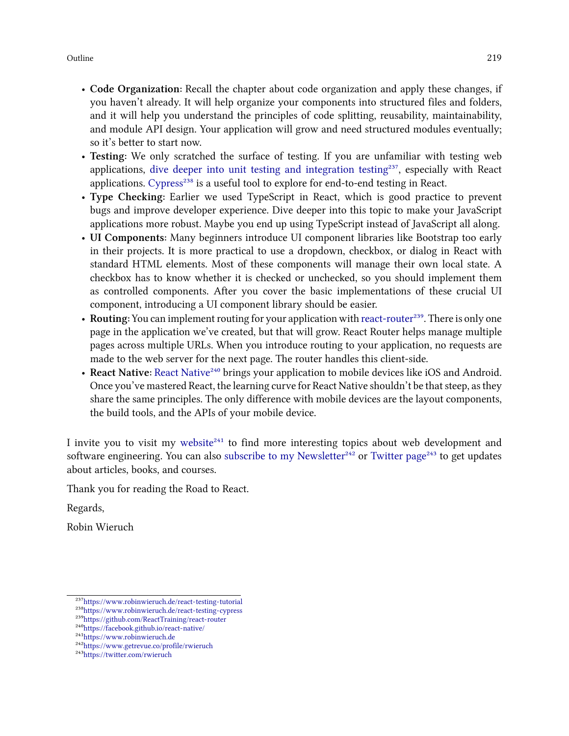- **Code Organization**: Recall the chapter about code organization and apply these changes, if you haven't already. It will help organize your components into structured files and folders, and it will help you understand the principles of code splitting, reusability, maintainability, and module API design. Your application will grow and need structured modules eventually; so it's better to start now.
- **Testing**: We only scratched the surface of testing. If you are unfamiliar with testing web applications, dive deeper into unit testing and integration testing[237], especially with React applications. Cypress[238] is a useful tool to explore for end-to-end testing in React.
- **Type Checking**: Earlier we used TypeScript in React, which is good practice to prevent bugs and improve developer experience. Dive deeper into this topic to make your JavaScript applications more robust. Maybe you end up using TypeScript instead of JavaScript all along.
- **UI Components**: Many beginners introduce UI component libraries like Bootstrap too early in their projects. It is more practical to use a dropdown, checkbox, or dialog in React with standard HTML elements. Most of these components will manage their own local state. A checkbox has to know whether it is checked or unchecked, so you should implement them as controlled components. After you cover the basic implementations of these crucial UI component, introducing a UI component library should be easier.
- **Routing**: You can implement routing for your application with react-router[239]. There is only one page in the application we've created, but that will grow. React Router helps manage multiple pages across multiple URLs. When you introduce routing to your application, no requests are made to the web server for the next page. The router handles this client-side.
- **React Native**: React Native[240] brings your application to mobile devices like iOS and Android. Once you've mastered React, the learning curve for React Native shouldn't be that steep, as they share the same principles. The only difference with mobile devices are the layout components, the build tools, and the APIs of your mobile device.

I invite you to visit my website[241] to find more interesting topics about web development and software engineering. You can also subscribe to my Newsletter[242] or Twitter page[243] to get updates about articles, books, and courses.

Thank you for reading the Road to React.

Regards,

Robin Wieruch

[237] https://www.robinwieruch.de/react-testing-tutorial
[238] https://www.robinwieruch.de/react-testing-cypress
[239] https://github.com/ReactTraining/react-router
[240] https://facebook.github.io/react-native/
[241] https://www.robinwieruch.de
[242] https://www.getrevue.co/profile/rwieruch
[243] https://twitter.com/rwieruch